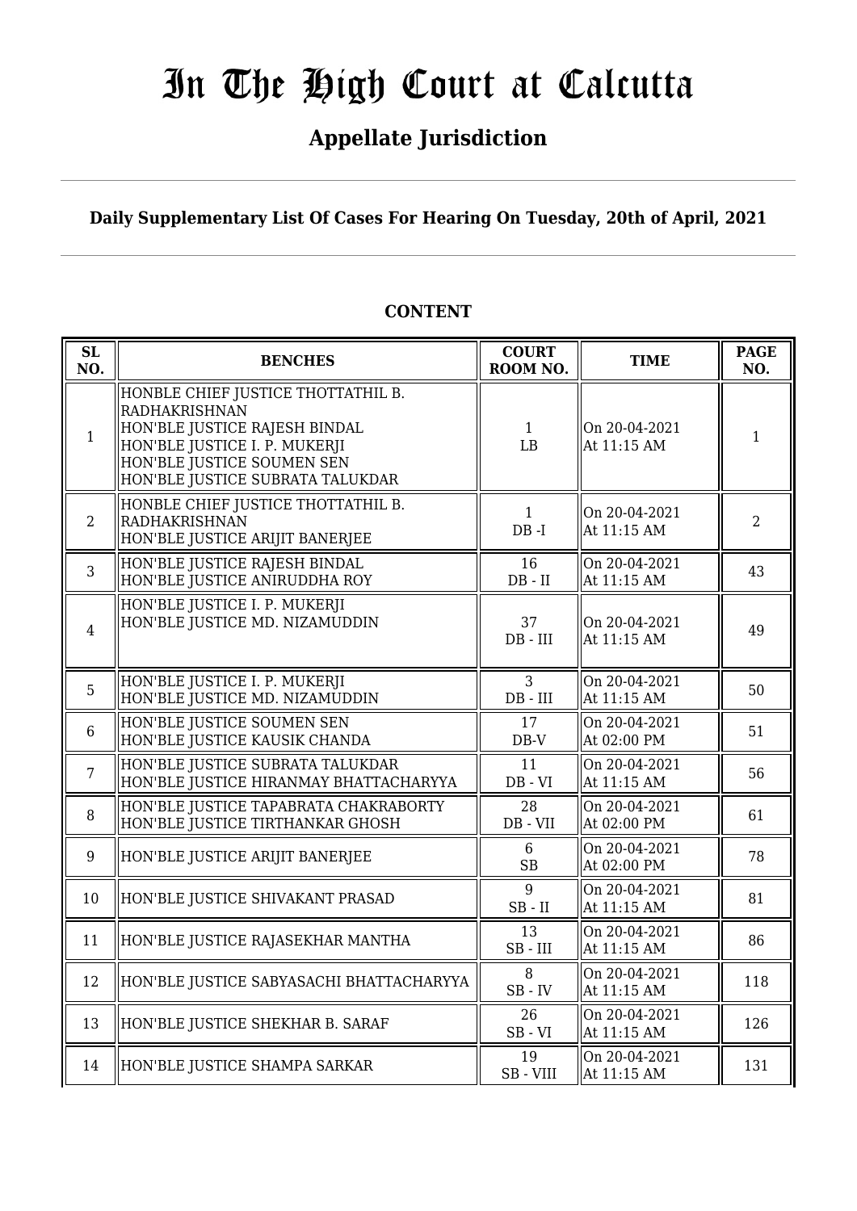# In The High Court at Calcutta

## Appellate Jurisdiction

**Daily Supplementary List Of Cases For Hearing On Tuesday, 20th of April, 2021**

**CONTENT**

| SL NO. | BENCHES | COURT ROOM NO. | TIME | PAGE NO. |
|---|---|---|---|---|
| 1 | HONBLE CHIEF JUSTICE THOTTATHIL B. RADHAKRISHNAN<br>HON'BLE JUSTICE RAJESH BINDAL<br>HON'BLE JUSTICE I. P. MUKERJI<br>HON'BLE JUSTICE SOUMEN SEN<br>HON'BLE JUSTICE SUBRATA TALUKDAR | 1<br>LB | On 20-04-2021<br>At 11:15 AM | 1 |
| 2 | HONBLE CHIEF JUSTICE THOTTATHIL B. RADHAKRISHNAN<br>HON'BLE JUSTICE ARIJIT BANERJEE | 1<br>DB -I | On 20-04-2021<br>At 11:15 AM | 2 |
| 3 | HON'BLE JUSTICE RAJESH BINDAL<br>HON'BLE JUSTICE ANIRUDDHA ROY | 16<br>DB - II | On 20-04-2021<br>At 11:15 AM | 43 |
| 4 | HON'BLE JUSTICE I. P. MUKERJI<br>HON'BLE JUSTICE MD. NIZAMUDDIN | 37<br>DB - III | On 20-04-2021<br>At 11:15 AM | 49 |
| 5 | HON'BLE JUSTICE I. P. MUKERJI<br>HON'BLE JUSTICE MD. NIZAMUDDIN | 3<br>DB - III | On 20-04-2021<br>At 11:15 AM | 50 |
| 6 | HON'BLE JUSTICE SOUMEN SEN<br>HON'BLE JUSTICE KAUSIK CHANDA | 17<br>DB-V | On 20-04-2021<br>At 02:00 PM | 51 |
| 7 | HON'BLE JUSTICE SUBRATA TALUKDAR<br>HON'BLE JUSTICE HIRANMAY BHATTACHARYYA | 11<br>DB - VI | On 20-04-2021<br>At 11:15 AM | 56 |
| 8 | HON'BLE JUSTICE TAPABRATA CHAKRABORTY<br>HON'BLE JUSTICE TIRTHANKAR GHOSH | 28<br>DB - VII | On 20-04-2021<br>At 02:00 PM | 61 |
| 9 | HON'BLE JUSTICE ARIJIT BANERJEE | 6<br>SB | On 20-04-2021<br>At 02:00 PM | 78 |
| 10 | HON'BLE JUSTICE SHIVAKANT PRASAD | 9<br>SB - II | On 20-04-2021<br>At 11:15 AM | 81 |
| 11 | HON'BLE JUSTICE RAJASEKHAR MANTHA | 13<br>SB - III | On 20-04-2021<br>At 11:15 AM | 86 |
| 12 | HON'BLE JUSTICE SABYASACHI BHATTACHARYYA | 8<br>SB - IV | On 20-04-2021<br>At 11:15 AM | 118 |
| 13 | HON'BLE JUSTICE SHEKHAR B. SARAF | 26<br>SB - VI | On 20-04-2021<br>At 11:15 AM | 126 |
| 14 | HON'BLE JUSTICE SHAMPA SARKAR | 19<br>SB - VIII | On 20-04-2021<br>At 11:15 AM | 131 |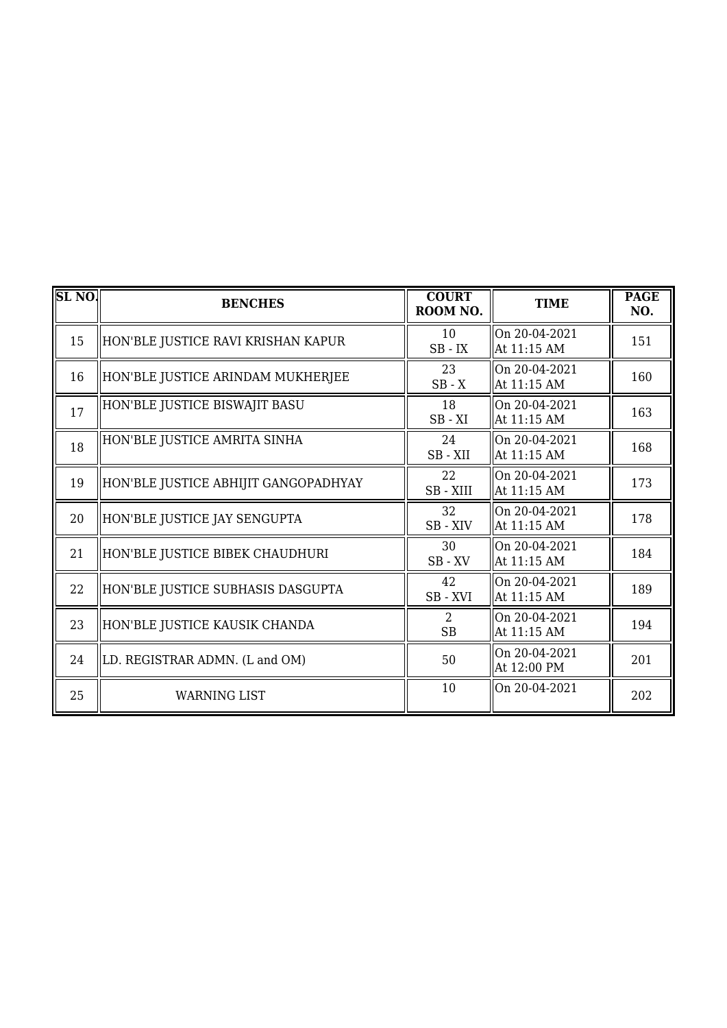| SL NO. | BENCHES | COURT ROOM NO. | TIME | PAGE NO. |
|---|---|---|---|---|
| 15 | HON'BLE JUSTICE RAVI KRISHAN KAPUR | 10<br>SB - IX | On 20-04-2021<br>At 11:15 AM | 151 |
| 16 | HON'BLE JUSTICE ARINDAM MUKHERJEE | 23<br>SB - X | On 20-04-2021<br>At 11:15 AM | 160 |
| 17 | HON'BLE JUSTICE BISWAJIT BASU | 18<br>SB - XI | On 20-04-2021<br>At 11:15 AM | 163 |
| 18 | HON'BLE JUSTICE AMRITA SINHA | 24<br>SB - XII | On 20-04-2021<br>At 11:15 AM | 168 |
| 19 | HON'BLE JUSTICE ABHIJIT GANGOPADHYAY | 22<br>SB - XIII | On 20-04-2021<br>At 11:15 AM | 173 |
| 20 | HON'BLE JUSTICE JAY SENGUPTA | 32<br>SB - XIV | On 20-04-2021<br>At 11:15 AM | 178 |
| 21 | HON'BLE JUSTICE BIBEK CHAUDHURI | 30<br>SB - XV | On 20-04-2021<br>At 11:15 AM | 184 |
| 22 | HON'BLE JUSTICE SUBHASIS DASGUPTA | 42<br>SB - XVI | On 20-04-2021<br>At 11:15 AM | 189 |
| 23 | HON'BLE JUSTICE KAUSIK CHANDA | 2<br>SB | On 20-04-2021<br>At 11:15 AM | 194 |
| 24 | LD. REGISTRAR ADMN. (L and OM) | 50 | On 20-04-2021<br>At 12:00 PM | 201 |
| 25 | WARNING LIST | 10 | On 20-04-2021 | 202 |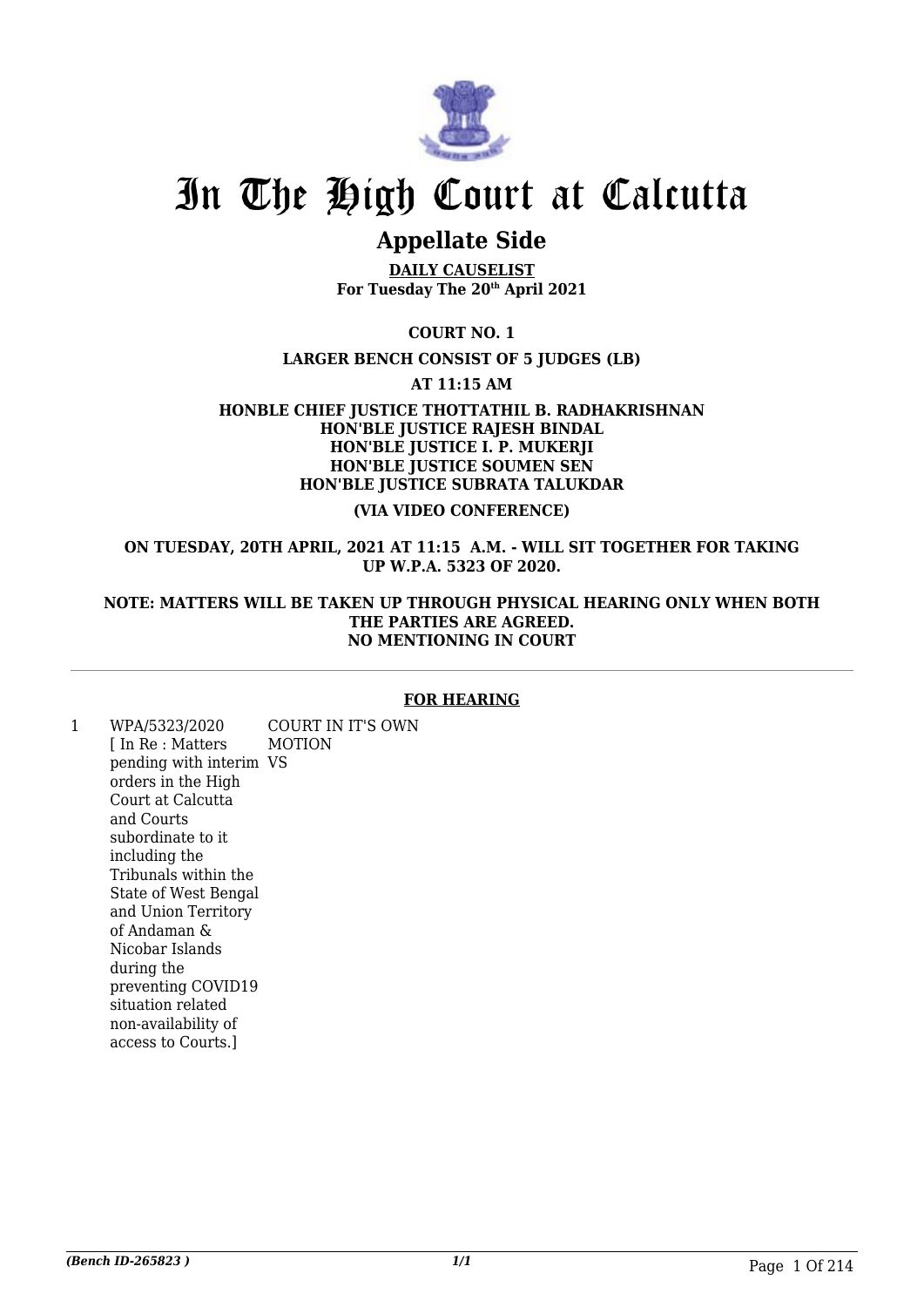# In The High Court at Calcutta

## Appellate Side

**DAILY CAUSELIST**
**For Tuesday The 20th April 2021**

**COURT NO. 1**

**LARGER BENCH CONSIST OF 5 JUDGES (LB)**

**AT 11:15 AM**

**HONBLE CHIEF JUSTICE THOTTATHIL B. RADHAKRISHNAN**
**HON'BLE JUSTICE RAJESH BINDAL**
**HON'BLE JUSTICE I. P. MUKERJI**
**HON'BLE JUSTICE SOUMEN SEN**
**HON'BLE JUSTICE SUBRATA TALUKDAR**

**(VIA VIDEO CONFERENCE)**

**ON TUESDAY, 20TH APRIL, 2021 AT 11:15 A.M. - WILL SIT TOGETHER FOR TAKING UP W.P.A. 5323 OF 2020.**

**NOTE: MATTERS WILL BE TAKEN UP THROUGH PHYSICAL HEARING ONLY WHEN BOTH THE PARTIES ARE AGREED.**
**NO MENTIONING IN COURT**

**FOR HEARING**

| | | |
|---|---|---|
| 1 | WPA/5323/2020 [ In Re : Matters pending with interim orders in the High Court at Calcutta and Courts subordinate to it including the Tribunals within the State of West Bengal and Union Territory of Andaman & Nicobar Islands during the preventing COVID19 situation related non-availability of access to Courts.] | COURT IN IT'S OWN MOTION VS |

*(Bench ID-265823 )*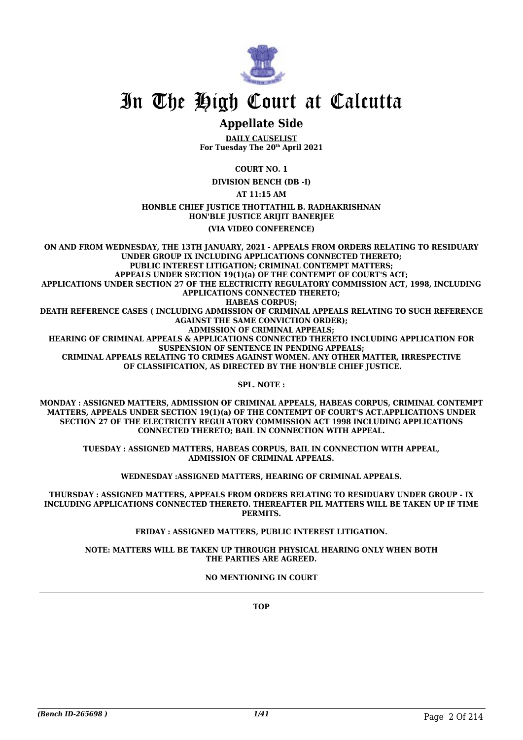# In The High Court at Calcutta

## Appellate Side

**DAILY CAUSELIST**
**For Tuesday The 20th April 2021**

**COURT NO. 1**

**DIVISION BENCH (DB -I)**

**AT 11:15 AM**

**HONBLE CHIEF JUSTICE THOTTATHIL B. RADHAKRISHNAN**
**HON'BLE JUSTICE ARIJIT BANERJEE**

**(VIA VIDEO CONFERENCE)**

**ON AND FROM WEDNESDAY, THE 13TH JANUARY, 2021 - APPEALS FROM ORDERS RELATING TO RESIDUARY UNDER GROUP IX INCLUDING APPLICATIONS CONNECTED THERETO;**
**PUBLIC INTEREST LITIGATION; CRIMINAL CONTEMPT MATTERS;**
**APPEALS UNDER SECTION 19(1)(a) OF THE CONTEMPT OF COURT'S ACT;**
**APPLICATIONS UNDER SECTION 27 OF THE ELECTRICITY REGULATORY COMMISSION ACT, 1998, INCLUDING APPLICATIONS CONNECTED THERETO;**
**HABEAS CORPUS;**
**DEATH REFERENCE CASES ( INCLUDING ADMISSION OF CRIMINAL APPEALS RELATING TO SUCH REFERENCE AGAINST THE SAME CONVICTION ORDER);**
**ADMISSION OF CRIMINAL APPEALS;**
**HEARING OF CRIMINAL APPEALS & APPLICATIONS CONNECTED THERETO INCLUDING APPLICATION FOR SUSPENSION OF SENTENCE IN PENDING APPEALS;**
**CRIMINAL APPEALS RELATING TO CRIMES AGAINST WOMEN. ANY OTHER MATTER, IRRESPECTIVE OF CLASSIFICATION, AS DIRECTED BY THE HON'BLE CHIEF JUSTICE.**

**SPL. NOTE :**

**MONDAY : ASSIGNED MATTERS, ADMISSION OF CRIMINAL APPEALS, HABEAS CORPUS, CRIMINAL CONTEMPT MATTERS, APPEALS UNDER SECTION 19(1)(a) OF THE CONTEMPT OF COURT'S ACT.APPLICATIONS UNDER SECTION 27 OF THE ELECTRICITY REGULATORY COMMISSION ACT 1998 INCLUDING APPLICATIONS CONNECTED THERETO; BAIL IN CONNECTION WITH APPEAL.**

**TUESDAY : ASSIGNED MATTERS, HABEAS CORPUS, BAIL IN CONNECTION WITH APPEAL, ADMISSION OF CRIMINAL APPEALS.**

**WEDNESDAY :ASSIGNED MATTERS, HEARING OF CRIMINAL APPEALS.**

**THURSDAY : ASSIGNED MATTERS, APPEALS FROM ORDERS RELATING TO RESIDUARY UNDER GROUP - IX INCLUDING APPLICATIONS CONNECTED THERETO. THEREAFTER PIL MATTERS WILL BE TAKEN UP IF TIME PERMITS.**

**FRIDAY : ASSIGNED MATTERS, PUBLIC INTEREST LITIGATION.**

**NOTE: MATTERS WILL BE TAKEN UP THROUGH PHYSICAL HEARING ONLY WHEN BOTH THE PARTIES ARE AGREED.**

**NO MENTIONING IN COURT**

---

**TOP**

*(Bench ID-265698 )*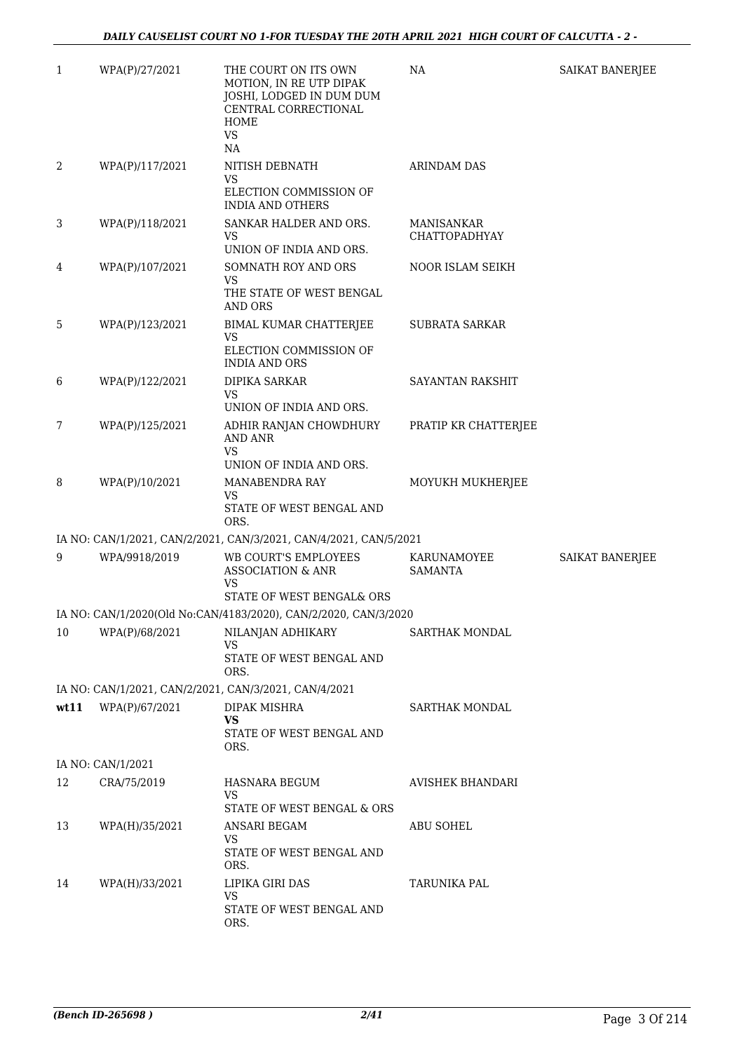| | | | | |
|---|---|---|---|---|
| 1 | WPA(P)/27/2021 | THE COURT ON ITS OWN MOTION, IN RE UTP DIPAK JOSHI, LODGED IN DUM DUM CENTRAL CORRECTIONAL HOME<br>VS<br>NA | NA | SAIKAT BANERJEE |
| 2 | WPA(P)/117/2021 | NITISH DEBNATH<br>VS<br>ELECTION COMMISSION OF INDIA AND OTHERS | ARINDAM DAS | |
| 3 | WPA(P)/118/2021 | SANKAR HALDER AND ORS.<br>VS<br>UNION OF INDIA AND ORS. | MANISANKAR CHATTOPADHYAY | |
| 4 | WPA(P)/107/2021 | SOMNATH ROY AND ORS<br>VS<br>THE STATE OF WEST BENGAL AND ORS | NOOR ISLAM SEIKH | |
| 5 | WPA(P)/123/2021 | BIMAL KUMAR CHATTERJEE<br>VS<br>ELECTION COMMISSION OF INDIA AND ORS | SUBRATA SARKAR | |
| 6 | WPA(P)/122/2021 | DIPIKA SARKAR<br>VS<br>UNION OF INDIA AND ORS. | SAYANTAN RAKSHIT | |
| 7 | WPA(P)/125/2021 | ADHIR RANJAN CHOWDHURY AND ANR<br>VS<br>UNION OF INDIA AND ORS. | PRATIP KR CHATTERJEE | |
| 8 | WPA(P)/10/2021 | MANABENDRA RAY<br>VS<br>STATE OF WEST BENGAL AND ORS. | MOYUKH MUKHERJEE | |
| | IA NO: CAN/1/2021, CAN/2/2021, CAN/3/2021, CAN/4/2021, CAN/5/2021 | | | |
| 9 | WPA/9918/2019 | WB COURT'S EMPLOYEES ASSOCIATION & ANR<br>VS<br>STATE OF WEST BENGAL& ORS | KARUNAMOYEE SAMANTA | SAIKAT BANERJEE |
| | IA NO: CAN/1/2020(Old No:CAN/4183/2020), CAN/2/2020, CAN/3/2020 | | | |
| 10 | WPA(P)/68/2021 | NILANJAN ADHIKARY<br>VS<br>STATE OF WEST BENGAL AND ORS. | SARTHAK MONDAL | |
| | IA NO: CAN/1/2021, CAN/2/2021, CAN/3/2021, CAN/4/2021 | | | |
| wt11 | WPA(P)/67/2021 | DIPAK MISHRA<br>**VS**<br>STATE OF WEST BENGAL AND ORS. | SARTHAK MONDAL | |
| | IA NO: CAN/1/2021 | | | |
| 12 | CRA/75/2019 | HASNARA BEGUM<br>VS<br>STATE OF WEST BENGAL & ORS | AVISHEK BHANDARI | |
| 13 | WPA(H)/35/2021 | ANSARI BEGAM<br>VS<br>STATE OF WEST BENGAL AND ORS. | ABU SOHEL | |
| 14 | WPA(H)/33/2021 | LIPIKA GIRI DAS<br>VS<br>STATE OF WEST BENGAL AND ORS. | TARUNIKA PAL | |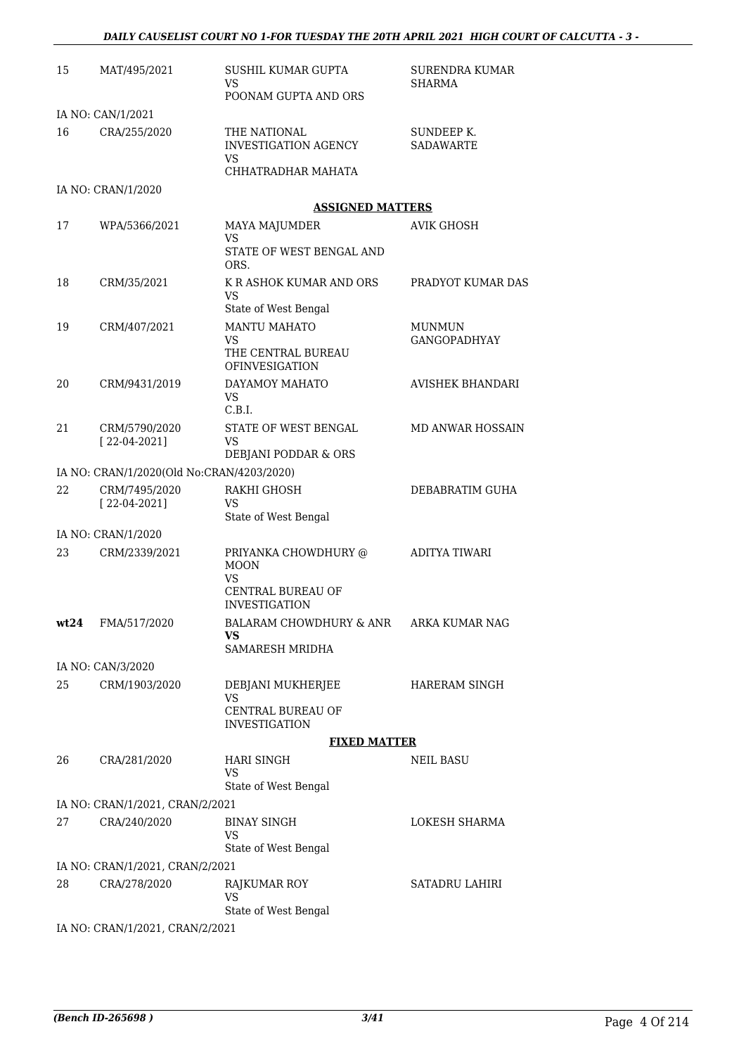| 15 | MAT/495/2021 | SUSHIL KUMAR GUPTA<br>VS<br>POONAM GUPTA AND ORS | SURENDRA KUMAR SHARMA |
|---|---|---|---|
| | IA NO: CAN/1/2021 | | |
| 16 | CRA/255/2020 | THE NATIONAL INVESTIGATION AGENCY<br>VS<br>CHHATRADHAR MAHATA | SUNDEEP K. SADAWARTE |
| | IA NO: CRAN/1/2020 | | |

**ASSIGNED MATTERS**

| 17 | WPA/5366/2021 | MAYA MAJUMDER<br>VS<br>STATE OF WEST BENGAL AND ORS. | AVIK GHOSH |
|---|---|---|---|
| 18 | CRM/35/2021 | K R ASHOK KUMAR AND ORS<br>VS<br>State of West Bengal | PRADYOT KUMAR DAS |
| 19 | CRM/407/2021 | MANTU MAHATO<br>VS<br>THE CENTRAL BUREAU OFINVESIGATION | MUNMUN GANGOPADHYAY |
| 20 | CRM/9431/2019 | DAYAMOY MAHATO<br>VS<br>C.B.I. | AVISHEK BHANDARI |
| 21 | CRM/5790/2020<br>[ 22-04-2021] | STATE OF WEST BENGAL<br>VS<br>DEBJANI PODDAR & ORS | MD ANWAR HOSSAIN |
| | IA NO: CRAN/1/2020(Old No:CRAN/4203/2020) | | |
| 22 | CRM/7495/2020<br>[ 22-04-2021] | RAKHI GHOSH<br>VS<br>State of West Bengal | DEBABRATIM GUHA |
| | IA NO: CRAN/1/2020 | | |
| 23 | CRM/2339/2021 | PRIYANKA CHOWDHURY @ MOON<br>VS<br>CENTRAL BUREAU OF INVESTIGATION | ADITYA TIWARI |
| **wt24** | FMA/517/2020 | BALARAM CHOWDHURY & ANR<br>**VS**<br>SAMARESH MRIDHA | ARKA KUMAR NAG |
| | IA NO: CAN/3/2020 | | |
| 25 | CRM/1903/2020 | DEBJANI MUKHERJEE<br>VS<br>CENTRAL BUREAU OF INVESTIGATION | HARERAM SINGH |

**FIXED MATTER**

| 26 | CRA/281/2020 | HARI SINGH<br>VS<br>State of West Bengal | NEIL BASU |
|---|---|---|---|
| | IA NO: CRAN/1/2021, CRAN/2/2021 | | |
| 27 | CRA/240/2020 | BINAY SINGH<br>VS<br>State of West Bengal | LOKESH SHARMA |
| | IA NO: CRAN/1/2021, CRAN/2/2021 | | |
| 28 | CRA/278/2020 | RAJKUMAR ROY<br>VS<br>State of West Bengal | SATADRU LAHIRI |
| | IA NO: CRAN/1/2021, CRAN/2/2021 | | |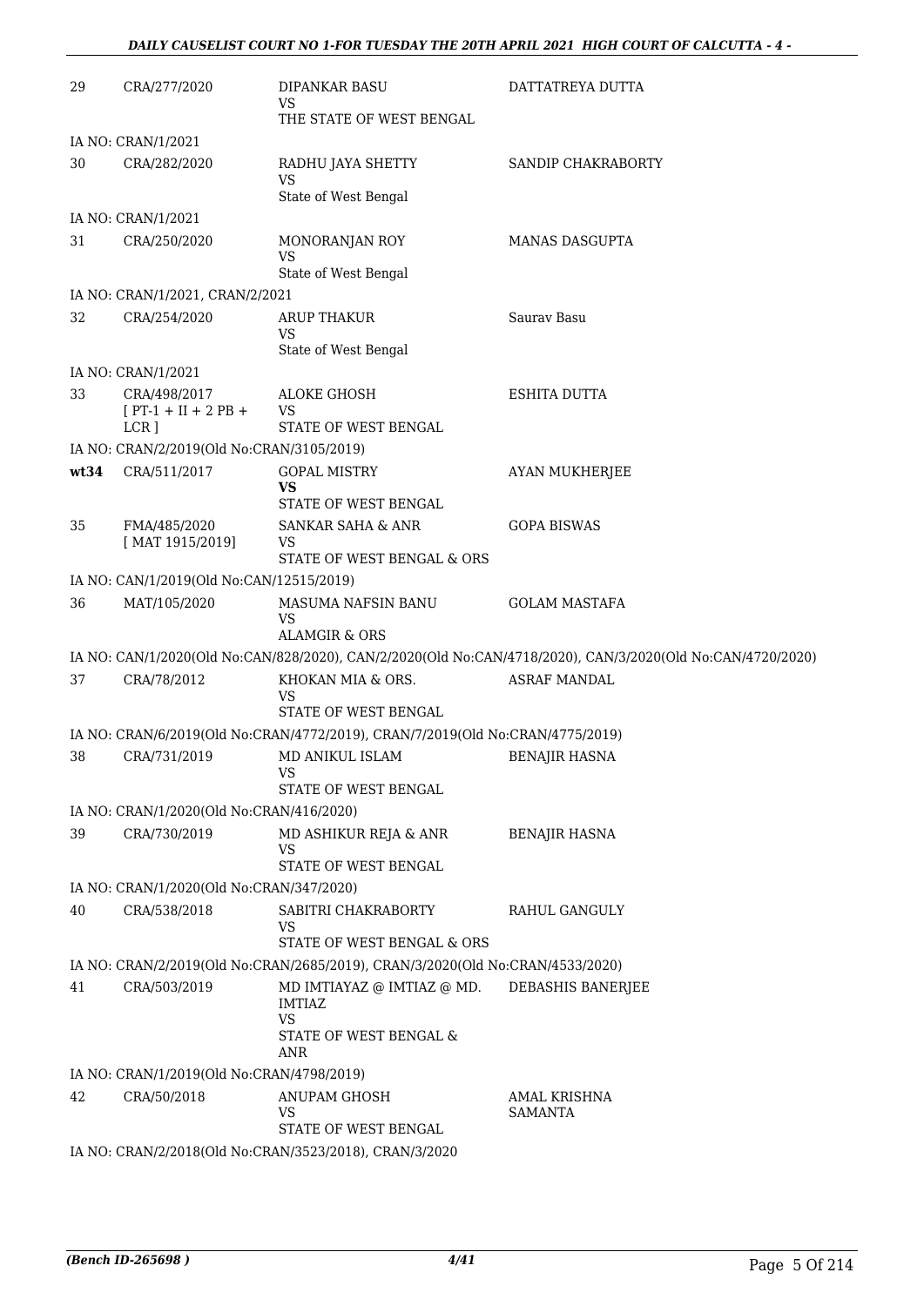| | | | |
|---|---|---|---|
| 29 | CRA/277/2020 | DIPANKAR BASU<br>VS<br>THE STATE OF WEST BENGAL | DATTATREYA DUTTA |
| | IA NO: CRAN/1/2021 | | |
| 30 | CRA/282/2020 | RADHU JAYA SHETTY<br>VS<br>State of West Bengal | SANDIP CHAKRABORTY |
| | IA NO: CRAN/1/2021 | | |
| 31 | CRA/250/2020 | MONORANJAN ROY<br>VS<br>State of West Bengal | MANAS DASGUPTA |
| | IA NO: CRAN/1/2021, CRAN/2/2021 | | |
| 32 | CRA/254/2020 | ARUP THAKUR<br>VS<br>State of West Bengal | Saurav Basu |
| | IA NO: CRAN/1/2021 | | |
| 33 | CRA/498/2017<br>[ PT-1 + II + 2 PB + LCR ] | ALOKE GHOSH<br>VS<br>STATE OF WEST BENGAL | ESHITA DUTTA |
| | IA NO: CRAN/2/2019(Old No:CRAN/3105/2019) | | |
| **wt34** | CRA/511/2017 | GOPAL MISTRY<br>**VS**<br>STATE OF WEST BENGAL | AYAN MUKHERJEE |
| 35 | FMA/485/2020<br>[ MAT 1915/2019] | SANKAR SAHA & ANR<br>VS<br>STATE OF WEST BENGAL & ORS | GOPA BISWAS |
| | IA NO: CAN/1/2019(Old No:CAN/12515/2019) | | |
| 36 | MAT/105/2020 | MASUMA NAFSIN BANU<br>VS<br>ALAMGIR & ORS | GOLAM MASTAFA |
| | IA NO: CAN/1/2020(Old No:CAN/828/2020), CAN/2/2020(Old No:CAN/4718/2020), CAN/3/2020(Old No:CAN/4720/2020) | | |
| 37 | CRA/78/2012 | KHOKAN MIA & ORS.<br>VS<br>STATE OF WEST BENGAL | ASRAF MANDAL |
| | IA NO: CRAN/6/2019(Old No:CRAN/4772/2019), CRAN/7/2019(Old No:CRAN/4775/2019) | | |
| 38 | CRA/731/2019 | MD ANIKUL ISLAM<br>VS<br>STATE OF WEST BENGAL | BENAJIR HASNA |
| | IA NO: CRAN/1/2020(Old No:CRAN/416/2020) | | |
| 39 | CRA/730/2019 | MD ASHIKUR REJA & ANR<br>VS<br>STATE OF WEST BENGAL | BENAJIR HASNA |
| | IA NO: CRAN/1/2020(Old No:CRAN/347/2020) | | |
| 40 | CRA/538/2018 | SABITRI CHAKRABORTY<br>VS<br>STATE OF WEST BENGAL & ORS | RAHUL GANGULY |
| | IA NO: CRAN/2/2019(Old No:CRAN/2685/2019), CRAN/3/2020(Old No:CRAN/4533/2020) | | |
| 41 | CRA/503/2019 | MD IMTIAYAZ @ IMTIAZ @ MD. IMTIAZ<br>VS<br>STATE OF WEST BENGAL & ANR | DEBASHIS BANERJEE |
| | IA NO: CRAN/1/2019(Old No:CRAN/4798/2019) | | |
| 42 | CRA/50/2018 | ANUPAM GHOSH<br>VS<br>STATE OF WEST BENGAL | AMAL KRISHNA SAMANTA |
| | IA NO: CRAN/2/2018(Old No:CRAN/3523/2018), CRAN/3/2020 | | |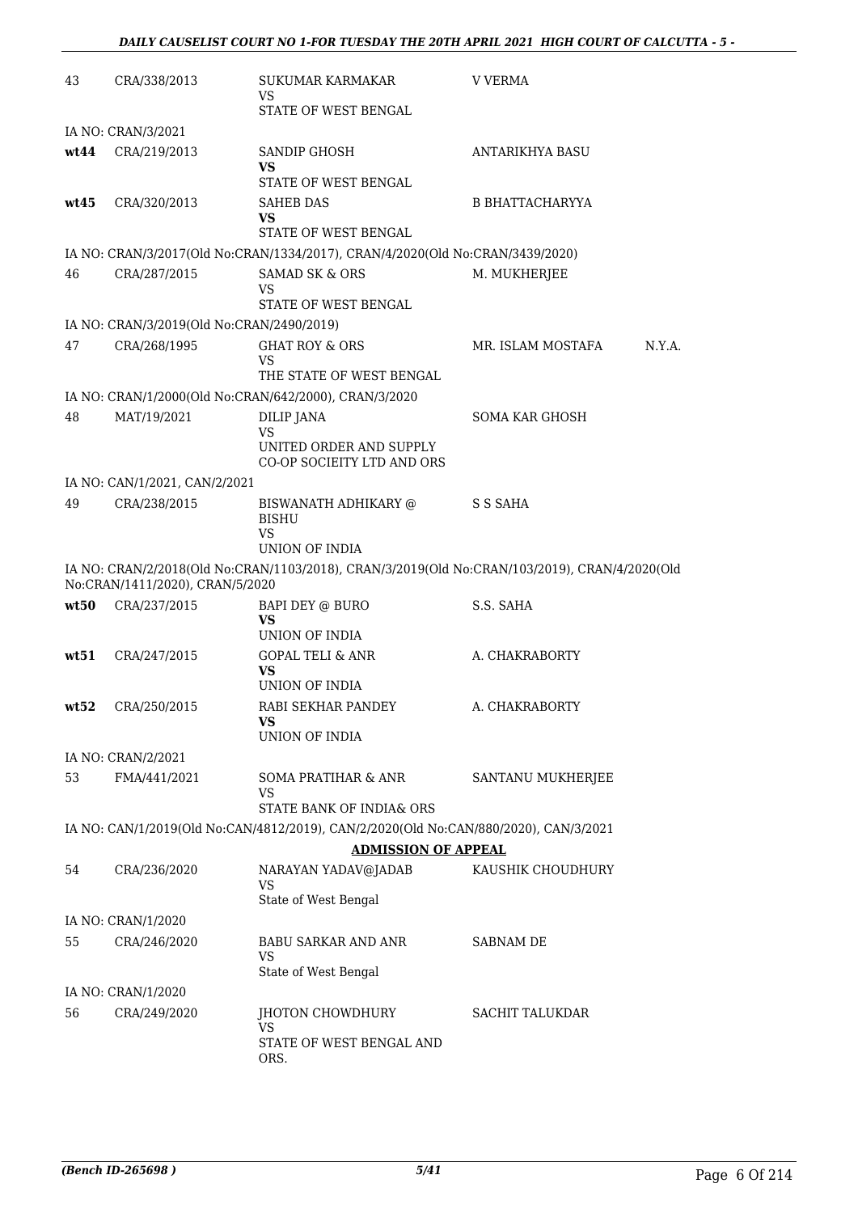| | | | | |
|---|---|---|---|---|
| 43 | CRA/338/2013 | SUKUMAR KARMAKAR<br>VS<br>STATE OF WEST BENGAL | V VERMA | |
| IA NO: CRAN/3/2021 | | | | |
| **wt44** | CRA/219/2013 | SANDIP GHOSH<br>**VS**<br>STATE OF WEST BENGAL | ANTARIKHYA BASU | |
| **wt45** | CRA/320/2013 | SAHEB DAS<br>**VS**<br>STATE OF WEST BENGAL | B BHATTACHARYYA | |
| IA NO: CRAN/3/2017(Old No:CRAN/1334/2017), CRAN/4/2020(Old No:CRAN/3439/2020) | | | | |
| 46 | CRA/287/2015 | SAMAD SK & ORS<br>VS<br>STATE OF WEST BENGAL | M. MUKHERJEE | |
| IA NO: CRAN/3/2019(Old No:CRAN/2490/2019) | | | | |
| 47 | CRA/268/1995 | GHAT ROY & ORS<br>VS<br>THE STATE OF WEST BENGAL | MR. ISLAM MOSTAFA | N.Y.A. |
| IA NO: CRAN/1/2000(Old No:CRAN/642/2000), CRAN/3/2020 | | | | |
| 48 | MAT/19/2021 | DILIP JANA<br>VS<br>UNITED ORDER AND SUPPLY CO-OP SOCIEITY LTD AND ORS | SOMA KAR GHOSH | |
| IA NO: CAN/1/2021, CAN/2/2021 | | | | |
| 49 | CRA/238/2015 | BISWANATH ADHIKARY @ BISHU<br>VS<br>UNION OF INDIA | S S SAHA | |
| IA NO: CRAN/2/2018(Old No:CRAN/1103/2018), CRAN/3/2019(Old No:CRAN/103/2019), CRAN/4/2020(Old No:CRAN/1411/2020), CRAN/5/2020 | | | | |
| **wt50** | CRA/237/2015 | BAPI DEY @ BURO<br>**VS**<br>UNION OF INDIA | S.S. SAHA | |
| **wt51** | CRA/247/2015 | GOPAL TELI & ANR<br>**VS**<br>UNION OF INDIA | A. CHAKRABORTY | |
| **wt52** | CRA/250/2015 | RABI SEKHAR PANDEY<br>**VS**<br>UNION OF INDIA | A. CHAKRABORTY | |
| IA NO: CRAN/2/2021 | | | | |
| 53 | FMA/441/2021 | SOMA PRATIHAR & ANR<br>VS<br>STATE BANK OF INDIA& ORS | SANTANU MUKHERJEE | |
| IA NO: CAN/1/2019(Old No:CAN/4812/2019), CAN/2/2020(Old No:CAN/880/2020), CAN/3/2021 | | | | |

**ADMISSION OF APPEAL**

| | | | | |
|---|---|---|---|---|
| 54 | CRA/236/2020 | NARAYAN YADAV@JADAB<br>VS<br>State of West Bengal | KAUSHIK CHOUDHURY | |
| IA NO: CRAN/1/2020 | | | | |
| 55 | CRA/246/2020 | BABU SARKAR AND ANR<br>VS<br>State of West Bengal | SABNAM DE | |
| IA NO: CRAN/1/2020 | | | | |
| 56 | CRA/249/2020 | JHOTON CHOWDHURY<br>VS<br>STATE OF WEST BENGAL AND ORS. | SACHIT TALUKDAR | |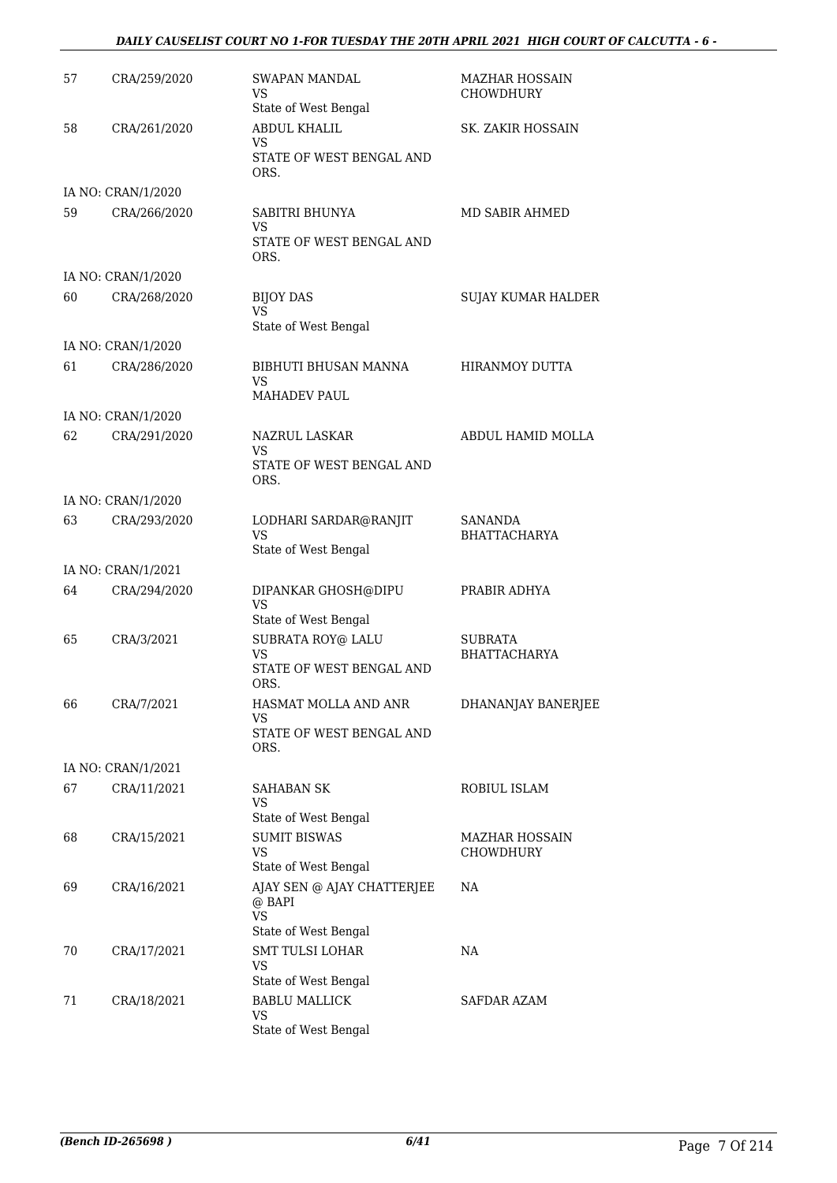| | | | |
|---|---|---|---|
| 57 | CRA/259/2020 | SWAPAN MANDAL<br>VS<br>State of West Bengal | MAZHAR HOSSAIN CHOWDHURY |
| 58 | CRA/261/2020 | ABDUL KHALIL<br>VS<br>STATE OF WEST BENGAL AND ORS. | SK. ZAKIR HOSSAIN |
| IA NO: CRAN/1/2020 | | | |
| 59 | CRA/266/2020 | SABITRI BHUNYA<br>VS<br>STATE OF WEST BENGAL AND ORS. | MD SABIR AHMED |
| IA NO: CRAN/1/2020 | | | |
| 60 | CRA/268/2020 | BIJOY DAS<br>VS<br>State of West Bengal | SUJAY KUMAR HALDER |
| IA NO: CRAN/1/2020 | | | |
| 61 | CRA/286/2020 | BIBHUTI BHUSAN MANNA<br>VS<br>MAHADEV PAUL | HIRANMOY DUTTA |
| IA NO: CRAN/1/2020 | | | |
| 62 | CRA/291/2020 | NAZRUL LASKAR<br>VS<br>STATE OF WEST BENGAL AND ORS. | ABDUL HAMID MOLLA |
| IA NO: CRAN/1/2020 | | | |
| 63 | CRA/293/2020 | LODHARI SARDAR@RANJIT<br>VS<br>State of West Bengal | SANANDA BHATTACHARYA |
| IA NO: CRAN/1/2021 | | | |
| 64 | CRA/294/2020 | DIPANKAR GHOSH@DIPU<br>VS<br>State of West Bengal | PRABIR ADHYA |
| 65 | CRA/3/2021 | SUBRATA ROY@ LALU<br>VS<br>STATE OF WEST BENGAL AND ORS. | SUBRATA BHATTACHARYA |
| 66 | CRA/7/2021 | HASMAT MOLLA AND ANR<br>VS<br>STATE OF WEST BENGAL AND ORS. | DHANANJAY BANERJEE |
| IA NO: CRAN/1/2021 | | | |
| 67 | CRA/11/2021 | SAHABAN SK<br>VS<br>State of West Bengal | ROBIUL ISLAM |
| 68 | CRA/15/2021 | SUMIT BISWAS<br>VS<br>State of West Bengal | MAZHAR HOSSAIN CHOWDHURY |
| 69 | CRA/16/2021 | AJAY SEN @ AJAY CHATTERJEE @ BAPI<br>VS<br>State of West Bengal | NA |
| 70 | CRA/17/2021 | SMT TULSI LOHAR<br>VS<br>State of West Bengal | NA |
| 71 | CRA/18/2021 | BABLU MALLICK<br>VS<br>State of West Bengal | SAFDAR AZAM |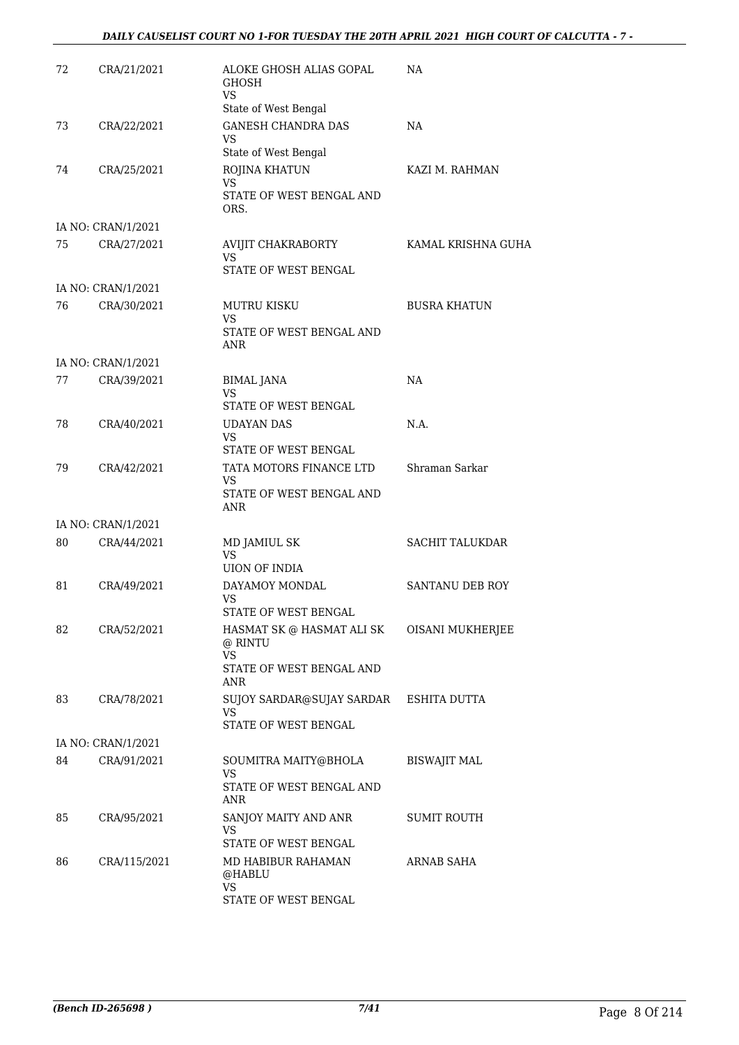| | | | |
|---|---|---|---|
| 72 | CRA/21/2021 | ALOKE GHOSH ALIAS GOPAL GHOSH<br>VS<br>State of West Bengal | NA |
| 73 | CRA/22/2021 | GANESH CHANDRA DAS<br>VS<br>State of West Bengal | NA |
| 74 | CRA/25/2021 | ROJINA KHATUN<br>VS<br>STATE OF WEST BENGAL AND ORS. | KAZI M. RAHMAN |
| | IA NO: CRAN/1/2021 | | |
| 75 | CRA/27/2021 | AVIJIT CHAKRABORTY<br>VS<br>STATE OF WEST BENGAL | KAMAL KRISHNA GUHA |
| | IA NO: CRAN/1/2021 | | |
| 76 | CRA/30/2021 | MUTRU KISKU<br>VS<br>STATE OF WEST BENGAL AND ANR | BUSRA KHATUN |
| | IA NO: CRAN/1/2021 | | |
| 77 | CRA/39/2021 | BIMAL JANA<br>VS<br>STATE OF WEST BENGAL | NA |
| 78 | CRA/40/2021 | UDAYAN DAS<br>VS<br>STATE OF WEST BENGAL | N.A. |
| 79 | CRA/42/2021 | TATA MOTORS FINANCE LTD<br>VS<br>STATE OF WEST BENGAL AND ANR | Shraman Sarkar |
| | IA NO: CRAN/1/2021 | | |
| 80 | CRA/44/2021 | MD JAMIUL SK<br>VS<br>UION OF INDIA | SACHIT TALUKDAR |
| 81 | CRA/49/2021 | DAYAMOY MONDAL<br>VS<br>STATE OF WEST BENGAL | SANTANU DEB ROY |
| 82 | CRA/52/2021 | HASMAT SK @ HASMAT ALI SK @ RINTU<br>VS<br>STATE OF WEST BENGAL AND ANR | OISANI MUKHERJEE |
| 83 | CRA/78/2021 | SUJOY SARDAR@SUJAY SARDAR<br>VS<br>STATE OF WEST BENGAL | ESHITA DUTTA |
| | IA NO: CRAN/1/2021 | | |
| 84 | CRA/91/2021 | SOUMITRA MAITY@BHOLA<br>VS<br>STATE OF WEST BENGAL AND ANR | BISWAJIT MAL |
| 85 | CRA/95/2021 | SANJOY MAITY AND ANR<br>VS<br>STATE OF WEST BENGAL | SUMIT ROUTH |
| 86 | CRA/115/2021 | MD HABIBUR RAHAMAN @HABLU<br>VS<br>STATE OF WEST BENGAL | ARNAB SAHA |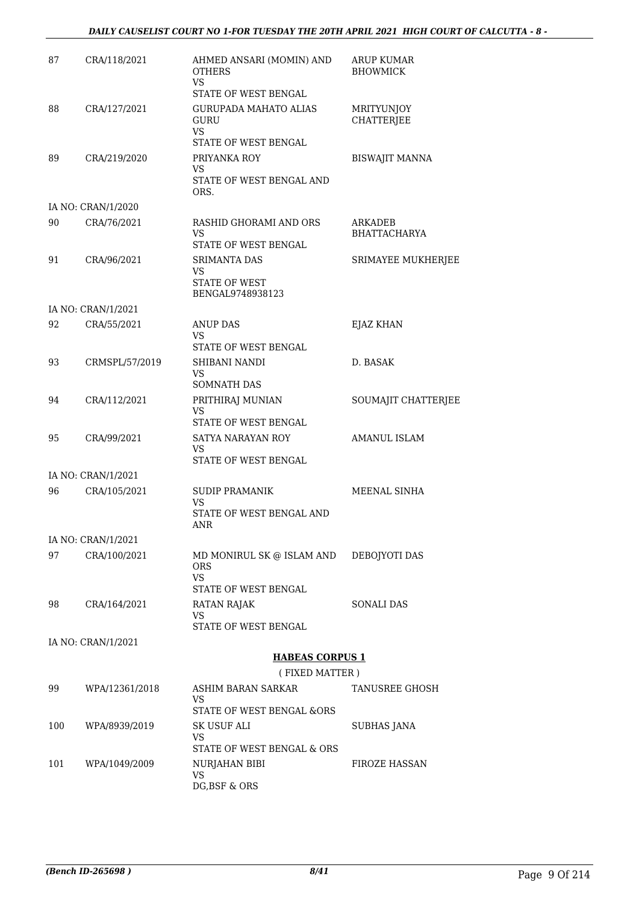| | | | |
|---|---|---|---|
| 87 | CRA/118/2021 | AHMED ANSARI (MOMIN) AND OTHERS<br>VS<br>STATE OF WEST BENGAL | ARUP KUMAR BHOWMICK |
| 88 | CRA/127/2021 | GURUPADA MAHATO ALIAS GURU<br>VS<br>STATE OF WEST BENGAL | MRITYUNJOY CHATTERJEE |
| 89 | CRA/219/2020 | PRIYANKA ROY<br>VS<br>STATE OF WEST BENGAL AND ORS. | BISWAJIT MANNA |
| | IA NO: CRAN/1/2020 | | |
| 90 | CRA/76/2021 | RASHID GHORAMI AND ORS<br>VS<br>STATE OF WEST BENGAL | ARKADEB BHATTACHARYA |
| 91 | CRA/96/2021 | SRIMANTA DAS<br>VS<br>STATE OF WEST BENGAL9748938123 | SRIMAYEE MUKHERJEE |
| | IA NO: CRAN/1/2021 | | |
| 92 | CRA/55/2021 | ANUP DAS<br>VS<br>STATE OF WEST BENGAL | EJAZ KHAN |
| 93 | CRMSPL/57/2019 | SHIBANI NANDI<br>VS<br>SOMNATH DAS | D. BASAK |
| 94 | CRA/112/2021 | PRITHIRAJ MUNIAN<br>VS<br>STATE OF WEST BENGAL | SOUMAJIT CHATTERJEE |
| 95 | CRA/99/2021 | SATYA NARAYAN ROY<br>VS<br>STATE OF WEST BENGAL | AMANUL ISLAM |
| | IA NO: CRAN/1/2021 | | |
| 96 | CRA/105/2021 | SUDIP PRAMANIK<br>VS<br>STATE OF WEST BENGAL AND ANR | MEENAL SINHA |
| | IA NO: CRAN/1/2021 | | |
| 97 | CRA/100/2021 | MD MONIRUL SK @ ISLAM AND ORS<br>VS<br>STATE OF WEST BENGAL | DEBOJYOTI DAS |
| 98 | CRA/164/2021 | RATAN RAJAK<br>VS<br>STATE OF WEST BENGAL | SONALI DAS |
| | IA NO: CRAN/1/2021 | | |

## HABEAS CORPUS 1

( FIXED MATTER )

| | | | |
|---|---|---|---|
| 99 | WPA/12361/2018 | ASHIM BARAN SARKAR<br>VS<br>STATE OF WEST BENGAL &ORS | TANUSREE GHOSH |
| 100 | WPA/8939/2019 | SK USUF ALI<br>VS<br>STATE OF WEST BENGAL & ORS | SUBHAS JANA |
| 101 | WPA/1049/2009 | NURJAHAN BIBI<br>VS<br>DG,BSF & ORS | FIROZE HASSAN |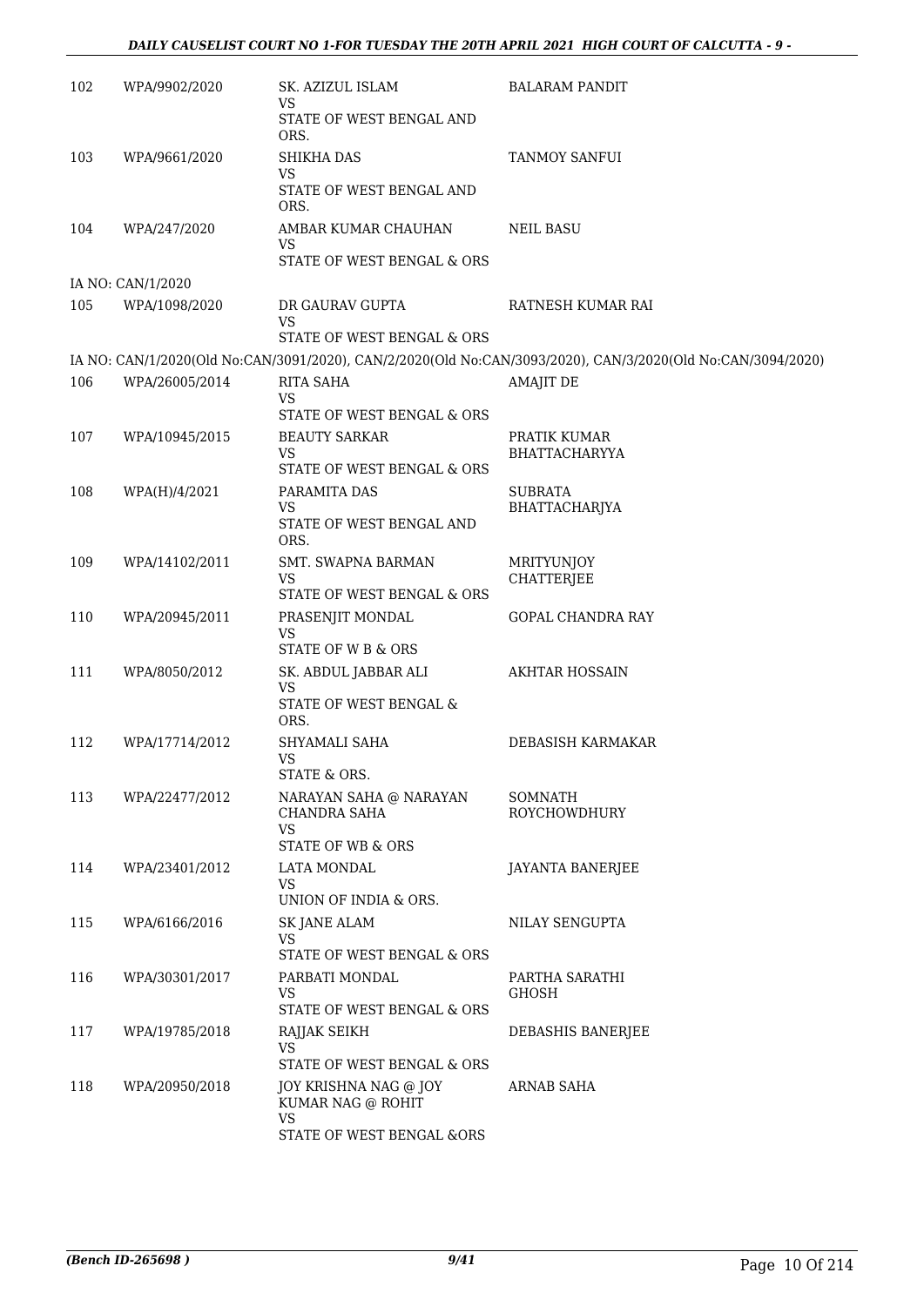| 102 | WPA/9902/2020 | SK. AZIZUL ISLAM<br>VS<br>STATE OF WEST BENGAL AND ORS. | BALARAM PANDIT |
|---|---|---|---|
| 103 | WPA/9661/2020 | SHIKHA DAS<br>VS<br>STATE OF WEST BENGAL AND ORS. | TANMOY SANFUI |
| 104 | WPA/247/2020 | AMBAR KUMAR CHAUHAN<br>VS<br>STATE OF WEST BENGAL & ORS | NEIL BASU |

IA NO: CAN/1/2020

| 105 | WPA/1098/2020 | DR GAURAV GUPTA<br>VS<br>STATE OF WEST BENGAL & ORS | RATNESH KUMAR RAI |
|---|---|---|---|

IA NO: CAN/1/2020(Old No:CAN/3091/2020), CAN/2/2020(Old No:CAN/3093/2020), CAN/3/2020(Old No:CAN/3094/2020)

| 106 | WPA/26005/2014 | RITA SAHA<br>VS<br>STATE OF WEST BENGAL & ORS | AMAJIT DE |
|---|---|---|---|
| 107 | WPA/10945/2015 | BEAUTY SARKAR<br>VS<br>STATE OF WEST BENGAL & ORS | PRATIK KUMAR BHATTACHARYYA |
| 108 | WPA(H)/4/2021 | PARAMITA DAS<br>VS<br>STATE OF WEST BENGAL AND ORS. | SUBRATA BHATTACHARJYA |
| 109 | WPA/14102/2011 | SMT. SWAPNA BARMAN<br>VS<br>STATE OF WEST BENGAL & ORS | MRITYUNJOY CHATTERJEE |
| 110 | WPA/20945/2011 | PRASENJIT MONDAL<br>VS<br>STATE OF W B & ORS | GOPAL CHANDRA RAY |
| 111 | WPA/8050/2012 | SK. ABDUL JABBAR ALI<br>VS<br>STATE OF WEST BENGAL & ORS. | AKHTAR HOSSAIN |
| 112 | WPA/17714/2012 | SHYAMALI SAHA<br>VS<br>STATE & ORS. | DEBASISH KARMAKAR |
| 113 | WPA/22477/2012 | NARAYAN SAHA @ NARAYAN CHANDRA SAHA<br>VS<br>STATE OF WB & ORS | SOMNATH ROYCHOWDHURY |
| 114 | WPA/23401/2012 | LATA MONDAL<br>VS<br>UNION OF INDIA & ORS. | JAYANTA BANERJEE |
| 115 | WPA/6166/2016 | SK JANE ALAM<br>VS<br>STATE OF WEST BENGAL & ORS | NILAY SENGUPTA |
| 116 | WPA/30301/2017 | PARBATI MONDAL<br>VS<br>STATE OF WEST BENGAL & ORS | PARTHA SARATHI GHOSH |
| 117 | WPA/19785/2018 | RAJJAK SEIKH<br>VS<br>STATE OF WEST BENGAL & ORS | DEBASHIS BANERJEE |
| 118 | WPA/20950/2018 | JOY KRISHNA NAG @ JOY KUMAR NAG @ ROHIT<br>VS<br>STATE OF WEST BENGAL &ORS | ARNAB SAHA |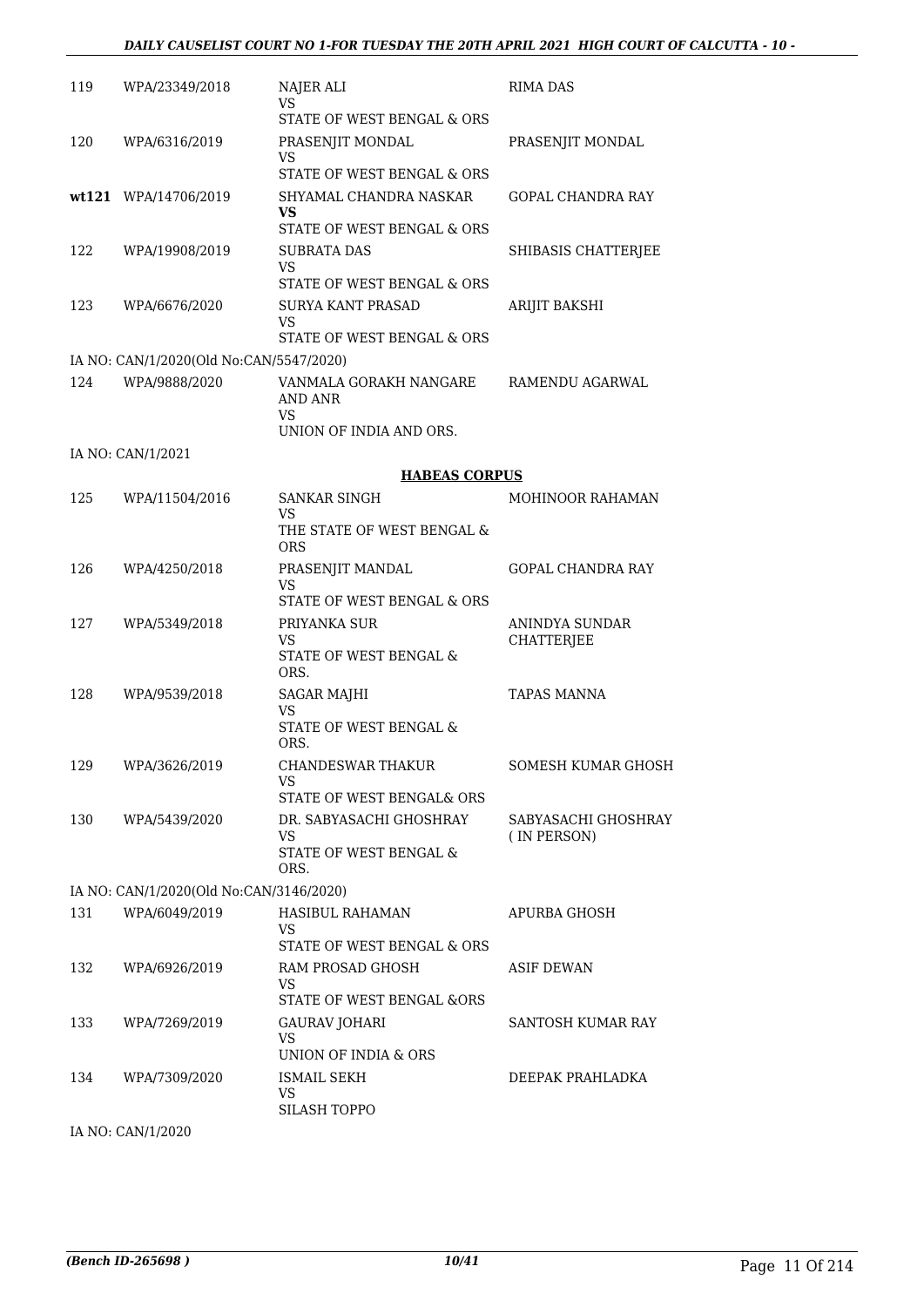| | | | |
|---|---|---|---|
| 119 | WPA/23349/2018 | NAJER ALI<br>VS<br>STATE OF WEST BENGAL & ORS | RIMA DAS |
| 120 | WPA/6316/2019 | PRASENJIT MONDAL<br>VS<br>STATE OF WEST BENGAL & ORS | PRASENJIT MONDAL |
| **wt121** | WPA/14706/2019 | SHYAMAL CHANDRA NASKAR<br>**VS**<br>STATE OF WEST BENGAL & ORS | GOPAL CHANDRA RAY |
| 122 | WPA/19908/2019 | SUBRATA DAS<br>VS<br>STATE OF WEST BENGAL & ORS | SHIBASIS CHATTERJEE |
| 123 | WPA/6676/2020 | SURYA KANT PRASAD<br>VS<br>STATE OF WEST BENGAL & ORS | ARIJIT BAKSHI |

IA NO: CAN/1/2020(Old No:CAN/5547/2020)

| | | | |
|---|---|---|---|
| 124 | WPA/9888/2020 | VANMALA GORAKH NANGARE AND ANR<br>VS<br>UNION OF INDIA AND ORS. | RAMENDU AGARWAL |

IA NO: CAN/1/2021

**HABEAS CORPUS**

| | | | |
|---|---|---|---|
| 125 | WPA/11504/2016 | SANKAR SINGH<br>VS<br>THE STATE OF WEST BENGAL & ORS | MOHINOOR RAHAMAN |
| 126 | WPA/4250/2018 | PRASENJIT MANDAL<br>VS<br>STATE OF WEST BENGAL & ORS | GOPAL CHANDRA RAY |
| 127 | WPA/5349/2018 | PRIYANKA SUR<br>VS<br>STATE OF WEST BENGAL & ORS. | ANINDYA SUNDAR CHATTERJEE |
| 128 | WPA/9539/2018 | SAGAR MAJHI<br>VS<br>STATE OF WEST BENGAL & ORS. | TAPAS MANNA |
| 129 | WPA/3626/2019 | CHANDESWAR THAKUR<br>VS<br>STATE OF WEST BENGAL& ORS | SOMESH KUMAR GHOSH |
| 130 | WPA/5439/2020 | DR. SABYASACHI GHOSHRAY<br>VS<br>STATE OF WEST BENGAL & ORS. | SABYASACHI GHOSHRAY (IN PERSON) |

IA NO: CAN/1/2020(Old No:CAN/3146/2020)

| | | | |
|---|---|---|---|
| 131 | WPA/6049/2019 | HASIBUL RAHAMAN<br>VS<br>STATE OF WEST BENGAL & ORS | APURBA GHOSH |
| 132 | WPA/6926/2019 | RAM PROSAD GHOSH<br>VS<br>STATE OF WEST BENGAL &ORS | ASIF DEWAN |
| 133 | WPA/7269/2019 | GAURAV JOHARI<br>VS<br>UNION OF INDIA & ORS | SANTOSH KUMAR RAY |
| 134 | WPA/7309/2020 | ISMAIL SEKH<br>VS<br>SILASH TOPPO | DEEPAK PRAHLADKA |

IA NO: CAN/1/2020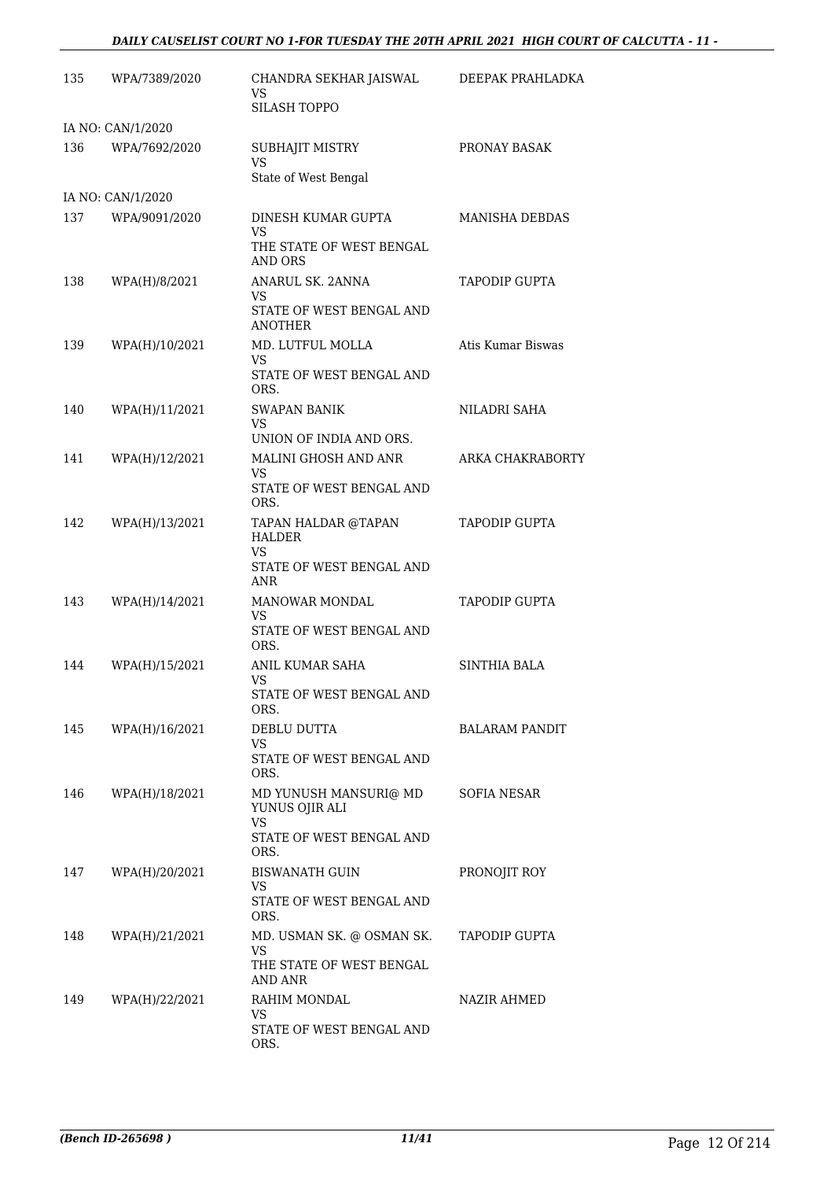| | | | |
|---|---|---|---|
| 135 | WPA/7389/2020 | CHANDRA SEKHAR JAISWAL<br>VS<br>SILASH TOPPO | DEEPAK PRAHLADKA |
| | IA NO: CAN/1/2020 | | |
| 136 | WPA/7692/2020 | SUBHAJIT MISTRY<br>VS<br>State of West Bengal | PRONAY BASAK |
| | IA NO: CAN/1/2020 | | |
| 137 | WPA/9091/2020 | DINESH KUMAR GUPTA<br>VS<br>THE STATE OF WEST BENGAL AND ORS | MANISHA DEBDAS |
| 138 | WPA(H)/8/2021 | ANARUL SK. 2ANNA<br>VS<br>STATE OF WEST BENGAL AND ANOTHER | TAPODIP GUPTA |
| 139 | WPA(H)/10/2021 | MD. LUTFUL MOLLA<br>VS<br>STATE OF WEST BENGAL AND ORS. | Atis Kumar Biswas |
| 140 | WPA(H)/11/2021 | SWAPAN BANIK<br>VS<br>UNION OF INDIA AND ORS. | NILADRI SAHA |
| 141 | WPA(H)/12/2021 | MALINI GHOSH AND ANR<br>VS<br>STATE OF WEST BENGAL AND ORS. | ARKA CHAKRABORTY |
| 142 | WPA(H)/13/2021 | TAPAN HALDAR @TAPAN HALDER<br>VS<br>STATE OF WEST BENGAL AND ANR | TAPODIP GUPTA |
| 143 | WPA(H)/14/2021 | MANOWAR MONDAL<br>VS<br>STATE OF WEST BENGAL AND ORS. | TAPODIP GUPTA |
| 144 | WPA(H)/15/2021 | ANIL KUMAR SAHA<br>VS<br>STATE OF WEST BENGAL AND ORS. | SINTHIA BALA |
| 145 | WPA(H)/16/2021 | DEBLU DUTTA<br>VS<br>STATE OF WEST BENGAL AND ORS. | BALARAM PANDIT |
| 146 | WPA(H)/18/2021 | MD YUNUSH MANSURI@ MD YUNUS OJIR ALI<br>VS<br>STATE OF WEST BENGAL AND ORS. | SOFIA NESAR |
| 147 | WPA(H)/20/2021 | BISWANATH GUIN<br>VS<br>STATE OF WEST BENGAL AND ORS. | PRONOJIT ROY |
| 148 | WPA(H)/21/2021 | MD. USMAN SK. @ OSMAN SK.<br>VS<br>THE STATE OF WEST BENGAL AND ANR | TAPODIP GUPTA |
| 149 | WPA(H)/22/2021 | RAHIM MONDAL<br>VS<br>STATE OF WEST BENGAL AND ORS. | NAZIR AHMED |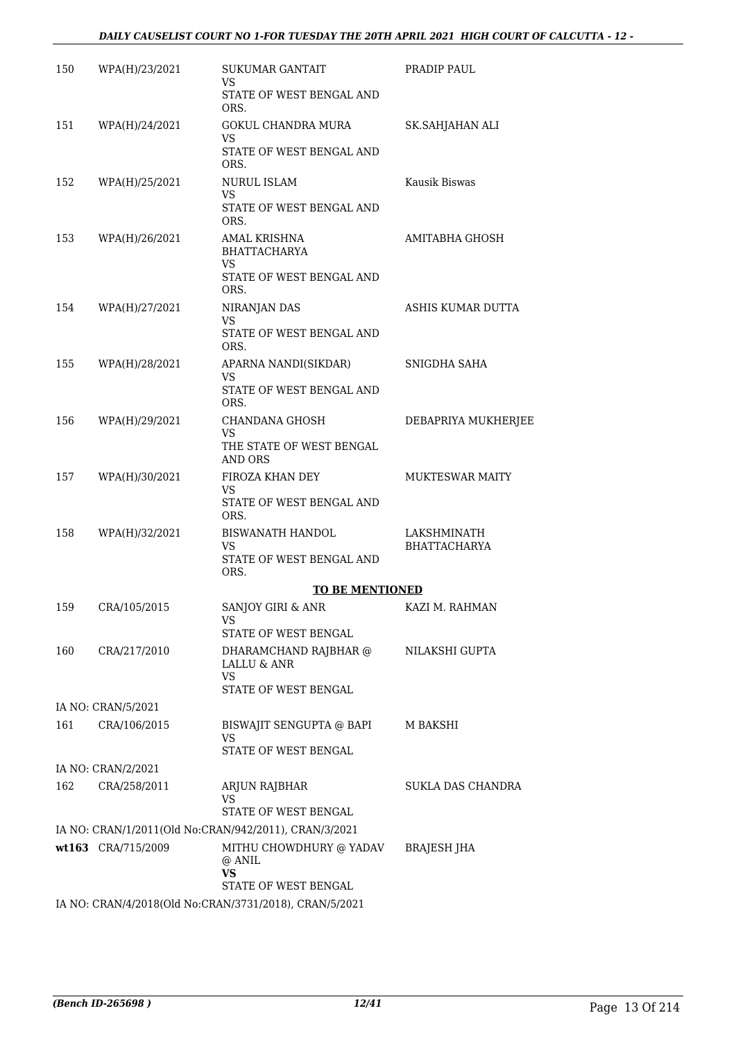| | | | |
|---|---|---|---|
| 150 | WPA(H)/23/2021 | SUKUMAR GANTAIT<br>VS<br>STATE OF WEST BENGAL AND ORS. | PRADIP PAUL |
| 151 | WPA(H)/24/2021 | GOKUL CHANDRA MURA<br>VS<br>STATE OF WEST BENGAL AND ORS. | SK.SAHJAHAN ALI |
| 152 | WPA(H)/25/2021 | NURUL ISLAM<br>VS<br>STATE OF WEST BENGAL AND ORS. | Kausik Biswas |
| 153 | WPA(H)/26/2021 | AMAL KRISHNA BHATTACHARYA<br>VS<br>STATE OF WEST BENGAL AND ORS. | AMITABHA GHOSH |
| 154 | WPA(H)/27/2021 | NIRANJAN DAS<br>VS<br>STATE OF WEST BENGAL AND ORS. | ASHIS KUMAR DUTTA |
| 155 | WPA(H)/28/2021 | APARNA NANDI(SIKDAR)<br>VS<br>STATE OF WEST BENGAL AND ORS. | SNIGDHA SAHA |
| 156 | WPA(H)/29/2021 | CHANDANA GHOSH<br>VS<br>THE STATE OF WEST BENGAL AND ORS | DEBAPRIYA MUKHERJEE |
| 157 | WPA(H)/30/2021 | FIROZA KHAN DEY<br>VS<br>STATE OF WEST BENGAL AND ORS. | MUKTESWAR MAITY |
| 158 | WPA(H)/32/2021 | BISWANATH HANDOL<br>VS<br>STATE OF WEST BENGAL AND ORS. | LAKSHMINATH BHATTACHARYA |

**TO BE MENTIONED**

| | | | |
|---|---|---|---|
| 159 | CRA/105/2015 | SANJOY GIRI & ANR<br>VS<br>STATE OF WEST BENGAL | KAZI M. RAHMAN |
| 160 | CRA/217/2010 | DHARAMCHAND RAJBHAR @ LALLU & ANR<br>VS<br>STATE OF WEST BENGAL | NILAKSHI GUPTA |
| | IA NO: CRAN/5/2021 | | |
| 161 | CRA/106/2015 | BISWAJIT SENGUPTA @ BAPI<br>VS<br>STATE OF WEST BENGAL | M BAKSHI |
| | IA NO: CRAN/2/2021 | | |
| 162 | CRA/258/2011 | ARJUN RAJBHAR<br>VS<br>STATE OF WEST BENGAL | SUKLA DAS CHANDRA |
| | IA NO: CRAN/1/2011(Old No:CRAN/942/2011), CRAN/3/2021 | | |
| **wt163** | CRA/715/2009 | MITHU CHOWDHURY @ YADAV @ ANIL<br>**VS**<br>STATE OF WEST BENGAL | BRAJESH JHA |
| | IA NO: CRAN/4/2018(Old No:CRAN/3731/2018), CRAN/5/2021 | | |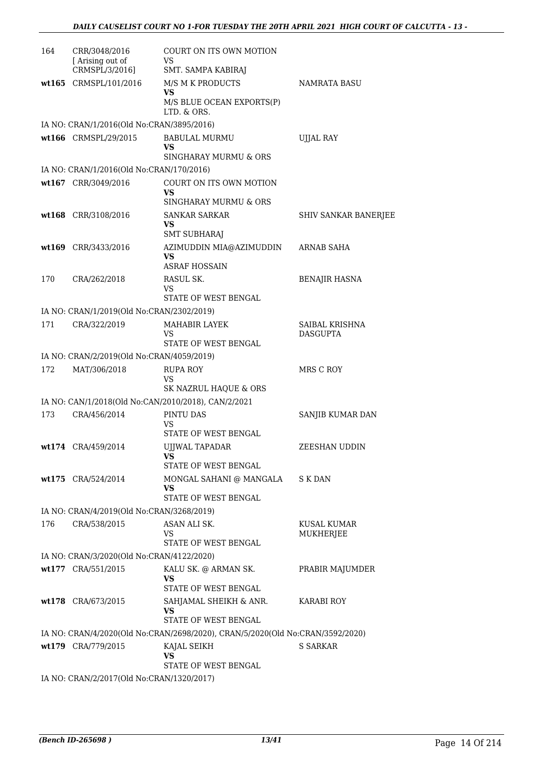| | | | |
|---|---|---|---|
| 164 | CRR/3048/2016 [ Arising out of CRMSPL/3/2016] | COURT ON ITS OWN MOTION<br>VS<br>SMT. SAMPA KABIRAJ | |
| wt165 | CRMSPL/101/2016 | M/S M K PRODUCTS<br>**VS**<br>M/S BLUE OCEAN EXPORTS(P) LTD. & ORS. | NAMRATA BASU |
| IA NO: CRAN/1/2016(Old No:CRAN/3895/2016) | | | |
| wt166 | CRMSPL/29/2015 | BABULAL MURMU<br>**VS**<br>SINGHARAY MURMU & ORS | UJJAL RAY |
| IA NO: CRAN/1/2016(Old No:CRAN/170/2016) | | | |
| wt167 | CRR/3049/2016 | COURT ON ITS OWN MOTION<br>**VS**<br>SINGHARAY MURMU & ORS | |
| wt168 | CRR/3108/2016 | SANKAR SARKAR<br>**VS**<br>SMT SUBHARAJ | SHIV SANKAR BANERJEE |
| wt169 | CRR/3433/2016 | AZIMUDDIN MIA@AZIMUDDIN<br>**VS**<br>ASRAF HOSSAIN | ARNAB SAHA |
| 170 | CRA/262/2018 | RASUL SK.<br>VS<br>STATE OF WEST BENGAL | BENAJIR HASNA |
| IA NO: CRAN/1/2019(Old No:CRAN/2302/2019) | | | |
| 171 | CRA/322/2019 | MAHABIR LAYEK<br>VS<br>STATE OF WEST BENGAL | SAIBAL KRISHNA DASGUPTA |
| IA NO: CRAN/2/2019(Old No:CRAN/4059/2019) | | | |
| 172 | MAT/306/2018 | RUPA ROY<br>VS<br>SK NAZRUL HAQUE & ORS | MRS C ROY |
| IA NO: CAN/1/2018(Old No:CAN/2010/2018), CAN/2/2021 | | | |
| 173 | CRA/456/2014 | PINTU DAS<br>VS<br>STATE OF WEST BENGAL | SANJIB KUMAR DAN |
| wt174 | CRA/459/2014 | UJJWAL TAPADAR<br>**VS**<br>STATE OF WEST BENGAL | ZEESHAN UDDIN |
| wt175 | CRA/524/2014 | MONGAL SAHANI @ MANGALA<br>**VS**<br>STATE OF WEST BENGAL | S K DAN |
| IA NO: CRAN/4/2019(Old No:CRAN/3268/2019) | | | |
| 176 | CRA/538/2015 | ASAN ALI SK.<br>VS<br>STATE OF WEST BENGAL | KUSAL KUMAR MUKHERJEE |
| IA NO: CRAN/3/2020(Old No:CRAN/4122/2020) | | | |
| wt177 | CRA/551/2015 | KALU SK. @ ARMAN SK.<br>**VS**<br>STATE OF WEST BENGAL | PRABIR MAJUMDER |
| wt178 | CRA/673/2015 | SAHJAMAL SHEIKH & ANR.<br>**VS**<br>STATE OF WEST BENGAL | KARABI ROY |
| IA NO: CRAN/4/2020(Old No:CRAN/2698/2020), CRAN/5/2020(Old No:CRAN/3592/2020) | | | |
| wt179 | CRA/779/2015 | KAJAL SEIKH<br>**VS**<br>STATE OF WEST BENGAL | S SARKAR |
| IA NO: CRAN/2/2017(Old No:CRAN/1320/2017) | | | |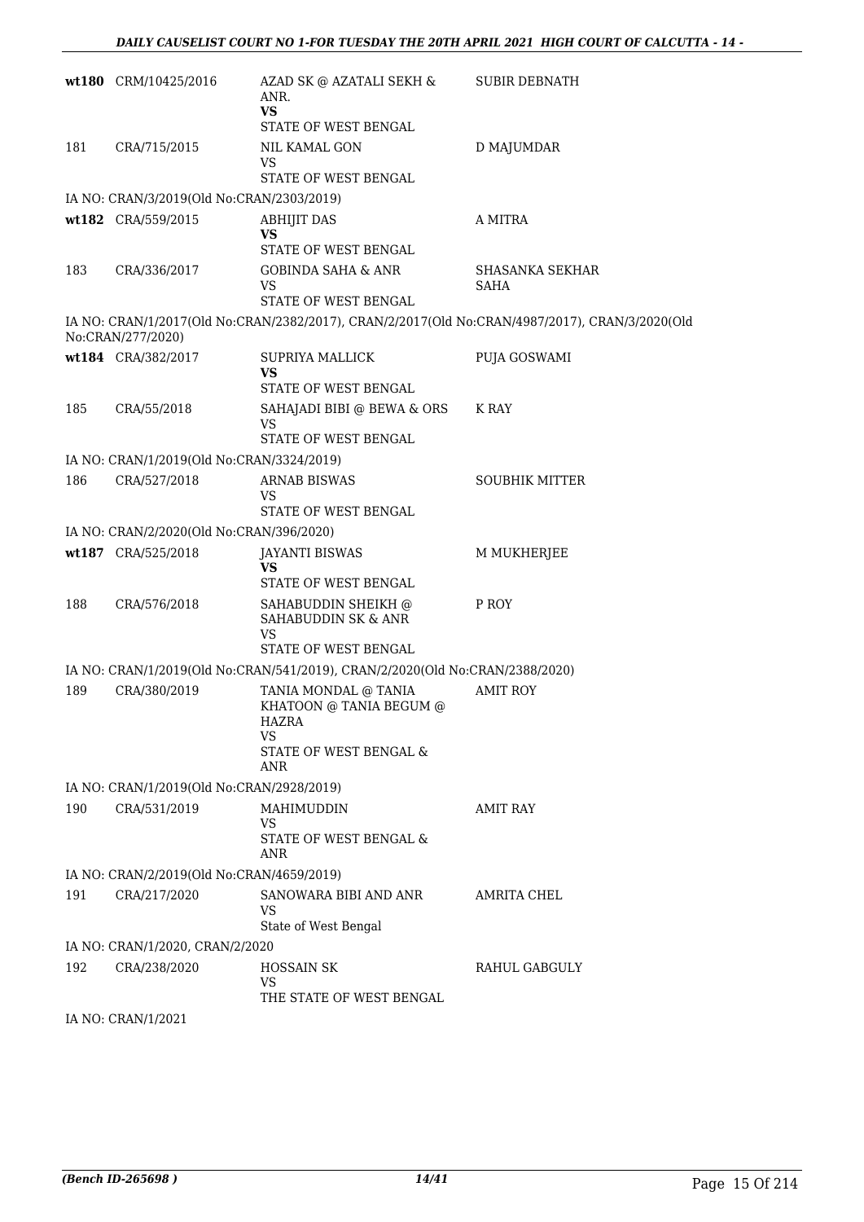| | | | |
|---|---|---|---|
| wt180 | CRM/10425/2016 | AZAD SK @ AZATALI SEKH & ANR.<br>**VS**<br>STATE OF WEST BENGAL | SUBIR DEBNATH |
| 181 | CRA/715/2015 | NIL KAMAL GON<br>VS<br>STATE OF WEST BENGAL | D MAJUMDAR |
| | IA NO: CRAN/3/2019(Old No:CRAN/2303/2019) | | |
| wt182 | CRA/559/2015 | ABHIJIT DAS<br>**VS**<br>STATE OF WEST BENGAL | A MITRA |
| 183 | CRA/336/2017 | GOBINDA SAHA & ANR<br>VS<br>STATE OF WEST BENGAL | SHASANKA SEKHAR SAHA |
| | IA NO: CRAN/1/2017(Old No:CRAN/2382/2017), CRAN/2/2017(Old No:CRAN/4987/2017), CRAN/3/2020(Old No:CRAN/277/2020) | | |
| wt184 | CRA/382/2017 | SUPRIYA MALLICK<br>**VS**<br>STATE OF WEST BENGAL | PUJA GOSWAMI |
| 185 | CRA/55/2018 | SAHAJADI BIBI @ BEWA & ORS<br>VS<br>STATE OF WEST BENGAL | K RAY |
| | IA NO: CRAN/1/2019(Old No:CRAN/3324/2019) | | |
| 186 | CRA/527/2018 | ARNAB BISWAS<br>VS<br>STATE OF WEST BENGAL | SOUBHIK MITTER |
| | IA NO: CRAN/2/2020(Old No:CRAN/396/2020) | | |
| wt187 | CRA/525/2018 | JAYANTI BISWAS<br>**VS**<br>STATE OF WEST BENGAL | M MUKHERJEE |
| 188 | CRA/576/2018 | SAHABUDDIN SHEIKH @ SAHABUDDIN SK & ANR<br>VS<br>STATE OF WEST BENGAL | P ROY |
| | IA NO: CRAN/1/2019(Old No:CRAN/541/2019), CRAN/2/2020(Old No:CRAN/2388/2020) | | |
| 189 | CRA/380/2019 | TANIA MONDAL @ TANIA KHATOON @ TANIA BEGUM @ HAZRA<br>VS<br>STATE OF WEST BENGAL & ANR | AMIT ROY |
| | IA NO: CRAN/1/2019(Old No:CRAN/2928/2019) | | |
| 190 | CRA/531/2019 | MAHIMUDDIN<br>VS<br>STATE OF WEST BENGAL & ANR | AMIT RAY |
| | IA NO: CRAN/2/2019(Old No:CRAN/4659/2019) | | |
| 191 | CRA/217/2020 | SANOWARA BIBI AND ANR<br>VS<br>State of West Bengal | AMRITA CHEL |
| | IA NO: CRAN/1/2020, CRAN/2/2020 | | |
| 192 | CRA/238/2020 | HOSSAIN SK<br>VS<br>THE STATE OF WEST BENGAL | RAHUL GABGULY |
| | IA NO: CRAN/1/2021 | | |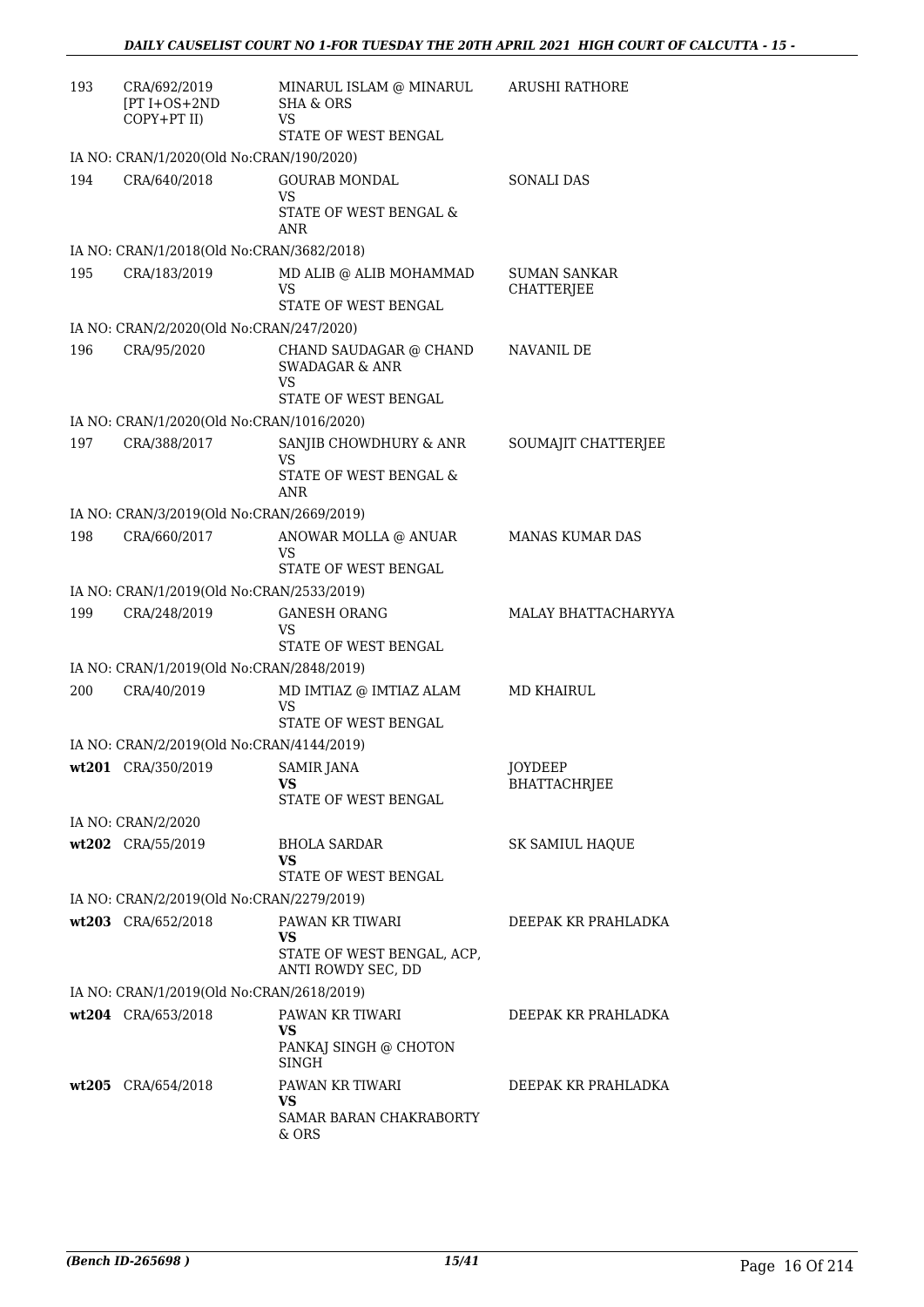| | | | |
|---|---|---|---|
| 193 | CRA/692/2019 [PT I+OS+2ND COPY+PT II) | MINARUL ISLAM @ MINARUL SHA & ORS<br>VS<br>STATE OF WEST BENGAL | ARUSHI RATHORE |
| | IA NO: CRAN/1/2020(Old No:CRAN/190/2020) | | |
| 194 | CRA/640/2018 | GOURAB MONDAL<br>VS<br>STATE OF WEST BENGAL & ANR | SONALI DAS |
| | IA NO: CRAN/1/2018(Old No:CRAN/3682/2018) | | |
| 195 | CRA/183/2019 | MD ALIB @ ALIB MOHAMMAD<br>VS<br>STATE OF WEST BENGAL | SUMAN SANKAR CHATTERJEE |
| | IA NO: CRAN/2/2020(Old No:CRAN/247/2020) | | |
| 196 | CRA/95/2020 | CHAND SAUDAGAR @ CHAND SWADAGAR & ANR<br>VS<br>STATE OF WEST BENGAL | NAVANIL DE |
| | IA NO: CRAN/1/2020(Old No:CRAN/1016/2020) | | |
| 197 | CRA/388/2017 | SANJIB CHOWDHURY & ANR<br>VS<br>STATE OF WEST BENGAL & ANR | SOUMAJIT CHATTERJEE |
| | IA NO: CRAN/3/2019(Old No:CRAN/2669/2019) | | |
| 198 | CRA/660/2017 | ANOWAR MOLLA @ ANUAR<br>VS<br>STATE OF WEST BENGAL | MANAS KUMAR DAS |
| | IA NO: CRAN/1/2019(Old No:CRAN/2533/2019) | | |
| 199 | CRA/248/2019 | GANESH ORANG<br>VS<br>STATE OF WEST BENGAL | MALAY BHATTACHARYYA |
| | IA NO: CRAN/1/2019(Old No:CRAN/2848/2019) | | |
| 200 | CRA/40/2019 | MD IMTIAZ @ IMTIAZ ALAM<br>VS<br>STATE OF WEST BENGAL | MD KHAIRUL |
| | IA NO: CRAN/2/2019(Old No:CRAN/4144/2019) | | |
| **wt201** | CRA/350/2019 | SAMIR JANA<br>**VS**<br>STATE OF WEST BENGAL | JOYDEEP BHATTACHRJEE |
| | IA NO: CRAN/2/2020 | | |
| **wt202** | CRA/55/2019 | BHOLA SARDAR<br>**VS**<br>STATE OF WEST BENGAL | SK SAMIUL HAQUE |
| | IA NO: CRAN/2/2019(Old No:CRAN/2279/2019) | | |
| **wt203** | CRA/652/2018 | PAWAN KR TIWARI<br>**VS**<br>STATE OF WEST BENGAL, ACP, ANTI ROWDY SEC, DD | DEEPAK KR PRAHLADKA |
| | IA NO: CRAN/1/2019(Old No:CRAN/2618/2019) | | |
| **wt204** | CRA/653/2018 | PAWAN KR TIWARI<br>**VS**<br>PANKAJ SINGH @ CHOTON SINGH | DEEPAK KR PRAHLADKA |
| **wt205** | CRA/654/2018 | PAWAN KR TIWARI<br>**VS**<br>SAMAR BARAN CHAKRABORTY & ORS | DEEPAK KR PRAHLADKA |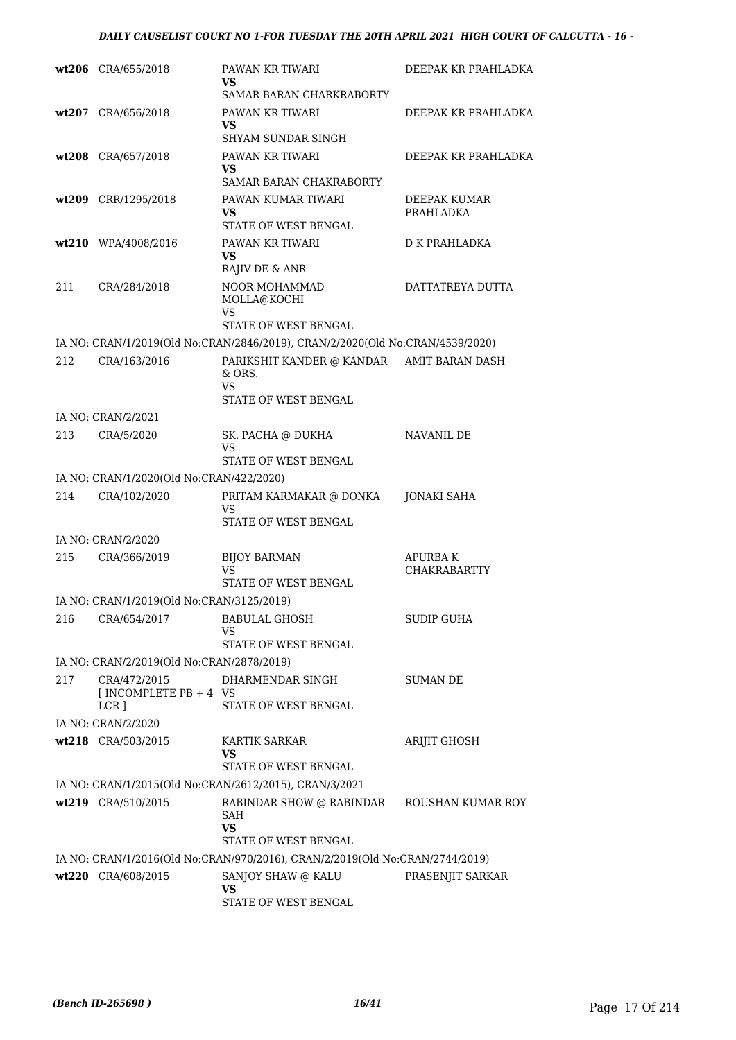| | | | |
|---|---|---|---|
| **wt206** | CRA/655/2018 | PAWAN KR TIWARI<br>**VS**<br>SAMAR BARAN CHARKRABORTY | DEEPAK KR PRAHLADKA |
| **wt207** | CRA/656/2018 | PAWAN KR TIWARI<br>**VS**<br>SHYAM SUNDAR SINGH | DEEPAK KR PRAHLADKA |
| **wt208** | CRA/657/2018 | PAWAN KR TIWARI<br>**VS**<br>SAMAR BARAN CHAKRABORTY | DEEPAK KR PRAHLADKA |
| **wt209** | CRR/1295/2018 | PAWAN KUMAR TIWARI<br>**VS**<br>STATE OF WEST BENGAL | DEEPAK KUMAR PRAHLADKA |
| **wt210** | WPA/4008/2016 | PAWAN KR TIWARI<br>**VS**<br>RAJIV DE & ANR | D K PRAHLADKA |
| 211 | CRA/284/2018 | NOOR MOHAMMAD MOLLA@KOCHI<br>VS<br>STATE OF WEST BENGAL | DATTATREYA DUTTA |
| | IA NO: CRAN/1/2019(Old No:CRAN/2846/2019), CRAN/2/2020(Old No:CRAN/4539/2020) | | |
| 212 | CRA/163/2016 | PARIKSHIT KANDER @ KANDAR & ORS.<br>VS<br>STATE OF WEST BENGAL | AMIT BARAN DASH |
| | IA NO: CRAN/2/2021 | | |
| 213 | CRA/5/2020 | SK. PACHA @ DUKHA<br>VS<br>STATE OF WEST BENGAL | NAVANIL DE |
| | IA NO: CRAN/1/2020(Old No:CRAN/422/2020) | | |
| 214 | CRA/102/2020 | PRITAM KARMAKAR @ DONKA<br>VS<br>STATE OF WEST BENGAL | JONAKI SAHA |
| | IA NO: CRAN/2/2020 | | |
| 215 | CRA/366/2019 | BIJOY BARMAN<br>VS<br>STATE OF WEST BENGAL | APURBA K CHAKRABARTTY |
| | IA NO: CRAN/1/2019(Old No:CRAN/3125/2019) | | |
| 216 | CRA/654/2017 | BABULAL GHOSH<br>VS<br>STATE OF WEST BENGAL | SUDIP GUHA |
| | IA NO: CRAN/2/2019(Old No:CRAN/2878/2019) | | |
| 217 | CRA/472/2015<br>[ INCOMPLETE PB + 4 LCR ] | DHARMENDAR SINGH<br>VS<br>STATE OF WEST BENGAL | SUMAN DE |
| | IA NO: CRAN/2/2020 | | |
| **wt218** | CRA/503/2015 | KARTIK SARKAR<br>**VS**<br>STATE OF WEST BENGAL | ARIJIT GHOSH |
| | IA NO: CRAN/1/2015(Old No:CRAN/2612/2015), CRAN/3/2021 | | |
| **wt219** | CRA/510/2015 | RABINDAR SHOW @ RABINDAR SAH<br>**VS**<br>STATE OF WEST BENGAL | ROUSHAN KUMAR ROY |
| | IA NO: CRAN/1/2016(Old No:CRAN/970/2016), CRAN/2/2019(Old No:CRAN/2744/2019) | | |
| **wt220** | CRA/608/2015 | SANJOY SHAW @ KALU<br>**VS**<br>STATE OF WEST BENGAL | PRASENJIT SARKAR |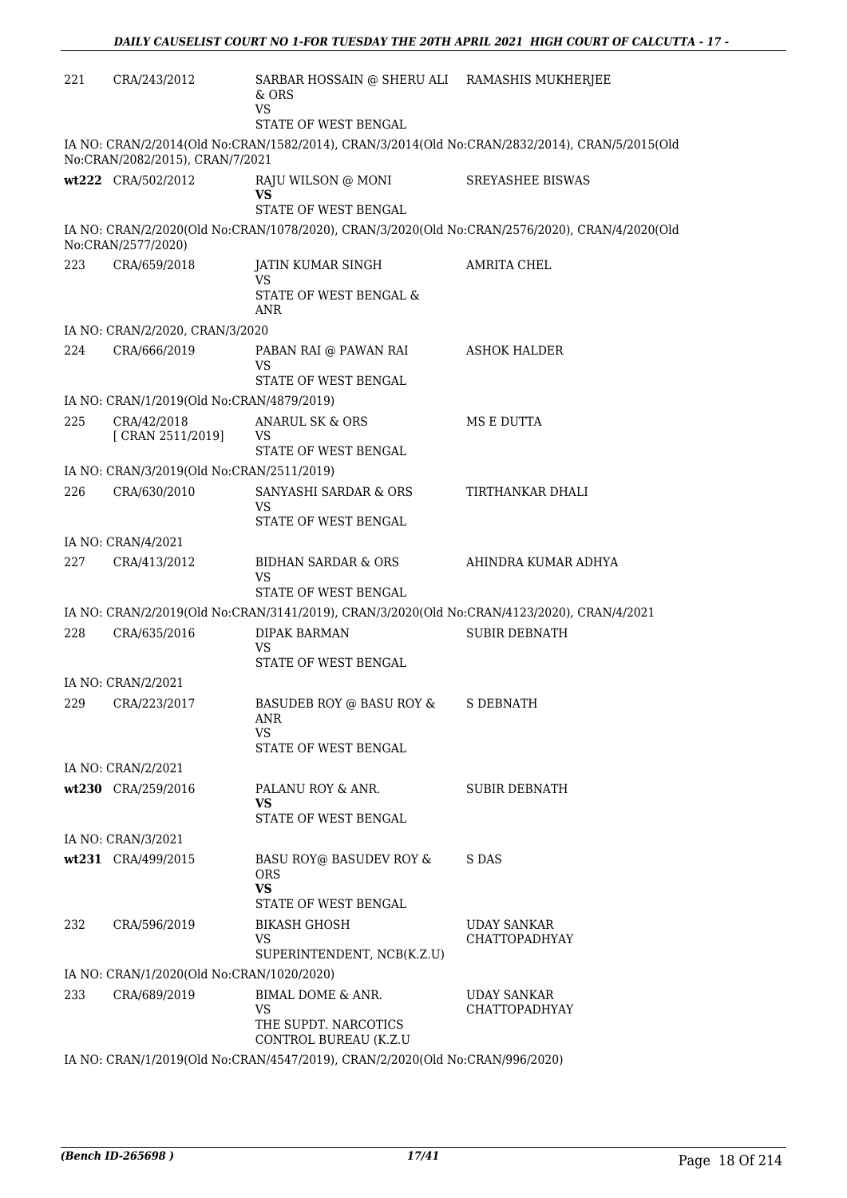| | | | |
|---|---|---|---|
| 221 | CRA/243/2012 | SARBAR HOSSAIN @ SHERU ALI & ORS<br>VS<br>STATE OF WEST BENGAL | RAMASHIS MUKHERJEE |

IA NO: CRAN/2/2014(Old No:CRAN/1582/2014), CRAN/3/2014(Old No:CRAN/2832/2014), CRAN/5/2015(Old No:CRAN/2082/2015), CRAN/7/2021

| | | | |
|---|---|---|---|
| wt222 | CRA/502/2012 | RAJU WILSON @ MONI<br>**VS**<br>STATE OF WEST BENGAL | SREYASHEE BISWAS |

IA NO: CRAN/2/2020(Old No:CRAN/1078/2020), CRAN/3/2020(Old No:CRAN/2576/2020), CRAN/4/2020(Old No:CRAN/2577/2020)

| | | | |
|---|---|---|---|
| 223 | CRA/659/2018 | JATIN KUMAR SINGH<br>VS<br>STATE OF WEST BENGAL & ANR | AMRITA CHEL |

IA NO: CRAN/2/2020, CRAN/3/2020

| | | | |
|---|---|---|---|
| 224 | CRA/666/2019 | PABAN RAI @ PAWAN RAI<br>VS<br>STATE OF WEST BENGAL | ASHOK HALDER |

IA NO: CRAN/1/2019(Old No:CRAN/4879/2019)

| | | | |
|---|---|---|---|
| 225 | CRA/42/2018<br>[ CRAN 2511/2019] | ANARUL SK & ORS<br>VS<br>STATE OF WEST BENGAL | MS E DUTTA |

IA NO: CRAN/3/2019(Old No:CRAN/2511/2019)

| | | | |
|---|---|---|---|
| 226 | CRA/630/2010 | SANYASHI SARDAR & ORS<br>VS<br>STATE OF WEST BENGAL | TIRTHANKAR DHALI |

IA NO: CRAN/4/2021

| | | | |
|---|---|---|---|
| 227 | CRA/413/2012 | BIDHAN SARDAR & ORS<br>VS<br>STATE OF WEST BENGAL | AHINDRA KUMAR ADHYA |

IA NO: CRAN/2/2019(Old No:CRAN/3141/2019), CRAN/3/2020(Old No:CRAN/4123/2020), CRAN/4/2021

| | | | |
|---|---|---|---|
| 228 | CRA/635/2016 | DIPAK BARMAN<br>VS<br>STATE OF WEST BENGAL | SUBIR DEBNATH |

IA NO: CRAN/2/2021

| | | | |
|---|---|---|---|
| 229 | CRA/223/2017 | BASUDEB ROY @ BASU ROY & ANR<br>VS<br>STATE OF WEST BENGAL | S DEBNATH |

IA NO: CRAN/2/2021

| | | | |
|---|---|---|---|
| wt230 | CRA/259/2016 | PALANU ROY & ANR.<br>**VS**<br>STATE OF WEST BENGAL | SUBIR DEBNATH |

IA NO: CRAN/3/2021

| | | | |
|---|---|---|---|
| wt231 | CRA/499/2015 | BASU ROY@ BASUDEV ROY & ORS<br>**VS**<br>STATE OF WEST BENGAL | S DAS |
| 232 | CRA/596/2019 | BIKASH GHOSH<br>VS<br>SUPERINTENDENT, NCB(K.Z.U) | UDAY SANKAR CHATTOPADHYAY |

IA NO: CRAN/1/2020(Old No:CRAN/1020/2020)

| | | | |
|---|---|---|---|
| 233 | CRA/689/2019 | BIMAL DOME & ANR.<br>VS<br>THE SUPDT. NARCOTICS CONTROL BUREAU (K.Z.U | UDAY SANKAR CHATTOPADHYAY |

IA NO: CRAN/1/2019(Old No:CRAN/4547/2019), CRAN/2/2020(Old No:CRAN/996/2020)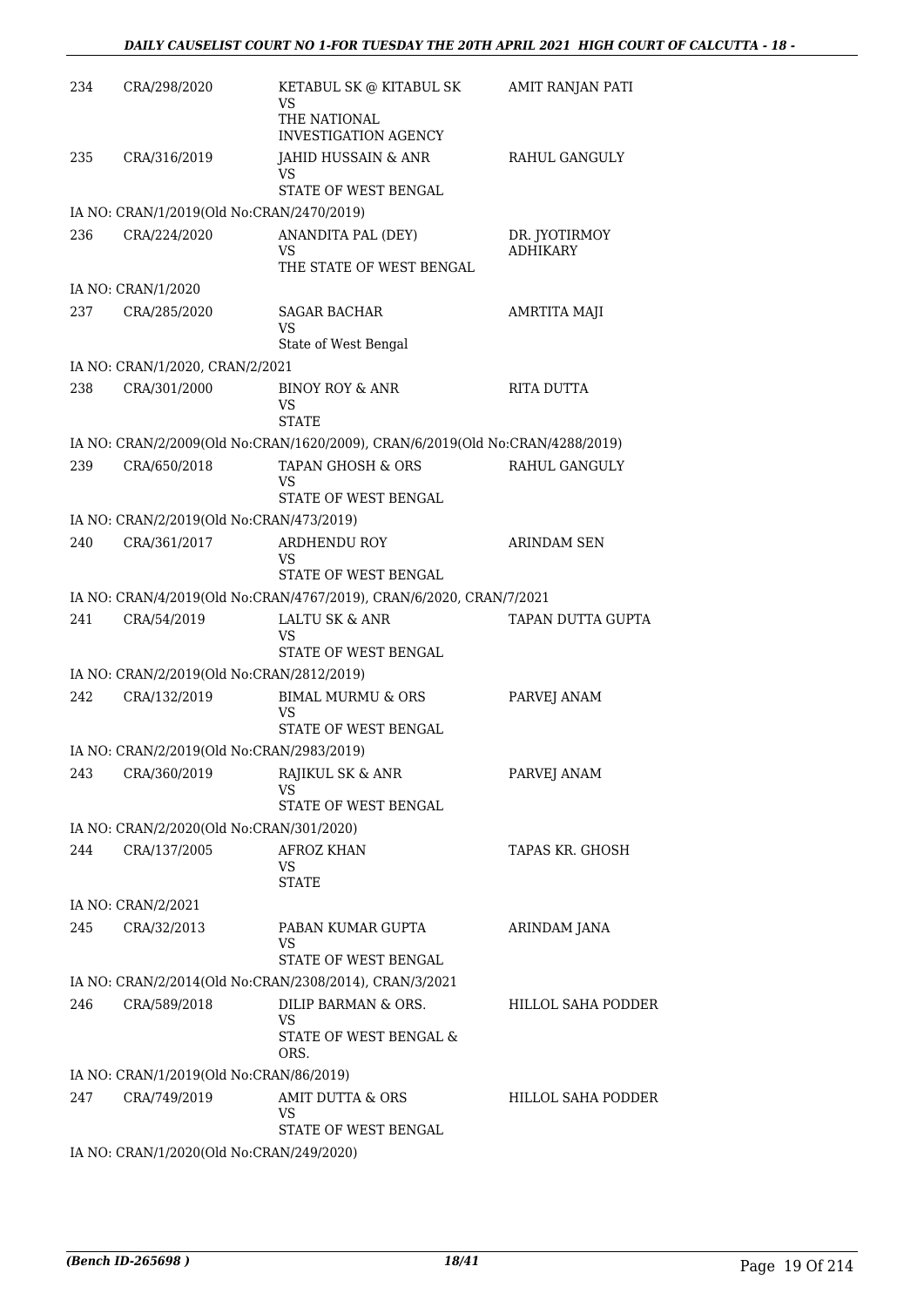| | | | |
|---|---|---|---|
| 234 | CRA/298/2020 | KETABUL SK @ KITABUL SK<br>VS<br>THE NATIONAL INVESTIGATION AGENCY | AMIT RANJAN PATI |
| 235 | CRA/316/2019 | JAHID HUSSAIN & ANR<br>VS<br>STATE OF WEST BENGAL | RAHUL GANGULY |
| | IA NO: CRAN/1/2019(Old No:CRAN/2470/2019) | | |
| 236 | CRA/224/2020 | ANANDITA PAL (DEY)<br>VS<br>THE STATE OF WEST BENGAL | DR. JYOTIRMOY ADHIKARY |
| | IA NO: CRAN/1/2020 | | |
| 237 | CRA/285/2020 | SAGAR BACHAR<br>VS<br>State of West Bengal | AMRTITA MAJI |
| | IA NO: CRAN/1/2020, CRAN/2/2021 | | |
| 238 | CRA/301/2000 | BINOY ROY & ANR<br>VS<br>STATE | RITA DUTTA |
| | IA NO: CRAN/2/2009(Old No:CRAN/1620/2009), CRAN/6/2019(Old No:CRAN/4288/2019) | | |
| 239 | CRA/650/2018 | TAPAN GHOSH & ORS<br>VS<br>STATE OF WEST BENGAL | RAHUL GANGULY |
| | IA NO: CRAN/2/2019(Old No:CRAN/473/2019) | | |
| 240 | CRA/361/2017 | ARDHENDU ROY<br>VS<br>STATE OF WEST BENGAL | ARINDAM SEN |
| | IA NO: CRAN/4/2019(Old No:CRAN/4767/2019), CRAN/6/2020, CRAN/7/2021 | | |
| 241 | CRA/54/2019 | LALTU SK & ANR<br>VS<br>STATE OF WEST BENGAL | TAPAN DUTTA GUPTA |
| | IA NO: CRAN/2/2019(Old No:CRAN/2812/2019) | | |
| 242 | CRA/132/2019 | BIMAL MURMU & ORS<br>VS<br>STATE OF WEST BENGAL | PARVEJ ANAM |
| | IA NO: CRAN/2/2019(Old No:CRAN/2983/2019) | | |
| 243 | CRA/360/2019 | RAJIKUL SK & ANR<br>VS<br>STATE OF WEST BENGAL | PARVEJ ANAM |
| | IA NO: CRAN/2/2020(Old No:CRAN/301/2020) | | |
| 244 | CRA/137/2005 | AFROZ KHAN<br>VS<br>STATE | TAPAS KR. GHOSH |
| | IA NO: CRAN/2/2021 | | |
| 245 | CRA/32/2013 | PABAN KUMAR GUPTA<br>VS<br>STATE OF WEST BENGAL | ARINDAM JANA |
| | IA NO: CRAN/2/2014(Old No:CRAN/2308/2014), CRAN/3/2021 | | |
| 246 | CRA/589/2018 | DILIP BARMAN & ORS.<br>VS<br>STATE OF WEST BENGAL & ORS. | HILLOL SAHA PODDER |
| | IA NO: CRAN/1/2019(Old No:CRAN/86/2019) | | |
| 247 | CRA/749/2019 | AMIT DUTTA & ORS<br>VS<br>STATE OF WEST BENGAL | HILLOL SAHA PODDER |
| | IA NO: CRAN/1/2020(Old No:CRAN/249/2020) | | |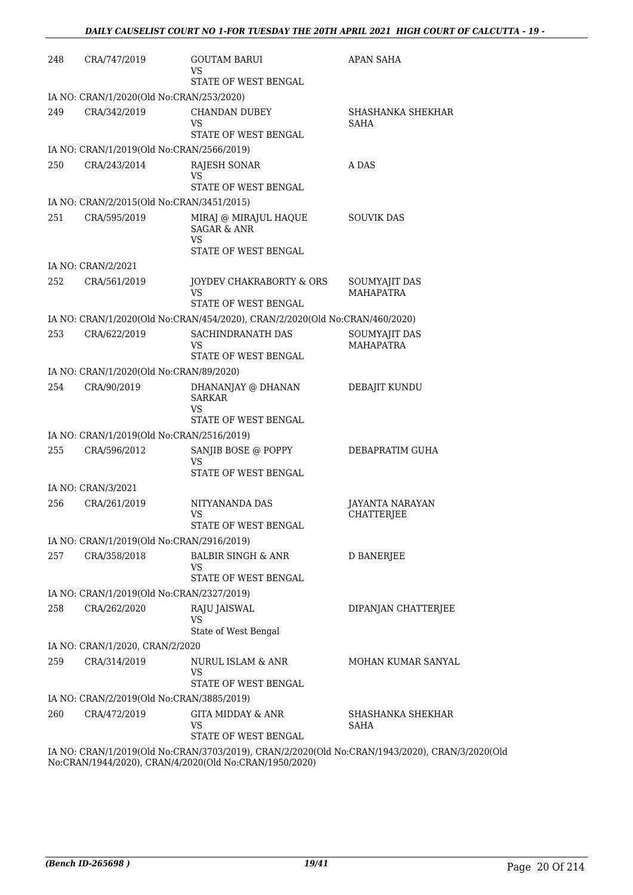| | | | |
|---|---|---|---|
| 248 | CRA/747/2019 | GOUTAM BARUI<br>VS<br>STATE OF WEST BENGAL | APAN SAHA |
| IA NO: CRAN/1/2020(Old No:CRAN/253/2020) | | | |
| 249 | CRA/342/2019 | CHANDAN DUBEY<br>VS<br>STATE OF WEST BENGAL | SHASHANKA SHEKHAR SAHA |
| IA NO: CRAN/1/2019(Old No:CRAN/2566/2019) | | | |
| 250 | CRA/243/2014 | RAJESH SONAR<br>VS<br>STATE OF WEST BENGAL | A DAS |
| IA NO: CRAN/2/2015(Old No:CRAN/3451/2015) | | | |
| 251 | CRA/595/2019 | MIRAJ @ MIRAJUL HAQUE SAGAR & ANR<br>VS<br>STATE OF WEST BENGAL | SOUVIK DAS |
| IA NO: CRAN/2/2021 | | | |
| 252 | CRA/561/2019 | JOYDEV CHAKRABORTY & ORS<br>VS<br>STATE OF WEST BENGAL | SOUMYAJIT DAS MAHAPATRA |
| IA NO: CRAN/1/2020(Old No:CRAN/454/2020), CRAN/2/2020(Old No:CRAN/460/2020) | | | |
| 253 | CRA/622/2019 | SACHINDRANATH DAS<br>VS<br>STATE OF WEST BENGAL | SOUMYAJIT DAS MAHAPATRA |
| IA NO: CRAN/1/2020(Old No:CRAN/89/2020) | | | |
| 254 | CRA/90/2019 | DHANANJAY @ DHANAN SARKAR<br>VS<br>STATE OF WEST BENGAL | DEBAJIT KUNDU |
| IA NO: CRAN/1/2019(Old No:CRAN/2516/2019) | | | |
| 255 | CRA/596/2012 | SANJIB BOSE @ POPPY<br>VS<br>STATE OF WEST BENGAL | DEBAPRATIM GUHA |
| IA NO: CRAN/3/2021 | | | |
| 256 | CRA/261/2019 | NITYANANDA DAS<br>VS<br>STATE OF WEST BENGAL | JAYANTA NARAYAN CHATTERJEE |
| IA NO: CRAN/1/2019(Old No:CRAN/2916/2019) | | | |
| 257 | CRA/358/2018 | BALBIR SINGH & ANR<br>VS<br>STATE OF WEST BENGAL | D BANERJEE |
| IA NO: CRAN/1/2019(Old No:CRAN/2327/2019) | | | |
| 258 | CRA/262/2020 | RAJU JAISWAL<br>VS<br>State of West Bengal | DIPANJAN CHATTERJEE |
| IA NO: CRAN/1/2020, CRAN/2/2020 | | | |
| 259 | CRA/314/2019 | NURUL ISLAM & ANR<br>VS<br>STATE OF WEST BENGAL | MOHAN KUMAR SANYAL |
| IA NO: CRAN/2/2019(Old No:CRAN/3885/2019) | | | |
| 260 | CRA/472/2019 | GITA MIDDAY & ANR<br>VS<br>STATE OF WEST BENGAL | SHASHANKA SHEKHAR SAHA |
| IA NO: CRAN/1/2019(Old No:CRAN/3703/2019), CRAN/2/2020(Old No:CRAN/1943/2020), CRAN/3/2020(Old No:CRAN/1944/2020), CRAN/4/2020(Old No:CRAN/1950/2020) | | | |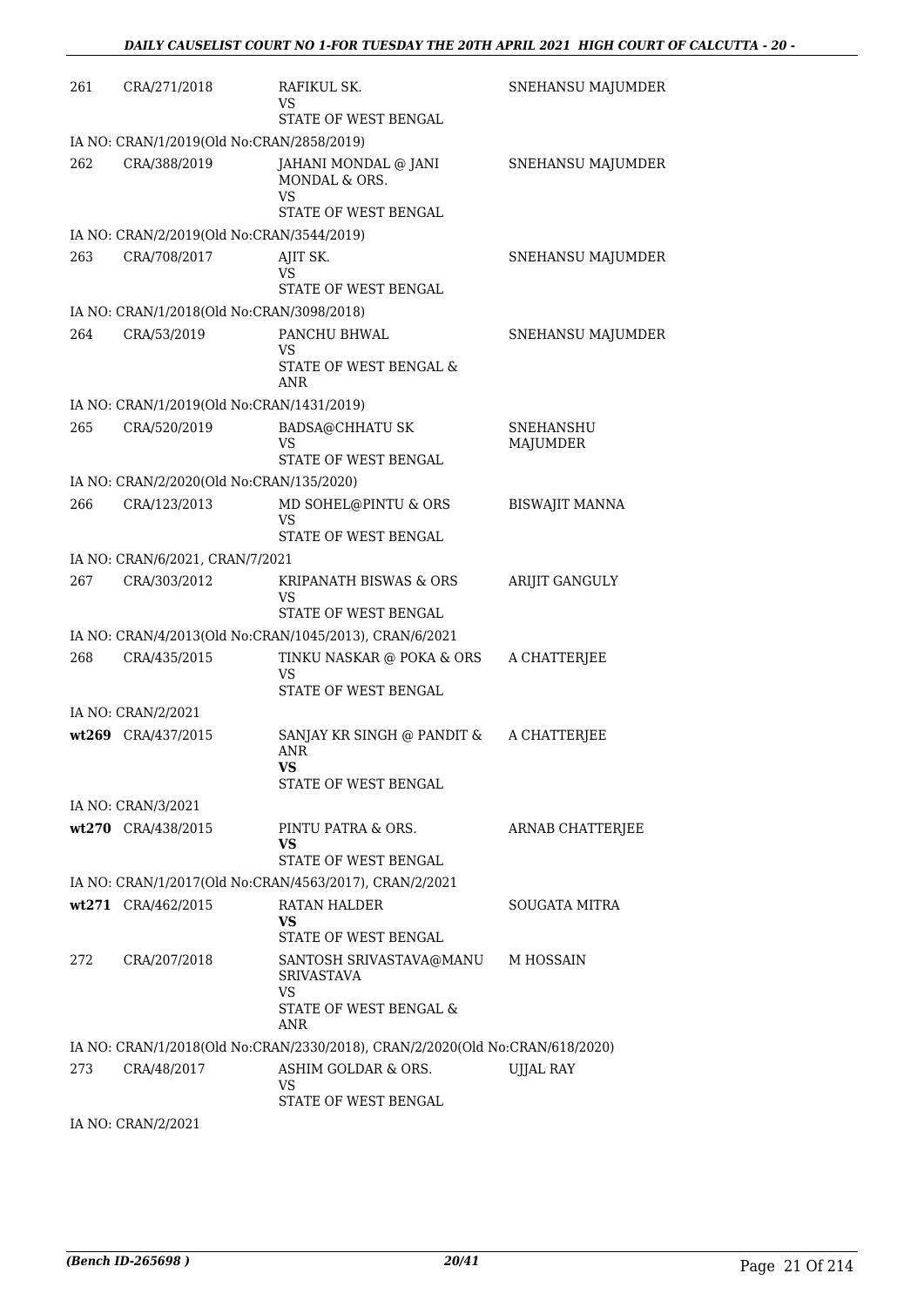| | | | |
|---|---|---|---|
| 261 | CRA/271/2018 | RAFIKUL SK.<br>VS<br>STATE OF WEST BENGAL | SNEHANSU MAJUMDER |
| IA NO: CRAN/1/2019(Old No:CRAN/2858/2019) | | | |
| 262 | CRA/388/2019 | JAHANI MONDAL @ JANI MONDAL & ORS.<br>VS<br>STATE OF WEST BENGAL | SNEHANSU MAJUMDER |
| IA NO: CRAN/2/2019(Old No:CRAN/3544/2019) | | | |
| 263 | CRA/708/2017 | AJIT SK.<br>VS<br>STATE OF WEST BENGAL | SNEHANSU MAJUMDER |
| IA NO: CRAN/1/2018(Old No:CRAN/3098/2018) | | | |
| 264 | CRA/53/2019 | PANCHU BHWAL<br>VS<br>STATE OF WEST BENGAL & ANR | SNEHANSU MAJUMDER |
| IA NO: CRAN/1/2019(Old No:CRAN/1431/2019) | | | |
| 265 | CRA/520/2019 | BADSA@CHHATU SK<br>VS<br>STATE OF WEST BENGAL | SNEHANSHU MAJUMDER |
| IA NO: CRAN/2/2020(Old No:CRAN/135/2020) | | | |
| 266 | CRA/123/2013 | MD SOHEL@PINTU & ORS<br>VS<br>STATE OF WEST BENGAL | BISWAJIT MANNA |
| IA NO: CRAN/6/2021, CRAN/7/2021 | | | |
| 267 | CRA/303/2012 | KRIPANATH BISWAS & ORS<br>VS<br>STATE OF WEST BENGAL | ARIJIT GANGULY |
| IA NO: CRAN/4/2013(Old No:CRAN/1045/2013), CRAN/6/2021 | | | |
| 268 | CRA/435/2015 | TINKU NASKAR @ POKA & ORS<br>VS<br>STATE OF WEST BENGAL | A CHATTERJEE |
| IA NO: CRAN/2/2021 | | | |
| **wt**269 | CRA/437/2015 | SANJAY KR SINGH @ PANDIT & ANR<br>**VS**<br>STATE OF WEST BENGAL | A CHATTERJEE |
| IA NO: CRAN/3/2021 | | | |
| **wt**270 | CRA/438/2015 | PINTU PATRA & ORS.<br>**VS**<br>STATE OF WEST BENGAL | ARNAB CHATTERJEE |
| IA NO: CRAN/1/2017(Old No:CRAN/4563/2017), CRAN/2/2021 | | | |
| **wt**271 | CRA/462/2015 | RATAN HALDER<br>**VS**<br>STATE OF WEST BENGAL | SOUGATA MITRA |
| 272 | CRA/207/2018 | SANTOSH SRIVASTAVA@MANU SRIVASTAVA<br>VS<br>STATE OF WEST BENGAL & ANR | M HOSSAIN |
| IA NO: CRAN/1/2018(Old No:CRAN/2330/2018), CRAN/2/2020(Old No:CRAN/618/2020) | | | |
| 273 | CRA/48/2017 | ASHIM GOLDAR & ORS.<br>VS<br>STATE OF WEST BENGAL | UJJAL RAY |
| IA NO: CRAN/2/2021 | | | |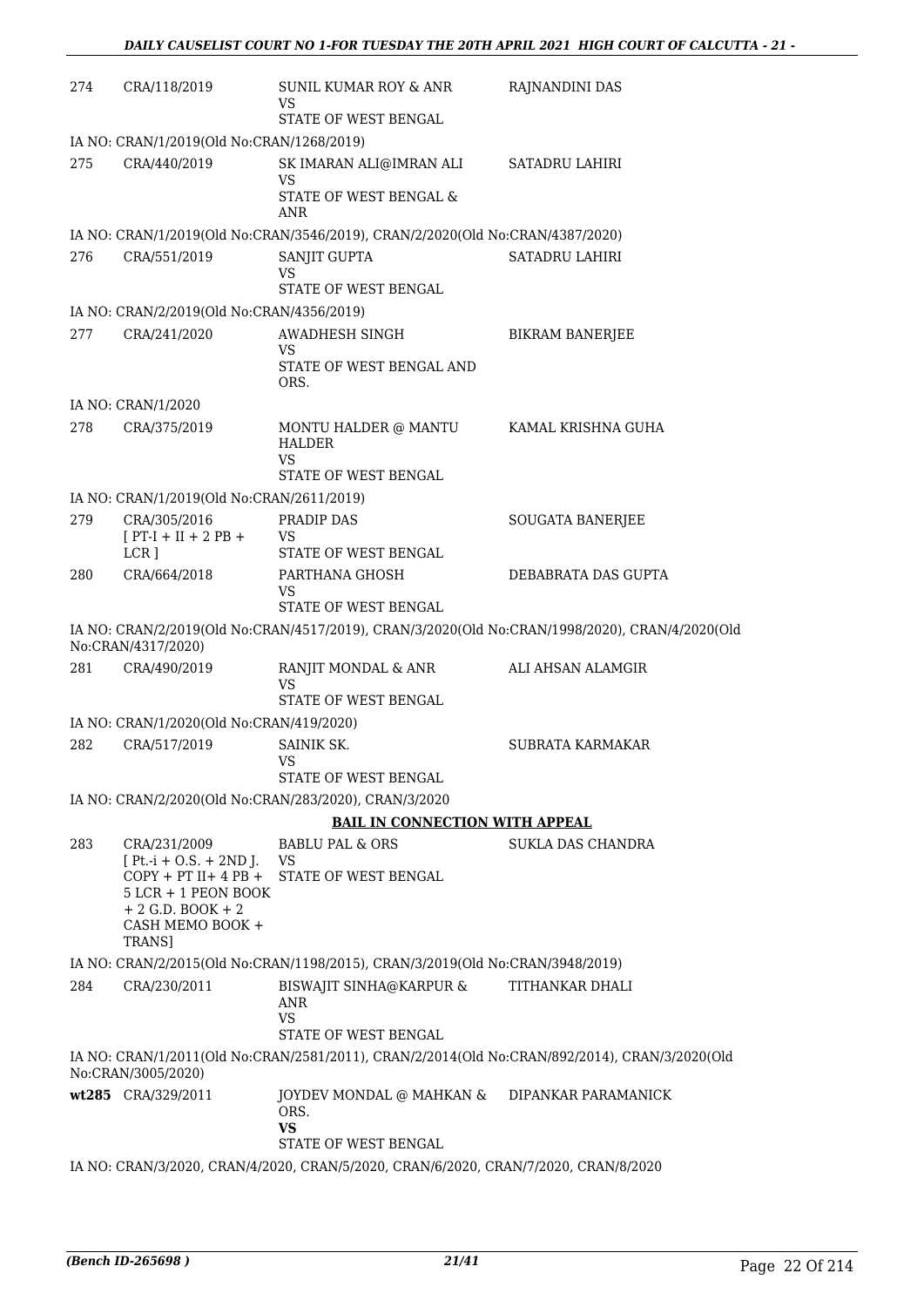| | | | |
|---|---|---|---|
| 274 | CRA/118/2019 | SUNIL KUMAR ROY & ANR<br>VS<br>STATE OF WEST BENGAL | RAJNANDINI DAS |

IA NO: CRAN/1/2019(Old No:CRAN/1268/2019)

| | | | |
|---|---|---|---|
| 275 | CRA/440/2019 | SK IMARAN ALI@IMRAN ALI<br>VS<br>STATE OF WEST BENGAL & ANR | SATADRU LAHIRI |

IA NO: CRAN/1/2019(Old No:CRAN/3546/2019), CRAN/2/2020(Old No:CRAN/4387/2020)

| | | | |
|---|---|---|---|
| 276 | CRA/551/2019 | SANJIT GUPTA<br>VS<br>STATE OF WEST BENGAL | SATADRU LAHIRI |

IA NO: CRAN/2/2019(Old No:CRAN/4356/2019)

| | | | |
|---|---|---|---|
| 277 | CRA/241/2020 | AWADHESH SINGH<br>VS<br>STATE OF WEST BENGAL AND ORS. | BIKRAM BANERJEE |

IA NO: CRAN/1/2020

| | | | |
|---|---|---|---|
| 278 | CRA/375/2019 | MONTU HALDER @ MANTU HALDER<br>VS<br>STATE OF WEST BENGAL | KAMAL KRISHNA GUHA |

IA NO: CRAN/1/2019(Old No:CRAN/2611/2019)

| | | | |
|---|---|---|---|
| 279 | CRA/305/2016<br>[ PT-I + II + 2 PB + LCR ] | PRADIP DAS<br>VS<br>STATE OF WEST BENGAL | SOUGATA BANERJEE |
| 280 | CRA/664/2018 | PARTHANA GHOSH<br>VS<br>STATE OF WEST BENGAL | DEBABRATA DAS GUPTA |

IA NO: CRAN/2/2019(Old No:CRAN/4517/2019), CRAN/3/2020(Old No:CRAN/1998/2020), CRAN/4/2020(Old No:CRAN/4317/2020)

| | | | |
|---|---|---|---|
| 281 | CRA/490/2019 | RANJIT MONDAL & ANR<br>VS<br>STATE OF WEST BENGAL | ALI AHSAN ALAMGIR |

IA NO: CRAN/1/2020(Old No:CRAN/419/2020)

| | | | |
|---|---|---|---|
| 282 | CRA/517/2019 | SAINIK SK.<br>VS<br>STATE OF WEST BENGAL | SUBRATA KARMAKAR |

IA NO: CRAN/2/2020(Old No:CRAN/283/2020), CRAN/3/2020

**BAIL IN CONNECTION WITH APPEAL**

| | | | |
|---|---|---|---|
| 283 | CRA/231/2009<br>[ Pt.-i + O.S. + 2ND J. COPY + PT II+ 4 PB + 5 LCR + 1 PEON BOOK + 2 G.D. BOOK + 2 CASH MEMO BOOK + TRANS] | BABLU PAL & ORS<br>VS<br>STATE OF WEST BENGAL | SUKLA DAS CHANDRA |

IA NO: CRAN/2/2015(Old No:CRAN/1198/2015), CRAN/3/2019(Old No:CRAN/3948/2019)

| | | | |
|---|---|---|---|
| 284 | CRA/230/2011 | BISWAJIT SINHA@KARPUR & ANR<br>VS<br>STATE OF WEST BENGAL | TITHANKAR DHALI |

IA NO: CRAN/1/2011(Old No:CRAN/2581/2011), CRAN/2/2014(Old No:CRAN/892/2014), CRAN/3/2020(Old No:CRAN/3005/2020)

| | | | |
|---|---|---|---|
| **wt285** | CRA/329/2011 | JOYDEV MONDAL @ MAHKAN & ORS.<br>**VS**<br>STATE OF WEST BENGAL | DIPANKAR PARAMANICK |

IA NO: CRAN/3/2020, CRAN/4/2020, CRAN/5/2020, CRAN/6/2020, CRAN/7/2020, CRAN/8/2020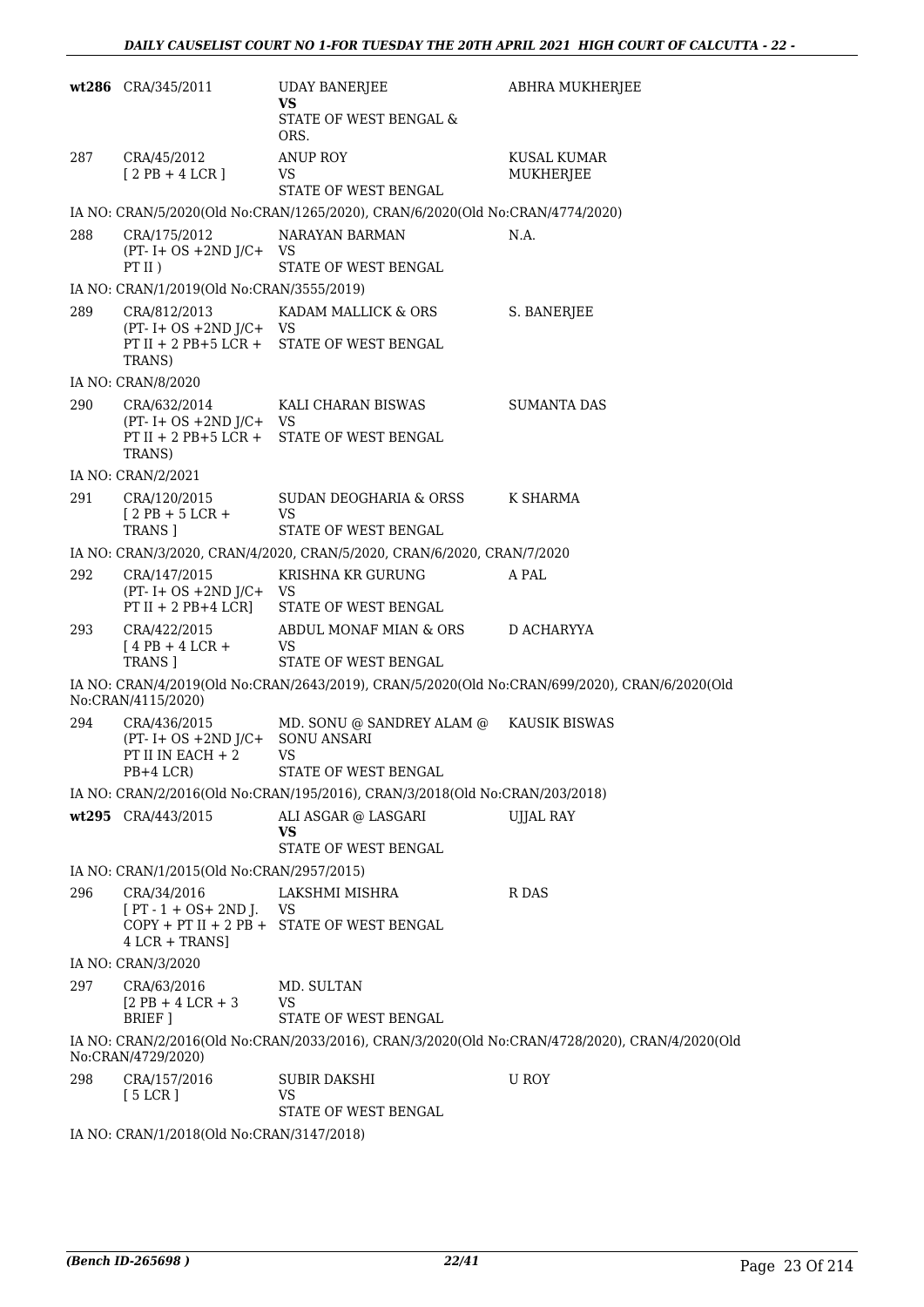| | | | |
|---|---|---|---|
| **wt286** | CRA/345/2011 | UDAY BANERJEE **VS** STATE OF WEST BENGAL & ORS. | ABHRA MUKHERJEE |
| 287 | CRA/45/2012 [ 2 PB + 4 LCR ] | ANUP ROY VS STATE OF WEST BENGAL | KUSAL KUMAR MUKHERJEE |
| | IA NO: CRAN/5/2020(Old No:CRAN/1265/2020), CRAN/6/2020(Old No:CRAN/4774/2020) | | |
| 288 | CRA/175/2012 (PT- I+ OS +2ND J/C+ PT II ) | NARAYAN BARMAN VS STATE OF WEST BENGAL | N.A. |
| | IA NO: CRAN/1/2019(Old No:CRAN/3555/2019) | | |
| 289 | CRA/812/2013 (PT- I+ OS +2ND J/C+ PT II + 2 PB+5 LCR + TRANS) | KADAM MALLICK & ORS VS STATE OF WEST BENGAL | S. BANERJEE |
| | IA NO: CRAN/8/2020 | | |
| 290 | CRA/632/2014 (PT- I+ OS +2ND J/C+ PT II + 2 PB+5 LCR + TRANS) | KALI CHARAN BISWAS VS STATE OF WEST BENGAL | SUMANTA DAS |
| | IA NO: CRAN/2/2021 | | |
| 291 | CRA/120/2015 [ 2 PB + 5 LCR + TRANS ] | SUDAN DEOGHARIA & ORSS VS STATE OF WEST BENGAL | K SHARMA |
| | IA NO: CRAN/3/2020, CRAN/4/2020, CRAN/5/2020, CRAN/6/2020, CRAN/7/2020 | | |
| 292 | CRA/147/2015 (PT- I+ OS +2ND J/C+ PT II + 2 PB+4 LCR] | KRISHNA KR GURUNG VS STATE OF WEST BENGAL | A PAL |
| 293 | CRA/422/2015 [ 4 PB + 4 LCR + TRANS ] | ABDUL MONAF MIAN & ORS VS STATE OF WEST BENGAL | D ACHARYYA |
| | IA NO: CRAN/4/2019(Old No:CRAN/2643/2019), CRAN/5/2020(Old No:CRAN/699/2020), CRAN/6/2020(Old No:CRAN/4115/2020) | | |
| 294 | CRA/436/2015 (PT- I+ OS +2ND J/C+ PT II IN EACH + 2 PB+4 LCR) | MD. SONU @ SANDREY ALAM @ SONU ANSARI VS STATE OF WEST BENGAL | KAUSIK BISWAS |
| | IA NO: CRAN/2/2016(Old No:CRAN/195/2016), CRAN/3/2018(Old No:CRAN/203/2018) | | |
| **wt295** | CRA/443/2015 | ALI ASGAR @ LASGARI **VS** STATE OF WEST BENGAL | UJJAL RAY |
| | IA NO: CRAN/1/2015(Old No:CRAN/2957/2015) | | |
| 296 | CRA/34/2016 [ PT - 1 + OS+ 2ND J. COPY + PT II + 2 PB + 4 LCR + TRANS] | LAKSHMI MISHRA VS STATE OF WEST BENGAL | R DAS |
| | IA NO: CRAN/3/2020 | | |
| 297 | CRA/63/2016 [2 PB + 4 LCR + 3 BRIEF ] | MD. SULTAN VS STATE OF WEST BENGAL | |
| | IA NO: CRAN/2/2016(Old No:CRAN/2033/2016), CRAN/3/2020(Old No:CRAN/4728/2020), CRAN/4/2020(Old No:CRAN/4729/2020) | | |
| 298 | CRA/157/2016 [ 5 LCR ] | SUBIR DAKSHI VS STATE OF WEST BENGAL | U ROY |
| | IA NO: CRAN/1/2018(Old No:CRAN/3147/2018) | | |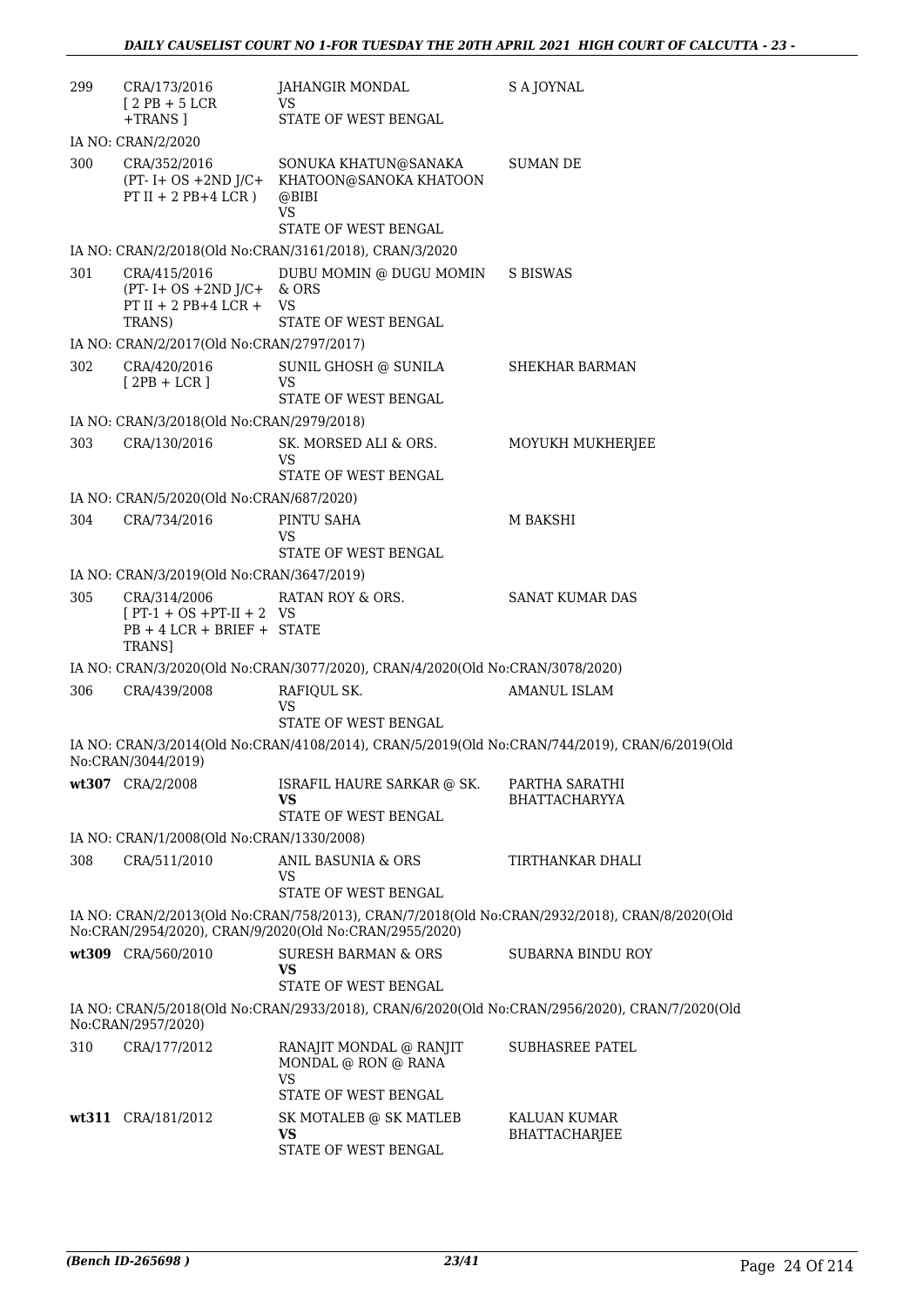| | | | |
|---|---|---|---|
| 299 | CRA/173/2016<br>[ 2 PB + 5 LCR +TRANS ] | JAHANGIR MONDAL<br>VS<br>STATE OF WEST BENGAL | S A JOYNAL |
| | IA NO: CRAN/2/2020 | | |
| 300 | CRA/352/2016<br>(PT- I+ OS +2ND J/C+ PT II + 2 PB+4 LCR ) | SONUKA KHATUN@SANAKA KHATOON@SANOKA KHATOON @BIBI<br>VS<br>STATE OF WEST BENGAL | SUMAN DE |
| | IA NO: CRAN/2/2018(Old No:CRAN/3161/2018), CRAN/3/2020 | | |
| 301 | CRA/415/2016<br>(PT- I+ OS +2ND J/C+ PT II + 2 PB+4 LCR + TRANS) | DUBU MOMIN @ DUGU MOMIN & ORS<br>VS<br>STATE OF WEST BENGAL | S BISWAS |
| | IA NO: CRAN/2/2017(Old No:CRAN/2797/2017) | | |
| 302 | CRA/420/2016<br>[ 2PB + LCR ] | SUNIL GHOSH @ SUNILA<br>VS<br>STATE OF WEST BENGAL | SHEKHAR BARMAN |
| | IA NO: CRAN/3/2018(Old No:CRAN/2979/2018) | | |
| 303 | CRA/130/2016 | SK. MORSED ALI & ORS.<br>VS<br>STATE OF WEST BENGAL | MOYUKH MUKHERJEE |
| | IA NO: CRAN/5/2020(Old No:CRAN/687/2020) | | |
| 304 | CRA/734/2016 | PINTU SAHA<br>VS<br>STATE OF WEST BENGAL | M BAKSHI |
| | IA NO: CRAN/3/2019(Old No:CRAN/3647/2019) | | |
| 305 | CRA/314/2006<br>[ PT-1 + OS +PT-II + 2 PB + 4 LCR + BRIEF + TRANS] | RATAN ROY & ORS.<br>VS<br>STATE | SANAT KUMAR DAS |
| | IA NO: CRAN/3/2020(Old No:CRAN/3077/2020), CRAN/4/2020(Old No:CRAN/3078/2020) | | |
| 306 | CRA/439/2008 | RAFIQUL SK.<br>VS<br>STATE OF WEST BENGAL | AMANUL ISLAM |
| | IA NO: CRAN/3/2014(Old No:CRAN/4108/2014), CRAN/5/2019(Old No:CRAN/744/2019), CRAN/6/2019(Old No:CRAN/3044/2019) | | |
| **wt307** | CRA/2/2008 | ISRAFIL HAURE SARKAR @ SK.<br>**VS**<br>STATE OF WEST BENGAL | PARTHA SARATHI BHATTACHARYYA |
| | IA NO: CRAN/1/2008(Old No:CRAN/1330/2008) | | |
| 308 | CRA/511/2010 | ANIL BASUNIA & ORS<br>VS<br>STATE OF WEST BENGAL | TIRTHANKAR DHALI |
| | IA NO: CRAN/2/2013(Old No:CRAN/758/2013), CRAN/7/2018(Old No:CRAN/2932/2018), CRAN/8/2020(Old No:CRAN/2954/2020), CRAN/9/2020(Old No:CRAN/2955/2020) | | |
| **wt309** | CRA/560/2010 | SURESH BARMAN & ORS<br>**VS**<br>STATE OF WEST BENGAL | SUBARNA BINDU ROY |
| | IA NO: CRAN/5/2018(Old No:CRAN/2933/2018), CRAN/6/2020(Old No:CRAN/2956/2020), CRAN/7/2020(Old No:CRAN/2957/2020) | | |
| 310 | CRA/177/2012 | RANAJIT MONDAL @ RANJIT MONDAL @ RON @ RANA<br>VS<br>STATE OF WEST BENGAL | SUBHASREE PATEL |
| **wt311** | CRA/181/2012 | SK MOTALEB @ SK MATLEB<br>**VS**<br>STATE OF WEST BENGAL | KALUAN KUMAR BHATTACHARJEE |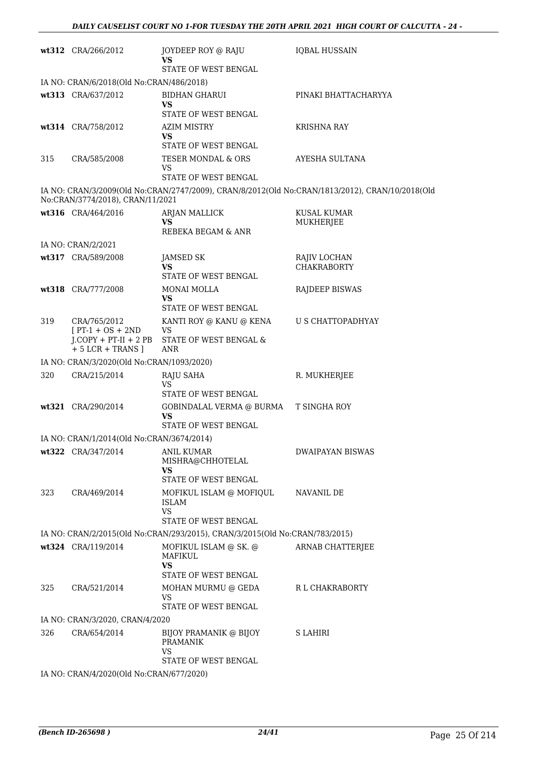| | | | |
|---|---|---|---|
| wt312 | CRA/266/2012 | JOYDEEP ROY @ RAJU<br>**VS**<br>STATE OF WEST BENGAL | IQBAL HUSSAIN |

IA NO: CRAN/6/2018(Old No:CRAN/486/2018)

| | | | |
|---|---|---|---|
| wt313 | CRA/637/2012 | BIDHAN GHARUI<br>**VS**<br>STATE OF WEST BENGAL | PINAKI BHATTACHARYYA |
| wt314 | CRA/758/2012 | AZIM MISTRY<br>**VS**<br>STATE OF WEST BENGAL | KRISHNA RAY |
| 315 | CRA/585/2008 | TESER MONDAL & ORS<br>VS<br>STATE OF WEST BENGAL | AYESHA SULTANA |

IA NO: CRAN/3/2009(Old No:CRAN/2747/2009), CRAN/8/2012(Old No:CRAN/1813/2012), CRAN/10/2018(Old No:CRAN/3774/2018), CRAN/11/2021

| | | | |
|---|---|---|---|
| wt316 | CRA/464/2016 | ARJAN MALLICK<br>**VS**<br>REBEKA BEGAM & ANR | KUSAL KUMAR MUKHERJEE |

IA NO: CRAN/2/2021

| | | | |
|---|---|---|---|
| wt317 | CRA/589/2008 | JAMSED SK<br>**VS**<br>STATE OF WEST BENGAL | RAJIV LOCHAN CHAKRABORTY |
| wt318 | CRA/777/2008 | MONAI MOLLA<br>**VS**<br>STATE OF WEST BENGAL | RAJDEEP BISWAS |
| 319 | CRA/765/2012<br>[ PT-1 + OS + 2ND J.COPY + PT-II + 2 PB + 5 LCR + TRANS ] | KANTI ROY @ KANU @ KENA<br>VS<br>STATE OF WEST BENGAL & ANR | U S CHATTOPADHYAY |

IA NO: CRAN/3/2020(Old No:CRAN/1093/2020)

| | | | |
|---|---|---|---|
| 320 | CRA/215/2014 | RAJU SAHA<br>VS<br>STATE OF WEST BENGAL | R. MUKHERJEE |
| wt321 | CRA/290/2014 | GOBINDALAL VERMA @ BURMA<br>**VS**<br>STATE OF WEST BENGAL | T SINGHA ROY |

IA NO: CRAN/1/2014(Old No:CRAN/3674/2014)

| | | | |
|---|---|---|---|
| wt322 | CRA/347/2014 | ANIL KUMAR MISHRA@CHHOTELAL<br>**VS**<br>STATE OF WEST BENGAL | DWAIPAYAN BISWAS |
| 323 | CRA/469/2014 | MOFIKUL ISLAM @ MOFIQUL ISLAM<br>VS<br>STATE OF WEST BENGAL | NAVANIL DE |

IA NO: CRAN/2/2015(Old No:CRAN/293/2015), CRAN/3/2015(Old No:CRAN/783/2015)

| | | | |
|---|---|---|---|
| wt324 | CRA/119/2014 | MOFIKUL ISLAM @ SK. @ MAFIKUL<br>**VS**<br>STATE OF WEST BENGAL | ARNAB CHATTERJEE |
| 325 | CRA/521/2014 | MOHAN MURMU @ GEDA<br>VS<br>STATE OF WEST BENGAL | R L CHAKRABORTY |

IA NO: CRAN/3/2020, CRAN/4/2020

| | | | |
|---|---|---|---|
| 326 | CRA/654/2014 | BIJOY PRAMANIK @ BIJOY PRAMANIK<br>VS<br>STATE OF WEST BENGAL | S LAHIRI |

IA NO: CRAN/4/2020(Old No:CRAN/677/2020)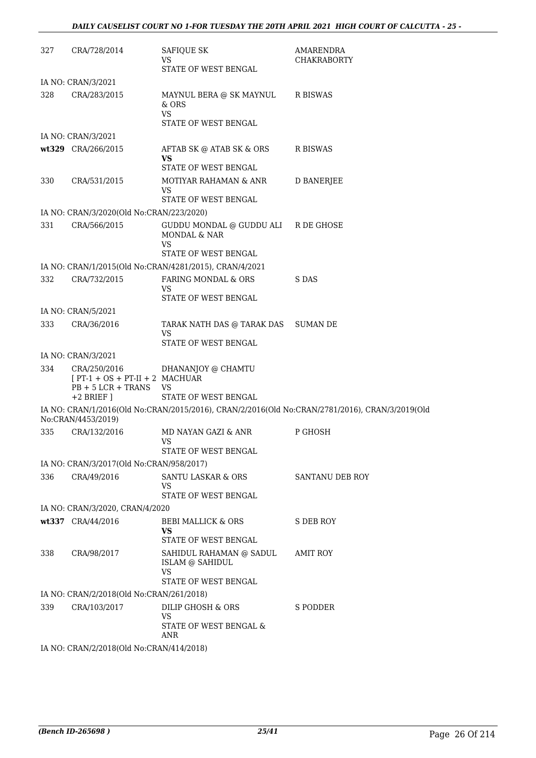| | | | |
|---|---|---|---|
| 327 | CRA/728/2014 | SAFIQUE SK<br>VS<br>STATE OF WEST BENGAL | AMARENDRA CHAKRABORTY |
| IA NO: CRAN/3/2021 | | | |
| 328 | CRA/283/2015 | MAYNUL BERA @ SK MAYNUL & ORS<br>VS<br>STATE OF WEST BENGAL | R BISWAS |
| IA NO: CRAN/3/2021 | | | |
| wt329 | CRA/266/2015 | AFTAB SK @ ATAB SK & ORS<br>**VS**<br>STATE OF WEST BENGAL | R BISWAS |
| 330 | CRA/531/2015 | MOTIYAR RAHAMAN & ANR<br>VS<br>STATE OF WEST BENGAL | D BANERJEE |
| IA NO: CRAN/3/2020(Old No:CRAN/223/2020) | | | |
| 331 | CRA/566/2015 | GUDDU MONDAL @ GUDDU ALI MONDAL & NAR<br>VS<br>STATE OF WEST BENGAL | R DE GHOSE |
| IA NO: CRAN/1/2015(Old No:CRAN/4281/2015), CRAN/4/2021 | | | |
| 332 | CRA/732/2015 | FARING MONDAL & ORS<br>VS<br>STATE OF WEST BENGAL | S DAS |
| IA NO: CRAN/5/2021 | | | |
| 333 | CRA/36/2016 | TARAK NATH DAS @ TARAK DAS<br>VS<br>STATE OF WEST BENGAL | SUMAN DE |
| IA NO: CRAN/3/2021 | | | |
| 334 | CRA/250/2016<br>[ PT-1 + OS + PT-II + 2 PB + 5 LCR + TRANS +2 BRIEF ] | DHANANJOY @ CHAMTU MACHUAR<br>VS<br>STATE OF WEST BENGAL | |
| IA NO: CRAN/1/2016(Old No:CRAN/2015/2016), CRAN/2/2016(Old No:CRAN/2781/2016), CRAN/3/2019(Old No:CRAN/4453/2019) | | | |
| 335 | CRA/132/2016 | MD NAYAN GAZI & ANR<br>VS<br>STATE OF WEST BENGAL | P GHOSH |
| IA NO: CRAN/3/2017(Old No:CRAN/958/2017) | | | |
| 336 | CRA/49/2016 | SANTU LASKAR & ORS<br>VS<br>STATE OF WEST BENGAL | SANTANU DEB ROY |
| IA NO: CRAN/3/2020, CRAN/4/2020 | | | |
| wt337 | CRA/44/2016 | BEBI MALLICK & ORS<br>**VS**<br>STATE OF WEST BENGAL | S DEB ROY |
| 338 | CRA/98/2017 | SAHIDUL RAHAMAN @ SADUL ISLAM @ SAHIDUL<br>VS<br>STATE OF WEST BENGAL | AMIT ROY |
| IA NO: CRAN/2/2018(Old No:CRAN/261/2018) | | | |
| 339 | CRA/103/2017 | DILIP GHOSH & ORS<br>VS<br>STATE OF WEST BENGAL & ANR | S PODDER |
| IA NO: CRAN/2/2018(Old No:CRAN/414/2018) | | | |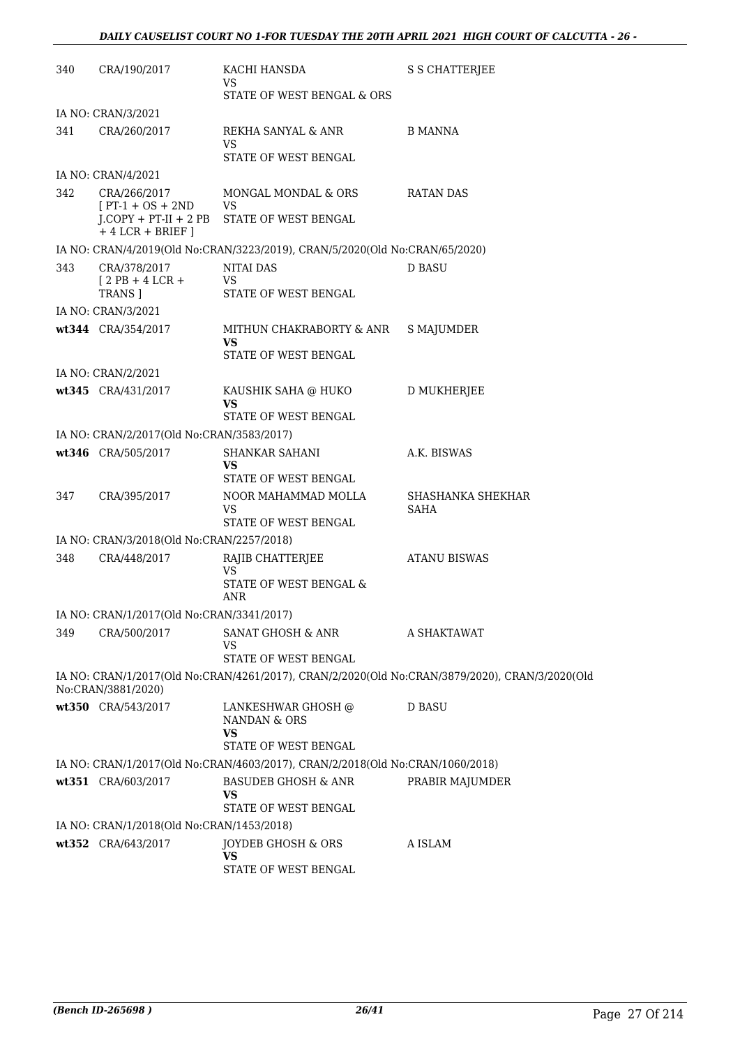| | | | |
|---|---|---|---|
| 340 | CRA/190/2017 | KACHI HANSDA<br>VS<br>STATE OF WEST BENGAL & ORS | S S CHATTERJEE |
| IA NO: CRAN/3/2021 | | | |
| 341 | CRA/260/2017 | REKHA SANYAL & ANR<br>VS<br>STATE OF WEST BENGAL | B MANNA |
| IA NO: CRAN/4/2021 | | | |
| 342 | CRA/266/2017<br>[ PT-1 + OS + 2ND J.COPY + PT-II + 2 PB + 4 LCR + BRIEF ] | MONGAL MONDAL & ORS<br>VS<br>STATE OF WEST BENGAL | RATAN DAS |
| IA NO: CRAN/4/2019(Old No:CRAN/3223/2019), CRAN/5/2020(Old No:CRAN/65/2020) | | | |
| 343 | CRA/378/2017<br>[ 2 PB + 4 LCR + TRANS ] | NITAI DAS<br>VS<br>STATE OF WEST BENGAL | D BASU |
| IA NO: CRAN/3/2021 | | | |
| **wt344** | CRA/354/2017 | MITHUN CHAKRABORTY & ANR<br>**VS**<br>STATE OF WEST BENGAL | S MAJUMDER |
| IA NO: CRAN/2/2021 | | | |
| **wt345** | CRA/431/2017 | KAUSHIK SAHA @ HUKO<br>**VS**<br>STATE OF WEST BENGAL | D MUKHERJEE |
| IA NO: CRAN/2/2017(Old No:CRAN/3583/2017) | | | |
| **wt346** | CRA/505/2017 | SHANKAR SAHANI<br>**VS**<br>STATE OF WEST BENGAL | A.K. BISWAS |
| 347 | CRA/395/2017 | NOOR MAHAMMAD MOLLA<br>VS<br>STATE OF WEST BENGAL | SHASHANKA SHEKHAR SAHA |
| IA NO: CRAN/3/2018(Old No:CRAN/2257/2018) | | | |
| 348 | CRA/448/2017 | RAJIB CHATTERJEE<br>VS<br>STATE OF WEST BENGAL & ANR | ATANU BISWAS |
| IA NO: CRAN/1/2017(Old No:CRAN/3341/2017) | | | |
| 349 | CRA/500/2017 | SANAT GHOSH & ANR<br>VS<br>STATE OF WEST BENGAL | A SHAKTAWAT |
| IA NO: CRAN/1/2017(Old No:CRAN/4261/2017), CRAN/2/2020(Old No:CRAN/3879/2020), CRAN/3/2020(Old No:CRAN/3881/2020) | | | |
| **wt350** | CRA/543/2017 | LANKESHWAR GHOSH @ NANDAN & ORS<br>**VS**<br>STATE OF WEST BENGAL | D BASU |
| IA NO: CRAN/1/2017(Old No:CRAN/4603/2017), CRAN/2/2018(Old No:CRAN/1060/2018) | | | |
| **wt351** | CRA/603/2017 | BASUDEB GHOSH & ANR<br>**VS**<br>STATE OF WEST BENGAL | PRABIR MAJUMDER |
| IA NO: CRAN/1/2018(Old No:CRAN/1453/2018) | | | |
| **wt352** | CRA/643/2017 | JOYDEB GHOSH & ORS<br>**VS**<br>STATE OF WEST BENGAL | A ISLAM |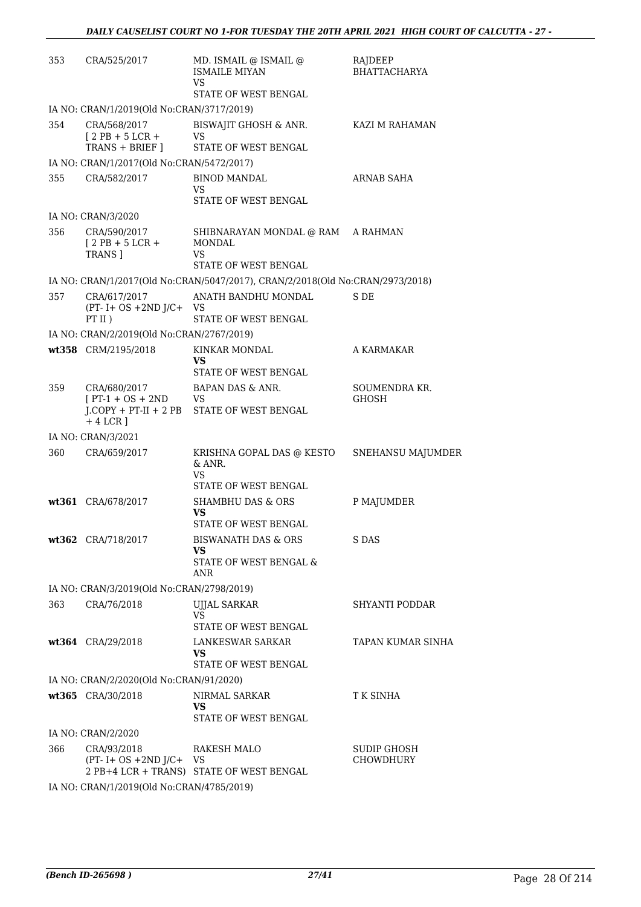| | | | |
|---|---|---|---|
| 353 | CRA/525/2017 | MD. ISMAIL @ ISMAIL @ ISMAILE MIYAN<br>VS<br>STATE OF WEST BENGAL | RAJDEEP BHATTACHARYA |
| IA NO: CRAN/1/2019(Old No:CRAN/3717/2019) | | | |
| 354 | CRA/568/2017<br>[ 2 PB + 5 LCR + TRANS + BRIEF ] | BISWAJIT GHOSH & ANR.<br>VS<br>STATE OF WEST BENGAL | KAZI M RAHAMAN |
| IA NO: CRAN/1/2017(Old No:CRAN/5472/2017) | | | |
| 355 | CRA/582/2017 | BINOD MANDAL<br>VS<br>STATE OF WEST BENGAL | ARNAB SAHA |
| IA NO: CRAN/3/2020 | | | |
| 356 | CRA/590/2017<br>[ 2 PB + 5 LCR + TRANS ] | SHIBNARAYAN MONDAL @ RAM MONDAL<br>VS<br>STATE OF WEST BENGAL | A RAHMAN |
| IA NO: CRAN/1/2017(Old No:CRAN/5047/2017), CRAN/2/2018(Old No:CRAN/2973/2018) | | | |
| 357 | CRA/617/2017<br>(PT- I+ OS +2ND J/C+ PT II ) | ANATH BANDHU MONDAL<br>VS<br>STATE OF WEST BENGAL | S DE |
| IA NO: CRAN/2/2019(Old No:CRAN/2767/2019) | | | |
| **wt358** | CRM/2195/2018 | KINKAR MONDAL<br>**VS**<br>STATE OF WEST BENGAL | A KARMAKAR |
| 359 | CRA/680/2017<br>[ PT-1 + OS + 2ND J.COPY + PT-II + 2 PB + 4 LCR ] | BAPAN DAS & ANR.<br>VS<br>STATE OF WEST BENGAL | SOUMENDRA KR. GHOSH |
| IA NO: CRAN/3/2021 | | | |
| 360 | CRA/659/2017 | KRISHNA GOPAL DAS @ KESTO & ANR.<br>VS<br>STATE OF WEST BENGAL | SNEHANSU MAJUMDER |
| **wt361** | CRA/678/2017 | SHAMBHU DAS & ORS<br>**VS**<br>STATE OF WEST BENGAL | P MAJUMDER |
| **wt362** | CRA/718/2017 | BISWANATH DAS & ORS<br>**VS**<br>STATE OF WEST BENGAL & ANR | S DAS |
| IA NO: CRAN/3/2019(Old No:CRAN/2798/2019) | | | |
| 363 | CRA/76/2018 | UJJAL SARKAR<br>VS<br>STATE OF WEST BENGAL | SHYANTI PODDAR |
| **wt364** | CRA/29/2018 | LANKESWAR SARKAR<br>**VS**<br>STATE OF WEST BENGAL | TAPAN KUMAR SINHA |
| IA NO: CRAN/2/2020(Old No:CRAN/91/2020) | | | |
| **wt365** | CRA/30/2018 | NIRMAL SARKAR<br>**VS**<br>STATE OF WEST BENGAL | T K SINHA |
| IA NO: CRAN/2/2020 | | | |
| 366 | CRA/93/2018<br>(PT- I+ OS +2ND J/C+ 2 PB+4 LCR + TRANS) | RAKESH MALO<br>VS<br>STATE OF WEST BENGAL | SUDIP GHOSH CHOWDHURY |
| IA NO: CRAN/1/2019(Old No:CRAN/4785/2019) | | | |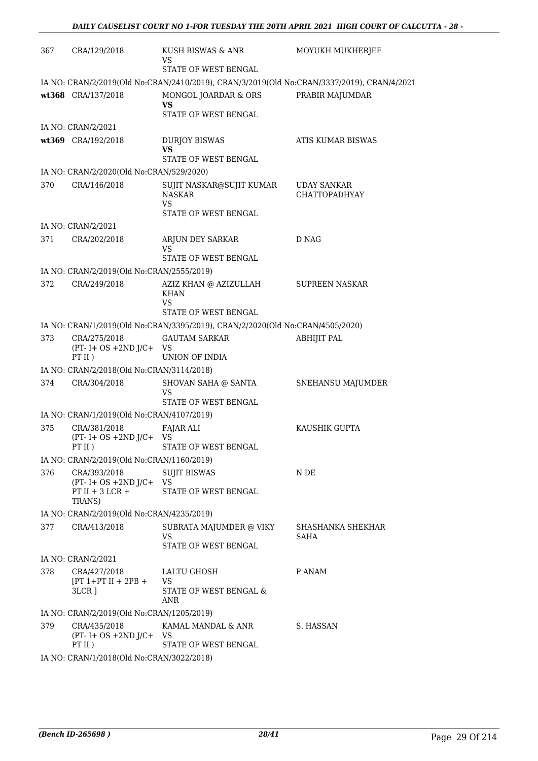| | | | |
|---|---|---|---|
| 367 | CRA/129/2018 | KUSH BISWAS & ANR<br>VS<br>STATE OF WEST BENGAL | MOYUKH MUKHERJEE |
| IA NO: CRAN/2/2019(Old No:CRAN/2410/2019), CRAN/3/2019(Old No:CRAN/3337/2019), CRAN/4/2021 | | | |
| wt368 | CRA/137/2018 | MONGOL JOARDAR & ORS<br>**VS**<br>STATE OF WEST BENGAL | PRABIR MAJUMDAR |
| IA NO: CRAN/2/2021 | | | |
| wt369 | CRA/192/2018 | DURJOY BISWAS<br>**VS**<br>STATE OF WEST BENGAL | ATIS KUMAR BISWAS |
| IA NO: CRAN/2/2020(Old No:CRAN/529/2020) | | | |
| 370 | CRA/146/2018 | SUJIT NASKAR@SUJIT KUMAR NASKAR<br>VS<br>STATE OF WEST BENGAL | UDAY SANKAR CHATTOPADHYAY |
| IA NO: CRAN/2/2021 | | | |
| 371 | CRA/202/2018 | ARJUN DEY SARKAR<br>VS<br>STATE OF WEST BENGAL | D NAG |
| IA NO: CRAN/2/2019(Old No:CRAN/2555/2019) | | | |
| 372 | CRA/249/2018 | AZIZ KHAN @ AZIZULLAH KHAN<br>VS<br>STATE OF WEST BENGAL | SUPREEN NASKAR |
| IA NO: CRAN/1/2019(Old No:CRAN/3395/2019), CRAN/2/2020(Old No:CRAN/4505/2020) | | | |
| 373 | CRA/275/2018<br>(PT- I+ OS +2ND J/C+ PT II ) | GAUTAM SARKAR<br>VS<br>UNION OF INDIA | ABHIJIT PAL |
| IA NO: CRAN/2/2018(Old No:CRAN/3114/2018) | | | |
| 374 | CRA/304/2018 | SHOVAN SAHA @ SANTA<br>VS<br>STATE OF WEST BENGAL | SNEHANSU MAJUMDER |
| IA NO: CRAN/1/2019(Old No:CRAN/4107/2019) | | | |
| 375 | CRA/381/2018<br>(PT- I+ OS +2ND J/C+ PT II ) | FAJAR ALI<br>VS<br>STATE OF WEST BENGAL | KAUSHIK GUPTA |
| IA NO: CRAN/2/2019(Old No:CRAN/1160/2019) | | | |
| 376 | CRA/393/2018<br>(PT- I+ OS +2ND J/C+ PT II + 3 LCR + TRANS) | SUJIT BISWAS<br>VS<br>STATE OF WEST BENGAL | N DE |
| IA NO: CRAN/2/2019(Old No:CRAN/4235/2019) | | | |
| 377 | CRA/413/2018 | SUBRATA MAJUMDER @ VIKY<br>VS<br>STATE OF WEST BENGAL | SHASHANKA SHEKHAR SAHA |
| IA NO: CRAN/2/2021 | | | |
| 378 | CRA/427/2018<br>[PT 1+PT II + 2PB + 3LCR ] | LALTU GHOSH<br>VS<br>STATE OF WEST BENGAL & ANR | P ANAM |
| IA NO: CRAN/2/2019(Old No:CRAN/1205/2019) | | | |
| 379 | CRA/435/2018<br>(PT- I+ OS +2ND J/C+ PT II ) | KAMAL MANDAL & ANR<br>VS<br>STATE OF WEST BENGAL | S. HASSAN |
| IA NO: CRAN/1/2018(Old No:CRAN/3022/2018) | | | |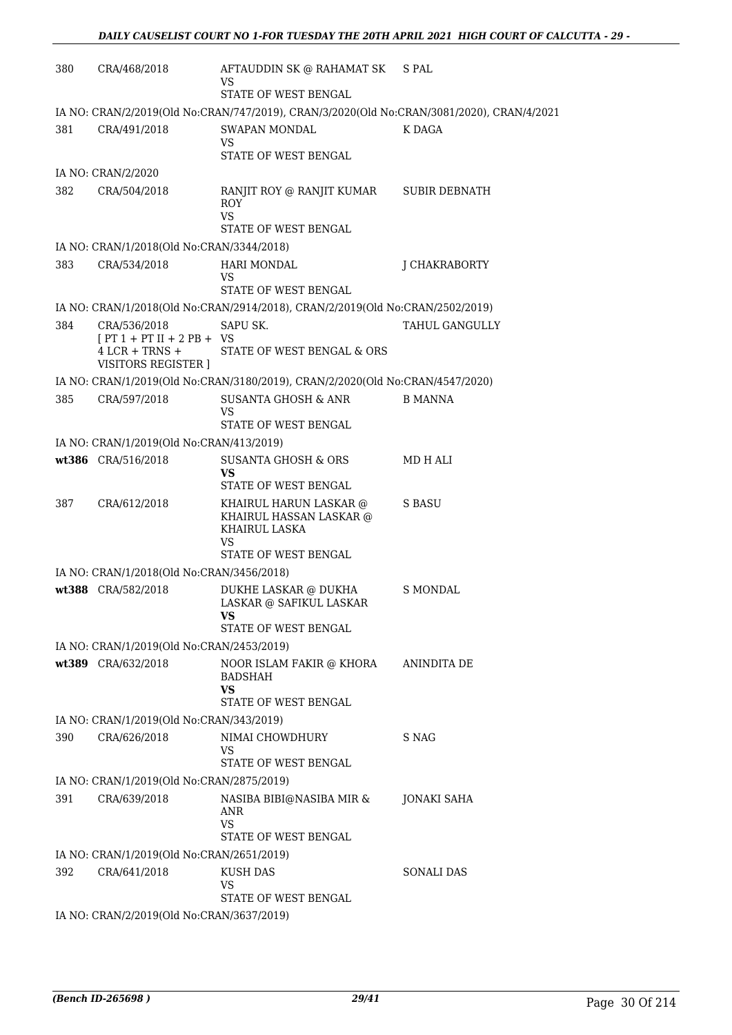| | | | |
|---|---|---|---|
| 380 | CRA/468/2018 | AFTAUDDIN SK @ RAHAMAT SK<br>VS<br>STATE OF WEST BENGAL | S PAL |
| IA NO: CRAN/2/2019(Old No:CRAN/747/2019), CRAN/3/2020(Old No:CRAN/3081/2020), CRAN/4/2021 | | | |
| 381 | CRA/491/2018 | SWAPAN MONDAL<br>VS<br>STATE OF WEST BENGAL | K DAGA |
| IA NO: CRAN/2/2020 | | | |
| 382 | CRA/504/2018 | RANJIT ROY @ RANJIT KUMAR ROY<br>VS<br>STATE OF WEST BENGAL | SUBIR DEBNATH |
| IA NO: CRAN/1/2018(Old No:CRAN/3344/2018) | | | |
| 383 | CRA/534/2018 | HARI MONDAL<br>VS<br>STATE OF WEST BENGAL | J CHAKRABORTY |
| IA NO: CRAN/1/2018(Old No:CRAN/2914/2018), CRAN/2/2019(Old No:CRAN/2502/2019) | | | |
| 384 | CRA/536/2018<br>[ PT 1 + PT II + 2 PB + 4 LCR + TRNS + VISITORS REGISTER ] | SAPU SK.<br>VS<br>STATE OF WEST BENGAL & ORS | TAHUL GANGULLY |
| IA NO: CRAN/1/2019(Old No:CRAN/3180/2019), CRAN/2/2020(Old No:CRAN/4547/2020) | | | |
| 385 | CRA/597/2018 | SUSANTA GHOSH & ANR<br>VS<br>STATE OF WEST BENGAL | B MANNA |
| IA NO: CRAN/1/2019(Old No:CRAN/413/2019) | | | |
| wt386 | CRA/516/2018 | SUSANTA GHOSH & ORS<br>**VS**<br>STATE OF WEST BENGAL | MD H ALI |
| 387 | CRA/612/2018 | KHAIRUL HARUN LASKAR @ KHAIRUL HASSAN LASKAR @ KHAIRUL LASKA<br>VS<br>STATE OF WEST BENGAL | S BASU |
| IA NO: CRAN/1/2018(Old No:CRAN/3456/2018) | | | |
| wt388 | CRA/582/2018 | DUKHE LASKAR @ DUKHA LASKAR @ SAFIKUL LASKAR<br>**VS**<br>STATE OF WEST BENGAL | S MONDAL |
| IA NO: CRAN/1/2019(Old No:CRAN/2453/2019) | | | |
| wt389 | CRA/632/2018 | NOOR ISLAM FAKIR @ KHORA BADSHAH<br>**VS**<br>STATE OF WEST BENGAL | ANINDITA DE |
| IA NO: CRAN/1/2019(Old No:CRAN/343/2019) | | | |
| 390 | CRA/626/2018 | NIMAI CHOWDHURY<br>VS<br>STATE OF WEST BENGAL | S NAG |
| IA NO: CRAN/1/2019(Old No:CRAN/2875/2019) | | | |
| 391 | CRA/639/2018 | NASIBA BIBI@NASIBA MIR & ANR<br>VS<br>STATE OF WEST BENGAL | JONAKI SAHA |
| IA NO: CRAN/1/2019(Old No:CRAN/2651/2019) | | | |
| 392 | CRA/641/2018 | KUSH DAS<br>VS<br>STATE OF WEST BENGAL | SONALI DAS |
| IA NO: CRAN/2/2019(Old No:CRAN/3637/2019) | | | |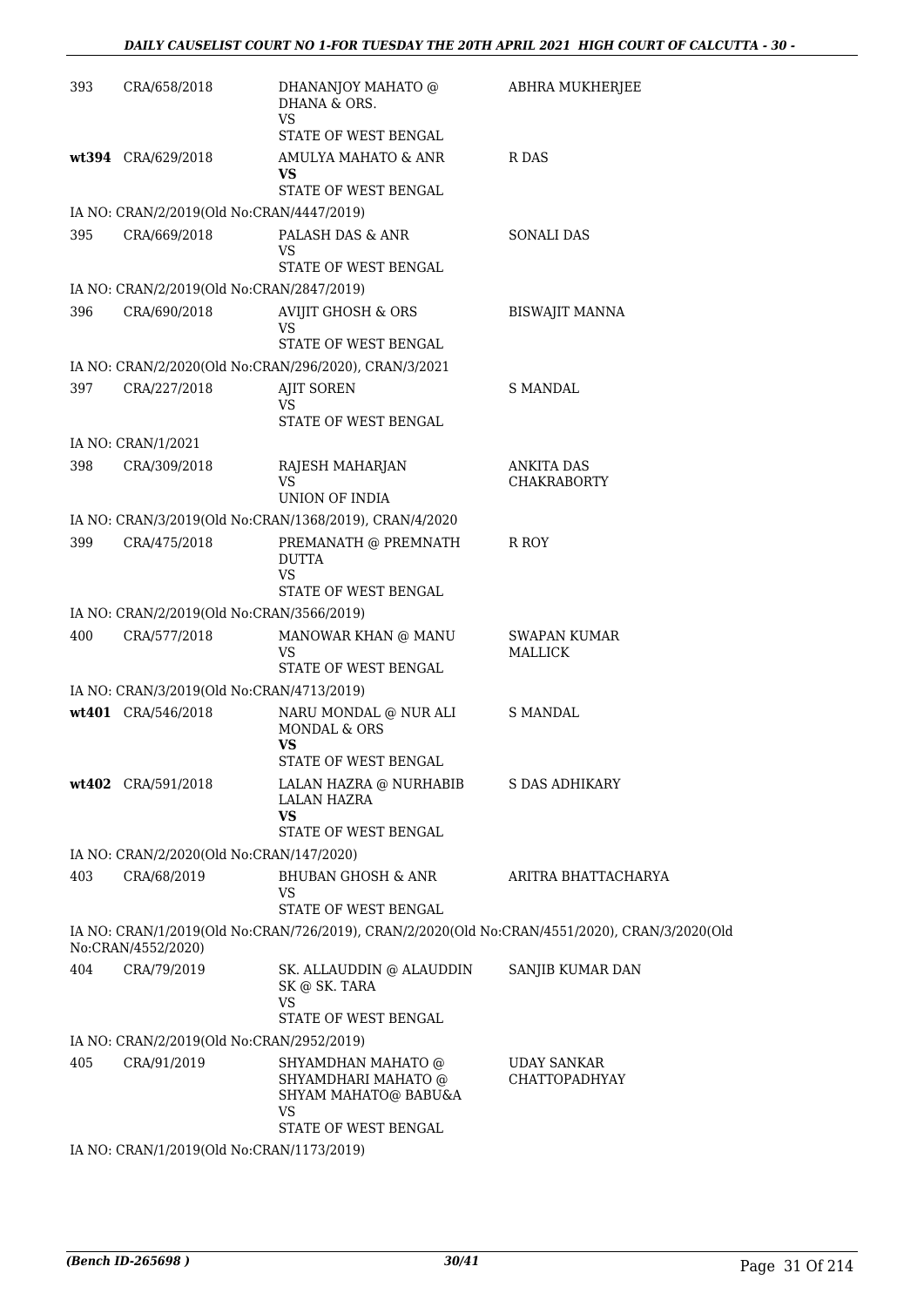| | | | |
|---|---|---|---|
| 393 | CRA/658/2018 | DHANANJOY MAHATO @ DHANA & ORS.<br>VS<br>STATE OF WEST BENGAL | ABHRA MUKHERJEE |
| **wt394** | CRA/629/2018 | AMULYA MAHATO & ANR<br>**VS**<br>STATE OF WEST BENGAL | R DAS |
| IA NO: CRAN/2/2019(Old No:CRAN/4447/2019) | | | |
| 395 | CRA/669/2018 | PALASH DAS & ANR<br>VS<br>STATE OF WEST BENGAL | SONALI DAS |
| IA NO: CRAN/2/2019(Old No:CRAN/2847/2019) | | | |
| 396 | CRA/690/2018 | AVIJIT GHOSH & ORS<br>VS<br>STATE OF WEST BENGAL | BISWAJIT MANNA |
| IA NO: CRAN/2/2020(Old No:CRAN/296/2020), CRAN/3/2021 | | | |
| 397 | CRA/227/2018 | AJIT SOREN<br>VS<br>STATE OF WEST BENGAL | S MANDAL |
| IA NO: CRAN/1/2021 | | | |
| 398 | CRA/309/2018 | RAJESH MAHARJAN<br>VS<br>UNION OF INDIA | ANKITA DAS CHAKRABORTY |
| IA NO: CRAN/3/2019(Old No:CRAN/1368/2019), CRAN/4/2020 | | | |
| 399 | CRA/475/2018 | PREMANATH @ PREMNATH DUTTA<br>VS<br>STATE OF WEST BENGAL | R ROY |
| IA NO: CRAN/2/2019(Old No:CRAN/3566/2019) | | | |
| 400 | CRA/577/2018 | MANOWAR KHAN @ MANU<br>VS<br>STATE OF WEST BENGAL | SWAPAN KUMAR MALLICK |
| IA NO: CRAN/3/2019(Old No:CRAN/4713/2019) | | | |
| **wt401** | CRA/546/2018 | NARU MONDAL @ NUR ALI MONDAL & ORS<br>**VS**<br>STATE OF WEST BENGAL | S MANDAL |
| **wt402** | CRA/591/2018 | LALAN HAZRA @ NURHABIB LALAN HAZRA<br>**VS**<br>STATE OF WEST BENGAL | S DAS ADHIKARY |
| IA NO: CRAN/2/2020(Old No:CRAN/147/2020) | | | |
| 403 | CRA/68/2019 | BHUBAN GHOSH & ANR<br>VS<br>STATE OF WEST BENGAL | ARITRA BHATTACHARYA |
| IA NO: CRAN/1/2019(Old No:CRAN/726/2019), CRAN/2/2020(Old No:CRAN/4551/2020), CRAN/3/2020(Old No:CRAN/4552/2020) | | | |
| 404 | CRA/79/2019 | SK. ALLAUDDIN @ ALAUDDIN SK @ SK. TARA<br>VS<br>STATE OF WEST BENGAL | SANJIB KUMAR DAN |
| IA NO: CRAN/2/2019(Old No:CRAN/2952/2019) | | | |
| 405 | CRA/91/2019 | SHYAMDHAN MAHATO @ SHYAMDHARI MAHATO @ SHYAM MAHATO@ BABU&A<br>VS<br>STATE OF WEST BENGAL | UDAY SANKAR CHATTOPADHYAY |
| IA NO: CRAN/1/2019(Old No:CRAN/1173/2019) | | | |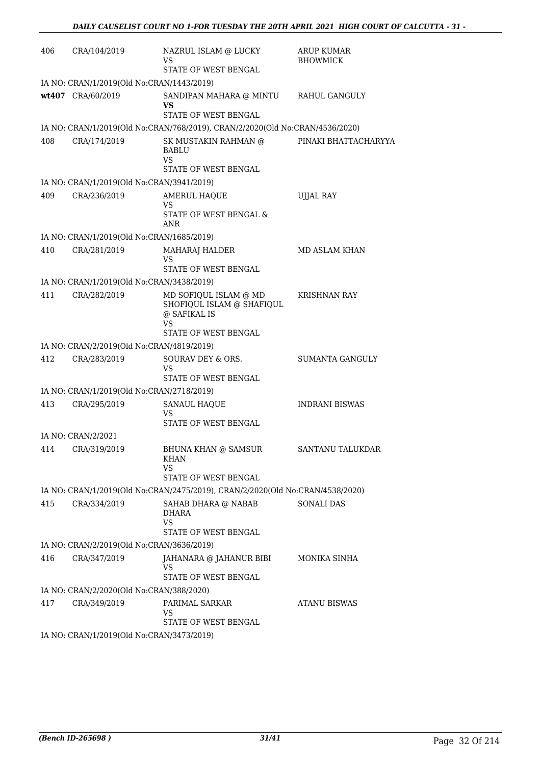| | | | |
|---|---|---|---|
| 406 | CRA/104/2019 | NAZRUL ISLAM @ LUCKY<br>VS<br>STATE OF WEST BENGAL | ARUP KUMAR BHOWMICK |
| IA NO: CRAN/1/2019(Old No:CRAN/1443/2019) | | | |
| wt407 | CRA/60/2019 | SANDIPAN MAHARA @ MINTU<br>**VS**<br>STATE OF WEST BENGAL | RAHUL GANGULY |
| IA NO: CRAN/1/2019(Old No:CRAN/768/2019), CRAN/2/2020(Old No:CRAN/4536/2020) | | | |
| 408 | CRA/174/2019 | SK MUSTAKIN RAHMAN @ BABLU<br>VS<br>STATE OF WEST BENGAL | PINAKI BHATTACHARYYA |
| IA NO: CRAN/1/2019(Old No:CRAN/3941/2019) | | | |
| 409 | CRA/236/2019 | AMERUL HAQUE<br>VS<br>STATE OF WEST BENGAL & ANR | UJJAL RAY |
| IA NO: CRAN/1/2019(Old No:CRAN/1685/2019) | | | |
| 410 | CRA/281/2019 | MAHARAJ HALDER<br>VS<br>STATE OF WEST BENGAL | MD ASLAM KHAN |
| IA NO: CRAN/1/2019(Old No:CRAN/3438/2019) | | | |
| 411 | CRA/282/2019 | MD SOFIQUL ISLAM @ MD SHOFIQUL ISLAM @ SHAFIQUL @ SAFIKAL IS<br>VS<br>STATE OF WEST BENGAL | KRISHNAN RAY |
| IA NO: CRAN/2/2019(Old No:CRAN/4819/2019) | | | |
| 412 | CRA/283/2019 | SOURAV DEY & ORS.<br>VS<br>STATE OF WEST BENGAL | SUMANTA GANGULY |
| IA NO: CRAN/1/2019(Old No:CRAN/2718/2019) | | | |
| 413 | CRA/295/2019 | SANAUL HAQUE<br>VS<br>STATE OF WEST BENGAL | INDRANI BISWAS |
| IA NO: CRAN/2/2021 | | | |
| 414 | CRA/319/2019 | BHUNA KHAN @ SAMSUR KHAN<br>VS<br>STATE OF WEST BENGAL | SANTANU TALUKDAR |
| IA NO: CRAN/1/2019(Old No:CRAN/2475/2019), CRAN/2/2020(Old No:CRAN/4538/2020) | | | |
| 415 | CRA/334/2019 | SAHAB DHARA @ NABAB DHARA<br>VS<br>STATE OF WEST BENGAL | SONALI DAS |
| IA NO: CRAN/2/2019(Old No:CRAN/3636/2019) | | | |
| 416 | CRA/347/2019 | JAHANARA @ JAHANUR BIBI<br>VS<br>STATE OF WEST BENGAL | MONIKA SINHA |
| IA NO: CRAN/2/2020(Old No:CRAN/388/2020) | | | |
| 417 | CRA/349/2019 | PARIMAL SARKAR<br>VS<br>STATE OF WEST BENGAL | ATANU BISWAS |
| IA NO: CRAN/1/2019(Old No:CRAN/3473/2019) | | | |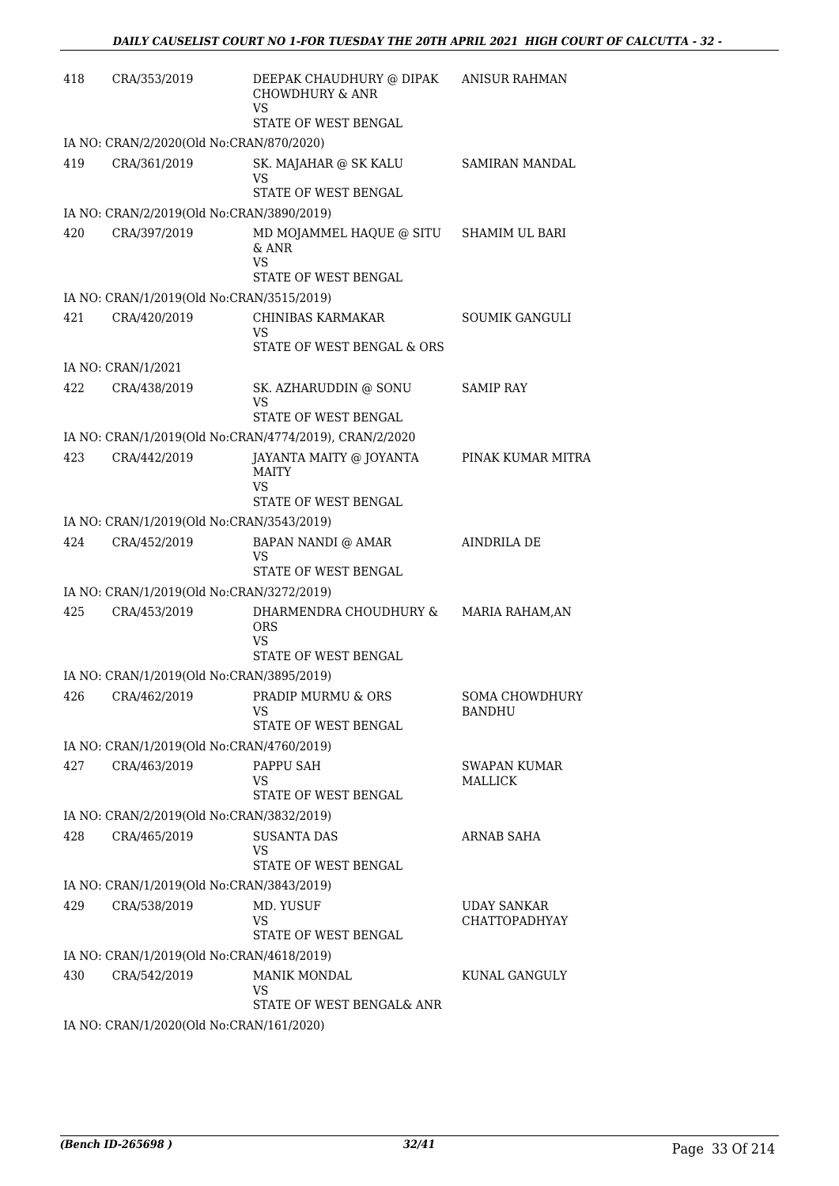| | | | |
|---|---|---|---|
| 418 | CRA/353/2019 | DEEPAK CHAUDHURY @ DIPAK CHOWDHURY & ANR<br>VS<br>STATE OF WEST BENGAL | ANISUR RAHMAN |
| IA NO: CRAN/2/2020(Old No:CRAN/870/2020) | | | |
| 419 | CRA/361/2019 | SK. MAJAHAR @ SK KALU<br>VS<br>STATE OF WEST BENGAL | SAMIRAN MANDAL |
| IA NO: CRAN/2/2019(Old No:CRAN/3890/2019) | | | |
| 420 | CRA/397/2019 | MD MOJAMMEL HAQUE @ SITU & ANR<br>VS<br>STATE OF WEST BENGAL | SHAMIM UL BARI |
| IA NO: CRAN/1/2019(Old No:CRAN/3515/2019) | | | |
| 421 | CRA/420/2019 | CHINIBAS KARMAKAR<br>VS<br>STATE OF WEST BENGAL & ORS | SOUMIK GANGULI |
| IA NO: CRAN/1/2021 | | | |
| 422 | CRA/438/2019 | SK. AZHARUDDIN @ SONU<br>VS<br>STATE OF WEST BENGAL | SAMIP RAY |
| IA NO: CRAN/1/2019(Old No:CRAN/4774/2019), CRAN/2/2020 | | | |
| 423 | CRA/442/2019 | JAYANTA MAITY @ JOYANTA MAITY<br>VS<br>STATE OF WEST BENGAL | PINAK KUMAR MITRA |
| IA NO: CRAN/1/2019(Old No:CRAN/3543/2019) | | | |
| 424 | CRA/452/2019 | BAPAN NANDI @ AMAR<br>VS<br>STATE OF WEST BENGAL | AINDRILA DE |
| IA NO: CRAN/1/2019(Old No:CRAN/3272/2019) | | | |
| 425 | CRA/453/2019 | DHARMENDRA CHOUDHURY & ORS<br>VS<br>STATE OF WEST BENGAL | MARIA RAHAM,AN |
| IA NO: CRAN/1/2019(Old No:CRAN/3895/2019) | | | |
| 426 | CRA/462/2019 | PRADIP MURMU & ORS<br>VS<br>STATE OF WEST BENGAL | SOMA CHOWDHURY BANDHU |
| IA NO: CRAN/1/2019(Old No:CRAN/4760/2019) | | | |
| 427 | CRA/463/2019 | PAPPU SAH<br>VS<br>STATE OF WEST BENGAL | SWAPAN KUMAR MALLICK |
| IA NO: CRAN/2/2019(Old No:CRAN/3832/2019) | | | |
| 428 | CRA/465/2019 | SUSANTA DAS<br>VS<br>STATE OF WEST BENGAL | ARNAB SAHA |
| IA NO: CRAN/1/2019(Old No:CRAN/3843/2019) | | | |
| 429 | CRA/538/2019 | MD. YUSUF<br>VS<br>STATE OF WEST BENGAL | UDAY SANKAR CHATTOPADHYAY |
| IA NO: CRAN/1/2019(Old No:CRAN/4618/2019) | | | |
| 430 | CRA/542/2019 | MANIK MONDAL<br>VS<br>STATE OF WEST BENGAL& ANR | KUNAL GANGULY |
| IA NO: CRAN/1/2020(Old No:CRAN/161/2020) | | | |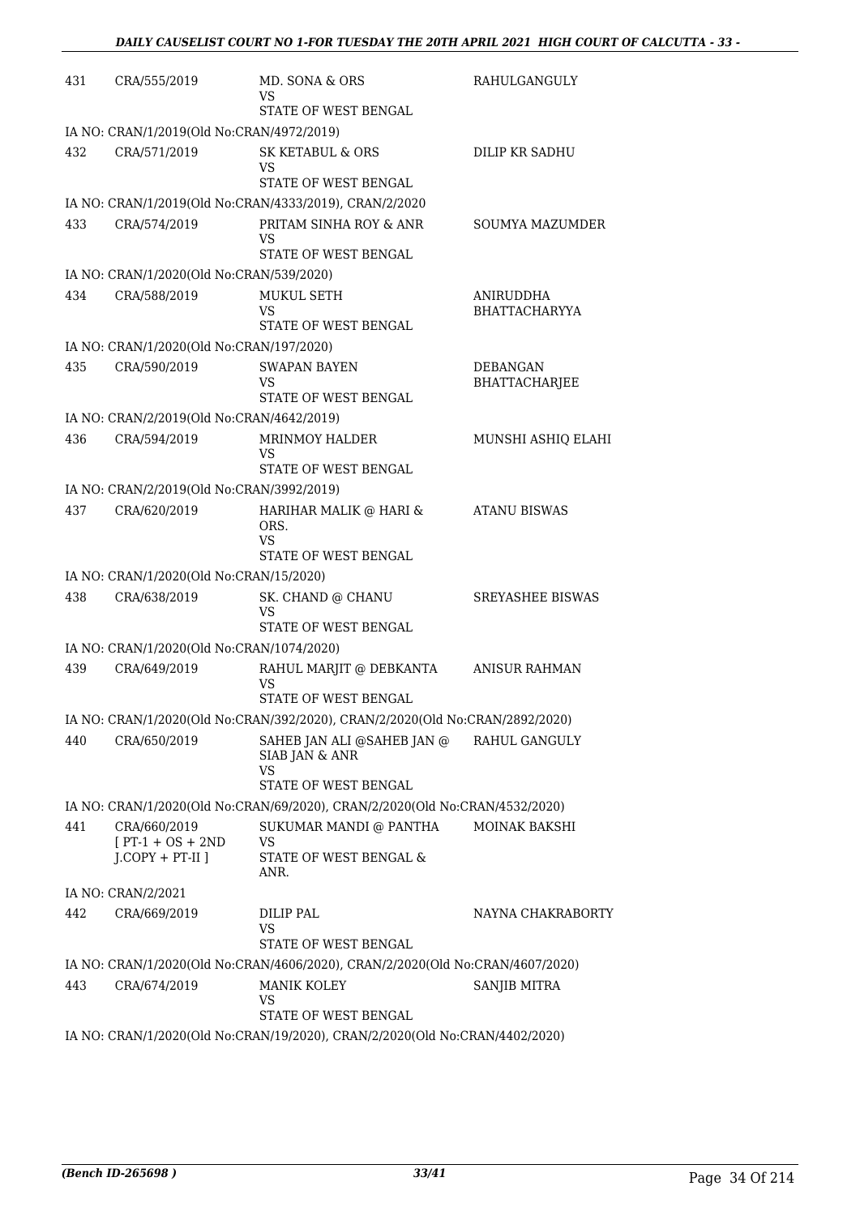| | | | |
|---|---|---|---|
| 431 | CRA/555/2019 | MD. SONA & ORS<br>VS<br>STATE OF WEST BENGAL | RAHULGANGULY |
| IA NO: CRAN/1/2019(Old No:CRAN/4972/2019) | | | |
| 432 | CRA/571/2019 | SK KETABUL & ORS<br>VS<br>STATE OF WEST BENGAL | DILIP KR SADHU |
| IA NO: CRAN/1/2019(Old No:CRAN/4333/2019), CRAN/2/2020 | | | |
| 433 | CRA/574/2019 | PRITAM SINHA ROY & ANR<br>VS<br>STATE OF WEST BENGAL | SOUMYA MAZUMDER |
| IA NO: CRAN/1/2020(Old No:CRAN/539/2020) | | | |
| 434 | CRA/588/2019 | MUKUL SETH<br>VS<br>STATE OF WEST BENGAL | ANIRUDDHA BHATTACHARYYA |
| IA NO: CRAN/1/2020(Old No:CRAN/197/2020) | | | |
| 435 | CRA/590/2019 | SWAPAN BAYEN<br>VS<br>STATE OF WEST BENGAL | DEBANGAN BHATTACHARJEE |
| IA NO: CRAN/2/2019(Old No:CRAN/4642/2019) | | | |
| 436 | CRA/594/2019 | MRINMOY HALDER<br>VS<br>STATE OF WEST BENGAL | MUNSHI ASHIQ ELAHI |
| IA NO: CRAN/2/2019(Old No:CRAN/3992/2019) | | | |
| 437 | CRA/620/2019 | HARIHAR MALIK @ HARI & ORS.<br>VS<br>STATE OF WEST BENGAL | ATANU BISWAS |
| IA NO: CRAN/1/2020(Old No:CRAN/15/2020) | | | |
| 438 | CRA/638/2019 | SK. CHAND @ CHANU<br>VS<br>STATE OF WEST BENGAL | SREYASHEE BISWAS |
| IA NO: CRAN/1/2020(Old No:CRAN/1074/2020) | | | |
| 439 | CRA/649/2019 | RAHUL MARJIT @ DEBKANTA<br>VS<br>STATE OF WEST BENGAL | ANISUR RAHMAN |
| IA NO: CRAN/1/2020(Old No:CRAN/392/2020), CRAN/2/2020(Old No:CRAN/2892/2020) | | | |
| 440 | CRA/650/2019 | SAHEB JAN ALI @SAHEB JAN @ SIAB JAN & ANR<br>VS<br>STATE OF WEST BENGAL | RAHUL GANGULY |
| IA NO: CRAN/1/2020(Old No:CRAN/69/2020), CRAN/2/2020(Old No:CRAN/4532/2020) | | | |
| 441 | CRA/660/2019<br>[ PT-1 + OS + 2ND J.COPY + PT-II ] | SUKUMAR MANDI @ PANTHA<br>VS<br>STATE OF WEST BENGAL & ANR. | MOINAK BAKSHI |
| IA NO: CRAN/2/2021 | | | |
| 442 | CRA/669/2019 | DILIP PAL<br>VS<br>STATE OF WEST BENGAL | NAYNA CHAKRABORTY |
| IA NO: CRAN/1/2020(Old No:CRAN/4606/2020), CRAN/2/2020(Old No:CRAN/4607/2020) | | | |
| 443 | CRA/674/2019 | MANIK KOLEY<br>VS<br>STATE OF WEST BENGAL | SANJIB MITRA |
| IA NO: CRAN/1/2020(Old No:CRAN/19/2020), CRAN/2/2020(Old No:CRAN/4402/2020) | | | |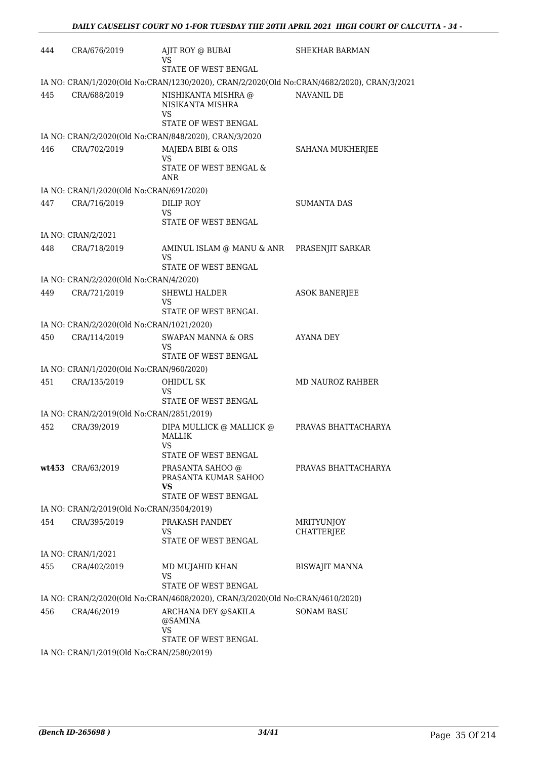| | | | |
|---|---|---|---|
| 444 | CRA/676/2019 | AJIT ROY @ BUBAI<br>VS<br>STATE OF WEST BENGAL | SHEKHAR BARMAN |

IA NO: CRAN/1/2020(Old No:CRAN/1230/2020), CRAN/2/2020(Old No:CRAN/4682/2020), CRAN/3/2021

| | | | |
|---|---|---|---|
| 445 | CRA/688/2019 | NISHIKANTA MISHRA @ NISIKANTA MISHRA<br>VS<br>STATE OF WEST BENGAL | NAVANIL DE |

IA NO: CRAN/2/2020(Old No:CRAN/848/2020), CRAN/3/2020

| | | | |
|---|---|---|---|
| 446 | CRA/702/2019 | MAJEDA BIBI & ORS<br>VS<br>STATE OF WEST BENGAL & ANR | SAHANA MUKHERJEE |

IA NO: CRAN/1/2020(Old No:CRAN/691/2020)

| | | | |
|---|---|---|---|
| 447 | CRA/716/2019 | DILIP ROY<br>VS<br>STATE OF WEST BENGAL | SUMANTA DAS |

IA NO: CRAN/2/2021

| | | | |
|---|---|---|---|
| 448 | CRA/718/2019 | AMINUL ISLAM @ MANU & ANR<br>VS<br>STATE OF WEST BENGAL | PRASENJIT SARKAR |

IA NO: CRAN/2/2020(Old No:CRAN/4/2020)

| | | | |
|---|---|---|---|
| 449 | CRA/721/2019 | SHEWLI HALDER<br>VS<br>STATE OF WEST BENGAL | ASOK BANERJEE |

IA NO: CRAN/2/2020(Old No:CRAN/1021/2020)

| | | | |
|---|---|---|---|
| 450 | CRA/114/2019 | SWAPAN MANNA & ORS<br>VS<br>STATE OF WEST BENGAL | AYANA DEY |

IA NO: CRAN/1/2020(Old No:CRAN/960/2020)

| | | | |
|---|---|---|---|
| 451 | CRA/135/2019 | OHIDUL SK<br>VS<br>STATE OF WEST BENGAL | MD NAUROZ RAHBER |

IA NO: CRAN/2/2019(Old No:CRAN/2851/2019)

| | | | |
|---|---|---|---|
| 452 | CRA/39/2019 | DIPA MULLICK @ MALLICK @ MALLIK<br>VS<br>STATE OF WEST BENGAL | PRAVAS BHATTACHARYA |
| **wt453** | CRA/63/2019 | PRASANTA SAHOO @ PRASANTA KUMAR SAHOO<br>**VS**<br>STATE OF WEST BENGAL | PRAVAS BHATTACHARYA |

IA NO: CRAN/2/2019(Old No:CRAN/3504/2019)

| | | | |
|---|---|---|---|
| 454 | CRA/395/2019 | PRAKASH PANDEY<br>VS<br>STATE OF WEST BENGAL | MRITYUNJOY CHATTERJEE |

IA NO: CRAN/1/2021

| | | | |
|---|---|---|---|
| 455 | CRA/402/2019 | MD MUJAHID KHAN<br>VS<br>STATE OF WEST BENGAL | BISWAJIT MANNA |

IA NO: CRAN/2/2020(Old No:CRAN/4608/2020), CRAN/3/2020(Old No:CRAN/4610/2020)

| | | | |
|---|---|---|---|
| 456 | CRA/46/2019 | ARCHANA DEY @SAKILA @SAMINA<br>VS<br>STATE OF WEST BENGAL | SONAM BASU |

IA NO: CRAN/1/2019(Old No:CRAN/2580/2019)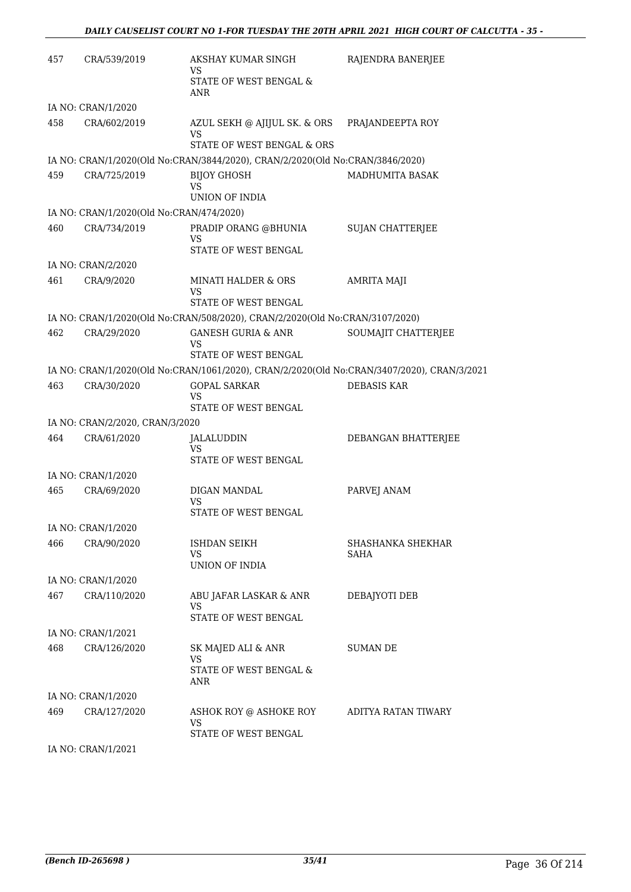| | | | |
|---|---|---|---|
| 457 | CRA/539/2019 | AKSHAY KUMAR SINGH<br>VS<br>STATE OF WEST BENGAL & ANR | RAJENDRA BANERJEE |
| | IA NO: CRAN/1/2020 | | |
| 458 | CRA/602/2019 | AZUL SEKH @ AJIJUL SK. & ORS<br>VS<br>STATE OF WEST BENGAL & ORS | PRAJANDEEPTA ROY |
| | IA NO: CRAN/1/2020(Old No:CRAN/3844/2020), CRAN/2/2020(Old No:CRAN/3846/2020) | | |
| 459 | CRA/725/2019 | BIJOY GHOSH<br>VS<br>UNION OF INDIA | MADHUMITA BASAK |
| | IA NO: CRAN/1/2020(Old No:CRAN/474/2020) | | |
| 460 | CRA/734/2019 | PRADIP ORANG @BHUNIA<br>VS<br>STATE OF WEST BENGAL | SUJAN CHATTERJEE |
| | IA NO: CRAN/2/2020 | | |
| 461 | CRA/9/2020 | MINATI HALDER & ORS<br>VS<br>STATE OF WEST BENGAL | AMRITA MAJI |
| | IA NO: CRAN/1/2020(Old No:CRAN/508/2020), CRAN/2/2020(Old No:CRAN/3107/2020) | | |
| 462 | CRA/29/2020 | GANESH GURIA & ANR<br>VS<br>STATE OF WEST BENGAL | SOUMAJIT CHATTERJEE |
| | IA NO: CRAN/1/2020(Old No:CRAN/1061/2020), CRAN/2/2020(Old No:CRAN/3407/2020), CRAN/3/2021 | | |
| 463 | CRA/30/2020 | GOPAL SARKAR<br>VS<br>STATE OF WEST BENGAL | DEBASIS KAR |
| | IA NO: CRAN/2/2020, CRAN/3/2020 | | |
| 464 | CRA/61/2020 | JALALUDDIN<br>VS<br>STATE OF WEST BENGAL | DEBANGAN BHATTERJEE |
| | IA NO: CRAN/1/2020 | | |
| 465 | CRA/69/2020 | DIGAN MANDAL<br>VS<br>STATE OF WEST BENGAL | PARVEJ ANAM |
| | IA NO: CRAN/1/2020 | | |
| 466 | CRA/90/2020 | ISHDAN SEIKH<br>VS<br>UNION OF INDIA | SHASHANKA SHEKHAR SAHA |
| | IA NO: CRAN/1/2020 | | |
| 467 | CRA/110/2020 | ABU JAFAR LASKAR & ANR<br>VS<br>STATE OF WEST BENGAL | DEBAJYOTI DEB |
| | IA NO: CRAN/1/2021 | | |
| 468 | CRA/126/2020 | SK MAJED ALI & ANR<br>VS<br>STATE OF WEST BENGAL & ANR | SUMAN DE |
| | IA NO: CRAN/1/2020 | | |
| 469 | CRA/127/2020 | ASHOK ROY @ ASHOKE ROY<br>VS<br>STATE OF WEST BENGAL | ADITYA RATAN TIWARY |
| | IA NO: CRAN/1/2021 | | |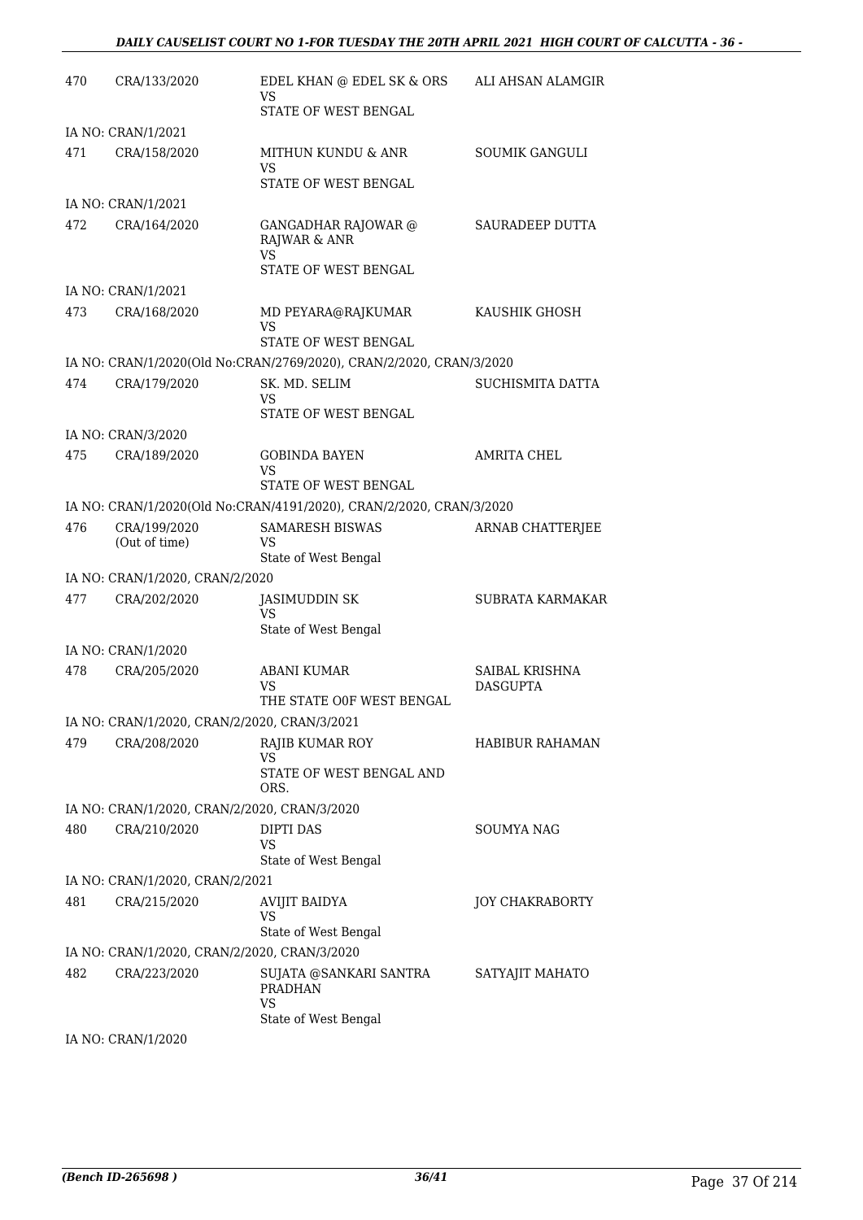| | | | |
|---|---|---|---|
| 470 | CRA/133/2020 | EDEL KHAN @ EDEL SK & ORS<br>VS<br>STATE OF WEST BENGAL | ALI AHSAN ALAMGIR |
| | IA NO: CRAN/1/2021 | | |
| 471 | CRA/158/2020 | MITHUN KUNDU & ANR<br>VS<br>STATE OF WEST BENGAL | SOUMIK GANGULI |
| | IA NO: CRAN/1/2021 | | |
| 472 | CRA/164/2020 | GANGADHAR RAJOWAR @ RAJWAR & ANR<br>VS<br>STATE OF WEST BENGAL | SAURADEEP DUTTA |
| | IA NO: CRAN/1/2021 | | |
| 473 | CRA/168/2020 | MD PEYARA@RAJKUMAR<br>VS<br>STATE OF WEST BENGAL | KAUSHIK GHOSH |
| | IA NO: CRAN/1/2020(Old No:CRAN/2769/2020), CRAN/2/2020, CRAN/3/2020 | | |
| 474 | CRA/179/2020 | SK. MD. SELIM<br>VS<br>STATE OF WEST BENGAL | SUCHISMITA DATTA |
| | IA NO: CRAN/3/2020 | | |
| 475 | CRA/189/2020 | GOBINDA BAYEN<br>VS<br>STATE OF WEST BENGAL | AMRITA CHEL |
| | IA NO: CRAN/1/2020(Old No:CRAN/4191/2020), CRAN/2/2020, CRAN/3/2020 | | |
| 476 | CRA/199/2020<br>(Out of time) | SAMARESH BISWAS<br>VS<br>State of West Bengal | ARNAB CHATTERJEE |
| | IA NO: CRAN/1/2020, CRAN/2/2020 | | |
| 477 | CRA/202/2020 | JASIMUDDIN SK<br>VS<br>State of West Bengal | SUBRATA KARMAKAR |
| | IA NO: CRAN/1/2020 | | |
| 478 | CRA/205/2020 | ABANI KUMAR<br>VS<br>THE STATE O0F WEST BENGAL | SAIBAL KRISHNA DASGUPTA |
| | IA NO: CRAN/1/2020, CRAN/2/2020, CRAN/3/2021 | | |
| 479 | CRA/208/2020 | RAJIB KUMAR ROY<br>VS<br>STATE OF WEST BENGAL AND ORS. | HABIBUR RAHAMAN |
| | IA NO: CRAN/1/2020, CRAN/2/2020, CRAN/3/2020 | | |
| 480 | CRA/210/2020 | DIPTI DAS<br>VS<br>State of West Bengal | SOUMYA NAG |
| | IA NO: CRAN/1/2020, CRAN/2/2021 | | |
| 481 | CRA/215/2020 | AVIJIT BAIDYA<br>VS<br>State of West Bengal | JOY CHAKRABORTY |
| | IA NO: CRAN/1/2020, CRAN/2/2020, CRAN/3/2020 | | |
| 482 | CRA/223/2020 | SUJATA @SANKARI SANTRA PRADHAN<br>VS<br>State of West Bengal | SATYAJIT MAHATO |
| | IA NO: CRAN/1/2020 | | |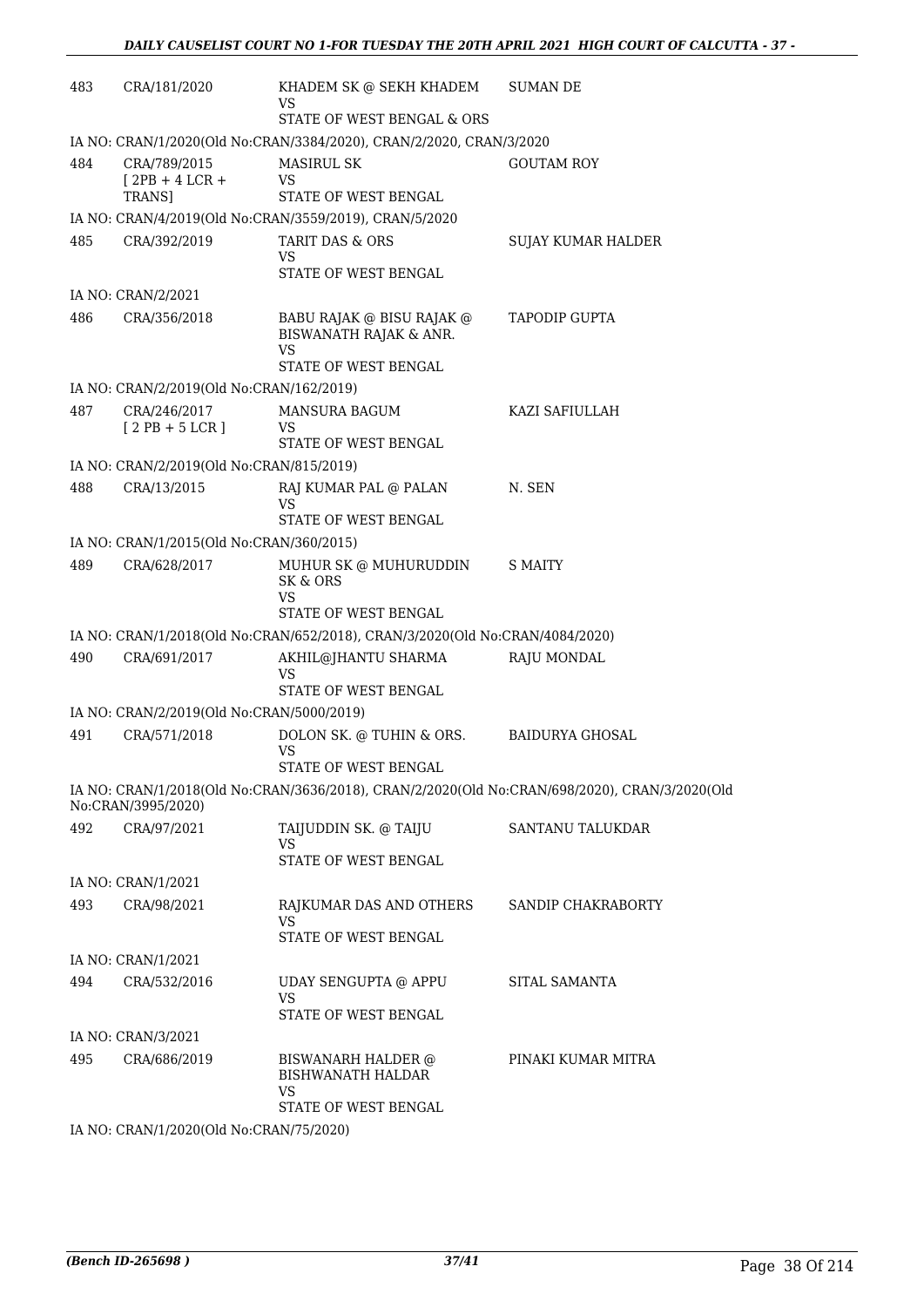| | | | |
|---|---|---|---|
| 483 | CRA/181/2020 | KHADEM SK @ SEKH KHADEM<br>VS<br>STATE OF WEST BENGAL & ORS | SUMAN DE |
| IA NO: CRAN/1/2020(Old No:CRAN/3384/2020), CRAN/2/2020, CRAN/3/2020 | | | |
| 484 | CRA/789/2015<br>[ 2PB + 4 LCR + TRANS] | MASIRUL SK<br>VS<br>STATE OF WEST BENGAL | GOUTAM ROY |
| IA NO: CRAN/4/2019(Old No:CRAN/3559/2019), CRAN/5/2020 | | | |
| 485 | CRA/392/2019 | TARIT DAS & ORS<br>VS<br>STATE OF WEST BENGAL | SUJAY KUMAR HALDER |
| IA NO: CRAN/2/2021 | | | |
| 486 | CRA/356/2018 | BABU RAJAK @ BISU RAJAK @ BISWANATH RAJAK & ANR.<br>VS<br>STATE OF WEST BENGAL | TAPODIP GUPTA |
| IA NO: CRAN/2/2019(Old No:CRAN/162/2019) | | | |
| 487 | CRA/246/2017<br>[ 2 PB + 5 LCR ] | MANSURA BAGUM<br>VS<br>STATE OF WEST BENGAL | KAZI SAFIULLAH |
| IA NO: CRAN/2/2019(Old No:CRAN/815/2019) | | | |
| 488 | CRA/13/2015 | RAJ KUMAR PAL @ PALAN<br>VS<br>STATE OF WEST BENGAL | N. SEN |
| IA NO: CRAN/1/2015(Old No:CRAN/360/2015) | | | |
| 489 | CRA/628/2017 | MUHUR SK @ MUHURUDDIN SK & ORS<br>VS<br>STATE OF WEST BENGAL | S MAITY |
| IA NO: CRAN/1/2018(Old No:CRAN/652/2018), CRAN/3/2020(Old No:CRAN/4084/2020) | | | |
| 490 | CRA/691/2017 | AKHIL@JHANTU SHARMA<br>VS<br>STATE OF WEST BENGAL | RAJU MONDAL |
| IA NO: CRAN/2/2019(Old No:CRAN/5000/2019) | | | |
| 491 | CRA/571/2018 | DOLON SK. @ TUHIN & ORS.<br>VS<br>STATE OF WEST BENGAL | BAIDURYA GHOSAL |
| IA NO: CRAN/1/2018(Old No:CRAN/3636/2018), CRAN/2/2020(Old No:CRAN/698/2020), CRAN/3/2020(Old No:CRAN/3995/2020) | | | |
| 492 | CRA/97/2021 | TAIJUDDIN SK. @ TAIJU<br>VS<br>STATE OF WEST BENGAL | SANTANU TALUKDAR |
| IA NO: CRAN/1/2021 | | | |
| 493 | CRA/98/2021 | RAJKUMAR DAS AND OTHERS<br>VS<br>STATE OF WEST BENGAL | SANDIP CHAKRABORTY |
| IA NO: CRAN/1/2021 | | | |
| 494 | CRA/532/2016 | UDAY SENGUPTA @ APPU<br>VS<br>STATE OF WEST BENGAL | SITAL SAMANTA |
| IA NO: CRAN/3/2021 | | | |
| 495 | CRA/686/2019 | BISWANARH HALDER @ BISHWANATH HALDAR<br>VS<br>STATE OF WEST BENGAL | PINAKI KUMAR MITRA |
| IA NO: CRAN/1/2020(Old No:CRAN/75/2020) | | | |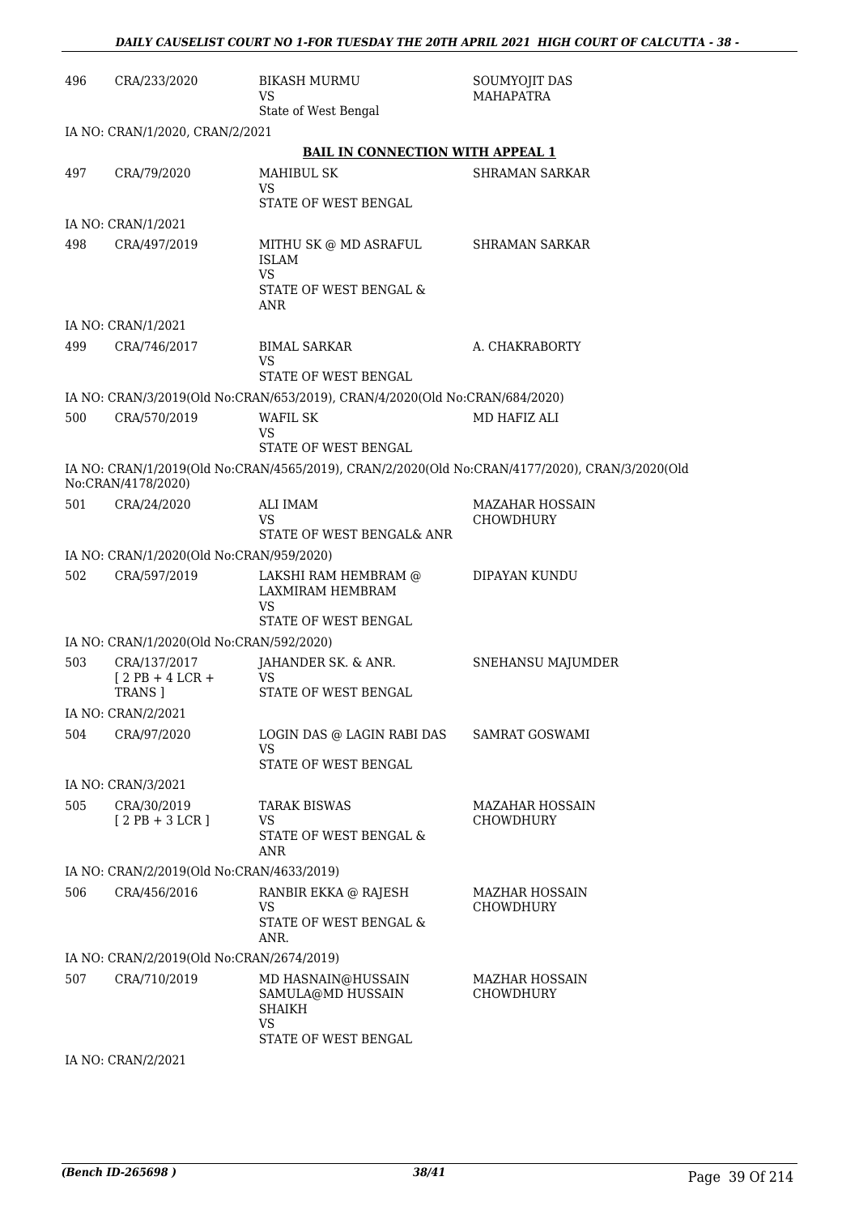| | | | |
|---|---|---|---|
| 496 | CRA/233/2020 | BIKASH MURMU<br>VS<br>State of West Bengal | SOUMYOJIT DAS MAHAPATRA |

IA NO: CRAN/1/2020, CRAN/2/2021

**BAIL IN CONNECTION WITH APPEAL 1**

| | | | |
|---|---|---|---|
| 497 | CRA/79/2020 | MAHIBUL SK<br>VS<br>STATE OF WEST BENGAL | SHRAMAN SARKAR |

IA NO: CRAN/1/2021

| | | | |
|---|---|---|---|
| 498 | CRA/497/2019 | MITHU SK @ MD ASRAFUL ISLAM<br>VS<br>STATE OF WEST BENGAL & ANR | SHRAMAN SARKAR |

IA NO: CRAN/1/2021

| | | | |
|---|---|---|---|
| 499 | CRA/746/2017 | BIMAL SARKAR<br>VS<br>STATE OF WEST BENGAL | A. CHAKRABORTY |

IA NO: CRAN/3/2019(Old No:CRAN/653/2019), CRAN/4/2020(Old No:CRAN/684/2020)

| | | | |
|---|---|---|---|
| 500 | CRA/570/2019 | WAFIL SK<br>VS<br>STATE OF WEST BENGAL | MD HAFIZ ALI |

IA NO: CRAN/1/2019(Old No:CRAN/4565/2019), CRAN/2/2020(Old No:CRAN/4177/2020), CRAN/3/2020(Old No:CRAN/4178/2020)

| | | | |
|---|---|---|---|
| 501 | CRA/24/2020 | ALI IMAM<br>VS<br>STATE OF WEST BENGAL& ANR | MAZAHAR HOSSAIN CHOWDHURY |

IA NO: CRAN/1/2020(Old No:CRAN/959/2020)

| | | | |
|---|---|---|---|
| 502 | CRA/597/2019 | LAKSHI RAM HEMBRAM @ LAXMIRAM HEMBRAM<br>VS<br>STATE OF WEST BENGAL | DIPAYAN KUNDU |

IA NO: CRAN/1/2020(Old No:CRAN/592/2020)

| | | | |
|---|---|---|---|
| 503 | CRA/137/2017<br>[ 2 PB + 4 LCR + TRANS ] | JAHANDER SK. & ANR.<br>VS<br>STATE OF WEST BENGAL | SNEHANSU MAJUMDER |

IA NO: CRAN/2/2021

| | | | |
|---|---|---|---|
| 504 | CRA/97/2020 | LOGIN DAS @ LAGIN RABI DAS<br>VS<br>STATE OF WEST BENGAL | SAMRAT GOSWAMI |

IA NO: CRAN/3/2021

| | | | |
|---|---|---|---|
| 505 | CRA/30/2019<br>[ 2 PB + 3 LCR ] | TARAK BISWAS<br>VS<br>STATE OF WEST BENGAL & ANR | MAZAHAR HOSSAIN CHOWDHURY |

IA NO: CRAN/2/2019(Old No:CRAN/4633/2019)

| | | | |
|---|---|---|---|
| 506 | CRA/456/2016 | RANBIR EKKA @ RAJESH<br>VS<br>STATE OF WEST BENGAL & ANR. | MAZHAR HOSSAIN CHOWDHURY |

IA NO: CRAN/2/2019(Old No:CRAN/2674/2019)

| | | | |
|---|---|---|---|
| 507 | CRA/710/2019 | MD HASNAIN@HUSSAIN SAMULA@MD HUSSAIN SHAIKH<br>VS<br>STATE OF WEST BENGAL | MAZHAR HOSSAIN CHOWDHURY |

IA NO: CRAN/2/2021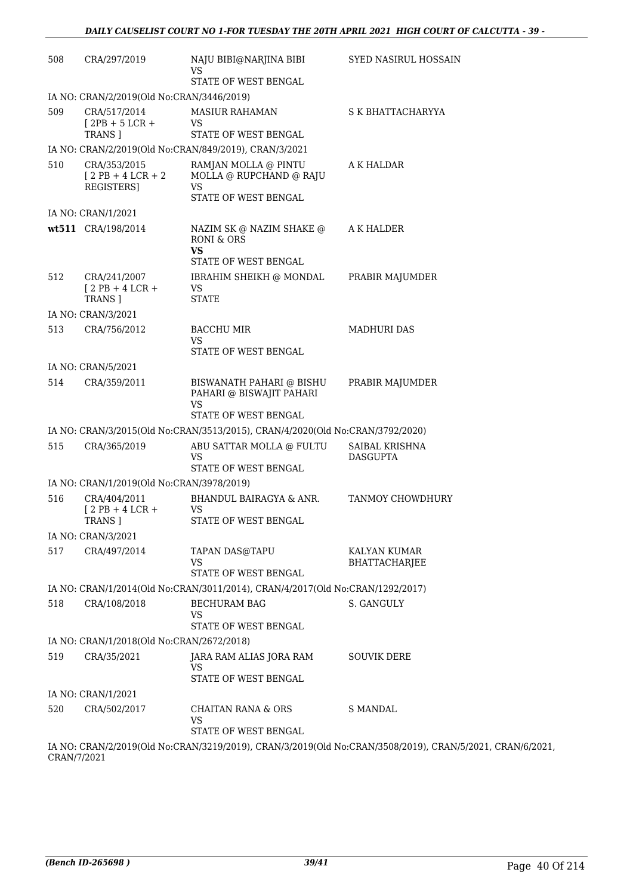| | | | |
|---|---|---|---|
| 508 | CRA/297/2019 | NAJU BIBI@NARJINA BIBI<br>VS<br>STATE OF WEST BENGAL | SYED NASIRUL HOSSAIN |
| IA NO: CRAN/2/2019(Old No:CRAN/3446/2019) | | | |
| 509 | CRA/517/2014<br>[ 2PB + 5 LCR + TRANS ] | MASIUR RAHAMAN<br>VS<br>STATE OF WEST BENGAL | S K BHATTACHARYYA |
| IA NO: CRAN/2/2019(Old No:CRAN/849/2019), CRAN/3/2021 | | | |
| 510 | CRA/353/2015<br>[ 2 PB + 4 LCR + 2 REGISTERS] | RAMJAN MOLLA @ PINTU MOLLA @ RUPCHAND @ RAJU<br>VS<br>STATE OF WEST BENGAL | A K HALDAR |
| IA NO: CRAN/1/2021 | | | |
| **wt511** | CRA/198/2014 | NAZIM SK @ NAZIM SHAKE @ RONI & ORS<br>**VS**<br>STATE OF WEST BENGAL | A K HALDER |
| 512 | CRA/241/2007<br>[ 2 PB + 4 LCR + TRANS ] | IBRAHIM SHEIKH @ MONDAL<br>VS<br>STATE | PRABIR MAJUMDER |
| IA NO: CRAN/3/2021 | | | |
| 513 | CRA/756/2012 | BACCHU MIR<br>VS<br>STATE OF WEST BENGAL | MADHURI DAS |
| IA NO: CRAN/5/2021 | | | |
| 514 | CRA/359/2011 | BISWANATH PAHARI @ BISHU PAHARI @ BISWAJIT PAHARI<br>VS<br>STATE OF WEST BENGAL | PRABIR MAJUMDER |
| IA NO: CRAN/3/2015(Old No:CRAN/3513/2015), CRAN/4/2020(Old No:CRAN/3792/2020) | | | |
| 515 | CRA/365/2019 | ABU SATTAR MOLLA @ FULTU<br>VS<br>STATE OF WEST BENGAL | SAIBAL KRISHNA DASGUPTA |
| IA NO: CRAN/1/2019(Old No:CRAN/3978/2019) | | | |
| 516 | CRA/404/2011<br>[ 2 PB + 4 LCR + TRANS ] | BHANDUL BAIRAGYA & ANR.<br>VS<br>STATE OF WEST BENGAL | TANMOY CHOWDHURY |
| IA NO: CRAN/3/2021 | | | |
| 517 | CRA/497/2014 | TAPAN DAS@TAPU<br>VS<br>STATE OF WEST BENGAL | KALYAN KUMAR BHATTACHARJEE |
| IA NO: CRAN/1/2014(Old No:CRAN/3011/2014), CRAN/4/2017(Old No:CRAN/1292/2017) | | | |
| 518 | CRA/108/2018 | BECHURAM BAG<br>VS<br>STATE OF WEST BENGAL | S. GANGULY |
| IA NO: CRAN/1/2018(Old No:CRAN/2672/2018) | | | |
| 519 | CRA/35/2021 | JARA RAM ALIAS JORA RAM<br>VS<br>STATE OF WEST BENGAL | SOUVIK DERE |
| IA NO: CRAN/1/2021 | | | |
| 520 | CRA/502/2017 | CHAITAN RANA & ORS<br>VS<br>STATE OF WEST BENGAL | S MANDAL |
| IA NO: CRAN/2/2019(Old No:CRAN/3219/2019), CRAN/3/2019(Old No:CRAN/3508/2019), CRAN/5/2021, CRAN/6/2021, CRAN/7/2021 | | | |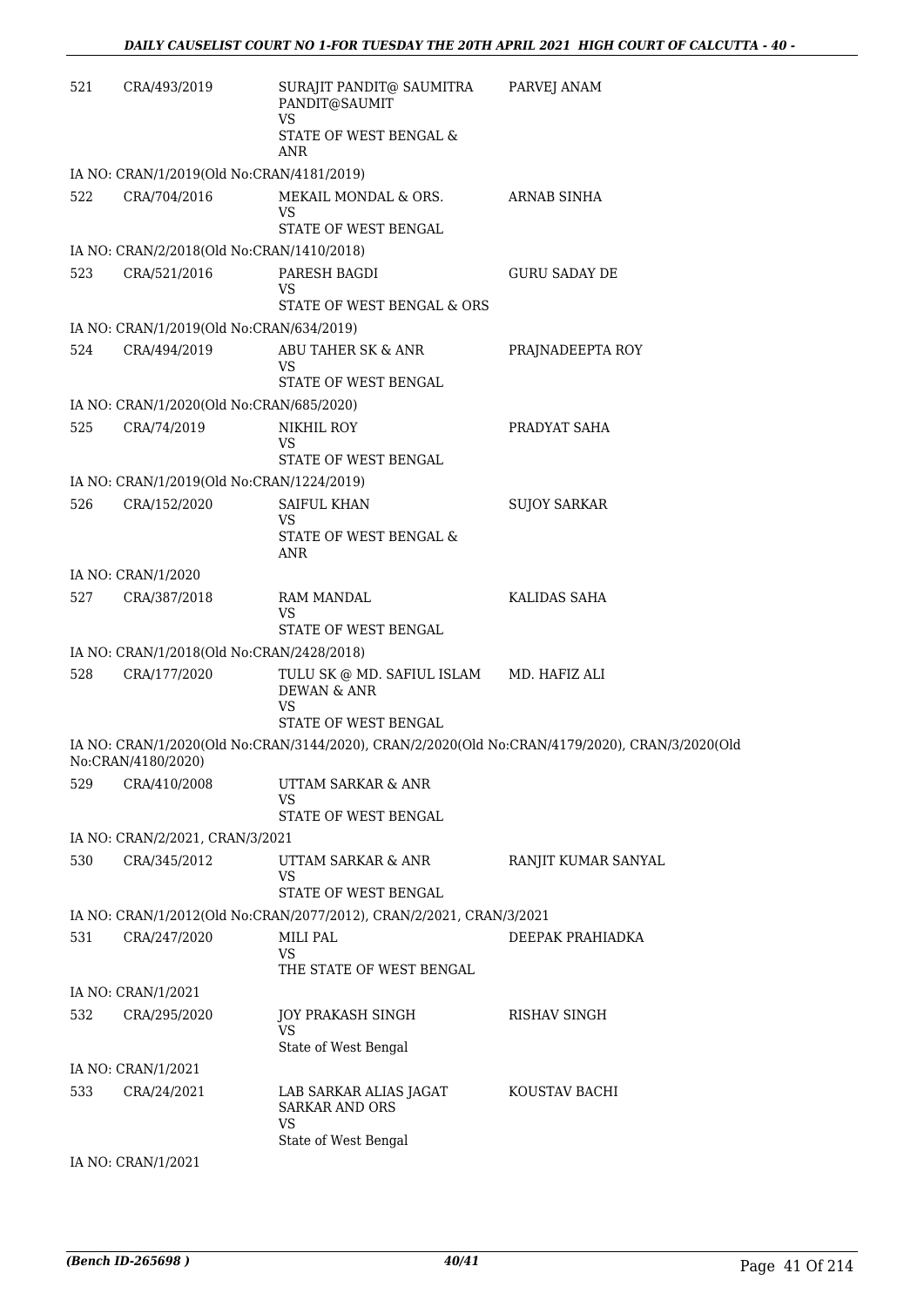| | | | |
|---|---|---|---|
| 521 | CRA/493/2019 | SURAJIT PANDIT@ SAUMITRA PANDIT@SAUMIT<br>VS<br>STATE OF WEST BENGAL & ANR | PARVEJ ANAM |
| IA NO: CRAN/1/2019(Old No:CRAN/4181/2019) | | | |
| 522 | CRA/704/2016 | MEKAIL MONDAL & ORS.<br>VS<br>STATE OF WEST BENGAL | ARNAB SINHA |
| IA NO: CRAN/2/2018(Old No:CRAN/1410/2018) | | | |
| 523 | CRA/521/2016 | PARESH BAGDI<br>VS<br>STATE OF WEST BENGAL & ORS | GURU SADAY DE |
| IA NO: CRAN/1/2019(Old No:CRAN/634/2019) | | | |
| 524 | CRA/494/2019 | ABU TAHER SK & ANR<br>VS<br>STATE OF WEST BENGAL | PRAJNADEEPTA ROY |
| IA NO: CRAN/1/2020(Old No:CRAN/685/2020) | | | |
| 525 | CRA/74/2019 | NIKHIL ROY<br>VS<br>STATE OF WEST BENGAL | PRADYAT SAHA |
| IA NO: CRAN/1/2019(Old No:CRAN/1224/2019) | | | |
| 526 | CRA/152/2020 | SAIFUL KHAN<br>VS<br>STATE OF WEST BENGAL & ANR | SUJOY SARKAR |
| IA NO: CRAN/1/2020 | | | |
| 527 | CRA/387/2018 | RAM MANDAL<br>VS<br>STATE OF WEST BENGAL | KALIDAS SAHA |
| IA NO: CRAN/1/2018(Old No:CRAN/2428/2018) | | | |
| 528 | CRA/177/2020 | TULU SK @ MD. SAFIUL ISLAM DEWAN & ANR<br>VS<br>STATE OF WEST BENGAL | MD. HAFIZ ALI |
| IA NO: CRAN/1/2020(Old No:CRAN/3144/2020), CRAN/2/2020(Old No:CRAN/4179/2020), CRAN/3/2020(Old No:CRAN/4180/2020) | | | |
| 529 | CRA/410/2008 | UTTAM SARKAR & ANR<br>VS<br>STATE OF WEST BENGAL | |
| IA NO: CRAN/2/2021, CRAN/3/2021 | | | |
| 530 | CRA/345/2012 | UTTAM SARKAR & ANR<br>VS<br>STATE OF WEST BENGAL | RANJIT KUMAR SANYAL |
| IA NO: CRAN/1/2012(Old No:CRAN/2077/2012), CRAN/2/2021, CRAN/3/2021 | | | |
| 531 | CRA/247/2020 | MILI PAL<br>VS<br>THE STATE OF WEST BENGAL | DEEPAK PRAHIADKA |
| IA NO: CRAN/1/2021 | | | |
| 532 | CRA/295/2020 | JOY PRAKASH SINGH<br>VS<br>State of West Bengal | RISHAV SINGH |
| IA NO: CRAN/1/2021 | | | |
| 533 | CRA/24/2021 | LAB SARKAR ALIAS JAGAT SARKAR AND ORS<br>VS<br>State of West Bengal | KOUSTAV BACHI |
| IA NO: CRAN/1/2021 | | | |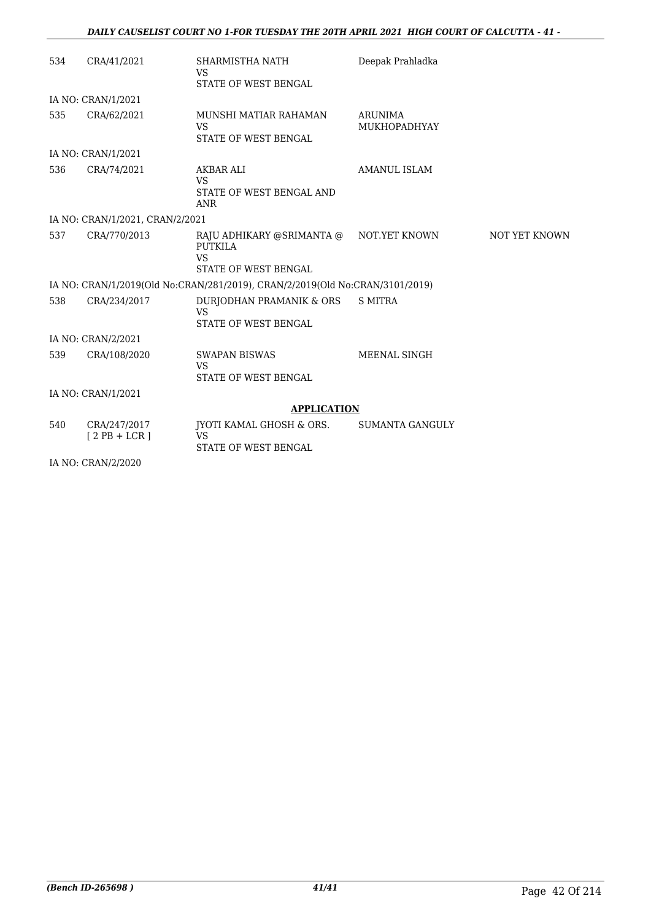| | | | | |
|---|---|---|---|---|
| 534 | CRA/41/2021 | SHARMISTHA NATH<br>VS<br>STATE OF WEST BENGAL | Deepak Prahladka | |
| IA NO: CRAN/1/2021 | | | | |
| 535 | CRA/62/2021 | MUNSHI MATIAR RAHAMAN<br>VS<br>STATE OF WEST BENGAL | ARUNIMA MUKHOPADHYAY | |
| IA NO: CRAN/1/2021 | | | | |
| 536 | CRA/74/2021 | AKBAR ALI<br>VS<br>STATE OF WEST BENGAL AND ANR | AMANUL ISLAM | |
| IA NO: CRAN/1/2021, CRAN/2/2021 | | | | |
| 537 | CRA/770/2013 | RAJU ADHIKARY @SRIMANTA @ PUTKILA<br>VS<br>STATE OF WEST BENGAL | NOT.YET KNOWN | NOT YET KNOWN |
| IA NO: CRAN/1/2019(Old No:CRAN/281/2019), CRAN/2/2019(Old No:CRAN/3101/2019) | | | | |
| 538 | CRA/234/2017 | DURJODHAN PRAMANIK & ORS<br>VS<br>STATE OF WEST BENGAL | S MITRA | |
| IA NO: CRAN/2/2021 | | | | |
| 539 | CRA/108/2020 | SWAPAN BISWAS<br>VS<br>STATE OF WEST BENGAL | MEENAL SINGH | |
| IA NO: CRAN/1/2021 | | | | |

**APPLICATION**

| | | | | |
|---|---|---|---|---|
| 540 | CRA/247/2017<br>[ 2 PB + LCR ] | JYOTI KAMAL GHOSH & ORS.<br>VS<br>STATE OF WEST BENGAL | SUMANTA GANGULY | |
| IA NO: CRAN/2/2020 | | | | |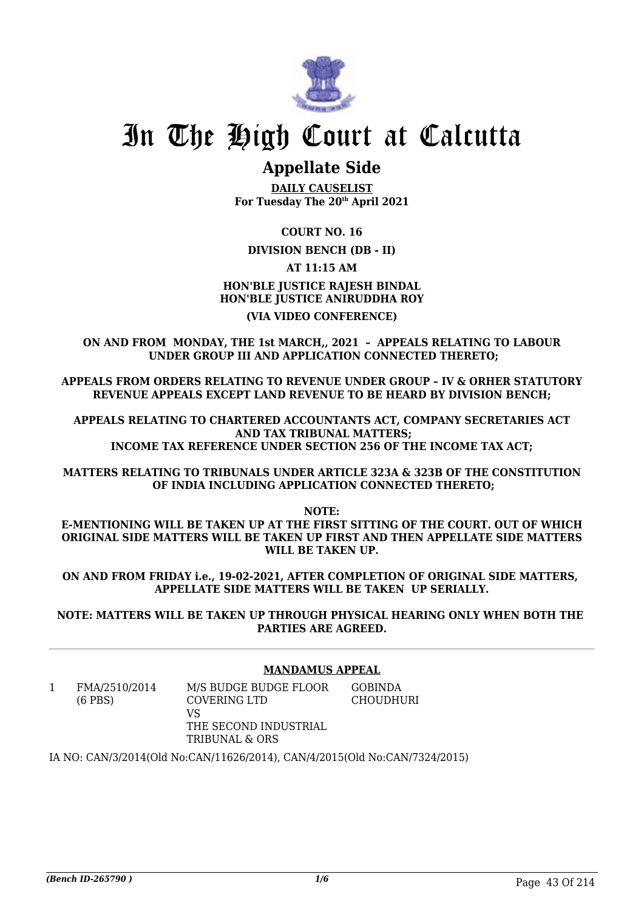# In The High Court at Calcutta

## Appellate Side

**DAILY CAUSELIST**
**For Tuesday The 20th April 2021**

**COURT NO. 16**

**DIVISION BENCH (DB - II)**

**AT 11:15 AM**

**HON'BLE JUSTICE RAJESH BINDAL**
**HON'BLE JUSTICE ANIRUDDHA ROY**

**(VIA VIDEO CONFERENCE)**

**ON AND FROM MONDAY, THE 1st MARCH,, 2021 – APPEALS RELATING TO LABOUR UNDER GROUP III AND APPLICATION CONNECTED THERETO;**

**APPEALS FROM ORDERS RELATING TO REVENUE UNDER GROUP – IV & ORHER STATUTORY REVENUE APPEALS EXCEPT LAND REVENUE TO BE HEARD BY DIVISION BENCH;**

**APPEALS RELATING TO CHARTERED ACCOUNTANTS ACT, COMPANY SECRETARIES ACT AND TAX TRIBUNAL MATTERS;**
**INCOME TAX REFERENCE UNDER SECTION 256 OF THE INCOME TAX ACT;**

**MATTERS RELATING TO TRIBUNALS UNDER ARTICLE 323A & 323B OF THE CONSTITUTION OF INDIA INCLUDING APPLICATION CONNECTED THERETO;**

**NOTE:**
**E-MENTIONING WILL BE TAKEN UP AT THE FIRST SITTING OF THE COURT. OUT OF WHICH ORIGINAL SIDE MATTERS WILL BE TAKEN UP FIRST AND THEN APPELLATE SIDE MATTERS WILL BE TAKEN UP.**

**ON AND FROM FRIDAY i.e., 19-02-2021, AFTER COMPLETION OF ORIGINAL SIDE MATTERS, APPELLATE SIDE MATTERS WILL BE TAKEN UP SERIALLY.**

**NOTE: MATTERS WILL BE TAKEN UP THROUGH PHYSICAL HEARING ONLY WHEN BOTH THE PARTIES ARE AGREED.**

### MANDAMUS APPEAL

| | | | |
|---|---|---|---|
| 1 | FMA/2510/2014 (6 PBS) | M/S BUDGE BUDGE FLOOR COVERING LTD VS THE SECOND INDUSTRIAL TRIBUNAL & ORS | GOBINDA CHOUDHURI |

IA NO: CAN/3/2014(Old No:CAN/11626/2014), CAN/4/2015(Old No:CAN/7324/2015)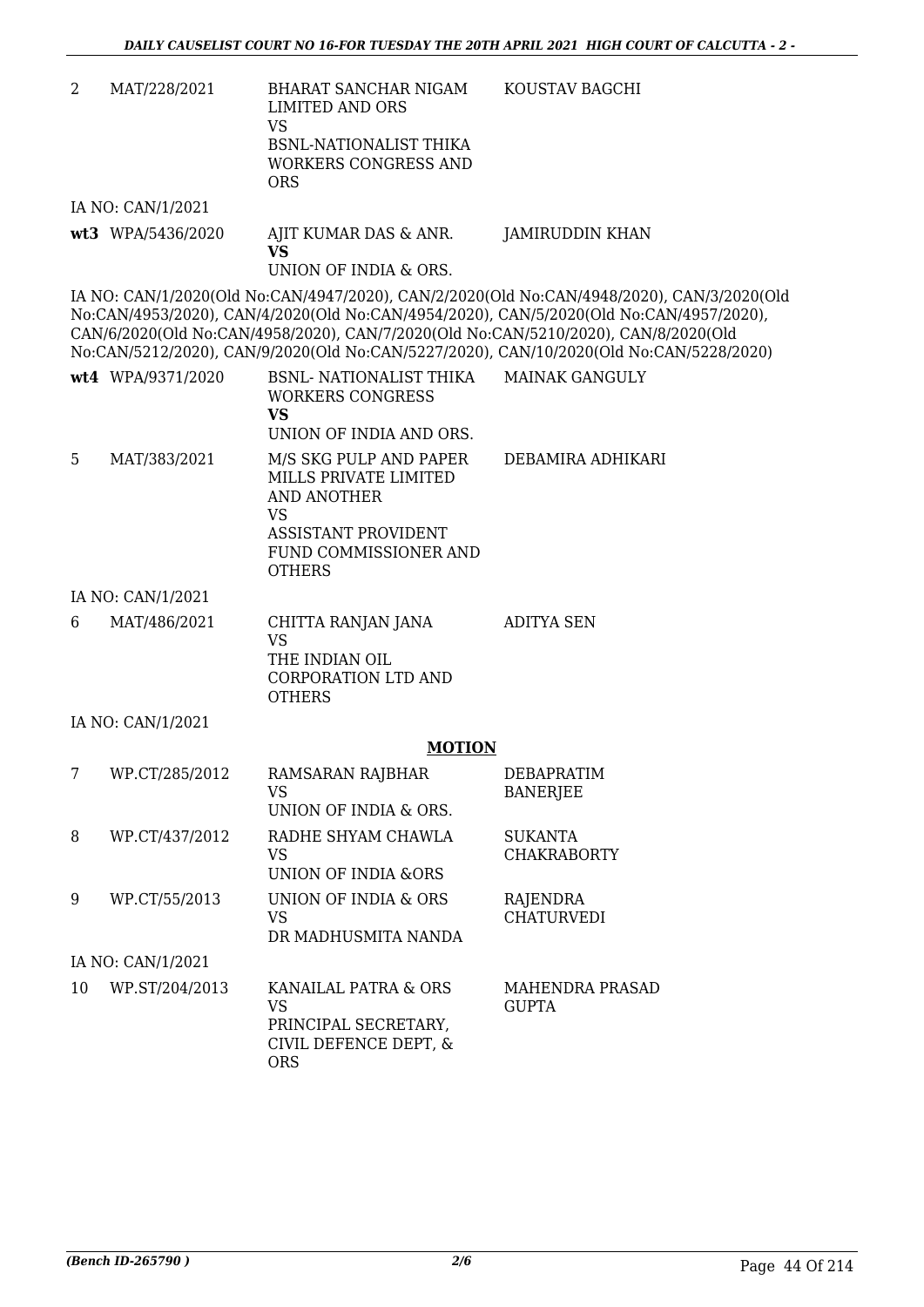| | | | |
|---|---|---|---|
| 2 | MAT/228/2021 | BHARAT SANCHAR NIGAM LIMITED AND ORS<br>VS<br>BSNL-NATIONALIST THIKA WORKERS CONGRESS AND ORS | KOUSTAV BAGCHI |

IA NO: CAN/1/2021

| | | | |
|---|---|---|---|
| **wt3** | WPA/5436/2020 | AJIT KUMAR DAS & ANR.<br>**VS**<br>UNION OF INDIA & ORS. | JAMIRUDDIN KHAN |

IA NO: CAN/1/2020(Old No:CAN/4947/2020), CAN/2/2020(Old No:CAN/4948/2020), CAN/3/2020(Old No:CAN/4953/2020), CAN/4/2020(Old No:CAN/4954/2020), CAN/5/2020(Old No:CAN/4957/2020), CAN/6/2020(Old No:CAN/4958/2020), CAN/7/2020(Old No:CAN/5210/2020), CAN/8/2020(Old No:CAN/5212/2020), CAN/9/2020(Old No:CAN/5227/2020), CAN/10/2020(Old No:CAN/5228/2020)

| | | | |
|---|---|---|---|
| **wt4** | WPA/9371/2020 | BSNL- NATIONALIST THIKA WORKERS CONGRESS<br>**VS**<br>UNION OF INDIA AND ORS. | MAINAK GANGULY |
| 5 | MAT/383/2021 | M/S SKG PULP AND PAPER MILLS PRIVATE LIMITED AND ANOTHER<br>VS<br>ASSISTANT PROVIDENT FUND COMMISSIONER AND OTHERS | DEBAMIRA ADHIKARI |

IA NO: CAN/1/2021

| | | | |
|---|---|---|---|
| 6 | MAT/486/2021 | CHITTA RANJAN JANA<br>VS<br>THE INDIAN OIL CORPORATION LTD AND OTHERS | ADITYA SEN |

IA NO: CAN/1/2021

## MOTION

| | | | |
|---|---|---|---|
| 7 | WP.CT/285/2012 | RAMSARAN RAJBHAR<br>VS<br>UNION OF INDIA & ORS. | DEBAPRATIM BANERJEE |
| 8 | WP.CT/437/2012 | RADHE SHYAM CHAWLA<br>VS<br>UNION OF INDIA &ORS | SUKANTA CHAKRABORTY |
| 9 | WP.CT/55/2013 | UNION OF INDIA & ORS<br>VS<br>DR MADHUSMITA NANDA | RAJENDRA CHATURVEDI |

IA NO: CAN/1/2021

| | | | |
|---|---|---|---|
| 10 | WP.ST/204/2013 | KANAILAL PATRA & ORS<br>VS<br>PRINCIPAL SECRETARY, CIVIL DEFENCE DEPT, & ORS | MAHENDRA PRASAD GUPTA |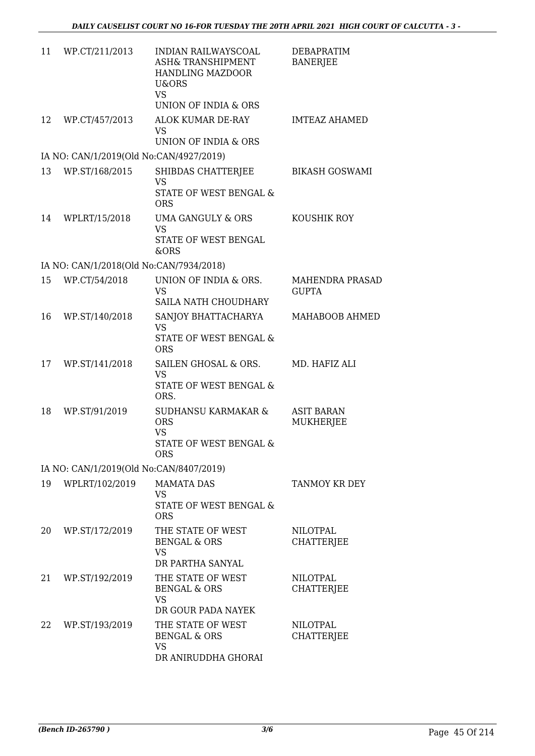| | | | |
|---|---|---|---|
| 11 | WP.CT/211/2013 | INDIAN RAILWAYSCOAL ASH& TRANSHIPMENT HANDLING MAZDOOR U&ORS<br>VS<br>UNION OF INDIA & ORS | DEBAPRATIM BANERJEE |
| 12 | WP.CT/457/2013 | ALOK KUMAR DE-RAY<br>VS<br>UNION OF INDIA & ORS | IMTEAZ AHAMED |
| IA NO: CAN/1/2019(Old No:CAN/4927/2019) | | | |
| 13 | WP.ST/168/2015 | SHIBDAS CHATTERJEE<br>VS<br>STATE OF WEST BENGAL & ORS | BIKASH GOSWAMI |
| 14 | WPLRT/15/2018 | UMA GANGULY & ORS<br>VS<br>STATE OF WEST BENGAL &ORS | KOUSHIK ROY |
| IA NO: CAN/1/2018(Old No:CAN/7934/2018) | | | |
| 15 | WP.CT/54/2018 | UNION OF INDIA & ORS.<br>VS<br>SAILA NATH CHOUDHARY | MAHENDRA PRASAD GUPTA |
| 16 | WP.ST/140/2018 | SANJOY BHATTACHARYA<br>VS<br>STATE OF WEST BENGAL & ORS | MAHABOOB AHMED |
| 17 | WP.ST/141/2018 | SAILEN GHOSAL & ORS.<br>VS<br>STATE OF WEST BENGAL & ORS. | MD. HAFIZ ALI |
| 18 | WP.ST/91/2019 | SUDHANSU KARMAKAR & ORS<br>VS<br>STATE OF WEST BENGAL & ORS | ASIT BARAN MUKHERJEE |
| IA NO: CAN/1/2019(Old No:CAN/8407/2019) | | | |
| 19 | WPLRT/102/2019 | MAMATA DAS<br>VS<br>STATE OF WEST BENGAL & ORS | TANMOY KR DEY |
| 20 | WP.ST/172/2019 | THE STATE OF WEST BENGAL & ORS<br>VS<br>DR PARTHA SANYAL | NILOTPAL CHATTERJEE |
| 21 | WP.ST/192/2019 | THE STATE OF WEST BENGAL & ORS<br>VS<br>DR GOUR PADA NAYEK | NILOTPAL CHATTERJEE |
| 22 | WP.ST/193/2019 | THE STATE OF WEST BENGAL & ORS<br>VS<br>DR ANIRUDDHA GHORAI | NILOTPAL CHATTERJEE |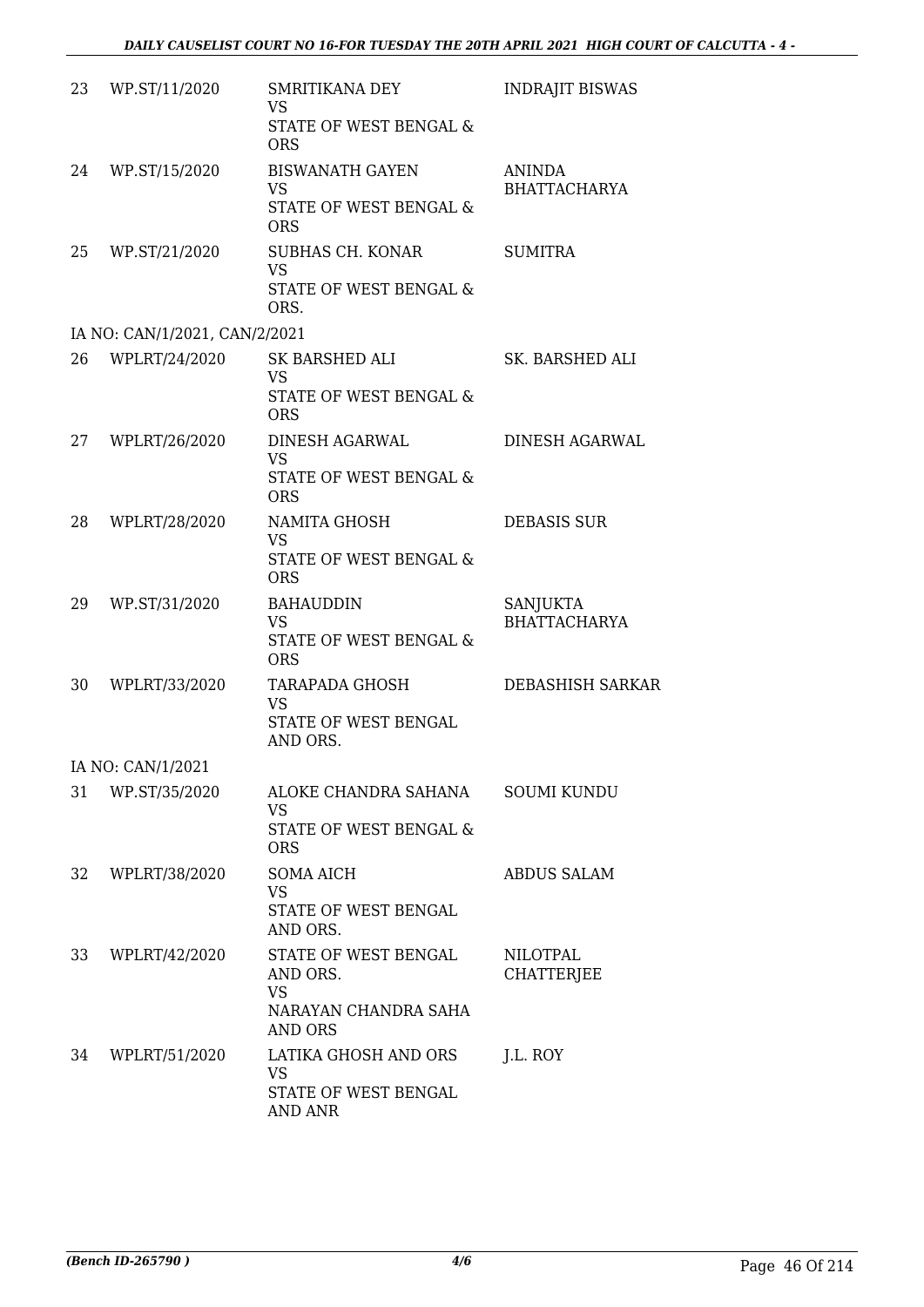| | | | |
|---|---|---|---|
| 23 | WP.ST/11/2020 | SMRITIKANA DEY<br>VS<br>STATE OF WEST BENGAL & ORS | INDRAJIT BISWAS |
| 24 | WP.ST/15/2020 | BISWANATH GAYEN<br>VS<br>STATE OF WEST BENGAL & ORS | ANINDA BHATTACHARYA |
| 25 | WP.ST/21/2020 | SUBHAS CH. KONAR<br>VS<br>STATE OF WEST BENGAL & ORS. | SUMITRA |
| | IA NO: CAN/1/2021, CAN/2/2021 | | |
| 26 | WPLRT/24/2020 | SK BARSHED ALI<br>VS<br>STATE OF WEST BENGAL & ORS | SK. BARSHED ALI |
| 27 | WPLRT/26/2020 | DINESH AGARWAL<br>VS<br>STATE OF WEST BENGAL & ORS | DINESH AGARWAL |
| 28 | WPLRT/28/2020 | NAMITA GHOSH<br>VS<br>STATE OF WEST BENGAL & ORS | DEBASIS SUR |
| 29 | WP.ST/31/2020 | BAHAUDDIN<br>VS<br>STATE OF WEST BENGAL & ORS | SANJUKTA BHATTACHARYA |
| 30 | WPLRT/33/2020 | TARAPADA GHOSH<br>VS<br>STATE OF WEST BENGAL AND ORS. | DEBASHISH SARKAR |
| | IA NO: CAN/1/2021 | | |
| 31 | WP.ST/35/2020 | ALOKE CHANDRA SAHANA<br>VS<br>STATE OF WEST BENGAL & ORS | SOUMI KUNDU |
| 32 | WPLRT/38/2020 | SOMA AICH<br>VS<br>STATE OF WEST BENGAL AND ORS. | ABDUS SALAM |
| 33 | WPLRT/42/2020 | STATE OF WEST BENGAL AND ORS.<br>VS<br>NARAYAN CHANDRA SAHA AND ORS | NILOTPAL CHATTERJEE |
| 34 | WPLRT/51/2020 | LATIKA GHOSH AND ORS<br>VS<br>STATE OF WEST BENGAL AND ANR | J.L. ROY |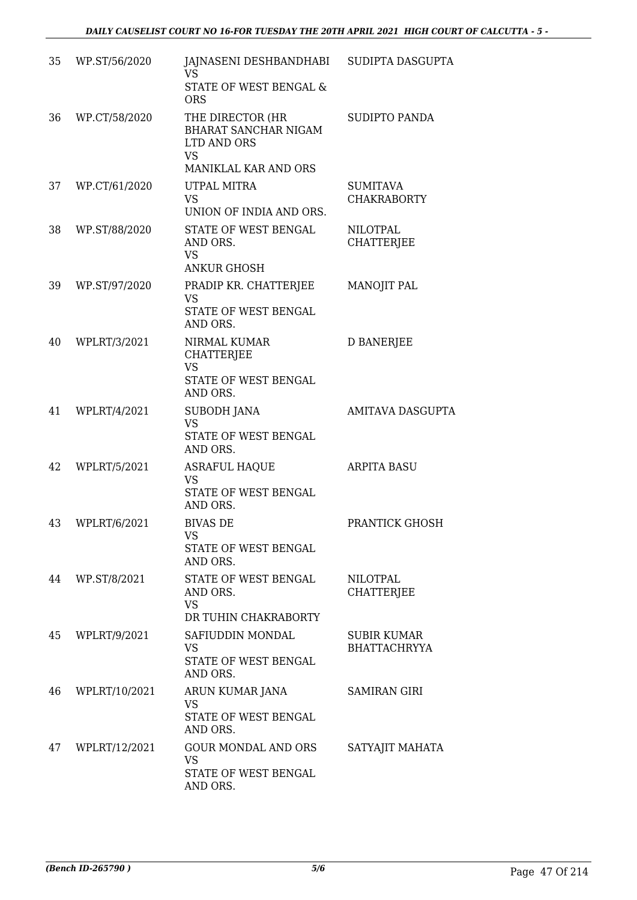| | | | |
|---|---|---|---|
| 35 | WP.ST/56/2020 | JAJNASENI DESHBANDHABI<br>VS<br>STATE OF WEST BENGAL & ORS | SUDIPTA DASGUPTA |
| 36 | WP.CT/58/2020 | THE DIRECTOR (HR BHARAT SANCHAR NIGAM LTD AND ORS<br>VS<br>MANIKLAL KAR AND ORS | SUDIPTO PANDA |
| 37 | WP.CT/61/2020 | UTPAL MITRA<br>VS<br>UNION OF INDIA AND ORS. | SUMITAVA CHAKRABORTY |
| 38 | WP.ST/88/2020 | STATE OF WEST BENGAL AND ORS.<br>VS<br>ANKUR GHOSH | NILOTPAL CHATTERJEE |
| 39 | WP.ST/97/2020 | PRADIP KR. CHATTERJEE<br>VS<br>STATE OF WEST BENGAL AND ORS. | MANOJIT PAL |
| 40 | WPLRT/3/2021 | NIRMAL KUMAR CHATTERJEE<br>VS<br>STATE OF WEST BENGAL AND ORS. | D BANERJEE |
| 41 | WPLRT/4/2021 | SUBODH JANA<br>VS<br>STATE OF WEST BENGAL AND ORS. | AMITAVA DASGUPTA |
| 42 | WPLRT/5/2021 | ASRAFUL HAQUE<br>VS<br>STATE OF WEST BENGAL AND ORS. | ARPITA BASU |
| 43 | WPLRT/6/2021 | BIVAS DE<br>VS<br>STATE OF WEST BENGAL AND ORS. | PRANTICK GHOSH |
| 44 | WP.ST/8/2021 | STATE OF WEST BENGAL AND ORS.<br>VS<br>DR TUHIN CHAKRABORTY | NILOTPAL CHATTERJEE |
| 45 | WPLRT/9/2021 | SAFIUDDIN MONDAL<br>VS<br>STATE OF WEST BENGAL AND ORS. | SUBIR KUMAR BHATTACHRYYA |
| 46 | WPLRT/10/2021 | ARUN KUMAR JANA<br>VS<br>STATE OF WEST BENGAL AND ORS. | SAMIRAN GIRI |
| 47 | WPLRT/12/2021 | GOUR MONDAL AND ORS<br>VS<br>STATE OF WEST BENGAL AND ORS. | SATYAJIT MAHATA |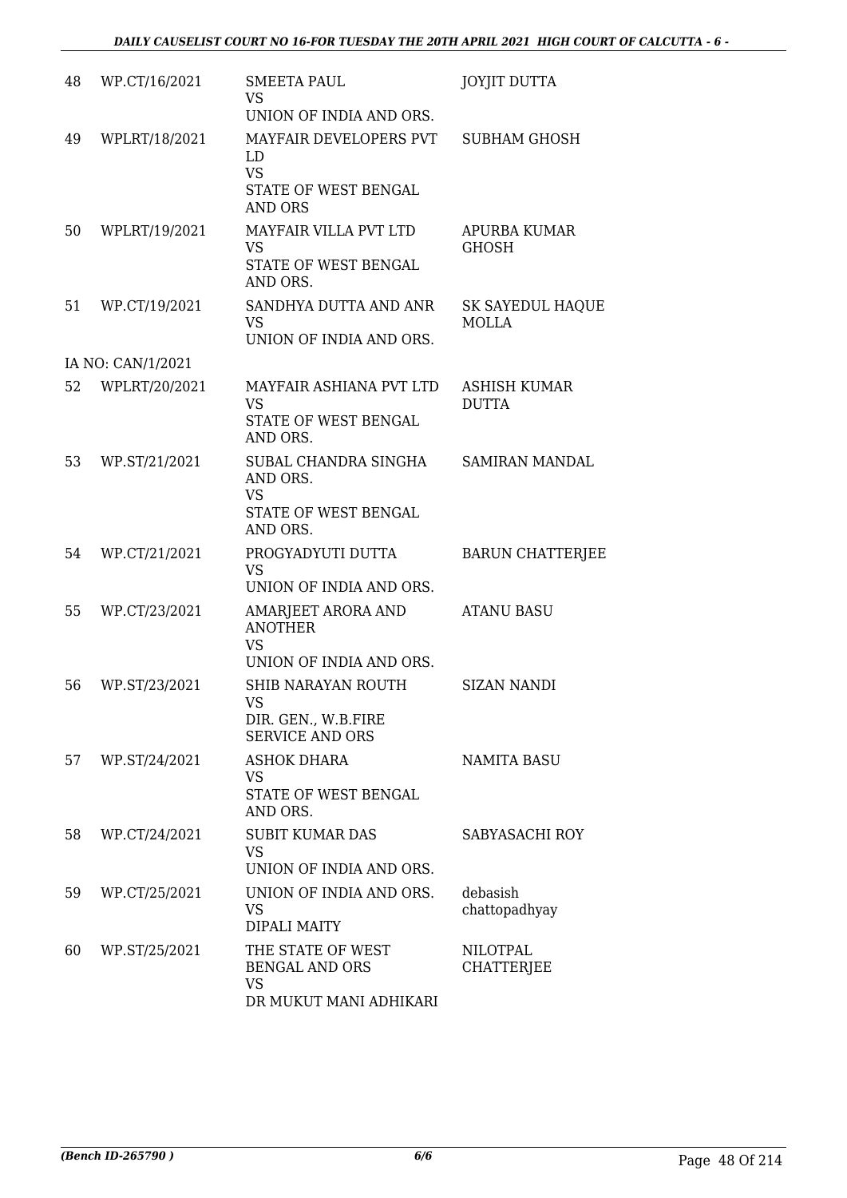| 48 | WP.CT/16/2021 | SMEETA PAUL<br>VS<br>UNION OF INDIA AND ORS. | JOYJIT DUTTA |
|---|---|---|---|
| 49 | WPLRT/18/2021 | MAYFAIR DEVELOPERS PVT LD<br>VS<br>STATE OF WEST BENGAL AND ORS | SUBHAM GHOSH |
| 50 | WPLRT/19/2021 | MAYFAIR VILLA PVT LTD<br>VS<br>STATE OF WEST BENGAL AND ORS. | APURBA KUMAR GHOSH |
| 51 | WP.CT/19/2021 | SANDHYA DUTTA AND ANR<br>VS<br>UNION OF INDIA AND ORS. | SK SAYEDUL HAQUE MOLLA |
| | IA NO: CAN/1/2021 | | |
| 52 | WPLRT/20/2021 | MAYFAIR ASHIANA PVT LTD<br>VS<br>STATE OF WEST BENGAL AND ORS. | ASHISH KUMAR DUTTA |
| 53 | WP.ST/21/2021 | SUBAL CHANDRA SINGHA AND ORS.<br>VS<br>STATE OF WEST BENGAL AND ORS. | SAMIRAN MANDAL |
| 54 | WP.CT/21/2021 | PROGYADYUTI DUTTA<br>VS<br>UNION OF INDIA AND ORS. | BARUN CHATTERJEE |
| 55 | WP.CT/23/2021 | AMARJEET ARORA AND ANOTHER<br>VS<br>UNION OF INDIA AND ORS. | ATANU BASU |
| 56 | WP.ST/23/2021 | SHIB NARAYAN ROUTH<br>VS<br>DIR. GEN., W.B.FIRE SERVICE AND ORS | SIZAN NANDI |
| 57 | WP.ST/24/2021 | ASHOK DHARA<br>VS<br>STATE OF WEST BENGAL AND ORS. | NAMITA BASU |
| 58 | WP.CT/24/2021 | SUBIT KUMAR DAS<br>VS<br>UNION OF INDIA AND ORS. | SABYASACHI ROY |
| 59 | WP.CT/25/2021 | UNION OF INDIA AND ORS.<br>VS<br>DIPALI MAITY | debasish chattopadhyay |
| 60 | WP.ST/25/2021 | THE STATE OF WEST BENGAL AND ORS<br>VS<br>DR MUKUT MANI ADHIKARI | NILOTPAL CHATTERJEE |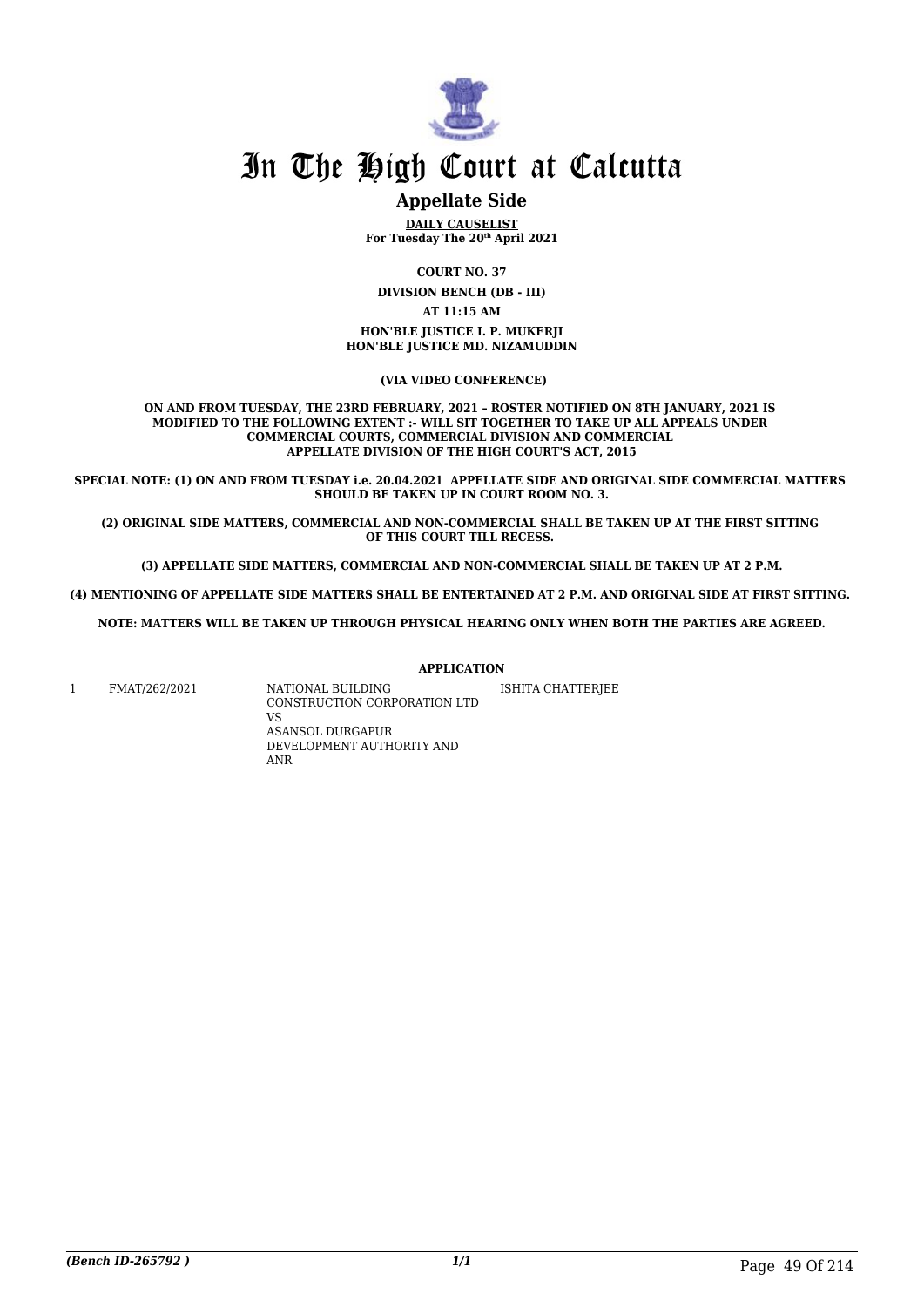# In The High Court at Calcutta

## Appellate Side

**DAILY CAUSELIST**
**For Tuesday The 20th April 2021**

**COURT NO. 37**

**DIVISION BENCH (DB - III)**

**AT 11:15 AM**

**HON'BLE JUSTICE I. P. MUKERJI**
**HON'BLE JUSTICE MD. NIZAMUDDIN**

**(VIA VIDEO CONFERENCE)**

**ON AND FROM TUESDAY, THE 23RD FEBRUARY, 2021 – ROSTER NOTIFIED ON 8TH JANUARY, 2021 IS MODIFIED TO THE FOLLOWING EXTENT :- WILL SIT TOGETHER TO TAKE UP ALL APPEALS UNDER COMMERCIAL COURTS, COMMERCIAL DIVISION AND COMMERCIAL APPELLATE DIVISION OF THE HIGH COURT'S ACT, 2015**

**SPECIAL NOTE: (1) ON AND FROM TUESDAY i.e. 20.04.2021 APPELLATE SIDE AND ORIGINAL SIDE COMMERCIAL MATTERS SHOULD BE TAKEN UP IN COURT ROOM NO. 3.**

**(2) ORIGINAL SIDE MATTERS, COMMERCIAL AND NON-COMMERCIAL SHALL BE TAKEN UP AT THE FIRST SITTING OF THIS COURT TILL RECESS.**

**(3) APPELLATE SIDE MATTERS, COMMERCIAL AND NON-COMMERCIAL SHALL BE TAKEN UP AT 2 P.M.**

**(4) MENTIONING OF APPELLATE SIDE MATTERS SHALL BE ENTERTAINED AT 2 P.M. AND ORIGINAL SIDE AT FIRST SITTING.**

**NOTE: MATTERS WILL BE TAKEN UP THROUGH PHYSICAL HEARING ONLY WHEN BOTH THE PARTIES ARE AGREED.**

**APPLICATION**

| | | | |
|---|---|---|---|
| 1 | FMAT/262/2021 | NATIONAL BUILDING CONSTRUCTION CORPORATION LTD<br>VS<br>ASANSOL DURGAPUR DEVELOPMENT AUTHORITY AND ANR | ISHITA CHATTERJEE |

*(Bench ID-265792 )* 1/1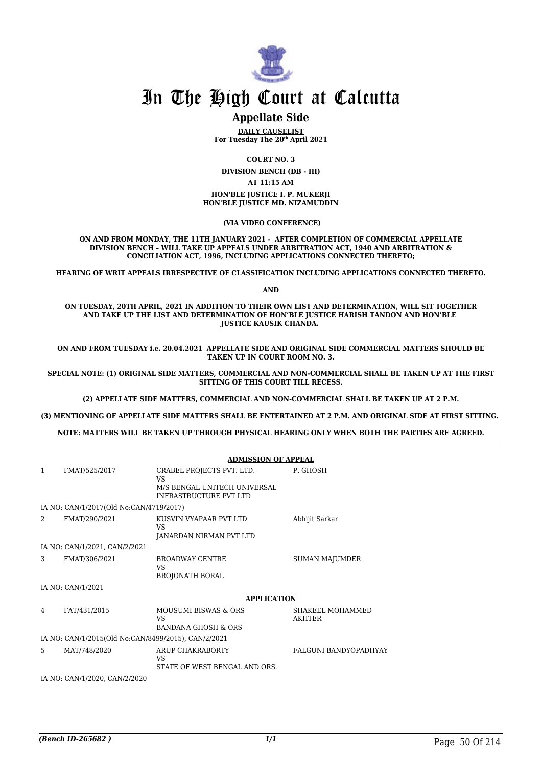# In The High Court at Calcutta

## Appellate Side

**DAILY CAUSELIST**
**For Tuesday The 20th April 2021**

**COURT NO. 3**

**DIVISION BENCH (DB - III)**

**AT 11:15 AM**

**HON'BLE JUSTICE I. P. MUKERJI**
**HON'BLE JUSTICE MD. NIZAMUDDIN**

**(VIA VIDEO CONFERENCE)**

**ON AND FROM MONDAY, THE 11TH JANUARY 2021 - AFTER COMPLETION OF COMMERCIAL APPELLATE DIVISION BENCH – WILL TAKE UP APPEALS UNDER ARBITRATION ACT, 1940 AND ARBITRATION & CONCILIATION ACT, 1996, INCLUDING APPLICATIONS CONNECTED THERETO;**

**HEARING OF WRIT APPEALS IRRESPECTIVE OF CLASSIFICATION INCLUDING APPLICATIONS CONNECTED THERETO.**

**AND**

**ON TUESDAY, 20TH APRIL, 2021 IN ADDITION TO THEIR OWN LIST AND DETERMINATION, WILL SIT TOGETHER AND TAKE UP THE LIST AND DETERMINATION OF HON'BLE JUSTICE HARISH TANDON AND HON'BLE JUSTICE KAUSIK CHANDA.**

**ON AND FROM TUESDAY i.e. 20.04.2021 APPELLATE SIDE AND ORIGINAL SIDE COMMERCIAL MATTERS SHOULD BE TAKEN UP IN COURT ROOM NO. 3.**

**SPECIAL NOTE: (1) ORIGINAL SIDE MATTERS, COMMERCIAL AND NON-COMMERCIAL SHALL BE TAKEN UP AT THE FIRST SITTING OF THIS COURT TILL RECESS.**

**(2) APPELLATE SIDE MATTERS, COMMERCIAL AND NON-COMMERCIAL SHALL BE TAKEN UP AT 2 P.M.**

**(3) MENTIONING OF APPELLATE SIDE MATTERS SHALL BE ENTERTAINED AT 2 P.M. AND ORIGINAL SIDE AT FIRST SITTING.**

**NOTE: MATTERS WILL BE TAKEN UP THROUGH PHYSICAL HEARING ONLY WHEN BOTH THE PARTIES ARE AGREED.**

**ADMISSION OF APPEAL**

| | | | |
|---|---|---|---|
| 1 | FMAT/525/2017 | CRABEL PROJECTS PVT. LTD.<br>VS<br>M/S BENGAL UNITECH UNIVERSAL INFRASTRUCTURE PVT LTD | P. GHOSH |
| | IA NO: CAN/1/2017(Old No:CAN/4719/2017) | | |
| 2 | FMAT/290/2021 | KUSVIN VYAPAAR PVT LTD<br>VS<br>JANARDAN NIRMAN PVT LTD | Abhijit Sarkar |
| | IA NO: CAN/1/2021, CAN/2/2021 | | |
| 3 | FMAT/306/2021 | BROADWAY CENTRE<br>VS<br>BROJONATH BORAL | SUMAN MAJUMDER |
| | IA NO: CAN/1/2021 | | |

**APPLICATION**

| | | | |
|---|---|---|---|
| 4 | FAT/431/2015 | MOUSUMI BISWAS & ORS<br>VS<br>BANDANA GHOSH & ORS | SHAKEEL MOHAMMED AKHTER |
| | IA NO: CAN/1/2015(Old No:CAN/8499/2015), CAN/2/2021 | | |
| 5 | MAT/748/2020 | ARUP CHAKRABORTY<br>VS<br>STATE OF WEST BENGAL AND ORS. | FALGUNI BANDYOPADHYAY |
| | IA NO: CAN/1/2020, CAN/2/2020 | | |

*(Bench ID-265682 )* 1/1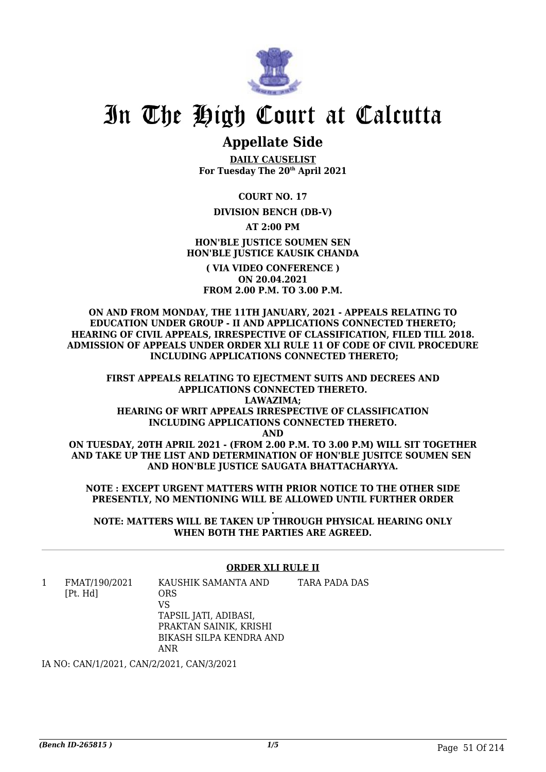# In The High Court at Calcutta

## Appellate Side

**DAILY CAUSELIST**
**For Tuesday The 20th April 2021**

**COURT NO. 17**

**DIVISION BENCH (DB-V)**

**AT 2:00 PM**

**HON'BLE JUSTICE SOUMEN SEN**
**HON'BLE JUSTICE KAUSIK CHANDA**

**( VIA VIDEO CONFERENCE )**
**ON 20.04.2021**
**FROM 2.00 P.M. TO 3.00 P.M.**

**ON AND FROM MONDAY, THE 11TH JANUARY, 2021 - APPEALS RELATING TO EDUCATION UNDER GROUP - II AND APPLICATIONS CONNECTED THERETO; HEARING OF CIVIL APPEALS, IRRESPECTIVE OF CLASSIFICATION, FILED TILL 2018. ADMISSION OF APPEALS UNDER ORDER XLI RULE 11 OF CODE OF CIVIL PROCEDURE INCLUDING APPLICATIONS CONNECTED THERETO;**

**FIRST APPEALS RELATING TO EJECTMENT SUITS AND DECREES AND APPLICATIONS CONNECTED THERETO.**
**LAWAZIMA;**
**HEARING OF WRIT APPEALS IRRESPECTIVE OF CLASSIFICATION INCLUDING APPLICATIONS CONNECTED THERETO.**
**AND**
**ON TUESDAY, 20TH APRIL 2021 - (FROM 2.00 P.M. TO 3.00 P.M) WILL SIT TOGETHER AND TAKE UP THE LIST AND DETERMINATION OF HON'BLE JUSITCE SOUMEN SEN AND HON'BLE JUSTICE SAUGATA BHATTACHARYYA.**

**NOTE : EXCEPT URGENT MATTERS WITH PRIOR NOTICE TO THE OTHER SIDE PRESENTLY, NO MENTIONING WILL BE ALLOWED UNTIL FURTHER ORDER**
**.**
**NOTE: MATTERS WILL BE TAKEN UP THROUGH PHYSICAL HEARING ONLY WHEN BOTH THE PARTIES ARE AGREED.**

---

**ORDER XLI RULE II**

| | | | |
|---|---|---|---|
| 1 | FMAT/190/2021 [Pt. Hd] | KAUSHIK SAMANTA AND ORS VS TAPSIL JATI, ADIBASI, PRAKTAN SAINIK, KRISHI BIKASH SILPA KENDRA AND ANR | TARA PADA DAS |

IA NO: CAN/1/2021, CAN/2/2021, CAN/3/2021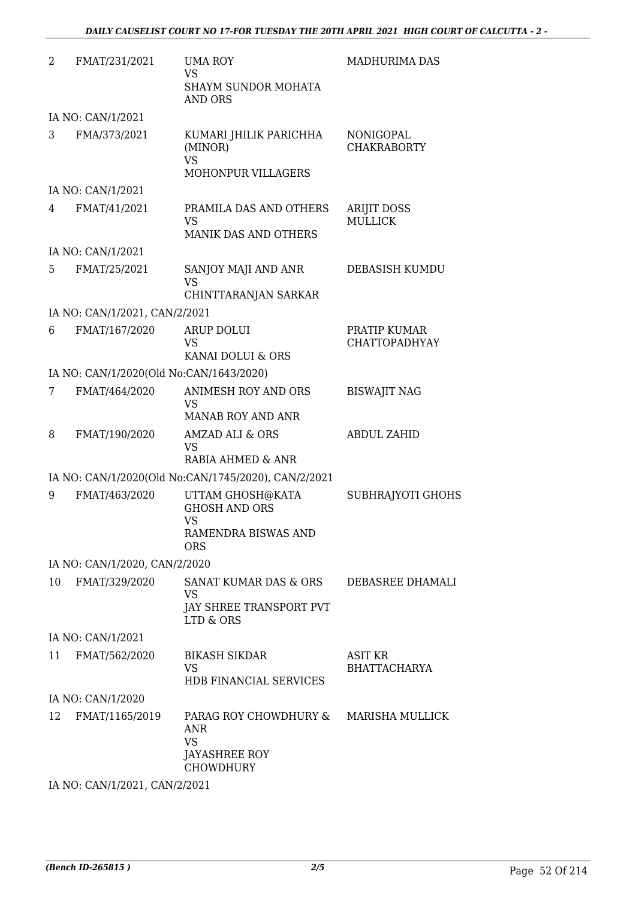| | | | |
|---|---|---|---|
| 2 | FMAT/231/2021 | UMA ROY<br>VS<br>SHAYM SUNDOR MOHATA AND ORS | MADHURIMA DAS |
| | IA NO: CAN/1/2021 | | |
| 3 | FMA/373/2021 | KUMARI JHILIK PARICHHA (MINOR)<br>VS<br>MOHONPUR VILLAGERS | NONIGOPAL CHAKRABORTY |
| | IA NO: CAN/1/2021 | | |
| 4 | FMAT/41/2021 | PRAMILA DAS AND OTHERS<br>VS<br>MANIK DAS AND OTHERS | ARIJIT DOSS MULLICK |
| | IA NO: CAN/1/2021 | | |
| 5 | FMAT/25/2021 | SANJOY MAJI AND ANR<br>VS<br>CHINTTARANJAN SARKAR | DEBASISH KUMDU |
| | IA NO: CAN/1/2021, CAN/2/2021 | | |
| 6 | FMAT/167/2020 | ARUP DOLUI<br>VS<br>KANAI DOLUI & ORS | PRATIP KUMAR CHATTOPADHYAY |
| | IA NO: CAN/1/2020(Old No:CAN/1643/2020) | | |
| 7 | FMAT/464/2020 | ANIMESH ROY AND ORS<br>VS<br>MANAB ROY AND ANR | BISWAJIT NAG |
| 8 | FMAT/190/2020 | AMZAD ALI & ORS<br>VS<br>RABIA AHMED & ANR | ABDUL ZAHID |
| | IA NO: CAN/1/2020(Old No:CAN/1745/2020), CAN/2/2021 | | |
| 9 | FMAT/463/2020 | UTTAM GHOSH@KATA GHOSH AND ORS<br>VS<br>RAMENDRA BISWAS AND ORS | SUBHRAJYOTI GHOHS |
| | IA NO: CAN/1/2020, CAN/2/2020 | | |
| 10 | FMAT/329/2020 | SANAT KUMAR DAS & ORS<br>VS<br>JAY SHREE TRANSPORT PVT LTD & ORS | DEBASREE DHAMALI |
| | IA NO: CAN/1/2021 | | |
| 11 | FMAT/562/2020 | BIKASH SIKDAR<br>VS<br>HDB FINANCIAL SERVICES | ASIT KR BHATTACHARYA |
| | IA NO: CAN/1/2020 | | |
| 12 | FMAT/1165/2019 | PARAG ROY CHOWDHURY & ANR<br>VS<br>JAYASHREE ROY CHOWDHURY | MARISHA MULLICK |
| | IA NO: CAN/1/2021, CAN/2/2021 | | |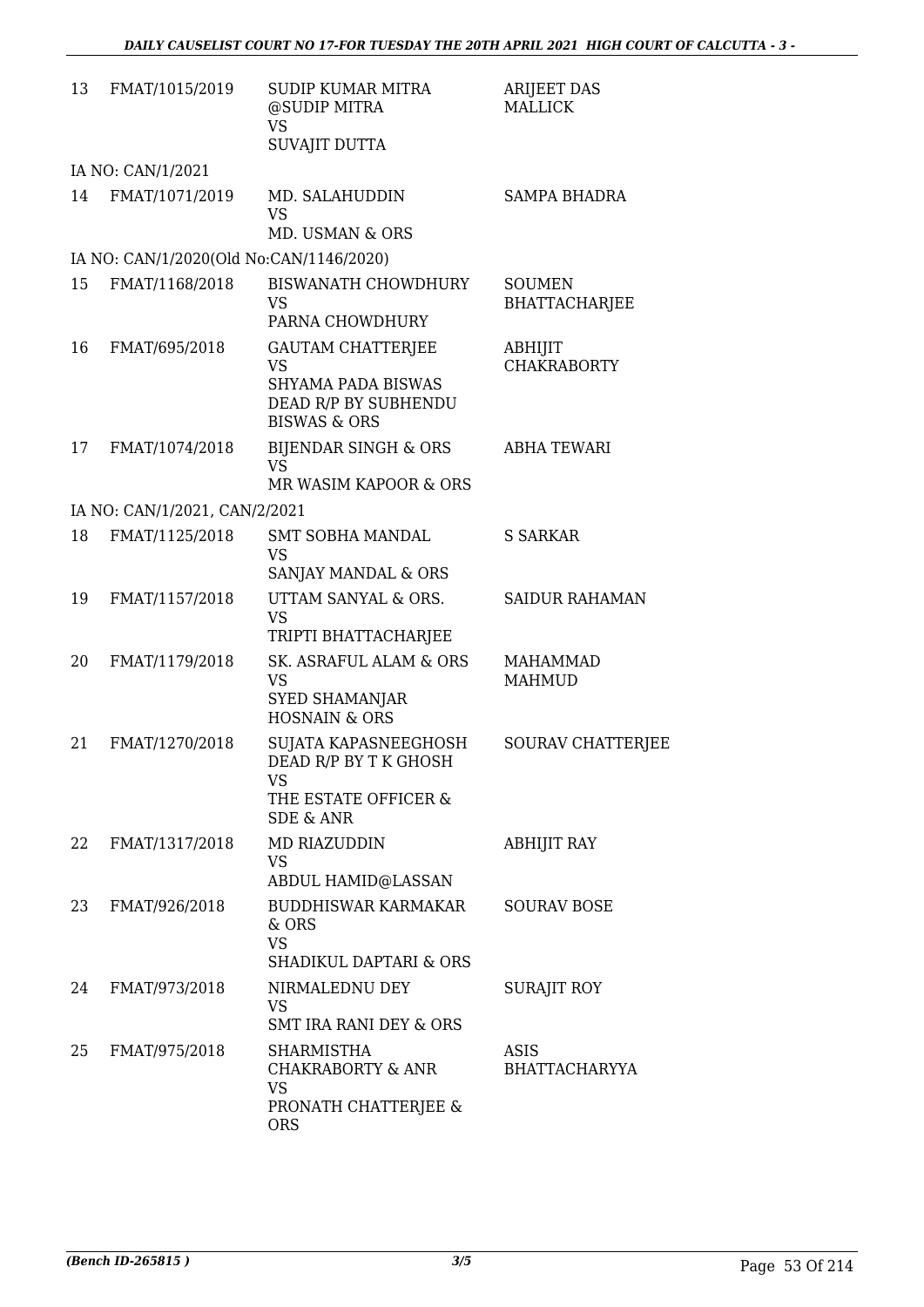| | | | |
|---|---|---|---|
| 13 | FMAT/1015/2019 | SUDIP KUMAR MITRA @SUDIP MITRA VS SUVAJIT DUTTA | ARIJEET DAS MALLICK |
| IA NO: CAN/1/2021 | | | |
| 14 | FMAT/1071/2019 | MD. SALAHUDDIN VS MD. USMAN & ORS | SAMPA BHADRA |
| IA NO: CAN/1/2020(Old No:CAN/1146/2020) | | | |
| 15 | FMAT/1168/2018 | BISWANATH CHOWDHURY VS PARNA CHOWDHURY | SOUMEN BHATTACHARJEE |
| 16 | FMAT/695/2018 | GAUTAM CHATTERJEE VS SHYAMA PADA BISWAS DEAD R/P BY SUBHENDU BISWAS & ORS | ABHIJIT CHAKRABORTY |
| 17 | FMAT/1074/2018 | BIJENDAR SINGH & ORS VS MR WASIM KAPOOR & ORS | ABHA TEWARI |
| IA NO: CAN/1/2021, CAN/2/2021 | | | |
| 18 | FMAT/1125/2018 | SMT SOBHA MANDAL VS SANJAY MANDAL & ORS | S SARKAR |
| 19 | FMAT/1157/2018 | UTTAM SANYAL & ORS. VS TRIPTI BHATTACHARJEE | SAIDUR RAHAMAN |
| 20 | FMAT/1179/2018 | SK. ASRAFUL ALAM & ORS VS SYED SHAMANJAR HOSNAIN & ORS | MAHAMMAD MAHMUD |
| 21 | FMAT/1270/2018 | SUJATA KAPASNEEGHOSH DEAD R/P BY T K GHOSH VS THE ESTATE OFFICER & SDE & ANR | SOURAV CHATTERJEE |
| 22 | FMAT/1317/2018 | MD RIAZUDDIN VS ABDUL HAMID@LASSAN | ABHIJIT RAY |
| 23 | FMAT/926/2018 | BUDDHISWAR KARMAKAR & ORS VS SHADIKUL DAPTARI & ORS | SOURAV BOSE |
| 24 | FMAT/973/2018 | NIRMALEDNU DEY VS SMT IRA RANI DEY & ORS | SURAJIT ROY |
| 25 | FMAT/975/2018 | SHARMISTHA CHAKRABORTY & ANR VS PRONATH CHATTERJEE & ORS | ASIS BHATTACHARYYA |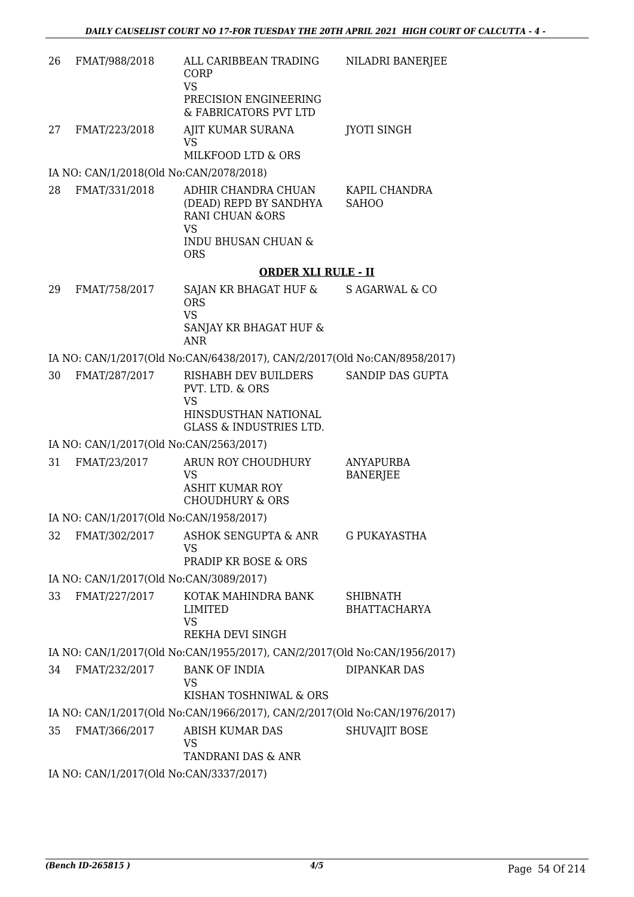| | | | |
|---|---|---|---|
| 26 | FMAT/988/2018 | ALL CARIBBEAN TRADING CORP<br>VS<br>PRECISION ENGINEERING & FABRICATORS PVT LTD | NILADRI BANERJEE |
| 27 | FMAT/223/2018 | AJIT KUMAR SURANA<br>VS<br>MILKFOOD LTD & ORS | JYOTI SINGH |

IA NO: CAN/1/2018(Old No:CAN/2078/2018)

| | | | |
|---|---|---|---|
| 28 | FMAT/331/2018 | ADHIR CHANDRA CHUAN (DEAD) REPD BY SANDHYA RANI CHUAN &ORS<br>VS<br>INDU BHUSAN CHUAN & ORS | KAPIL CHANDRA SAHOO |

**ORDER XLI RULE - II**

| | | | |
|---|---|---|---|
| 29 | FMAT/758/2017 | SAJAN KR BHAGAT HUF & ORS<br>VS<br>SANJAY KR BHAGAT HUF & ANR | S AGARWAL & CO |

IA NO: CAN/1/2017(Old No:CAN/6438/2017), CAN/2/2017(Old No:CAN/8958/2017)

| | | | |
|---|---|---|---|
| 30 | FMAT/287/2017 | RISHABH DEV BUILDERS PVT. LTD. & ORS<br>VS<br>HINSDUSTHAN NATIONAL GLASS & INDUSTRIES LTD. | SANDIP DAS GUPTA |

IA NO: CAN/1/2017(Old No:CAN/2563/2017)

| | | | |
|---|---|---|---|
| 31 | FMAT/23/2017 | ARUN ROY CHOUDHURY<br>VS<br>ASHIT KUMAR ROY CHOUDHURY & ORS | ANYAPURBA BANERJEE |

IA NO: CAN/1/2017(Old No:CAN/1958/2017)

| | | | |
|---|---|---|---|
| 32 | FMAT/302/2017 | ASHOK SENGUPTA & ANR<br>VS<br>PRADIP KR BOSE & ORS | G PUKAYASTHA |

IA NO: CAN/1/2017(Old No:CAN/3089/2017)

| | | | |
|---|---|---|---|
| 33 | FMAT/227/2017 | KOTAK MAHINDRA BANK LIMITED<br>VS<br>REKHA DEVI SINGH | SHIBNATH BHATTACHARYA |

IA NO: CAN/1/2017(Old No:CAN/1955/2017), CAN/2/2017(Old No:CAN/1956/2017)

| | | | |
|---|---|---|---|
| 34 | FMAT/232/2017 | BANK OF INDIA<br>VS<br>KISHAN TOSHNIWAL & ORS | DIPANKAR DAS |

IA NO: CAN/1/2017(Old No:CAN/1966/2017), CAN/2/2017(Old No:CAN/1976/2017)

| | | | |
|---|---|---|---|
| 35 | FMAT/366/2017 | ABISH KUMAR DAS<br>VS<br>TANDRANI DAS & ANR | SHUVAJIT BOSE |

IA NO: CAN/1/2017(Old No:CAN/3337/2017)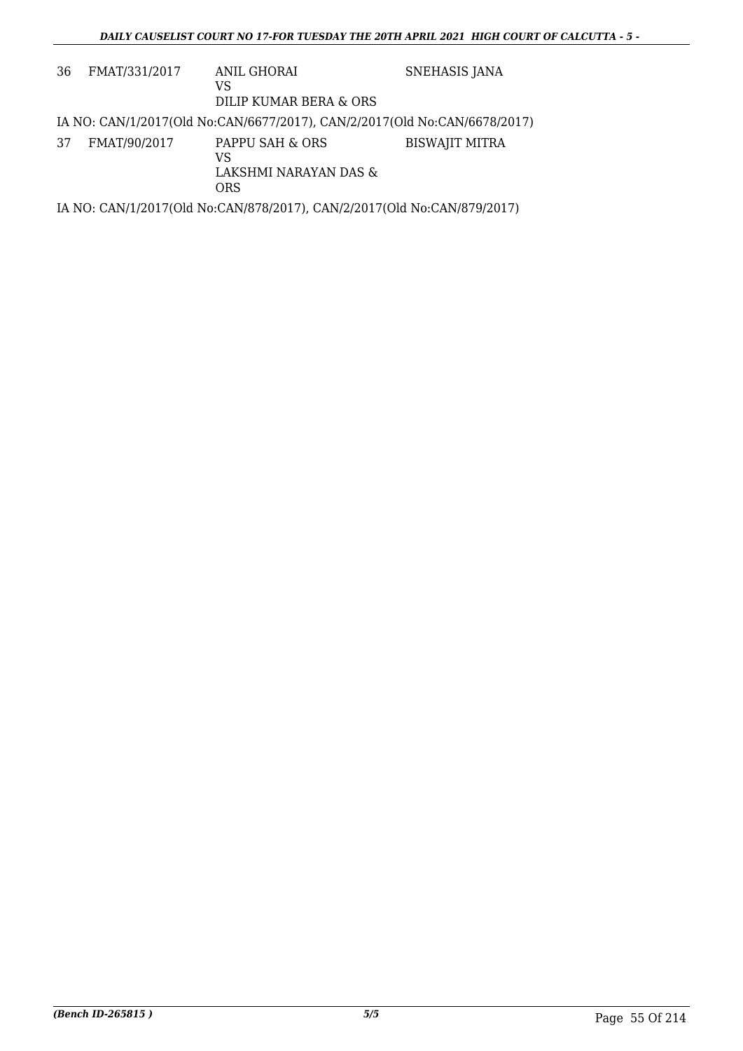| | | | |
|---|---|---|---|
| 36 | FMAT/331/2017 | ANIL GHORAI<br>VS<br>DILIP KUMAR BERA & ORS | SNEHASIS JANA |

IA NO: CAN/1/2017(Old No:CAN/6677/2017), CAN/2/2017(Old No:CAN/6678/2017)

| | | | |
|---|---|---|---|
| 37 | FMAT/90/2017 | PAPPU SAH & ORS<br>VS<br>LAKSHMI NARAYAN DAS & ORS | BISWAJIT MITRA |

IA NO: CAN/1/2017(Old No:CAN/878/2017), CAN/2/2017(Old No:CAN/879/2017)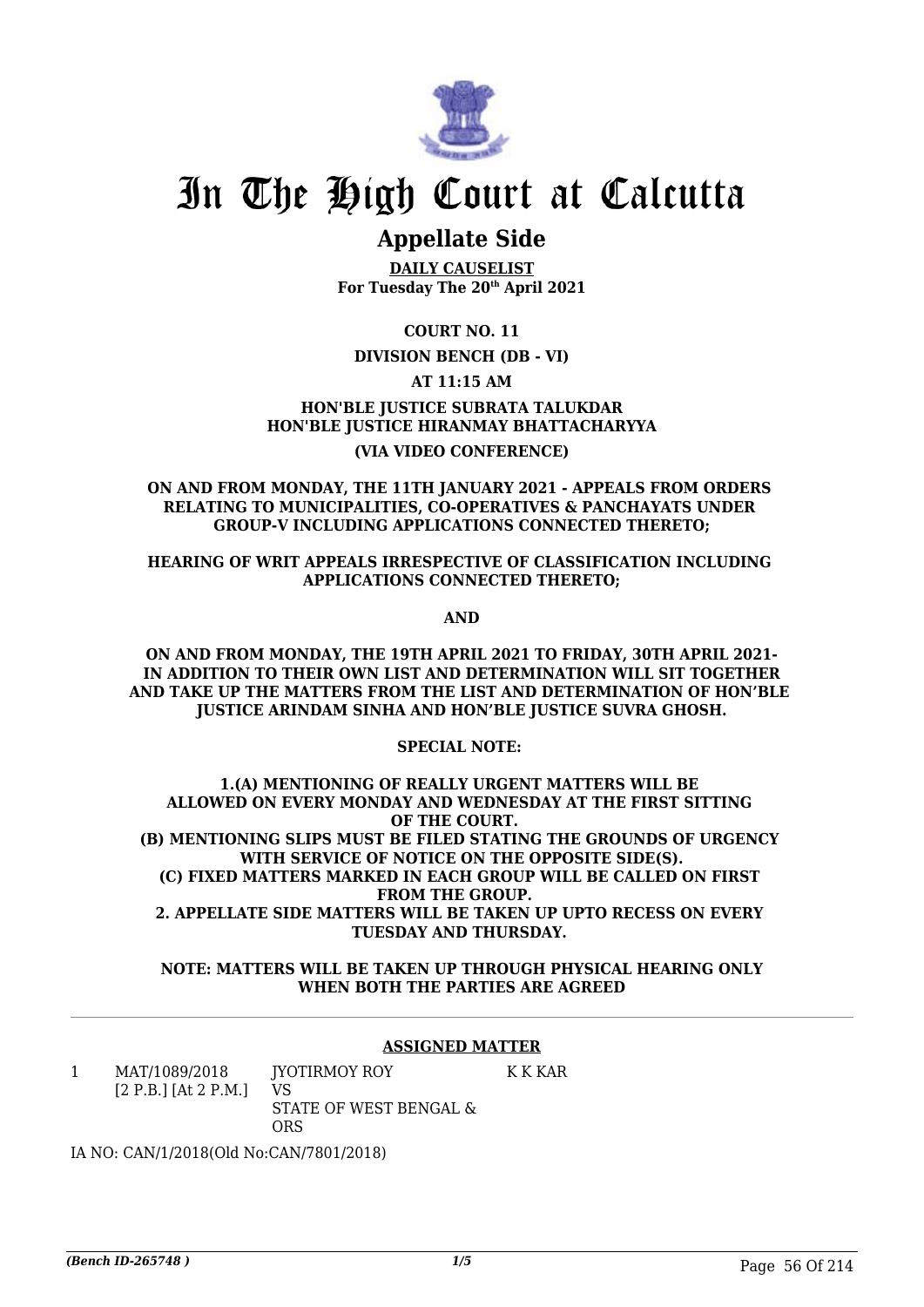# In The High Court at Calcutta

## Appellate Side

**DAILY CAUSELIST**
**For Tuesday The 20th April 2021**

**COURT NO. 11**

**DIVISION BENCH (DB - VI)**

**AT 11:15 AM**

**HON'BLE JUSTICE SUBRATA TALUKDAR**
**HON'BLE JUSTICE HIRANMAY BHATTACHARYYA**

**(VIA VIDEO CONFERENCE)**

**ON AND FROM MONDAY, THE 11TH JANUARY 2021 - APPEALS FROM ORDERS RELATING TO MUNICIPALITIES, CO-OPERATIVES & PANCHAYATS UNDER GROUP-V INCLUDING APPLICATIONS CONNECTED THERETO;**

**HEARING OF WRIT APPEALS IRRESPECTIVE OF CLASSIFICATION INCLUDING APPLICATIONS CONNECTED THERETO;**

**AND**

**ON AND FROM MONDAY, THE 19TH APRIL 2021 TO FRIDAY, 30TH APRIL 2021- IN ADDITION TO THEIR OWN LIST AND DETERMINATION WILL SIT TOGETHER AND TAKE UP THE MATTERS FROM THE LIST AND DETERMINATION OF HON'BLE JUSTICE ARINDAM SINHA AND HON'BLE JUSTICE SUVRA GHOSH.**

**SPECIAL NOTE:**

**1.(A) MENTIONING OF REALLY URGENT MATTERS WILL BE ALLOWED ON EVERY MONDAY AND WEDNESDAY AT THE FIRST SITTING OF THE COURT.**
**(B) MENTIONING SLIPS MUST BE FILED STATING THE GROUNDS OF URGENCY WITH SERVICE OF NOTICE ON THE OPPOSITE SIDE(S).**
**(C) FIXED MATTERS MARKED IN EACH GROUP WILL BE CALLED ON FIRST FROM THE GROUP.**
**2. APPELLATE SIDE MATTERS WILL BE TAKEN UP UPTO RECESS ON EVERY TUESDAY AND THURSDAY.**

**NOTE: MATTERS WILL BE TAKEN UP THROUGH PHYSICAL HEARING ONLY WHEN BOTH THE PARTIES ARE AGREED**

**ASSIGNED MATTER**

| | | | |
|---|---|---|---|
| 1 | MAT/1089/2018 [2 P.B.] [At 2 P.M.] | JYOTIRMOY ROY VS STATE OF WEST BENGAL & ORS | K K KAR |

IA NO: CAN/1/2018(Old No:CAN/7801/2018)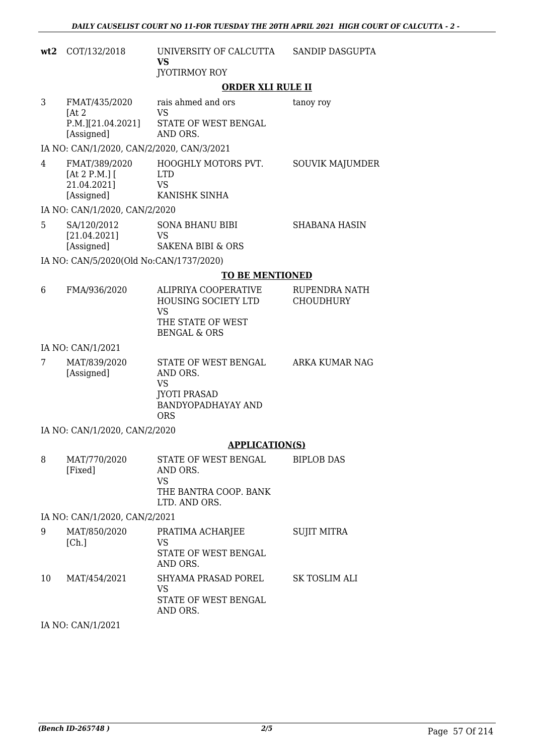| | | | |
|---|---|---|---|
| **wt2** | COT/132/2018 | UNIVERSITY OF CALCUTTA **VS** JYOTIRMOY ROY | SANDIP DASGUPTA |

**ORDER XLI RULE II**

| | | | |
|---|---|---|---|
| 3 | FMAT/435/2020 [At 2 P.M.][21.04.2021] [Assigned] | rais ahmed and ors VS STATE OF WEST BENGAL AND ORS. | tanoy roy |

IA NO: CAN/1/2020, CAN/2/2020, CAN/3/2021

| | | | |
|---|---|---|---|
| 4 | FMAT/389/2020 [At 2 P.M.] [ 21.04.2021] [Assigned] | HOOGHLY MOTORS PVT. LTD VS KANISHK SINHA | SOUVIK MAJUMDER |

IA NO: CAN/1/2020, CAN/2/2020

| | | | |
|---|---|---|---|
| 5 | SA/120/2012 [21.04.2021] [Assigned] | SONA BHANU BIBI VS SAKENA BIBI & ORS | SHABANA HASIN |

IA NO: CAN/5/2020(Old No:CAN/1737/2020)

**TO BE MENTIONED**

| | | | |
|---|---|---|---|
| 6 | FMA/936/2020 | ALIPRIYA COOPERATIVE HOUSING SOCIETY LTD VS THE STATE OF WEST BENGAL & ORS | RUPENDRA NATH CHOUDHURY |

IA NO: CAN/1/2021

| | | | |
|---|---|---|---|
| 7 | MAT/839/2020 [Assigned] | STATE OF WEST BENGAL AND ORS. VS JYOTI PRASAD BANDYOPADHAYAY AND ORS | ARKA KUMAR NAG |

IA NO: CAN/1/2020, CAN/2/2020

**APPLICATION(S)**

| | | | |
|---|---|---|---|
| 8 | MAT/770/2020 [Fixed] | STATE OF WEST BENGAL AND ORS. VS THE BANTRA COOP. BANK LTD. AND ORS. | BIPLOB DAS |

IA NO: CAN/1/2020, CAN/2/2021

| | | | |
|---|---|---|---|
| 9 | MAT/850/2020 [Ch.] | PRATIMA ACHARJEE VS STATE OF WEST BENGAL AND ORS. | SUJIT MITRA |
| 10 | MAT/454/2021 | SHYAMA PRASAD POREL VS STATE OF WEST BENGAL AND ORS. | SK TOSLIM ALI |

IA NO: CAN/1/2021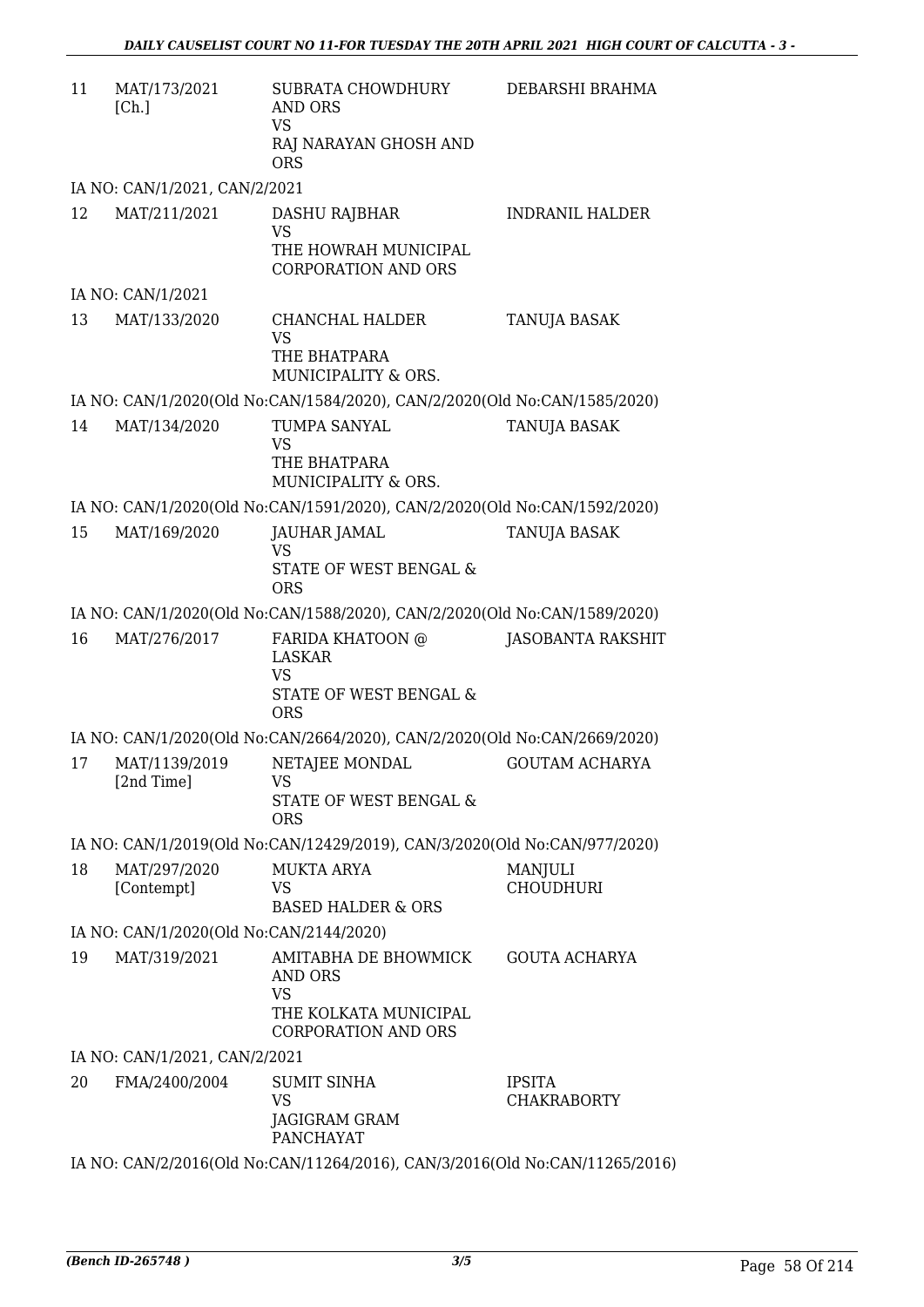| | | | |
|---|---|---|---|
| 11 | MAT/173/2021 [Ch.] | SUBRATA CHOWDHURY AND ORS<br>VS<br>RAJ NARAYAN GHOSH AND ORS | DEBARSHI BRAHMA |
| | IA NO: CAN/1/2021, CAN/2/2021 | | |
| 12 | MAT/211/2021 | DASHU RAJBHAR<br>VS<br>THE HOWRAH MUNICIPAL CORPORATION AND ORS | INDRANIL HALDER |
| | IA NO: CAN/1/2021 | | |
| 13 | MAT/133/2020 | CHANCHAL HALDER<br>VS<br>THE BHATPARA MUNICIPALITY & ORS. | TANUJA BASAK |
| | IA NO: CAN/1/2020(Old No:CAN/1584/2020), CAN/2/2020(Old No:CAN/1585/2020) | | |
| 14 | MAT/134/2020 | TUMPA SANYAL<br>VS<br>THE BHATPARA MUNICIPALITY & ORS. | TANUJA BASAK |
| | IA NO: CAN/1/2020(Old No:CAN/1591/2020), CAN/2/2020(Old No:CAN/1592/2020) | | |
| 15 | MAT/169/2020 | JAUHAR JAMAL<br>VS<br>STATE OF WEST BENGAL & ORS | TANUJA BASAK |
| | IA NO: CAN/1/2020(Old No:CAN/1588/2020), CAN/2/2020(Old No:CAN/1589/2020) | | |
| 16 | MAT/276/2017 | FARIDA KHATOON @ LASKAR<br>VS<br>STATE OF WEST BENGAL & ORS | JASOBANTA RAKSHIT |
| | IA NO: CAN/1/2020(Old No:CAN/2664/2020), CAN/2/2020(Old No:CAN/2669/2020) | | |
| 17 | MAT/1139/2019 [2nd Time] | NETAJEE MONDAL<br>VS<br>STATE OF WEST BENGAL & ORS | GOUTAM ACHARYA |
| | IA NO: CAN/1/2019(Old No:CAN/12429/2019), CAN/3/2020(Old No:CAN/977/2020) | | |
| 18 | MAT/297/2020 [Contempt] | MUKTA ARYA<br>VS<br>BASED HALDER & ORS | MANJULI CHOUDHURI |
| | IA NO: CAN/1/2020(Old No:CAN/2144/2020) | | |
| 19 | MAT/319/2021 | AMITABHA DE BHOWMICK AND ORS<br>VS<br>THE KOLKATA MUNICIPAL CORPORATION AND ORS | GOUTA ACHARYA |
| | IA NO: CAN/1/2021, CAN/2/2021 | | |
| 20 | FMA/2400/2004 | SUMIT SINHA<br>VS<br>JAGIGRAM GRAM PANCHAYAT | IPSITA CHAKRABORTY |
| | IA NO: CAN/2/2016(Old No:CAN/11264/2016), CAN/3/2016(Old No:CAN/11265/2016) | | |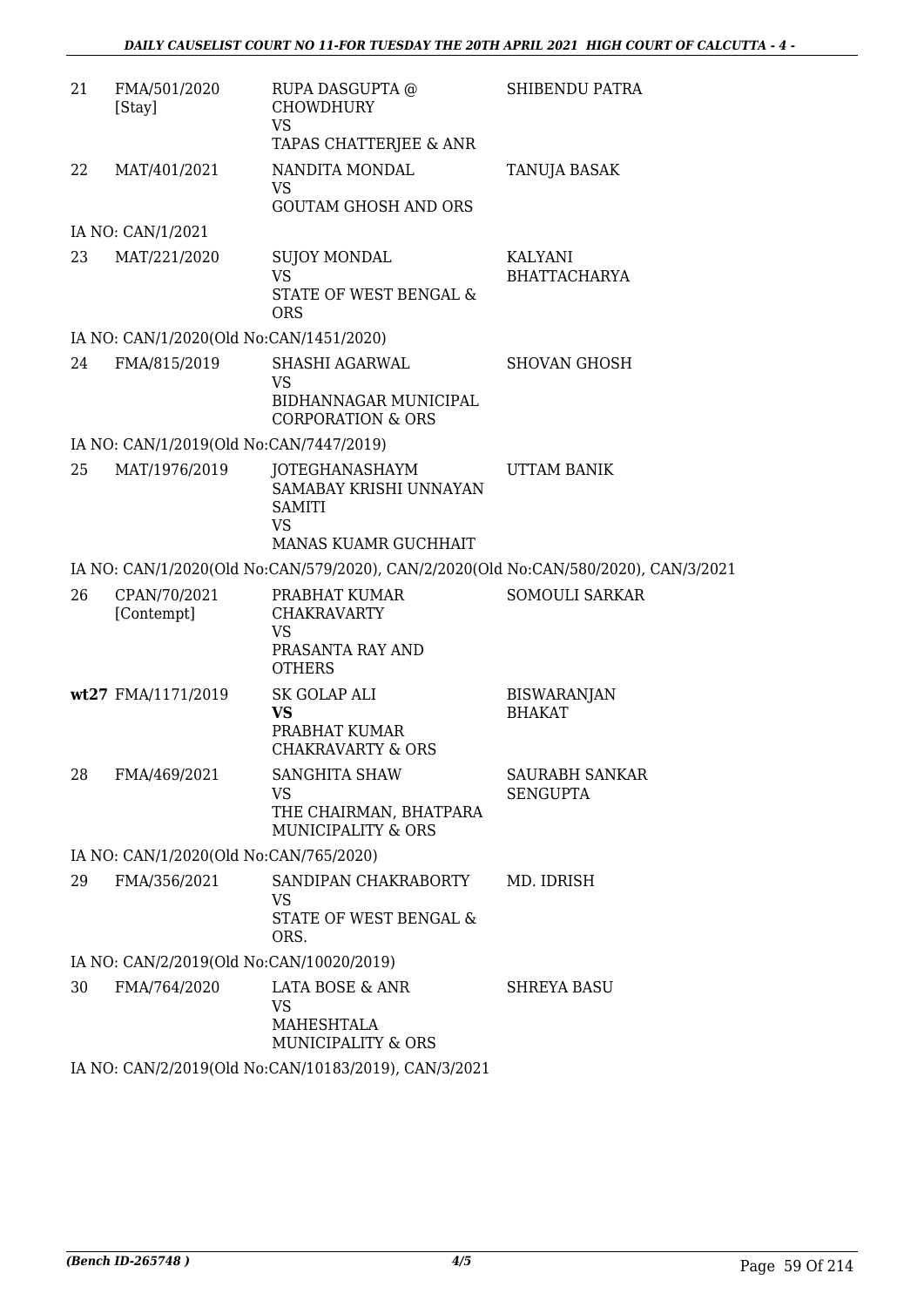| | | | |
|---|---|---|---|
| 21 | FMA/501/2020 [Stay] | RUPA DASGUPTA @ CHOWDHURY<br>VS<br>TAPAS CHATTERJEE & ANR | SHIBENDU PATRA |
| 22 | MAT/401/2021 | NANDITA MONDAL<br>VS<br>GOUTAM GHOSH AND ORS | TANUJA BASAK |
| | IA NO: CAN/1/2021 | | |
| 23 | MAT/221/2020 | SUJOY MONDAL<br>VS<br>STATE OF WEST BENGAL & ORS | KALYANI BHATTACHARYA |
| | IA NO: CAN/1/2020(Old No:CAN/1451/2020) | | |
| 24 | FMA/815/2019 | SHASHI AGARWAL<br>VS<br>BIDHANNAGAR MUNICIPAL CORPORATION & ORS | SHOVAN GHOSH |
| | IA NO: CAN/1/2019(Old No:CAN/7447/2019) | | |
| 25 | MAT/1976/2019 | JOTEGHANASHAYM SAMABAY KRISHI UNNAYAN SAMITI<br>VS<br>MANAS KUAMR GUCHHAIT | UTTAM BANIK |
| | IA NO: CAN/1/2020(Old No:CAN/579/2020), CAN/2/2020(Old No:CAN/580/2020), CAN/3/2021 | | |
| 26 | CPAN/70/2021 [Contempt] | PRABHAT KUMAR CHAKRAVARTY<br>VS<br>PRASANTA RAY AND OTHERS | SOMOULI SARKAR |
| **wt27** | FMA/1171/2019 | SK GOLAP ALI<br>**VS**<br>PRABHAT KUMAR CHAKRAVARTY & ORS | BISWARANJAN BHAKAT |
| 28 | FMA/469/2021 | SANGHITA SHAW<br>VS<br>THE CHAIRMAN, BHATPARA MUNICIPALITY & ORS | SAURABH SANKAR SENGUPTA |
| | IA NO: CAN/1/2020(Old No:CAN/765/2020) | | |
| 29 | FMA/356/2021 | SANDIPAN CHAKRABORTY<br>VS<br>STATE OF WEST BENGAL & ORS. | MD. IDRISH |
| | IA NO: CAN/2/2019(Old No:CAN/10020/2019) | | |
| 30 | FMA/764/2020 | LATA BOSE & ANR<br>VS<br>MAHESHTALA MUNICIPALITY & ORS | SHREYA BASU |
| | IA NO: CAN/2/2019(Old No:CAN/10183/2019), CAN/3/2021 | | |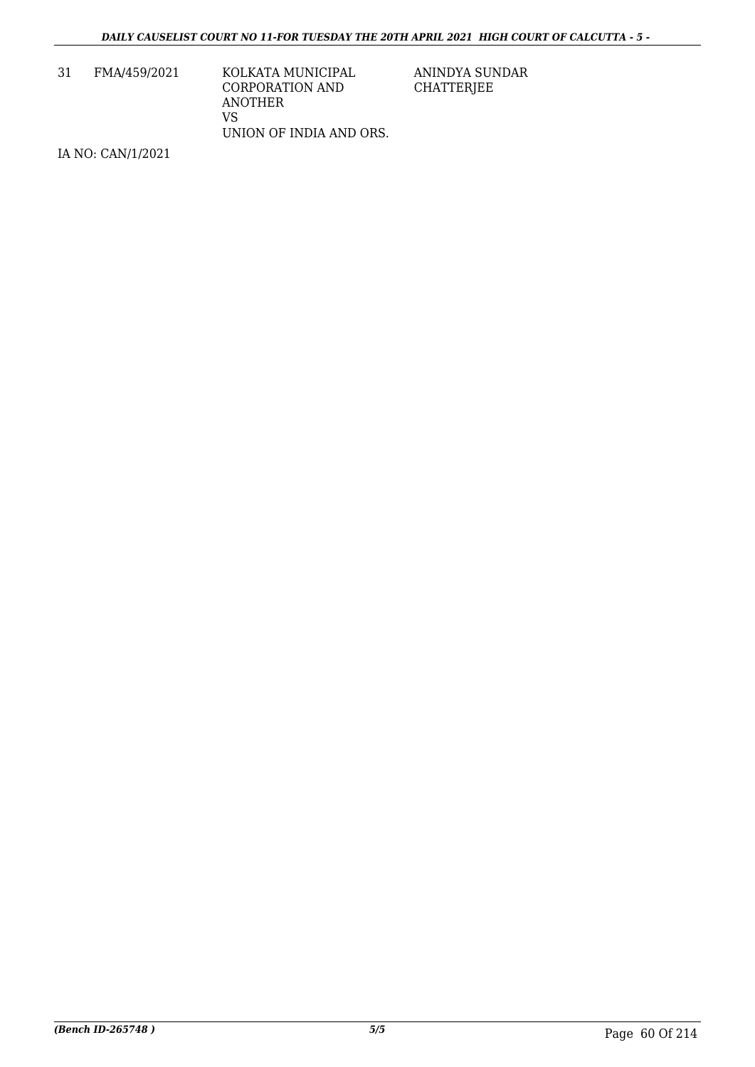| 31 | FMA/459/2021 | KOLKATA MUNICIPAL CORPORATION AND ANOTHER<br>VS<br>UNION OF INDIA AND ORS. | ANINDYA SUNDAR CHATTERJEE |
|---|---|---|---|

IA NO: CAN/1/2021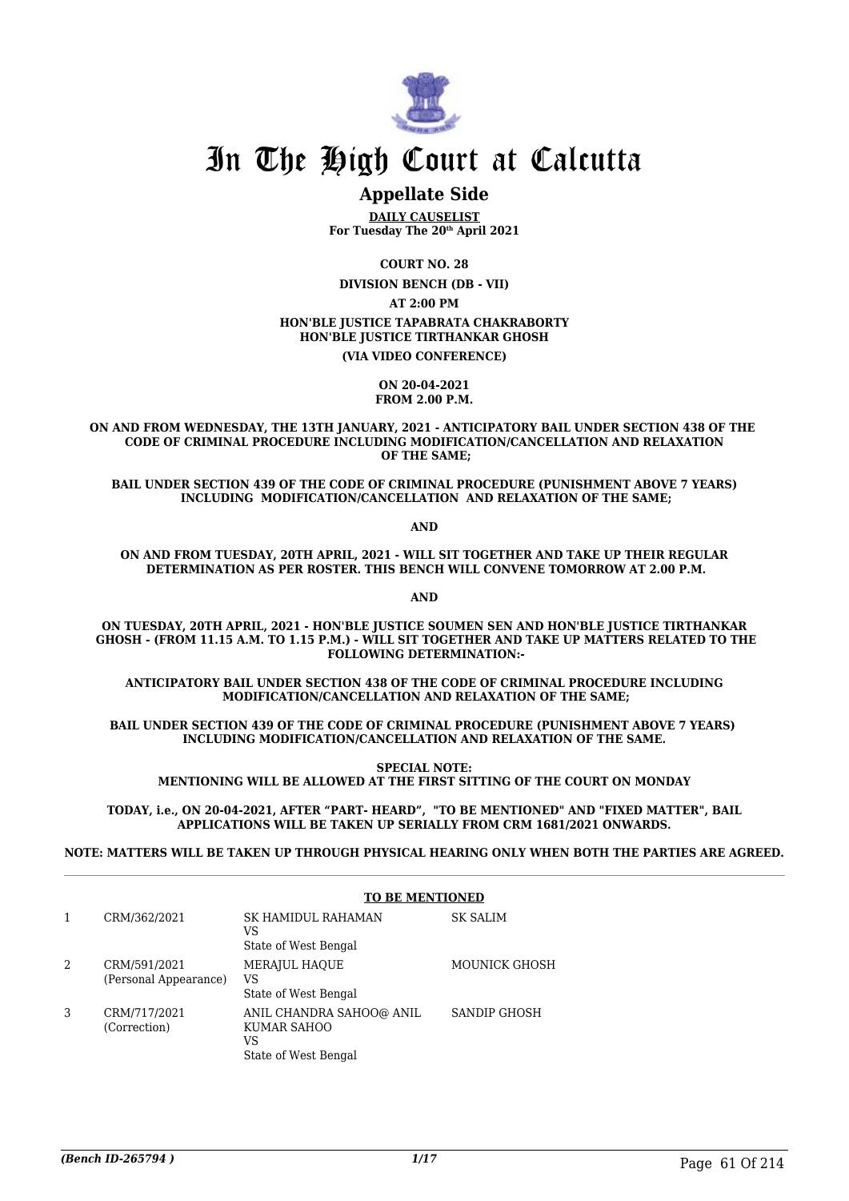# In The High Court at Calcutta

## Appellate Side

**DAILY CAUSELIST**
**For Tuesday The 20th April 2021**

**COURT NO. 28**

**DIVISION BENCH (DB - VII)**

**AT 2:00 PM**

**HON'BLE JUSTICE TAPABRATA CHAKRABORTY**
**HON'BLE JUSTICE TIRTHANKAR GHOSH**

**(VIA VIDEO CONFERENCE)**

**ON 20-04-2021**
**FROM 2.00 P.M.**

**ON AND FROM WEDNESDAY, THE 13TH JANUARY, 2021 - ANTICIPATORY BAIL UNDER SECTION 438 OF THE CODE OF CRIMINAL PROCEDURE INCLUDING MODIFICATION/CANCELLATION AND RELAXATION OF THE SAME;**

**BAIL UNDER SECTION 439 OF THE CODE OF CRIMINAL PROCEDURE (PUNISHMENT ABOVE 7 YEARS) INCLUDING MODIFICATION/CANCELLATION AND RELAXATION OF THE SAME;**

**AND**

**ON AND FROM TUESDAY, 20TH APRIL, 2021 - WILL SIT TOGETHER AND TAKE UP THEIR REGULAR DETERMINATION AS PER ROSTER. THIS BENCH WILL CONVENE TOMORROW AT 2.00 P.M.**

**AND**

**ON TUESDAY, 20TH APRIL, 2021 - HON'BLE JUSTICE SOUMEN SEN AND HON'BLE JUSTICE TIRTHANKAR GHOSH - (FROM 11.15 A.M. TO 1.15 P.M.) - WILL SIT TOGETHER AND TAKE UP MATTERS RELATED TO THE FOLLOWING DETERMINATION:-**

**ANTICIPATORY BAIL UNDER SECTION 438 OF THE CODE OF CRIMINAL PROCEDURE INCLUDING MODIFICATION/CANCELLATION AND RELAXATION OF THE SAME;**

**BAIL UNDER SECTION 439 OF THE CODE OF CRIMINAL PROCEDURE (PUNISHMENT ABOVE 7 YEARS) INCLUDING MODIFICATION/CANCELLATION AND RELAXATION OF THE SAME.**

**SPECIAL NOTE:**
**MENTIONING WILL BE ALLOWED AT THE FIRST SITTING OF THE COURT ON MONDAY**

**TODAY, i.e., ON 20-04-2021, AFTER "PART- HEARD", "TO BE MENTIONED" AND "FIXED MATTER", BAIL APPLICATIONS WILL BE TAKEN UP SERIALLY FROM CRM 1681/2021 ONWARDS.**

**NOTE: MATTERS WILL BE TAKEN UP THROUGH PHYSICAL HEARING ONLY WHEN BOTH THE PARTIES ARE AGREED.**

**TO BE MENTIONED**

| | | | |
|---|---|---|---|
| 1 | CRM/362/2021 | SK HAMIDUL RAHAMAN<br>VS<br>State of West Bengal | SK SALIM |
| 2 | CRM/591/2021<br>(Personal Appearance) | MERAJUL HAQUE<br>VS<br>State of West Bengal | MOUNICK GHOSH |
| 3 | CRM/717/2021<br>(Correction) | ANIL CHANDRA SAHOO@ ANIL KUMAR SAHOO<br>VS<br>State of West Bengal | SANDIP GHOSH |

*(Bench ID-265794 )*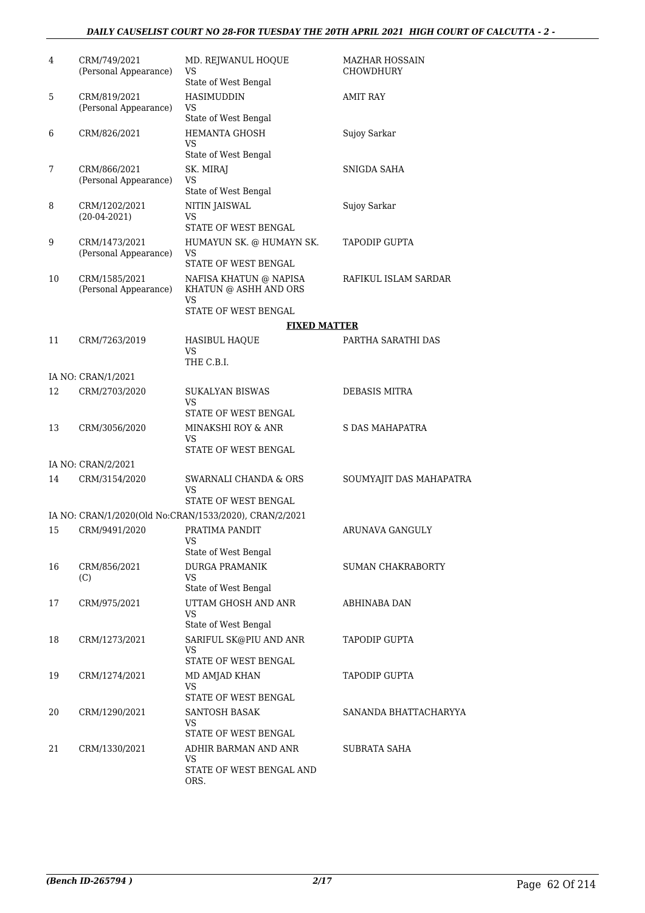| | | | |
|---|---|---|---|
| 4 | CRM/749/2021<br>(Personal Appearance) | MD. REJWANUL HOQUE<br>VS<br>State of West Bengal | MAZHAR HOSSAIN CHOWDHURY |
| 5 | CRM/819/2021<br>(Personal Appearance) | HASIMUDDIN<br>VS<br>State of West Bengal | AMIT RAY |
| 6 | CRM/826/2021 | HEMANTA GHOSH<br>VS<br>State of West Bengal | Sujoy Sarkar |
| 7 | CRM/866/2021<br>(Personal Appearance) | SK. MIRAJ<br>VS<br>State of West Bengal | SNIGDA SAHA |
| 8 | CRM/1202/2021<br>(20-04-2021) | NITIN JAISWAL<br>VS<br>STATE OF WEST BENGAL | Sujoy Sarkar |
| 9 | CRM/1473/2021<br>(Personal Appearance) | HUMAYUN SK. @ HUMAYN SK.<br>VS<br>STATE OF WEST BENGAL | TAPODIP GUPTA |
| 10 | CRM/1585/2021<br>(Personal Appearance) | NAFISA KHATUN @ NAPISA KHATUN @ ASHH AND ORS<br>VS<br>STATE OF WEST BENGAL | RAFIKUL ISLAM SARDAR |

**FIXED MATTER**

| | | | |
|---|---|---|---|
| 11 | CRM/7263/2019 | HASIBUL HAQUE<br>VS<br>THE C.B.I. | PARTHA SARATHI DAS |
| | IA NO: CRAN/1/2021 | | |
| 12 | CRM/2703/2020 | SUKALYAN BISWAS<br>VS<br>STATE OF WEST BENGAL | DEBASIS MITRA |
| 13 | CRM/3056/2020 | MINAKSHI ROY & ANR<br>VS<br>STATE OF WEST BENGAL | S DAS MAHAPATRA |
| | IA NO: CRAN/2/2021 | | |
| 14 | CRM/3154/2020 | SWARNALI CHANDA & ORS<br>VS<br>STATE OF WEST BENGAL | SOUMYAJIT DAS MAHAPATRA |
| | IA NO: CRAN/1/2020(Old No:CRAN/1533/2020), CRAN/2/2021 | | |
| 15 | CRM/9491/2020 | PRATIMA PANDIT<br>VS<br>State of West Bengal | ARUNAVA GANGULY |
| 16 | CRM/856/2021<br>(C) | DURGA PRAMANIK<br>VS<br>State of West Bengal | SUMAN CHAKRABORTY |
| 17 | CRM/975/2021 | UTTAM GHOSH AND ANR<br>VS<br>State of West Bengal | ABHINABA DAN |
| 18 | CRM/1273/2021 | SARIFUL SK@PIU AND ANR<br>VS<br>STATE OF WEST BENGAL | TAPODIP GUPTA |
| 19 | CRM/1274/2021 | MD AMJAD KHAN<br>VS<br>STATE OF WEST BENGAL | TAPODIP GUPTA |
| 20 | CRM/1290/2021 | SANTOSH BASAK<br>VS<br>STATE OF WEST BENGAL | SANANDA BHATTACHARYYA |
| 21 | CRM/1330/2021 | ADHIR BARMAN AND ANR<br>VS<br>STATE OF WEST BENGAL AND ORS. | SUBRATA SAHA |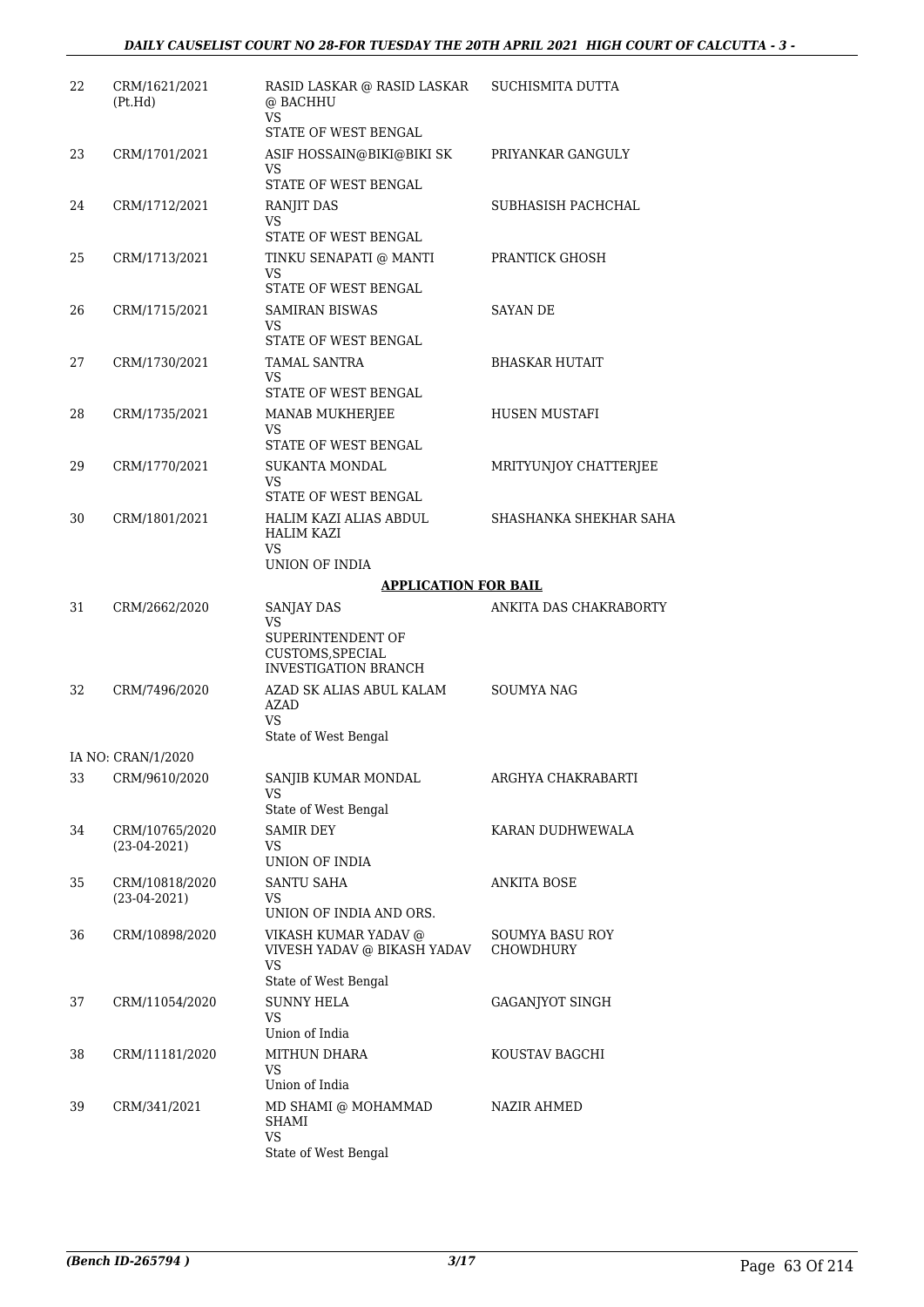| | | | |
|---|---|---|---|
| 22 | CRM/1621/2021 (Pt.Hd) | RASID LASKAR @ RASID LASKAR @ BACHHU<br>VS<br>STATE OF WEST BENGAL | SUCHISMITA DUTTA |
| 23 | CRM/1701/2021 | ASIF HOSSAIN@BIKI@BIKI SK<br>VS<br>STATE OF WEST BENGAL | PRIYANKAR GANGULY |
| 24 | CRM/1712/2021 | RANJIT DAS<br>VS<br>STATE OF WEST BENGAL | SUBHASISH PACHCHAL |
| 25 | CRM/1713/2021 | TINKU SENAPATI @ MANTI<br>VS<br>STATE OF WEST BENGAL | PRANTICK GHOSH |
| 26 | CRM/1715/2021 | SAMIRAN BISWAS<br>VS<br>STATE OF WEST BENGAL | SAYAN DE |
| 27 | CRM/1730/2021 | TAMAL SANTRA<br>VS<br>STATE OF WEST BENGAL | BHASKAR HUTAIT |
| 28 | CRM/1735/2021 | MANAB MUKHERJEE<br>VS<br>STATE OF WEST BENGAL | HUSEN MUSTAFI |
| 29 | CRM/1770/2021 | SUKANTA MONDAL<br>VS<br>STATE OF WEST BENGAL | MRITYUNJOY CHATTERJEE |
| 30 | CRM/1801/2021 | HALIM KAZI ALIAS ABDUL HALIM KAZI<br>VS<br>UNION OF INDIA | SHASHANKA SHEKHAR SAHA |

**APPLICATION FOR BAIL**

| | | | |
|---|---|---|---|
| 31 | CRM/2662/2020 | SANJAY DAS<br>VS<br>SUPERINTENDENT OF CUSTOMS,SPECIAL INVESTIGATION BRANCH | ANKITA DAS CHAKRABORTY |
| 32 | CRM/7496/2020 | AZAD SK ALIAS ABUL KALAM AZAD<br>VS<br>State of West Bengal | SOUMYA NAG |
| | IA NO: CRAN/1/2020 | | |
| 33 | CRM/9610/2020 | SANJIB KUMAR MONDAL<br>VS<br>State of West Bengal | ARGHYA CHAKRABARTI |
| 34 | CRM/10765/2020 (23-04-2021) | SAMIR DEY<br>VS<br>UNION OF INDIA | KARAN DUDHWEWALA |
| 35 | CRM/10818/2020 (23-04-2021) | SANTU SAHA<br>VS<br>UNION OF INDIA AND ORS. | ANKITA BOSE |
| 36 | CRM/10898/2020 | VIKASH KUMAR YADAV @ VIVESH YADAV @ BIKASH YADAV<br>VS<br>State of West Bengal | SOUMYA BASU ROY CHOWDHURY |
| 37 | CRM/11054/2020 | SUNNY HELA<br>VS<br>Union of India | GAGANJYOT SINGH |
| 38 | CRM/11181/2020 | MITHUN DHARA<br>VS<br>Union of India | KOUSTAV BAGCHI |
| 39 | CRM/341/2021 | MD SHAMI @ MOHAMMAD SHAMI<br>VS<br>State of West Bengal | NAZIR AHMED |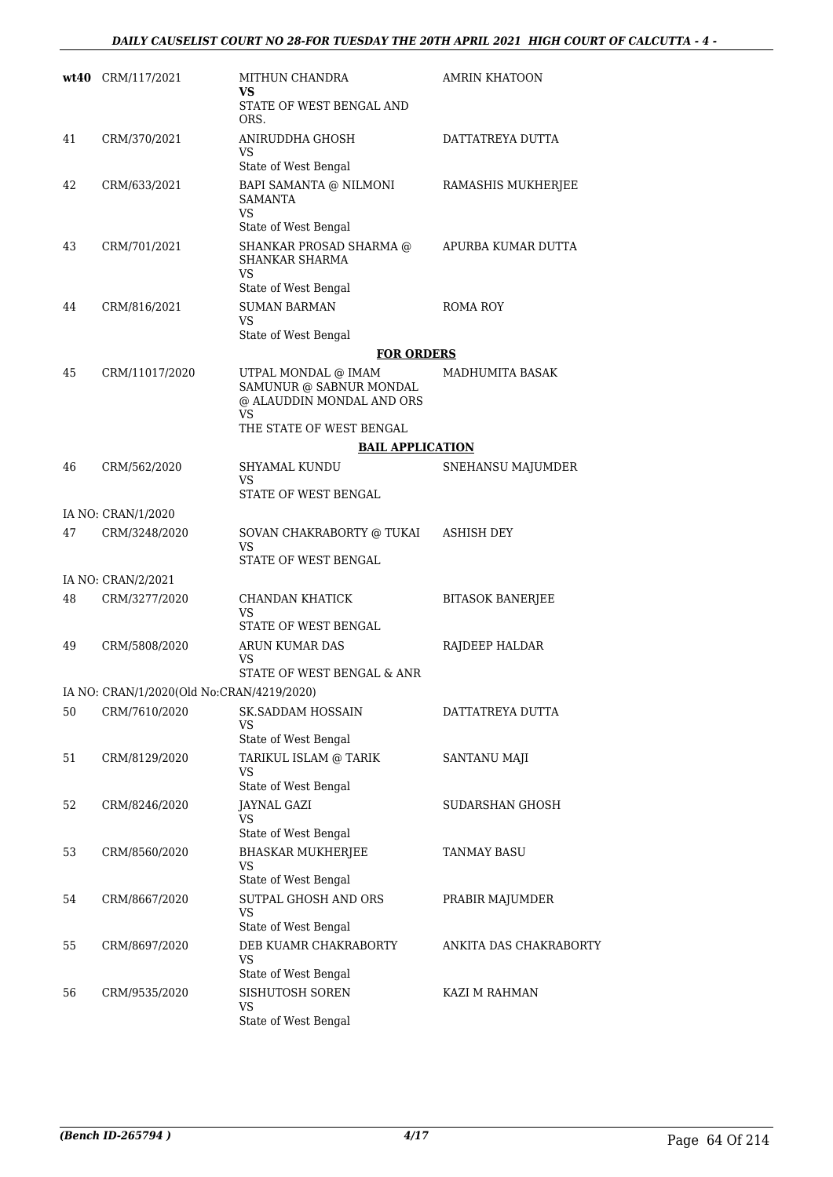| | | | |
|---|---|---|---|
| wt40 | CRM/117/2021 | MITHUN CHANDRA **VS** STATE OF WEST BENGAL AND ORS. | AMRIN KHATOON |
| 41 | CRM/370/2021 | ANIRUDDHA GHOSH VS State of West Bengal | DATTATREYA DUTTA |
| 42 | CRM/633/2021 | BAPI SAMANTA @ NILMONI SAMANTA VS State of West Bengal | RAMASHIS MUKHERJEE |
| 43 | CRM/701/2021 | SHANKAR PROSAD SHARMA @ SHANKAR SHARMA VS State of West Bengal | APURBA KUMAR DUTTA |
| 44 | CRM/816/2021 | SUMAN BARMAN VS State of West Bengal | ROMA ROY |
| | | **FOR ORDERS** | |
| 45 | CRM/11017/2020 | UTPAL MONDAL @ IMAM SAMUNUR @ SABNUR MONDAL @ ALAUDDIN MONDAL AND ORS VS THE STATE OF WEST BENGAL | MADHUMITA BASAK |
| | | **BAIL APPLICATION** | |
| 46 | CRM/562/2020 | SHYAMAL KUNDU VS STATE OF WEST BENGAL | SNEHANSU MAJUMDER |
| | IA NO: CRAN/1/2020 | | |
| 47 | CRM/3248/2020 | SOVAN CHAKRABORTY @ TUKAI VS STATE OF WEST BENGAL | ASHISH DEY |
| | IA NO: CRAN/2/2021 | | |
| 48 | CRM/3277/2020 | CHANDAN KHATICK VS STATE OF WEST BENGAL | BITASOK BANERJEE |
| 49 | CRM/5808/2020 | ARUN KUMAR DAS VS STATE OF WEST BENGAL & ANR | RAJDEEP HALDAR |
| | IA NO: CRAN/1/2020(Old No:CRAN/4219/2020) | | |
| 50 | CRM/7610/2020 | SK.SADDAM HOSSAIN VS State of West Bengal | DATTATREYA DUTTA |
| 51 | CRM/8129/2020 | TARIKUL ISLAM @ TARIK VS State of West Bengal | SANTANU MAJI |
| 52 | CRM/8246/2020 | JAYNAL GAZI VS State of West Bengal | SUDARSHAN GHOSH |
| 53 | CRM/8560/2020 | BHASKAR MUKHERJEE VS State of West Bengal | TANMAY BASU |
| 54 | CRM/8667/2020 | SUTPAL GHOSH AND ORS VS State of West Bengal | PRABIR MAJUMDER |
| 55 | CRM/8697/2020 | DEB KUAMR CHAKRABORTY VS State of West Bengal | ANKITA DAS CHAKRABORTY |
| 56 | CRM/9535/2020 | SISHUTOSH SOREN VS State of West Bengal | KAZI M RAHMAN |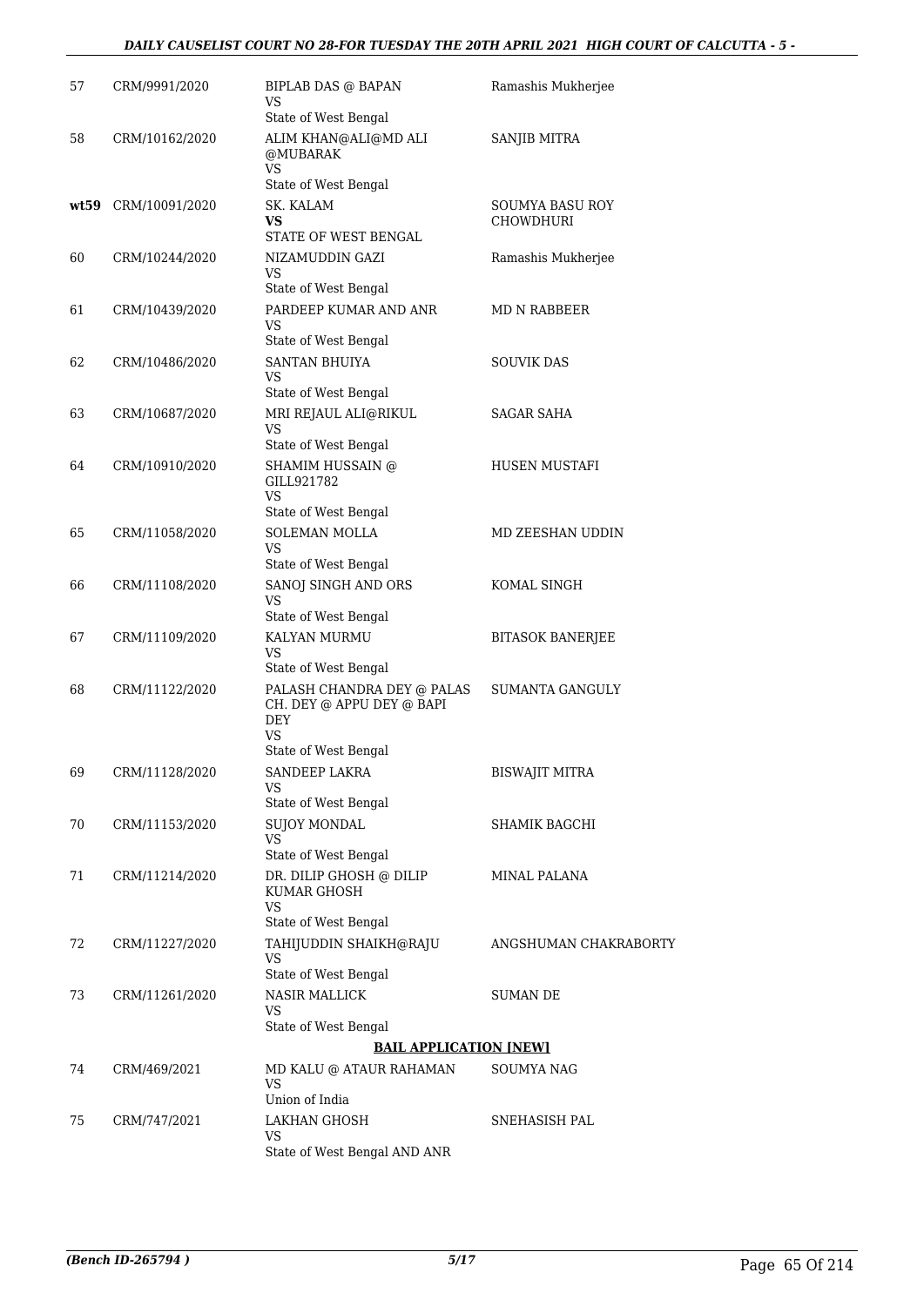| | | | |
|---|---|---|---|
| 57 | CRM/9991/2020 | BIPLAB DAS @ BAPAN<br>VS<br>State of West Bengal | Ramashis Mukherjee |
| 58 | CRM/10162/2020 | ALIM KHAN@ALI@MD ALI @MUBARAK<br>VS<br>State of West Bengal | SANJIB MITRA |
| **wt59** | CRM/10091/2020 | SK. KALAM<br>**VS**<br>STATE OF WEST BENGAL | SOUMYA BASU ROY CHOWDHURI |
| 60 | CRM/10244/2020 | NIZAMUDDIN GAZI<br>VS<br>State of West Bengal | Ramashis Mukherjee |
| 61 | CRM/10439/2020 | PARDEEP KUMAR AND ANR<br>VS<br>State of West Bengal | MD N RABBEER |
| 62 | CRM/10486/2020 | SANTAN BHUIYA<br>VS<br>State of West Bengal | SOUVIK DAS |
| 63 | CRM/10687/2020 | MRI REJAUL ALI@RIKUL<br>VS<br>State of West Bengal | SAGAR SAHA |
| 64 | CRM/10910/2020 | SHAMIM HUSSAIN @ GILL921782<br>VS<br>State of West Bengal | HUSEN MUSTAFI |
| 65 | CRM/11058/2020 | SOLEMAN MOLLA<br>VS<br>State of West Bengal | MD ZEESHAN UDDIN |
| 66 | CRM/11108/2020 | SANOJ SINGH AND ORS<br>VS<br>State of West Bengal | KOMAL SINGH |
| 67 | CRM/11109/2020 | KALYAN MURMU<br>VS<br>State of West Bengal | BITASOK BANERJEE |
| 68 | CRM/11122/2020 | PALASH CHANDRA DEY @ PALAS CH. DEY @ APPU DEY @ BAPI DEY<br>VS<br>State of West Bengal | SUMANTA GANGULY |
| 69 | CRM/11128/2020 | SANDEEP LAKRA<br>VS<br>State of West Bengal | BISWAJIT MITRA |
| 70 | CRM/11153/2020 | SUJOY MONDAL<br>VS<br>State of West Bengal | SHAMIK BAGCHI |
| 71 | CRM/11214/2020 | DR. DILIP GHOSH @ DILIP KUMAR GHOSH<br>VS<br>State of West Bengal | MINAL PALANA |
| 72 | CRM/11227/2020 | TAHIJUDDIN SHAIKH@RAJU<br>VS<br>State of West Bengal | ANGSHUMAN CHAKRABORTY |
| 73 | CRM/11261/2020 | NASIR MALLICK<br>VS<br>State of West Bengal | SUMAN DE |

**BAIL APPLICATION [NEW]**

| | | | |
|---|---|---|---|
| 74 | CRM/469/2021 | MD KALU @ ATAUR RAHAMAN<br>VS<br>Union of India | SOUMYA NAG |
| 75 | CRM/747/2021 | LAKHAN GHOSH<br>VS<br>State of West Bengal AND ANR | SNEHASISH PAL |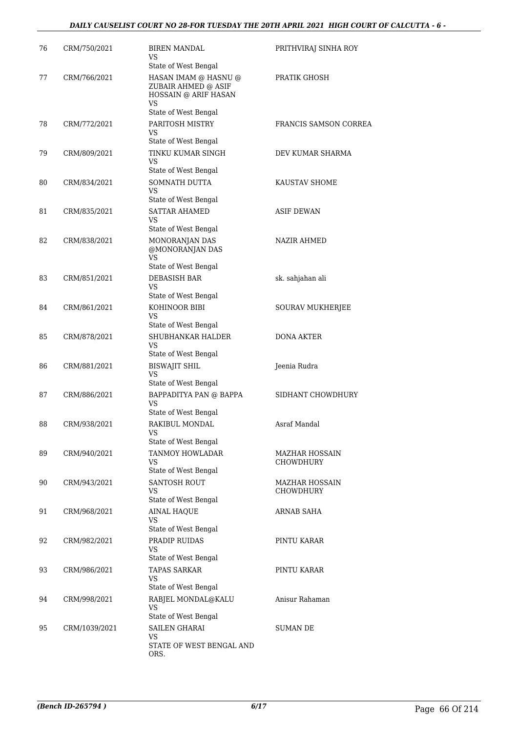| 76 | CRM/750/2021 | BIREN MANDAL<br>VS<br>State of West Bengal | PRITHVIRAJ SINHA ROY |
|---|---|---|---|
| 77 | CRM/766/2021 | HASAN IMAM @ HASNU @ ZUBAIR AHMED @ ASIF HOSSAIN @ ARIF HASAN<br>VS<br>State of West Bengal | PRATIK GHOSH |
| 78 | CRM/772/2021 | PARITOSH MISTRY<br>VS<br>State of West Bengal | FRANCIS SAMSON CORREA |
| 79 | CRM/809/2021 | TINKU KUMAR SINGH<br>VS<br>State of West Bengal | DEV KUMAR SHARMA |
| 80 | CRM/834/2021 | SOMNATH DUTTA<br>VS<br>State of West Bengal | KAUSTAV SHOME |
| 81 | CRM/835/2021 | SATTAR AHAMED<br>VS<br>State of West Bengal | ASIF DEWAN |
| 82 | CRM/838/2021 | MONORANJAN DAS @MONORANJAN DAS<br>VS<br>State of West Bengal | NAZIR AHMED |
| 83 | CRM/851/2021 | DEBASISH BAR<br>VS<br>State of West Bengal | sk. sahjahan ali |
| 84 | CRM/861/2021 | KOHINOOR BIBI<br>VS<br>State of West Bengal | SOURAV MUKHERJEE |
| 85 | CRM/878/2021 | SHUBHANKAR HALDER<br>VS<br>State of West Bengal | DONA AKTER |
| 86 | CRM/881/2021 | BISWAJIT SHIL<br>VS<br>State of West Bengal | Jeenia Rudra |
| 87 | CRM/886/2021 | BAPPADITYA PAN @ BAPPA<br>VS<br>State of West Bengal | SIDHANT CHOWDHURY |
| 88 | CRM/938/2021 | RAKIBUL MONDAL<br>VS<br>State of West Bengal | Asraf Mandal |
| 89 | CRM/940/2021 | TANMOY HOWLADAR<br>VS<br>State of West Bengal | MAZHAR HOSSAIN CHOWDHURY |
| 90 | CRM/943/2021 | SANTOSH ROUT<br>VS<br>State of West Bengal | MAZHAR HOSSAIN CHOWDHURY |
| 91 | CRM/968/2021 | AINAL HAQUE<br>VS<br>State of West Bengal | ARNAB SAHA |
| 92 | CRM/982/2021 | PRADIP RUIDAS<br>VS<br>State of West Bengal | PINTU KARAR |
| 93 | CRM/986/2021 | TAPAS SARKAR<br>VS<br>State of West Bengal | PINTU KARAR |
| 94 | CRM/998/2021 | RABJEL MONDAL@KALU<br>VS<br>State of West Bengal | Anisur Rahaman |
| 95 | CRM/1039/2021 | SAILEN GHARAI<br>VS<br>STATE OF WEST BENGAL AND ORS. | SUMAN DE |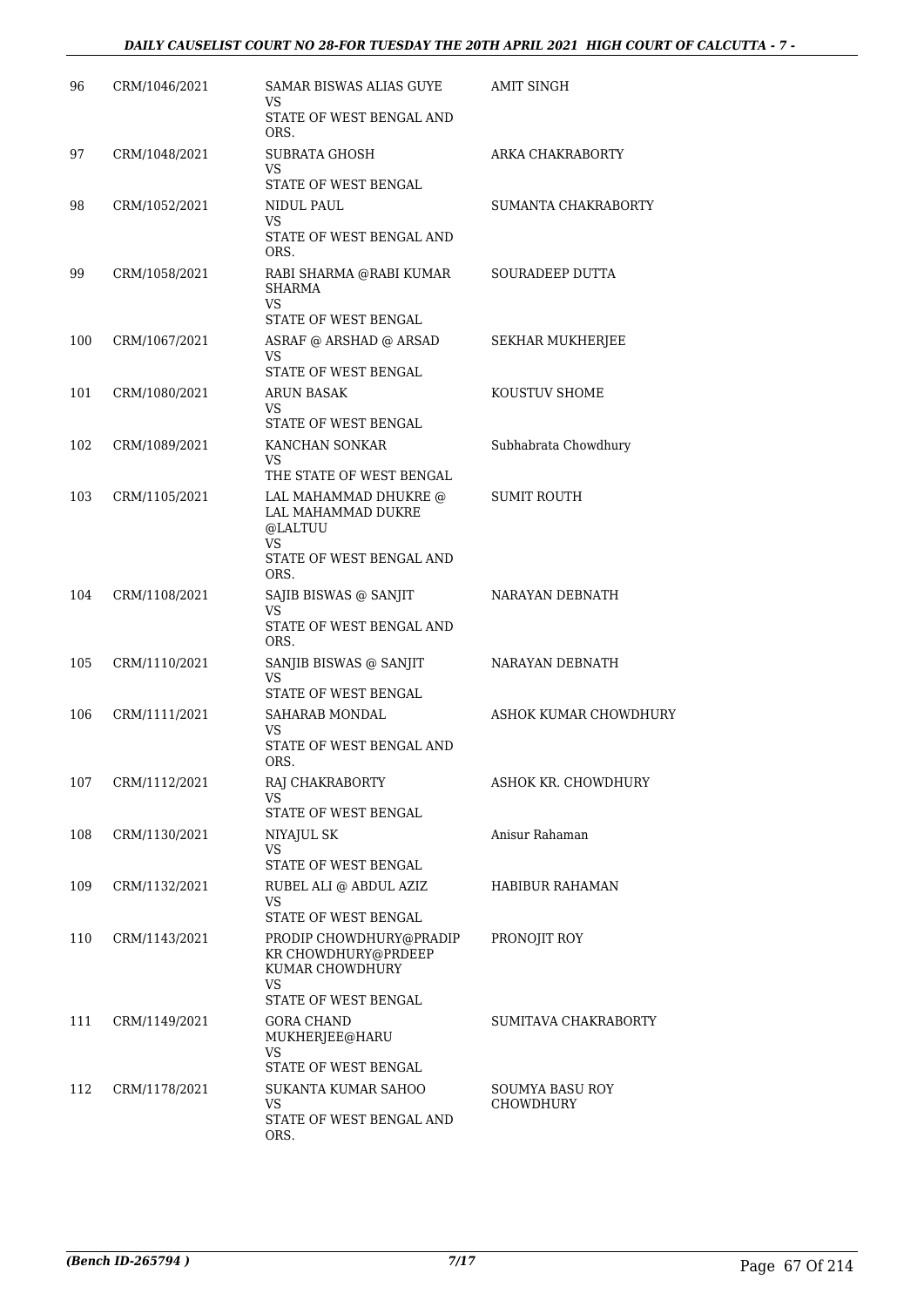| 96 | CRM/1046/2021 | SAMAR BISWAS ALIAS GUYE<br>VS<br>STATE OF WEST BENGAL AND ORS. | AMIT SINGH |
|---|---|---|---|
| 97 | CRM/1048/2021 | SUBRATA GHOSH<br>VS<br>STATE OF WEST BENGAL | ARKA CHAKRABORTY |
| 98 | CRM/1052/2021 | NIDUL PAUL<br>VS<br>STATE OF WEST BENGAL AND ORS. | SUMANTA CHAKRABORTY |
| 99 | CRM/1058/2021 | RABI SHARMA @RABI KUMAR SHARMA<br>VS<br>STATE OF WEST BENGAL | SOURADEEP DUTTA |
| 100 | CRM/1067/2021 | ASRAF @ ARSHAD @ ARSAD<br>VS<br>STATE OF WEST BENGAL | SEKHAR MUKHERJEE |
| 101 | CRM/1080/2021 | ARUN BASAK<br>VS<br>STATE OF WEST BENGAL | KOUSTUV SHOME |
| 102 | CRM/1089/2021 | KANCHAN SONKAR<br>VS<br>THE STATE OF WEST BENGAL | Subhabrata Chowdhury |
| 103 | CRM/1105/2021 | LAL MAHAMMAD DHUKRE @ LAL MAHAMMAD DUKRE @LALTUU<br>VS<br>STATE OF WEST BENGAL AND ORS. | SUMIT ROUTH |
| 104 | CRM/1108/2021 | SAJIB BISWAS @ SANJIT<br>VS<br>STATE OF WEST BENGAL AND ORS. | NARAYAN DEBNATH |
| 105 | CRM/1110/2021 | SANJIB BISWAS @ SANJIT<br>VS<br>STATE OF WEST BENGAL | NARAYAN DEBNATH |
| 106 | CRM/1111/2021 | SAHARAB MONDAL<br>VS<br>STATE OF WEST BENGAL AND ORS. | ASHOK KUMAR CHOWDHURY |
| 107 | CRM/1112/2021 | RAJ CHAKRABORTY<br>VS<br>STATE OF WEST BENGAL | ASHOK KR. CHOWDHURY |
| 108 | CRM/1130/2021 | NIYAJUL SK<br>VS<br>STATE OF WEST BENGAL | Anisur Rahaman |
| 109 | CRM/1132/2021 | RUBEL ALI @ ABDUL AZIZ<br>VS<br>STATE OF WEST BENGAL | HABIBUR RAHAMAN |
| 110 | CRM/1143/2021 | PRODIP CHOWDHURY@PRADIP KR CHOWDHURY@PRDEEP KUMAR CHOWDHURY<br>VS<br>STATE OF WEST BENGAL | PRONOJIT ROY |
| 111 | CRM/1149/2021 | GORA CHAND MUKHERJEE@HARU<br>VS<br>STATE OF WEST BENGAL | SUMITAVA CHAKRABORTY |
| 112 | CRM/1178/2021 | SUKANTA KUMAR SAHOO<br>VS<br>STATE OF WEST BENGAL AND ORS. | SOUMYA BASU ROY CHOWDHURY |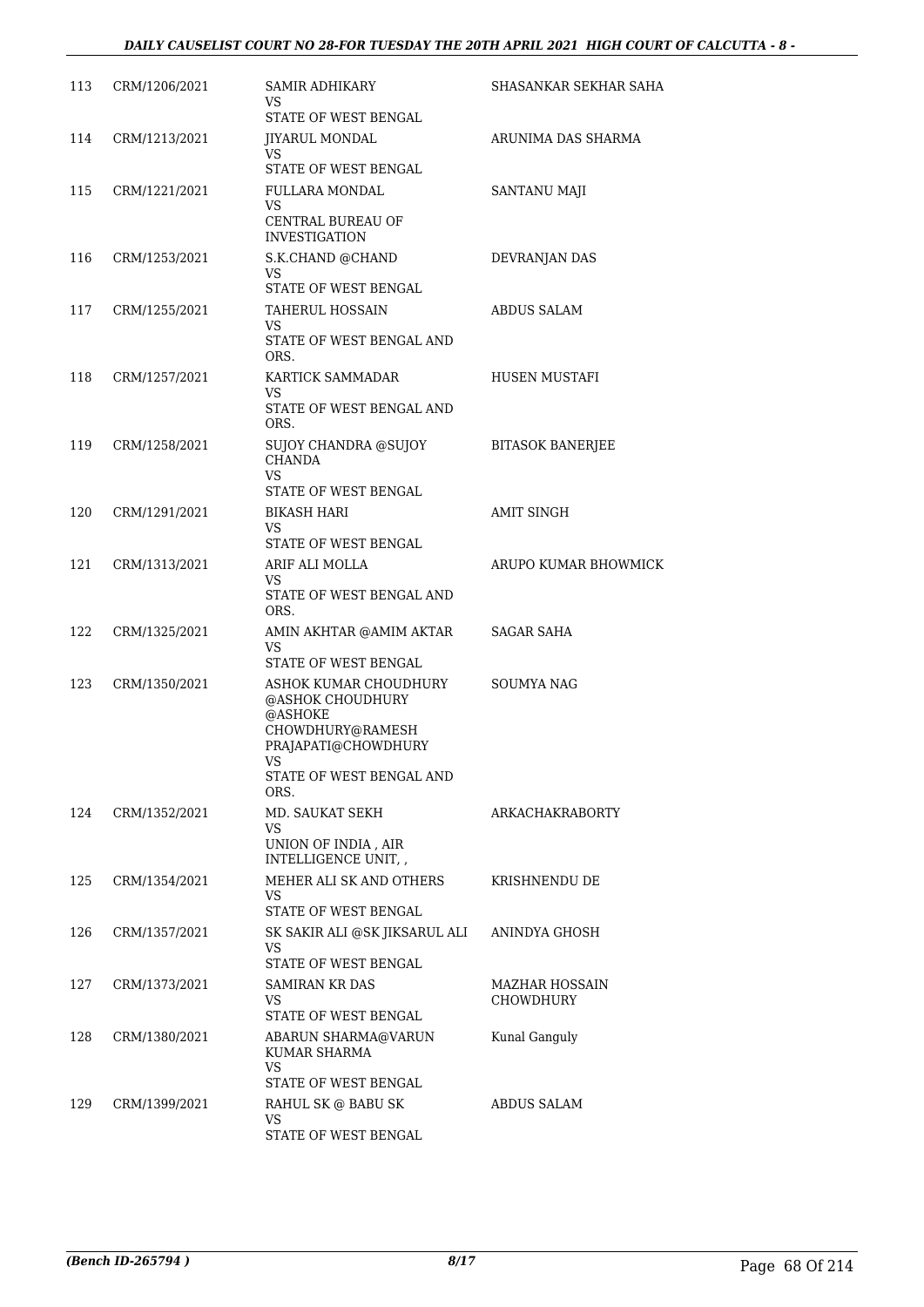| | | | |
|---|---|---|---|
| 113 | CRM/1206/2021 | SAMIR ADHIKARY<br>VS<br>STATE OF WEST BENGAL | SHASANKAR SEKHAR SAHA |
| 114 | CRM/1213/2021 | JIYARUL MONDAL<br>VS<br>STATE OF WEST BENGAL | ARUNIMA DAS SHARMA |
| 115 | CRM/1221/2021 | FULLARA MONDAL<br>VS<br>CENTRAL BUREAU OF INVESTIGATION | SANTANU MAJI |
| 116 | CRM/1253/2021 | S.K.CHAND @CHAND<br>VS<br>STATE OF WEST BENGAL | DEVRANJAN DAS |
| 117 | CRM/1255/2021 | TAHERUL HOSSAIN<br>VS<br>STATE OF WEST BENGAL AND ORS. | ABDUS SALAM |
| 118 | CRM/1257/2021 | KARTICK SAMMADAR<br>VS<br>STATE OF WEST BENGAL AND ORS. | HUSEN MUSTAFI |
| 119 | CRM/1258/2021 | SUJOY CHANDRA @SUJOY CHANDA<br>VS<br>STATE OF WEST BENGAL | BITASOK BANERJEE |
| 120 | CRM/1291/2021 | BIKASH HARI<br>VS<br>STATE OF WEST BENGAL | AMIT SINGH |
| 121 | CRM/1313/2021 | ARIF ALI MOLLA<br>VS<br>STATE OF WEST BENGAL AND ORS. | ARUPO KUMAR BHOWMICK |
| 122 | CRM/1325/2021 | AMIN AKHTAR @AMIM AKTAR<br>VS<br>STATE OF WEST BENGAL | SAGAR SAHA |
| 123 | CRM/1350/2021 | ASHOK KUMAR CHOUDHURY @ASHOK CHOUDHURY @ASHOKE CHOWDHURY@RAMESH PRAJAPATI@CHOWDHURY<br>VS<br>STATE OF WEST BENGAL AND ORS. | SOUMYA NAG |
| 124 | CRM/1352/2021 | MD. SAUKAT SEKH<br>VS<br>UNION OF INDIA , AIR INTELLIGENCE UNIT, , | ARKACHAKRABORTY |
| 125 | CRM/1354/2021 | MEHER ALI SK AND OTHERS<br>VS<br>STATE OF WEST BENGAL | KRISHNENDU DE |
| 126 | CRM/1357/2021 | SK SAKIR ALI @SK JIKSARUL ALI<br>VS<br>STATE OF WEST BENGAL | ANINDYA GHOSH |
| 127 | CRM/1373/2021 | SAMIRAN KR DAS<br>VS<br>STATE OF WEST BENGAL | MAZHAR HOSSAIN CHOWDHURY |
| 128 | CRM/1380/2021 | ABARUN SHARMA@VARUN KUMAR SHARMA<br>VS<br>STATE OF WEST BENGAL | Kunal Ganguly |
| 129 | CRM/1399/2021 | RAHUL SK @ BABU SK<br>VS<br>STATE OF WEST BENGAL | ABDUS SALAM |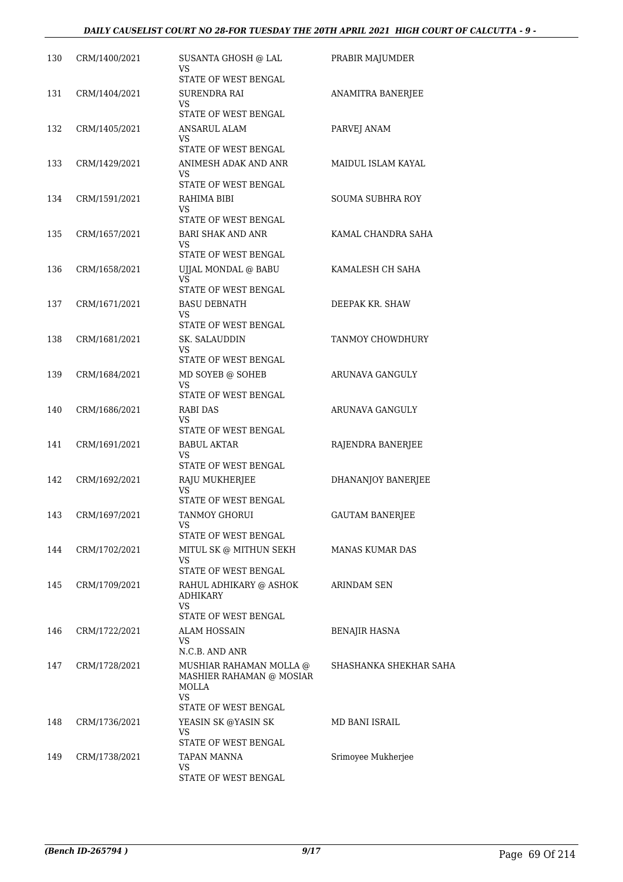| | | | |
|---|---|---|---|
| 130 | CRM/1400/2021 | SUSANTA GHOSH @ LAL<br>VS<br>STATE OF WEST BENGAL | PRABIR MAJUMDER |
| 131 | CRM/1404/2021 | SURENDRA RAI<br>VS<br>STATE OF WEST BENGAL | ANAMITRA BANERJEE |
| 132 | CRM/1405/2021 | ANSARUL ALAM<br>VS<br>STATE OF WEST BENGAL | PARVEJ ANAM |
| 133 | CRM/1429/2021 | ANIMESH ADAK AND ANR<br>VS<br>STATE OF WEST BENGAL | MAIDUL ISLAM KAYAL |
| 134 | CRM/1591/2021 | RAHIMA BIBI<br>VS<br>STATE OF WEST BENGAL | SOUMA SUBHRA ROY |
| 135 | CRM/1657/2021 | BARI SHAK AND ANR<br>VS<br>STATE OF WEST BENGAL | KAMAL CHANDRA SAHA |
| 136 | CRM/1658/2021 | UJJAL MONDAL @ BABU<br>VS<br>STATE OF WEST BENGAL | KAMALESH CH SAHA |
| 137 | CRM/1671/2021 | BASU DEBNATH<br>VS<br>STATE OF WEST BENGAL | DEEPAK KR. SHAW |
| 138 | CRM/1681/2021 | SK. SALAUDDIN<br>VS<br>STATE OF WEST BENGAL | TANMOY CHOWDHURY |
| 139 | CRM/1684/2021 | MD SOYEB @ SOHEB<br>VS<br>STATE OF WEST BENGAL | ARUNAVA GANGULY |
| 140 | CRM/1686/2021 | RABI DAS<br>VS<br>STATE OF WEST BENGAL | ARUNAVA GANGULY |
| 141 | CRM/1691/2021 | BABUL AKTAR<br>VS<br>STATE OF WEST BENGAL | RAJENDRA BANERJEE |
| 142 | CRM/1692/2021 | RAJU MUKHERJEE<br>VS<br>STATE OF WEST BENGAL | DHANANJOY BANERJEE |
| 143 | CRM/1697/2021 | TANMOY GHORUI<br>VS<br>STATE OF WEST BENGAL | GAUTAM BANERJEE |
| 144 | CRM/1702/2021 | MITUL SK @ MITHUN SEKH<br>VS<br>STATE OF WEST BENGAL | MANAS KUMAR DAS |
| 145 | CRM/1709/2021 | RAHUL ADHIKARY @ ASHOK ADHIKARY<br>VS<br>STATE OF WEST BENGAL | ARINDAM SEN |
| 146 | CRM/1722/2021 | ALAM HOSSAIN<br>VS<br>N.C.B. AND ANR | BENAJIR HASNA |
| 147 | CRM/1728/2021 | MUSHIAR RAHAMAN MOLLA @ MASHIER RAHAMAN @ MOSIAR MOLLA<br>VS<br>STATE OF WEST BENGAL | SHASHANKA SHEKHAR SAHA |
| 148 | CRM/1736/2021 | YEASIN SK @YASIN SK<br>VS<br>STATE OF WEST BENGAL | MD BANI ISRAIL |
| 149 | CRM/1738/2021 | TAPAN MANNA<br>VS<br>STATE OF WEST BENGAL | Srimoyee Mukherjee |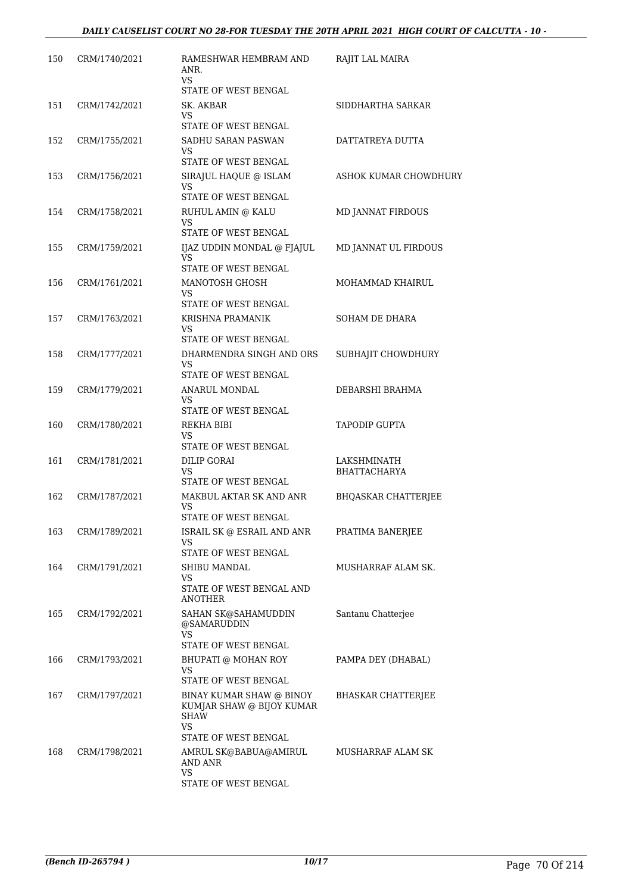| | | | |
|---|---|---|---|
| 150 | CRM/1740/2021 | RAMESHWAR HEMBRAM AND ANR.<br>VS<br>STATE OF WEST BENGAL | RAJIT LAL MAIRA |
| 151 | CRM/1742/2021 | SK. AKBAR<br>VS<br>STATE OF WEST BENGAL | SIDDHARTHA SARKAR |
| 152 | CRM/1755/2021 | SADHU SARAN PASWAN<br>VS<br>STATE OF WEST BENGAL | DATTATREYA DUTTA |
| 153 | CRM/1756/2021 | SIRAJUL HAQUE @ ISLAM<br>VS<br>STATE OF WEST BENGAL | ASHOK KUMAR CHOWDHURY |
| 154 | CRM/1758/2021 | RUHUL AMIN @ KALU<br>VS<br>STATE OF WEST BENGAL | MD JANNAT FIRDOUS |
| 155 | CRM/1759/2021 | IJAZ UDDIN MONDAL @ FJAJUL<br>VS<br>STATE OF WEST BENGAL | MD JANNAT UL FIRDOUS |
| 156 | CRM/1761/2021 | MANOTOSH GHOSH<br>VS<br>STATE OF WEST BENGAL | MOHAMMAD KHAIRUL |
| 157 | CRM/1763/2021 | KRISHNA PRAMANIK<br>VS<br>STATE OF WEST BENGAL | SOHAM DE DHARA |
| 158 | CRM/1777/2021 | DHARMENDRA SINGH AND ORS<br>VS<br>STATE OF WEST BENGAL | SUBHAJIT CHOWDHURY |
| 159 | CRM/1779/2021 | ANARUL MONDAL<br>VS<br>STATE OF WEST BENGAL | DEBARSHI BRAHMA |
| 160 | CRM/1780/2021 | REKHA BIBI<br>VS<br>STATE OF WEST BENGAL | TAPODIP GUPTA |
| 161 | CRM/1781/2021 | DILIP GORAI<br>VS<br>STATE OF WEST BENGAL | LAKSHMINATH BHATTACHARYA |
| 162 | CRM/1787/2021 | MAKBUL AKTAR SK AND ANR<br>VS<br>STATE OF WEST BENGAL | BHQASKAR CHATTERJEE |
| 163 | CRM/1789/2021 | ISRAIL SK @ ESRAIL AND ANR<br>VS<br>STATE OF WEST BENGAL | PRATIMA BANERJEE |
| 164 | CRM/1791/2021 | SHIBU MANDAL<br>VS<br>STATE OF WEST BENGAL AND ANOTHER | MUSHARRAF ALAM SK. |
| 165 | CRM/1792/2021 | SAHAN SK@SAHAMUDDIN @SAMARUDDIN<br>VS<br>STATE OF WEST BENGAL | Santanu Chatterjee |
| 166 | CRM/1793/2021 | BHUPATI @ MOHAN ROY<br>VS<br>STATE OF WEST BENGAL | PAMPA DEY (DHABAL) |
| 167 | CRM/1797/2021 | BINAY KUMAR SHAW @ BINOY KUMJAR SHAW @ BIJOY KUMAR SHAW<br>VS<br>STATE OF WEST BENGAL | BHASKAR CHATTERJEE |
| 168 | CRM/1798/2021 | AMRUL SK@BABUA@AMIRUL AND ANR<br>VS<br>STATE OF WEST BENGAL | MUSHARRAF ALAM SK |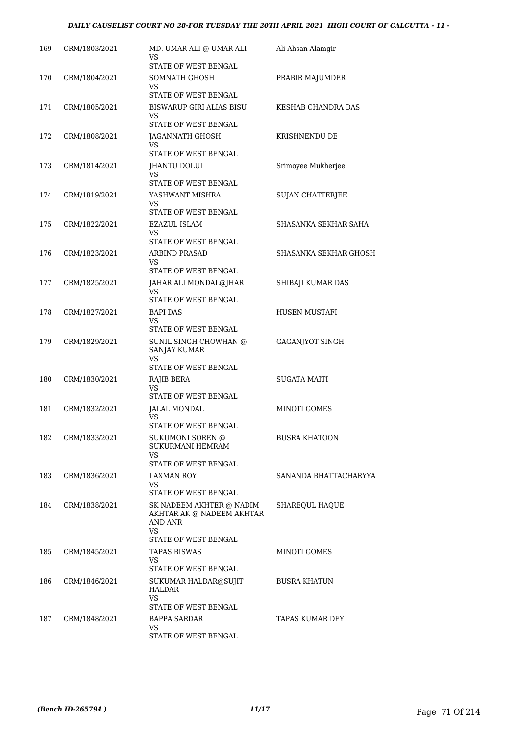| 169 | CRM/1803/2021 | MD. UMAR ALI @ UMAR ALI<br>VS<br>STATE OF WEST BENGAL | Ali Ahsan Alamgir |
|---|---|---|---|
| 170 | CRM/1804/2021 | SOMNATH GHOSH<br>VS<br>STATE OF WEST BENGAL | PRABIR MAJUMDER |
| 171 | CRM/1805/2021 | BISWARUP GIRI ALIAS BISU<br>VS<br>STATE OF WEST BENGAL | KESHAB CHANDRA DAS |
| 172 | CRM/1808/2021 | JAGANNATH GHOSH<br>VS<br>STATE OF WEST BENGAL | KRISHNENDU DE |
| 173 | CRM/1814/2021 | JHANTU DOLUI<br>VS<br>STATE OF WEST BENGAL | Srimoyee Mukherjee |
| 174 | CRM/1819/2021 | YASHWANT MISHRA<br>VS<br>STATE OF WEST BENGAL | SUJAN CHATTERJEE |
| 175 | CRM/1822/2021 | EZAZUL ISLAM<br>VS<br>STATE OF WEST BENGAL | SHASANKA SEKHAR SAHA |
| 176 | CRM/1823/2021 | ARBIND PRASAD<br>VS<br>STATE OF WEST BENGAL | SHASANKA SEKHAR GHOSH |
| 177 | CRM/1825/2021 | JAHAR ALI MONDAL@JHAR<br>VS<br>STATE OF WEST BENGAL | SHIBAJI KUMAR DAS |
| 178 | CRM/1827/2021 | BAPI DAS<br>VS<br>STATE OF WEST BENGAL | HUSEN MUSTAFI |
| 179 | CRM/1829/2021 | SUNIL SINGH CHOWHAN @ SANJAY KUMAR<br>VS<br>STATE OF WEST BENGAL | GAGANJYOT SINGH |
| 180 | CRM/1830/2021 | RAJIB BERA<br>VS<br>STATE OF WEST BENGAL | SUGATA MAITI |
| 181 | CRM/1832/2021 | JALAL MONDAL<br>VS<br>STATE OF WEST BENGAL | MINOTI GOMES |
| 182 | CRM/1833/2021 | SUKUMONI SOREN @ SUKURMANI HEMRAM<br>VS<br>STATE OF WEST BENGAL | BUSRA KHATOON |
| 183 | CRM/1836/2021 | LAXMAN ROY<br>VS<br>STATE OF WEST BENGAL | SANANDA BHATTACHARYYA |
| 184 | CRM/1838/2021 | SK NADEEM AKHTER @ NADIM AKHTAR AK @ NADEEM AKHTAR AND ANR<br>VS<br>STATE OF WEST BENGAL | SHAREQUL HAQUE |
| 185 | CRM/1845/2021 | TAPAS BISWAS<br>VS<br>STATE OF WEST BENGAL | MINOTI GOMES |
| 186 | CRM/1846/2021 | SUKUMAR HALDAR@SUJIT HALDAR<br>VS<br>STATE OF WEST BENGAL | BUSRA KHATUN |
| 187 | CRM/1848/2021 | BAPPA SARDAR<br>VS<br>STATE OF WEST BENGAL | TAPAS KUMAR DEY |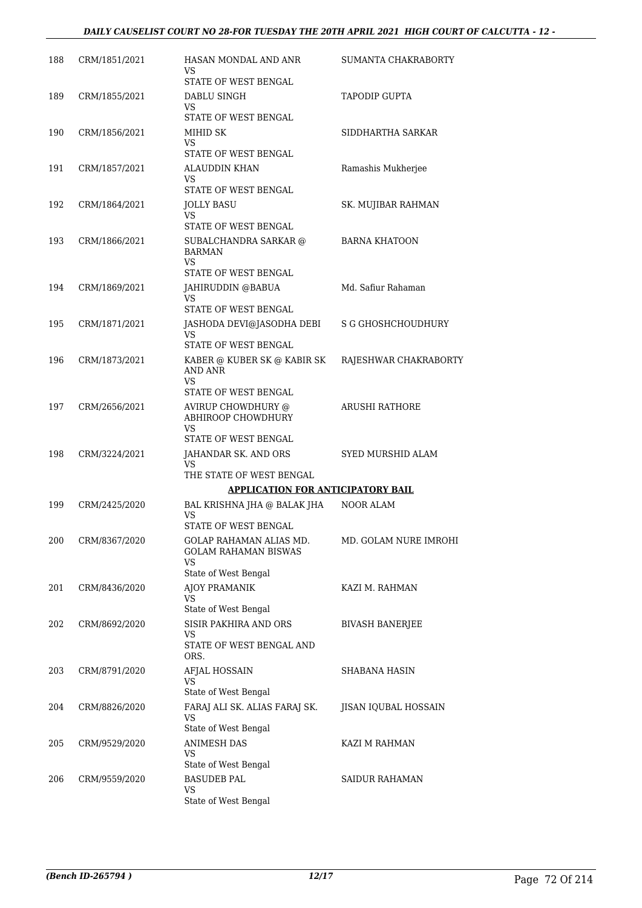| | | | |
|---|---|---|---|
| 188 | CRM/1851/2021 | HASAN MONDAL AND ANR<br>VS<br>STATE OF WEST BENGAL | SUMANTA CHAKRABORTY |
| 189 | CRM/1855/2021 | DABLU SINGH<br>VS<br>STATE OF WEST BENGAL | TAPODIP GUPTA |
| 190 | CRM/1856/2021 | MIHID SK<br>VS<br>STATE OF WEST BENGAL | SIDDHARTHA SARKAR |
| 191 | CRM/1857/2021 | ALAUDDIN KHAN<br>VS<br>STATE OF WEST BENGAL | Ramashis Mukherjee |
| 192 | CRM/1864/2021 | JOLLY BASU<br>VS<br>STATE OF WEST BENGAL | SK. MUJIBAR RAHMAN |
| 193 | CRM/1866/2021 | SUBALCHANDRA SARKAR @ BARMAN<br>VS<br>STATE OF WEST BENGAL | BARNA KHATOON |
| 194 | CRM/1869/2021 | JAHIRUDDIN @BABUA<br>VS<br>STATE OF WEST BENGAL | Md. Safiur Rahaman |
| 195 | CRM/1871/2021 | JASHODA DEVI@JASODHA DEBI<br>VS<br>STATE OF WEST BENGAL | S G GHOSHCHOUDHURY |
| 196 | CRM/1873/2021 | KABER @ KUBER SK @ KABIR SK AND ANR<br>VS<br>STATE OF WEST BENGAL | RAJESHWAR CHAKRABORTY |
| 197 | CRM/2656/2021 | AVIRUP CHOWDHURY @ ABHIROOP CHOWDHURY<br>VS<br>STATE OF WEST BENGAL | ARUSHI RATHORE |
| 198 | CRM/3224/2021 | JAHANDAR SK. AND ORS<br>VS<br>THE STATE OF WEST BENGAL | SYED MURSHID ALAM |

**APPLICATION FOR ANTICIPATORY BAIL**

| | | | |
|---|---|---|---|
| 199 | CRM/2425/2020 | BAL KRISHNA JHA @ BALAK JHA<br>VS<br>STATE OF WEST BENGAL | NOOR ALAM |
| 200 | CRM/8367/2020 | GOLAP RAHAMAN ALIAS MD. GOLAM RAHAMAN BISWAS<br>VS<br>State of West Bengal | MD. GOLAM NURE IMROHI |
| 201 | CRM/8436/2020 | AJOY PRAMANIK<br>VS<br>State of West Bengal | KAZI M. RAHMAN |
| 202 | CRM/8692/2020 | SISIR PAKHIRA AND ORS<br>VS<br>STATE OF WEST BENGAL AND ORS. | BIVASH BANERJEE |
| 203 | CRM/8791/2020 | AFJAL HOSSAIN<br>VS<br>State of West Bengal | SHABANA HASIN |
| 204 | CRM/8826/2020 | FARAJ ALI SK. ALIAS FARAJ SK.<br>VS<br>State of West Bengal | JISAN IQUBAL HOSSAIN |
| 205 | CRM/9529/2020 | ANIMESH DAS<br>VS<br>State of West Bengal | KAZI M RAHMAN |
| 206 | CRM/9559/2020 | BASUDEB PAL<br>VS<br>State of West Bengal | SAIDUR RAHAMAN |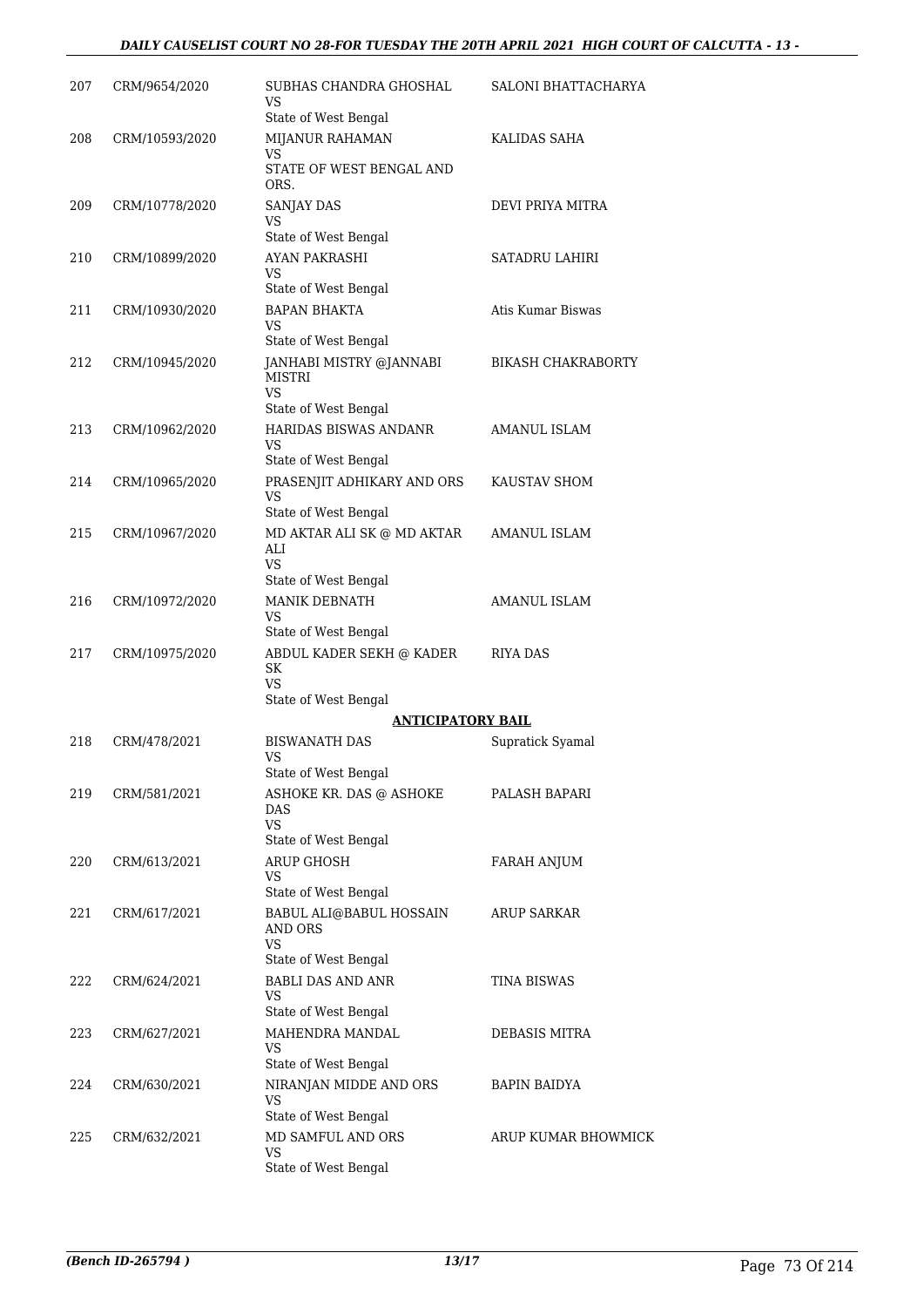| 207 | CRM/9654/2020 | SUBHAS CHANDRA GHOSHAL<br>VS<br>State of West Bengal | SALONI BHATTACHARYA |
|---|---|---|---|
| 208 | CRM/10593/2020 | MIJANUR RAHAMAN<br>VS<br>STATE OF WEST BENGAL AND ORS. | KALIDAS SAHA |
| 209 | CRM/10778/2020 | SANJAY DAS<br>VS<br>State of West Bengal | DEVI PRIYA MITRA |
| 210 | CRM/10899/2020 | AYAN PAKRASHI<br>VS<br>State of West Bengal | SATADRU LAHIRI |
| 211 | CRM/10930/2020 | BAPAN BHAKTA<br>VS<br>State of West Bengal | Atis Kumar Biswas |
| 212 | CRM/10945/2020 | JANHABI MISTRY @JANNABI MISTRI<br>VS<br>State of West Bengal | BIKASH CHAKRABORTY |
| 213 | CRM/10962/2020 | HARIDAS BISWAS ANDANR<br>VS<br>State of West Bengal | AMANUL ISLAM |
| 214 | CRM/10965/2020 | PRASENJIT ADHIKARY AND ORS<br>VS<br>State of West Bengal | KAUSTAV SHOM |
| 215 | CRM/10967/2020 | MD AKTAR ALI SK @ MD AKTAR ALI<br>VS<br>State of West Bengal | AMANUL ISLAM |
| 216 | CRM/10972/2020 | MANIK DEBNATH<br>VS<br>State of West Bengal | AMANUL ISLAM |
| 217 | CRM/10975/2020 | ABDUL KADER SEKH @ KADER SK<br>VS<br>State of West Bengal | RIYA DAS |

**ANTICIPATORY BAIL**

| 218 | CRM/478/2021 | BISWANATH DAS<br>VS<br>State of West Bengal | Supratick Syamal |
|---|---|---|---|
| 219 | CRM/581/2021 | ASHOKE KR. DAS @ ASHOKE DAS<br>VS<br>State of West Bengal | PALASH BAPARI |
| 220 | CRM/613/2021 | ARUP GHOSH<br>VS<br>State of West Bengal | FARAH ANJUM |
| 221 | CRM/617/2021 | BABUL ALI@BABUL HOSSAIN AND ORS<br>VS<br>State of West Bengal | ARUP SARKAR |
| 222 | CRM/624/2021 | BABLI DAS AND ANR<br>VS<br>State of West Bengal | TINA BISWAS |
| 223 | CRM/627/2021 | MAHENDRA MANDAL<br>VS<br>State of West Bengal | DEBASIS MITRA |
| 224 | CRM/630/2021 | NIRANJAN MIDDE AND ORS<br>VS<br>State of West Bengal | BAPIN BAIDYA |
| 225 | CRM/632/2021 | MD SAMFUL AND ORS<br>VS<br>State of West Bengal | ARUP KUMAR BHOWMICK |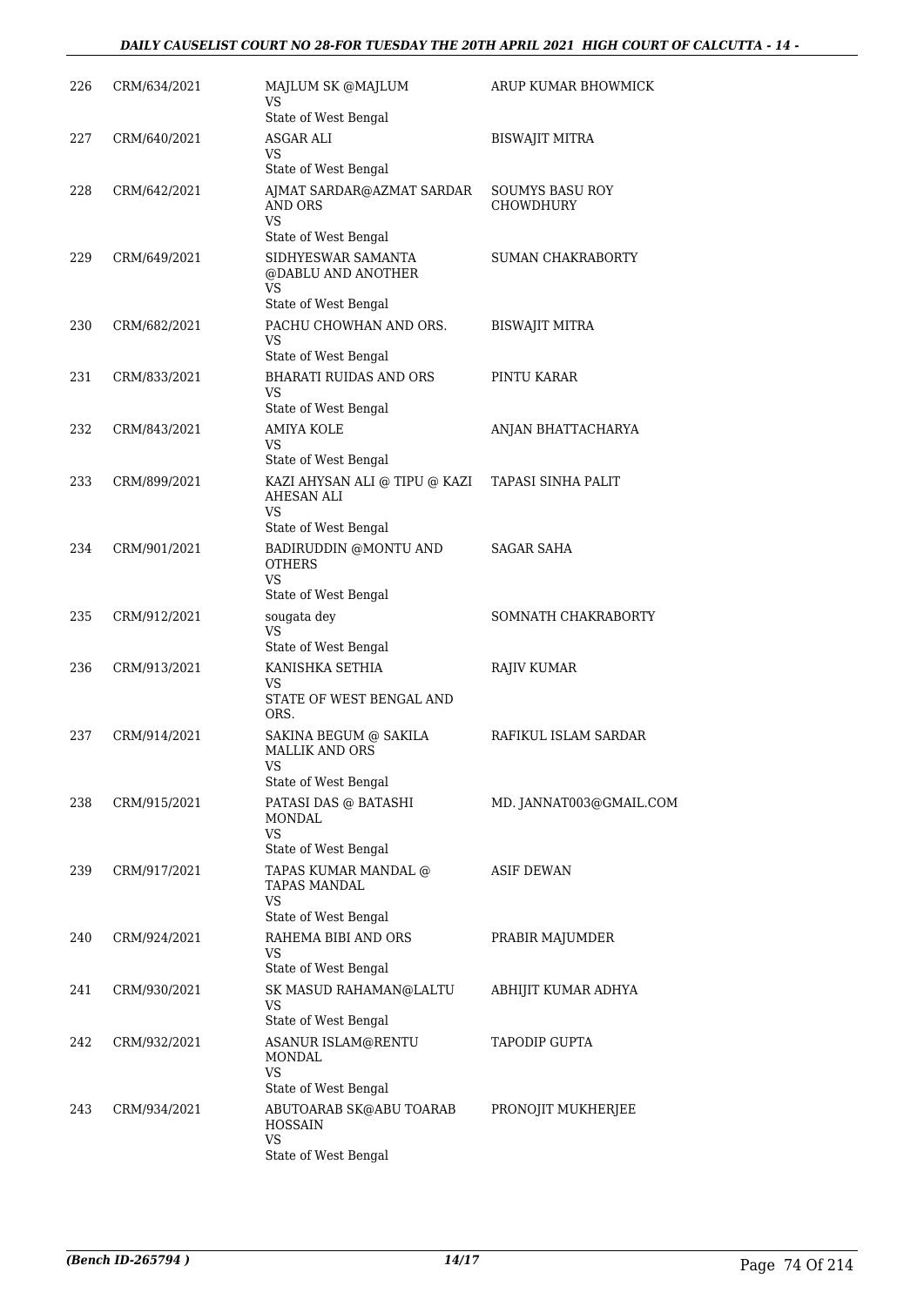| | | | |
|---|---|---|---|
| 226 | CRM/634/2021 | MAJLUM SK @MAJLUM<br>VS<br>State of West Bengal | ARUP KUMAR BHOWMICK |
| 227 | CRM/640/2021 | ASGAR ALI<br>VS<br>State of West Bengal | BISWAJIT MITRA |
| 228 | CRM/642/2021 | AJMAT SARDAR@AZMAT SARDAR AND ORS<br>VS<br>State of West Bengal | SOUMYS BASU ROY CHOWDHURY |
| 229 | CRM/649/2021 | SIDHYESWAR SAMANTA @DABLU AND ANOTHER<br>VS<br>State of West Bengal | SUMAN CHAKRABORTY |
| 230 | CRM/682/2021 | PACHU CHOWHAN AND ORS.<br>VS<br>State of West Bengal | BISWAJIT MITRA |
| 231 | CRM/833/2021 | BHARATI RUIDAS AND ORS<br>VS<br>State of West Bengal | PINTU KARAR |
| 232 | CRM/843/2021 | AMIYA KOLE<br>VS<br>State of West Bengal | ANJAN BHATTACHARYA |
| 233 | CRM/899/2021 | KAZI AHYSAN ALI @ TIPU @ KAZI AHESAN ALI<br>VS<br>State of West Bengal | TAPASI SINHA PALIT |
| 234 | CRM/901/2021 | BADIRUDDIN @MONTU AND OTHERS<br>VS<br>State of West Bengal | SAGAR SAHA |
| 235 | CRM/912/2021 | sougata dey<br>VS<br>State of West Bengal | SOMNATH CHAKRABORTY |
| 236 | CRM/913/2021 | KANISHKA SETHIA<br>VS<br>STATE OF WEST BENGAL AND ORS. | RAJIV KUMAR |
| 237 | CRM/914/2021 | SAKINA BEGUM @ SAKILA MALLIK AND ORS<br>VS<br>State of West Bengal | RAFIKUL ISLAM SARDAR |
| 238 | CRM/915/2021 | PATASI DAS @ BATASHI MONDAL<br>VS<br>State of West Bengal | MD. JANNAT003@GMAIL.COM |
| 239 | CRM/917/2021 | TAPAS KUMAR MANDAL @ TAPAS MANDAL<br>VS<br>State of West Bengal | ASIF DEWAN |
| 240 | CRM/924/2021 | RAHEMA BIBI AND ORS<br>VS<br>State of West Bengal | PRABIR MAJUMDER |
| 241 | CRM/930/2021 | SK MASUD RAHAMAN@LALTU<br>VS<br>State of West Bengal | ABHIJIT KUMAR ADHYA |
| 242 | CRM/932/2021 | ASANUR ISLAM@RENTU MONDAL<br>VS<br>State of West Bengal | TAPODIP GUPTA |
| 243 | CRM/934/2021 | ABUTOARAB SK@ABU TOARAB HOSSAIN<br>VS<br>State of West Bengal | PRONOJIT MUKHERJEE |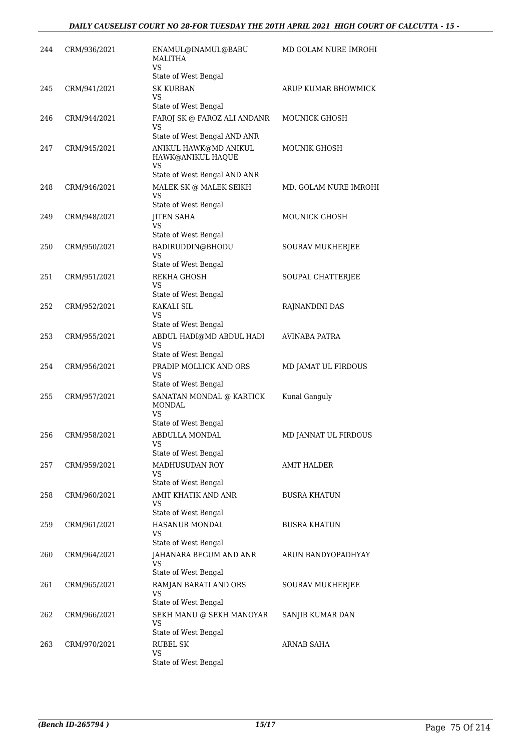| 244 | CRM/936/2021 | ENAMUL@INAMUL@BABU MALITHA<br>VS<br>State of West Bengal | MD GOLAM NURE IMROHI |
|---|---|---|---|
| 245 | CRM/941/2021 | SK KURBAN<br>VS<br>State of West Bengal | ARUP KUMAR BHOWMICK |
| 246 | CRM/944/2021 | FAROJ SK @ FAROZ ALI ANDANR<br>VS<br>State of West Bengal AND ANR | MOUNICK GHOSH |
| 247 | CRM/945/2021 | ANIKUL HAWK@MD ANIKUL HAWK@ANIKUL HAQUE<br>VS<br>State of West Bengal AND ANR | MOUNIK GHOSH |
| 248 | CRM/946/2021 | MALEK SK @ MALEK SEIKH<br>VS<br>State of West Bengal | MD. GOLAM NURE IMROHI |
| 249 | CRM/948/2021 | JITEN SAHA<br>VS<br>State of West Bengal | MOUNICK GHOSH |
| 250 | CRM/950/2021 | BADIRUDDIN@BHODU<br>VS<br>State of West Bengal | SOURAV MUKHERJEE |
| 251 | CRM/951/2021 | REKHA GHOSH<br>VS<br>State of West Bengal | SOUPAL CHATTERJEE |
| 252 | CRM/952/2021 | KAKALI SIL<br>VS<br>State of West Bengal | RAJNANDINI DAS |
| 253 | CRM/955/2021 | ABDUL HADI@MD ABDUL HADI<br>VS<br>State of West Bengal | AVINABA PATRA |
| 254 | CRM/956/2021 | PRADIP MOLLICK AND ORS<br>VS<br>State of West Bengal | MD JAMAT UL FIRDOUS |
| 255 | CRM/957/2021 | SANATAN MONDAL @ KARTICK MONDAL<br>VS<br>State of West Bengal | Kunal Ganguly |
| 256 | CRM/958/2021 | ABDULLA MONDAL<br>VS<br>State of West Bengal | MD JANNAT UL FIRDOUS |
| 257 | CRM/959/2021 | MADHUSUDAN ROY<br>VS<br>State of West Bengal | AMIT HALDER |
| 258 | CRM/960/2021 | AMIT KHATIK AND ANR<br>VS<br>State of West Bengal | BUSRA KHATUN |
| 259 | CRM/961/2021 | HASANUR MONDAL<br>VS<br>State of West Bengal | BUSRA KHATUN |
| 260 | CRM/964/2021 | JAHANARA BEGUM AND ANR<br>VS<br>State of West Bengal | ARUN BANDYOPADHYAY |
| 261 | CRM/965/2021 | RAMJAN BARATI AND ORS<br>VS<br>State of West Bengal | SOURAV MUKHERJEE |
| 262 | CRM/966/2021 | SEKH MANU @ SEKH MANOYAR<br>VS<br>State of West Bengal | SANJIB KUMAR DAN |
| 263 | CRM/970/2021 | RUBEL SK<br>VS<br>State of West Bengal | ARNAB SAHA |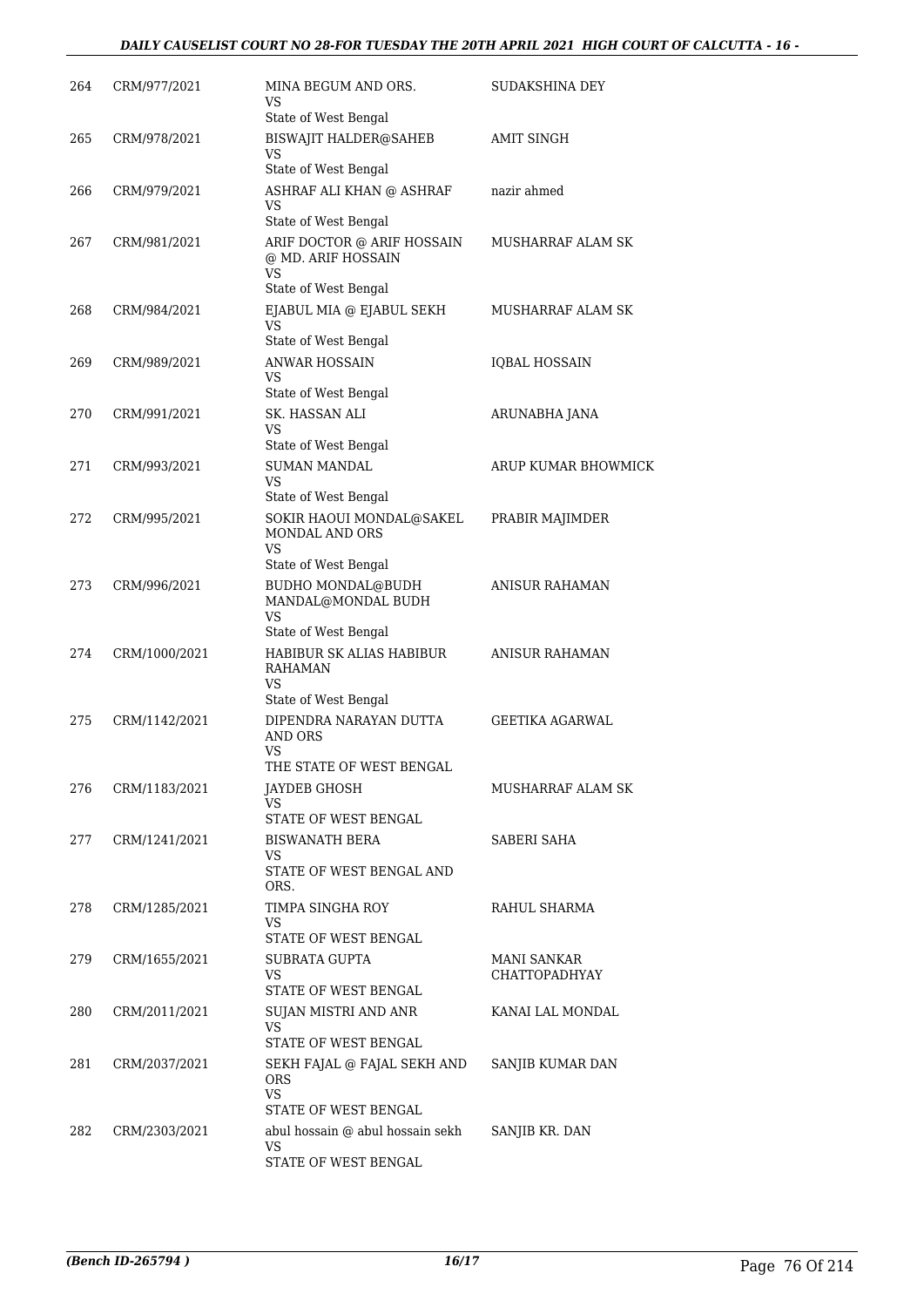| | | | |
|---|---|---|---|
| 264 | CRM/977/2021 | MINA BEGUM AND ORS.<br>VS<br>State of West Bengal | SUDAKSHINA DEY |
| 265 | CRM/978/2021 | BISWAJIT HALDER@SAHEB<br>VS<br>State of West Bengal | AMIT SINGH |
| 266 | CRM/979/2021 | ASHRAF ALI KHAN @ ASHRAF<br>VS<br>State of West Bengal | nazir ahmed |
| 267 | CRM/981/2021 | ARIF DOCTOR @ ARIF HOSSAIN @ MD. ARIF HOSSAIN<br>VS<br>State of West Bengal | MUSHARRAF ALAM SK |
| 268 | CRM/984/2021 | EJABUL MIA @ EJABUL SEKH<br>VS<br>State of West Bengal | MUSHARRAF ALAM SK |
| 269 | CRM/989/2021 | ANWAR HOSSAIN<br>VS<br>State of West Bengal | IQBAL HOSSAIN |
| 270 | CRM/991/2021 | SK. HASSAN ALI<br>VS<br>State of West Bengal | ARUNABHA JANA |
| 271 | CRM/993/2021 | SUMAN MANDAL<br>VS<br>State of West Bengal | ARUP KUMAR BHOWMICK |
| 272 | CRM/995/2021 | SOKIR HAOUI MONDAL@SAKEL MONDAL AND ORS<br>VS<br>State of West Bengal | PRABIR MAJIMDER |
| 273 | CRM/996/2021 | BUDHO MONDAL@BUDH MANDAL@MONDAL BUDH<br>VS<br>State of West Bengal | ANISUR RAHAMAN |
| 274 | CRM/1000/2021 | HABIBUR SK ALIAS HABIBUR RAHAMAN<br>VS<br>State of West Bengal | ANISUR RAHAMAN |
| 275 | CRM/1142/2021 | DIPENDRA NARAYAN DUTTA AND ORS<br>VS<br>THE STATE OF WEST BENGAL | GEETIKA AGARWAL |
| 276 | CRM/1183/2021 | JAYDEB GHOSH<br>VS<br>STATE OF WEST BENGAL | MUSHARRAF ALAM SK |
| 277 | CRM/1241/2021 | BISWANATH BERA<br>VS<br>STATE OF WEST BENGAL AND ORS. | SABERI SAHA |
| 278 | CRM/1285/2021 | TIMPA SINGHA ROY<br>VS<br>STATE OF WEST BENGAL | RAHUL SHARMA |
| 279 | CRM/1655/2021 | SUBRATA GUPTA<br>VS<br>STATE OF WEST BENGAL | MANI SANKAR CHATTOPADHYAY |
| 280 | CRM/2011/2021 | SUJAN MISTRI AND ANR<br>VS<br>STATE OF WEST BENGAL | KANAI LAL MONDAL |
| 281 | CRM/2037/2021 | SEKH FAJAL @ FAJAL SEKH AND ORS<br>VS<br>STATE OF WEST BENGAL | SANJIB KUMAR DAN |
| 282 | CRM/2303/2021 | abul hossain @ abul hossain sekh<br>VS<br>STATE OF WEST BENGAL | SANJIB KR. DAN |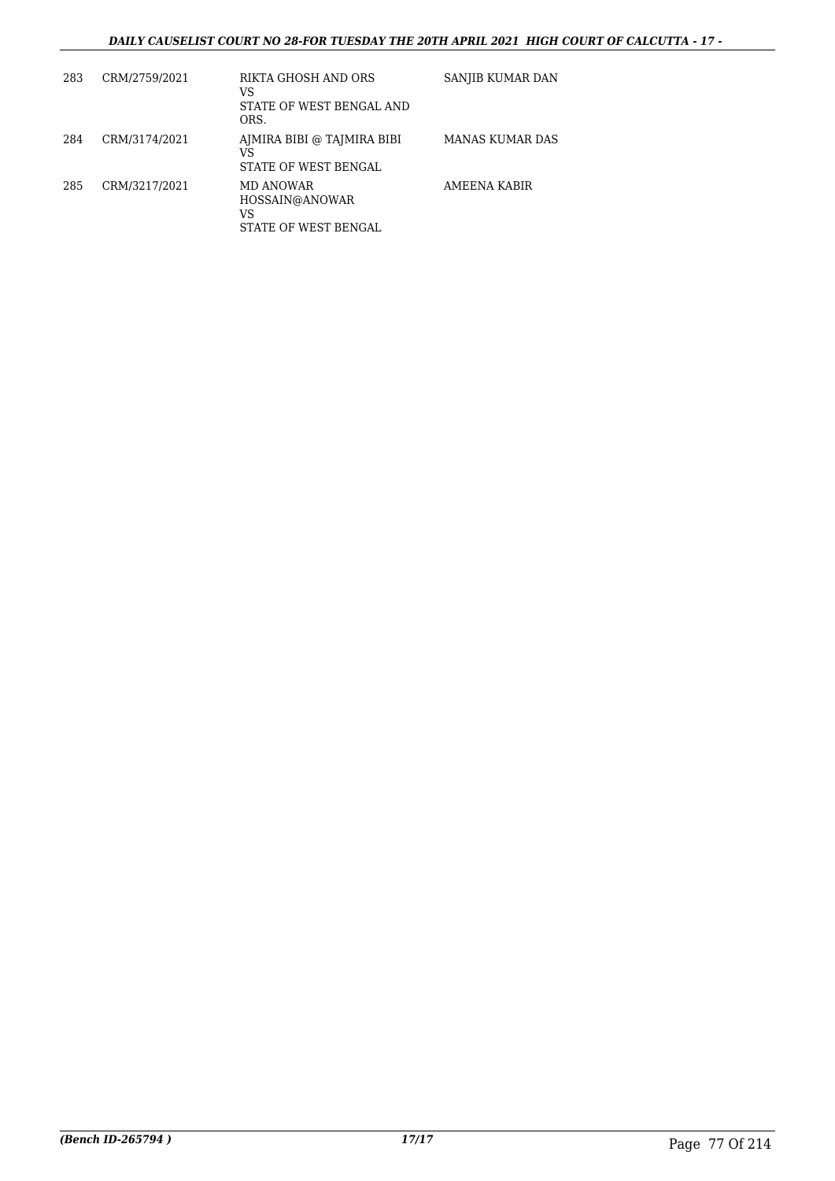| 283 | CRM/2759/2021 | RIKTA GHOSH AND ORS<br>VS<br>STATE OF WEST BENGAL AND ORS. | SANJIB KUMAR DAN |
|---|---|---|---|
| 284 | CRM/3174/2021 | AJMIRA BIBI @ TAJMIRA BIBI<br>VS<br>STATE OF WEST BENGAL | MANAS KUMAR DAS |
| 285 | CRM/3217/2021 | MD ANOWAR HOSSAIN@ANOWAR<br>VS<br>STATE OF WEST BENGAL | AMEENA KABIR |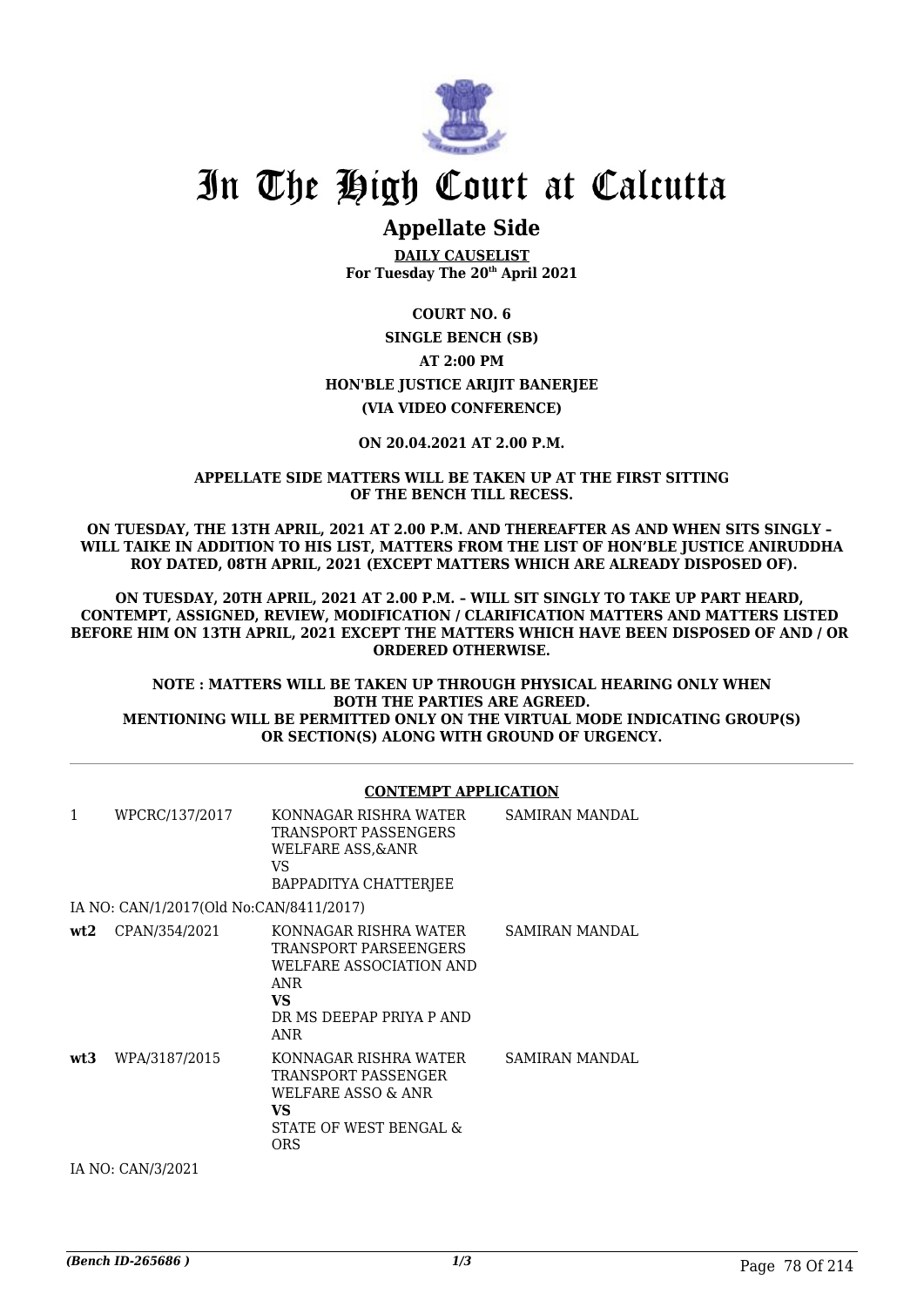# In The High Court at Calcutta

## Appellate Side

**DAILY CAUSELIST**
**For Tuesday The 20th April 2021**

**COURT NO. 6**

**SINGLE BENCH (SB)**

**AT 2:00 PM**

**HON'BLE JUSTICE ARIJIT BANERJEE**

**(VIA VIDEO CONFERENCE)**

**ON 20.04.2021 AT 2.00 P.M.**

**APPELLATE SIDE MATTERS WILL BE TAKEN UP AT THE FIRST SITTING OF THE BENCH TILL RECESS.**

**ON TUESDAY, THE 13TH APRIL, 2021 AT 2.00 P.M. AND THEREAFTER AS AND WHEN SITS SINGLY – WILL TAIKE IN ADDITION TO HIS LIST, MATTERS FROM THE LIST OF HON'BLE JUSTICE ANIRUDDHA ROY DATED, 08TH APRIL, 2021 (EXCEPT MATTERS WHICH ARE ALREADY DISPOSED OF).**

**ON TUESDAY, 20TH APRIL, 2021 AT 2.00 P.M. – WILL SIT SINGLY TO TAKE UP PART HEARD, CONTEMPT, ASSIGNED, REVIEW, MODIFICATION / CLARIFICATION MATTERS AND MATTERS LISTED BEFORE HIM ON 13TH APRIL, 2021 EXCEPT THE MATTERS WHICH HAVE BEEN DISPOSED OF AND / OR ORDERED OTHERWISE.**

**NOTE : MATTERS WILL BE TAKEN UP THROUGH PHYSICAL HEARING ONLY WHEN BOTH THE PARTIES ARE AGREED. MENTIONING WILL BE PERMITTED ONLY ON THE VIRTUAL MODE INDICATING GROUP(S) OR SECTION(S) ALONG WITH GROUND OF URGENCY.**

**CONTEMPT APPLICATION**

| | | | |
|---|---|---|---|
| 1 | WPCRC/137/2017 | KONNAGAR RISHRA WATER TRANSPORT PASSENGERS WELFARE ASS,&ANR<br>VS<br>BAPPADITYA CHATTERJEE | SAMIRAN MANDAL |
| | IA NO: CAN/1/2017(Old No:CAN/8411/2017) | | |
| **wt2** | CPAN/354/2021 | KONNAGAR RISHRA WATER TRANSPORT PARSEENGERS WELFARE ASSOCIATION AND ANR<br>**VS**<br>DR MS DEEPAP PRIYA P AND ANR | SAMIRAN MANDAL |
| **wt3** | WPA/3187/2015 | KONNAGAR RISHRA WATER TRANSPORT PASSENGER WELFARE ASSO & ANR<br>**VS**<br>STATE OF WEST BENGAL & ORS | SAMIRAN MANDAL |
| | IA NO: CAN/3/2021 | | |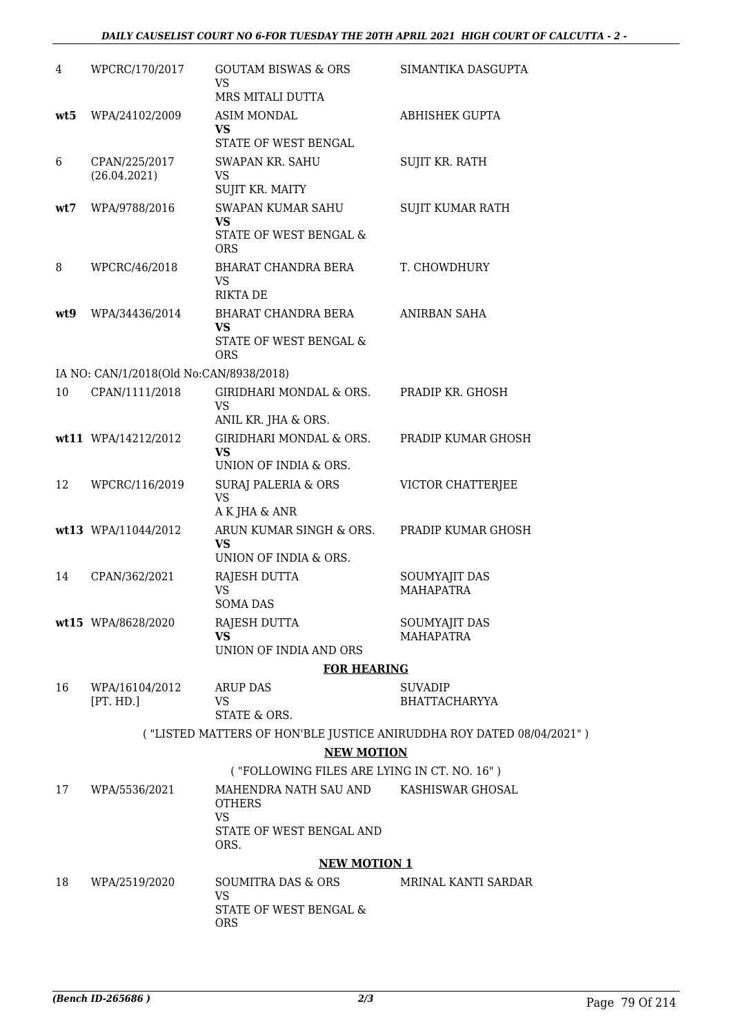| | | | |
|---|---|---|---|
| 4 | WPCRC/170/2017 | GOUTAM BISWAS & ORS<br>VS<br>MRS MITALI DUTTA | SIMANTIKA DASGUPTA |
| **wt5** | WPA/24102/2009 | ASIM MONDAL<br>**VS**<br>STATE OF WEST BENGAL | ABHISHEK GUPTA |
| 6 | CPAN/225/2017<br>(26.04.2021) | SWAPAN KR. SAHU<br>VS<br>SUJIT KR. MAITY | SUJIT KR. RATH |
| **wt7** | WPA/9788/2016 | SWAPAN KUMAR SAHU<br>**VS**<br>STATE OF WEST BENGAL & ORS | SUJIT KUMAR RATH |
| 8 | WPCRC/46/2018 | BHARAT CHANDRA BERA<br>VS<br>RIKTA DE | T. CHOWDHURY |
| **wt9** | WPA/34436/2014 | BHARAT CHANDRA BERA<br>**VS**<br>STATE OF WEST BENGAL & ORS | ANIRBAN SAHA |

IA NO: CAN/1/2018(Old No:CAN/8938/2018)

| | | | |
|---|---|---|---|
| 10 | CPAN/1111/2018 | GIRIDHARI MONDAL & ORS.<br>VS<br>ANIL KR. JHA & ORS. | PRADIP KR. GHOSH |
| **wt11** | WPA/14212/2012 | GIRIDHARI MONDAL & ORS.<br>**VS**<br>UNION OF INDIA & ORS. | PRADIP KUMAR GHOSH |
| 12 | WPCRC/116/2019 | SURAJ PALERIA & ORS<br>VS<br>A K JHA & ANR | VICTOR CHATTERJEE |
| **wt13** | WPA/11044/2012 | ARUN KUMAR SINGH & ORS.<br>**VS**<br>UNION OF INDIA & ORS. | PRADIP KUMAR GHOSH |
| 14 | CPAN/362/2021 | RAJESH DUTTA<br>VS<br>SOMA DAS | SOUMYAJIT DAS MAHAPATRA |
| **wt15** | WPA/8628/2020 | RAJESH DUTTA<br>**VS**<br>UNION OF INDIA AND ORS | SOUMYAJIT DAS MAHAPATRA |

**FOR HEARING**

| | | | |
|---|---|---|---|
| 16 | WPA/16104/2012<br>[PT. HD.] | ARUP DAS<br>VS<br>STATE & ORS. | SUVADIP BHATTACHARYYA |

( "LISTED MATTERS OF HON'BLE JUSTICE ANIRUDDHA ROY DATED 08/04/2021" )

**NEW MOTION**

( "FOLLOWING FILES ARE LYING IN CT. NO. 16" )

| | | | |
|---|---|---|---|
| 17 | WPA/5536/2021 | MAHENDRA NATH SAU AND OTHERS<br>VS<br>STATE OF WEST BENGAL AND ORS. | KASHISWAR GHOSAL |

**NEW MOTION 1**

| | | | |
|---|---|---|---|
| 18 | WPA/2519/2020 | SOUMITRA DAS & ORS<br>VS<br>STATE OF WEST BENGAL & ORS | MRINAL KANTI SARDAR |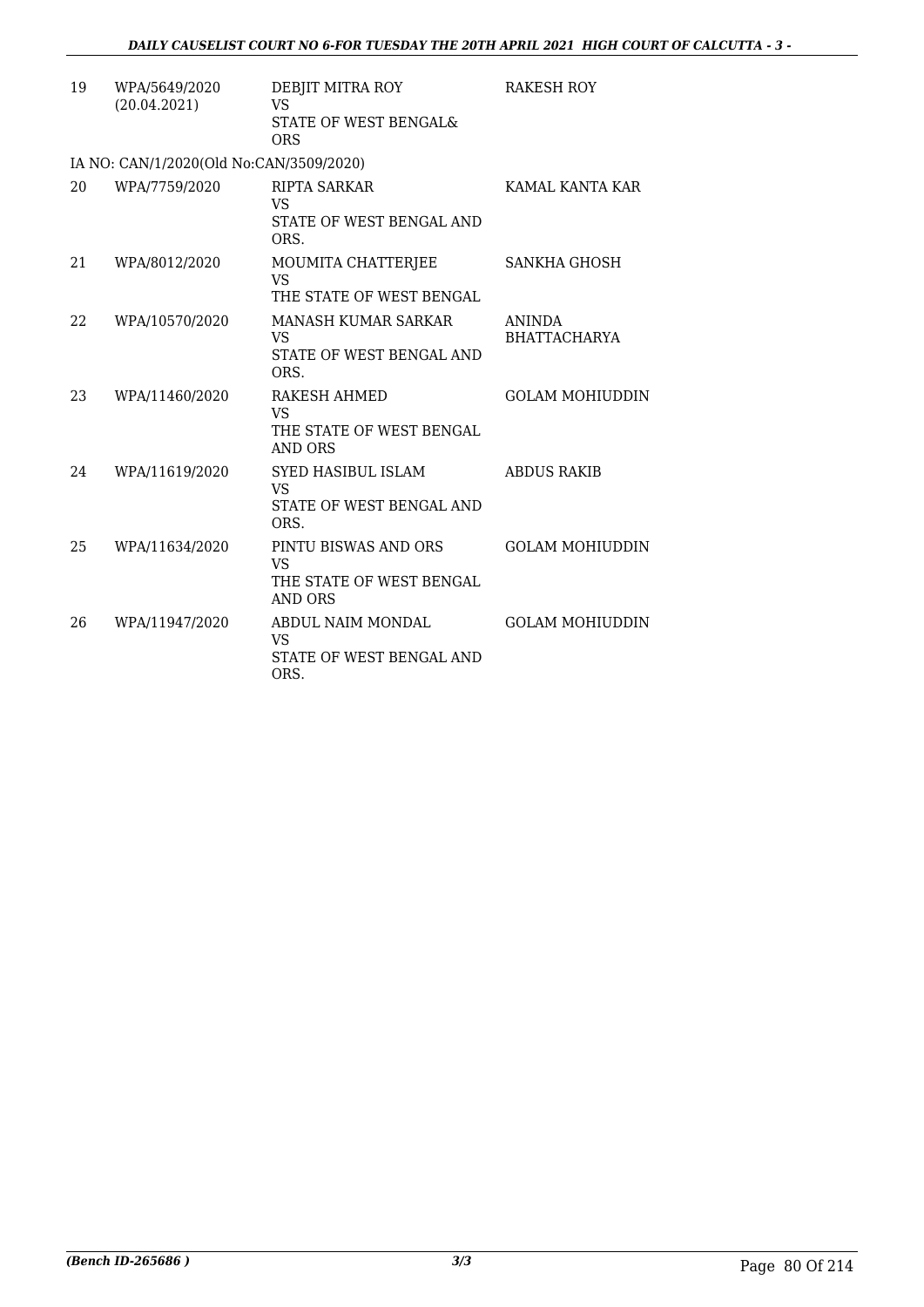| | | | |
|---|---|---|---|
| 19 | WPA/5649/2020 (20.04.2021) | DEBJIT MITRA ROY VS STATE OF WEST BENGAL& ORS | RAKESH ROY |

IA NO: CAN/1/2020(Old No:CAN/3509/2020)

| | | | |
|---|---|---|---|
| 20 | WPA/7759/2020 | RIPTA SARKAR VS STATE OF WEST BENGAL AND ORS. | KAMAL KANTA KAR |
| 21 | WPA/8012/2020 | MOUMITA CHATTERJEE VS THE STATE OF WEST BENGAL | SANKHA GHOSH |
| 22 | WPA/10570/2020 | MANASH KUMAR SARKAR VS STATE OF WEST BENGAL AND ORS. | ANINDA BHATTACHARYA |
| 23 | WPA/11460/2020 | RAKESH AHMED VS THE STATE OF WEST BENGAL AND ORS | GOLAM MOHIUDDIN |
| 24 | WPA/11619/2020 | SYED HASIBUL ISLAM VS STATE OF WEST BENGAL AND ORS. | ABDUS RAKIB |
| 25 | WPA/11634/2020 | PINTU BISWAS AND ORS VS THE STATE OF WEST BENGAL AND ORS | GOLAM MOHIUDDIN |
| 26 | WPA/11947/2020 | ABDUL NAIM MONDAL VS STATE OF WEST BENGAL AND ORS. | GOLAM MOHIUDDIN |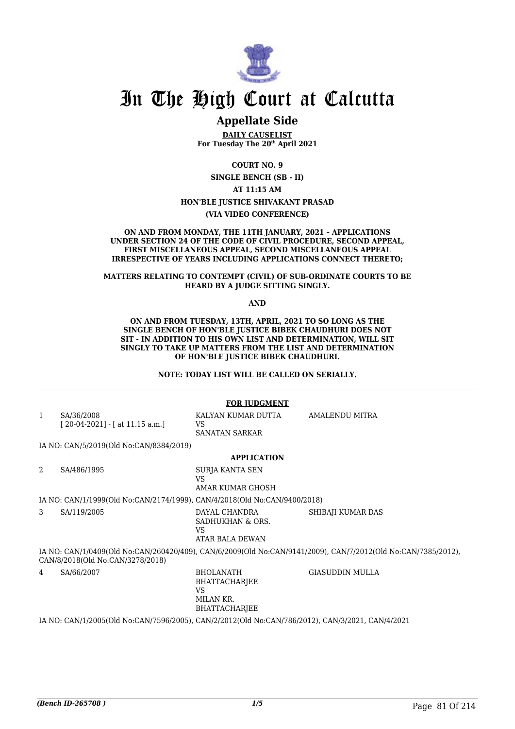# In The High Court at Calcutta

## Appellate Side

**DAILY CAUSELIST**
**For Tuesday The 20th April 2021**

**COURT NO. 9**

**SINGLE BENCH (SB - II)**

**AT 11:15 AM**

**HON'BLE JUSTICE SHIVAKANT PRASAD**

**(VIA VIDEO CONFERENCE)**

**ON AND FROM MONDAY, THE 11TH JANUARY, 2021 – APPLICATIONS UNDER SECTION 24 OF THE CODE OF CIVIL PROCEDURE, SECOND APPEAL, FIRST MISCELLANEOUS APPEAL, SECOND MISCELLANEOUS APPEAL IRRESPECTIVE OF YEARS INCLUDING APPLICATIONS CONNECT THERETO;**

**MATTERS RELATING TO CONTEMPT (CIVIL) OF SUB-ORDINATE COURTS TO BE HEARD BY A JUDGE SITTING SINGLY.**

**AND**

**ON AND FROM TUESDAY, 13TH, APRIL, 2021 TO SO LONG AS THE SINGLE BENCH OF HON'BLE JUSTICE BIBEK CHAUDHURI DOES NOT SIT - IN ADDITION TO HIS OWN LIST AND DETERMINATION, WILL SIT SINGLY TO TAKE UP MATTERS FROM THE LIST AND DETERMINATION OF HON'BLE JUSTICE BIBEK CHAUDHURI.**

**NOTE: TODAY LIST WILL BE CALLED ON SERIALLY.**

**FOR JUDGMENT**

| | | | |
|---|---|---|---|
| 1 | SA/36/2008<br>[ 20-04-2021] - [ at 11.15 a.m.] | KALYAN KUMAR DUTTA<br>VS<br>SANATAN SARKAR | AMALENDU MITRA |

IA NO: CAN/5/2019(Old No:CAN/8384/2019)

**APPLICATION**

| | | | |
|---|---|---|---|
| 2 | SA/486/1995 | SURJA KANTA SEN<br>VS<br>AMAR KUMAR GHOSH | |

IA NO: CAN/1/1999(Old No:CAN/2174/1999), CAN/4/2018(Old No:CAN/9400/2018)

| | | | |
|---|---|---|---|
| 3 | SA/119/2005 | DAYAL CHANDRA SADHUKHAN & ORS.<br>VS<br>ATAR BALA DEWAN | SHIBAJI KUMAR DAS |

IA NO: CAN/1/0409(Old No:CAN/260420/409), CAN/6/2009(Old No:CAN/9141/2009), CAN/7/2012(Old No:CAN/7385/2012), CAN/8/2018(Old No:CAN/3278/2018)

| | | | |
|---|---|---|---|
| 4 | SA/66/2007 | BHOLANATH BHATTACHARJEE<br>VS<br>MILAN KR. BHATTACHARJEE | GIASUDDIN MULLA |

IA NO: CAN/1/2005(Old No:CAN/7596/2005), CAN/2/2012(Old No:CAN/786/2012), CAN/3/2021, CAN/4/2021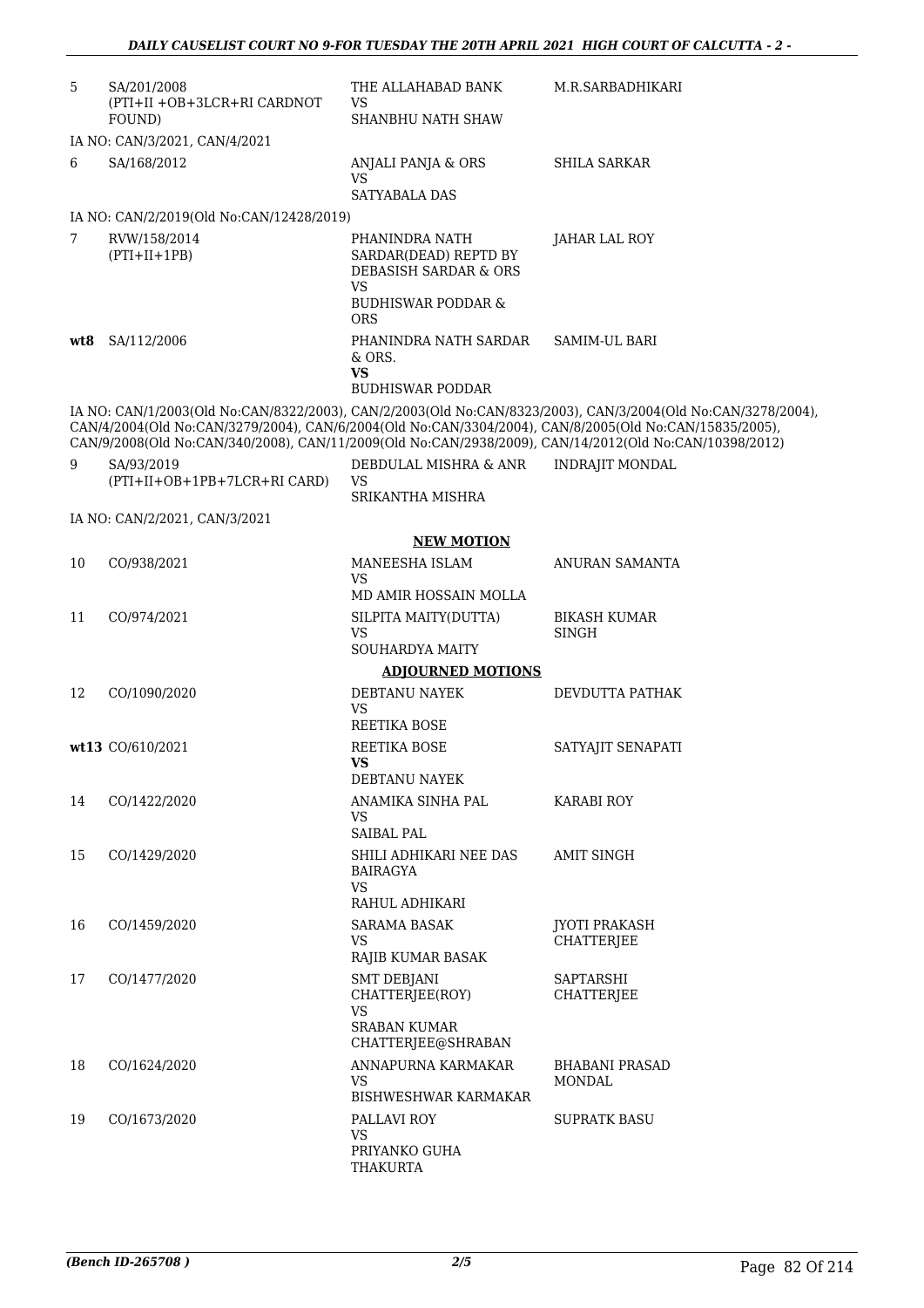| | | | |
|---|---|---|---|
| 5 | SA/201/2008 (PTI+II +OB+3LCR+RI CARDNOT FOUND) | THE ALLAHABAD BANK VS SHANBHU NATH SHAW | M.R.SARBADHIKARI |
| | IA NO: CAN/3/2021, CAN/4/2021 | | |
| 6 | SA/168/2012 | ANJALI PANJA & ORS VS SATYABALA DAS | SHILA SARKAR |
| | IA NO: CAN/2/2019(Old No:CAN/12428/2019) | | |
| 7 | RVW/158/2014 (PTI+II+1PB) | PHANINDRA NATH SARDAR(DEAD) REPTD BY DEBASISH SARDAR & ORS VS BUDHISWAR PODDAR & ORS | JAHAR LAL ROY |
| **wt8** | SA/112/2006 | PHANINDRA NATH SARDAR & ORS. **VS** BUDHISWAR PODDAR | SAMIM-UL BARI |

IA NO: CAN/1/2003(Old No:CAN/8322/2003), CAN/2/2003(Old No:CAN/8323/2003), CAN/3/2004(Old No:CAN/3278/2004), CAN/4/2004(Old No:CAN/3279/2004), CAN/6/2004(Old No:CAN/3304/2004), CAN/8/2005(Old No:CAN/15835/2005), CAN/9/2008(Old No:CAN/340/2008), CAN/11/2009(Old No:CAN/2938/2009), CAN/14/2012(Old No:CAN/10398/2012)

| | | | |
|---|---|---|---|
| 9 | SA/93/2019 (PTI+II+OB+1PB+7LCR+RI CARD) | DEBDULAL MISHRA & ANR VS SRIKANTHA MISHRA | INDRAJIT MONDAL |
| | IA NO: CAN/2/2021, CAN/3/2021 | | |

**NEW MOTION**

| | | | |
|---|---|---|---|
| 10 | CO/938/2021 | MANEESHA ISLAM VS MD AMIR HOSSAIN MOLLA | ANURAN SAMANTA |
| 11 | CO/974/2021 | SILPITA MAITY(DUTTA) VS SOUHARDYA MAITY | BIKASH KUMAR SINGH |

**ADJOURNED MOTIONS**

| | | | |
|---|---|---|---|
| 12 | CO/1090/2020 | DEBTANU NAYEK VS REETIKA BOSE | DEVDUTTA PATHAK |
| **wt13** | CO/610/2021 | REETIKA BOSE **VS** DEBTANU NAYEK | SATYAJIT SENAPATI |
| 14 | CO/1422/2020 | ANAMIKA SINHA PAL VS SAIBAL PAL | KARABI ROY |
| 15 | CO/1429/2020 | SHILI ADHIKARI NEE DAS BAIRAGYA VS RAHUL ADHIKARI | AMIT SINGH |
| 16 | CO/1459/2020 | SARAMA BASAK VS RAJIB KUMAR BASAK | JYOTI PRAKASH CHATTERJEE |
| 17 | CO/1477/2020 | SMT DEBJANI CHATTERJEE(ROY) VS SRABAN KUMAR CHATTERJEE@SHRABAN | SAPTARSHI CHATTERJEE |
| 18 | CO/1624/2020 | ANNAPURNA KARMAKAR VS BISHWESHWAR KARMAKAR | BHABANI PRASAD MONDAL |
| 19 | CO/1673/2020 | PALLAVI ROY VS PRIYANKO GUHA THAKURTA | SUPRATK BASU |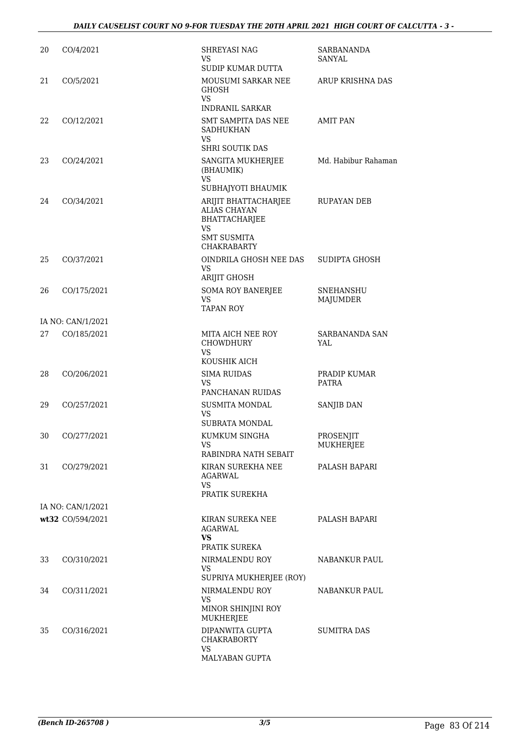| | | | |
|---|---|---|---|
| 20 | CO/4/2021 | SHREYASI NAG<br>VS<br>SUDIP KUMAR DUTTA | SARBANANDA SANYAL |
| 21 | CO/5/2021 | MOUSUMI SARKAR NEE GHOSH<br>VS<br>INDRANIL SARKAR | ARUP KRISHNA DAS |
| 22 | CO/12/2021 | SMT SAMPITA DAS NEE SADHUKHAN<br>VS<br>SHRI SOUTIK DAS | AMIT PAN |
| 23 | CO/24/2021 | SANGITA MUKHERJEE (BHAUMIK)<br>VS<br>SUBHAJYOTI BHAUMIK | Md. Habibur Rahaman |
| 24 | CO/34/2021 | ARIJIT BHATTACHARJEE ALIAS CHAYAN BHATTACHARJEE<br>VS<br>SMT SUSMITA CHAKRABARTY | RUPAYAN DEB |
| 25 | CO/37/2021 | OINDRILA GHOSH NEE DAS<br>VS<br>ARIJIT GHOSH | SUDIPTA GHOSH |
| 26 | CO/175/2021 | SOMA ROY BANERJEE<br>VS<br>TAPAN ROY | SNEHANSHU MAJUMDER |
| | IA NO: CAN/1/2021 | | |
| 27 | CO/185/2021 | MITA AICH NEE ROY CHOWDHURY<br>VS<br>KOUSHIK AICH | SARBANANDA SAN YAL |
| 28 | CO/206/2021 | SIMA RUIDAS<br>VS<br>PANCHANAN RUIDAS | PRADIP KUMAR PATRA |
| 29 | CO/257/2021 | SUSMITA MONDAL<br>VS<br>SUBRATA MONDAL | SANJIB DAN |
| 30 | CO/277/2021 | KUMKUM SINGHA<br>VS<br>RABINDRA NATH SEBAIT | PROSENJIT MUKHERJEE |
| 31 | CO/279/2021 | KIRAN SUREKHA NEE AGARWAL<br>VS<br>PRATIK SUREKHA | PALASH BAPARI |
| | IA NO: CAN/1/2021 | | |
| **wt32** | CO/594/2021 | KIRAN SUREKA NEE AGARWAL<br>**VS**<br>PRATIK SUREKA | PALASH BAPARI |
| 33 | CO/310/2021 | NIRMALENDU ROY<br>VS<br>SUPRIYA MUKHERJEE (ROY) | NABANKUR PAUL |
| 34 | CO/311/2021 | NIRMALENDU ROY<br>VS<br>MINOR SHINJINI ROY MUKHERJEE | NABANKUR PAUL |
| 35 | CO/316/2021 | DIPANWITA GUPTA CHAKRABORTY<br>VS<br>MALYABAN GUPTA | SUMITRA DAS |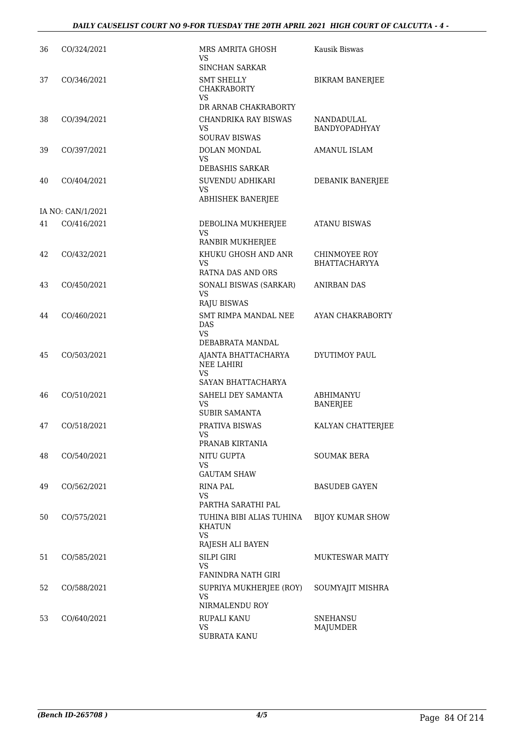| | | | |
|---|---|---|---|
| 36 | CO/324/2021 | MRS AMRITA GHOSH<br>VS<br>SINCHAN SARKAR | Kausik Biswas |
| 37 | CO/346/2021 | SMT SHELLY CHAKRABORTY<br>VS<br>DR ARNAB CHAKRABORTY | BIKRAM BANERJEE |
| 38 | CO/394/2021 | CHANDRIKA RAY BISWAS<br>VS<br>SOURAV BISWAS | NANDADULAL BANDYOPADHYAY |
| 39 | CO/397/2021 | DOLAN MONDAL<br>VS<br>DEBASHIS SARKAR | AMANUL ISLAM |
| 40 | CO/404/2021 | SUVENDU ADHIKARI<br>VS<br>ABHISHEK BANERJEE | DEBANIK BANERJEE |
| | IA NO: CAN/1/2021 | | |
| 41 | CO/416/2021 | DEBOLINA MUKHERJEE<br>VS<br>RANBIR MUKHERJEE | ATANU BISWAS |
| 42 | CO/432/2021 | KHUKU GHOSH AND ANR<br>VS<br>RATNA DAS AND ORS | CHINMOYEE ROY BHATTACHARYYA |
| 43 | CO/450/2021 | SONALI BISWAS (SARKAR)<br>VS<br>RAJU BISWAS | ANIRBAN DAS |
| 44 | CO/460/2021 | SMT RIMPA MANDAL NEE DAS<br>VS<br>DEBABRATA MANDAL | AYAN CHAKRABORTY |
| 45 | CO/503/2021 | AJANTA BHATTACHARYA NEE LAHIRI<br>VS<br>SAYAN BHATTACHARYA | DYUTIMOY PAUL |
| 46 | CO/510/2021 | SAHELI DEY SAMANTA<br>VS<br>SUBIR SAMANTA | ABHIMANYU BANERJEE |
| 47 | CO/518/2021 | PRATIVA BISWAS<br>VS<br>PRANAB KIRTANIA | KALYAN CHATTERJEE |
| 48 | CO/540/2021 | NITU GUPTA<br>VS<br>GAUTAM SHAW | SOUMAK BERA |
| 49 | CO/562/2021 | RINA PAL<br>VS<br>PARTHA SARATHI PAL | BASUDEB GAYEN |
| 50 | CO/575/2021 | TUHINA BIBI ALIAS TUHINA KHATUN<br>VS<br>RAJESH ALI BAYEN | BIJOY KUMAR SHOW |
| 51 | CO/585/2021 | SILPI GIRI<br>VS<br>FANINDRA NATH GIRI | MUKTESWAR MAITY |
| 52 | CO/588/2021 | SUPRIYA MUKHERJEE (ROY)<br>VS<br>NIRMALENDU ROY | SOUMYAJIT MISHRA |
| 53 | CO/640/2021 | RUPALI KANU<br>VS<br>SUBRATA KANU | SNEHANSU MAJUMDER |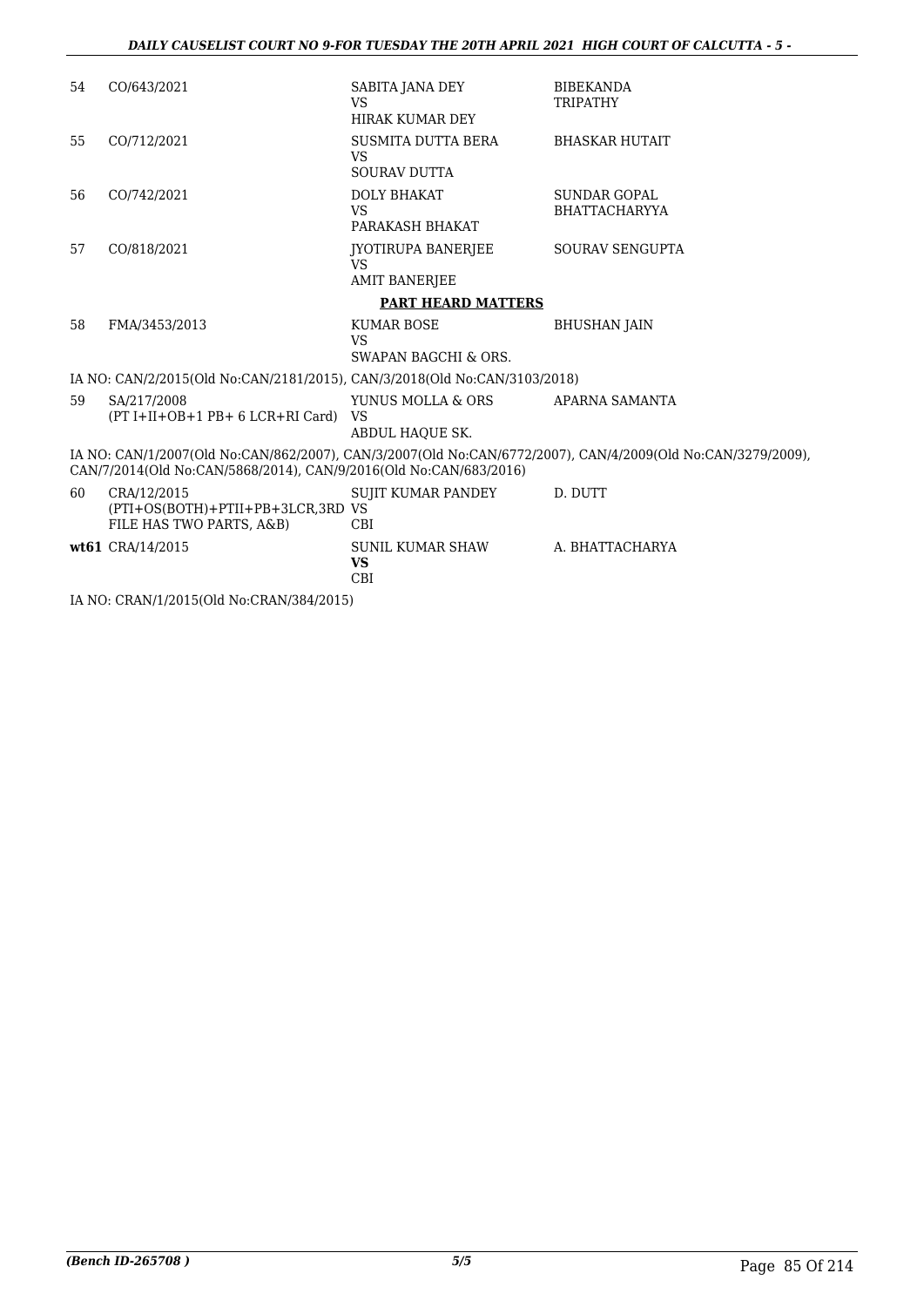| | | | |
|---|---|---|---|
| 54 | CO/643/2021 | SABITA JANA DEY<br>VS<br>HIRAK KUMAR DEY | BIBEKANDA TRIPATHY |
| 55 | CO/712/2021 | SUSMITA DUTTA BERA<br>VS<br>SOURAV DUTTA | BHASKAR HUTAIT |
| 56 | CO/742/2021 | DOLY BHAKAT<br>VS<br>PARAKASH BHAKAT | SUNDAR GOPAL BHATTACHARYYA |
| 57 | CO/818/2021 | JYOTIRUPA BANERJEE<br>VS<br>AMIT BANERJEE | SOURAV SENGUPTA |

**PART HEARD MATTERS**

| | | | |
|---|---|---|---|
| 58 | FMA/3453/2013 | KUMAR BOSE<br>VS<br>SWAPAN BAGCHI & ORS. | BHUSHAN JAIN |

IA NO: CAN/2/2015(Old No:CAN/2181/2015), CAN/3/2018(Old No:CAN/3103/2018)

| | | | |
|---|---|---|---|
| 59 | SA/217/2008<br>(PT I+II+OB+1 PB+ 6 LCR+RI Card) | YUNUS MOLLA & ORS<br>VS<br>ABDUL HAQUE SK. | APARNA SAMANTA |

IA NO: CAN/1/2007(Old No:CAN/862/2007), CAN/3/2007(Old No:CAN/6772/2007), CAN/4/2009(Old No:CAN/3279/2009), CAN/7/2014(Old No:CAN/5868/2014), CAN/9/2016(Old No:CAN/683/2016)

| | | | |
|---|---|---|---|
| 60 | CRA/12/2015<br>(PTI+OS(BOTH)+PTII+PB+3LCR,3RD FILE HAS TWO PARTS, A&B) | SUJIT KUMAR PANDEY<br>VS<br>CBI | D. DUTT |
| **wt61** | CRA/14/2015 | SUNIL KUMAR SHAW<br>**VS**<br>CBI | A. BHATTACHARYA |

IA NO: CRAN/1/2015(Old No:CRAN/384/2015)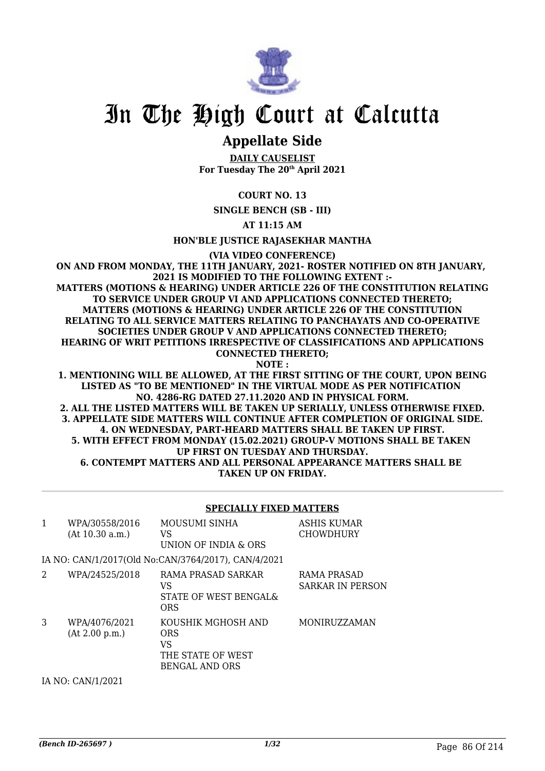# In The High Court at Calcutta

## Appellate Side

**DAILY CAUSELIST**
**For Tuesday The 20th April 2021**

**COURT NO. 13**

**SINGLE BENCH (SB - III)**

**AT 11:15 AM**

**HON'BLE JUSTICE RAJASEKHAR MANTHA**

**(VIA VIDEO CONFERENCE)**

**ON AND FROM MONDAY, THE 11TH JANUARY, 2021- ROSTER NOTIFIED ON 8TH JANUARY, 2021 IS MODIFIED TO THE FOLLOWING EXTENT :-**
**MATTERS (MOTIONS & HEARING) UNDER ARTICLE 226 OF THE CONSTITUTION RELATING TO SERVICE UNDER GROUP VI AND APPLICATIONS CONNECTED THERETO;**
**MATTERS (MOTIONS & HEARING) UNDER ARTICLE 226 OF THE CONSTITUTION RELATING TO ALL SERVICE MATTERS RELATING TO PANCHAYATS AND CO-OPERATIVE SOCIETIES UNDER GROUP V AND APPLICATIONS CONNECTED THERETO;**
**HEARING OF WRIT PETITIONS IRRESPECTIVE OF CLASSIFICATIONS AND APPLICATIONS CONNECTED THERETO;**
**NOTE :**
**1. MENTIONING WILL BE ALLOWED, AT THE FIRST SITTING OF THE COURT, UPON BEING LISTED AS "TO BE MENTIONED" IN THE VIRTUAL MODE AS PER NOTIFICATION NO. 4286-RG DATED 27.11.2020 AND IN PHYSICAL FORM.**
**2. ALL THE LISTED MATTERS WILL BE TAKEN UP SERIALLY, UNLESS OTHERWISE FIXED.**
**3. APPELLATE SIDE MATTERS WILL CONTINUE AFTER COMPLETION OF ORIGINAL SIDE.**
**4. ON WEDNESDAY, PART-HEARD MATTERS SHALL BE TAKEN UP FIRST.**
**5. WITH EFFECT FROM MONDAY (15.02.2021) GROUP-V MOTIONS SHALL BE TAKEN UP FIRST ON TUESDAY AND THURSDAY.**
**6. CONTEMPT MATTERS AND ALL PERSONAL APPEARANCE MATTERS SHALL BE TAKEN UP ON FRIDAY.**

**SPECIALLY FIXED MATTERS**

| | | | |
|---|---|---|---|
| 1 | WPA/30558/2016 (At 10.30 a.m.) | MOUSUMI SINHA VS UNION OF INDIA & ORS | ASHIS KUMAR CHOWDHURY |
| | IA NO: CAN/1/2017(Old No:CAN/3764/2017), CAN/4/2021 | | |
| 2 | WPA/24525/2018 | RAMA PRASAD SARKAR VS STATE OF WEST BENGAL& ORS | RAMA PRASAD SARKAR IN PERSON |
| 3 | WPA/4076/2021 (At 2.00 p.m.) | KOUSHIK MGHOSH AND ORS VS THE STATE OF WEST BENGAL AND ORS | MONIRUZZAMAN |
| | IA NO: CAN/1/2021 | | |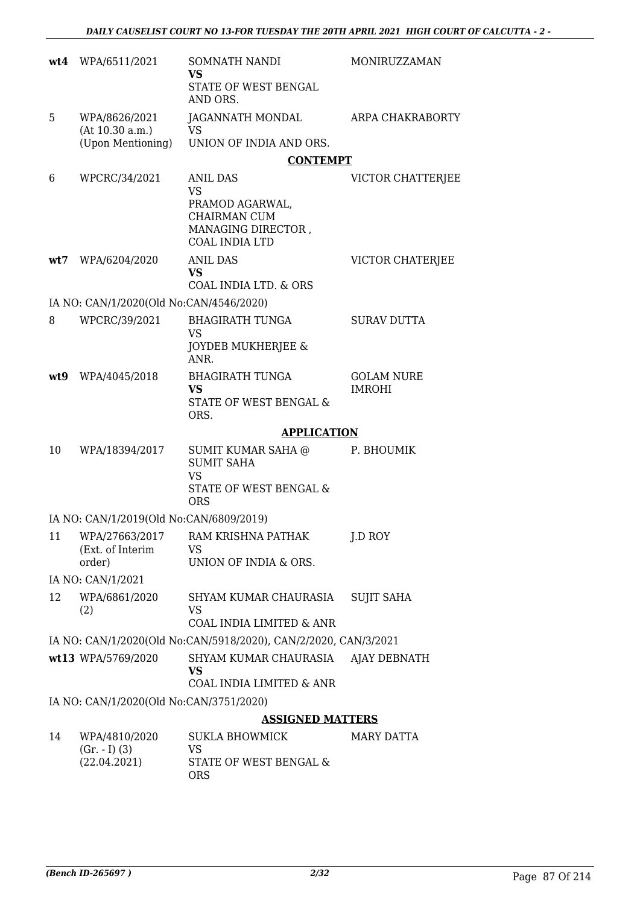| | | | |
|---|---|---|---|
| **wt4** | WPA/6511/2021 | SOMNATH NANDI **VS** STATE OF WEST BENGAL AND ORS. | MONIRUZZAMAN |
| 5 | WPA/8626/2021 (At 10.30 a.m.) (Upon Mentioning) | JAGANNATH MONDAL VS UNION OF INDIA AND ORS. | ARPA CHAKRABORTY |

**CONTEMPT**

| | | | |
|---|---|---|---|
| 6 | WPCRC/34/2021 | ANIL DAS VS PRAMOD AGARWAL, CHAIRMAN CUM MANAGING DIRECTOR , COAL INDIA LTD | VICTOR CHATTERJEE |
| **wt7** | WPA/6204/2020 | ANIL DAS **VS** COAL INDIA LTD. & ORS | VICTOR CHATERJEE |

IA NO: CAN/1/2020(Old No:CAN/4546/2020)

| | | | |
|---|---|---|---|
| 8 | WPCRC/39/2021 | BHAGIRATH TUNGA VS JOYDEB MUKHERJEE & ANR. | SURAV DUTTA |
| **wt9** | WPA/4045/2018 | BHAGIRATH TUNGA **VS** STATE OF WEST BENGAL & ORS. | GOLAM NURE IMROHI |

**APPLICATION**

| | | | |
|---|---|---|---|
| 10 | WPA/18394/2017 | SUMIT KUMAR SAHA @ SUMIT SAHA VS STATE OF WEST BENGAL & ORS | P. BHOUMIK |

IA NO: CAN/1/2019(Old No:CAN/6809/2019)

| | | | |
|---|---|---|---|
| 11 | WPA/27663/2017 (Ext. of Interim order) | RAM KRISHNA PATHAK VS UNION OF INDIA & ORS. | J.D ROY |

IA NO: CAN/1/2021

| | | | |
|---|---|---|---|
| 12 | WPA/6861/2020 (2) | SHYAM KUMAR CHAURASIA VS COAL INDIA LIMITED & ANR | SUJIT SAHA |

IA NO: CAN/1/2020(Old No:CAN/5918/2020), CAN/2/2020, CAN/3/2021

| | | | |
|---|---|---|---|
| **wt13** | WPA/5769/2020 | SHYAM KUMAR CHAURASIA **VS** COAL INDIA LIMITED & ANR | AJAY DEBNATH |

IA NO: CAN/1/2020(Old No:CAN/3751/2020)

**ASSIGNED MATTERS**

| | | | |
|---|---|---|---|
| 14 | WPA/4810/2020 (Gr. - I) (3) (22.04.2021) | SUKLA BHOWMICK VS STATE OF WEST BENGAL & ORS | MARY DATTA |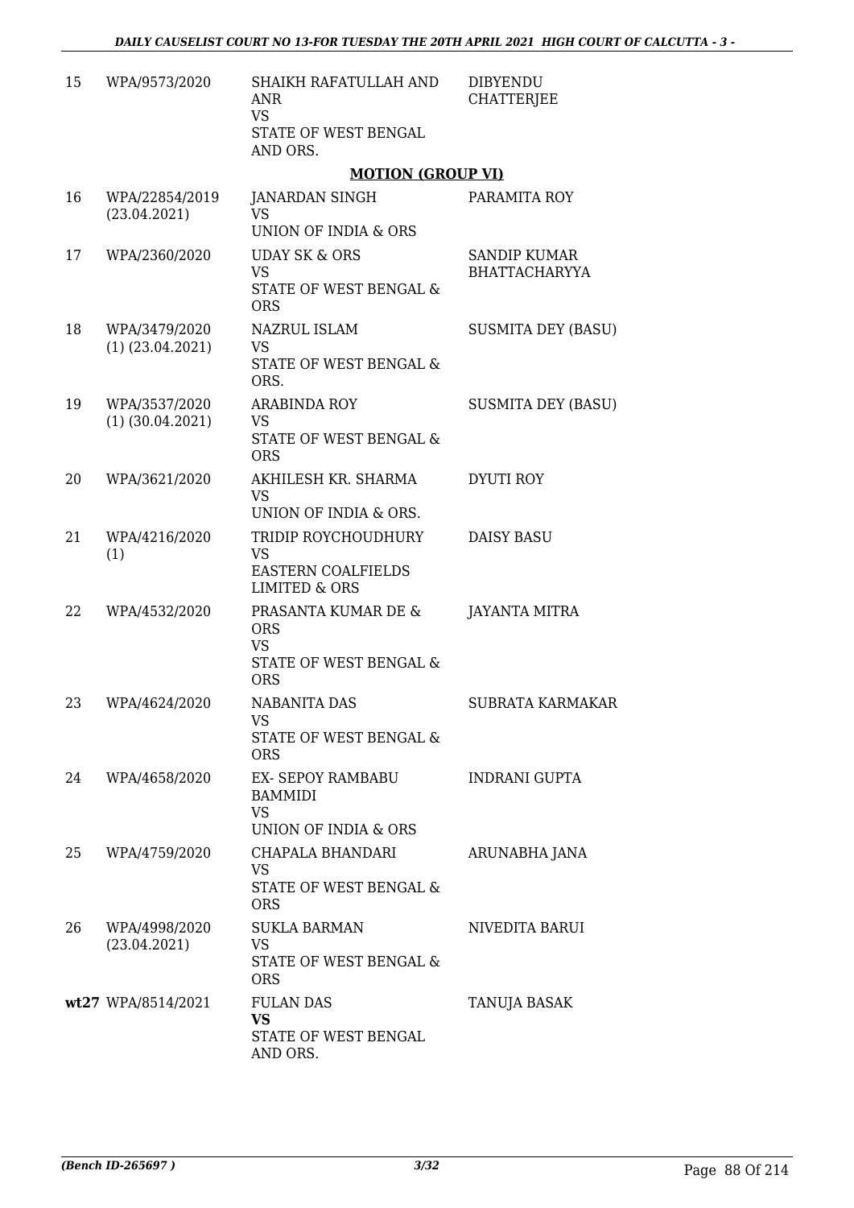| 15 | WPA/9573/2020 | SHAIKH RAFATULLAH AND ANR VS STATE OF WEST BENGAL AND ORS. | DIBYENDU CHATTERJEE |
|---|---|---|---|

**MOTION (GROUP VI)**

| | | | |
|---|---|---|---|
| 16 | WPA/22854/2019 (23.04.2021) | JANARDAN SINGH VS UNION OF INDIA & ORS | PARAMITA ROY |
| 17 | WPA/2360/2020 | UDAY SK & ORS VS STATE OF WEST BENGAL & ORS | SANDIP KUMAR BHATTACHARYYA |
| 18 | WPA/3479/2020 (1) (23.04.2021) | NAZRUL ISLAM VS STATE OF WEST BENGAL & ORS. | SUSMITA DEY (BASU) |
| 19 | WPA/3537/2020 (1) (30.04.2021) | ARABINDA ROY VS STATE OF WEST BENGAL & ORS | SUSMITA DEY (BASU) |
| 20 | WPA/3621/2020 | AKHILESH KR. SHARMA VS UNION OF INDIA & ORS. | DYUTI ROY |
| 21 | WPA/4216/2020 (1) | TRIDIP ROYCHOUDHURY VS EASTERN COALFIELDS LIMITED & ORS | DAISY BASU |
| 22 | WPA/4532/2020 | PRASANTA KUMAR DE & ORS VS STATE OF WEST BENGAL & ORS | JAYANTA MITRA |
| 23 | WPA/4624/2020 | NABANITA DAS VS STATE OF WEST BENGAL & ORS | SUBRATA KARMAKAR |
| 24 | WPA/4658/2020 | EX- SEPOY RAMBABU BAMMIDI VS UNION OF INDIA & ORS | INDRANI GUPTA |
| 25 | WPA/4759/2020 | CHAPALA BHANDARI VS STATE OF WEST BENGAL & ORS | ARUNABHA JANA |
| 26 | WPA/4998/2020 (23.04.2021) | SUKLA BARMAN VS STATE OF WEST BENGAL & ORS | NIVEDITA BARUI |
| **wt27** | WPA/8514/2021 | FULAN DAS **VS** STATE OF WEST BENGAL AND ORS. | TANUJA BASAK |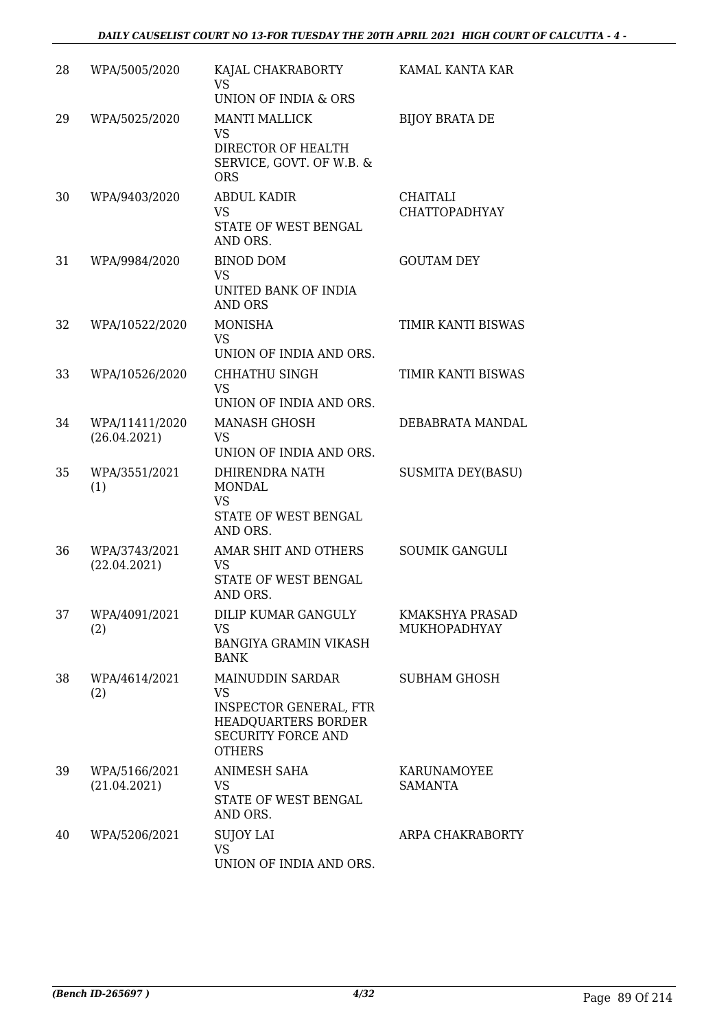| 28 | WPA/5005/2020 | KAJAL CHAKRABORTY<br>VS<br>UNION OF INDIA & ORS | KAMAL KANTA KAR |
|---|---|---|---|
| 29 | WPA/5025/2020 | MANTI MALLICK<br>VS<br>DIRECTOR OF HEALTH SERVICE, GOVT. OF W.B. & ORS | BIJOY BRATA DE |
| 30 | WPA/9403/2020 | ABDUL KADIR<br>VS<br>STATE OF WEST BENGAL AND ORS. | CHAITALI CHATTOPADHYAY |
| 31 | WPA/9984/2020 | BINOD DOM<br>VS<br>UNITED BANK OF INDIA AND ORS | GOUTAM DEY |
| 32 | WPA/10522/2020 | MONISHA<br>VS<br>UNION OF INDIA AND ORS. | TIMIR KANTI BISWAS |
| 33 | WPA/10526/2020 | CHHATHU SINGH<br>VS<br>UNION OF INDIA AND ORS. | TIMIR KANTI BISWAS |
| 34 | WPA/11411/2020<br>(26.04.2021) | MANASH GHOSH<br>VS<br>UNION OF INDIA AND ORS. | DEBABRATA MANDAL |
| 35 | WPA/3551/2021<br>(1) | DHIRENDRA NATH MONDAL<br>VS<br>STATE OF WEST BENGAL AND ORS. | SUSMITA DEY(BASU) |
| 36 | WPA/3743/2021<br>(22.04.2021) | AMAR SHIT AND OTHERS<br>VS<br>STATE OF WEST BENGAL AND ORS. | SOUMIK GANGULI |
| 37 | WPA/4091/2021<br>(2) | DILIP KUMAR GANGULY<br>VS<br>BANGIYA GRAMIN VIKASH BANK | KMAKSHYA PRASAD MUKHOPADHYAY |
| 38 | WPA/4614/2021<br>(2) | MAINUDDIN SARDAR<br>VS<br>INSPECTOR GENERAL, FTR HEADQUARTERS BORDER SECURITY FORCE AND OTHERS | SUBHAM GHOSH |
| 39 | WPA/5166/2021<br>(21.04.2021) | ANIMESH SAHA<br>VS<br>STATE OF WEST BENGAL AND ORS. | KARUNAMOYEE SAMANTA |
| 40 | WPA/5206/2021 | SUJOY LAI<br>VS<br>UNION OF INDIA AND ORS. | ARPA CHAKRABORTY |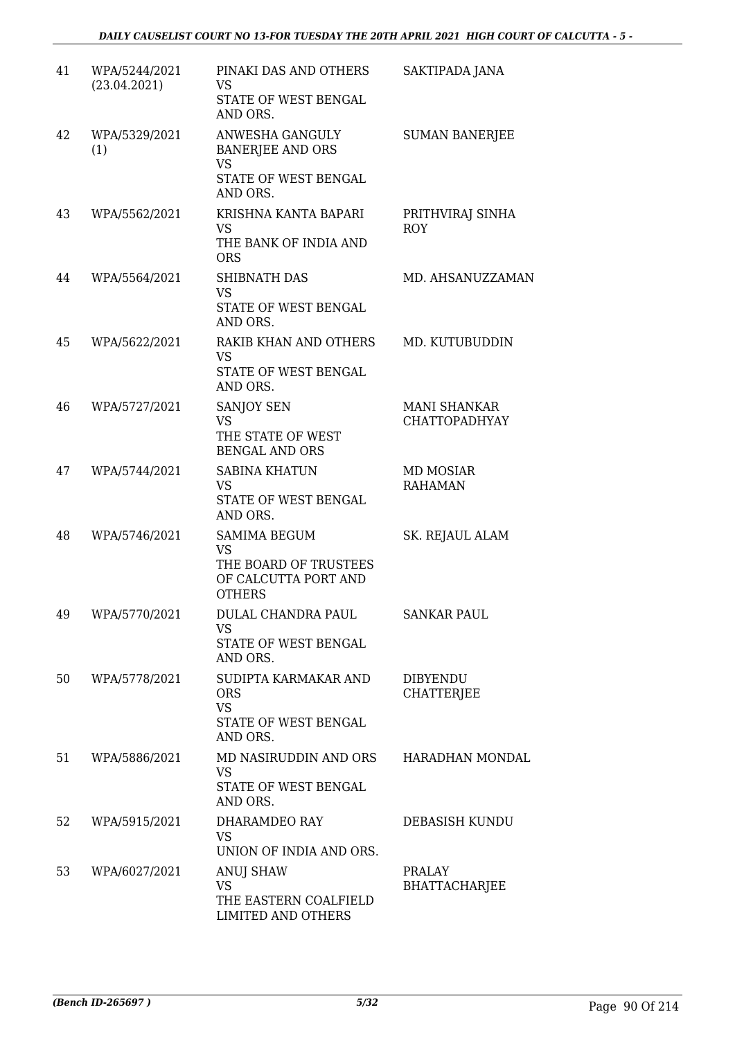| | | | |
|---|---|---|---|
| 41 | WPA/5244/2021 (23.04.2021) | PINAKI DAS AND OTHERS VS STATE OF WEST BENGAL AND ORS. | SAKTIPADA JANA |
| 42 | WPA/5329/2021 (1) | ANWESHA GANGULY BANERJEE AND ORS VS STATE OF WEST BENGAL AND ORS. | SUMAN BANERJEE |
| 43 | WPA/5562/2021 | KRISHNA KANTA BAPARI VS THE BANK OF INDIA AND ORS | PRITHVIRAJ SINHA ROY |
| 44 | WPA/5564/2021 | SHIBNATH DAS VS STATE OF WEST BENGAL AND ORS. | MD. AHSANUZZAMAN |
| 45 | WPA/5622/2021 | RAKIB KHAN AND OTHERS VS STATE OF WEST BENGAL AND ORS. | MD. KUTUBUDDIN |
| 46 | WPA/5727/2021 | SANJOY SEN VS THE STATE OF WEST BENGAL AND ORS | MANI SHANKAR CHATTOPADHYAY |
| 47 | WPA/5744/2021 | SABINA KHATUN VS STATE OF WEST BENGAL AND ORS. | MD MOSIAR RAHAMAN |
| 48 | WPA/5746/2021 | SAMIMA BEGUM VS THE BOARD OF TRUSTEES OF CALCUTTA PORT AND OTHERS | SK. REJAUL ALAM |
| 49 | WPA/5770/2021 | DULAL CHANDRA PAUL VS STATE OF WEST BENGAL AND ORS. | SANKAR PAUL |
| 50 | WPA/5778/2021 | SUDIPTA KARMAKAR AND ORS VS STATE OF WEST BENGAL AND ORS. | DIBYENDU CHATTERJEE |
| 51 | WPA/5886/2021 | MD NASIRUDDIN AND ORS VS STATE OF WEST BENGAL AND ORS. | HARADHAN MONDAL |
| 52 | WPA/5915/2021 | DHARAMDEO RAY VS UNION OF INDIA AND ORS. | DEBASISH KUNDU |
| 53 | WPA/6027/2021 | ANUJ SHAW VS THE EASTERN COALFIELD LIMITED AND OTHERS | PRALAY BHATTACHARJEE |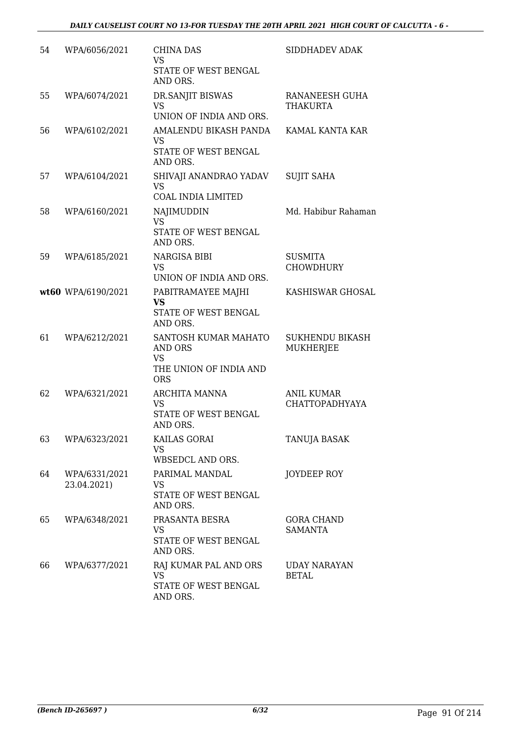| | | | |
|---|---|---|---|
| 54 | WPA/6056/2021 | CHINA DAS<br>VS<br>STATE OF WEST BENGAL AND ORS. | SIDDHADEV ADAK |
| 55 | WPA/6074/2021 | DR.SANJIT BISWAS<br>VS<br>UNION OF INDIA AND ORS. | RANANEESH GUHA THAKURTA |
| 56 | WPA/6102/2021 | AMALENDU BIKASH PANDA<br>VS<br>STATE OF WEST BENGAL AND ORS. | KAMAL KANTA KAR |
| 57 | WPA/6104/2021 | SHIVAJI ANANDRAO YADAV<br>VS<br>COAL INDIA LIMITED | SUJIT SAHA |
| 58 | WPA/6160/2021 | NAJIMUDDIN<br>VS<br>STATE OF WEST BENGAL AND ORS. | Md. Habibur Rahaman |
| 59 | WPA/6185/2021 | NARGISA BIBI<br>VS<br>UNION OF INDIA AND ORS. | SUSMITA CHOWDHURY |
| **wt60** | WPA/6190/2021 | PABITRAMAYEE MAJHI<br>**VS**<br>STATE OF WEST BENGAL AND ORS. | KASHISWAR GHOSAL |
| 61 | WPA/6212/2021 | SANTOSH KUMAR MAHATO AND ORS<br>VS<br>THE UNION OF INDIA AND ORS | SUKHENDU BIKASH MUKHERJEE |
| 62 | WPA/6321/2021 | ARCHITA MANNA<br>VS<br>STATE OF WEST BENGAL AND ORS. | ANIL KUMAR CHATTOPADHYAYA |
| 63 | WPA/6323/2021 | KAILAS GORAI<br>VS<br>WBSEDCL AND ORS. | TANUJA BASAK |
| 64 | WPA/6331/2021<br>23.04.2021) | PARIMAL MANDAL<br>VS<br>STATE OF WEST BENGAL AND ORS. | JOYDEEP ROY |
| 65 | WPA/6348/2021 | PRASANTA BESRA<br>VS<br>STATE OF WEST BENGAL AND ORS. | GORA CHAND SAMANTA |
| 66 | WPA/6377/2021 | RAJ KUMAR PAL AND ORS<br>VS<br>STATE OF WEST BENGAL AND ORS. | UDAY NARAYAN BETAL |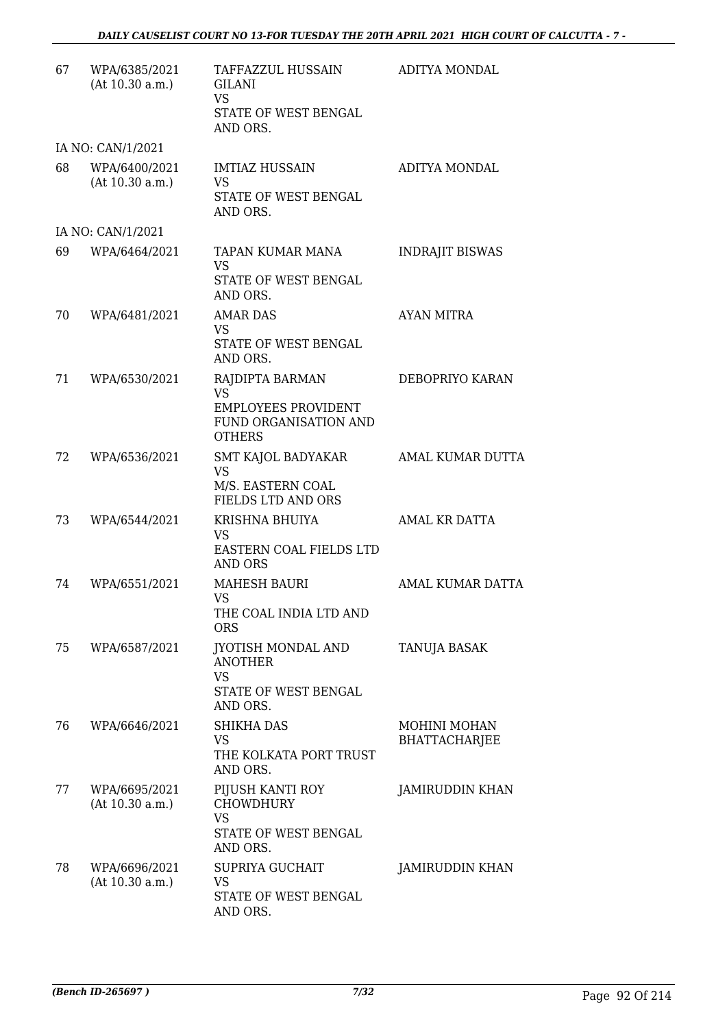| | | | |
|---|---|---|---|
| 67 | WPA/6385/2021<br>(At 10.30 a.m.) | TAFFAZZUL HUSSAIN GILANI<br>VS<br>STATE OF WEST BENGAL AND ORS. | ADITYA MONDAL |
| | IA NO: CAN/1/2021 | | |
| 68 | WPA/6400/2021<br>(At 10.30 a.m.) | IMTIAZ HUSSAIN<br>VS<br>STATE OF WEST BENGAL AND ORS. | ADITYA MONDAL |
| | IA NO: CAN/1/2021 | | |
| 69 | WPA/6464/2021 | TAPAN KUMAR MANA<br>VS<br>STATE OF WEST BENGAL AND ORS. | INDRAJIT BISWAS |
| 70 | WPA/6481/2021 | AMAR DAS<br>VS<br>STATE OF WEST BENGAL AND ORS. | AYAN MITRA |
| 71 | WPA/6530/2021 | RAJDIPTA BARMAN<br>VS<br>EMPLOYEES PROVIDENT FUND ORGANISATION AND OTHERS | DEBOPRIYO KARAN |
| 72 | WPA/6536/2021 | SMT KAJOL BADYAKAR<br>VS<br>M/S. EASTERN COAL FIELDS LTD AND ORS | AMAL KUMAR DUTTA |
| 73 | WPA/6544/2021 | KRISHNA BHUIYA<br>VS<br>EASTERN COAL FIELDS LTD AND ORS | AMAL KR DATTA |
| 74 | WPA/6551/2021 | MAHESH BAURI<br>VS<br>THE COAL INDIA LTD AND ORS | AMAL KUMAR DATTA |
| 75 | WPA/6587/2021 | JYOTISH MONDAL AND ANOTHER<br>VS<br>STATE OF WEST BENGAL AND ORS. | TANUJA BASAK |
| 76 | WPA/6646/2021 | SHIKHA DAS<br>VS<br>THE KOLKATA PORT TRUST AND ORS. | MOHINI MOHAN BHATTACHARJEE |
| 77 | WPA/6695/2021<br>(At 10.30 a.m.) | PIJUSH KANTI ROY CHOWDHURY<br>VS<br>STATE OF WEST BENGAL AND ORS. | JAMIRUDDIN KHAN |
| 78 | WPA/6696/2021<br>(At 10.30 a.m.) | SUPRIYA GUCHAIT<br>VS<br>STATE OF WEST BENGAL AND ORS. | JAMIRUDDIN KHAN |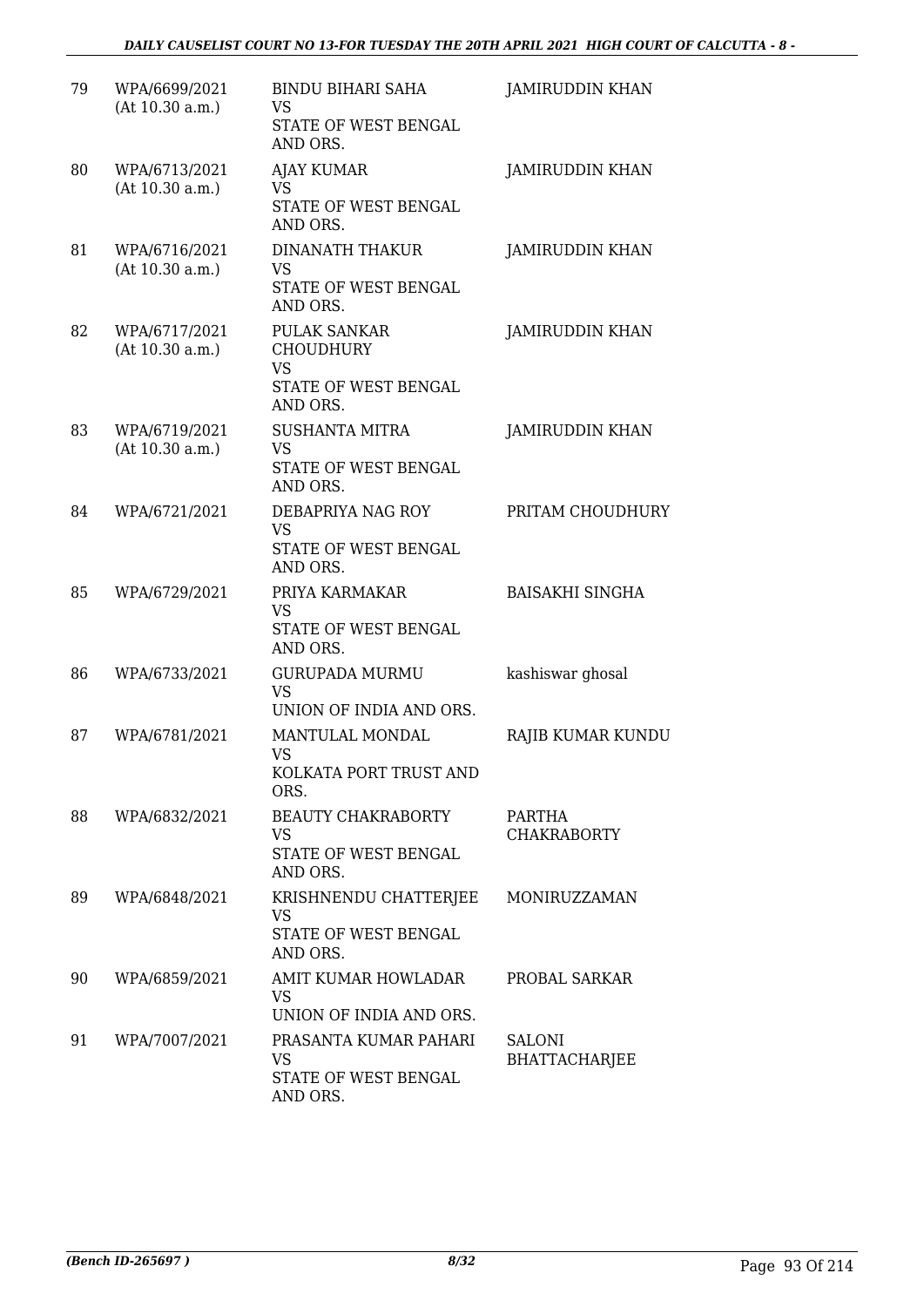| 79 | WPA/6699/2021 (At 10.30 a.m.) | BINDU BIHARI SAHA VS STATE OF WEST BENGAL AND ORS. | JAMIRUDDIN KHAN |
|---|---|---|---|
| 80 | WPA/6713/2021 (At 10.30 a.m.) | AJAY KUMAR VS STATE OF WEST BENGAL AND ORS. | JAMIRUDDIN KHAN |
| 81 | WPA/6716/2021 (At 10.30 a.m.) | DINANATH THAKUR VS STATE OF WEST BENGAL AND ORS. | JAMIRUDDIN KHAN |
| 82 | WPA/6717/2021 (At 10.30 a.m.) | PULAK SANKAR CHOUDHURY VS STATE OF WEST BENGAL AND ORS. | JAMIRUDDIN KHAN |
| 83 | WPA/6719/2021 (At 10.30 a.m.) | SUSHANTA MITRA VS STATE OF WEST BENGAL AND ORS. | JAMIRUDDIN KHAN |
| 84 | WPA/6721/2021 | DEBAPRIYA NAG ROY VS STATE OF WEST BENGAL AND ORS. | PRITAM CHOUDHURY |
| 85 | WPA/6729/2021 | PRIYA KARMAKAR VS STATE OF WEST BENGAL AND ORS. | BAISAKHI SINGHA |
| 86 | WPA/6733/2021 | GURUPADA MURMU VS UNION OF INDIA AND ORS. | kashiswar ghosal |
| 87 | WPA/6781/2021 | MANTULAL MONDAL VS KOLKATA PORT TRUST AND ORS. | RAJIB KUMAR KUNDU |
| 88 | WPA/6832/2021 | BEAUTY CHAKRABORTY VS STATE OF WEST BENGAL AND ORS. | PARTHA CHAKRABORTY |
| 89 | WPA/6848/2021 | KRISHNENDU CHATTERJEE VS STATE OF WEST BENGAL AND ORS. | MONIRUZZAMAN |
| 90 | WPA/6859/2021 | AMIT KUMAR HOWLADAR VS UNION OF INDIA AND ORS. | PROBAL SARKAR |
| 91 | WPA/7007/2021 | PRASANTA KUMAR PAHARI VS STATE OF WEST BENGAL AND ORS. | SALONI BHATTACHARJEE |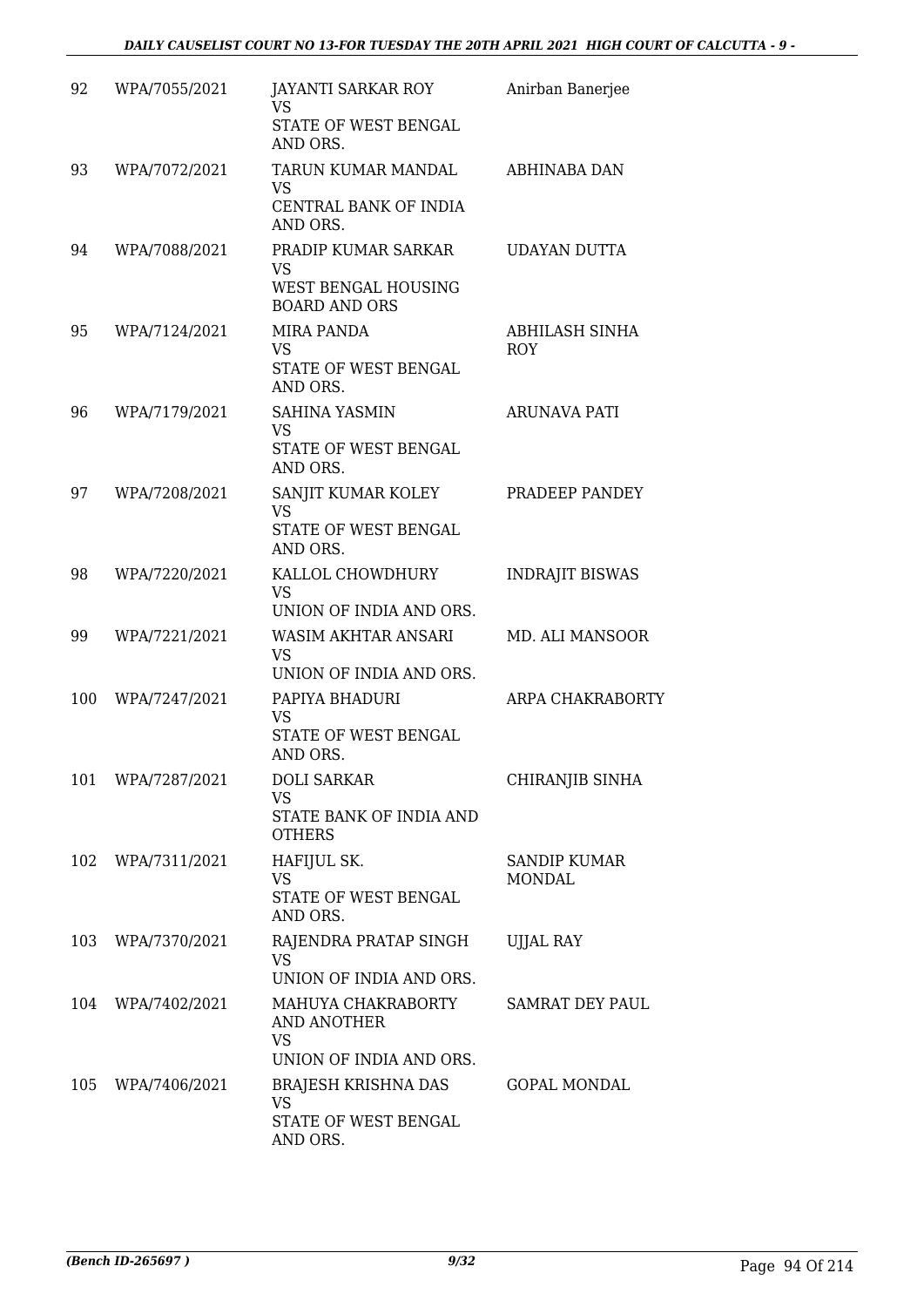| | | | |
|---|---|---|---|
| 92 | WPA/7055/2021 | JAYANTI SARKAR ROY<br>VS<br>STATE OF WEST BENGAL AND ORS. | Anirban Banerjee |
| 93 | WPA/7072/2021 | TARUN KUMAR MANDAL<br>VS<br>CENTRAL BANK OF INDIA AND ORS. | ABHINABA DAN |
| 94 | WPA/7088/2021 | PRADIP KUMAR SARKAR<br>VS<br>WEST BENGAL HOUSING BOARD AND ORS | UDAYAN DUTTA |
| 95 | WPA/7124/2021 | MIRA PANDA<br>VS<br>STATE OF WEST BENGAL AND ORS. | ABHILASH SINHA ROY |
| 96 | WPA/7179/2021 | SAHINA YASMIN<br>VS<br>STATE OF WEST BENGAL AND ORS. | ARUNAVA PATI |
| 97 | WPA/7208/2021 | SANJIT KUMAR KOLEY<br>VS<br>STATE OF WEST BENGAL AND ORS. | PRADEEP PANDEY |
| 98 | WPA/7220/2021 | KALLOL CHOWDHURY<br>VS<br>UNION OF INDIA AND ORS. | INDRAJIT BISWAS |
| 99 | WPA/7221/2021 | WASIM AKHTAR ANSARI<br>VS<br>UNION OF INDIA AND ORS. | MD. ALI MANSOOR |
| 100 | WPA/7247/2021 | PAPIYA BHADURI<br>VS<br>STATE OF WEST BENGAL AND ORS. | ARPA CHAKRABORTY |
| 101 | WPA/7287/2021 | DOLI SARKAR<br>VS<br>STATE BANK OF INDIA AND OTHERS | CHIRANJIB SINHA |
| 102 | WPA/7311/2021 | HAFIJUL SK.<br>VS<br>STATE OF WEST BENGAL AND ORS. | SANDIP KUMAR MONDAL |
| 103 | WPA/7370/2021 | RAJENDRA PRATAP SINGH<br>VS<br>UNION OF INDIA AND ORS. | UJJAL RAY |
| 104 | WPA/7402/2021 | MAHUYA CHAKRABORTY AND ANOTHER<br>VS<br>UNION OF INDIA AND ORS. | SAMRAT DEY PAUL |
| 105 | WPA/7406/2021 | BRAJESH KRISHNA DAS<br>VS<br>STATE OF WEST BENGAL AND ORS. | GOPAL MONDAL |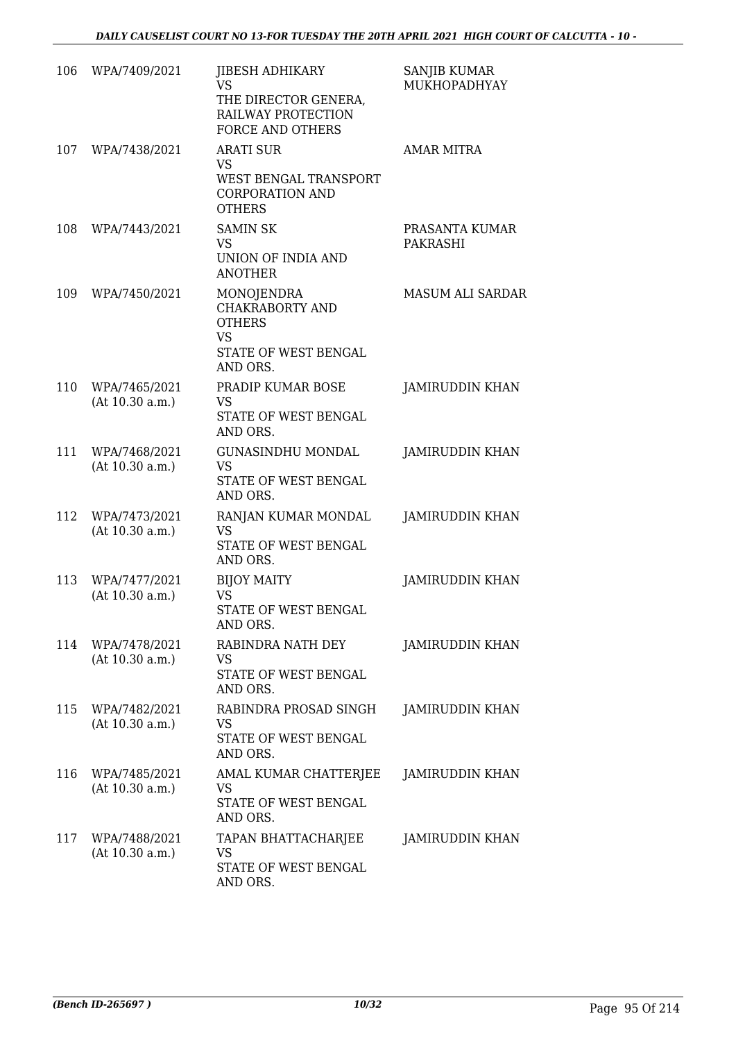| | | | |
|---|---|---|---|
| 106 | WPA/7409/2021 | JIBESH ADHIKARY<br>VS<br>THE DIRECTOR GENERA, RAILWAY PROTECTION FORCE AND OTHERS | SANJIB KUMAR MUKHOPADHYAY |
| 107 | WPA/7438/2021 | ARATI SUR<br>VS<br>WEST BENGAL TRANSPORT CORPORATION AND OTHERS | AMAR MITRA |
| 108 | WPA/7443/2021 | SAMIN SK<br>VS<br>UNION OF INDIA AND ANOTHER | PRASANTA KUMAR PAKRASHI |
| 109 | WPA/7450/2021 | MONOJENDRA CHAKRABORTY AND OTHERS<br>VS<br>STATE OF WEST BENGAL AND ORS. | MASUM ALI SARDAR |
| 110 | WPA/7465/2021<br>(At 10.30 a.m.) | PRADIP KUMAR BOSE<br>VS<br>STATE OF WEST BENGAL AND ORS. | JAMIRUDDIN KHAN |
| 111 | WPA/7468/2021<br>(At 10.30 a.m.) | GUNASINDHU MONDAL<br>VS<br>STATE OF WEST BENGAL AND ORS. | JAMIRUDDIN KHAN |
| 112 | WPA/7473/2021<br>(At 10.30 a.m.) | RANJAN KUMAR MONDAL<br>VS<br>STATE OF WEST BENGAL AND ORS. | JAMIRUDDIN KHAN |
| 113 | WPA/7477/2021<br>(At 10.30 a.m.) | BIJOY MAITY<br>VS<br>STATE OF WEST BENGAL AND ORS. | JAMIRUDDIN KHAN |
| 114 | WPA/7478/2021<br>(At 10.30 a.m.) | RABINDRA NATH DEY<br>VS<br>STATE OF WEST BENGAL AND ORS. | JAMIRUDDIN KHAN |
| 115 | WPA/7482/2021<br>(At 10.30 a.m.) | RABINDRA PROSAD SINGH<br>VS<br>STATE OF WEST BENGAL AND ORS. | JAMIRUDDIN KHAN |
| 116 | WPA/7485/2021<br>(At 10.30 a.m.) | AMAL KUMAR CHATTERJEE<br>VS<br>STATE OF WEST BENGAL AND ORS. | JAMIRUDDIN KHAN |
| 117 | WPA/7488/2021<br>(At 10.30 a.m.) | TAPAN BHATTACHARJEE<br>VS<br>STATE OF WEST BENGAL AND ORS. | JAMIRUDDIN KHAN |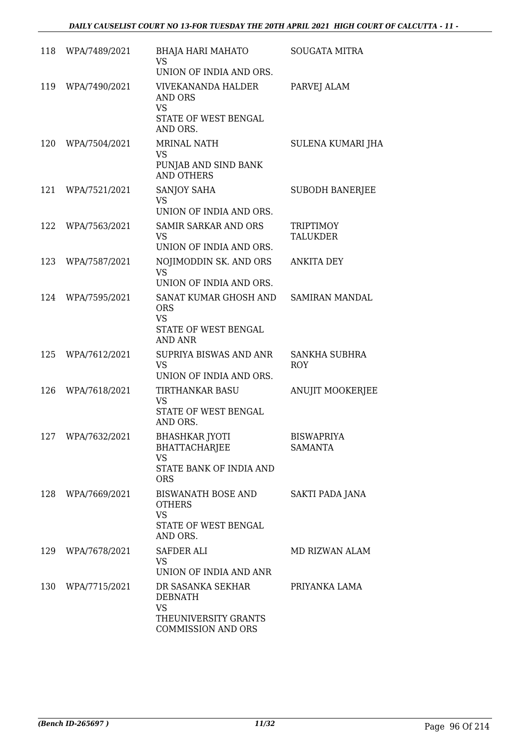| | | | |
|---|---|---|---|
| 118 | WPA/7489/2021 | BHAJA HARI MAHATO<br>VS<br>UNION OF INDIA AND ORS. | SOUGATA MITRA |
| 119 | WPA/7490/2021 | VIVEKANANDA HALDER AND ORS<br>VS<br>STATE OF WEST BENGAL AND ORS. | PARVEJ ALAM |
| 120 | WPA/7504/2021 | MRINAL NATH<br>VS<br>PUNJAB AND SIND BANK AND OTHERS | SULENA KUMARI JHA |
| 121 | WPA/7521/2021 | SANJOY SAHA<br>VS<br>UNION OF INDIA AND ORS. | SUBODH BANERJEE |
| 122 | WPA/7563/2021 | SAMIR SARKAR AND ORS<br>VS<br>UNION OF INDIA AND ORS. | TRIPTIMOY TALUKDER |
| 123 | WPA/7587/2021 | NOJIMODDIN SK. AND ORS<br>VS<br>UNION OF INDIA AND ORS. | ANKITA DEY |
| 124 | WPA/7595/2021 | SANAT KUMAR GHOSH AND ORS<br>VS<br>STATE OF WEST BENGAL AND ANR | SAMIRAN MANDAL |
| 125 | WPA/7612/2021 | SUPRIYA BISWAS AND ANR<br>VS<br>UNION OF INDIA AND ORS. | SANKHA SUBHRA ROY |
| 126 | WPA/7618/2021 | TIRTHANKAR BASU<br>VS<br>STATE OF WEST BENGAL AND ORS. | ANUJIT MOOKERJEE |
| 127 | WPA/7632/2021 | BHASHKAR JYOTI BHATTACHARJEE<br>VS<br>STATE BANK OF INDIA AND ORS | BISWAPRIYA SAMANTA |
| 128 | WPA/7669/2021 | BISWANATH BOSE AND OTHERS<br>VS<br>STATE OF WEST BENGAL AND ORS. | SAKTI PADA JANA |
| 129 | WPA/7678/2021 | SAFDER ALI<br>VS<br>UNION OF INDIA AND ANR | MD RIZWAN ALAM |
| 130 | WPA/7715/2021 | DR SASANKA SEKHAR DEBNATH<br>VS<br>THEUNIVERSITY GRANTS COMMISSION AND ORS | PRIYANKA LAMA |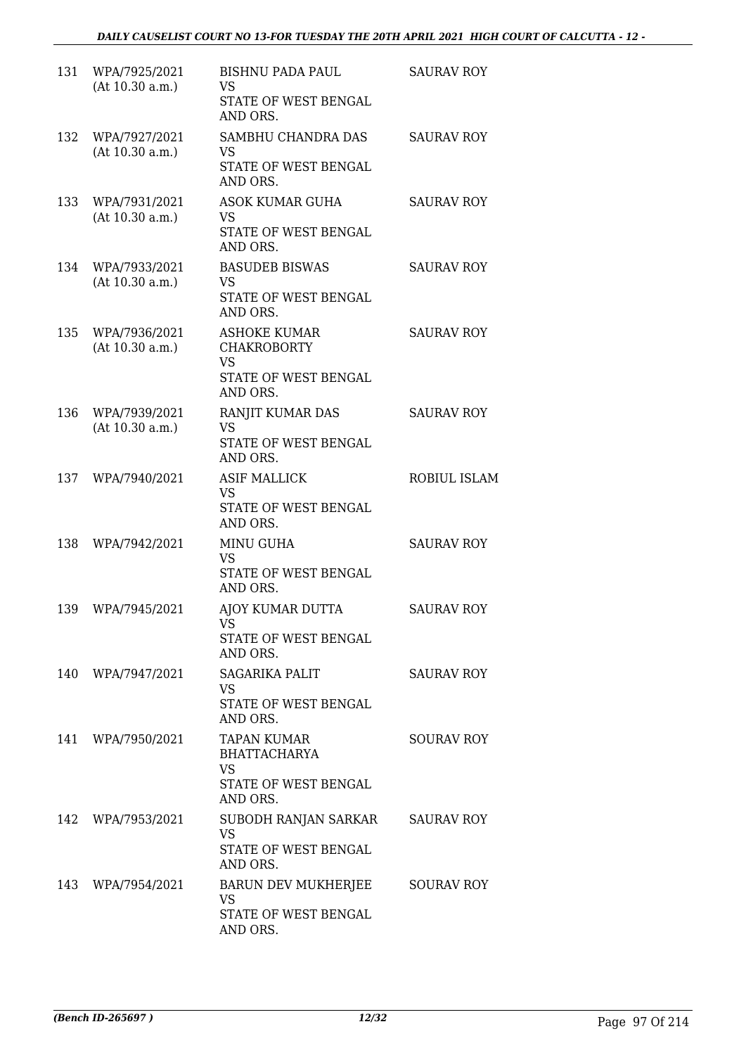| | | | |
|---|---|---|---|
| 131 | WPA/7925/2021 (At 10.30 a.m.) | BISHNU PADA PAUL VS STATE OF WEST BENGAL AND ORS. | SAURAV ROY |
| 132 | WPA/7927/2021 (At 10.30 a.m.) | SAMBHU CHANDRA DAS VS STATE OF WEST BENGAL AND ORS. | SAURAV ROY |
| 133 | WPA/7931/2021 (At 10.30 a.m.) | ASOK KUMAR GUHA VS STATE OF WEST BENGAL AND ORS. | SAURAV ROY |
| 134 | WPA/7933/2021 (At 10.30 a.m.) | BASUDEB BISWAS VS STATE OF WEST BENGAL AND ORS. | SAURAV ROY |
| 135 | WPA/7936/2021 (At 10.30 a.m.) | ASHOKE KUMAR CHAKROBORTY VS STATE OF WEST BENGAL AND ORS. | SAURAV ROY |
| 136 | WPA/7939/2021 (At 10.30 a.m.) | RANJIT KUMAR DAS VS STATE OF WEST BENGAL AND ORS. | SAURAV ROY |
| 137 | WPA/7940/2021 | ASIF MALLICK VS STATE OF WEST BENGAL AND ORS. | ROBIUL ISLAM |
| 138 | WPA/7942/2021 | MINU GUHA VS STATE OF WEST BENGAL AND ORS. | SAURAV ROY |
| 139 | WPA/7945/2021 | AJOY KUMAR DUTTA VS STATE OF WEST BENGAL AND ORS. | SAURAV ROY |
| 140 | WPA/7947/2021 | SAGARIKA PALIT VS STATE OF WEST BENGAL AND ORS. | SAURAV ROY |
| 141 | WPA/7950/2021 | TAPAN KUMAR BHATTACHARYA VS STATE OF WEST BENGAL AND ORS. | SOURAV ROY |
| 142 | WPA/7953/2021 | SUBODH RANJAN SARKAR VS STATE OF WEST BENGAL AND ORS. | SAURAV ROY |
| 143 | WPA/7954/2021 | BARUN DEV MUKHERJEE VS STATE OF WEST BENGAL AND ORS. | SOURAV ROY |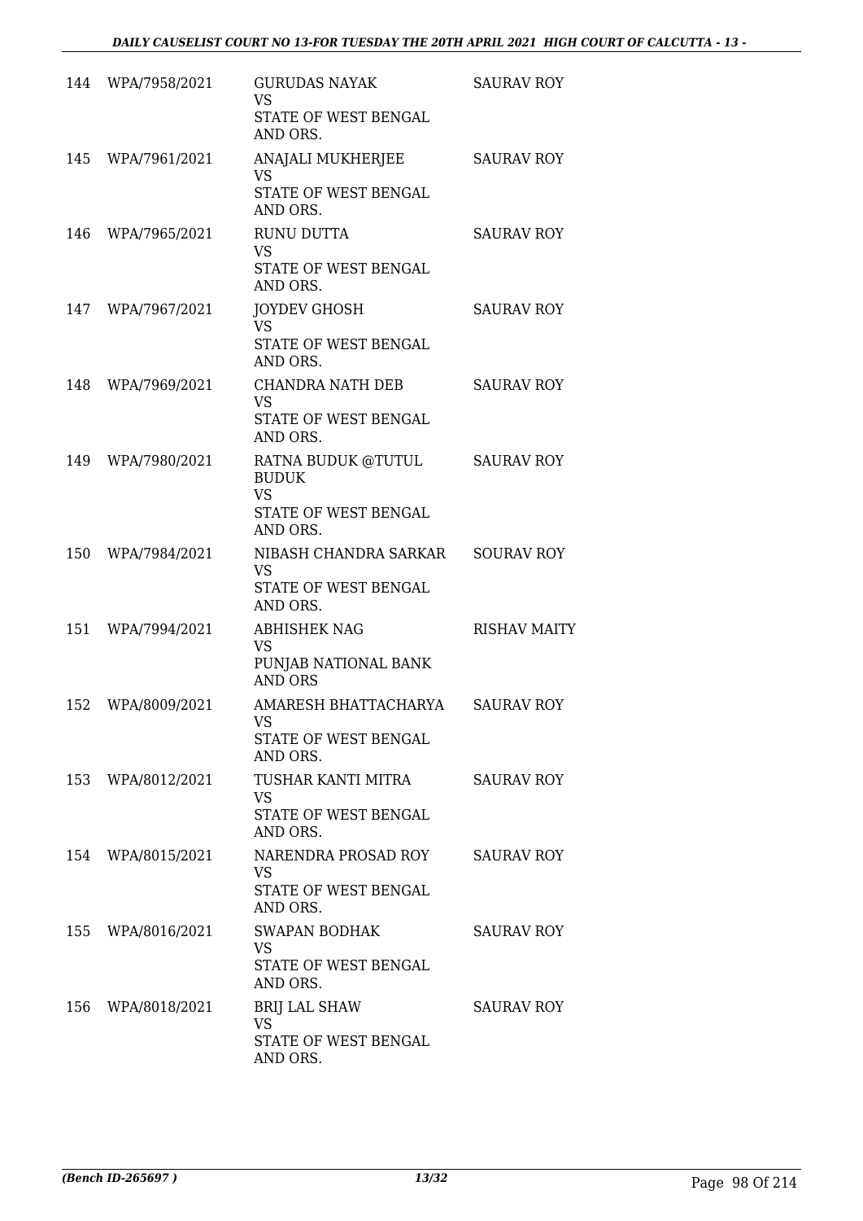| | | | |
|---|---|---|---|
| 144 | WPA/7958/2021 | GURUDAS NAYAK<br>VS<br>STATE OF WEST BENGAL AND ORS. | SAURAV ROY |
| 145 | WPA/7961/2021 | ANAJALI MUKHERJEE<br>VS<br>STATE OF WEST BENGAL AND ORS. | SAURAV ROY |
| 146 | WPA/7965/2021 | RUNU DUTTA<br>VS<br>STATE OF WEST BENGAL AND ORS. | SAURAV ROY |
| 147 | WPA/7967/2021 | JOYDEV GHOSH<br>VS<br>STATE OF WEST BENGAL AND ORS. | SAURAV ROY |
| 148 | WPA/7969/2021 | CHANDRA NATH DEB<br>VS<br>STATE OF WEST BENGAL AND ORS. | SAURAV ROY |
| 149 | WPA/7980/2021 | RATNA BUDUK @TUTUL BUDUK<br>VS<br>STATE OF WEST BENGAL AND ORS. | SAURAV ROY |
| 150 | WPA/7984/2021 | NIBASH CHANDRA SARKAR<br>VS<br>STATE OF WEST BENGAL AND ORS. | SOURAV ROY |
| 151 | WPA/7994/2021 | ABHISHEK NAG<br>VS<br>PUNJAB NATIONAL BANK AND ORS | RISHAV MAITY |
| 152 | WPA/8009/2021 | AMARESH BHATTACHARYA<br>VS<br>STATE OF WEST BENGAL AND ORS. | SAURAV ROY |
| 153 | WPA/8012/2021 | TUSHAR KANTI MITRA<br>VS<br>STATE OF WEST BENGAL AND ORS. | SAURAV ROY |
| 154 | WPA/8015/2021 | NARENDRA PROSAD ROY<br>VS<br>STATE OF WEST BENGAL AND ORS. | SAURAV ROY |
| 155 | WPA/8016/2021 | SWAPAN BODHAK<br>VS<br>STATE OF WEST BENGAL AND ORS. | SAURAV ROY |
| 156 | WPA/8018/2021 | BRIJ LAL SHAW<br>VS<br>STATE OF WEST BENGAL AND ORS. | SAURAV ROY |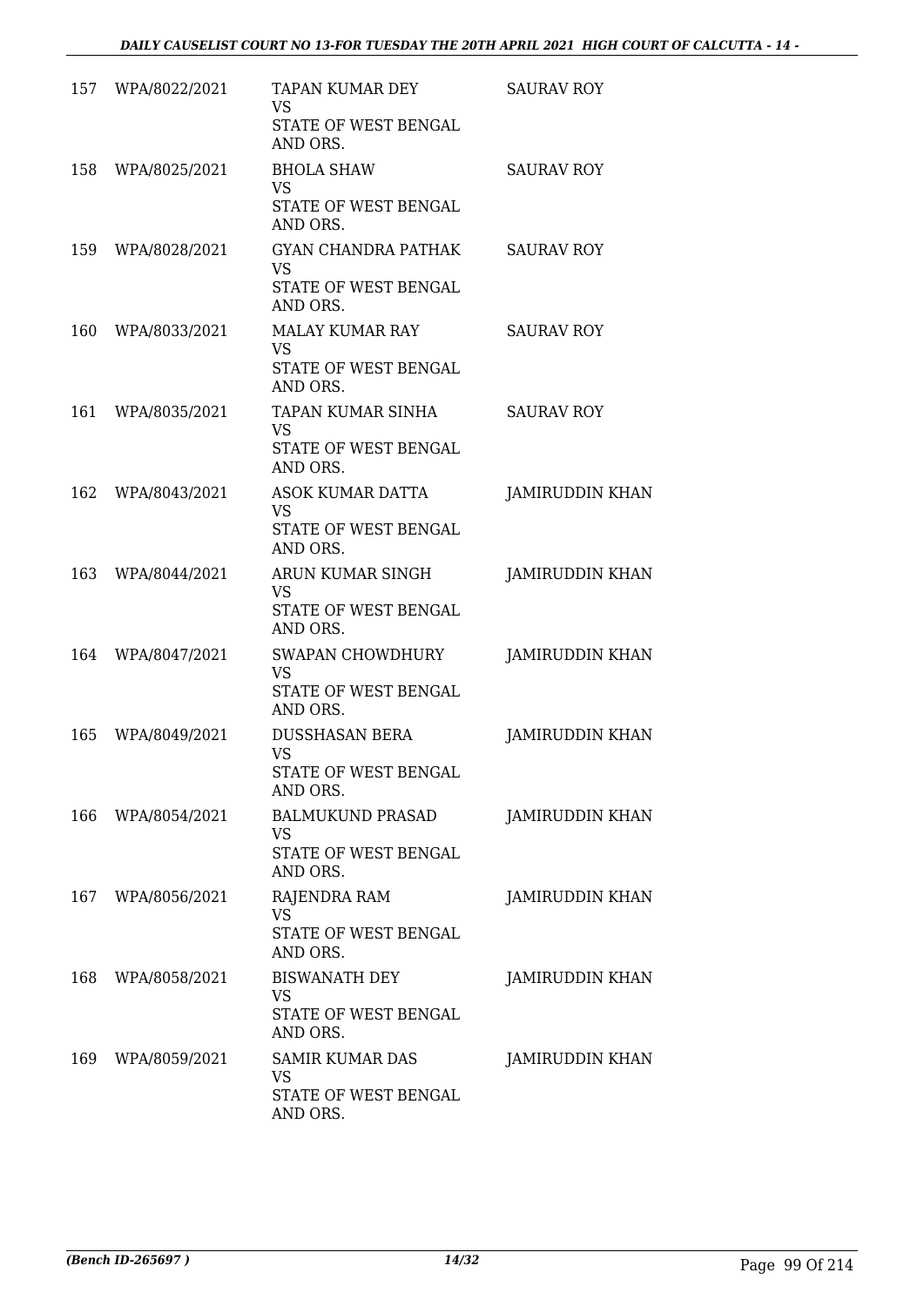| 157 | WPA/8022/2021 | TAPAN KUMAR DEY<br>VS<br>STATE OF WEST BENGAL AND ORS. | SAURAV ROY |
|---|---|---|---|
| 158 | WPA/8025/2021 | BHOLA SHAW<br>VS<br>STATE OF WEST BENGAL AND ORS. | SAURAV ROY |
| 159 | WPA/8028/2021 | GYAN CHANDRA PATHAK<br>VS<br>STATE OF WEST BENGAL AND ORS. | SAURAV ROY |
| 160 | WPA/8033/2021 | MALAY KUMAR RAY<br>VS<br>STATE OF WEST BENGAL AND ORS. | SAURAV ROY |
| 161 | WPA/8035/2021 | TAPAN KUMAR SINHA<br>VS<br>STATE OF WEST BENGAL AND ORS. | SAURAV ROY |
| 162 | WPA/8043/2021 | ASOK KUMAR DATTA<br>VS<br>STATE OF WEST BENGAL AND ORS. | JAMIRUDDIN KHAN |
| 163 | WPA/8044/2021 | ARUN KUMAR SINGH<br>VS<br>STATE OF WEST BENGAL AND ORS. | JAMIRUDDIN KHAN |
| 164 | WPA/8047/2021 | SWAPAN CHOWDHURY<br>VS<br>STATE OF WEST BENGAL AND ORS. | JAMIRUDDIN KHAN |
| 165 | WPA/8049/2021 | DUSSHASAN BERA<br>VS<br>STATE OF WEST BENGAL AND ORS. | JAMIRUDDIN KHAN |
| 166 | WPA/8054/2021 | BALMUKUND PRASAD<br>VS<br>STATE OF WEST BENGAL AND ORS. | JAMIRUDDIN KHAN |
| 167 | WPA/8056/2021 | RAJENDRA RAM<br>VS<br>STATE OF WEST BENGAL AND ORS. | JAMIRUDDIN KHAN |
| 168 | WPA/8058/2021 | BISWANATH DEY<br>VS<br>STATE OF WEST BENGAL AND ORS. | JAMIRUDDIN KHAN |
| 169 | WPA/8059/2021 | SAMIR KUMAR DAS<br>VS<br>STATE OF WEST BENGAL AND ORS. | JAMIRUDDIN KHAN |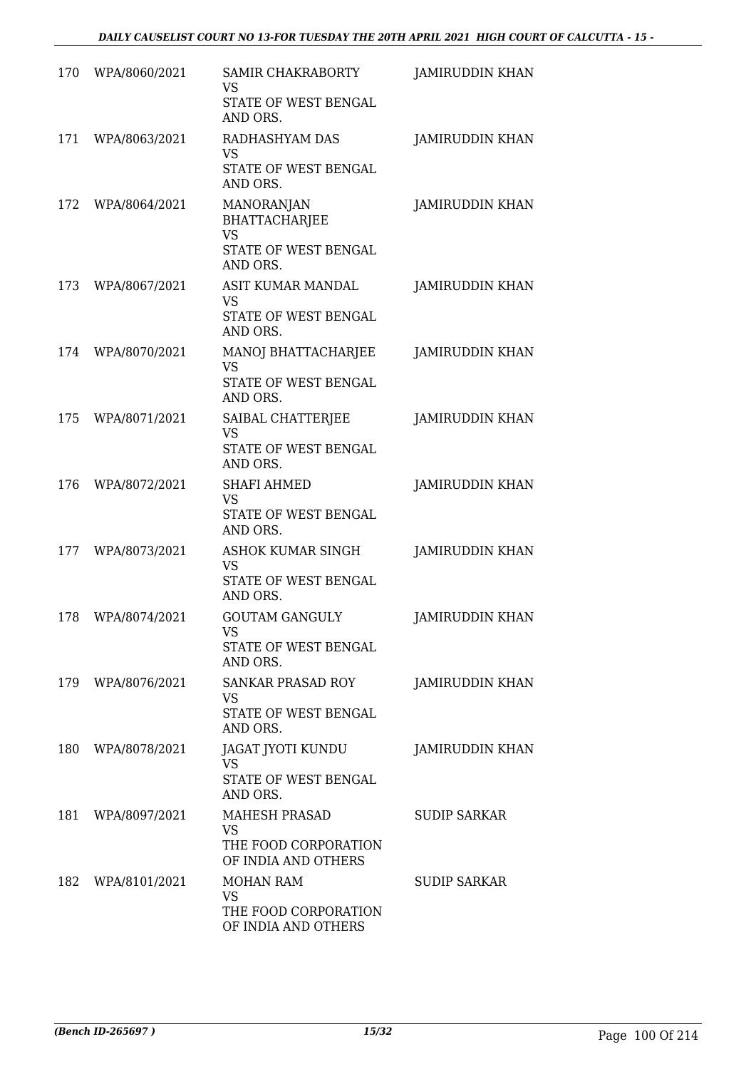| 170 | WPA/8060/2021 | SAMIR CHAKRABORTY<br>VS<br>STATE OF WEST BENGAL AND ORS. | JAMIRUDDIN KHAN |
|---|---|---|---|
| 171 | WPA/8063/2021 | RADHASHYAM DAS<br>VS<br>STATE OF WEST BENGAL AND ORS. | JAMIRUDDIN KHAN |
| 172 | WPA/8064/2021 | MANORANJAN BHATTACHARJEE<br>VS<br>STATE OF WEST BENGAL AND ORS. | JAMIRUDDIN KHAN |
| 173 | WPA/8067/2021 | ASIT KUMAR MANDAL<br>VS<br>STATE OF WEST BENGAL AND ORS. | JAMIRUDDIN KHAN |
| 174 | WPA/8070/2021 | MANOJ BHATTACHARJEE<br>VS<br>STATE OF WEST BENGAL AND ORS. | JAMIRUDDIN KHAN |
| 175 | WPA/8071/2021 | SAIBAL CHATTERJEE<br>VS<br>STATE OF WEST BENGAL AND ORS. | JAMIRUDDIN KHAN |
| 176 | WPA/8072/2021 | SHAFI AHMED<br>VS<br>STATE OF WEST BENGAL AND ORS. | JAMIRUDDIN KHAN |
| 177 | WPA/8073/2021 | ASHOK KUMAR SINGH<br>VS<br>STATE OF WEST BENGAL AND ORS. | JAMIRUDDIN KHAN |
| 178 | WPA/8074/2021 | GOUTAM GANGULY<br>VS<br>STATE OF WEST BENGAL AND ORS. | JAMIRUDDIN KHAN |
| 179 | WPA/8076/2021 | SANKAR PRASAD ROY<br>VS<br>STATE OF WEST BENGAL AND ORS. | JAMIRUDDIN KHAN |
| 180 | WPA/8078/2021 | JAGAT JYOTI KUNDU<br>VS<br>STATE OF WEST BENGAL AND ORS. | JAMIRUDDIN KHAN |
| 181 | WPA/8097/2021 | MAHESH PRASAD<br>VS<br>THE FOOD CORPORATION OF INDIA AND OTHERS | SUDIP SARKAR |
| 182 | WPA/8101/2021 | MOHAN RAM<br>VS<br>THE FOOD CORPORATION OF INDIA AND OTHERS | SUDIP SARKAR |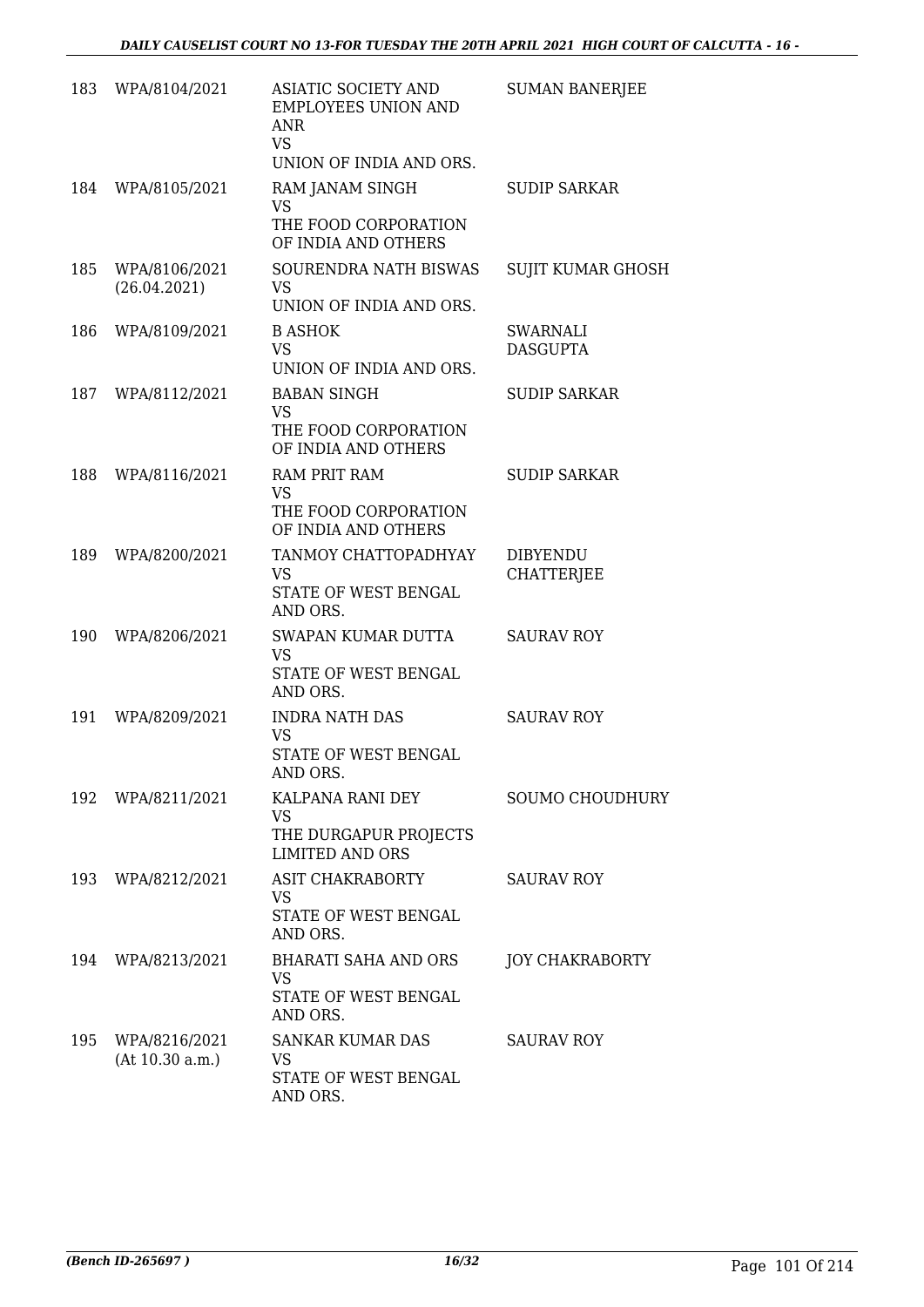| | | | |
|---|---|---|---|
| 183 | WPA/8104/2021 | ASIATIC SOCIETY AND EMPLOYEES UNION AND ANR<br>VS<br>UNION OF INDIA AND ORS. | SUMAN BANERJEE |
| 184 | WPA/8105/2021 | RAM JANAM SINGH<br>VS<br>THE FOOD CORPORATION OF INDIA AND OTHERS | SUDIP SARKAR |
| 185 | WPA/8106/2021<br>(26.04.2021) | SOURENDRA NATH BISWAS<br>VS<br>UNION OF INDIA AND ORS. | SUJIT KUMAR GHOSH |
| 186 | WPA/8109/2021 | B ASHOK<br>VS<br>UNION OF INDIA AND ORS. | SWARNALI DASGUPTA |
| 187 | WPA/8112/2021 | BABAN SINGH<br>VS<br>THE FOOD CORPORATION OF INDIA AND OTHERS | SUDIP SARKAR |
| 188 | WPA/8116/2021 | RAM PRIT RAM<br>VS<br>THE FOOD CORPORATION OF INDIA AND OTHERS | SUDIP SARKAR |
| 189 | WPA/8200/2021 | TANMOY CHATTOPADHYAY<br>VS<br>STATE OF WEST BENGAL AND ORS. | DIBYENDU CHATTERJEE |
| 190 | WPA/8206/2021 | SWAPAN KUMAR DUTTA<br>VS<br>STATE OF WEST BENGAL AND ORS. | SAURAV ROY |
| 191 | WPA/8209/2021 | INDRA NATH DAS<br>VS<br>STATE OF WEST BENGAL AND ORS. | SAURAV ROY |
| 192 | WPA/8211/2021 | KALPANA RANI DEY<br>VS<br>THE DURGAPUR PROJECTS LIMITED AND ORS | SOUMO CHOUDHURY |
| 193 | WPA/8212/2021 | ASIT CHAKRABORTY<br>VS<br>STATE OF WEST BENGAL AND ORS. | SAURAV ROY |
| 194 | WPA/8213/2021 | BHARATI SAHA AND ORS<br>VS<br>STATE OF WEST BENGAL AND ORS. | JOY CHAKRABORTY |
| 195 | WPA/8216/2021<br>(At 10.30 a.m.) | SANKAR KUMAR DAS<br>VS<br>STATE OF WEST BENGAL AND ORS. | SAURAV ROY |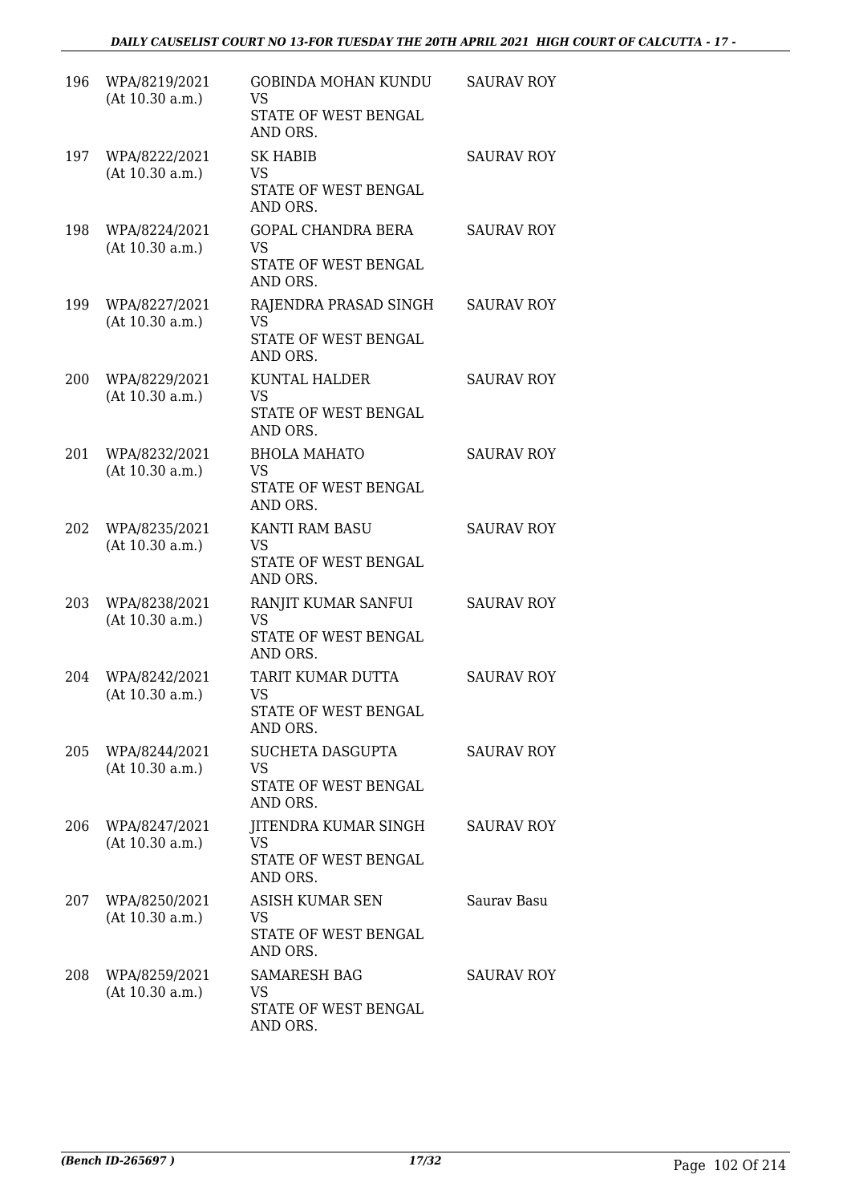| | | | |
|---|---|---|---|
| 196 | WPA/8219/2021 (At 10.30 a.m.) | GOBINDA MOHAN KUNDU VS STATE OF WEST BENGAL AND ORS. | SAURAV ROY |
| 197 | WPA/8222/2021 (At 10.30 a.m.) | SK HABIB VS STATE OF WEST BENGAL AND ORS. | SAURAV ROY |
| 198 | WPA/8224/2021 (At 10.30 a.m.) | GOPAL CHANDRA BERA VS STATE OF WEST BENGAL AND ORS. | SAURAV ROY |
| 199 | WPA/8227/2021 (At 10.30 a.m.) | RAJENDRA PRASAD SINGH VS STATE OF WEST BENGAL AND ORS. | SAURAV ROY |
| 200 | WPA/8229/2021 (At 10.30 a.m.) | KUNTAL HALDER VS STATE OF WEST BENGAL AND ORS. | SAURAV ROY |
| 201 | WPA/8232/2021 (At 10.30 a.m.) | BHOLA MAHATO VS STATE OF WEST BENGAL AND ORS. | SAURAV ROY |
| 202 | WPA/8235/2021 (At 10.30 a.m.) | KANTI RAM BASU VS STATE OF WEST BENGAL AND ORS. | SAURAV ROY |
| 203 | WPA/8238/2021 (At 10.30 a.m.) | RANJIT KUMAR SANFUI VS STATE OF WEST BENGAL AND ORS. | SAURAV ROY |
| 204 | WPA/8242/2021 (At 10.30 a.m.) | TARIT KUMAR DUTTA VS STATE OF WEST BENGAL AND ORS. | SAURAV ROY |
| 205 | WPA/8244/2021 (At 10.30 a.m.) | SUCHETA DASGUPTA VS STATE OF WEST BENGAL AND ORS. | SAURAV ROY |
| 206 | WPA/8247/2021 (At 10.30 a.m.) | JITENDRA KUMAR SINGH VS STATE OF WEST BENGAL AND ORS. | SAURAV ROY |
| 207 | WPA/8250/2021 (At 10.30 a.m.) | ASISH KUMAR SEN VS STATE OF WEST BENGAL AND ORS. | Saurav Basu |
| 208 | WPA/8259/2021 (At 10.30 a.m.) | SAMARESH BAG VS STATE OF WEST BENGAL AND ORS. | SAURAV ROY |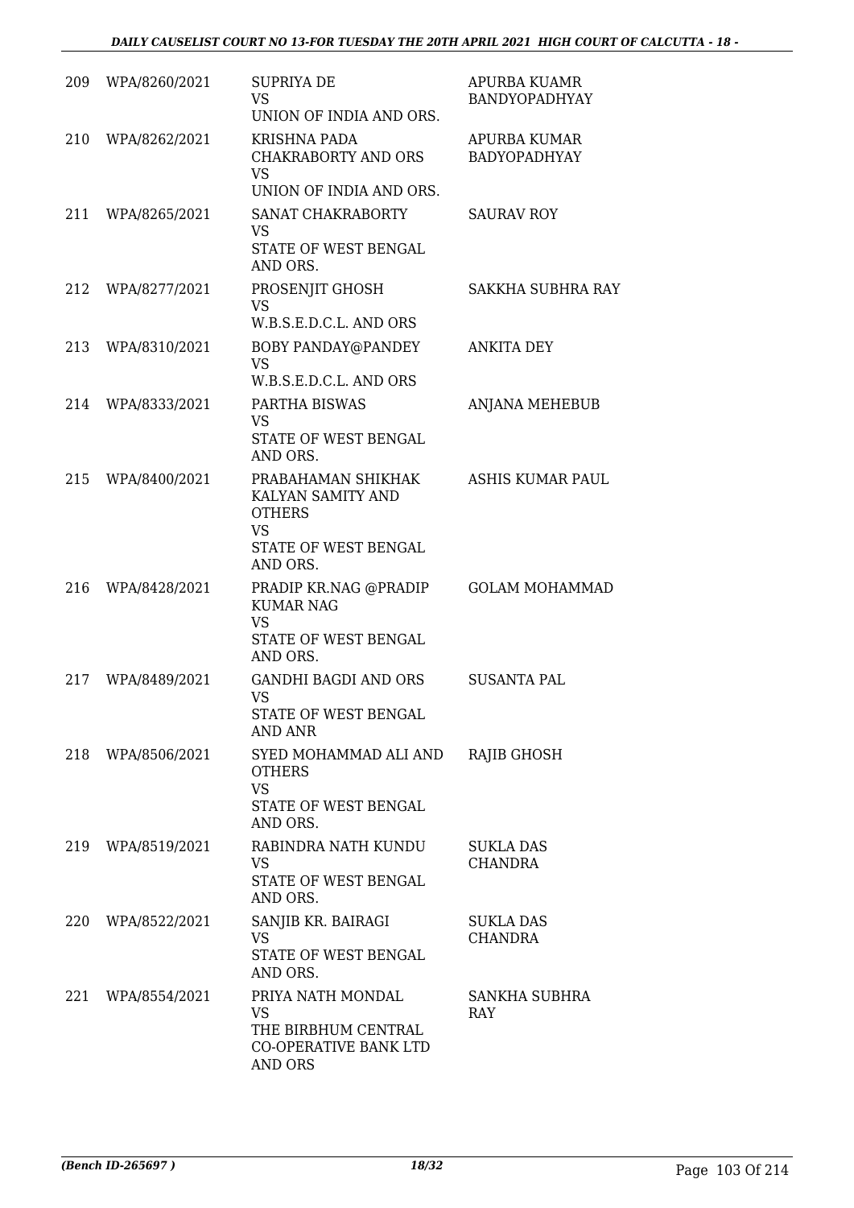| | | | |
|---|---|---|---|
| 209 | WPA/8260/2021 | SUPRIYA DE<br>VS<br>UNION OF INDIA AND ORS. | APURBA KUAMR BANDYOPADHYAY |
| 210 | WPA/8262/2021 | KRISHNA PADA CHAKRABORTY AND ORS<br>VS<br>UNION OF INDIA AND ORS. | APURBA KUMAR BADYOPADHYAY |
| 211 | WPA/8265/2021 | SANAT CHAKRABORTY<br>VS<br>STATE OF WEST BENGAL AND ORS. | SAURAV ROY |
| 212 | WPA/8277/2021 | PROSENJIT GHOSH<br>VS<br>W.B.S.E.D.C.L. AND ORS | SAKKHA SUBHRA RAY |
| 213 | WPA/8310/2021 | BOBY PANDAY@PANDEY<br>VS<br>W.B.S.E.D.C.L. AND ORS | ANKITA DEY |
| 214 | WPA/8333/2021 | PARTHA BISWAS<br>VS<br>STATE OF WEST BENGAL AND ORS. | ANJANA MEHEBUB |
| 215 | WPA/8400/2021 | PRABAHAMAN SHIKHAK KALYAN SAMITY AND OTHERS<br>VS<br>STATE OF WEST BENGAL AND ORS. | ASHIS KUMAR PAUL |
| 216 | WPA/8428/2021 | PRADIP KR.NAG @PRADIP KUMAR NAG<br>VS<br>STATE OF WEST BENGAL AND ORS. | GOLAM MOHAMMAD |
| 217 | WPA/8489/2021 | GANDHI BAGDI AND ORS<br>VS<br>STATE OF WEST BENGAL AND ANR | SUSANTA PAL |
| 218 | WPA/8506/2021 | SYED MOHAMMAD ALI AND OTHERS<br>VS<br>STATE OF WEST BENGAL AND ORS. | RAJIB GHOSH |
| 219 | WPA/8519/2021 | RABINDRA NATH KUNDU<br>VS<br>STATE OF WEST BENGAL AND ORS. | SUKLA DAS CHANDRA |
| 220 | WPA/8522/2021 | SANJIB KR. BAIRAGI<br>VS<br>STATE OF WEST BENGAL AND ORS. | SUKLA DAS CHANDRA |
| 221 | WPA/8554/2021 | PRIYA NATH MONDAL<br>VS<br>THE BIRBHUM CENTRAL CO-OPERATIVE BANK LTD AND ORS | SANKHA SUBHRA RAY |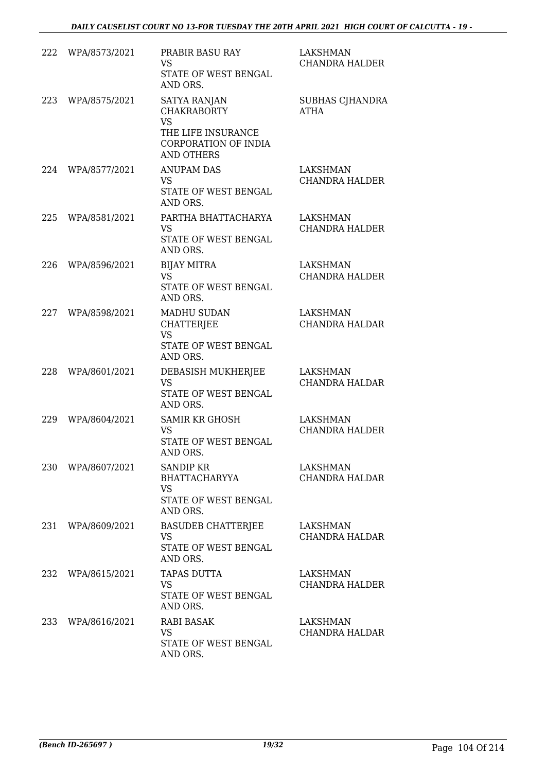| | | | |
|---|---|---|---|
| 222 | WPA/8573/2021 | PRABIR BASU RAY<br>VS<br>STATE OF WEST BENGAL AND ORS. | LAKSHMAN CHANDRA HALDER |
| 223 | WPA/8575/2021 | SATYA RANJAN CHAKRABORTY<br>VS<br>THE LIFE INSURANCE CORPORATION OF INDIA AND OTHERS | SUBHAS CJHANDRA ATHA |
| 224 | WPA/8577/2021 | ANUPAM DAS<br>VS<br>STATE OF WEST BENGAL AND ORS. | LAKSHMAN CHANDRA HALDER |
| 225 | WPA/8581/2021 | PARTHA BHATTACHARYA<br>VS<br>STATE OF WEST BENGAL AND ORS. | LAKSHMAN CHANDRA HALDER |
| 226 | WPA/8596/2021 | BIJAY MITRA<br>VS<br>STATE OF WEST BENGAL AND ORS. | LAKSHMAN CHANDRA HALDER |
| 227 | WPA/8598/2021 | MADHU SUDAN CHATTERJEE<br>VS<br>STATE OF WEST BENGAL AND ORS. | LAKSHMAN CHANDRA HALDAR |
| 228 | WPA/8601/2021 | DEBASISH MUKHERJEE<br>VS<br>STATE OF WEST BENGAL AND ORS. | LAKSHMAN CHANDRA HALDAR |
| 229 | WPA/8604/2021 | SAMIR KR GHOSH<br>VS<br>STATE OF WEST BENGAL AND ORS. | LAKSHMAN CHANDRA HALDER |
| 230 | WPA/8607/2021 | SANDIP KR BHATTACHARYYA<br>VS<br>STATE OF WEST BENGAL AND ORS. | LAKSHMAN CHANDRA HALDAR |
| 231 | WPA/8609/2021 | BASUDEB CHATTERJEE<br>VS<br>STATE OF WEST BENGAL AND ORS. | LAKSHMAN CHANDRA HALDAR |
| 232 | WPA/8615/2021 | TAPAS DUTTA<br>VS<br>STATE OF WEST BENGAL AND ORS. | LAKSHMAN CHANDRA HALDER |
| 233 | WPA/8616/2021 | RABI BASAK<br>VS<br>STATE OF WEST BENGAL AND ORS. | LAKSHMAN CHANDRA HALDAR |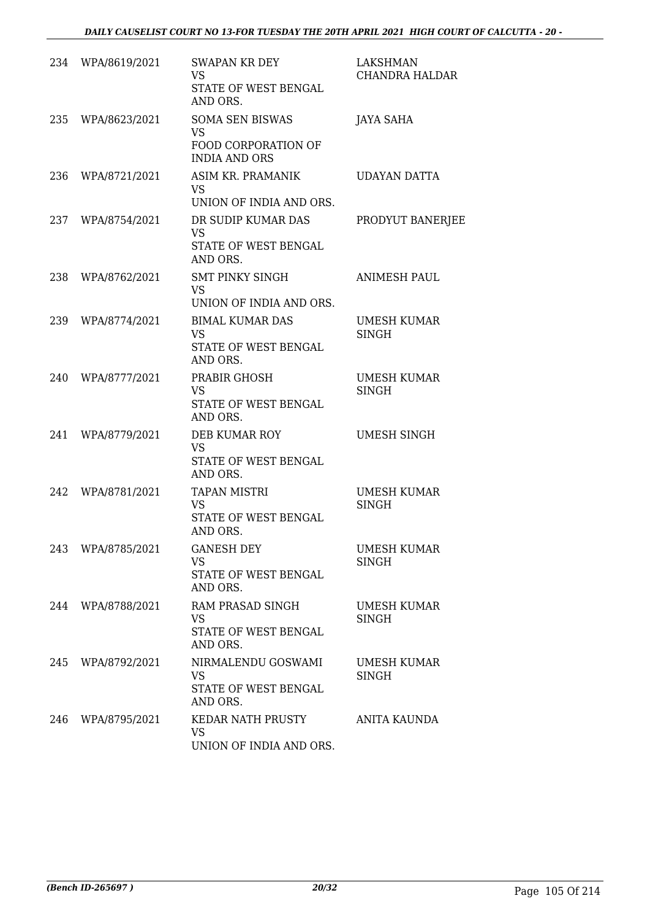| 234 | WPA/8619/2021 | SWAPAN KR DEY<br>VS<br>STATE OF WEST BENGAL AND ORS. | LAKSHMAN CHANDRA HALDAR |
|---|---|---|---|
| 235 | WPA/8623/2021 | SOMA SEN BISWAS<br>VS<br>FOOD CORPORATION OF INDIA AND ORS | JAYA SAHA |
| 236 | WPA/8721/2021 | ASIM KR. PRAMANIK<br>VS<br>UNION OF INDIA AND ORS. | UDAYAN DATTA |
| 237 | WPA/8754/2021 | DR SUDIP KUMAR DAS<br>VS<br>STATE OF WEST BENGAL AND ORS. | PRODYUT BANERJEE |
| 238 | WPA/8762/2021 | SMT PINKY SINGH<br>VS<br>UNION OF INDIA AND ORS. | ANIMESH PAUL |
| 239 | WPA/8774/2021 | BIMAL KUMAR DAS<br>VS<br>STATE OF WEST BENGAL AND ORS. | UMESH KUMAR SINGH |
| 240 | WPA/8777/2021 | PRABIR GHOSH<br>VS<br>STATE OF WEST BENGAL AND ORS. | UMESH KUMAR SINGH |
| 241 | WPA/8779/2021 | DEB KUMAR ROY<br>VS<br>STATE OF WEST BENGAL AND ORS. | UMESH SINGH |
| 242 | WPA/8781/2021 | TAPAN MISTRI<br>VS<br>STATE OF WEST BENGAL AND ORS. | UMESH KUMAR SINGH |
| 243 | WPA/8785/2021 | GANESH DEY<br>VS<br>STATE OF WEST BENGAL AND ORS. | UMESH KUMAR SINGH |
| 244 | WPA/8788/2021 | RAM PRASAD SINGH<br>VS<br>STATE OF WEST BENGAL AND ORS. | UMESH KUMAR SINGH |
| 245 | WPA/8792/2021 | NIRMALENDU GOSWAMI<br>VS<br>STATE OF WEST BENGAL AND ORS. | UMESH KUMAR SINGH |
| 246 | WPA/8795/2021 | KEDAR NATH PRUSTY<br>VS<br>UNION OF INDIA AND ORS. | ANITA KAUNDA |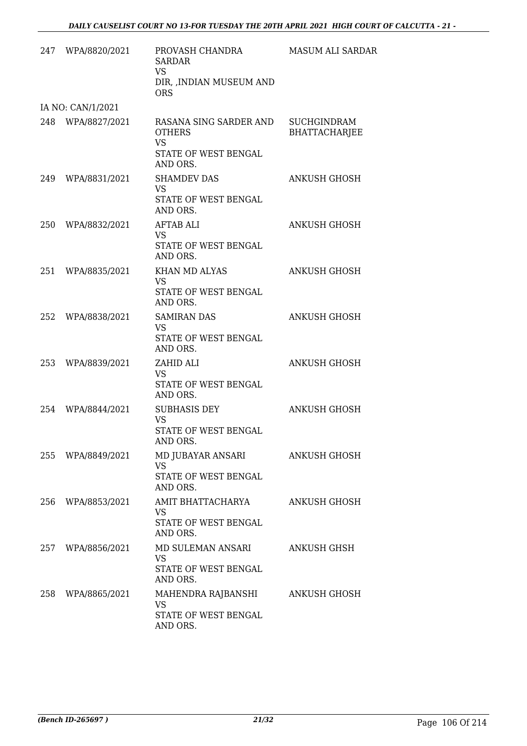| | | | |
|---|---|---|---|
| 247 | WPA/8820/2021 | PROVASH CHANDRA SARDAR<br>VS<br>DIR, ,INDIAN MUSEUM AND ORS | MASUM ALI SARDAR |
| | IA NO: CAN/1/2021 | | |
| 248 | WPA/8827/2021 | RASANA SING SARDER AND OTHERS<br>VS<br>STATE OF WEST BENGAL AND ORS. | SUCHGINDRAM BHATTACHARJEE |
| 249 | WPA/8831/2021 | SHAMDEV DAS<br>VS<br>STATE OF WEST BENGAL AND ORS. | ANKUSH GHOSH |
| 250 | WPA/8832/2021 | AFTAB ALI<br>VS<br>STATE OF WEST BENGAL AND ORS. | ANKUSH GHOSH |
| 251 | WPA/8835/2021 | KHAN MD ALYAS<br>VS<br>STATE OF WEST BENGAL AND ORS. | ANKUSH GHOSH |
| 252 | WPA/8838/2021 | SAMIRAN DAS<br>VS<br>STATE OF WEST BENGAL AND ORS. | ANKUSH GHOSH |
| 253 | WPA/8839/2021 | ZAHID ALI<br>VS<br>STATE OF WEST BENGAL AND ORS. | ANKUSH GHOSH |
| 254 | WPA/8844/2021 | SUBHASIS DEY<br>VS<br>STATE OF WEST BENGAL AND ORS. | ANKUSH GHOSH |
| 255 | WPA/8849/2021 | MD JUBAYAR ANSARI<br>VS<br>STATE OF WEST BENGAL AND ORS. | ANKUSH GHOSH |
| 256 | WPA/8853/2021 | AMIT BHATTACHARYA<br>VS<br>STATE OF WEST BENGAL AND ORS. | ANKUSH GHOSH |
| 257 | WPA/8856/2021 | MD SULEMAN ANSARI<br>VS<br>STATE OF WEST BENGAL AND ORS. | ANKUSH GHSH |
| 258 | WPA/8865/2021 | MAHENDRA RAJBANSHI<br>VS<br>STATE OF WEST BENGAL AND ORS. | ANKUSH GHOSH |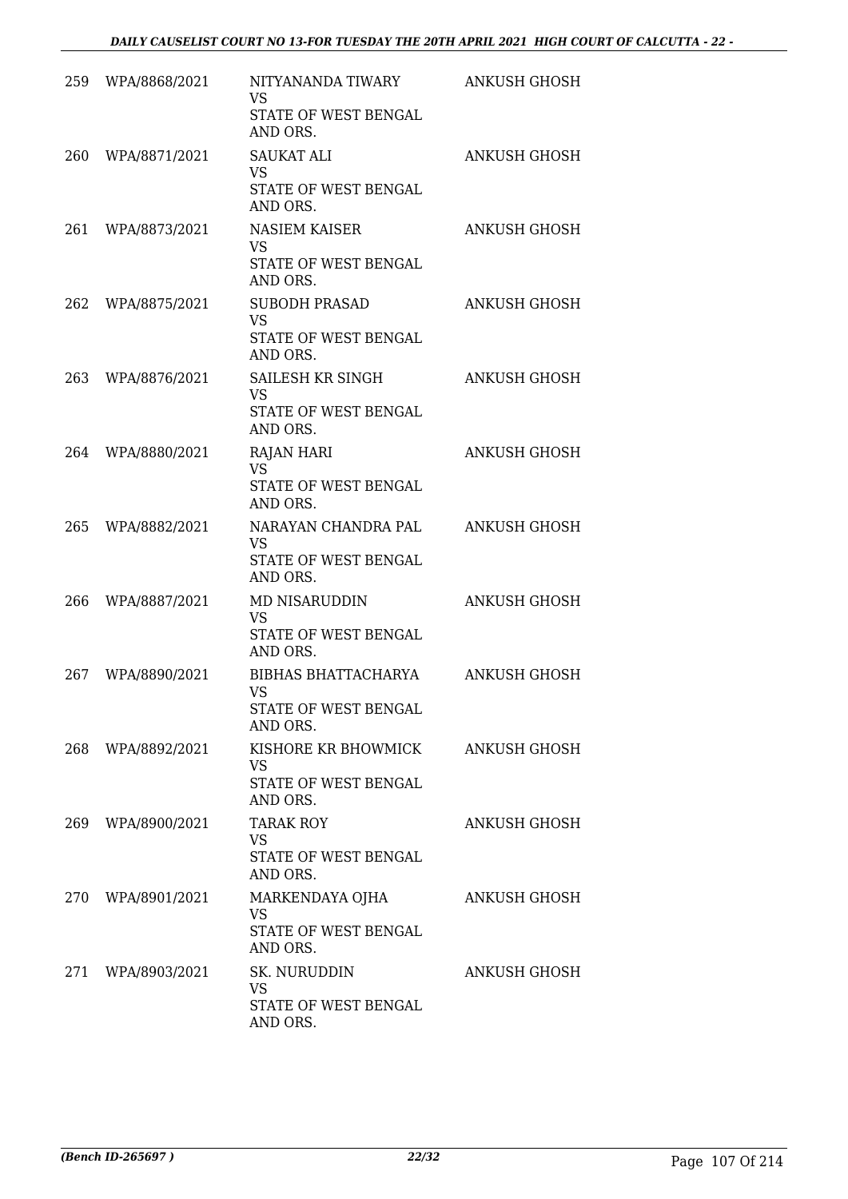| | | | |
|---|---|---|---|
| 259 | WPA/8868/2021 | NITYANANDA TIWARY<br>VS<br>STATE OF WEST BENGAL AND ORS. | ANKUSH GHOSH |
| 260 | WPA/8871/2021 | SAUKAT ALI<br>VS<br>STATE OF WEST BENGAL AND ORS. | ANKUSH GHOSH |
| 261 | WPA/8873/2021 | NASIEM KAISER<br>VS<br>STATE OF WEST BENGAL AND ORS. | ANKUSH GHOSH |
| 262 | WPA/8875/2021 | SUBODH PRASAD<br>VS<br>STATE OF WEST BENGAL AND ORS. | ANKUSH GHOSH |
| 263 | WPA/8876/2021 | SAILESH KR SINGH<br>VS<br>STATE OF WEST BENGAL AND ORS. | ANKUSH GHOSH |
| 264 | WPA/8880/2021 | RAJAN HARI<br>VS<br>STATE OF WEST BENGAL AND ORS. | ANKUSH GHOSH |
| 265 | WPA/8882/2021 | NARAYAN CHANDRA PAL<br>VS<br>STATE OF WEST BENGAL AND ORS. | ANKUSH GHOSH |
| 266 | WPA/8887/2021 | MD NISARUDDIN<br>VS<br>STATE OF WEST BENGAL AND ORS. | ANKUSH GHOSH |
| 267 | WPA/8890/2021 | BIBHAS BHATTACHARYA<br>VS<br>STATE OF WEST BENGAL AND ORS. | ANKUSH GHOSH |
| 268 | WPA/8892/2021 | KISHORE KR BHOWMICK<br>VS<br>STATE OF WEST BENGAL AND ORS. | ANKUSH GHOSH |
| 269 | WPA/8900/2021 | TARAK ROY<br>VS<br>STATE OF WEST BENGAL AND ORS. | ANKUSH GHOSH |
| 270 | WPA/8901/2021 | MARKENDAYA OJHA<br>VS<br>STATE OF WEST BENGAL AND ORS. | ANKUSH GHOSH |
| 271 | WPA/8903/2021 | SK. NURUDDIN<br>VS<br>STATE OF WEST BENGAL AND ORS. | ANKUSH GHOSH |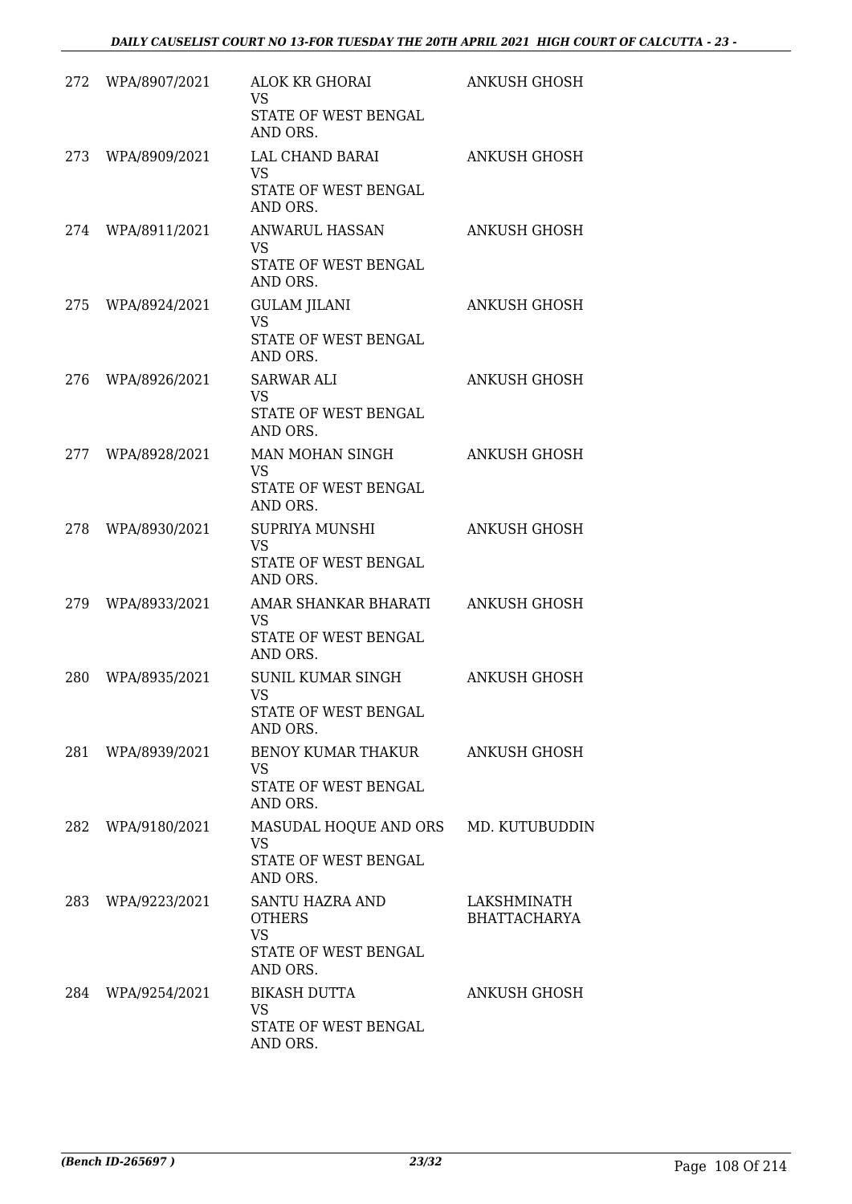| | | | |
|---|---|---|---|
| 272 | WPA/8907/2021 | ALOK KR GHORAI<br>VS<br>STATE OF WEST BENGAL AND ORS. | ANKUSH GHOSH |
| 273 | WPA/8909/2021 | LAL CHAND BARAI<br>VS<br>STATE OF WEST BENGAL AND ORS. | ANKUSH GHOSH |
| 274 | WPA/8911/2021 | ANWARUL HASSAN<br>VS<br>STATE OF WEST BENGAL AND ORS. | ANKUSH GHOSH |
| 275 | WPA/8924/2021 | GULAM JILANI<br>VS<br>STATE OF WEST BENGAL AND ORS. | ANKUSH GHOSH |
| 276 | WPA/8926/2021 | SARWAR ALI<br>VS<br>STATE OF WEST BENGAL AND ORS. | ANKUSH GHOSH |
| 277 | WPA/8928/2021 | MAN MOHAN SINGH<br>VS<br>STATE OF WEST BENGAL AND ORS. | ANKUSH GHOSH |
| 278 | WPA/8930/2021 | SUPRIYA MUNSHI<br>VS<br>STATE OF WEST BENGAL AND ORS. | ANKUSH GHOSH |
| 279 | WPA/8933/2021 | AMAR SHANKAR BHARATI<br>VS<br>STATE OF WEST BENGAL AND ORS. | ANKUSH GHOSH |
| 280 | WPA/8935/2021 | SUNIL KUMAR SINGH<br>VS<br>STATE OF WEST BENGAL AND ORS. | ANKUSH GHOSH |
| 281 | WPA/8939/2021 | BENOY KUMAR THAKUR<br>VS<br>STATE OF WEST BENGAL AND ORS. | ANKUSH GHOSH |
| 282 | WPA/9180/2021 | MASUDAL HOQUE AND ORS<br>VS<br>STATE OF WEST BENGAL AND ORS. | MD. KUTUBUDDIN |
| 283 | WPA/9223/2021 | SANTU HAZRA AND OTHERS<br>VS<br>STATE OF WEST BENGAL AND ORS. | LAKSHMINATH BHATTACHARYA |
| 284 | WPA/9254/2021 | BIKASH DUTTA<br>VS<br>STATE OF WEST BENGAL AND ORS. | ANKUSH GHOSH |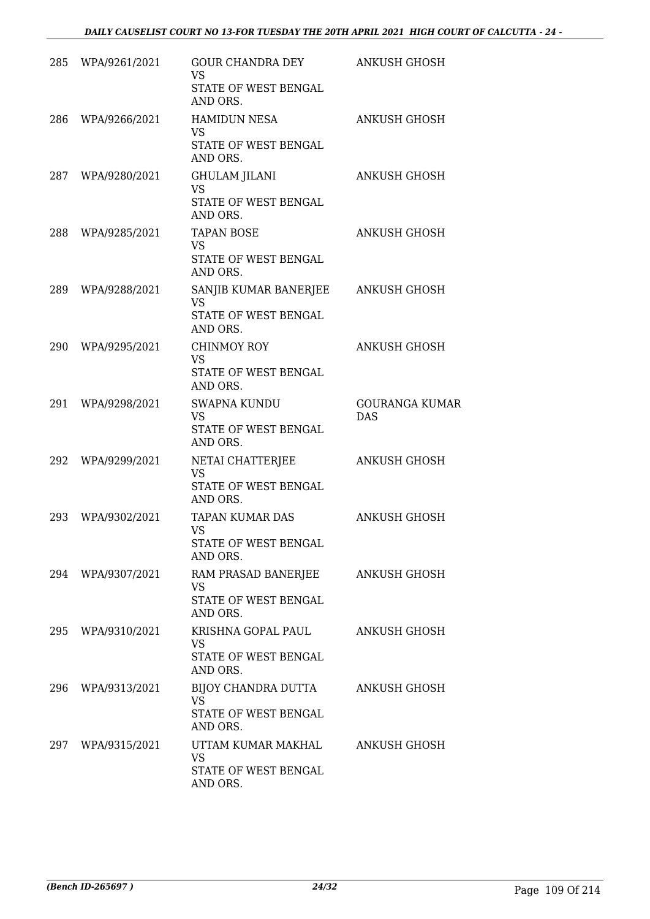| | | | |
|---|---|---|---|
| 285 | WPA/9261/2021 | GOUR CHANDRA DEY<br>VS<br>STATE OF WEST BENGAL AND ORS. | ANKUSH GHOSH |
| 286 | WPA/9266/2021 | HAMIDUN NESA<br>VS<br>STATE OF WEST BENGAL AND ORS. | ANKUSH GHOSH |
| 287 | WPA/9280/2021 | GHULAM JILANI<br>VS<br>STATE OF WEST BENGAL AND ORS. | ANKUSH GHOSH |
| 288 | WPA/9285/2021 | TAPAN BOSE<br>VS<br>STATE OF WEST BENGAL AND ORS. | ANKUSH GHOSH |
| 289 | WPA/9288/2021 | SANJIB KUMAR BANERJEE<br>VS<br>STATE OF WEST BENGAL AND ORS. | ANKUSH GHOSH |
| 290 | WPA/9295/2021 | CHINMOY ROY<br>VS<br>STATE OF WEST BENGAL AND ORS. | ANKUSH GHOSH |
| 291 | WPA/9298/2021 | SWAPNA KUNDU<br>VS<br>STATE OF WEST BENGAL AND ORS. | GOURANGA KUMAR DAS |
| 292 | WPA/9299/2021 | NETAI CHATTERJEE<br>VS<br>STATE OF WEST BENGAL AND ORS. | ANKUSH GHOSH |
| 293 | WPA/9302/2021 | TAPAN KUMAR DAS<br>VS<br>STATE OF WEST BENGAL AND ORS. | ANKUSH GHOSH |
| 294 | WPA/9307/2021 | RAM PRASAD BANERJEE<br>VS<br>STATE OF WEST BENGAL AND ORS. | ANKUSH GHOSH |
| 295 | WPA/9310/2021 | KRISHNA GOPAL PAUL<br>VS<br>STATE OF WEST BENGAL AND ORS. | ANKUSH GHOSH |
| 296 | WPA/9313/2021 | BIJOY CHANDRA DUTTA<br>VS<br>STATE OF WEST BENGAL AND ORS. | ANKUSH GHOSH |
| 297 | WPA/9315/2021 | UTTAM KUMAR MAKHAL<br>VS<br>STATE OF WEST BENGAL AND ORS. | ANKUSH GHOSH |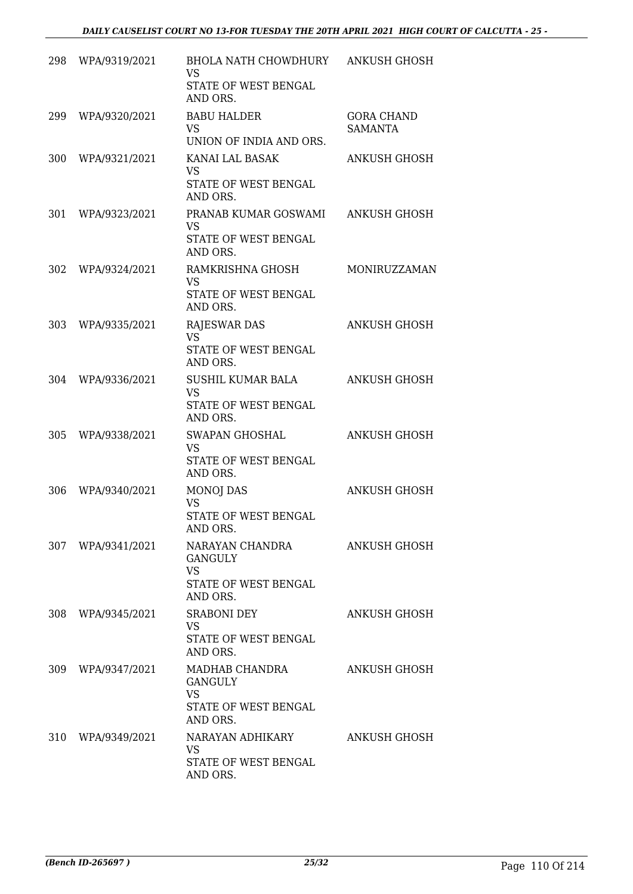| | | | |
|---|---|---|---|
| 298 | WPA/9319/2021 | BHOLA NATH CHOWDHURY<br>VS<br>STATE OF WEST BENGAL AND ORS. | ANKUSH GHOSH |
| 299 | WPA/9320/2021 | BABU HALDER<br>VS<br>UNION OF INDIA AND ORS. | GORA CHAND SAMANTA |
| 300 | WPA/9321/2021 | KANAI LAL BASAK<br>VS<br>STATE OF WEST BENGAL AND ORS. | ANKUSH GHOSH |
| 301 | WPA/9323/2021 | PRANAB KUMAR GOSWAMI<br>VS<br>STATE OF WEST BENGAL AND ORS. | ANKUSH GHOSH |
| 302 | WPA/9324/2021 | RAMKRISHNA GHOSH<br>VS<br>STATE OF WEST BENGAL AND ORS. | MONIRUZZAMAN |
| 303 | WPA/9335/2021 | RAJESWAR DAS<br>VS<br>STATE OF WEST BENGAL AND ORS. | ANKUSH GHOSH |
| 304 | WPA/9336/2021 | SUSHIL KUMAR BALA<br>VS<br>STATE OF WEST BENGAL AND ORS. | ANKUSH GHOSH |
| 305 | WPA/9338/2021 | SWAPAN GHOSHAL<br>VS<br>STATE OF WEST BENGAL AND ORS. | ANKUSH GHOSH |
| 306 | WPA/9340/2021 | MONOJ DAS<br>VS<br>STATE OF WEST BENGAL AND ORS. | ANKUSH GHOSH |
| 307 | WPA/9341/2021 | NARAYAN CHANDRA GANGULY<br>VS<br>STATE OF WEST BENGAL AND ORS. | ANKUSH GHOSH |
| 308 | WPA/9345/2021 | SRABONI DEY<br>VS<br>STATE OF WEST BENGAL AND ORS. | ANKUSH GHOSH |
| 309 | WPA/9347/2021 | MADHAB CHANDRA GANGULY<br>VS<br>STATE OF WEST BENGAL AND ORS. | ANKUSH GHOSH |
| 310 | WPA/9349/2021 | NARAYAN ADHIKARY<br>VS<br>STATE OF WEST BENGAL AND ORS. | ANKUSH GHOSH |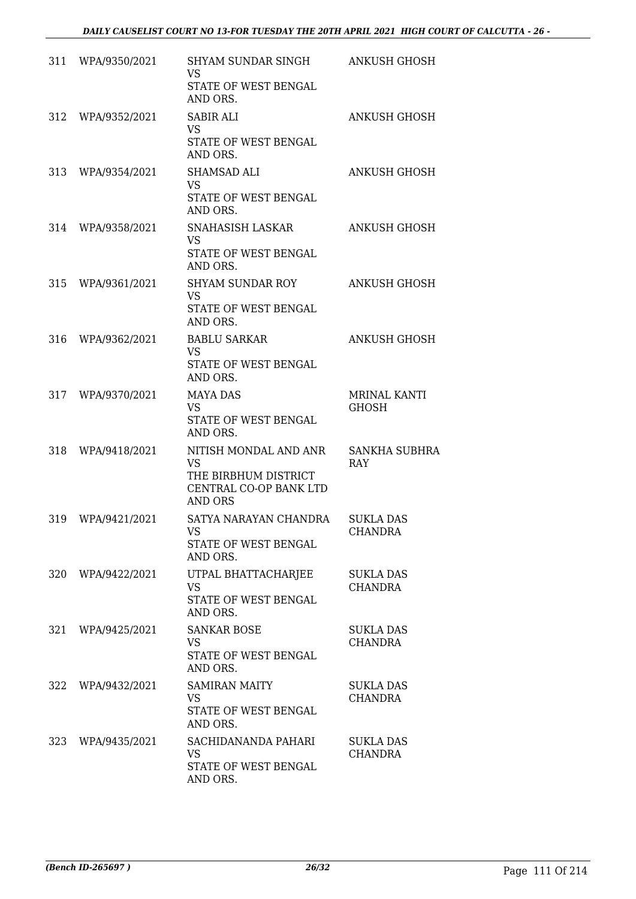| | | | |
|---|---|---|---|
| 311 | WPA/9350/2021 | SHYAM SUNDAR SINGH<br>VS<br>STATE OF WEST BENGAL AND ORS. | ANKUSH GHOSH |
| 312 | WPA/9352/2021 | SABIR ALI<br>VS<br>STATE OF WEST BENGAL AND ORS. | ANKUSH GHOSH |
| 313 | WPA/9354/2021 | SHAMSAD ALI<br>VS<br>STATE OF WEST BENGAL AND ORS. | ANKUSH GHOSH |
| 314 | WPA/9358/2021 | SNAHASISH LASKAR<br>VS<br>STATE OF WEST BENGAL AND ORS. | ANKUSH GHOSH |
| 315 | WPA/9361/2021 | SHYAM SUNDAR ROY<br>VS<br>STATE OF WEST BENGAL AND ORS. | ANKUSH GHOSH |
| 316 | WPA/9362/2021 | BABLU SARKAR<br>VS<br>STATE OF WEST BENGAL AND ORS. | ANKUSH GHOSH |
| 317 | WPA/9370/2021 | MAYA DAS<br>VS<br>STATE OF WEST BENGAL AND ORS. | MRINAL KANTI GHOSH |
| 318 | WPA/9418/2021 | NITISH MONDAL AND ANR<br>VS<br>THE BIRBHUM DISTRICT CENTRAL CO-OP BANK LTD AND ORS | SANKHA SUBHRA RAY |
| 319 | WPA/9421/2021 | SATYA NARAYAN CHANDRA<br>VS<br>STATE OF WEST BENGAL AND ORS. | SUKLA DAS CHANDRA |
| 320 | WPA/9422/2021 | UTPAL BHATTACHARJEE<br>VS<br>STATE OF WEST BENGAL AND ORS. | SUKLA DAS CHANDRA |
| 321 | WPA/9425/2021 | SANKAR BOSE<br>VS<br>STATE OF WEST BENGAL AND ORS. | SUKLA DAS CHANDRA |
| 322 | WPA/9432/2021 | SAMIRAN MAITY<br>VS<br>STATE OF WEST BENGAL AND ORS. | SUKLA DAS CHANDRA |
| 323 | WPA/9435/2021 | SACHIDANANDA PAHARI<br>VS<br>STATE OF WEST BENGAL AND ORS. | SUKLA DAS CHANDRA |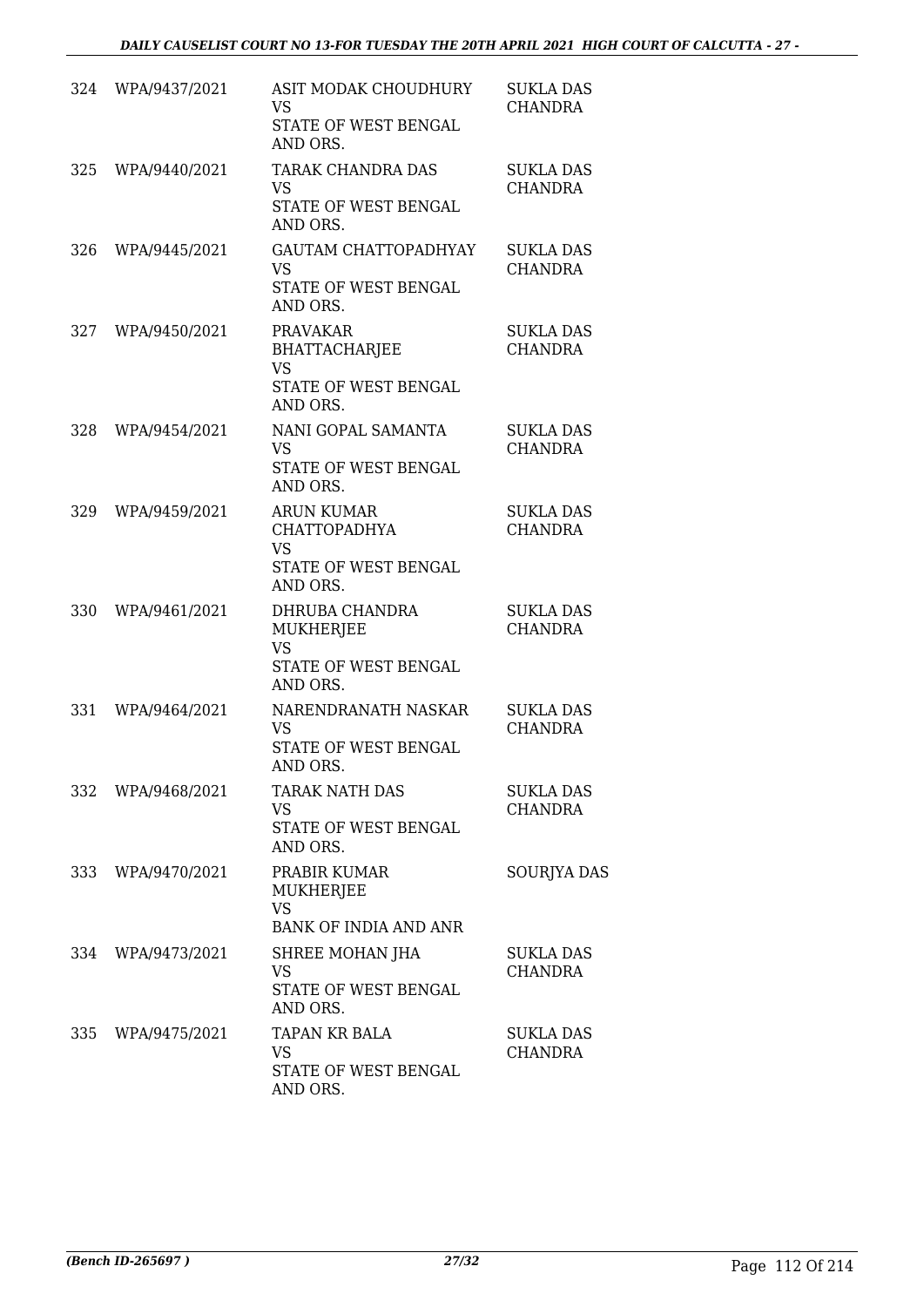| | | | |
|---|---|---|---|
| 324 | WPA/9437/2021 | ASIT MODAK CHOUDHURY<br>VS<br>STATE OF WEST BENGAL AND ORS. | SUKLA DAS CHANDRA |
| 325 | WPA/9440/2021 | TARAK CHANDRA DAS<br>VS<br>STATE OF WEST BENGAL AND ORS. | SUKLA DAS CHANDRA |
| 326 | WPA/9445/2021 | GAUTAM CHATTOPADHYAY<br>VS<br>STATE OF WEST BENGAL AND ORS. | SUKLA DAS CHANDRA |
| 327 | WPA/9450/2021 | PRAVAKAR BHATTACHARJEE<br>VS<br>STATE OF WEST BENGAL AND ORS. | SUKLA DAS CHANDRA |
| 328 | WPA/9454/2021 | NANI GOPAL SAMANTA<br>VS<br>STATE OF WEST BENGAL AND ORS. | SUKLA DAS CHANDRA |
| 329 | WPA/9459/2021 | ARUN KUMAR CHATTOPADHYA<br>VS<br>STATE OF WEST BENGAL AND ORS. | SUKLA DAS CHANDRA |
| 330 | WPA/9461/2021 | DHRUBA CHANDRA MUKHERJEE<br>VS<br>STATE OF WEST BENGAL AND ORS. | SUKLA DAS CHANDRA |
| 331 | WPA/9464/2021 | NARENDRANATH NASKAR<br>VS<br>STATE OF WEST BENGAL AND ORS. | SUKLA DAS CHANDRA |
| 332 | WPA/9468/2021 | TARAK NATH DAS<br>VS<br>STATE OF WEST BENGAL AND ORS. | SUKLA DAS CHANDRA |
| 333 | WPA/9470/2021 | PRABIR KUMAR MUKHERJEE<br>VS<br>BANK OF INDIA AND ANR | SOURJYA DAS |
| 334 | WPA/9473/2021 | SHREE MOHAN JHA<br>VS<br>STATE OF WEST BENGAL AND ORS. | SUKLA DAS CHANDRA |
| 335 | WPA/9475/2021 | TAPAN KR BALA<br>VS<br>STATE OF WEST BENGAL AND ORS. | SUKLA DAS CHANDRA |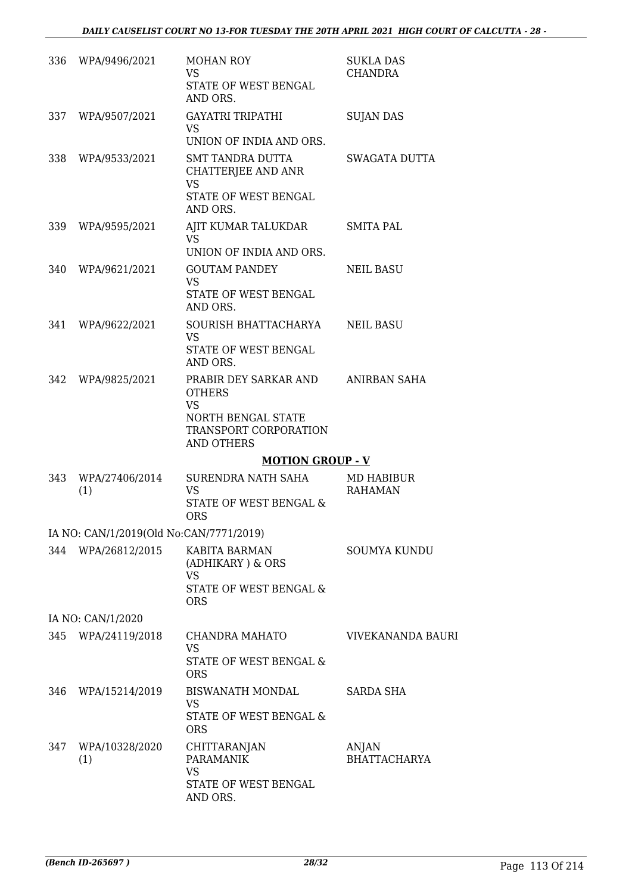| | | | |
|---|---|---|---|
| 336 | WPA/9496/2021 | MOHAN ROY<br>VS<br>STATE OF WEST BENGAL AND ORS. | SUKLA DAS CHANDRA |
| 337 | WPA/9507/2021 | GAYATRI TRIPATHI<br>VS<br>UNION OF INDIA AND ORS. | SUJAN DAS |
| 338 | WPA/9533/2021 | SMT TANDRA DUTTA CHATTERJEE AND ANR<br>VS<br>STATE OF WEST BENGAL AND ORS. | SWAGATA DUTTA |
| 339 | WPA/9595/2021 | AJIT KUMAR TALUKDAR<br>VS<br>UNION OF INDIA AND ORS. | SMITA PAL |
| 340 | WPA/9621/2021 | GOUTAM PANDEY<br>VS<br>STATE OF WEST BENGAL AND ORS. | NEIL BASU |
| 341 | WPA/9622/2021 | SOURISH BHATTACHARYA<br>VS<br>STATE OF WEST BENGAL AND ORS. | NEIL BASU |
| 342 | WPA/9825/2021 | PRABIR DEY SARKAR AND OTHERS<br>VS<br>NORTH BENGAL STATE TRANSPORT CORPORATION AND OTHERS | ANIRBAN SAHA |

**MOTION GROUP - V**

| | | | |
|---|---|---|---|
| 343 | WPA/27406/2014 (1) | SURENDRA NATH SAHA<br>VS<br>STATE OF WEST BENGAL & ORS | MD HABIBUR RAHAMAN |
| | IA NO: CAN/1/2019(Old No:CAN/7771/2019) | | |
| 344 | WPA/26812/2015 | KABITA BARMAN (ADHIKARY ) & ORS<br>VS<br>STATE OF WEST BENGAL & ORS | SOUMYA KUNDU |
| | IA NO: CAN/1/2020 | | |
| 345 | WPA/24119/2018 | CHANDRA MAHATO<br>VS<br>STATE OF WEST BENGAL & ORS | VIVEKANANDA BAURI |
| 346 | WPA/15214/2019 | BISWANATH MONDAL<br>VS<br>STATE OF WEST BENGAL & ORS | SARDA SHA |
| 347 | WPA/10328/2020 (1) | CHITTARANJAN PARAMANIK<br>VS<br>STATE OF WEST BENGAL AND ORS. | ANJAN BHATTACHARYA |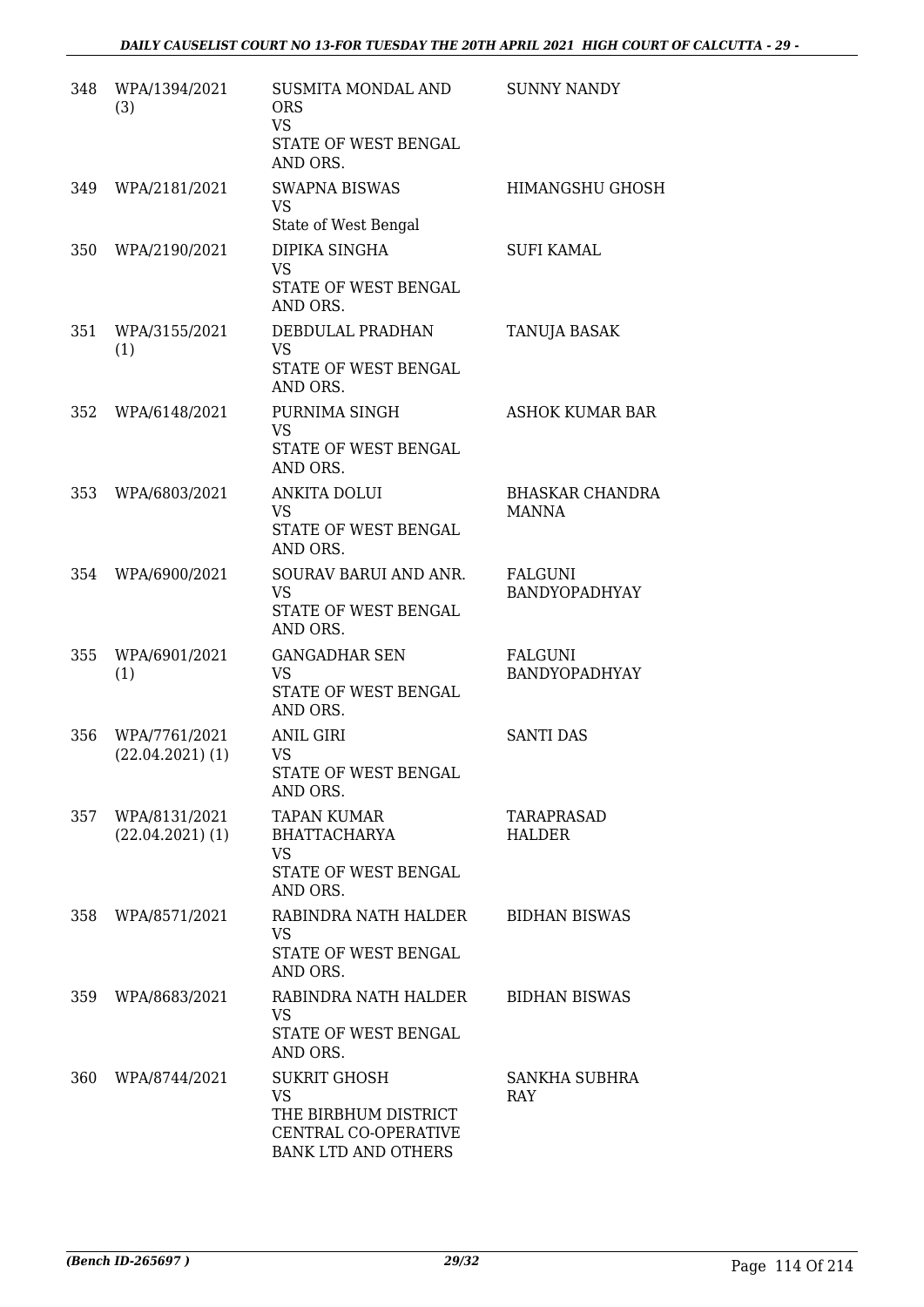| | | | |
|---|---|---|---|
| 348 | WPA/1394/2021 (3) | SUSMITA MONDAL AND ORS VS STATE OF WEST BENGAL AND ORS. | SUNNY NANDY |
| 349 | WPA/2181/2021 | SWAPNA BISWAS VS State of West Bengal | HIMANGSHU GHOSH |
| 350 | WPA/2190/2021 | DIPIKA SINGHA VS STATE OF WEST BENGAL AND ORS. | SUFI KAMAL |
| 351 | WPA/3155/2021 (1) | DEBDULAL PRADHAN VS STATE OF WEST BENGAL AND ORS. | TANUJA BASAK |
| 352 | WPA/6148/2021 | PURNIMA SINGH VS STATE OF WEST BENGAL AND ORS. | ASHOK KUMAR BAR |
| 353 | WPA/6803/2021 | ANKITA DOLUI VS STATE OF WEST BENGAL AND ORS. | BHASKAR CHANDRA MANNA |
| 354 | WPA/6900/2021 | SOURAV BARUI AND ANR. VS STATE OF WEST BENGAL AND ORS. | FALGUNI BANDYOPADHYAY |
| 355 | WPA/6901/2021 (1) | GANGADHAR SEN VS STATE OF WEST BENGAL AND ORS. | FALGUNI BANDYOPADHYAY |
| 356 | WPA/7761/2021 (22.04.2021) (1) | ANIL GIRI VS STATE OF WEST BENGAL AND ORS. | SANTI DAS |
| 357 | WPA/8131/2021 (22.04.2021) (1) | TAPAN KUMAR BHATTACHARYA VS STATE OF WEST BENGAL AND ORS. | TARAPRASAD HALDER |
| 358 | WPA/8571/2021 | RABINDRA NATH HALDER VS STATE OF WEST BENGAL AND ORS. | BIDHAN BISWAS |
| 359 | WPA/8683/2021 | RABINDRA NATH HALDER VS STATE OF WEST BENGAL AND ORS. | BIDHAN BISWAS |
| 360 | WPA/8744/2021 | SUKRIT GHOSH VS THE BIRBHUM DISTRICT CENTRAL CO-OPERATIVE BANK LTD AND OTHERS | SANKHA SUBHRA RAY |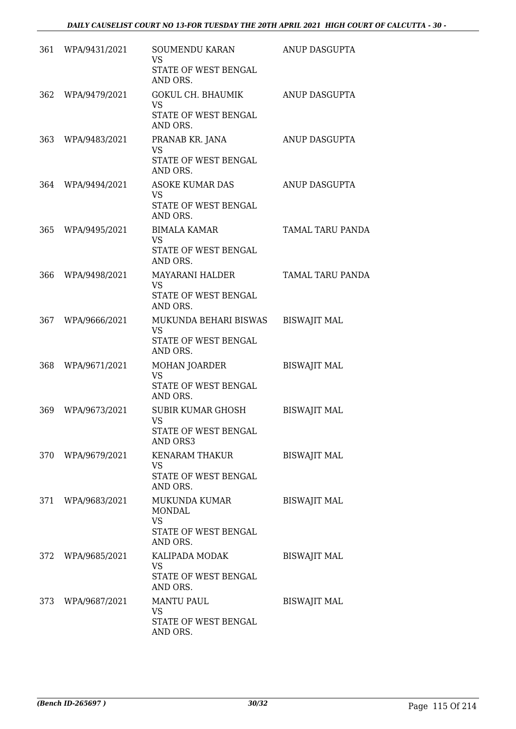| | | | |
|---|---|---|---|
| 361 | WPA/9431/2021 | SOUMENDU KARAN<br>VS<br>STATE OF WEST BENGAL AND ORS. | ANUP DASGUPTA |
| 362 | WPA/9479/2021 | GOKUL CH. BHAUMIK<br>VS<br>STATE OF WEST BENGAL AND ORS. | ANUP DASGUPTA |
| 363 | WPA/9483/2021 | PRANAB KR. JANA<br>VS<br>STATE OF WEST BENGAL AND ORS. | ANUP DASGUPTA |
| 364 | WPA/9494/2021 | ASOKE KUMAR DAS<br>VS<br>STATE OF WEST BENGAL AND ORS. | ANUP DASGUPTA |
| 365 | WPA/9495/2021 | BIMALA KAMAR<br>VS<br>STATE OF WEST BENGAL AND ORS. | TAMAL TARU PANDA |
| 366 | WPA/9498/2021 | MAYARANI HALDER<br>VS<br>STATE OF WEST BENGAL AND ORS. | TAMAL TARU PANDA |
| 367 | WPA/9666/2021 | MUKUNDA BEHARI BISWAS<br>VS<br>STATE OF WEST BENGAL AND ORS. | BISWAJIT MAL |
| 368 | WPA/9671/2021 | MOHAN JOARDER<br>VS<br>STATE OF WEST BENGAL AND ORS. | BISWAJIT MAL |
| 369 | WPA/9673/2021 | SUBIR KUMAR GHOSH<br>VS<br>STATE OF WEST BENGAL AND ORS3 | BISWAJIT MAL |
| 370 | WPA/9679/2021 | KENARAM THAKUR<br>VS<br>STATE OF WEST BENGAL AND ORS. | BISWAJIT MAL |
| 371 | WPA/9683/2021 | MUKUNDA KUMAR MONDAL<br>VS<br>STATE OF WEST BENGAL AND ORS. | BISWAJIT MAL |
| 372 | WPA/9685/2021 | KALIPADA MODAK<br>VS<br>STATE OF WEST BENGAL AND ORS. | BISWAJIT MAL |
| 373 | WPA/9687/2021 | MANTU PAUL<br>VS<br>STATE OF WEST BENGAL AND ORS. | BISWAJIT MAL |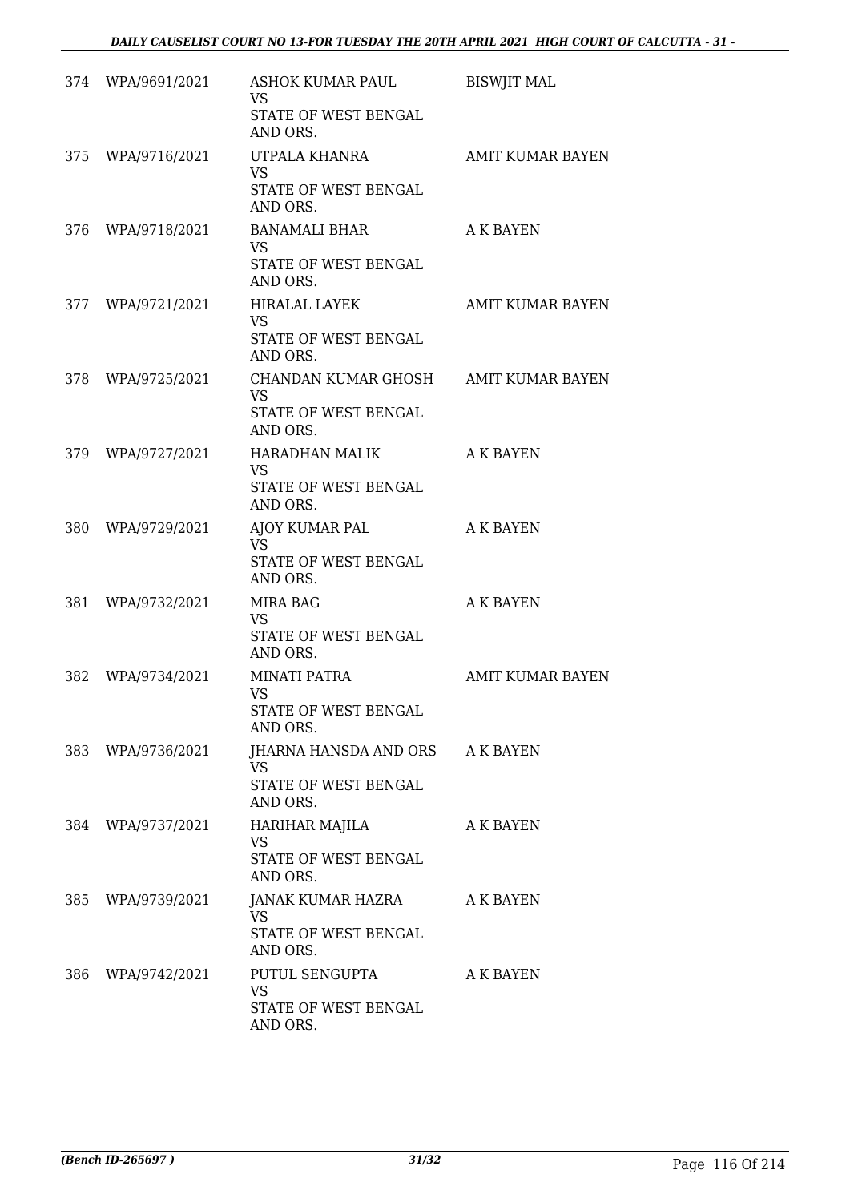| | | | |
|---|---|---|---|
| 374 | WPA/9691/2021 | ASHOK KUMAR PAUL<br>VS<br>STATE OF WEST BENGAL AND ORS. | BISWJIT MAL |
| 375 | WPA/9716/2021 | UTPALA KHANRA<br>VS<br>STATE OF WEST BENGAL AND ORS. | AMIT KUMAR BAYEN |
| 376 | WPA/9718/2021 | BANAMALI BHAR<br>VS<br>STATE OF WEST BENGAL AND ORS. | A K BAYEN |
| 377 | WPA/9721/2021 | HIRALAL LAYEK<br>VS<br>STATE OF WEST BENGAL AND ORS. | AMIT KUMAR BAYEN |
| 378 | WPA/9725/2021 | CHANDAN KUMAR GHOSH<br>VS<br>STATE OF WEST BENGAL AND ORS. | AMIT KUMAR BAYEN |
| 379 | WPA/9727/2021 | HARADHAN MALIK<br>VS<br>STATE OF WEST BENGAL AND ORS. | A K BAYEN |
| 380 | WPA/9729/2021 | AJOY KUMAR PAL<br>VS<br>STATE OF WEST BENGAL AND ORS. | A K BAYEN |
| 381 | WPA/9732/2021 | MIRA BAG<br>VS<br>STATE OF WEST BENGAL AND ORS. | A K BAYEN |
| 382 | WPA/9734/2021 | MINATI PATRA<br>VS<br>STATE OF WEST BENGAL AND ORS. | AMIT KUMAR BAYEN |
| 383 | WPA/9736/2021 | JHARNA HANSDA AND ORS<br>VS<br>STATE OF WEST BENGAL AND ORS. | A K BAYEN |
| 384 | WPA/9737/2021 | HARIHAR MAJILA<br>VS<br>STATE OF WEST BENGAL AND ORS. | A K BAYEN |
| 385 | WPA/9739/2021 | JANAK KUMAR HAZRA<br>VS<br>STATE OF WEST BENGAL AND ORS. | A K BAYEN |
| 386 | WPA/9742/2021 | PUTUL SENGUPTA<br>VS<br>STATE OF WEST BENGAL AND ORS. | A K BAYEN |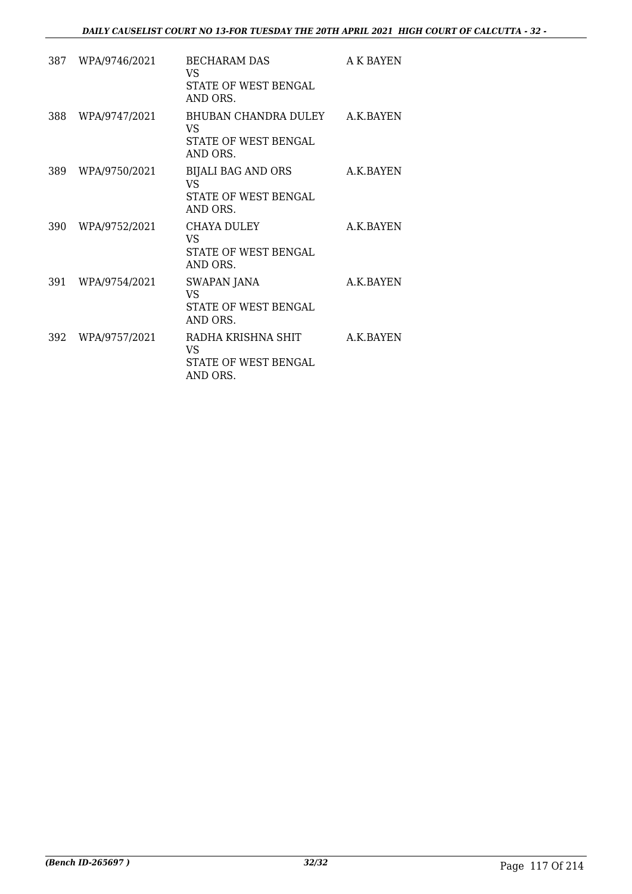| 387 | WPA/9746/2021 | BECHARAM DAS<br>VS<br>STATE OF WEST BENGAL AND ORS. | A K BAYEN |
|---|---|---|---|
| 388 | WPA/9747/2021 | BHUBAN CHANDRA DULEY<br>VS<br>STATE OF WEST BENGAL AND ORS. | A.K.BAYEN |
| 389 | WPA/9750/2021 | BIJALI BAG AND ORS<br>VS<br>STATE OF WEST BENGAL AND ORS. | A.K.BAYEN |
| 390 | WPA/9752/2021 | CHAYA DULEY<br>VS<br>STATE OF WEST BENGAL AND ORS. | A.K.BAYEN |
| 391 | WPA/9754/2021 | SWAPAN JANA<br>VS<br>STATE OF WEST BENGAL AND ORS. | A.K.BAYEN |
| 392 | WPA/9757/2021 | RADHA KRISHNA SHIT<br>VS<br>STATE OF WEST BENGAL AND ORS. | A.K.BAYEN |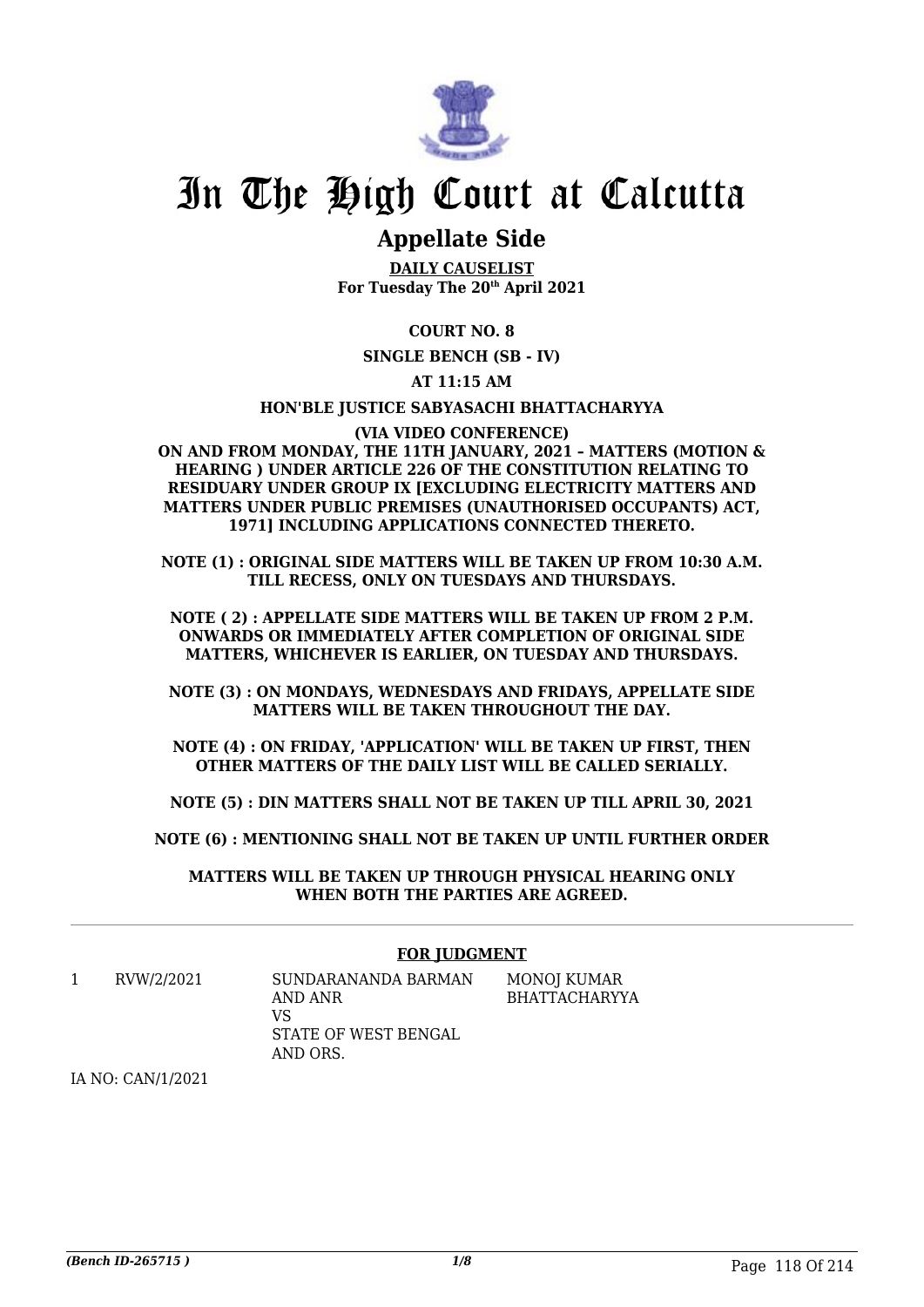# In The High Court at Calcutta

## Appellate Side

**DAILY CAUSELIST**
**For Tuesday The 20th April 2021**

**COURT NO. 8**

**SINGLE BENCH (SB - IV)**

**AT 11:15 AM**

**HON'BLE JUSTICE SABYASACHI BHATTACHARYYA**

**(VIA VIDEO CONFERENCE)**

**ON AND FROM MONDAY, THE 11TH JANUARY, 2021 – MATTERS (MOTION & HEARING ) UNDER ARTICLE 226 OF THE CONSTITUTION RELATING TO RESIDUARY UNDER GROUP IX [EXCLUDING ELECTRICITY MATTERS AND MATTERS UNDER PUBLIC PREMISES (UNAUTHORISED OCCUPANTS) ACT, 1971] INCLUDING APPLICATIONS CONNECTED THERETO.**

**NOTE (1) : ORIGINAL SIDE MATTERS WILL BE TAKEN UP FROM 10:30 A.M. TILL RECESS, ONLY ON TUESDAYS AND THURSDAYS.**

**NOTE ( 2) : APPELLATE SIDE MATTERS WILL BE TAKEN UP FROM 2 P.M. ONWARDS OR IMMEDIATELY AFTER COMPLETION OF ORIGINAL SIDE MATTERS, WHICHEVER IS EARLIER, ON TUESDAY AND THURSDAYS.**

**NOTE (3) : ON MONDAYS, WEDNESDAYS AND FRIDAYS, APPELLATE SIDE MATTERS WILL BE TAKEN THROUGHOUT THE DAY.**

**NOTE (4) : ON FRIDAY, 'APPLICATION' WILL BE TAKEN UP FIRST, THEN OTHER MATTERS OF THE DAILY LIST WILL BE CALLED SERIALLY.**

**NOTE (5) : DIN MATTERS SHALL NOT BE TAKEN UP TILL APRIL 30, 2021**

**NOTE (6) : MENTIONING SHALL NOT BE TAKEN UP UNTIL FURTHER ORDER**

**MATTERS WILL BE TAKEN UP THROUGH PHYSICAL HEARING ONLY WHEN BOTH THE PARTIES ARE AGREED.**

---

**FOR JUDGMENT**

| | | | |
|---|---|---|---|
| 1 | RVW/2/2021 | SUNDARANANDA BARMAN AND ANR<br>VS<br>STATE OF WEST BENGAL AND ORS. | MONOJ KUMAR BHATTACHARYYA |

IA NO: CAN/1/2021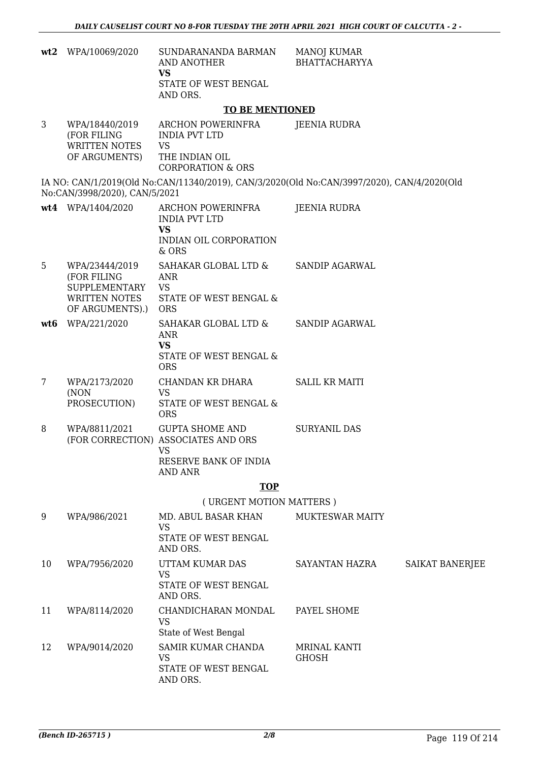| | | | | |
|---|---|---|---|---|
| wt2 | WPA/10069/2020 | SUNDARANANDA BARMAN AND ANOTHER **VS** STATE OF WEST BENGAL AND ORS. | MANOJ KUMAR BHATTACHARYYA | |

**TO BE MENTIONED**

| | | | | |
|---|---|---|---|---|
| 3 | WPA/18440/2019 (FOR FILING WRITTEN NOTES OF ARGUMENTS) | ARCHON POWERINFRA INDIA PVT LTD VS THE INDIAN OIL CORPORATION & ORS | JEENIA RUDRA | |

IA NO: CAN/1/2019(Old No:CAN/11340/2019), CAN/3/2020(Old No:CAN/3997/2020), CAN/4/2020(Old No:CAN/3998/2020), CAN/5/2021

| | | | | |
|---|---|---|---|---|
| wt4 | WPA/1404/2020 | ARCHON POWERINFRA INDIA PVT LTD **VS** INDIAN OIL CORPORATION & ORS | JEENIA RUDRA | |
| 5 | WPA/23444/2019 (FOR FILING SUPPLEMENTARY WRITTEN NOTES OF ARGUMENTS).) | SAHAKAR GLOBAL LTD & ANR VS STATE OF WEST BENGAL & ORS | SANDIP AGARWAL | |
| wt6 | WPA/221/2020 | SAHAKAR GLOBAL LTD & ANR **VS** STATE OF WEST BENGAL & ORS | SANDIP AGARWAL | |
| 7 | WPA/2173/2020 (NON PROSECUTION) | CHANDAN KR DHARA VS STATE OF WEST BENGAL & ORS | SALIL KR MAITI | |
| 8 | WPA/8811/2021 (FOR CORRECTION) | GUPTA SHOME AND ASSOCIATES AND ORS VS RESERVE BANK OF INDIA AND ANR | SURYANIL DAS | |

**TOP**

( URGENT MOTION MATTERS )

| | | | | |
|---|---|---|---|---|
| 9 | WPA/986/2021 | MD. ABUL BASAR KHAN VS STATE OF WEST BENGAL AND ORS. | MUKTESWAR MAITY | |
| 10 | WPA/7956/2020 | UTTAM KUMAR DAS VS STATE OF WEST BENGAL AND ORS. | SAYANTAN HAZRA | SAIKAT BANERJEE |
| 11 | WPA/8114/2020 | CHANDICHARAN MONDAL VS State of West Bengal | PAYEL SHOME | |
| 12 | WPA/9014/2020 | SAMIR KUMAR CHANDA VS STATE OF WEST BENGAL AND ORS. | MRINAL KANTI GHOSH | |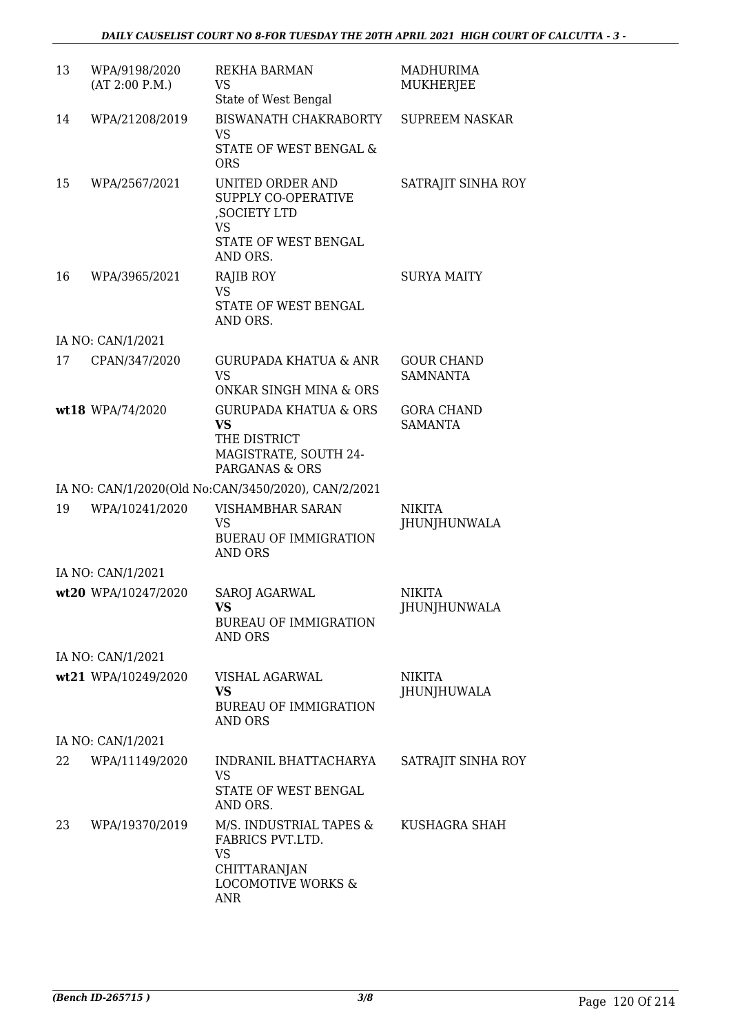| | | | |
|---|---|---|---|
| 13 | WPA/9198/2020 (AT 2:00 P.M.) | REKHA BARMAN<br>VS<br>State of West Bengal | MADHURIMA MUKHERJEE |
| 14 | WPA/21208/2019 | BISWANATH CHAKRABORTY<br>VS<br>STATE OF WEST BENGAL & ORS | SUPREEM NASKAR |
| 15 | WPA/2567/2021 | UNITED ORDER AND SUPPLY CO-OPERATIVE ,SOCIETY LTD<br>VS<br>STATE OF WEST BENGAL AND ORS. | SATRAJIT SINHA ROY |
| 16 | WPA/3965/2021 | RAJIB ROY<br>VS<br>STATE OF WEST BENGAL AND ORS. | SURYA MAITY |
| | IA NO: CAN/1/2021 | | |
| 17 | CPAN/347/2020 | GURUPADA KHATUA & ANR<br>VS<br>ONKAR SINGH MINA & ORS | GOUR CHAND SAMNANTA |
| wt18 | WPA/74/2020 | GURUPADA KHATUA & ORS<br>**VS**<br>THE DISTRICT MAGISTRATE, SOUTH 24-PARGANAS & ORS | GORA CHAND SAMANTA |
| | IA NO: CAN/1/2020(Old No:CAN/3450/2020), CAN/2/2021 | | |
| 19 | WPA/10241/2020 | VISHAMBHAR SARAN<br>VS<br>BUERAU OF IMMIGRATION AND ORS | NIKITA JHUNJHUNWALA |
| | IA NO: CAN/1/2021 | | |
| wt20 | WPA/10247/2020 | SAROJ AGARWAL<br>**VS**<br>BUREAU OF IMMIGRATION AND ORS | NIKITA JHUNJHUNWALA |
| | IA NO: CAN/1/2021 | | |
| wt21 | WPA/10249/2020 | VISHAL AGARWAL<br>**VS**<br>BUREAU OF IMMIGRATION AND ORS | NIKITA JHUNJHUWALA |
| | IA NO: CAN/1/2021 | | |
| 22 | WPA/11149/2020 | INDRANIL BHATTACHARYA<br>VS<br>STATE OF WEST BENGAL AND ORS. | SATRAJIT SINHA ROY |
| 23 | WPA/19370/2019 | M/S. INDUSTRIAL TAPES & FABRICS PVT.LTD.<br>VS<br>CHITTARANJAN LOCOMOTIVE WORKS & ANR | KUSHAGRA SHAH |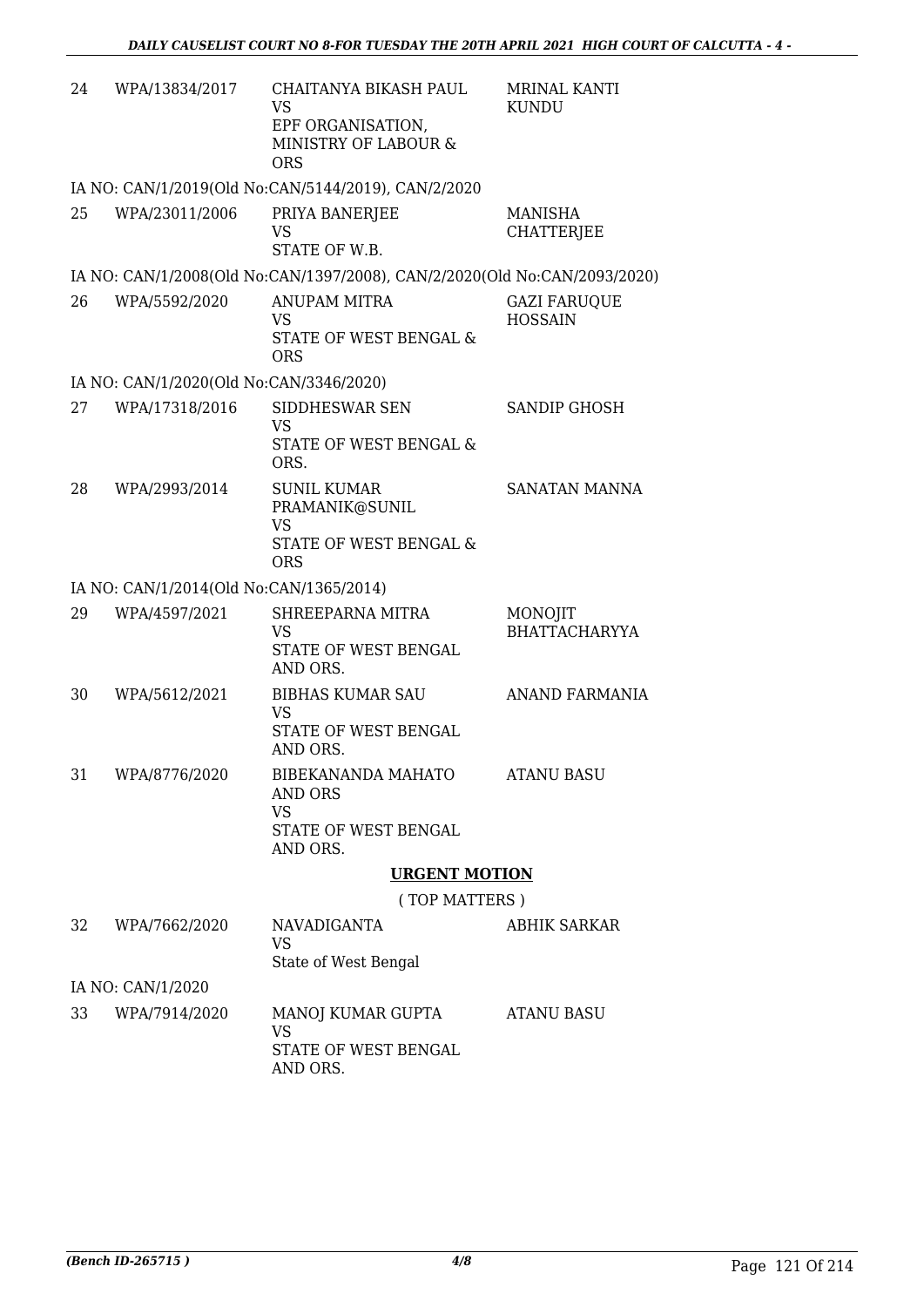| | | | |
|---|---|---|---|
| 24 | WPA/13834/2017 | CHAITANYA BIKASH PAUL<br>VS<br>EPF ORGANISATION, MINISTRY OF LABOUR & ORS | MRINAL KANTI KUNDU |

IA NO: CAN/1/2019(Old No:CAN/5144/2019), CAN/2/2020

| | | | |
|---|---|---|---|
| 25 | WPA/23011/2006 | PRIYA BANERJEE<br>VS<br>STATE OF W.B. | MANISHA CHATTERJEE |

IA NO: CAN/1/2008(Old No:CAN/1397/2008), CAN/2/2020(Old No:CAN/2093/2020)

| | | | |
|---|---|---|---|
| 26 | WPA/5592/2020 | ANUPAM MITRA<br>VS<br>STATE OF WEST BENGAL & ORS | GAZI FARUQUE HOSSAIN |

IA NO: CAN/1/2020(Old No:CAN/3346/2020)

| | | | |
|---|---|---|---|
| 27 | WPA/17318/2016 | SIDDHESWAR SEN<br>VS<br>STATE OF WEST BENGAL & ORS. | SANDIP GHOSH |
| 28 | WPA/2993/2014 | SUNIL KUMAR PRAMANIK@SUNIL<br>VS<br>STATE OF WEST BENGAL & ORS | SANATAN MANNA |

IA NO: CAN/1/2014(Old No:CAN/1365/2014)

| | | | |
|---|---|---|---|
| 29 | WPA/4597/2021 | SHREEPARNA MITRA<br>VS<br>STATE OF WEST BENGAL AND ORS. | MONOJIT BHATTACHARYYA |
| 30 | WPA/5612/2021 | BIBHAS KUMAR SAU<br>VS<br>STATE OF WEST BENGAL AND ORS. | ANAND FARMANIA |
| 31 | WPA/8776/2020 | BIBEKANANDA MAHATO AND ORS<br>VS<br>STATE OF WEST BENGAL AND ORS. | ATANU BASU |

## URGENT MOTION

( TOP MATTERS )

| | | | |
|---|---|---|---|
| 32 | WPA/7662/2020 | NAVADIGANTA<br>VS<br>State of West Bengal | ABHIK SARKAR |

IA NO: CAN/1/2020

| | | | |
|---|---|---|---|
| 33 | WPA/7914/2020 | MANOJ KUMAR GUPTA<br>VS<br>STATE OF WEST BENGAL AND ORS. | ATANU BASU |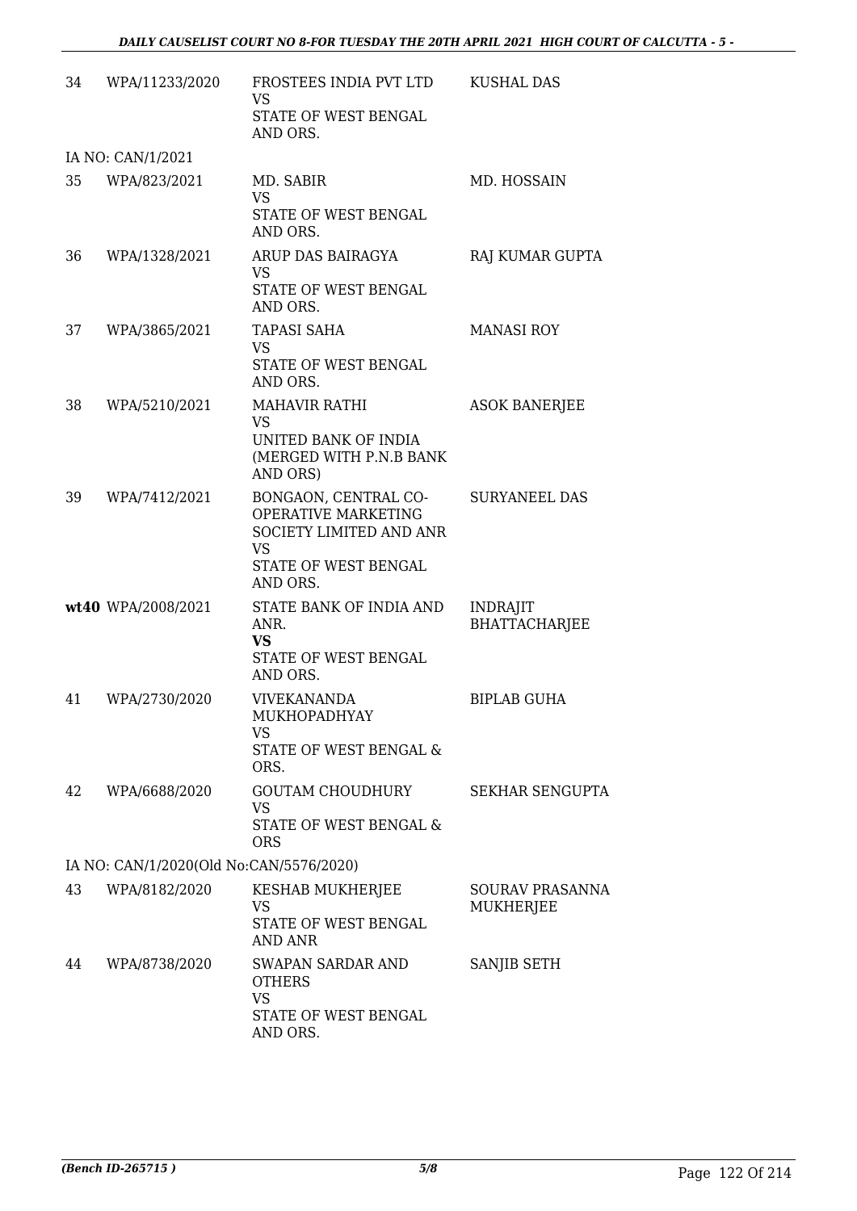| | | | |
|---|---|---|---|
| 34 | WPA/11233/2020 | FROSTEES INDIA PVT LTD<br>VS<br>STATE OF WEST BENGAL AND ORS. | KUSHAL DAS |
| IA NO: CAN/1/2021 | | | |
| 35 | WPA/823/2021 | MD. SABIR<br>VS<br>STATE OF WEST BENGAL AND ORS. | MD. HOSSAIN |
| 36 | WPA/1328/2021 | ARUP DAS BAIRAGYA<br>VS<br>STATE OF WEST BENGAL AND ORS. | RAJ KUMAR GUPTA |
| 37 | WPA/3865/2021 | TAPASI SAHA<br>VS<br>STATE OF WEST BENGAL AND ORS. | MANASI ROY |
| 38 | WPA/5210/2021 | MAHAVIR RATHI<br>VS<br>UNITED BANK OF INDIA (MERGED WITH P.N.B BANK AND ORS) | ASOK BANERJEE |
| 39 | WPA/7412/2021 | BONGAON, CENTRAL CO-OPERATIVE MARKETING SOCIETY LIMITED AND ANR<br>VS<br>STATE OF WEST BENGAL AND ORS. | SURYANEEL DAS |
| **wt40** | WPA/2008/2021 | STATE BANK OF INDIA AND ANR.<br>**VS**<br>STATE OF WEST BENGAL AND ORS. | INDRAJIT BHATTACHARJEE |
| 41 | WPA/2730/2020 | VIVEKANANDA MUKHOPADHYAY<br>VS<br>STATE OF WEST BENGAL & ORS. | BIPLAB GUHA |
| 42 | WPA/6688/2020 | GOUTAM CHOUDHURY<br>VS<br>STATE OF WEST BENGAL & ORS | SEKHAR SENGUPTA |
| IA NO: CAN/1/2020(Old No:CAN/5576/2020) | | | |
| 43 | WPA/8182/2020 | KESHAB MUKHERJEE<br>VS<br>STATE OF WEST BENGAL AND ANR | SOURAV PRASANNA MUKHERJEE |
| 44 | WPA/8738/2020 | SWAPAN SARDAR AND OTHERS<br>VS<br>STATE OF WEST BENGAL AND ORS. | SANJIB SETH |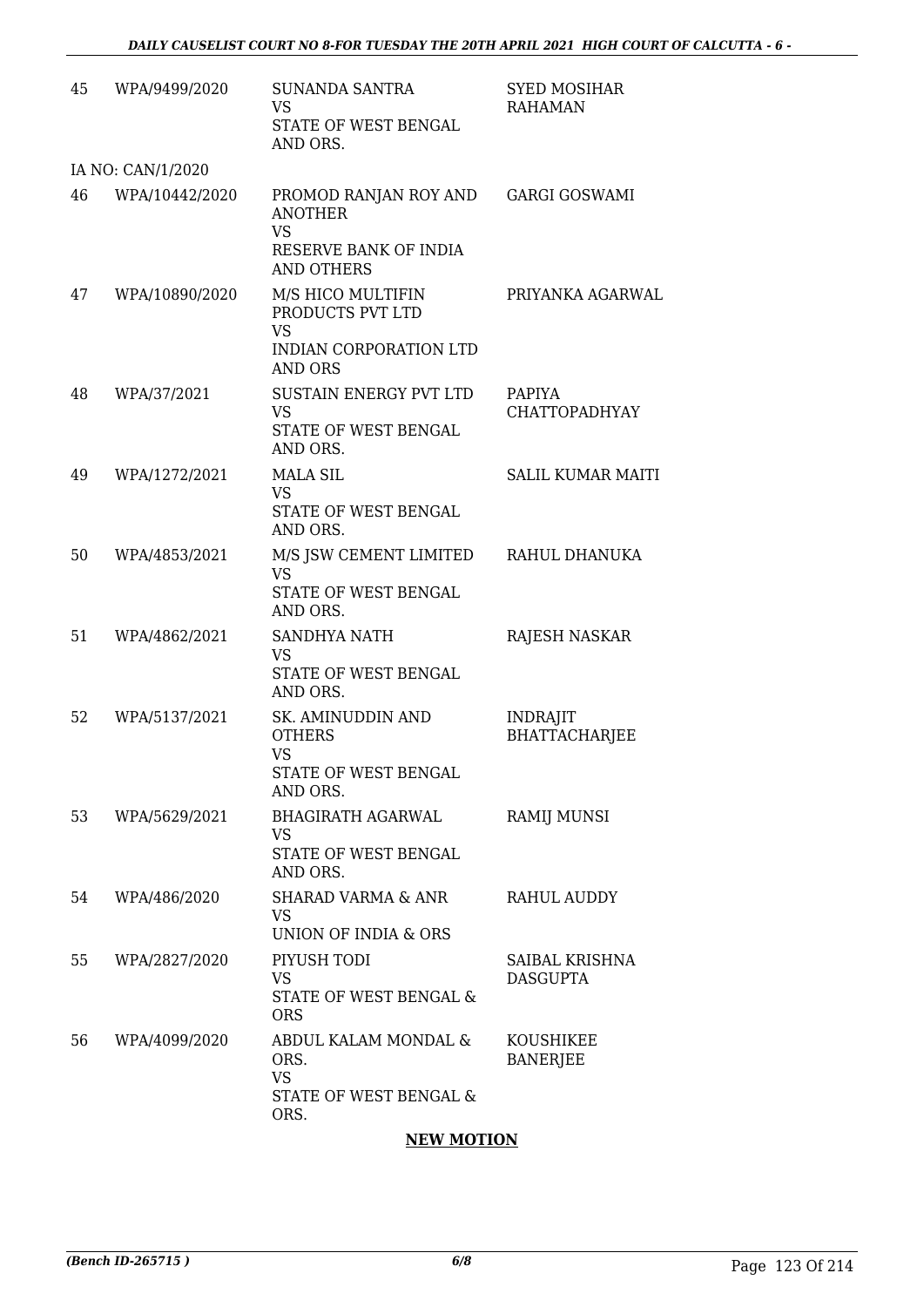| 45 | WPA/9499/2020 | SUNANDA SANTRA<br>VS<br>STATE OF WEST BENGAL AND ORS. | SYED MOSIHAR RAHAMAN |
|---|---|---|---|
| | IA NO: CAN/1/2020 | | |
| 46 | WPA/10442/2020 | PROMOD RANJAN ROY AND ANOTHER<br>VS<br>RESERVE BANK OF INDIA AND OTHERS | GARGI GOSWAMI |
| 47 | WPA/10890/2020 | M/S HICO MULTIFIN PRODUCTS PVT LTD<br>VS<br>INDIAN CORPORATION LTD AND ORS | PRIYANKA AGARWAL |
| 48 | WPA/37/2021 | SUSTAIN ENERGY PVT LTD<br>VS<br>STATE OF WEST BENGAL AND ORS. | PAPIYA CHATTOPADHYAY |
| 49 | WPA/1272/2021 | MALA SIL<br>VS<br>STATE OF WEST BENGAL AND ORS. | SALIL KUMAR MAITI |
| 50 | WPA/4853/2021 | M/S JSW CEMENT LIMITED<br>VS<br>STATE OF WEST BENGAL AND ORS. | RAHUL DHANUKA |
| 51 | WPA/4862/2021 | SANDHYA NATH<br>VS<br>STATE OF WEST BENGAL AND ORS. | RAJESH NASKAR |
| 52 | WPA/5137/2021 | SK. AMINUDDIN AND OTHERS<br>VS<br>STATE OF WEST BENGAL AND ORS. | INDRAJIT BHATTACHARJEE |
| 53 | WPA/5629/2021 | BHAGIRATH AGARWAL<br>VS<br>STATE OF WEST BENGAL AND ORS. | RAMIJ MUNSI |
| 54 | WPA/486/2020 | SHARAD VARMA & ANR<br>VS<br>UNION OF INDIA & ORS | RAHUL AUDDY |
| 55 | WPA/2827/2020 | PIYUSH TODI<br>VS<br>STATE OF WEST BENGAL & ORS | SAIBAL KRISHNA DASGUPTA |
| 56 | WPA/4099/2020 | ABDUL KALAM MONDAL & ORS.<br>VS<br>STATE OF WEST BENGAL & ORS. | KOUSHIKEE BANERJEE |

**NEW MOTION**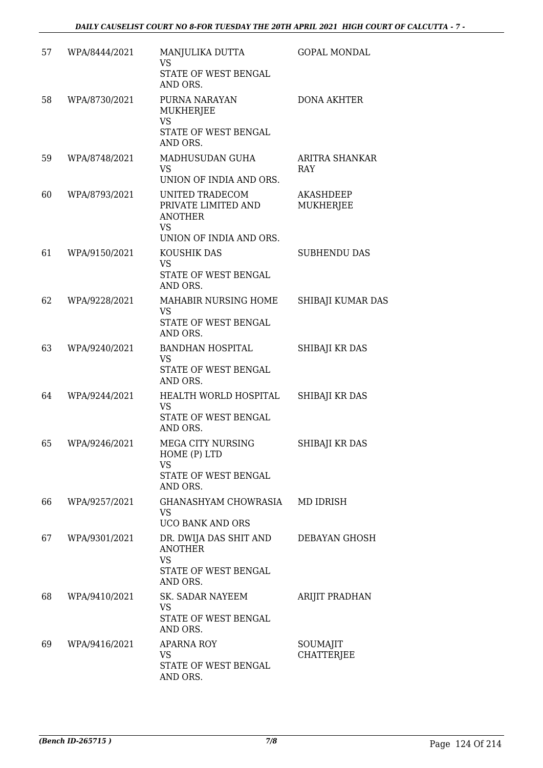| 57 | WPA/8444/2021 | MANJULIKA DUTTA<br>VS<br>STATE OF WEST BENGAL AND ORS. | GOPAL MONDAL |
|---|---|---|---|
| 58 | WPA/8730/2021 | PURNA NARAYAN MUKHERJEE<br>VS<br>STATE OF WEST BENGAL AND ORS. | DONA AKHTER |
| 59 | WPA/8748/2021 | MADHUSUDAN GUHA<br>VS<br>UNION OF INDIA AND ORS. | ARITRA SHANKAR RAY |
| 60 | WPA/8793/2021 | UNITED TRADECOM PRIVATE LIMITED AND ANOTHER<br>VS<br>UNION OF INDIA AND ORS. | AKASHDEEP MUKHERJEE |
| 61 | WPA/9150/2021 | KOUSHIK DAS<br>VS<br>STATE OF WEST BENGAL AND ORS. | SUBHENDU DAS |
| 62 | WPA/9228/2021 | MAHABIR NURSING HOME<br>VS<br>STATE OF WEST BENGAL AND ORS. | SHIBAJI KUMAR DAS |
| 63 | WPA/9240/2021 | BANDHAN HOSPITAL<br>VS<br>STATE OF WEST BENGAL AND ORS. | SHIBAJI KR DAS |
| 64 | WPA/9244/2021 | HEALTH WORLD HOSPITAL<br>VS<br>STATE OF WEST BENGAL AND ORS. | SHIBAJI KR DAS |
| 65 | WPA/9246/2021 | MEGA CITY NURSING HOME (P) LTD<br>VS<br>STATE OF WEST BENGAL AND ORS. | SHIBAJI KR DAS |
| 66 | WPA/9257/2021 | GHANASHYAM CHOWRASIA<br>VS<br>UCO BANK AND ORS | MD IDRISH |
| 67 | WPA/9301/2021 | DR. DWIJA DAS SHIT AND ANOTHER<br>VS<br>STATE OF WEST BENGAL AND ORS. | DEBAYAN GHOSH |
| 68 | WPA/9410/2021 | SK. SADAR NAYEEM<br>VS<br>STATE OF WEST BENGAL AND ORS. | ARIJIT PRADHAN |
| 69 | WPA/9416/2021 | APARNA ROY<br>VS<br>STATE OF WEST BENGAL AND ORS. | SOUMAJIT CHATTERJEE |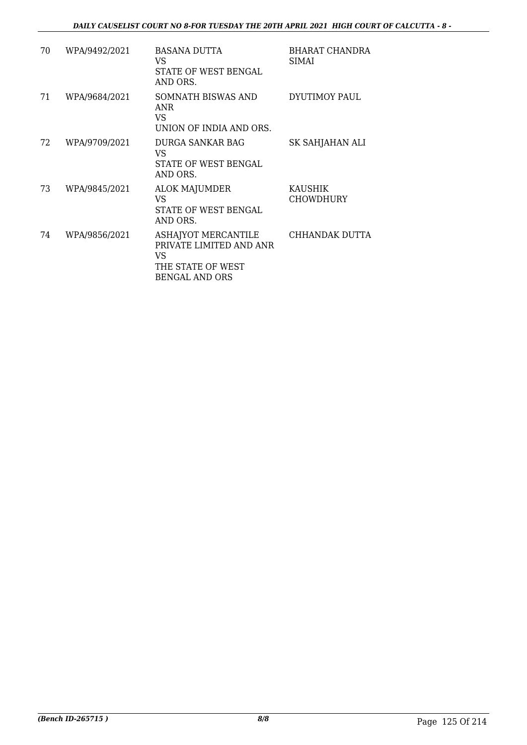| 70 | WPA/9492/2021 | BASANA DUTTA<br>VS<br>STATE OF WEST BENGAL AND ORS. | BHARAT CHANDRA SIMAI |
|---|---|---|---|
| 71 | WPA/9684/2021 | SOMNATH BISWAS AND ANR<br>VS<br>UNION OF INDIA AND ORS. | DYUTIMOY PAUL |
| 72 | WPA/9709/2021 | DURGA SANKAR BAG<br>VS<br>STATE OF WEST BENGAL AND ORS. | SK SAHJAHAN ALI |
| 73 | WPA/9845/2021 | ALOK MAJUMDER<br>VS<br>STATE OF WEST BENGAL AND ORS. | KAUSHIK CHOWDHURY |
| 74 | WPA/9856/2021 | ASHAJYOT MERCANTILE PRIVATE LIMITED AND ANR<br>VS<br>THE STATE OF WEST BENGAL AND ORS | CHHANDAK DUTTA |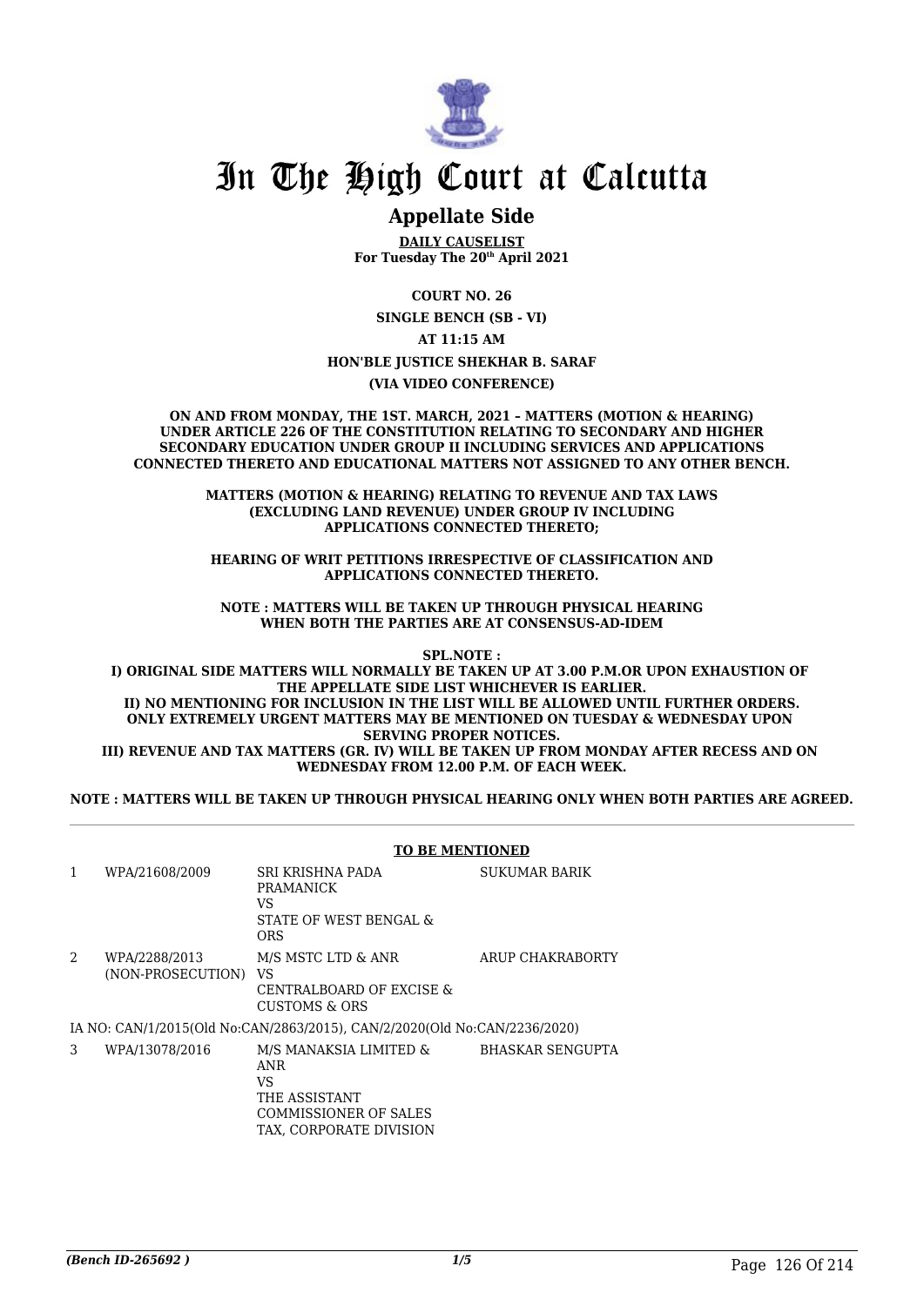# In The High Court at Calcutta

## Appellate Side

**DAILY CAUSELIST**
**For Tuesday The 20th April 2021**

**COURT NO. 26**

**SINGLE BENCH (SB - VI)**

**AT 11:15 AM**

**HON'BLE JUSTICE SHEKHAR B. SARAF**

**(VIA VIDEO CONFERENCE)**

**ON AND FROM MONDAY, THE 1ST. MARCH, 2021 – MATTERS (MOTION & HEARING) UNDER ARTICLE 226 OF THE CONSTITUTION RELATING TO SECONDARY AND HIGHER SECONDARY EDUCATION UNDER GROUP II INCLUDING SERVICES AND APPLICATIONS CONNECTED THERETO AND EDUCATIONAL MATTERS NOT ASSIGNED TO ANY OTHER BENCH.**

**MATTERS (MOTION & HEARING) RELATING TO REVENUE AND TAX LAWS (EXCLUDING LAND REVENUE) UNDER GROUP IV INCLUDING APPLICATIONS CONNECTED THERETO;**

**HEARING OF WRIT PETITIONS IRRESPECTIVE OF CLASSIFICATION AND APPLICATIONS CONNECTED THERETO.**

**NOTE : MATTERS WILL BE TAKEN UP THROUGH PHYSICAL HEARING WHEN BOTH THE PARTIES ARE AT CONSENSUS-AD-IDEM**

**SPL.NOTE :**
**I) ORIGINAL SIDE MATTERS WILL NORMALLY BE TAKEN UP AT 3.00 P.M.OR UPON EXHAUSTION OF THE APPELLATE SIDE LIST WHICHEVER IS EARLIER.**
**II) NO MENTIONING FOR INCLUSION IN THE LIST WILL BE ALLOWED UNTIL FURTHER ORDERS. ONLY EXTREMELY URGENT MATTERS MAY BE MENTIONED ON TUESDAY & WEDNESDAY UPON SERVING PROPER NOTICES.**
**III) REVENUE AND TAX MATTERS (GR. IV) WILL BE TAKEN UP FROM MONDAY AFTER RECESS AND ON WEDNESDAY FROM 12.00 P.M. OF EACH WEEK.**

**NOTE : MATTERS WILL BE TAKEN UP THROUGH PHYSICAL HEARING ONLY WHEN BOTH PARTIES ARE AGREED.**

**TO BE MENTIONED**

| | | | |
|---|---|---|---|
| 1 | WPA/21608/2009 | SRI KRISHNA PADA PRAMANICK<br>VS<br>STATE OF WEST BENGAL & ORS | SUKUMAR BARIK |
| 2 | WPA/2288/2013<br>(NON-PROSECUTION) | M/S MSTC LTD & ANR<br>VS<br>CENTRALBOARD OF EXCISE & CUSTOMS & ORS | ARUP CHAKRABORTY |
| | IA NO: CAN/1/2015(Old No:CAN/2863/2015), CAN/2/2020(Old No:CAN/2236/2020) | | |
| 3 | WPA/13078/2016 | M/S MANAKSIA LIMITED & ANR<br>VS<br>THE ASSISTANT COMMISSIONER OF SALES TAX, CORPORATE DIVISION | BHASKAR SENGUPTA |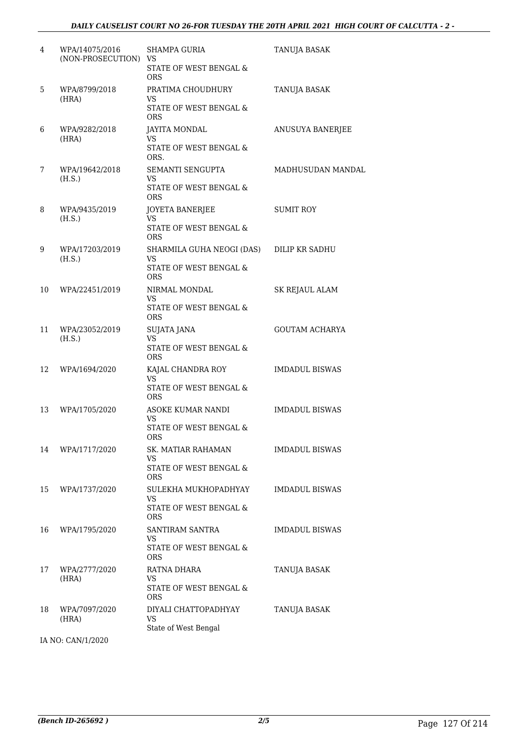| | | | |
|---|---|---|---|
| 4 | WPA/14075/2016 (NON-PROSECUTION) | SHAMPA GURIA VS STATE OF WEST BENGAL & ORS | TANUJA BASAK |
| 5 | WPA/8799/2018 (HRA) | PRATIMA CHOUDHURY VS STATE OF WEST BENGAL & ORS | TANUJA BASAK |
| 6 | WPA/9282/2018 (HRA) | JAYITA MONDAL VS STATE OF WEST BENGAL & ORS. | ANUSUYA BANERJEE |
| 7 | WPA/19642/2018 (H.S.) | SEMANTI SENGUPTA VS STATE OF WEST BENGAL & ORS | MADHUSUDAN MANDAL |
| 8 | WPA/9435/2019 (H.S.) | JOYETA BANERJEE VS STATE OF WEST BENGAL & ORS | SUMIT ROY |
| 9 | WPA/17203/2019 (H.S.) | SHARMILA GUHA NEOGI (DAS) VS STATE OF WEST BENGAL & ORS | DILIP KR SADHU |
| 10 | WPA/22451/2019 | NIRMAL MONDAL VS STATE OF WEST BENGAL & ORS | SK REJAUL ALAM |
| 11 | WPA/23052/2019 (H.S.) | SUJATA JANA VS STATE OF WEST BENGAL & ORS | GOUTAM ACHARYA |
| 12 | WPA/1694/2020 | KAJAL CHANDRA ROY VS STATE OF WEST BENGAL & ORS | IMDADUL BISWAS |
| 13 | WPA/1705/2020 | ASOKE KUMAR NANDI VS STATE OF WEST BENGAL & ORS | IMDADUL BISWAS |
| 14 | WPA/1717/2020 | SK. MATIAR RAHAMAN VS STATE OF WEST BENGAL & ORS | IMDADUL BISWAS |
| 15 | WPA/1737/2020 | SULEKHA MUKHOPADHYAY VS STATE OF WEST BENGAL & ORS | IMDADUL BISWAS |
| 16 | WPA/1795/2020 | SANTIRAM SANTRA VS STATE OF WEST BENGAL & ORS | IMDADUL BISWAS |
| 17 | WPA/2777/2020 (HRA) | RATNA DHARA VS STATE OF WEST BENGAL & ORS | TANUJA BASAK |
| 18 | WPA/7097/2020 (HRA) | DIYALI CHATTOPADHYAY VS State of West Bengal | TANUJA BASAK |

IA NO: CAN/1/2020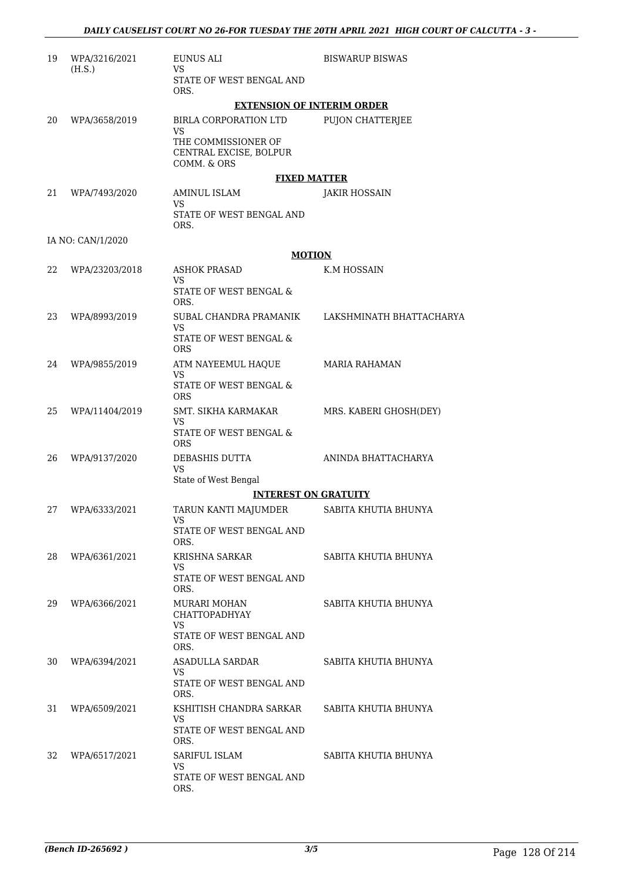| | | | |
|---|---|---|---|
| 19 | WPA/3216/2021 (H.S.) | EUNUS ALI<br>VS<br>STATE OF WEST BENGAL AND ORS. | BISWARUP BISWAS |

**EXTENSION OF INTERIM ORDER**

| | | | |
|---|---|---|---|
| 20 | WPA/3658/2019 | BIRLA CORPORATION LTD<br>VS<br>THE COMMISSIONER OF CENTRAL EXCISE, BOLPUR COMM. & ORS | PUJON CHATTERJEE |

**FIXED MATTER**

| | | | |
|---|---|---|---|
| 21 | WPA/7493/2020 | AMINUL ISLAM<br>VS<br>STATE OF WEST BENGAL AND ORS. | JAKIR HOSSAIN |

IA NO: CAN/1/2020

**MOTION**

| | | | |
|---|---|---|---|
| 22 | WPA/23203/2018 | ASHOK PRASAD<br>VS<br>STATE OF WEST BENGAL & ORS. | K.M HOSSAIN |
| 23 | WPA/8993/2019 | SUBAL CHANDRA PRAMANIK<br>VS<br>STATE OF WEST BENGAL & ORS | LAKSHMINATH BHATTACHARYA |
| 24 | WPA/9855/2019 | ATM NAYEEMUL HAQUE<br>VS<br>STATE OF WEST BENGAL & ORS | MARIA RAHAMAN |
| 25 | WPA/11404/2019 | SMT. SIKHA KARMAKAR<br>VS<br>STATE OF WEST BENGAL & ORS | MRS. KABERI GHOSH(DEY) |
| 26 | WPA/9137/2020 | DEBASHIS DUTTA<br>VS<br>State of West Bengal | ANINDA BHATTACHARYA |

**INTEREST ON GRATUITY**

| | | | |
|---|---|---|---|
| 27 | WPA/6333/2021 | TARUN KANTI MAJUMDER<br>VS<br>STATE OF WEST BENGAL AND ORS. | SABITA KHUTIA BHUNYA |
| 28 | WPA/6361/2021 | KRISHNA SARKAR<br>VS<br>STATE OF WEST BENGAL AND ORS. | SABITA KHUTIA BHUNYA |
| 29 | WPA/6366/2021 | MURARI MOHAN CHATTOPADHYAY<br>VS<br>STATE OF WEST BENGAL AND ORS. | SABITA KHUTIA BHUNYA |
| 30 | WPA/6394/2021 | ASADULLA SARDAR<br>VS<br>STATE OF WEST BENGAL AND ORS. | SABITA KHUTIA BHUNYA |
| 31 | WPA/6509/2021 | KSHITISH CHANDRA SARKAR<br>VS<br>STATE OF WEST BENGAL AND ORS. | SABITA KHUTIA BHUNYA |
| 32 | WPA/6517/2021 | SARIFUL ISLAM<br>VS<br>STATE OF WEST BENGAL AND ORS. | SABITA KHUTIA BHUNYA |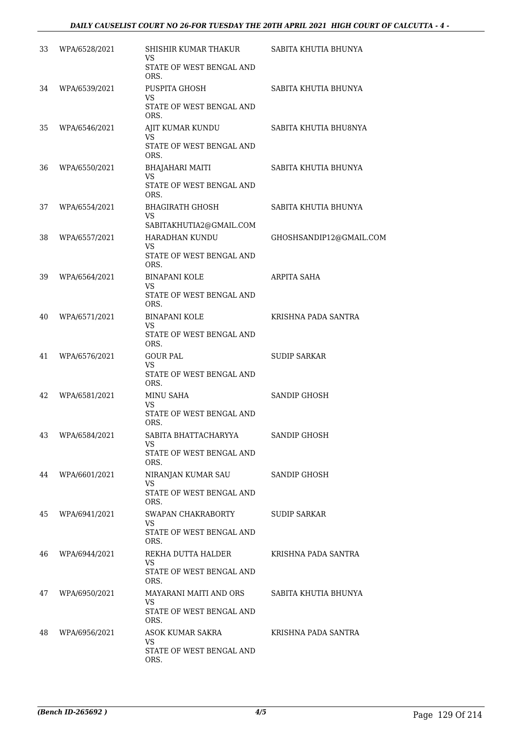| 33 | WPA/6528/2021 | SHISHIR KUMAR THAKUR<br>VS<br>STATE OF WEST BENGAL AND ORS. | SABITA KHUTIA BHUNYA |
|---|---|---|---|
| 34 | WPA/6539/2021 | PUSPITA GHOSH<br>VS<br>STATE OF WEST BENGAL AND ORS. | SABITA KHUTIA BHUNYA |
| 35 | WPA/6546/2021 | AJIT KUMAR KUNDU<br>VS<br>STATE OF WEST BENGAL AND ORS. | SABITA KHUTIA BHU8NYA |
| 36 | WPA/6550/2021 | BHAJAHARI MAITI<br>VS<br>STATE OF WEST BENGAL AND ORS. | SABITA KHUTIA BHUNYA |
| 37 | WPA/6554/2021 | BHAGIRATH GHOSH<br>VS<br>SABITAKHUTIA2@GMAIL.COM | SABITA KHUTIA BHUNYA |
| 38 | WPA/6557/2021 | HARADHAN KUNDU<br>VS<br>STATE OF WEST BENGAL AND ORS. | GHOSHSANDIP12@GMAIL.COM |
| 39 | WPA/6564/2021 | BINAPANI KOLE<br>VS<br>STATE OF WEST BENGAL AND ORS. | ARPITA SAHA |
| 40 | WPA/6571/2021 | BINAPANI KOLE<br>VS<br>STATE OF WEST BENGAL AND ORS. | KRISHNA PADA SANTRA |
| 41 | WPA/6576/2021 | GOUR PAL<br>VS<br>STATE OF WEST BENGAL AND ORS. | SUDIP SARKAR |
| 42 | WPA/6581/2021 | MINU SAHA<br>VS<br>STATE OF WEST BENGAL AND ORS. | SANDIP GHOSH |
| 43 | WPA/6584/2021 | SABITA BHATTACHARYYA<br>VS<br>STATE OF WEST BENGAL AND ORS. | SANDIP GHOSH |
| 44 | WPA/6601/2021 | NIRANJAN KUMAR SAU<br>VS<br>STATE OF WEST BENGAL AND ORS. | SANDIP GHOSH |
| 45 | WPA/6941/2021 | SWAPAN CHAKRABORTY<br>VS<br>STATE OF WEST BENGAL AND ORS. | SUDIP SARKAR |
| 46 | WPA/6944/2021 | REKHA DUTTA HALDER<br>VS<br>STATE OF WEST BENGAL AND ORS. | KRISHNA PADA SANTRA |
| 47 | WPA/6950/2021 | MAYARANI MAITI AND ORS<br>VS<br>STATE OF WEST BENGAL AND ORS. | SABITA KHUTIA BHUNYA |
| 48 | WPA/6956/2021 | ASOK KUMAR SAKRA<br>VS<br>STATE OF WEST BENGAL AND ORS. | KRISHNA PADA SANTRA |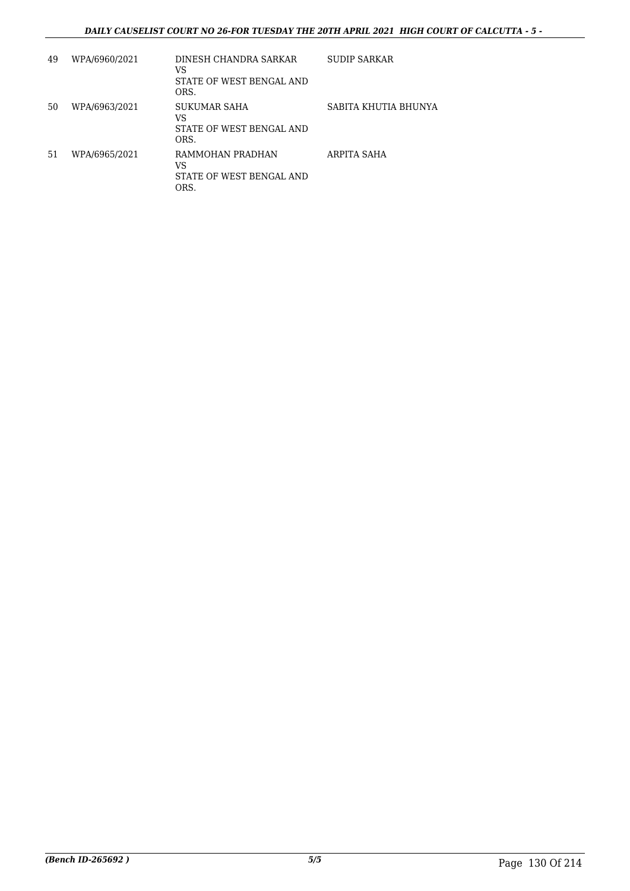| 49 | WPA/6960/2021 | DINESH CHANDRA SARKAR<br>VS<br>STATE OF WEST BENGAL AND ORS. | SUDIP SARKAR |
|---|---|---|---|
| 50 | WPA/6963/2021 | SUKUMAR SAHA<br>VS<br>STATE OF WEST BENGAL AND ORS. | SABITA KHUTIA BHUNYA |
| 51 | WPA/6965/2021 | RAMMOHAN PRADHAN<br>VS<br>STATE OF WEST BENGAL AND ORS. | ARPITA SAHA |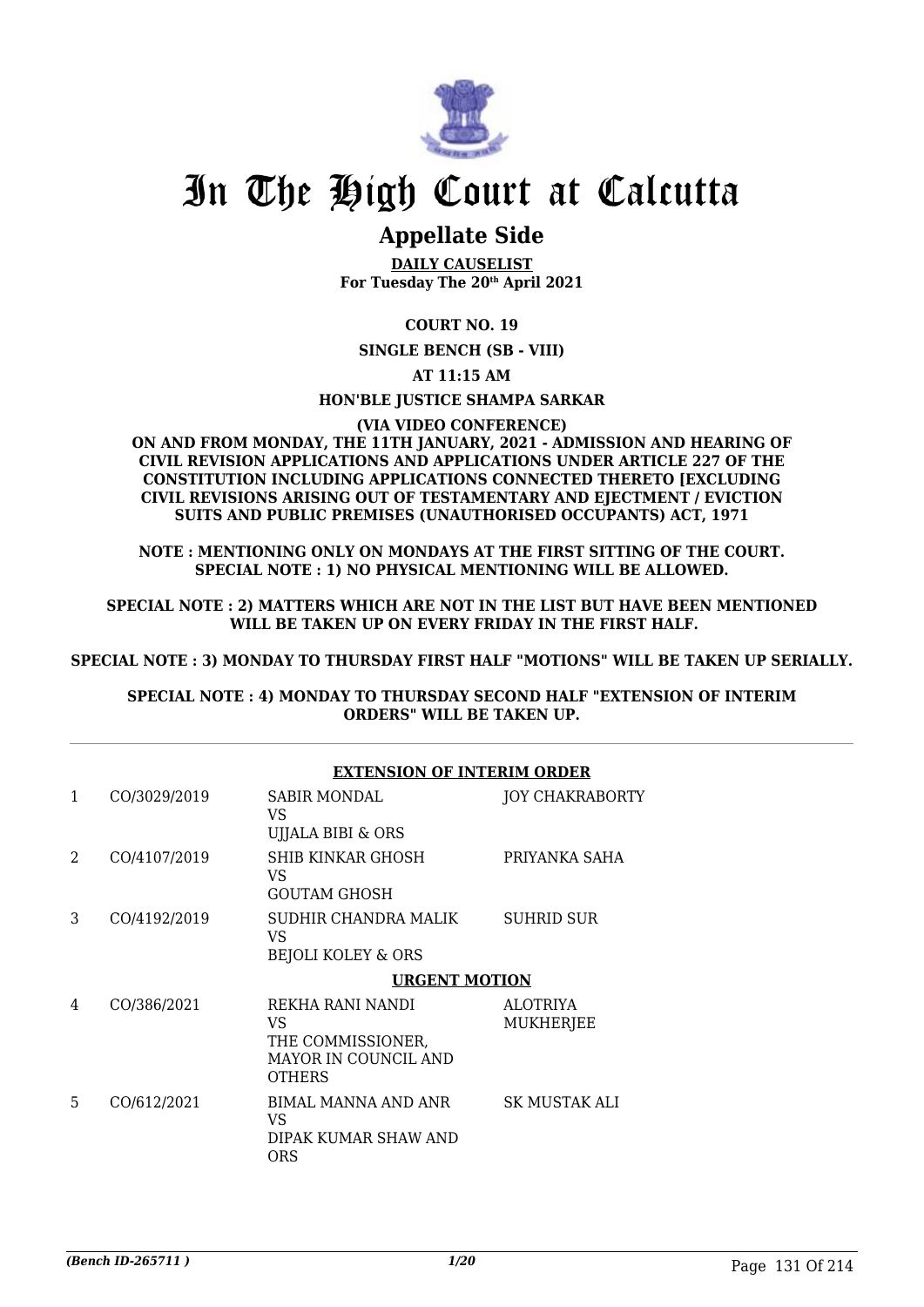# In The High Court at Calcutta

## Appellate Side

**DAILY CAUSELIST**
**For Tuesday The 20th April 2021**

**COURT NO. 19**

**SINGLE BENCH (SB - VIII)**

**AT 11:15 AM**

**HON'BLE JUSTICE SHAMPA SARKAR**

**(VIA VIDEO CONFERENCE)**

**ON AND FROM MONDAY, THE 11TH JANUARY, 2021 - ADMISSION AND HEARING OF CIVIL REVISION APPLICATIONS AND APPLICATIONS UNDER ARTICLE 227 OF THE CONSTITUTION INCLUDING APPLICATIONS CONNECTED THERETO [EXCLUDING CIVIL REVISIONS ARISING OUT OF TESTAMENTARY AND EJECTMENT / EVICTION SUITS AND PUBLIC PREMISES (UNAUTHORISED OCCUPANTS) ACT, 1971**

**NOTE : MENTIONING ONLY ON MONDAYS AT THE FIRST SITTING OF THE COURT.**
**SPECIAL NOTE : 1) NO PHYSICAL MENTIONING WILL BE ALLOWED.**

**SPECIAL NOTE : 2) MATTERS WHICH ARE NOT IN THE LIST BUT HAVE BEEN MENTIONED WILL BE TAKEN UP ON EVERY FRIDAY IN THE FIRST HALF.**

**SPECIAL NOTE : 3) MONDAY TO THURSDAY FIRST HALF "MOTIONS" WILL BE TAKEN UP SERIALLY.**

**SPECIAL NOTE : 4) MONDAY TO THURSDAY SECOND HALF "EXTENSION OF INTERIM ORDERS" WILL BE TAKEN UP.**

**EXTENSION OF INTERIM ORDER**

| | | | |
|---|---|---|---|
| 1 | CO/3029/2019 | SABIR MONDAL<br>VS<br>UJJALA BIBI & ORS | JOY CHAKRABORTY |
| 2 | CO/4107/2019 | SHIB KINKAR GHOSH<br>VS<br>GOUTAM GHOSH | PRIYANKA SAHA |
| 3 | CO/4192/2019 | SUDHIR CHANDRA MALIK<br>VS<br>BEJOLI KOLEY & ORS | SUHRID SUR |

**URGENT MOTION**

| | | | |
|---|---|---|---|
| 4 | CO/386/2021 | REKHA RANI NANDI<br>VS<br>THE COMMISSIONER, MAYOR IN COUNCIL AND OTHERS | ALOTRIYA MUKHERJEE |
| 5 | CO/612/2021 | BIMAL MANNA AND ANR<br>VS<br>DIPAK KUMAR SHAW AND ORS | SK MUSTAK ALI |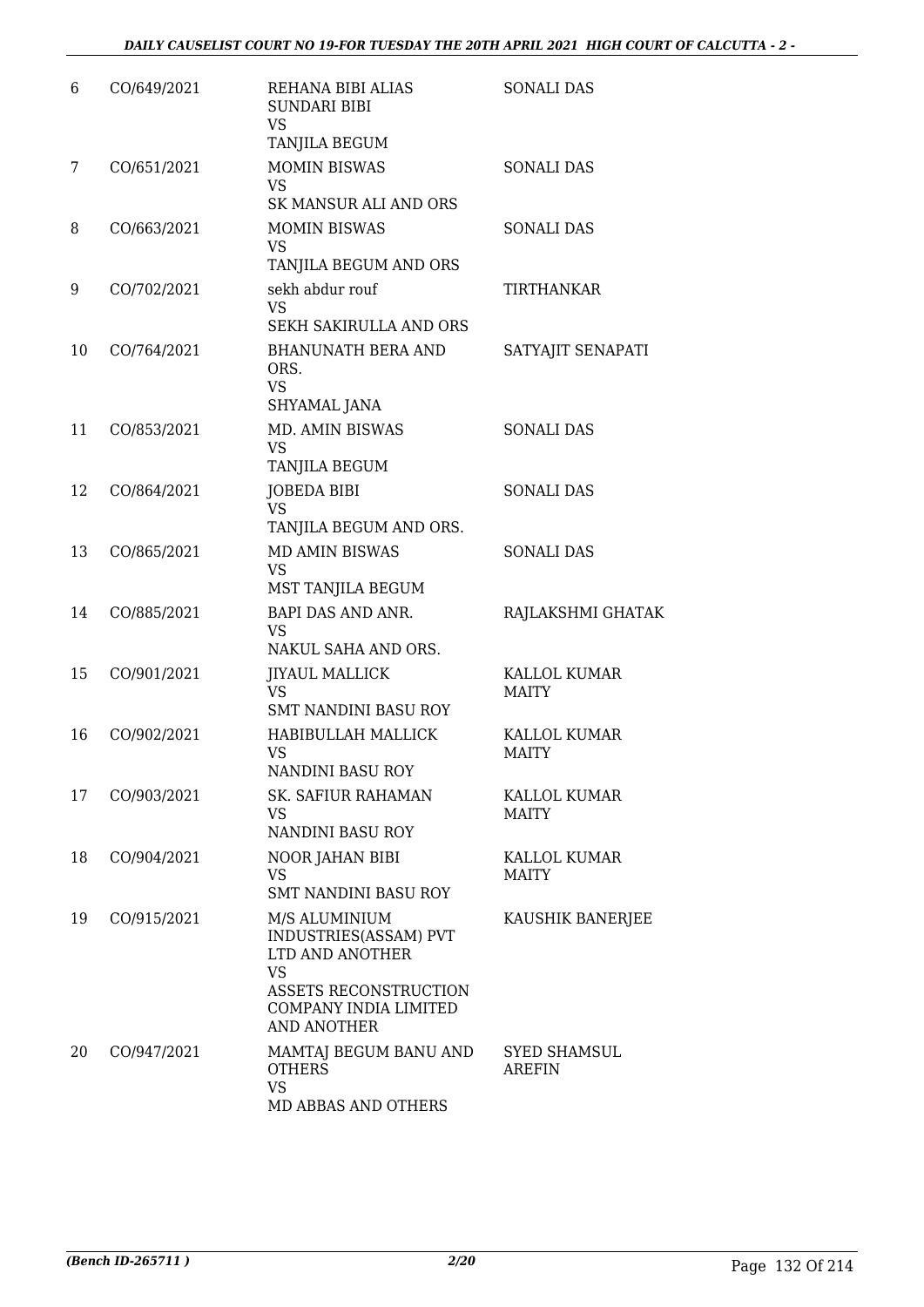| 6 | CO/649/2021 | REHANA BIBI ALIAS SUNDARI BIBI<br>VS<br>TANJILA BEGUM | SONALI DAS |
|---|---|---|---|
| 7 | CO/651/2021 | MOMIN BISWAS<br>VS<br>SK MANSUR ALI AND ORS | SONALI DAS |
| 8 | CO/663/2021 | MOMIN BISWAS<br>VS<br>TANJILA BEGUM AND ORS | SONALI DAS |
| 9 | CO/702/2021 | sekh abdur rouf<br>VS<br>SEKH SAKIRULLA AND ORS | TIRTHANKAR |
| 10 | CO/764/2021 | BHANUNATH BERA AND ORS.<br>VS<br>SHYAMAL JANA | SATYAJIT SENAPATI |
| 11 | CO/853/2021 | MD. AMIN BISWAS<br>VS<br>TANJILA BEGUM | SONALI DAS |
| 12 | CO/864/2021 | JOBEDA BIBI<br>VS<br>TANJILA BEGUM AND ORS. | SONALI DAS |
| 13 | CO/865/2021 | MD AMIN BISWAS<br>VS<br>MST TANJILA BEGUM | SONALI DAS |
| 14 | CO/885/2021 | BAPI DAS AND ANR.<br>VS<br>NAKUL SAHA AND ORS. | RAJLAKSHMI GHATAK |
| 15 | CO/901/2021 | JIYAUL MALLICK<br>VS<br>SMT NANDINI BASU ROY | KALLOL KUMAR MAITY |
| 16 | CO/902/2021 | HABIBULLAH MALLICK<br>VS<br>NANDINI BASU ROY | KALLOL KUMAR MAITY |
| 17 | CO/903/2021 | SK. SAFIUR RAHAMAN<br>VS<br>NANDINI BASU ROY | KALLOL KUMAR MAITY |
| 18 | CO/904/2021 | NOOR JAHAN BIBI<br>VS<br>SMT NANDINI BASU ROY | KALLOL KUMAR MAITY |
| 19 | CO/915/2021 | M/S ALUMINIUM INDUSTRIES(ASSAM) PVT LTD AND ANOTHER<br>VS<br>ASSETS RECONSTRUCTION COMPANY INDIA LIMITED AND ANOTHER | KAUSHIK BANERJEE |
| 20 | CO/947/2021 | MAMTAJ BEGUM BANU AND OTHERS<br>VS<br>MD ABBAS AND OTHERS | SYED SHAMSUL AREFIN |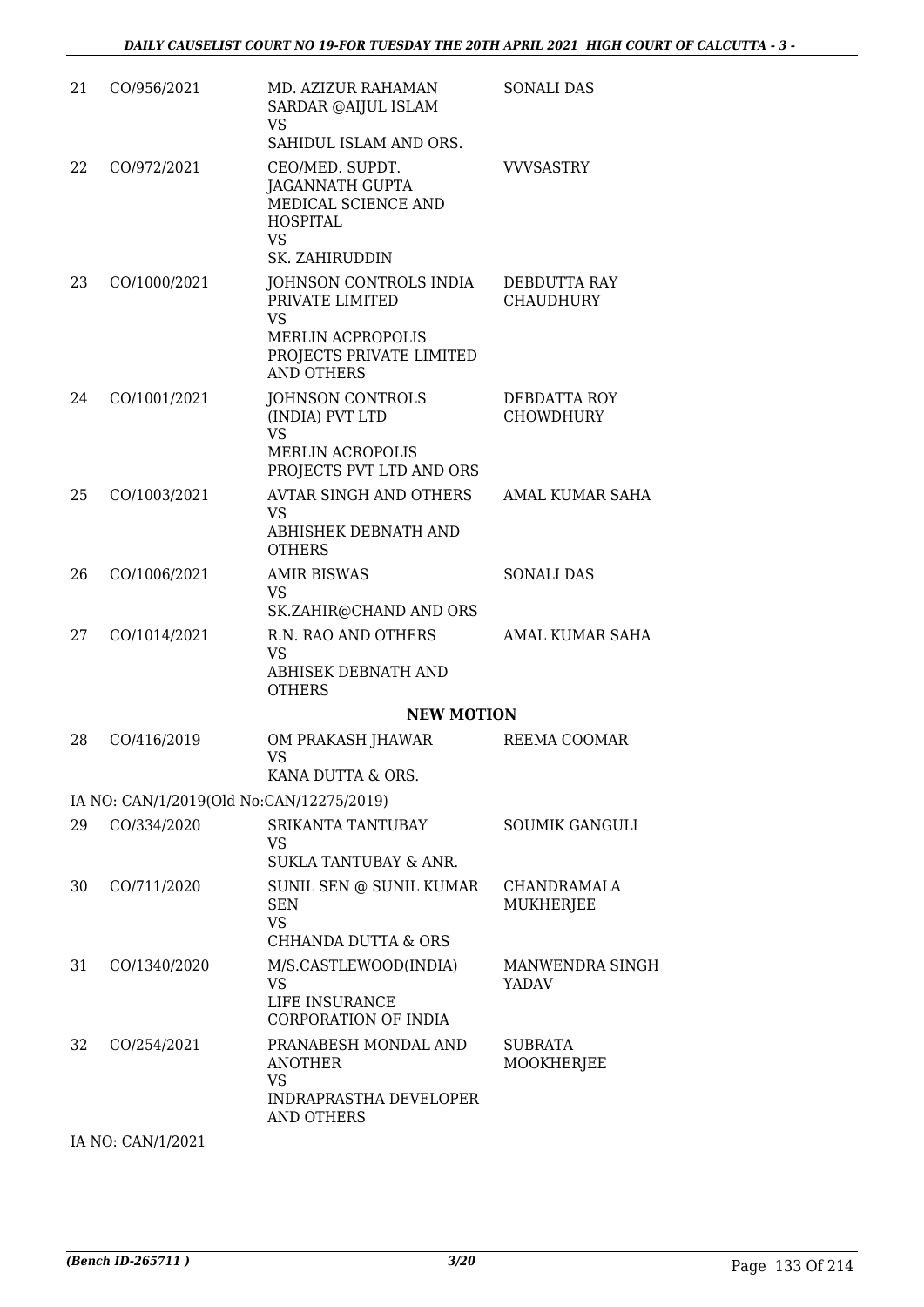| 21 | CO/956/2021 | MD. AZIZUR RAHAMAN SARDAR @AIJUL ISLAM<br>VS<br>SAHIDUL ISLAM AND ORS. | SONALI DAS |
|---|---|---|---|
| 22 | CO/972/2021 | CEO/MED. SUPDT. JAGANNATH GUPTA MEDICAL SCIENCE AND HOSPITAL<br>VS<br>SK. ZAHIRUDDIN | VVVSASTRY |
| 23 | CO/1000/2021 | JOHNSON CONTROLS INDIA PRIVATE LIMITED<br>VS<br>MERLIN ACPROPOLIS PROJECTS PRIVATE LIMITED AND OTHERS | DEBDUTTA RAY CHAUDHURY |
| 24 | CO/1001/2021 | JOHNSON CONTROLS (INDIA) PVT LTD<br>VS<br>MERLIN ACROPOLIS PROJECTS PVT LTD AND ORS | DEBDATTA ROY CHOWDHURY |
| 25 | CO/1003/2021 | AVTAR SINGH AND OTHERS<br>VS<br>ABHISHEK DEBNATH AND OTHERS | AMAL KUMAR SAHA |
| 26 | CO/1006/2021 | AMIR BISWAS<br>VS<br>SK.ZAHIR@CHAND AND ORS | SONALI DAS |
| 27 | CO/1014/2021 | R.N. RAO AND OTHERS<br>VS<br>ABHISEK DEBNATH AND OTHERS | AMAL KUMAR SAHA |

**NEW MOTION**

| 28 | CO/416/2019 | OM PRAKASH JHAWAR<br>VS<br>KANA DUTTA & ORS. | REEMA COOMAR |
|---|---|---|---|

IA NO: CAN/1/2019(Old No:CAN/12275/2019)

| 29 | CO/334/2020 | SRIKANTA TANTUBAY<br>VS<br>SUKLA TANTUBAY & ANR. | SOUMIK GANGULI |
|---|---|---|---|
| 30 | CO/711/2020 | SUNIL SEN @ SUNIL KUMAR SEN<br>VS<br>CHHANDA DUTTA & ORS | CHANDRAMALA MUKHERJEE |
| 31 | CO/1340/2020 | M/S.CASTLEWOOD(INDIA)<br>VS<br>LIFE INSURANCE CORPORATION OF INDIA | MANWENDRA SINGH YADAV |
| 32 | CO/254/2021 | PRANABESH MONDAL AND ANOTHER<br>VS<br>INDRAPRASTHA DEVELOPER AND OTHERS | SUBRATA MOOKHERJEE |

IA NO: CAN/1/2021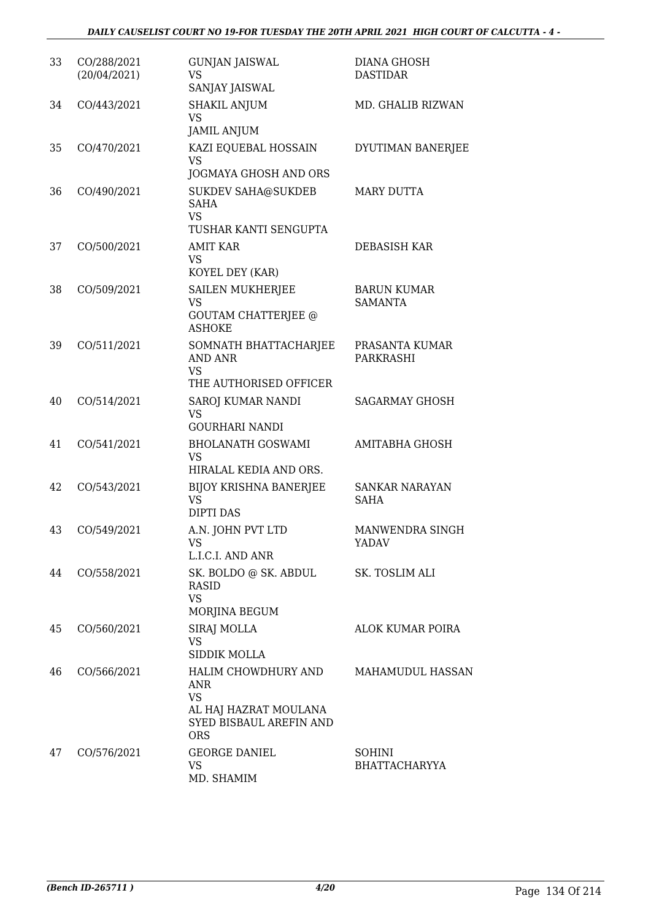| | | | |
|---|---|---|---|
| 33 | CO/288/2021 (20/04/2021) | GUNJAN JAISWAL<br>VS<br>SANJAY JAISWAL | DIANA GHOSH DASTIDAR |
| 34 | CO/443/2021 | SHAKIL ANJUM<br>VS<br>JAMIL ANJUM | MD. GHALIB RIZWAN |
| 35 | CO/470/2021 | KAZI EQUEBAL HOSSAIN<br>VS<br>JOGMAYA GHOSH AND ORS | DYUTIMAN BANERJEE |
| 36 | CO/490/2021 | SUKDEV SAHA@SUKDEB SAHA<br>VS<br>TUSHAR KANTI SENGUPTA | MARY DUTTA |
| 37 | CO/500/2021 | AMIT KAR<br>VS<br>KOYEL DEY (KAR) | DEBASISH KAR |
| 38 | CO/509/2021 | SAILEN MUKHERJEE<br>VS<br>GOUTAM CHATTERJEE @ ASHOKE | BARUN KUMAR SAMANTA |
| 39 | CO/511/2021 | SOMNATH BHATTACHARJEE AND ANR<br>VS<br>THE AUTHORISED OFFICER | PRASANTA KUMAR PARKRASHI |
| 40 | CO/514/2021 | SAROJ KUMAR NANDI<br>VS<br>GOURHARI NANDI | SAGARMAY GHOSH |
| 41 | CO/541/2021 | BHOLANATH GOSWAMI<br>VS<br>HIRALAL KEDIA AND ORS. | AMITABHA GHOSH |
| 42 | CO/543/2021 | BIJOY KRISHNA BANERJEE<br>VS<br>DIPTI DAS | SANKAR NARAYAN SAHA |
| 43 | CO/549/2021 | A.N. JOHN PVT LTD<br>VS<br>L.I.C.I. AND ANR | MANWENDRA SINGH YADAV |
| 44 | CO/558/2021 | SK. BOLDO @ SK. ABDUL RASID<br>VS<br>MORJINA BEGUM | SK. TOSLIM ALI |
| 45 | CO/560/2021 | SIRAJ MOLLA<br>VS<br>SIDDIK MOLLA | ALOK KUMAR POIRA |
| 46 | CO/566/2021 | HALIM CHOWDHURY AND ANR<br>VS<br>AL HAJ HAZRAT MOULANA SYED BISBAUL AREFIN AND ORS | MAHAMUDUL HASSAN |
| 47 | CO/576/2021 | GEORGE DANIEL<br>VS<br>MD. SHAMIM | SOHINI BHATTACHARYYA |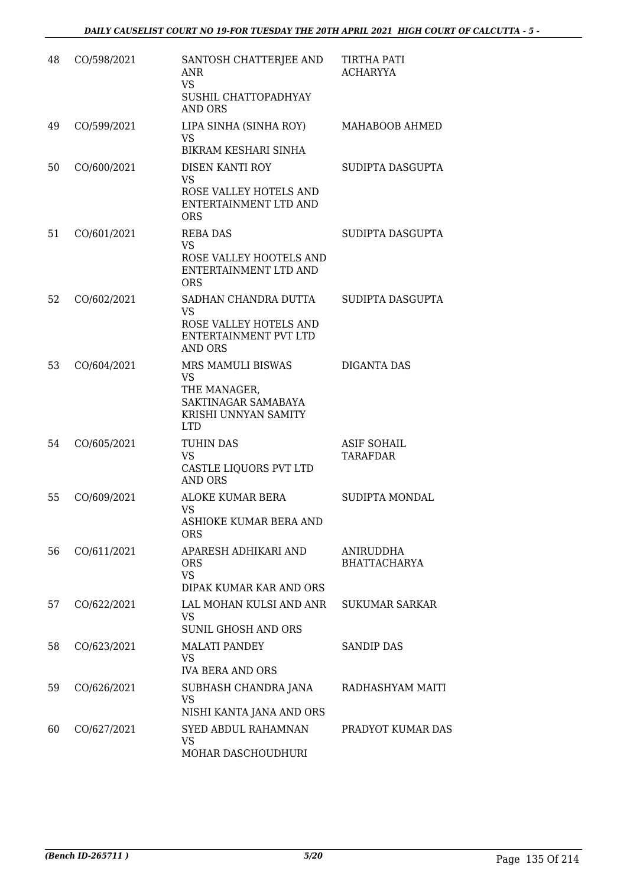| 48 | CO/598/2021 | SANTOSH CHATTERJEE AND ANR<br>VS<br>SUSHIL CHATTOPADHYAY AND ORS | TIRTHA PATI ACHARYYA |
|---|---|---|---|
| 49 | CO/599/2021 | LIPA SINHA (SINHA ROY)<br>VS<br>BIKRAM KESHARI SINHA | MAHABOOB AHMED |
| 50 | CO/600/2021 | DISEN KANTI ROY<br>VS<br>ROSE VALLEY HOTELS AND ENTERTAINMENT LTD AND ORS | SUDIPTA DASGUPTA |
| 51 | CO/601/2021 | REBA DAS<br>VS<br>ROSE VALLEY HOOTELS AND ENTERTAINMENT LTD AND ORS | SUDIPTA DASGUPTA |
| 52 | CO/602/2021 | SADHAN CHANDRA DUTTA<br>VS<br>ROSE VALLEY HOTELS AND ENTERTAINMENT PVT LTD AND ORS | SUDIPTA DASGUPTA |
| 53 | CO/604/2021 | MRS MAMULI BISWAS<br>VS<br>THE MANAGER, SAKTINAGAR SAMABAYA KRISHI UNNYAN SAMITY LTD | DIGANTA DAS |
| 54 | CO/605/2021 | TUHIN DAS<br>VS<br>CASTLE LIQUORS PVT LTD AND ORS | ASIF SOHAIL TARAFDAR |
| 55 | CO/609/2021 | ALOKE KUMAR BERA<br>VS<br>ASHIOKE KUMAR BERA AND ORS | SUDIPTA MONDAL |
| 56 | CO/611/2021 | APARESH ADHIKARI AND ORS<br>VS<br>DIPAK KUMAR KAR AND ORS | ANIRUDDHA BHATTACHARYA |
| 57 | CO/622/2021 | LAL MOHAN KULSI AND ANR<br>VS<br>SUNIL GHOSH AND ORS | SUKUMAR SARKAR |
| 58 | CO/623/2021 | MALATI PANDEY<br>VS<br>IVA BERA AND ORS | SANDIP DAS |
| 59 | CO/626/2021 | SUBHASH CHANDRA JANA<br>VS<br>NISHI KANTA JANA AND ORS | RADHASHYAM MAITI |
| 60 | CO/627/2021 | SYED ABDUL RAHAMNAN<br>VS<br>MOHAR DASCHOUDHURI | PRADYOT KUMAR DAS |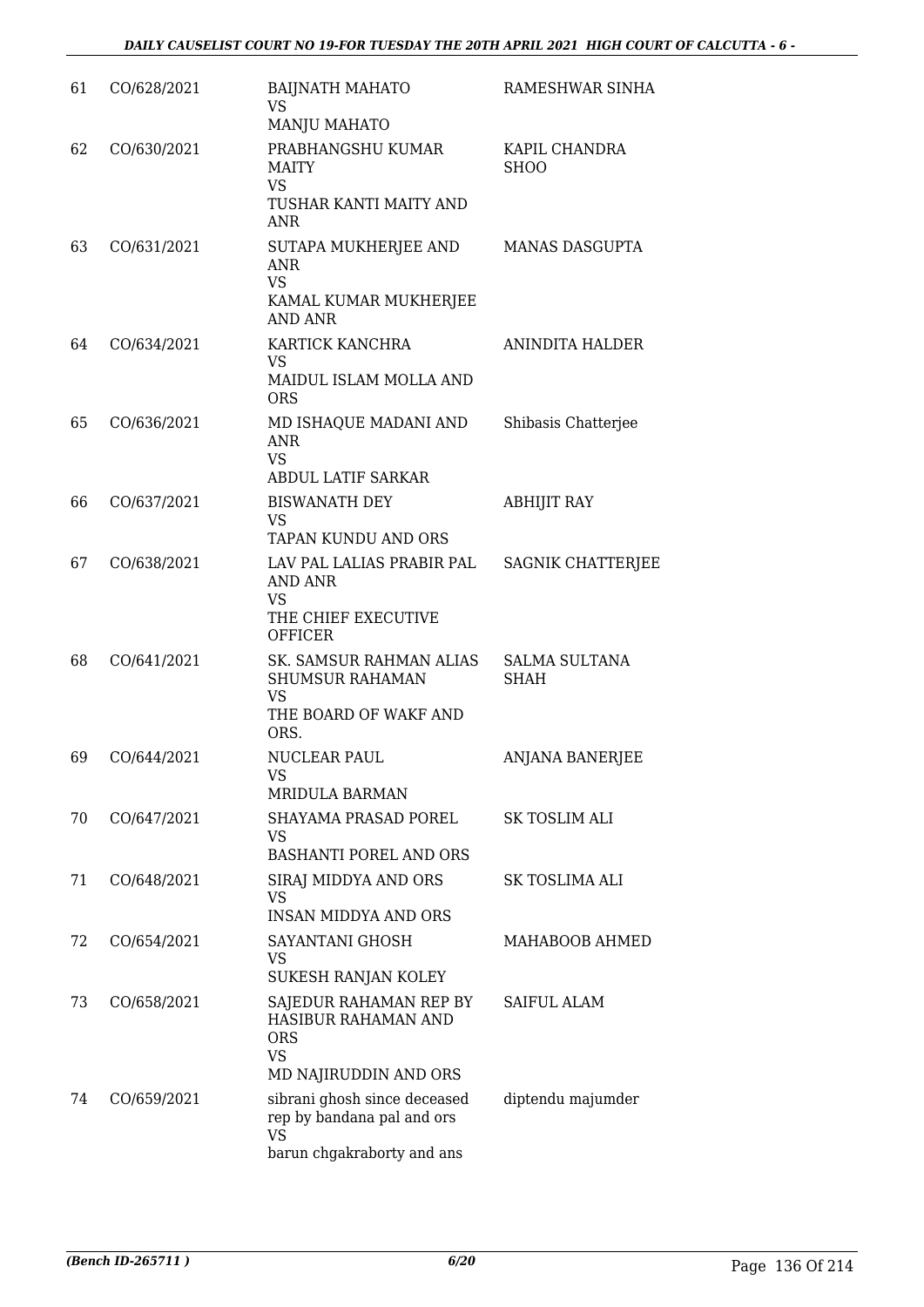| 61 | CO/628/2021 | BAIJNATH MAHATO<br>VS<br>MANJU MAHATO | RAMESHWAR SINHA |
|---|---|---|---|
| 62 | CO/630/2021 | PRABHANGSHU KUMAR MAITY<br>VS<br>TUSHAR KANTI MAITY AND ANR | KAPIL CHANDRA SHOO |
| 63 | CO/631/2021 | SUTAPA MUKHERJEE AND ANR<br>VS<br>KAMAL KUMAR MUKHERJEE AND ANR | MANAS DASGUPTA |
| 64 | CO/634/2021 | KARTICK KANCHRA<br>VS<br>MAIDUL ISLAM MOLLA AND ORS | ANINDITA HALDER |
| 65 | CO/636/2021 | MD ISHAQUE MADANI AND ANR<br>VS<br>ABDUL LATIF SARKAR | Shibasis Chatterjee |
| 66 | CO/637/2021 | BISWANATH DEY<br>VS<br>TAPAN KUNDU AND ORS | ABHIJIT RAY |
| 67 | CO/638/2021 | LAV PAL LALIAS PRABIR PAL AND ANR<br>VS<br>THE CHIEF EXECUTIVE OFFICER | SAGNIK CHATTERJEE |
| 68 | CO/641/2021 | SK. SAMSUR RAHMAN ALIAS SHUMSUR RAHAMAN<br>VS<br>THE BOARD OF WAKF AND ORS. | SALMA SULTANA SHAH |
| 69 | CO/644/2021 | NUCLEAR PAUL<br>VS<br>MRIDULA BARMAN | ANJANA BANERJEE |
| 70 | CO/647/2021 | SHAYAMA PRASAD POREL<br>VS<br>BASHANTI POREL AND ORS | SK TOSLIM ALI |
| 71 | CO/648/2021 | SIRAJ MIDDYA AND ORS<br>VS<br>INSAN MIDDYA AND ORS | SK TOSLIMA ALI |
| 72 | CO/654/2021 | SAYANTANI GHOSH<br>VS<br>SUKESH RANJAN KOLEY | MAHABOOB AHMED |
| 73 | CO/658/2021 | SAJEDUR RAHAMAN REP BY HASIBUR RAHAMAN AND ORS<br>VS<br>MD NAJIRUDDIN AND ORS | SAIFUL ALAM |
| 74 | CO/659/2021 | sibrani ghosh since deceased rep by bandana pal and ors<br>VS<br>barun chgakraborty and ans | diptendu majumder |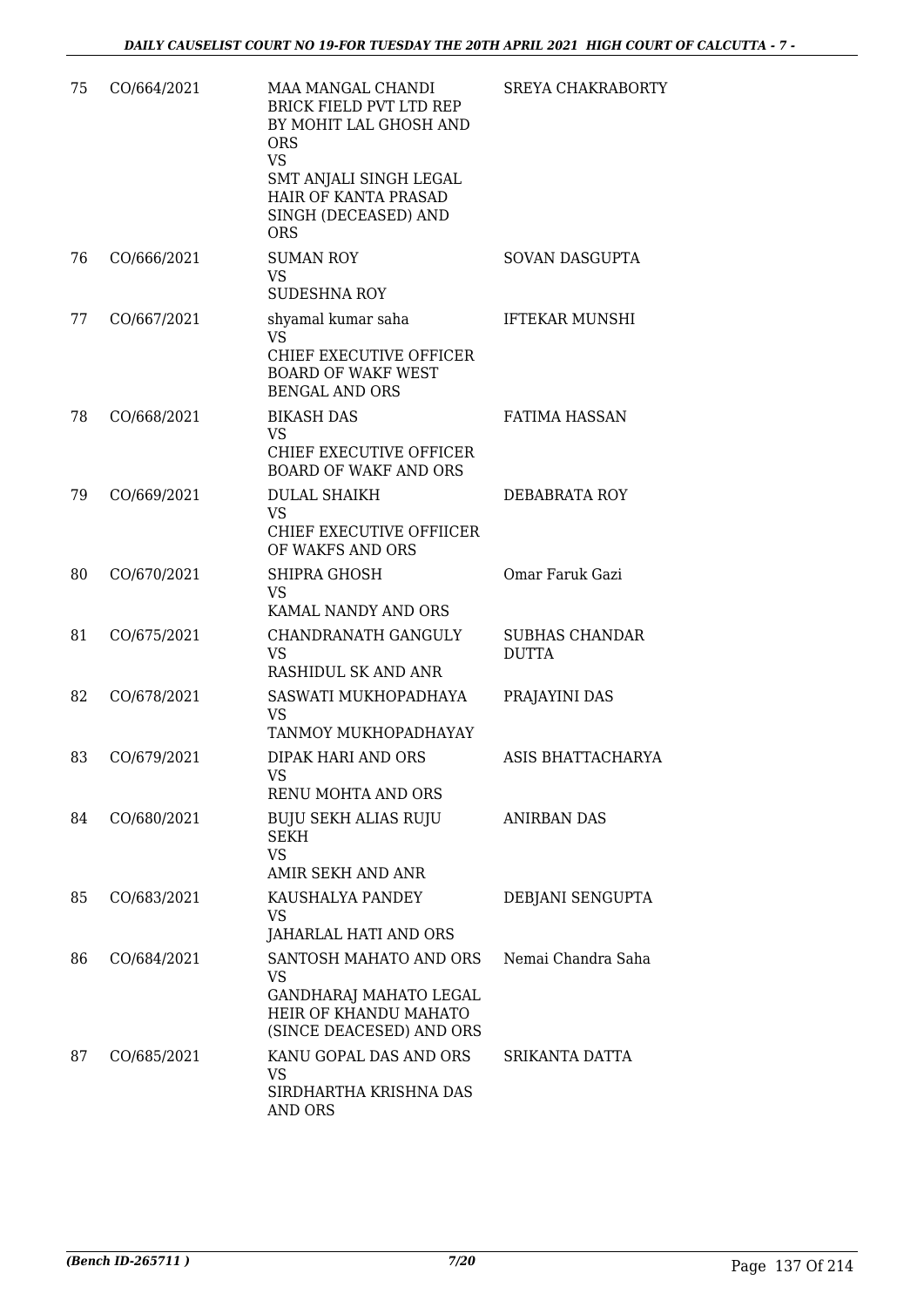| | | | |
|---|---|---|---|
| 75 | CO/664/2021 | MAA MANGAL CHANDI BRICK FIELD PVT LTD REP BY MOHIT LAL GHOSH AND ORS<br>VS<br>SMT ANJALI SINGH LEGAL HAIR OF KANTA PRASAD SINGH (DECEASED) AND ORS | SREYA CHAKRABORTY |
| 76 | CO/666/2021 | SUMAN ROY<br>VS<br>SUDESHNA ROY | SOVAN DASGUPTA |
| 77 | CO/667/2021 | shyamal kumar saha<br>VS<br>CHIEF EXECUTIVE OFFICER BOARD OF WAKF WEST BENGAL AND ORS | IFTEKAR MUNSHI |
| 78 | CO/668/2021 | BIKASH DAS<br>VS<br>CHIEF EXECUTIVE OFFICER BOARD OF WAKF AND ORS | FATIMA HASSAN |
| 79 | CO/669/2021 | DULAL SHAIKH<br>VS<br>CHIEF EXECUTIVE OFFIICER OF WAKFS AND ORS | DEBABRATA ROY |
| 80 | CO/670/2021 | SHIPRA GHOSH<br>VS<br>KAMAL NANDY AND ORS | Omar Faruk Gazi |
| 81 | CO/675/2021 | CHANDRANATH GANGULY<br>VS<br>RASHIDUL SK AND ANR | SUBHAS CHANDAR DUTTA |
| 82 | CO/678/2021 | SASWATI MUKHOPADHAYA<br>VS<br>TANMOY MUKHOPADHAYAY | PRAJAYINI DAS |
| 83 | CO/679/2021 | DIPAK HARI AND ORS<br>VS<br>RENU MOHTA AND ORS | ASIS BHATTACHARYA |
| 84 | CO/680/2021 | BUJU SEKH ALIAS RUJU SEKH<br>VS<br>AMIR SEKH AND ANR | ANIRBAN DAS |
| 85 | CO/683/2021 | KAUSHALYA PANDEY<br>VS<br>JAHARLAL HATI AND ORS | DEBJANI SENGUPTA |
| 86 | CO/684/2021 | SANTOSH MAHATO AND ORS<br>VS<br>GANDHARAJ MAHATO LEGAL HEIR OF KHANDU MAHATO (SINCE DEACESED) AND ORS | Nemai Chandra Saha |
| 87 | CO/685/2021 | KANU GOPAL DAS AND ORS<br>VS<br>SIRDHARTHA KRISHNA DAS AND ORS | SRIKANTA DATTA |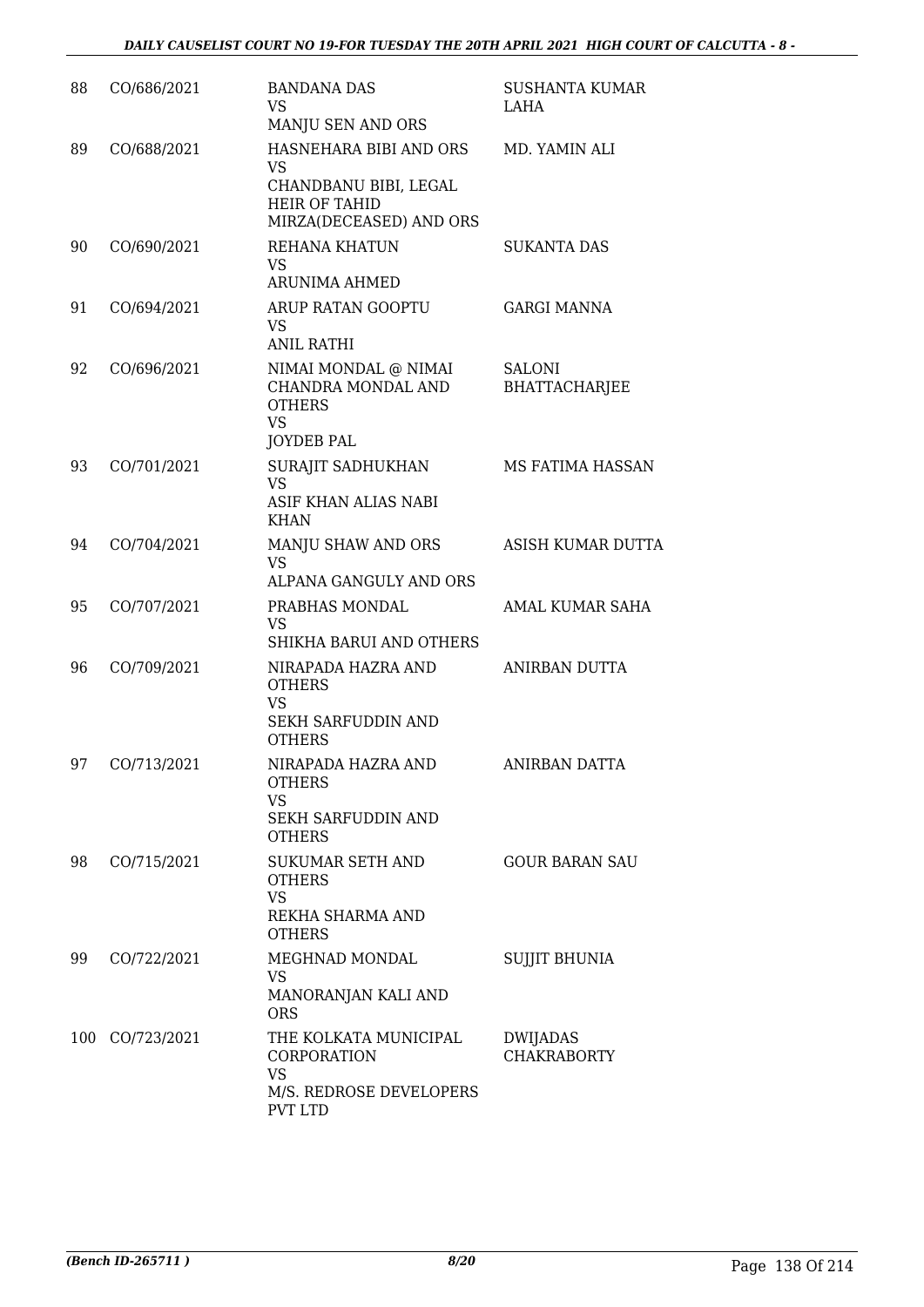| | | | |
|---|---|---|---|
| 88 | CO/686/2021 | BANDANA DAS<br>VS<br>MANJU SEN AND ORS | SUSHANTA KUMAR LAHA |
| 89 | CO/688/2021 | HASNEHARA BIBI AND ORS<br>VS<br>CHANDBANU BIBI, LEGAL HEIR OF TAHID MIRZA(DECEASED) AND ORS | MD. YAMIN ALI |
| 90 | CO/690/2021 | REHANA KHATUN<br>VS<br>ARUNIMA AHMED | SUKANTA DAS |
| 91 | CO/694/2021 | ARUP RATAN GOOPTU<br>VS<br>ANIL RATHI | GARGI MANNA |
| 92 | CO/696/2021 | NIMAI MONDAL @ NIMAI CHANDRA MONDAL AND OTHERS<br>VS<br>JOYDEB PAL | SALONI BHATTACHARJEE |
| 93 | CO/701/2021 | SURAJIT SADHUKHAN<br>VS<br>ASIF KHAN ALIAS NABI KHAN | MS FATIMA HASSAN |
| 94 | CO/704/2021 | MANJU SHAW AND ORS<br>VS<br>ALPANA GANGULY AND ORS | ASISH KUMAR DUTTA |
| 95 | CO/707/2021 | PRABHAS MONDAL<br>VS<br>SHIKHA BARUI AND OTHERS | AMAL KUMAR SAHA |
| 96 | CO/709/2021 | NIRAPADA HAZRA AND OTHERS<br>VS<br>SEKH SARFUDDIN AND OTHERS | ANIRBAN DUTTA |
| 97 | CO/713/2021 | NIRAPADA HAZRA AND OTHERS<br>VS<br>SEKH SARFUDDIN AND OTHERS | ANIRBAN DATTA |
| 98 | CO/715/2021 | SUKUMAR SETH AND OTHERS<br>VS<br>REKHA SHARMA AND OTHERS | GOUR BARAN SAU |
| 99 | CO/722/2021 | MEGHNAD MONDAL<br>VS<br>MANORANJAN KALI AND ORS | SUJJIT BHUNIA |
| 100 | CO/723/2021 | THE KOLKATA MUNICIPAL CORPORATION<br>VS<br>M/S. REDROSE DEVELOPERS PVT LTD | DWIJADAS CHAKRABORTY |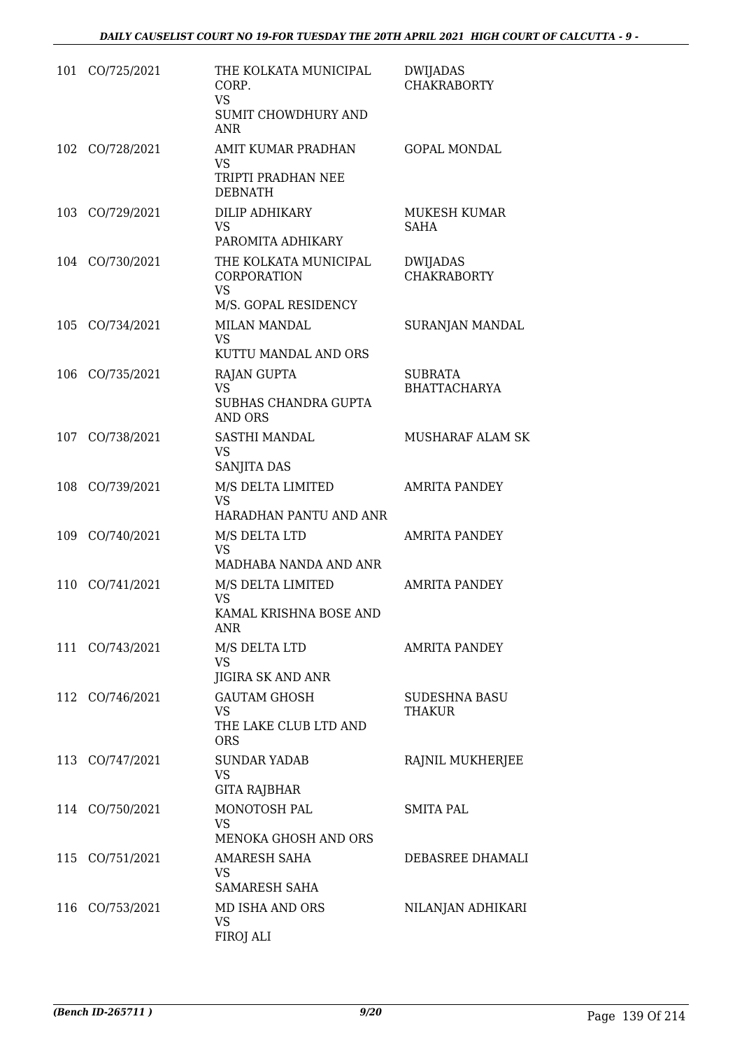| | | | |
|---|---|---|---|
| 101 | CO/725/2021 | THE KOLKATA MUNICIPAL CORP.<br>VS<br>SUMIT CHOWDHURY AND ANR | DWIJADAS CHAKRABORTY |
| 102 | CO/728/2021 | AMIT KUMAR PRADHAN<br>VS<br>TRIPTI PRADHAN NEE DEBNATH | GOPAL MONDAL |
| 103 | CO/729/2021 | DILIP ADHIKARY<br>VS<br>PAROMITA ADHIKARY | MUKESH KUMAR SAHA |
| 104 | CO/730/2021 | THE KOLKATA MUNICIPAL CORPORATION<br>VS<br>M/S. GOPAL RESIDENCY | DWIJADAS CHAKRABORTY |
| 105 | CO/734/2021 | MILAN MANDAL<br>VS<br>KUTTU MANDAL AND ORS | SURANJAN MANDAL |
| 106 | CO/735/2021 | RAJAN GUPTA<br>VS<br>SUBHAS CHANDRA GUPTA AND ORS | SUBRATA BHATTACHARYA |
| 107 | CO/738/2021 | SASTHI MANDAL<br>VS<br>SANJITA DAS | MUSHARAF ALAM SK |
| 108 | CO/739/2021 | M/S DELTA LIMITED<br>VS<br>HARADHAN PANTU AND ANR | AMRITA PANDEY |
| 109 | CO/740/2021 | M/S DELTA LTD<br>VS<br>MADHABA NANDA AND ANR | AMRITA PANDEY |
| 110 | CO/741/2021 | M/S DELTA LIMITED<br>VS<br>KAMAL KRISHNA BOSE AND ANR | AMRITA PANDEY |
| 111 | CO/743/2021 | M/S DELTA LTD<br>VS<br>JIGIRA SK AND ANR | AMRITA PANDEY |
| 112 | CO/746/2021 | GAUTAM GHOSH<br>VS<br>THE LAKE CLUB LTD AND ORS | SUDESHNA BASU THAKUR |
| 113 | CO/747/2021 | SUNDAR YADAB<br>VS<br>GITA RAJBHAR | RAJNIL MUKHERJEE |
| 114 | CO/750/2021 | MONOTOSH PAL<br>VS<br>MENOKA GHOSH AND ORS | SMITA PAL |
| 115 | CO/751/2021 | AMARESH SAHA<br>VS<br>SAMARESH SAHA | DEBASREE DHAMALI |
| 116 | CO/753/2021 | MD ISHA AND ORS<br>VS<br>FIROJ ALI | NILANJAN ADHIKARI |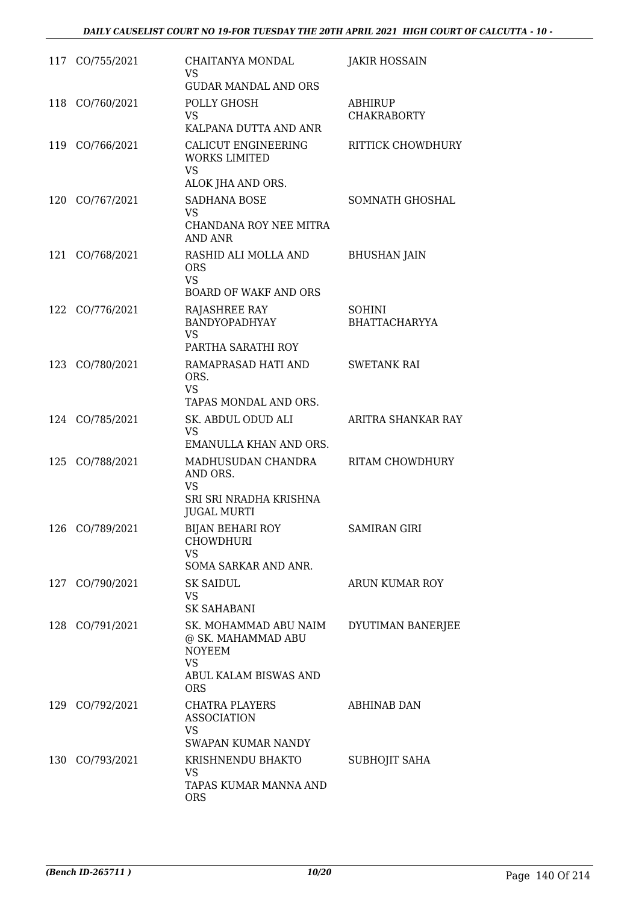| | | | |
|---|---|---|---|
| 117 | CO/755/2021 | CHAITANYA MONDAL<br>VS<br>GUDAR MANDAL AND ORS | JAKIR HOSSAIN |
| 118 | CO/760/2021 | POLLY GHOSH<br>VS<br>KALPANA DUTTA AND ANR | ABHIRUP CHAKRABORTY |
| 119 | CO/766/2021 | CALICUT ENGINEERING WORKS LIMITED<br>VS<br>ALOK JHA AND ORS. | RITTICK CHOWDHURY |
| 120 | CO/767/2021 | SADHANA BOSE<br>VS<br>CHANDANA ROY NEE MITRA AND ANR | SOMNATH GHOSHAL |
| 121 | CO/768/2021 | RASHID ALI MOLLA AND ORS<br>VS<br>BOARD OF WAKF AND ORS | BHUSHAN JAIN |
| 122 | CO/776/2021 | RAJASHREE RAY BANDYOPADHYAY<br>VS<br>PARTHA SARATHI ROY | SOHINI BHATTACHARYYA |
| 123 | CO/780/2021 | RAMAPRASAD HATI AND ORS.<br>VS<br>TAPAS MONDAL AND ORS. | SWETANK RAI |
| 124 | CO/785/2021 | SK. ABDUL ODUD ALI<br>VS<br>EMANULLA KHAN AND ORS. | ARITRA SHANKAR RAY |
| 125 | CO/788/2021 | MADHUSUDAN CHANDRA AND ORS.<br>VS<br>SRI SRI NRADHA KRISHNA JUGAL MURTI | RITAM CHOWDHURY |
| 126 | CO/789/2021 | BIJAN BEHARI ROY CHOWDHURI<br>VS<br>SOMA SARKAR AND ANR. | SAMIRAN GIRI |
| 127 | CO/790/2021 | SK SAIDUL<br>VS<br>SK SAHABANI | ARUN KUMAR ROY |
| 128 | CO/791/2021 | SK. MOHAMMAD ABU NAIM @ SK. MAHAMMAD ABU NOYEEM<br>VS<br>ABUL KALAM BISWAS AND ORS | DYUTIMAN BANERJEE |
| 129 | CO/792/2021 | CHATRA PLAYERS ASSOCIATION<br>VS<br>SWAPAN KUMAR NANDY | ABHINAB DAN |
| 130 | CO/793/2021 | KRISHNENDU BHAKTO<br>VS<br>TAPAS KUMAR MANNA AND ORS | SUBHOJIT SAHA |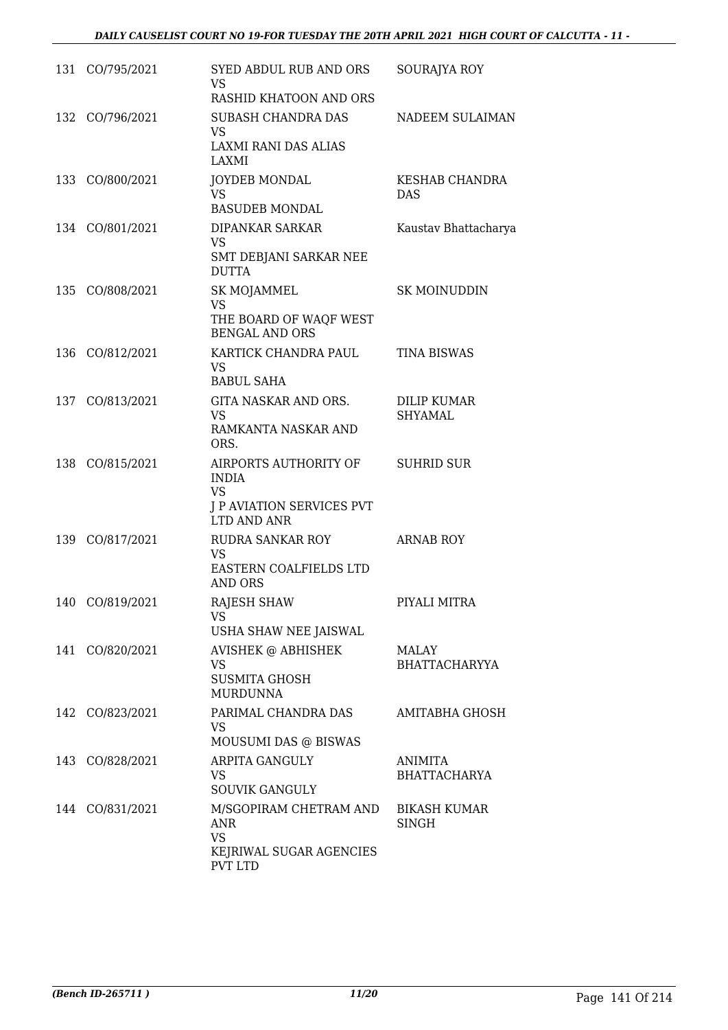| | | | |
|---|---|---|---|
| 131 | CO/795/2021 | SYED ABDUL RUB AND ORS<br>VS<br>RASHID KHATOON AND ORS | SOURAJYA ROY |
| 132 | CO/796/2021 | SUBASH CHANDRA DAS<br>VS<br>LAXMI RANI DAS ALIAS LAXMI | NADEEM SULAIMAN |
| 133 | CO/800/2021 | JOYDEB MONDAL<br>VS<br>BASUDEB MONDAL | KESHAB CHANDRA DAS |
| 134 | CO/801/2021 | DIPANKAR SARKAR<br>VS<br>SMT DEBJANI SARKAR NEE DUTTA | Kaustav Bhattacharya |
| 135 | CO/808/2021 | SK MOJAMMEL<br>VS<br>THE BOARD OF WAQF WEST BENGAL AND ORS | SK MOINUDDIN |
| 136 | CO/812/2021 | KARTICK CHANDRA PAUL<br>VS<br>BABUL SAHA | TINA BISWAS |
| 137 | CO/813/2021 | GITA NASKAR AND ORS.<br>VS<br>RAMKANTA NASKAR AND ORS. | DILIP KUMAR SHYAMAL |
| 138 | CO/815/2021 | AIRPORTS AUTHORITY OF INDIA<br>VS<br>J P AVIATION SERVICES PVT LTD AND ANR | SUHRID SUR |
| 139 | CO/817/2021 | RUDRA SANKAR ROY<br>VS<br>EASTERN COALFIELDS LTD AND ORS | ARNAB ROY |
| 140 | CO/819/2021 | RAJESH SHAW<br>VS<br>USHA SHAW NEE JAISWAL | PIYALI MITRA |
| 141 | CO/820/2021 | AVISHEK @ ABHISHEK<br>VS<br>SUSMITA GHOSH MURDUNNA | MALAY BHATTACHARYYA |
| 142 | CO/823/2021 | PARIMAL CHANDRA DAS<br>VS<br>MOUSUMI DAS @ BISWAS | AMITABHA GHOSH |
| 143 | CO/828/2021 | ARPITA GANGULY<br>VS<br>SOUVIK GANGULY | ANIMITA BHATTACHARYA |
| 144 | CO/831/2021 | M/SGOPIRAM CHETRAM AND ANR<br>VS<br>KEJRIWAL SUGAR AGENCIES PVT LTD | BIKASH KUMAR SINGH |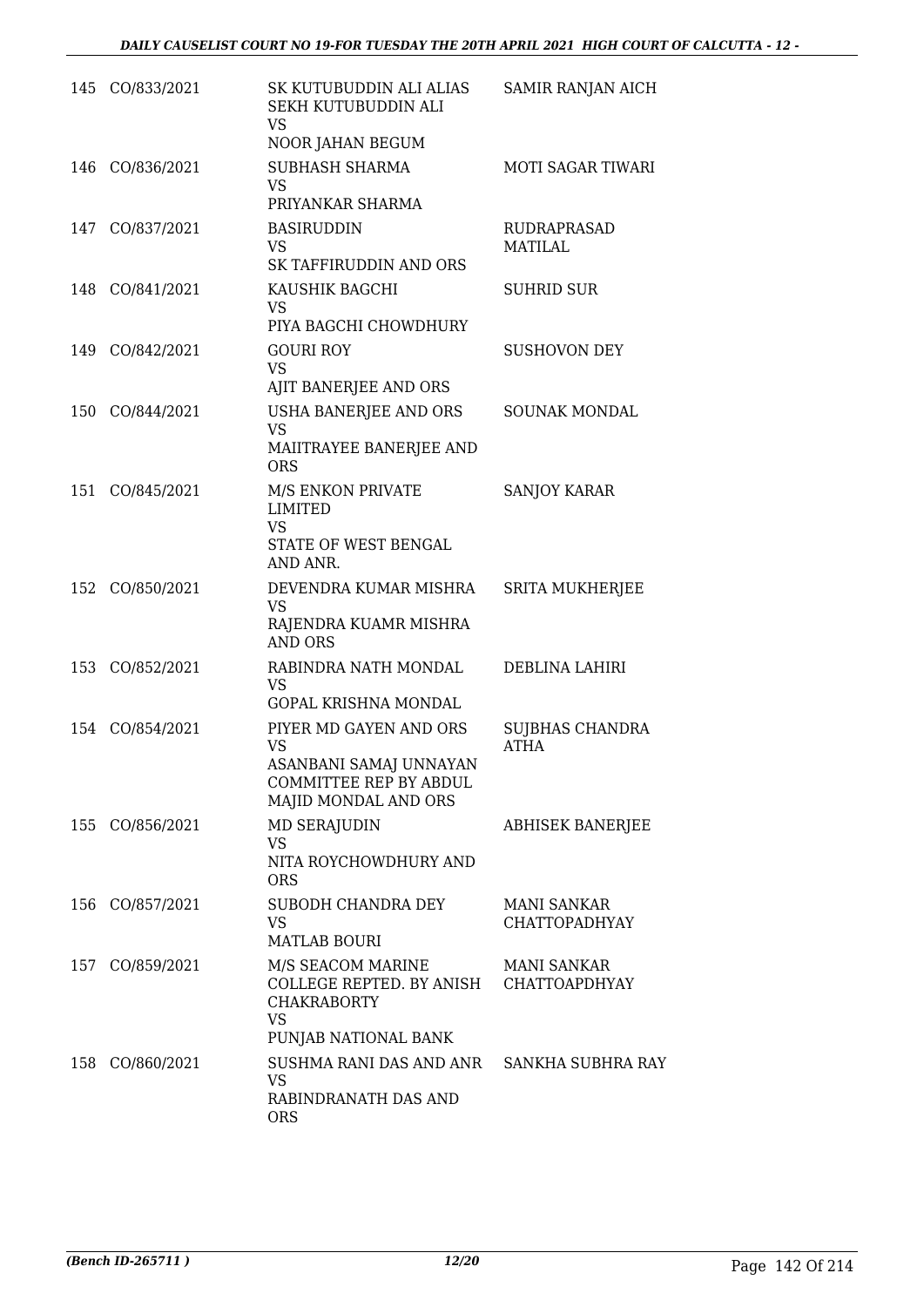| | | | |
|---|---|---|---|
| 145 | CO/833/2021 | SK KUTUBUDDIN ALI ALIAS SEKH KUTUBUDDIN ALI<br>VS<br>NOOR JAHAN BEGUM | SAMIR RANJAN AICH |
| 146 | CO/836/2021 | SUBHASH SHARMA<br>VS<br>PRIYANKAR SHARMA | MOTI SAGAR TIWARI |
| 147 | CO/837/2021 | BASIRUDDIN<br>VS<br>SK TAFFIRUDDIN AND ORS | RUDRAPRASAD MATILAL |
| 148 | CO/841/2021 | KAUSHIK BAGCHI<br>VS<br>PIYA BAGCHI CHOWDHURY | SUHRID SUR |
| 149 | CO/842/2021 | GOURI ROY<br>VS<br>AJIT BANERJEE AND ORS | SUSHOVON DEY |
| 150 | CO/844/2021 | USHA BANERJEE AND ORS<br>VS<br>MAIITRAYEE BANERJEE AND ORS | SOUNAK MONDAL |
| 151 | CO/845/2021 | M/S ENKON PRIVATE LIMITED<br>VS<br>STATE OF WEST BENGAL AND ANR. | SANJOY KARAR |
| 152 | CO/850/2021 | DEVENDRA KUMAR MISHRA<br>VS<br>RAJENDRA KUAMR MISHRA AND ORS | SRITA MUKHERJEE |
| 153 | CO/852/2021 | RABINDRA NATH MONDAL<br>VS<br>GOPAL KRISHNA MONDAL | DEBLINA LAHIRI |
| 154 | CO/854/2021 | PIYER MD GAYEN AND ORS<br>VS<br>ASANBANI SAMAJ UNNAYAN COMMITTEE REP BY ABDUL MAJID MONDAL AND ORS | SUJBHAS CHANDRA ATHA |
| 155 | CO/856/2021 | MD SERAJUDIN<br>VS<br>NITA ROYCHOWDHURY AND ORS | ABHISEK BANERJEE |
| 156 | CO/857/2021 | SUBODH CHANDRA DEY<br>VS<br>MATLAB BOURI | MANI SANKAR CHATTOPADHYAY |
| 157 | CO/859/2021 | M/S SEACOM MARINE COLLEGE REPTED. BY ANISH CHAKRABORTY<br>VS<br>PUNJAB NATIONAL BANK | MANI SANKAR CHATTOAPDHYAY |
| 158 | CO/860/2021 | SUSHMA RANI DAS AND ANR<br>VS<br>RABINDRANATH DAS AND ORS | SANKHA SUBHRA RAY |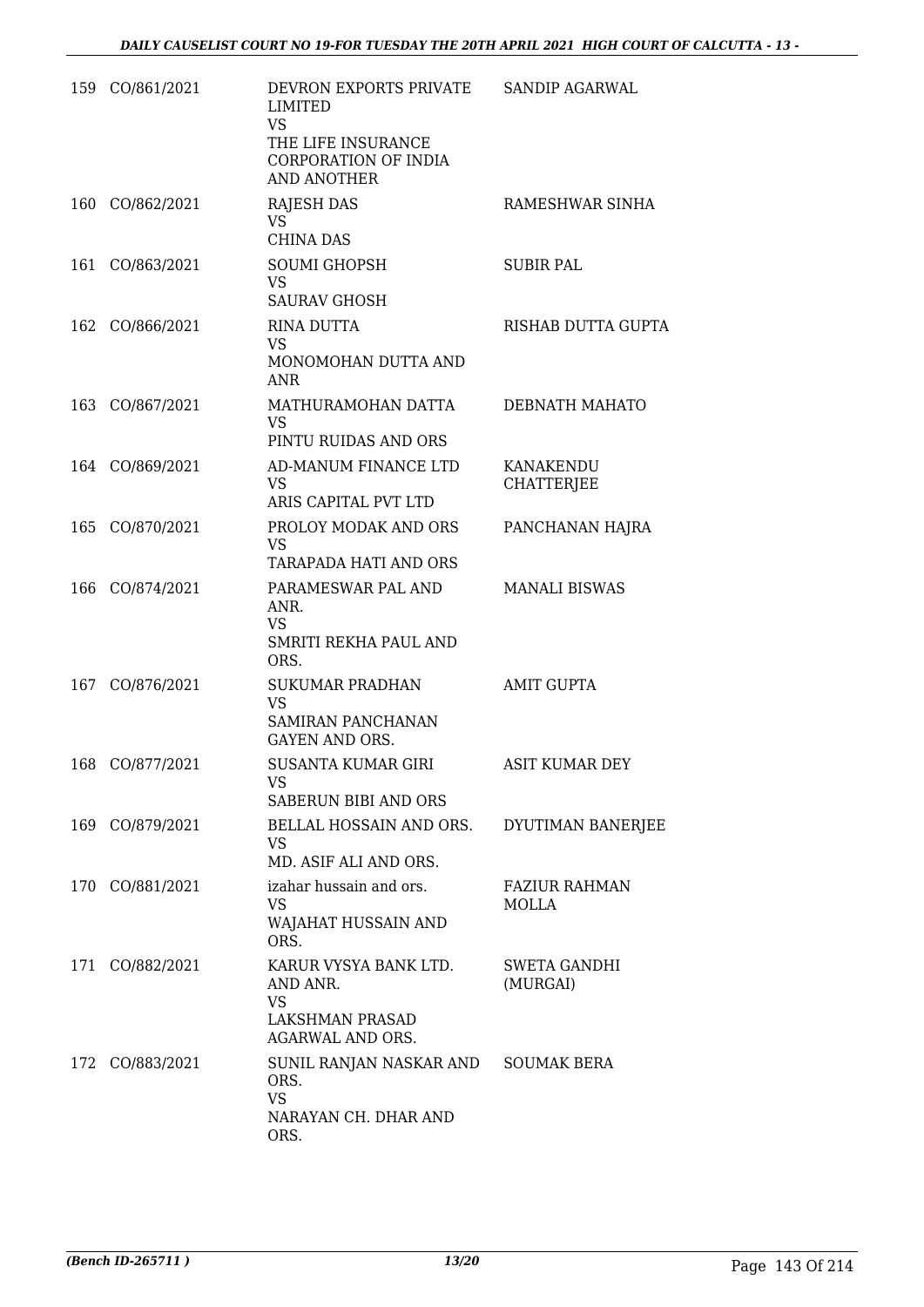| | | | |
|---|---|---|---|
| 159 | CO/861/2021 | DEVRON EXPORTS PRIVATE LIMITED<br>VS<br>THE LIFE INSURANCE CORPORATION OF INDIA AND ANOTHER | SANDIP AGARWAL |
| 160 | CO/862/2021 | RAJESH DAS<br>VS<br>CHINA DAS | RAMESHWAR SINHA |
| 161 | CO/863/2021 | SOUMI GHOPSH<br>VS<br>SAURAV GHOSH | SUBIR PAL |
| 162 | CO/866/2021 | RINA DUTTA<br>VS<br>MONOMOHAN DUTTA AND ANR | RISHAB DUTTA GUPTA |
| 163 | CO/867/2021 | MATHURAMOHAN DATTA<br>VS<br>PINTU RUIDAS AND ORS | DEBNATH MAHATO |
| 164 | CO/869/2021 | AD-MANUM FINANCE LTD<br>VS<br>ARIS CAPITAL PVT LTD | KANAKENDU CHATTERJEE |
| 165 | CO/870/2021 | PROLOY MODAK AND ORS<br>VS<br>TARAPADA HATI AND ORS | PANCHANAN HAJRA |
| 166 | CO/874/2021 | PARAMESWAR PAL AND ANR.<br>VS<br>SMRITI REKHA PAUL AND ORS. | MANALI BISWAS |
| 167 | CO/876/2021 | SUKUMAR PRADHAN<br>VS<br>SAMIRAN PANCHANAN GAYEN AND ORS. | AMIT GUPTA |
| 168 | CO/877/2021 | SUSANTA KUMAR GIRI<br>VS<br>SABERUN BIBI AND ORS | ASIT KUMAR DEY |
| 169 | CO/879/2021 | BELLAL HOSSAIN AND ORS.<br>VS<br>MD. ASIF ALI AND ORS. | DYUTIMAN BANERJEE |
| 170 | CO/881/2021 | izahar hussain and ors.<br>VS<br>WAJAHAT HUSSAIN AND ORS. | FAZIUR RAHMAN MOLLA |
| 171 | CO/882/2021 | KARUR VYSYA BANK LTD. AND ANR.<br>VS<br>LAKSHMAN PRASAD AGARWAL AND ORS. | SWETA GANDHI (MURGAI) |
| 172 | CO/883/2021 | SUNIL RANJAN NASKAR AND ORS.<br>VS<br>NARAYAN CH. DHAR AND ORS. | SOUMAK BERA |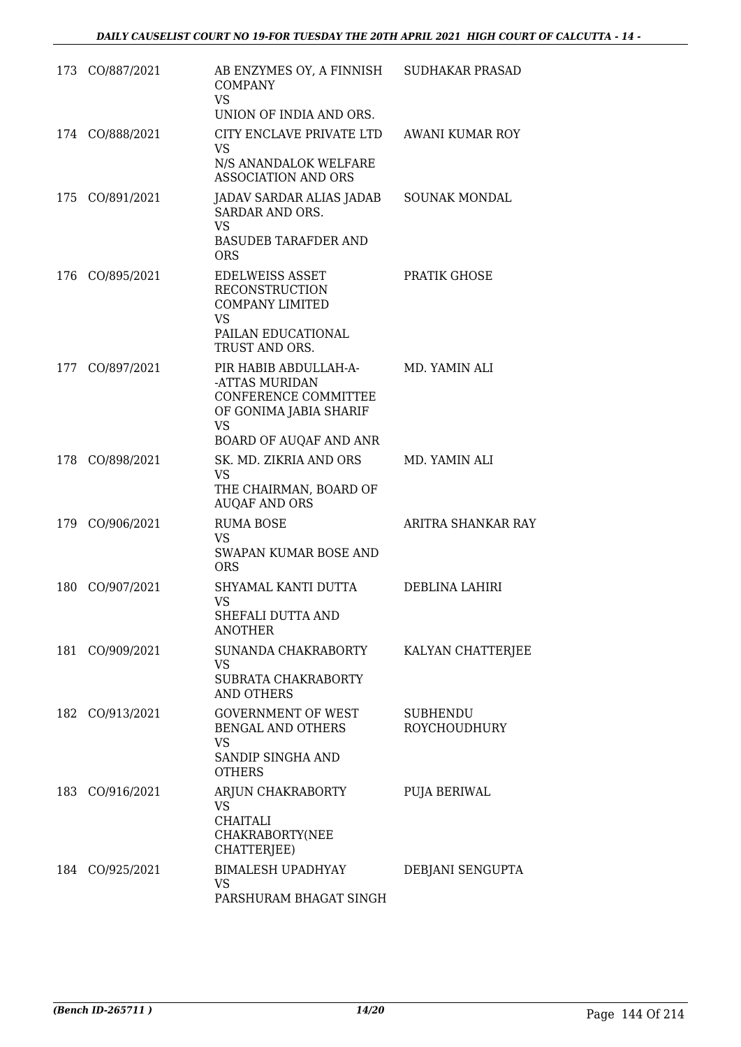| | | | |
|---|---|---|---|
| 173 | CO/887/2021 | AB ENZYMES OY, A FINNISH COMPANY<br>VS<br>UNION OF INDIA AND ORS. | SUDHAKAR PRASAD |
| 174 | CO/888/2021 | CITY ENCLAVE PRIVATE LTD<br>VS<br>N/S ANANDALOK WELFARE ASSOCIATION AND ORS | AWANI KUMAR ROY |
| 175 | CO/891/2021 | JADAV SARDAR ALIAS JADAB SARDAR AND ORS.<br>VS<br>BASUDEB TARAFDER AND ORS | SOUNAK MONDAL |
| 176 | CO/895/2021 | EDELWEISS ASSET RECONSTRUCTION COMPANY LIMITED<br>VS<br>PAILAN EDUCATIONAL TRUST AND ORS. | PRATIK GHOSE |
| 177 | CO/897/2021 | PIR HABIB ABDULLAH-A--ATTAS MURIDAN CONFERENCE COMMITTEE OF GONIMA JABIA SHARIF<br>VS<br>BOARD OF AUQAF AND ANR | MD. YAMIN ALI |
| 178 | CO/898/2021 | SK. MD. ZIKRIA AND ORS<br>VS<br>THE CHAIRMAN, BOARD OF AUQAF AND ORS | MD. YAMIN ALI |
| 179 | CO/906/2021 | RUMA BOSE<br>VS<br>SWAPAN KUMAR BOSE AND ORS | ARITRA SHANKAR RAY |
| 180 | CO/907/2021 | SHYAMAL KANTI DUTTA<br>VS<br>SHEFALI DUTTA AND ANOTHER | DEBLINA LAHIRI |
| 181 | CO/909/2021 | SUNANDA CHAKRABORTY<br>VS<br>SUBRATA CHAKRABORTY AND OTHERS | KALYAN CHATTERJEE |
| 182 | CO/913/2021 | GOVERNMENT OF WEST BENGAL AND OTHERS<br>VS<br>SANDIP SINGHA AND OTHERS | SUBHENDU ROYCHOUDHURY |
| 183 | CO/916/2021 | ARJUN CHAKRABORTY<br>VS<br>CHAITALI CHAKRABORTY(NEE CHATTERJEE) | PUJA BERIWAL |
| 184 | CO/925/2021 | BIMALESH UPADHYAY<br>VS<br>PARSHURAM BHAGAT SINGH | DEBJANI SENGUPTA |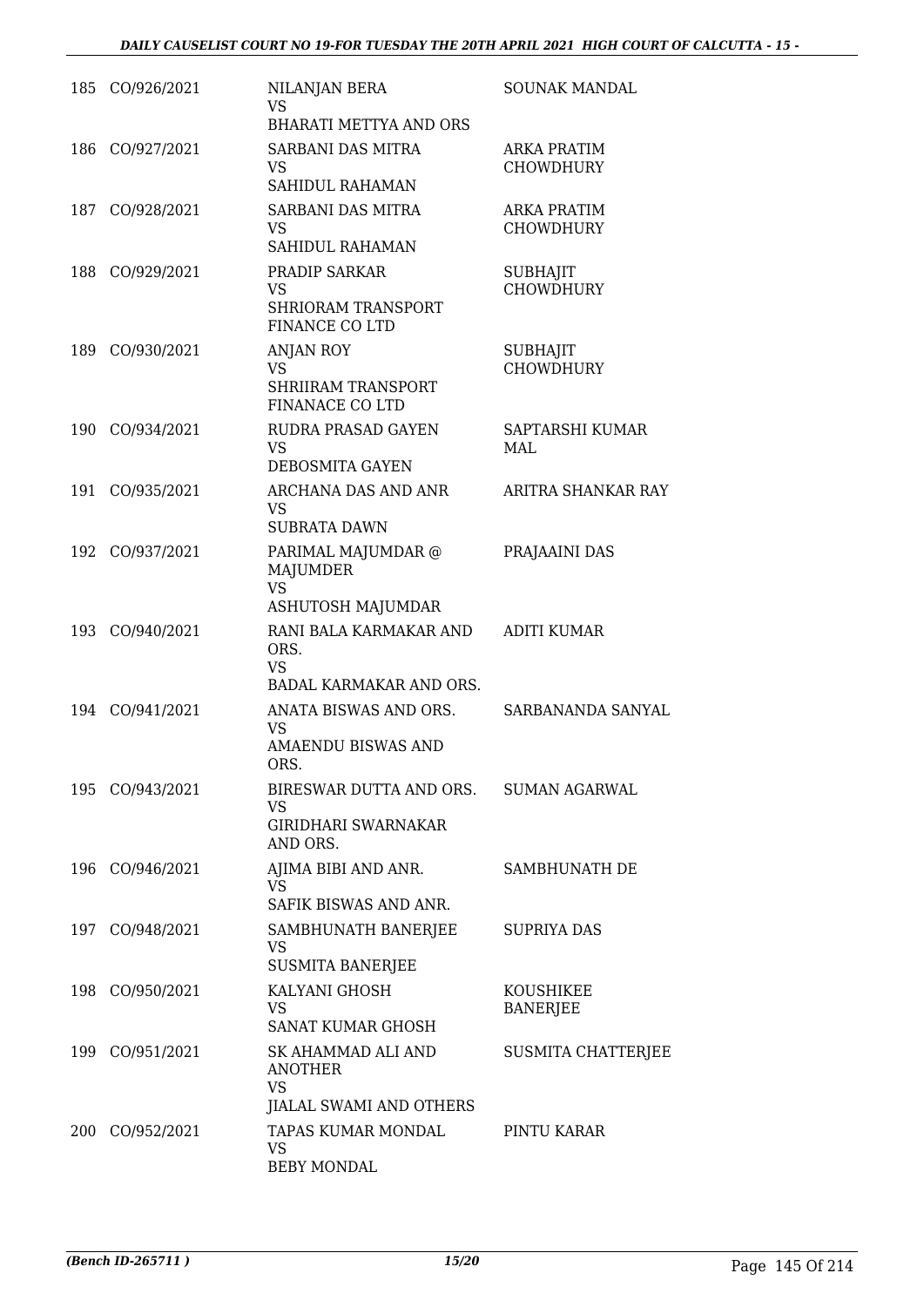| | | | |
|---|---|---|---|
| 185 | CO/926/2021 | NILANJAN BERA<br>VS<br>BHARATI METTYA AND ORS | SOUNAK MANDAL |
| 186 | CO/927/2021 | SARBANI DAS MITRA<br>VS<br>SAHIDUL RAHAMAN | ARKA PRATIM CHOWDHURY |
| 187 | CO/928/2021 | SARBANI DAS MITRA<br>VS<br>SAHIDUL RAHAMAN | ARKA PRATIM CHOWDHURY |
| 188 | CO/929/2021 | PRADIP SARKAR<br>VS<br>SHRIORAM TRANSPORT FINANCE CO LTD | SUBHAJIT CHOWDHURY |
| 189 | CO/930/2021 | ANJAN ROY<br>VS<br>SHRIIRAM TRANSPORT FINANACE CO LTD | SUBHAJIT CHOWDHURY |
| 190 | CO/934/2021 | RUDRA PRASAD GAYEN<br>VS<br>DEBOSMITA GAYEN | SAPTARSHI KUMAR MAL |
| 191 | CO/935/2021 | ARCHANA DAS AND ANR<br>VS<br>SUBRATA DAWN | ARITRA SHANKAR RAY |
| 192 | CO/937/2021 | PARIMAL MAJUMDAR @ MAJUMDER<br>VS<br>ASHUTOSH MAJUMDAR | PRAJAAINI DAS |
| 193 | CO/940/2021 | RANI BALA KARMAKAR AND ORS.<br>VS<br>BADAL KARMAKAR AND ORS. | ADITI KUMAR |
| 194 | CO/941/2021 | ANATA BISWAS AND ORS.<br>VS<br>AMAENDU BISWAS AND ORS. | SARBANANDA SANYAL |
| 195 | CO/943/2021 | BIRESWAR DUTTA AND ORS.<br>VS<br>GIRIDHARI SWARNAKAR AND ORS. | SUMAN AGARWAL |
| 196 | CO/946/2021 | AJIMA BIBI AND ANR.<br>VS<br>SAFIK BISWAS AND ANR. | SAMBHUNATH DE |
| 197 | CO/948/2021 | SAMBHUNATH BANERJEE<br>VS<br>SUSMITA BANERJEE | SUPRIYA DAS |
| 198 | CO/950/2021 | KALYANI GHOSH<br>VS<br>SANAT KUMAR GHOSH | KOUSHIKEE BANERJEE |
| 199 | CO/951/2021 | SK AHAMMAD ALI AND ANOTHER<br>VS<br>JIALAL SWAMI AND OTHERS | SUSMITA CHATTERJEE |
| 200 | CO/952/2021 | TAPAS KUMAR MONDAL<br>VS<br>BEBY MONDAL | PINTU KARAR |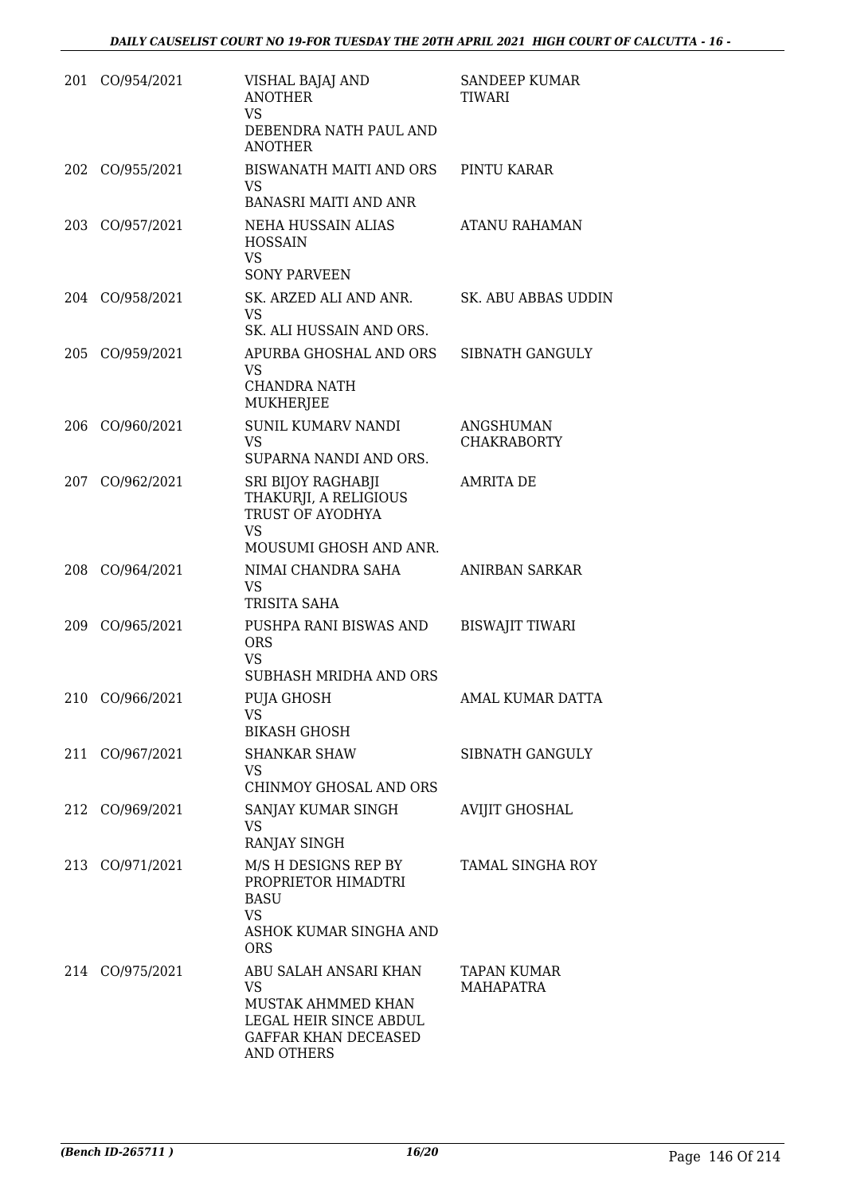| | | | |
|---|---|---|---|
| 201 | CO/954/2021 | VISHAL BAJAJ AND ANOTHER<br>VS<br>DEBENDRA NATH PAUL AND ANOTHER | SANDEEP KUMAR TIWARI |
| 202 | CO/955/2021 | BISWANATH MAITI AND ORS<br>VS<br>BANASRI MAITI AND ANR | PINTU KARAR |
| 203 | CO/957/2021 | NEHA HUSSAIN ALIAS HOSSAIN<br>VS<br>SONY PARVEEN | ATANU RAHAMAN |
| 204 | CO/958/2021 | SK. ARZED ALI AND ANR.<br>VS<br>SK. ALI HUSSAIN AND ORS. | SK. ABU ABBAS UDDIN |
| 205 | CO/959/2021 | APURBA GHOSHAL AND ORS<br>VS<br>CHANDRA NATH MUKHERJEE | SIBNATH GANGULY |
| 206 | CO/960/2021 | SUNIL KUMARV NANDI<br>VS<br>SUPARNA NANDI AND ORS. | ANGSHUMAN CHAKRABORTY |
| 207 | CO/962/2021 | SRI BIJOY RAGHABJI THAKURJI, A RELIGIOUS TRUST OF AYODHYA<br>VS<br>MOUSUMI GHOSH AND ANR. | AMRITA DE |
| 208 | CO/964/2021 | NIMAI CHANDRA SAHA<br>VS<br>TRISITA SAHA | ANIRBAN SARKAR |
| 209 | CO/965/2021 | PUSHPA RANI BISWAS AND ORS<br>VS<br>SUBHASH MRIDHA AND ORS | BISWAJIT TIWARI |
| 210 | CO/966/2021 | PUJA GHOSH<br>VS<br>BIKASH GHOSH | AMAL KUMAR DATTA |
| 211 | CO/967/2021 | SHANKAR SHAW<br>VS<br>CHINMOY GHOSAL AND ORS | SIBNATH GANGULY |
| 212 | CO/969/2021 | SANJAY KUMAR SINGH<br>VS<br>RANJAY SINGH | AVIJIT GHOSHAL |
| 213 | CO/971/2021 | M/S H DESIGNS REP BY PROPRIETOR HIMADTRI BASU<br>VS<br>ASHOK KUMAR SINGHA AND ORS | TAMAL SINGHA ROY |
| 214 | CO/975/2021 | ABU SALAH ANSARI KHAN<br>VS<br>MUSTAK AHMMED KHAN LEGAL HEIR SINCE ABDUL GAFFAR KHAN DECEASED AND OTHERS | TAPAN KUMAR MAHAPATRA |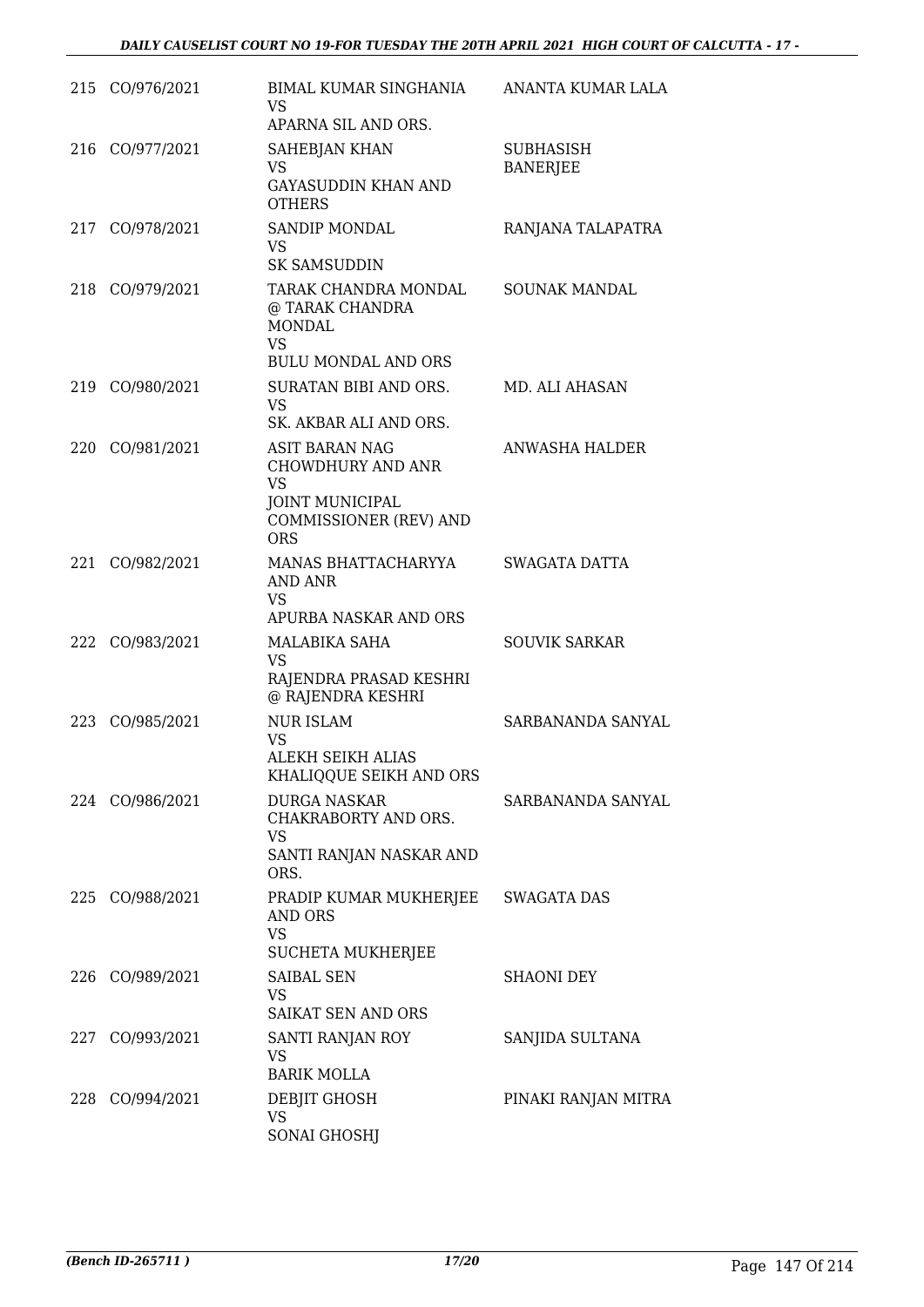| | | | |
|---|---|---|---|
| 215 | CO/976/2021 | BIMAL KUMAR SINGHANIA<br>VS<br>APARNA SIL AND ORS. | ANANTA KUMAR LALA |
| 216 | CO/977/2021 | SAHEBJAN KHAN<br>VS<br>GAYASUDDIN KHAN AND OTHERS | SUBHASISH BANERJEE |
| 217 | CO/978/2021 | SANDIP MONDAL<br>VS<br>SK SAMSUDDIN | RANJANA TALAPATRA |
| 218 | CO/979/2021 | TARAK CHANDRA MONDAL @ TARAK CHANDRA MONDAL<br>VS<br>BULU MONDAL AND ORS | SOUNAK MANDAL |
| 219 | CO/980/2021 | SURATAN BIBI AND ORS.<br>VS<br>SK. AKBAR ALI AND ORS. | MD. ALI AHASAN |
| 220 | CO/981/2021 | ASIT BARAN NAG CHOWDHURY AND ANR<br>VS<br>JOINT MUNICIPAL COMMISSIONER (REV) AND ORS | ANWASHA HALDER |
| 221 | CO/982/2021 | MANAS BHATTACHARYYA AND ANR<br>VS<br>APURBA NASKAR AND ORS | SWAGATA DATTA |
| 222 | CO/983/2021 | MALABIKA SAHA<br>VS<br>RAJENDRA PRASAD KESHRI @ RAJENDRA KESHRI | SOUVIK SARKAR |
| 223 | CO/985/2021 | NUR ISLAM<br>VS<br>ALEKH SEIKH ALIAS KHALIQQUE SEIKH AND ORS | SARBANANDA SANYAL |
| 224 | CO/986/2021 | DURGA NASKAR CHAKRABORTY AND ORS.<br>VS<br>SANTI RANJAN NASKAR AND ORS. | SARBANANDA SANYAL |
| 225 | CO/988/2021 | PRADIP KUMAR MUKHERJEE AND ORS<br>VS<br>SUCHETA MUKHERJEE | SWAGATA DAS |
| 226 | CO/989/2021 | SAIBAL SEN<br>VS<br>SAIKAT SEN AND ORS | SHAONI DEY |
| 227 | CO/993/2021 | SANTI RANJAN ROY<br>VS<br>BARIK MOLLA | SANJIDA SULTANA |
| 228 | CO/994/2021 | DEBJIT GHOSH<br>VS<br>SONAI GHOSHJ | PINAKI RANJAN MITRA |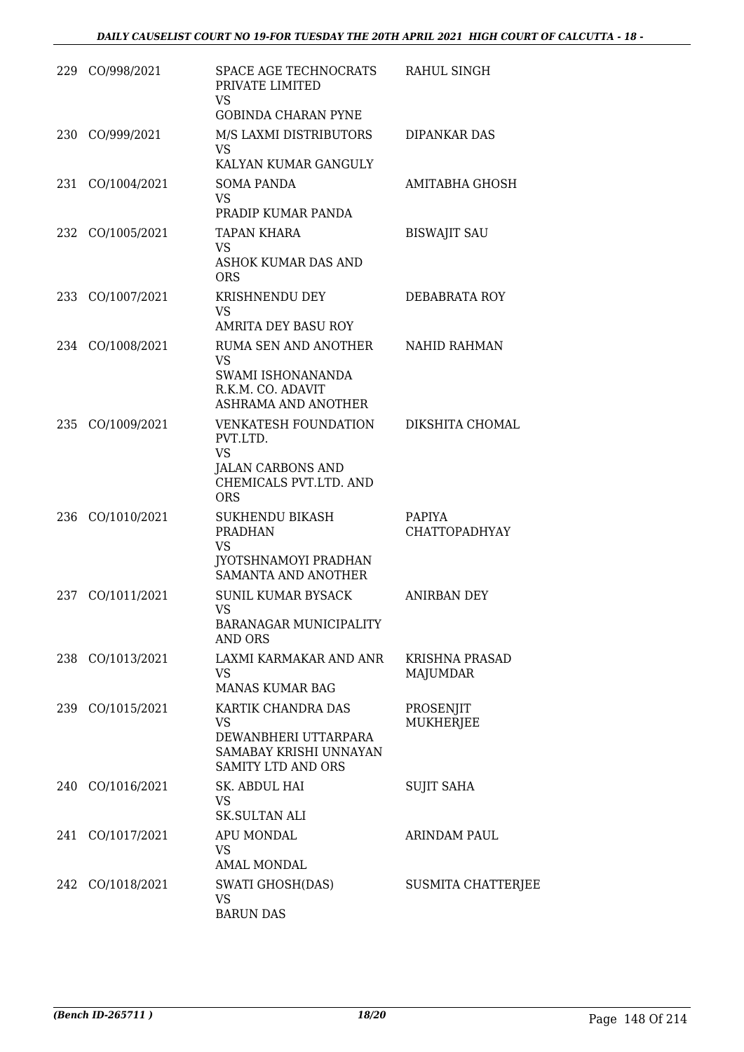| | | | |
|---|---|---|---|
| 229 | CO/998/2021 | SPACE AGE TECHNOCRATS PRIVATE LIMITED<br>VS<br>GOBINDA CHARAN PYNE | RAHUL SINGH |
| 230 | CO/999/2021 | M/S LAXMI DISTRIBUTORS<br>VS<br>KALYAN KUMAR GANGULY | DIPANKAR DAS |
| 231 | CO/1004/2021 | SOMA PANDA<br>VS<br>PRADIP KUMAR PANDA | AMITABHA GHOSH |
| 232 | CO/1005/2021 | TAPAN KHARA<br>VS<br>ASHOK KUMAR DAS AND ORS | BISWAJIT SAU |
| 233 | CO/1007/2021 | KRISHNENDU DEY<br>VS<br>AMRITA DEY BASU ROY | DEBABRATA ROY |
| 234 | CO/1008/2021 | RUMA SEN AND ANOTHER<br>VS<br>SWAMI ISHONANANDA R.K.M. CO. ADAVIT ASHRAMA AND ANOTHER | NAHID RAHMAN |
| 235 | CO/1009/2021 | VENKATESH FOUNDATION PVT.LTD.<br>VS<br>JALAN CARBONS AND CHEMICALS PVT.LTD. AND ORS | DIKSHITA CHOMAL |
| 236 | CO/1010/2021 | SUKHENDU BIKASH PRADHAN<br>VS<br>JYOTSHNAMOYI PRADHAN SAMANTA AND ANOTHER | PAPIYA CHATTOPADHYAY |
| 237 | CO/1011/2021 | SUNIL KUMAR BYSACK<br>VS<br>BARANAGAR MUNICIPALITY AND ORS | ANIRBAN DEY |
| 238 | CO/1013/2021 | LAXMI KARMAKAR AND ANR<br>VS<br>MANAS KUMAR BAG | KRISHNA PRASAD MAJUMDAR |
| 239 | CO/1015/2021 | KARTIK CHANDRA DAS<br>VS<br>DEWANBHERI UTTARPARA SAMABAY KRISHI UNNAYAN SAMITY LTD AND ORS | PROSENJIT MUKHERJEE |
| 240 | CO/1016/2021 | SK. ABDUL HAI<br>VS<br>SK.SULTAN ALI | SUJIT SAHA |
| 241 | CO/1017/2021 | APU MONDAL<br>VS<br>AMAL MONDAL | ARINDAM PAUL |
| 242 | CO/1018/2021 | SWATI GHOSH(DAS)<br>VS<br>BARUN DAS | SUSMITA CHATTERJEE |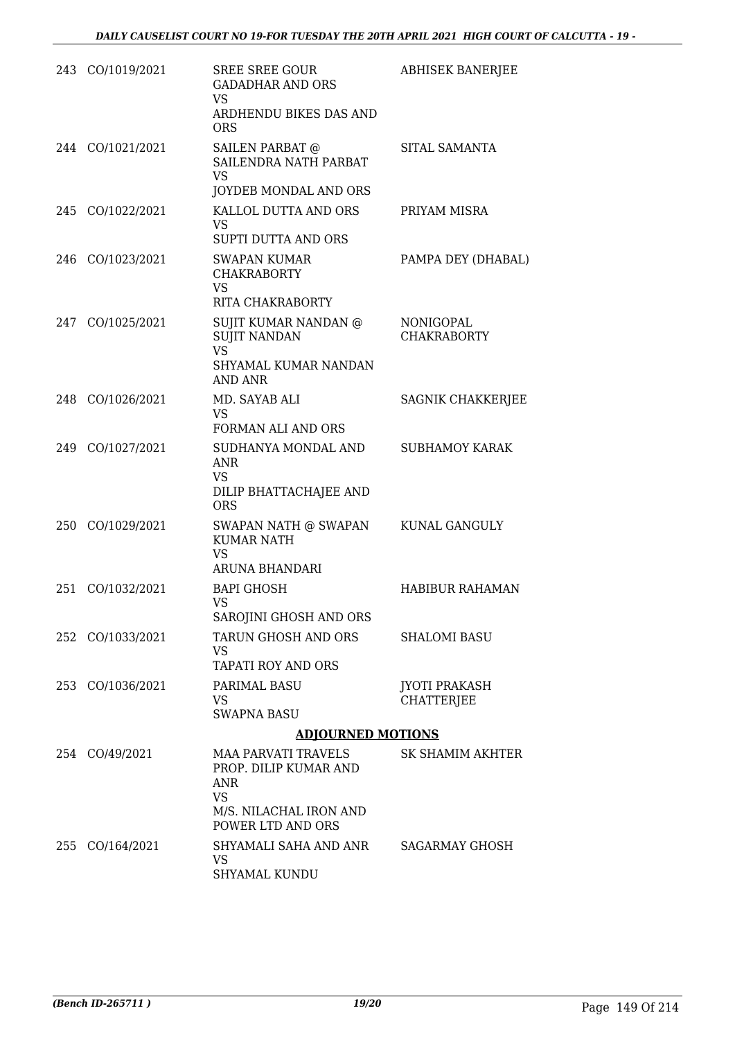| | | | |
|---|---|---|---|
| 243 | CO/1019/2021 | SREE SREE GOUR GADADHAR AND ORS<br>VS<br>ARDHENDU BIKES DAS AND ORS | ABHISEK BANERJEE |
| 244 | CO/1021/2021 | SAILEN PARBAT @ SAILENDRA NATH PARBAT<br>VS<br>JOYDEB MONDAL AND ORS | SITAL SAMANTA |
| 245 | CO/1022/2021 | KALLOL DUTTA AND ORS<br>VS<br>SUPTI DUTTA AND ORS | PRIYAM MISRA |
| 246 | CO/1023/2021 | SWAPAN KUMAR CHAKRABORTY<br>VS<br>RITA CHAKRABORTY | PAMPA DEY (DHABAL) |
| 247 | CO/1025/2021 | SUJIT KUMAR NANDAN @ SUJIT NANDAN<br>VS<br>SHYAMAL KUMAR NANDAN AND ANR | NONIGOPAL CHAKRABORTY |
| 248 | CO/1026/2021 | MD. SAYAB ALI<br>VS<br>FORMAN ALI AND ORS | SAGNIK CHAKKERJEE |
| 249 | CO/1027/2021 | SUDHANYA MONDAL AND ANR<br>VS<br>DILIP BHATTACHAJEE AND ORS | SUBHAMOY KARAK |
| 250 | CO/1029/2021 | SWAPAN NATH @ SWAPAN KUMAR NATH<br>VS<br>ARUNA BHANDARI | KUNAL GANGULY |
| 251 | CO/1032/2021 | BAPI GHOSH<br>VS<br>SAROJINI GHOSH AND ORS | HABIBUR RAHAMAN |
| 252 | CO/1033/2021 | TARUN GHOSH AND ORS<br>VS<br>TAPATI ROY AND ORS | SHALOMI BASU |
| 253 | CO/1036/2021 | PARIMAL BASU<br>VS<br>SWAPNA BASU | JYOTI PRAKASH CHATTERJEE |

**ADJOURNED MOTIONS**

| | | | |
|---|---|---|---|
| 254 | CO/49/2021 | MAA PARVATI TRAVELS PROP. DILIP KUMAR AND ANR<br>VS<br>M/S. NILACHAL IRON AND POWER LTD AND ORS | SK SHAMIM AKHTER |
| 255 | CO/164/2021 | SHYAMALI SAHA AND ANR<br>VS<br>SHYAMAL KUNDU | SAGARMAY GHOSH |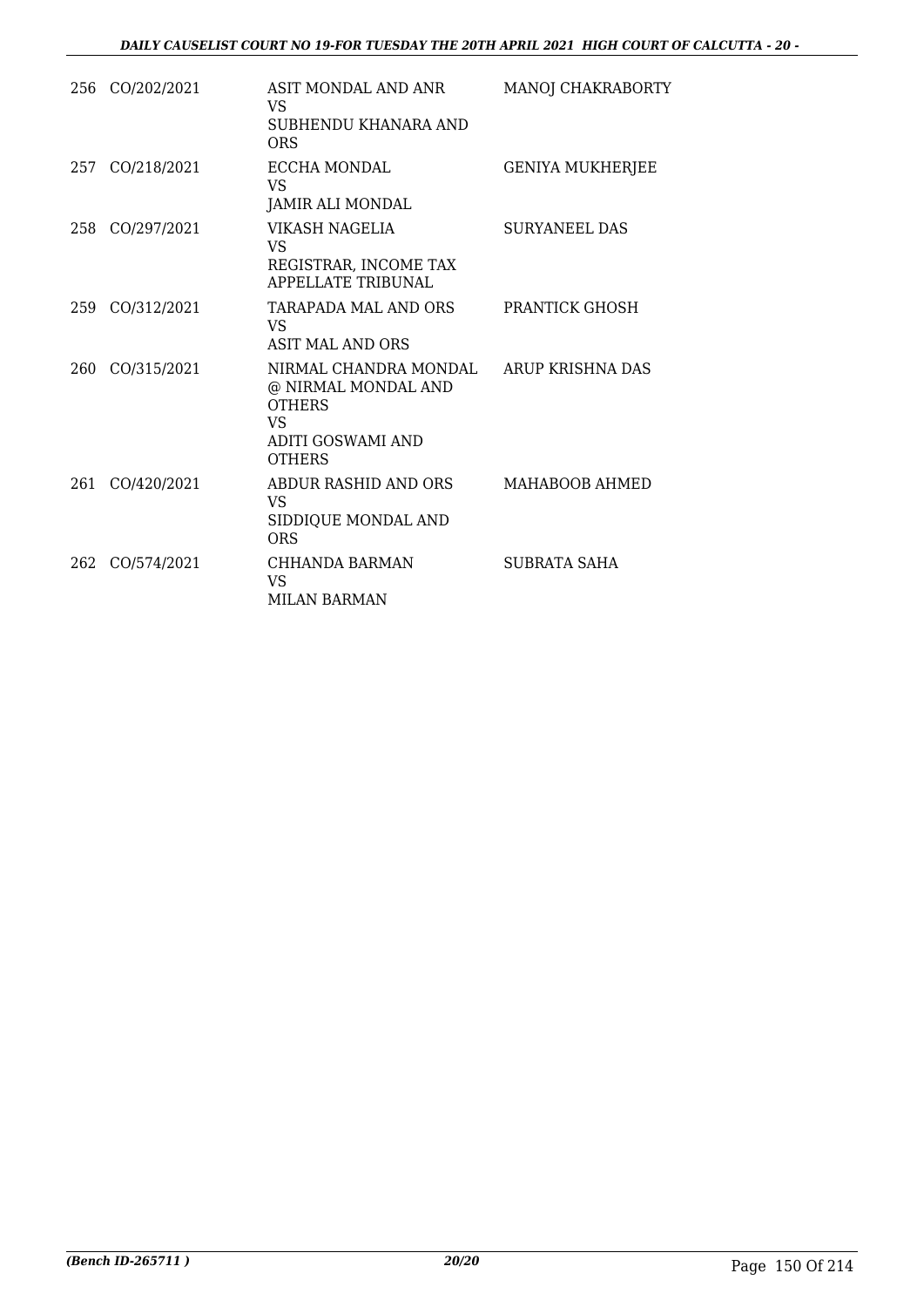| | | | |
|---|---|---|---|
| 256 | CO/202/2021 | ASIT MONDAL AND ANR<br>VS<br>SUBHENDU KHANARA AND ORS | MANOJ CHAKRABORTY |
| 257 | CO/218/2021 | ECCHA MONDAL<br>VS<br>JAMIR ALI MONDAL | GENIYA MUKHERJEE |
| 258 | CO/297/2021 | VIKASH NAGELIA<br>VS<br>REGISTRAR, INCOME TAX APPELLATE TRIBUNAL | SURYANEEL DAS |
| 259 | CO/312/2021 | TARAPADA MAL AND ORS<br>VS<br>ASIT MAL AND ORS | PRANTICK GHOSH |
| 260 | CO/315/2021 | NIRMAL CHANDRA MONDAL @ NIRMAL MONDAL AND OTHERS<br>VS<br>ADITI GOSWAMI AND OTHERS | ARUP KRISHNA DAS |
| 261 | CO/420/2021 | ABDUR RASHID AND ORS<br>VS<br>SIDDIQUE MONDAL AND ORS | MAHABOOB AHMED |
| 262 | CO/574/2021 | CHHANDA BARMAN<br>VS<br>MILAN BARMAN | SUBRATA SAHA |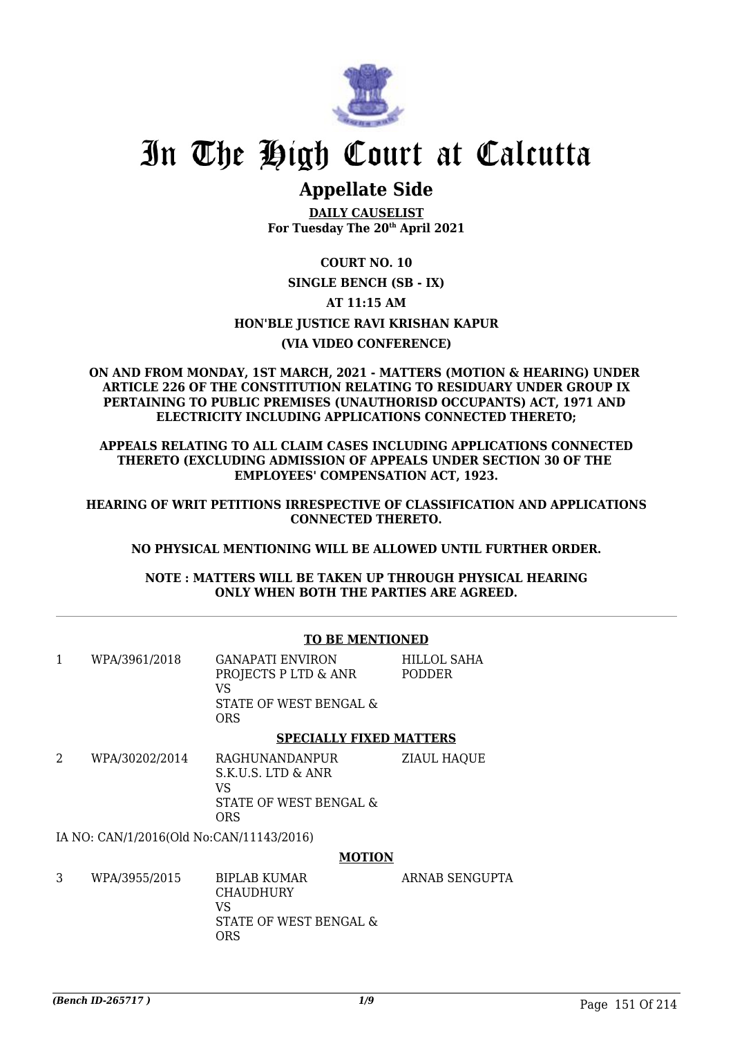# In The High Court at Calcutta

## Appellate Side

**DAILY CAUSELIST**
**For Tuesday The 20th April 2021**

**COURT NO. 10**

**SINGLE BENCH (SB - IX)**

**AT 11:15 AM**

**HON'BLE JUSTICE RAVI KRISHAN KAPUR**

**(VIA VIDEO CONFERENCE)**

**ON AND FROM MONDAY, 1ST MARCH, 2021 - MATTERS (MOTION & HEARING) UNDER ARTICLE 226 OF THE CONSTITUTION RELATING TO RESIDUARY UNDER GROUP IX PERTAINING TO PUBLIC PREMISES (UNAUTHORISD OCCUPANTS) ACT, 1971 AND ELECTRICITY INCLUDING APPLICATIONS CONNECTED THERETO;**

**APPEALS RELATING TO ALL CLAIM CASES INCLUDING APPLICATIONS CONNECTED THERETO (EXCLUDING ADMISSION OF APPEALS UNDER SECTION 30 OF THE EMPLOYEES' COMPENSATION ACT, 1923.**

**HEARING OF WRIT PETITIONS IRRESPECTIVE OF CLASSIFICATION AND APPLICATIONS CONNECTED THERETO.**

**NO PHYSICAL MENTIONING WILL BE ALLOWED UNTIL FURTHER ORDER.**

**NOTE : MATTERS WILL BE TAKEN UP THROUGH PHYSICAL HEARING ONLY WHEN BOTH THE PARTIES ARE AGREED.**

---

**TO BE MENTIONED**

| | | | |
|---|---|---|---|
| 1 | WPA/3961/2018 | GANAPATI ENVIRON PROJECTS P LTD & ANR<br>VS<br>STATE OF WEST BENGAL & ORS | HILLOL SAHA PODDER |

**SPECIALLY FIXED MATTERS**

| | | | |
|---|---|---|---|
| 2 | WPA/30202/2014 | RAGHUNANDANPUR S.K.U.S. LTD & ANR<br>VS<br>STATE OF WEST BENGAL & ORS | ZIAUL HAQUE |

IA NO: CAN/1/2016(Old No:CAN/11143/2016)

**MOTION**

| | | | |
|---|---|---|---|
| 3 | WPA/3955/2015 | BIPLAB KUMAR CHAUDHURY<br>VS<br>STATE OF WEST BENGAL & ORS | ARNAB SENGUPTA |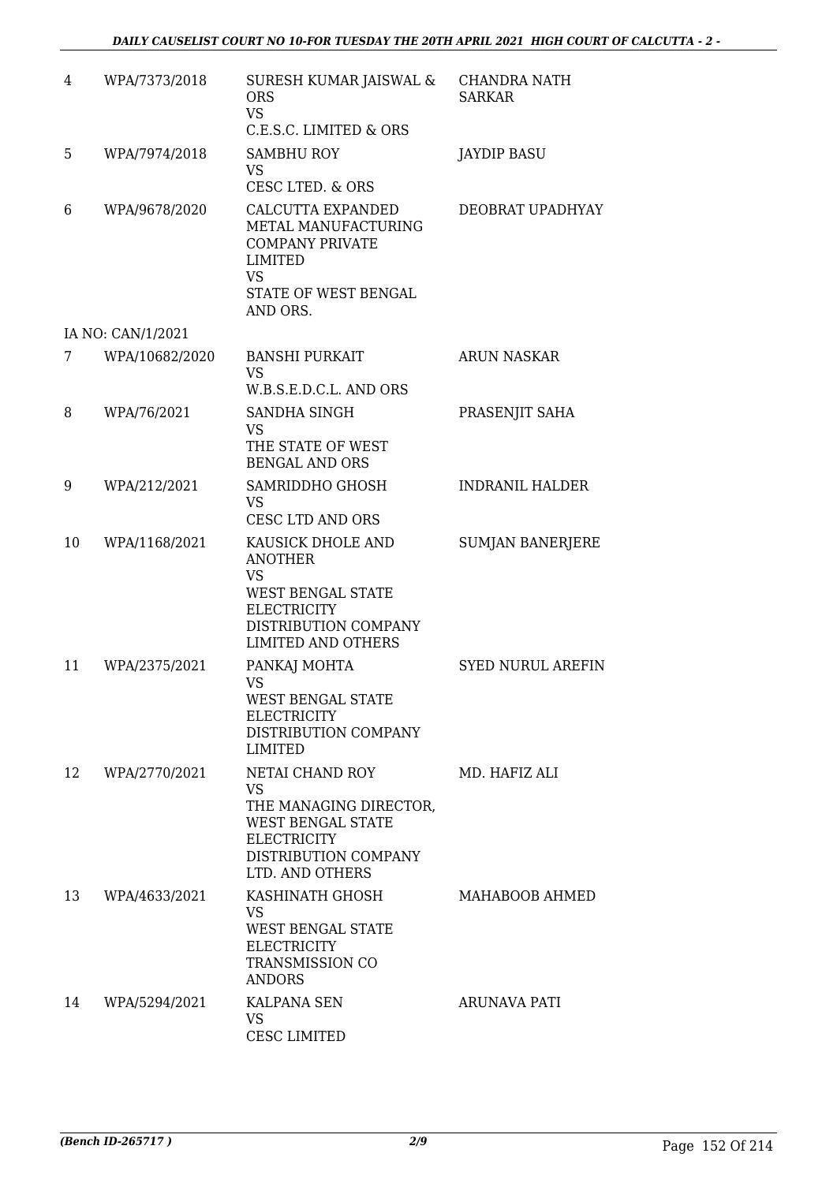| | | | |
|---|---|---|---|
| 4 | WPA/7373/2018 | SURESH KUMAR JAISWAL & ORS<br>VS<br>C.E.S.C. LIMITED & ORS | CHANDRA NATH SARKAR |
| 5 | WPA/7974/2018 | SAMBHU ROY<br>VS<br>CESC LTED. & ORS | JAYDIP BASU |
| 6 | WPA/9678/2020 | CALCUTTA EXPANDED METAL MANUFACTURING COMPANY PRIVATE LIMITED<br>VS<br>STATE OF WEST BENGAL AND ORS. | DEOBRAT UPADHYAY |
| | IA NO: CAN/1/2021 | | |
| 7 | WPA/10682/2020 | BANSHI PURKAIT<br>VS<br>W.B.S.E.D.C.L. AND ORS | ARUN NASKAR |
| 8 | WPA/76/2021 | SANDHA SINGH<br>VS<br>THE STATE OF WEST BENGAL AND ORS | PRASENJIT SAHA |
| 9 | WPA/212/2021 | SAMRIDDHO GHOSH<br>VS<br>CESC LTD AND ORS | INDRANIL HALDER |
| 10 | WPA/1168/2021 | KAUSICK DHOLE AND ANOTHER<br>VS<br>WEST BENGAL STATE ELECTRICITY DISTRIBUTION COMPANY LIMITED AND OTHERS | SUMJAN BANERJERE |
| 11 | WPA/2375/2021 | PANKAJ MOHTA<br>VS<br>WEST BENGAL STATE ELECTRICITY DISTRIBUTION COMPANY LIMITED | SYED NURUL AREFIN |
| 12 | WPA/2770/2021 | NETAI CHAND ROY<br>VS<br>THE MANAGING DIRECTOR, WEST BENGAL STATE ELECTRICITY DISTRIBUTION COMPANY LTD. AND OTHERS | MD. HAFIZ ALI |
| 13 | WPA/4633/2021 | KASHINATH GHOSH<br>VS<br>WEST BENGAL STATE ELECTRICITY TRANSMISSION CO ANDORS | MAHABOOB AHMED |
| 14 | WPA/5294/2021 | KALPANA SEN<br>VS<br>CESC LIMITED | ARUNAVA PATI |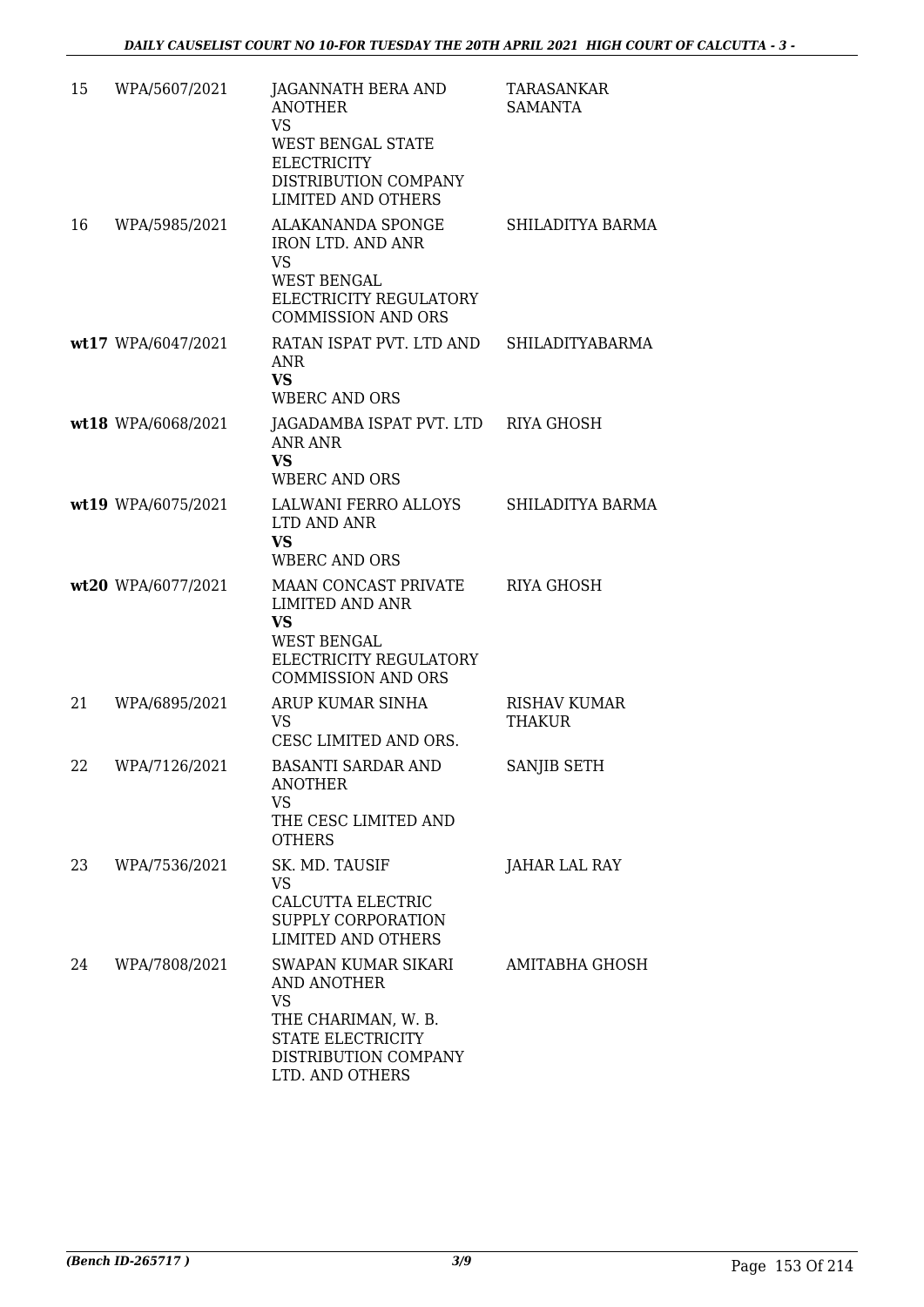| 15 | WPA/5607/2021 | JAGANNATH BERA AND ANOTHER<br>VS<br>WEST BENGAL STATE ELECTRICITY DISTRIBUTION COMPANY LIMITED AND OTHERS | TARASANKAR SAMANTA |
|---|---|---|---|
| 16 | WPA/5985/2021 | ALAKANANDA SPONGE IRON LTD. AND ANR<br>VS<br>WEST BENGAL ELECTRICITY REGULATORY COMMISSION AND ORS | SHILADITYA BARMA |
| wt17 | WPA/6047/2021 | RATAN ISPAT PVT. LTD AND ANR<br>**VS**<br>WBERC AND ORS | SHILADITYABARMA |
| wt18 | WPA/6068/2021 | JAGADAMBA ISPAT PVT. LTD ANR ANR<br>**VS**<br>WBERC AND ORS | RIYA GHOSH |
| wt19 | WPA/6075/2021 | LALWANI FERRO ALLOYS LTD AND ANR<br>**VS**<br>WBERC AND ORS | SHILADITYA BARMA |
| wt20 | WPA/6077/2021 | MAAN CONCAST PRIVATE LIMITED AND ANR<br>**VS**<br>WEST BENGAL ELECTRICITY REGULATORY COMMISSION AND ORS | RIYA GHOSH |
| 21 | WPA/6895/2021 | ARUP KUMAR SINHA<br>VS<br>CESC LIMITED AND ORS. | RISHAV KUMAR THAKUR |
| 22 | WPA/7126/2021 | BASANTI SARDAR AND ANOTHER<br>VS<br>THE CESC LIMITED AND OTHERS | SANJIB SETH |
| 23 | WPA/7536/2021 | SK. MD. TAUSIF<br>VS<br>CALCUTTA ELECTRIC SUPPLY CORPORATION LIMITED AND OTHERS | JAHAR LAL RAY |
| 24 | WPA/7808/2021 | SWAPAN KUMAR SIKARI AND ANOTHER<br>VS<br>THE CHARIMAN, W. B. STATE ELECTRICITY DISTRIBUTION COMPANY LTD. AND OTHERS | AMITABHA GHOSH |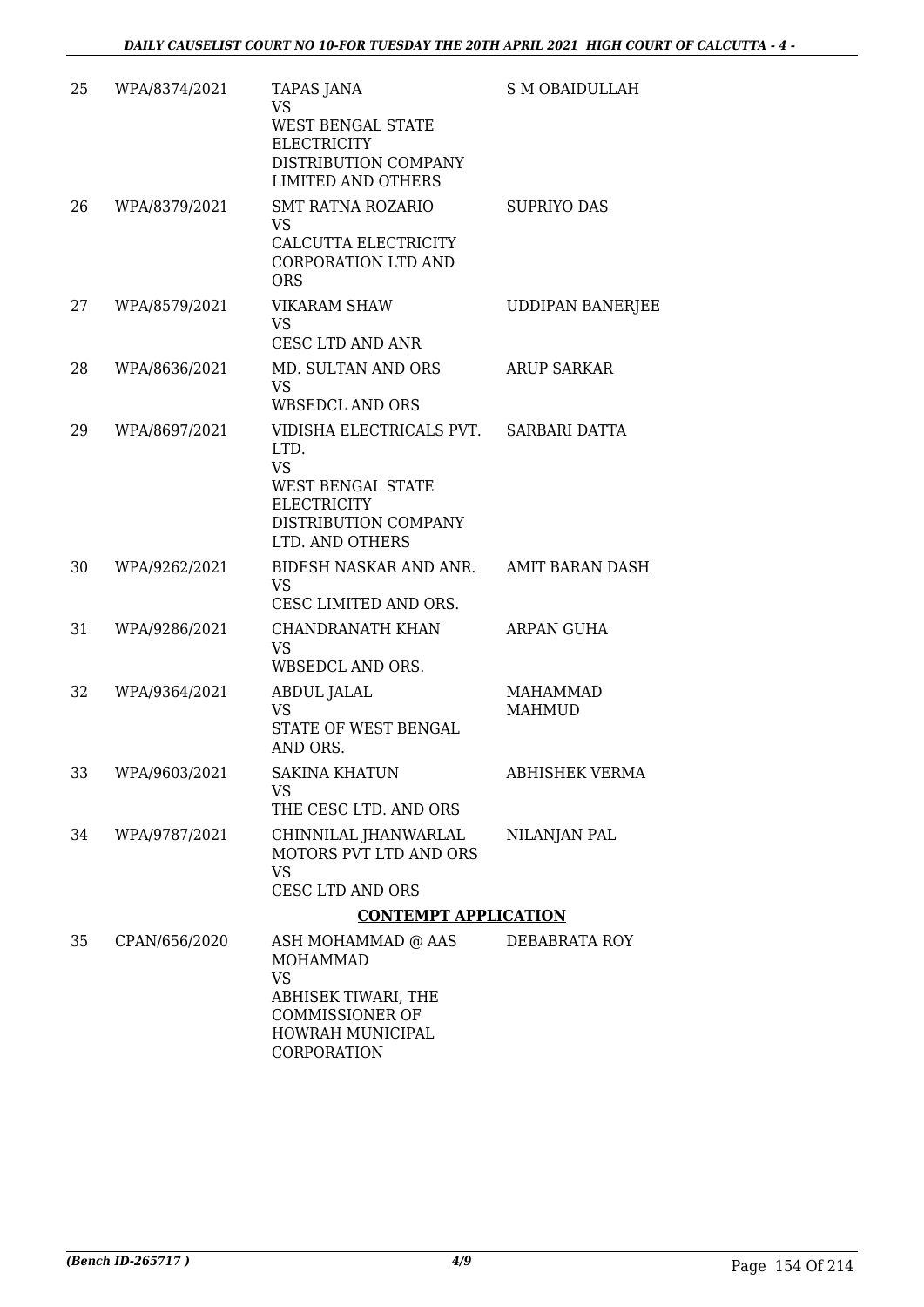| | | | |
|---|---|---|---|
| 25 | WPA/8374/2021 | TAPAS JANA<br>VS<br>WEST BENGAL STATE ELECTRICITY DISTRIBUTION COMPANY LIMITED AND OTHERS | S M OBAIDULLAH |
| 26 | WPA/8379/2021 | SMT RATNA ROZARIO<br>VS<br>CALCUTTA ELECTRICITY CORPORATION LTD AND ORS | SUPRIYO DAS |
| 27 | WPA/8579/2021 | VIKARAM SHAW<br>VS<br>CESC LTD AND ANR | UDDIPAN BANERJEE |
| 28 | WPA/8636/2021 | MD. SULTAN AND ORS<br>VS<br>WBSEDCL AND ORS | ARUP SARKAR |
| 29 | WPA/8697/2021 | VIDISHA ELECTRICALS PVT. LTD.<br>VS<br>WEST BENGAL STATE ELECTRICITY DISTRIBUTION COMPANY LTD. AND OTHERS | SARBARI DATTA |
| 30 | WPA/9262/2021 | BIDESH NASKAR AND ANR.<br>VS<br>CESC LIMITED AND ORS. | AMIT BARAN DASH |
| 31 | WPA/9286/2021 | CHANDRANATH KHAN<br>VS<br>WBSEDCL AND ORS. | ARPAN GUHA |
| 32 | WPA/9364/2021 | ABDUL JALAL<br>VS<br>STATE OF WEST BENGAL AND ORS. | MAHAMMAD MAHMUD |
| 33 | WPA/9603/2021 | SAKINA KHATUN<br>VS<br>THE CESC LTD. AND ORS | ABHISHEK VERMA |
| 34 | WPA/9787/2021 | CHINNILAL JHANWARLAL MOTORS PVT LTD AND ORS<br>VS<br>CESC LTD AND ORS | NILANJAN PAL |

**CONTEMPT APPLICATION**

| | | | |
|---|---|---|---|
| 35 | CPAN/656/2020 | ASH MOHAMMAD @ AAS MOHAMMAD<br>VS<br>ABHISEK TIWARI, THE COMMISSIONER OF HOWRAH MUNICIPAL CORPORATION | DEBABRATA ROY |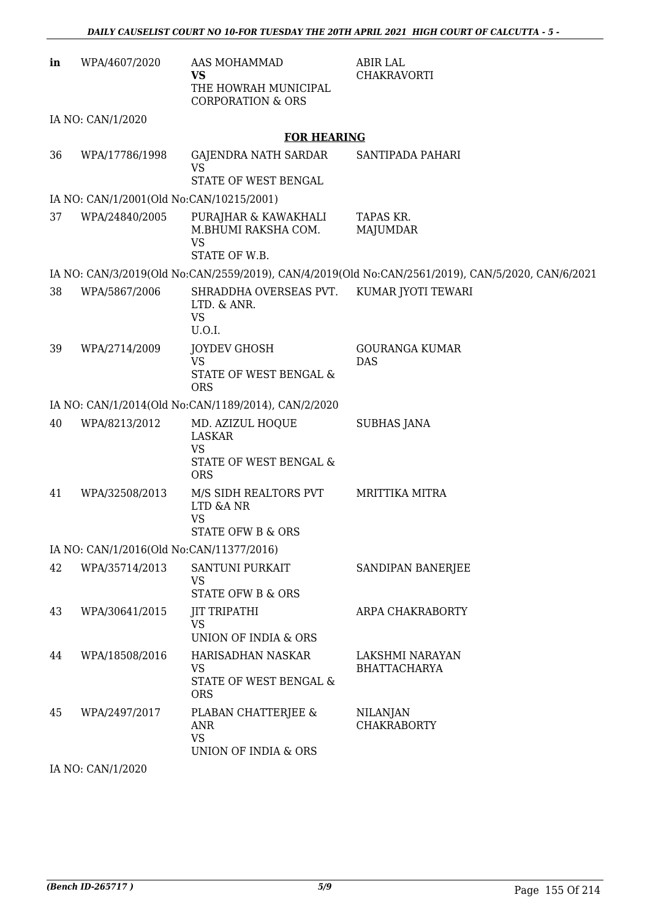| | | | |
|---|---|---|---|
| in | WPA/4607/2020 | AAS MOHAMMAD<br>**VS**<br>THE HOWRAH MUNICIPAL CORPORATION & ORS | ABIR LAL CHAKRAVORTI |

IA NO: CAN/1/2020

## FOR HEARING

| | | | |
|---|---|---|---|
| 36 | WPA/17786/1998 | GAJENDRA NATH SARDAR<br>VS<br>STATE OF WEST BENGAL | SANTIPADA PAHARI |

IA NO: CAN/1/2001(Old No:CAN/10215/2001)

| | | | |
|---|---|---|---|
| 37 | WPA/24840/2005 | PURAJHAR & KAWAKHALI M.BHUMI RAKSHA COM.<br>VS<br>STATE OF W.B. | TAPAS KR. MAJUMDAR |

IA NO: CAN/3/2019(Old No:CAN/2559/2019), CAN/4/2019(Old No:CAN/2561/2019), CAN/5/2020, CAN/6/2021

| | | | |
|---|---|---|---|
| 38 | WPA/5867/2006 | SHRADDHA OVERSEAS PVT. LTD. & ANR.<br>VS<br>U.O.I. | KUMAR JYOTI TEWARI |
| 39 | WPA/2714/2009 | JOYDEV GHOSH<br>VS<br>STATE OF WEST BENGAL & ORS | GOURANGA KUMAR DAS |

IA NO: CAN/1/2014(Old No:CAN/1189/2014), CAN/2/2020

| | | | |
|---|---|---|---|
| 40 | WPA/8213/2012 | MD. AZIZUL HOQUE LASKAR<br>VS<br>STATE OF WEST BENGAL & ORS | SUBHAS JANA |
| 41 | WPA/32508/2013 | M/S SIDH REALTORS PVT LTD &A NR<br>VS<br>STATE OFW B & ORS | MRITTIKA MITRA |

IA NO: CAN/1/2016(Old No:CAN/11377/2016)

| | | | |
|---|---|---|---|
| 42 | WPA/35714/2013 | SANTUNI PURKAIT<br>VS<br>STATE OFW B & ORS | SANDIPAN BANERJEE |
| 43 | WPA/30641/2015 | JIT TRIPATHI<br>VS<br>UNION OF INDIA & ORS | ARPA CHAKRABORTY |
| 44 | WPA/18508/2016 | HARISADHAN NASKAR<br>VS<br>STATE OF WEST BENGAL & ORS | LAKSHMI NARAYAN BHATTACHARYA |
| 45 | WPA/2497/2017 | PLABAN CHATTERJEE & ANR<br>VS<br>UNION OF INDIA & ORS | NILANJAN CHAKRABORTY |

IA NO: CAN/1/2020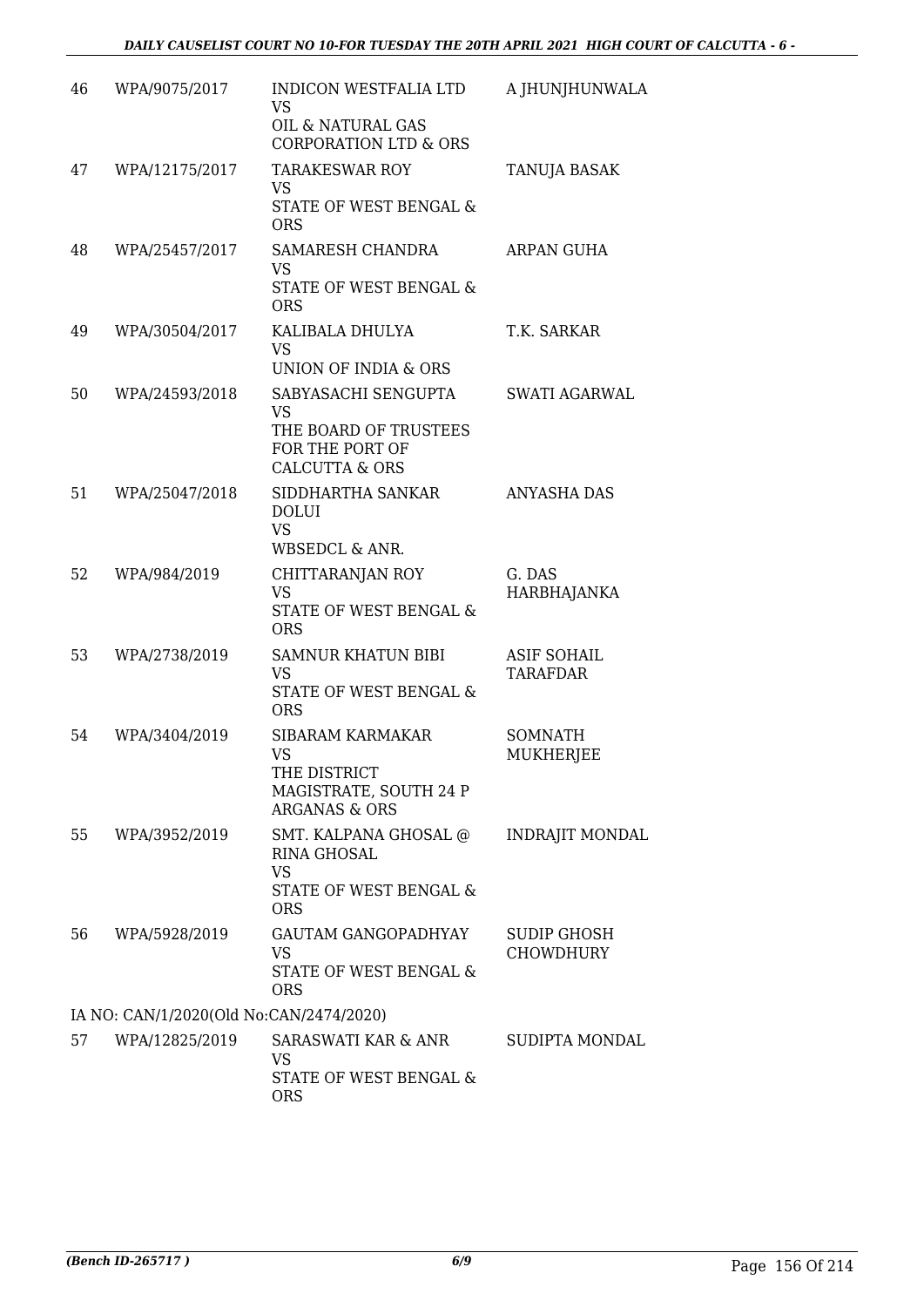| | | | |
|---|---|---|---|
| 46 | WPA/9075/2017 | INDICON WESTFALIA LTD<br>VS<br>OIL & NATURAL GAS CORPORATION LTD & ORS | A JHUNJHUNWALA |
| 47 | WPA/12175/2017 | TARAKESWAR ROY<br>VS<br>STATE OF WEST BENGAL & ORS | TANUJA BASAK |
| 48 | WPA/25457/2017 | SAMARESH CHANDRA<br>VS<br>STATE OF WEST BENGAL & ORS | ARPAN GUHA |
| 49 | WPA/30504/2017 | KALIBALA DHULYA<br>VS<br>UNION OF INDIA & ORS | T.K. SARKAR |
| 50 | WPA/24593/2018 | SABYASACHI SENGUPTA<br>VS<br>THE BOARD OF TRUSTEES FOR THE PORT OF CALCUTTA & ORS | SWATI AGARWAL |
| 51 | WPA/25047/2018 | SIDDHARTHA SANKAR DOLUI<br>VS<br>WBSEDCL & ANR. | ANYASHA DAS |
| 52 | WPA/984/2019 | CHITTARANJAN ROY<br>VS<br>STATE OF WEST BENGAL & ORS | G. DAS HARBHAJANKA |
| 53 | WPA/2738/2019 | SAMNUR KHATUN BIBI<br>VS<br>STATE OF WEST BENGAL & ORS | ASIF SOHAIL TARAFDAR |
| 54 | WPA/3404/2019 | SIBARAM KARMAKAR<br>VS<br>THE DISTRICT MAGISTRATE, SOUTH 24 P ARGANAS & ORS | SOMNATH MUKHERJEE |
| 55 | WPA/3952/2019 | SMT. KALPANA GHOSAL @ RINA GHOSAL<br>VS<br>STATE OF WEST BENGAL & ORS | INDRAJIT MONDAL |
| 56 | WPA/5928/2019 | GAUTAM GANGOPADHYAY<br>VS<br>STATE OF WEST BENGAL & ORS | SUDIP GHOSH CHOWDHURY |

IA NO: CAN/1/2020(Old No:CAN/2474/2020)

| | | | |
|---|---|---|---|
| 57 | WPA/12825/2019 | SARASWATI KAR & ANR<br>VS<br>STATE OF WEST BENGAL & ORS | SUDIPTA MONDAL |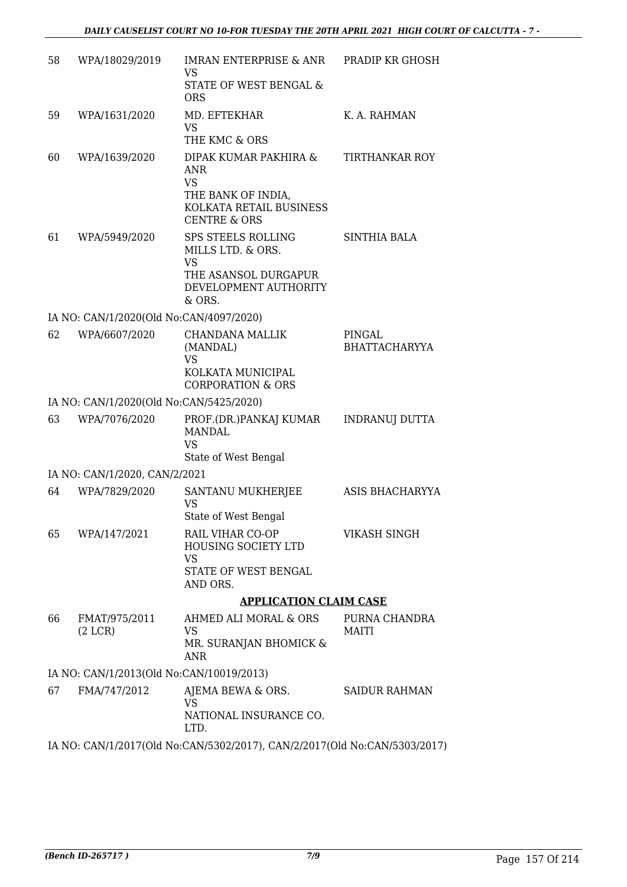| | | | |
|---|---|---|---|
| 58 | WPA/18029/2019 | IMRAN ENTERPRISE & ANR<br>VS<br>STATE OF WEST BENGAL & ORS | PRADIP KR GHOSH |
| 59 | WPA/1631/2020 | MD. EFTEKHAR<br>VS<br>THE KMC & ORS | K. A. RAHMAN |
| 60 | WPA/1639/2020 | DIPAK KUMAR PAKHIRA & ANR<br>VS<br>THE BANK OF INDIA, KOLKATA RETAIL BUSINESS CENTRE & ORS | TIRTHANKAR ROY |
| 61 | WPA/5949/2020 | SPS STEELS ROLLING MILLS LTD. & ORS.<br>VS<br>THE ASANSOL DURGAPUR DEVELOPMENT AUTHORITY & ORS. | SINTHIA BALA |

IA NO: CAN/1/2020(Old No:CAN/4097/2020)

| | | | |
|---|---|---|---|
| 62 | WPA/6607/2020 | CHANDANA MALLIK (MANDAL)<br>VS<br>KOLKATA MUNICIPAL CORPORATION & ORS | PINGAL BHATTACHARYYA |

IA NO: CAN/1/2020(Old No:CAN/5425/2020)

| | | | |
|---|---|---|---|
| 63 | WPA/7076/2020 | PROF.(DR.)PANKAJ KUMAR MANDAL<br>VS<br>State of West Bengal | INDRANUJ DUTTA |

IA NO: CAN/1/2020, CAN/2/2021

| | | | |
|---|---|---|---|
| 64 | WPA/7829/2020 | SANTANU MUKHERJEE<br>VS<br>State of West Bengal | ASIS BHACHARYYA |
| 65 | WPA/147/2021 | RAIL VIHAR CO-OP HOUSING SOCIETY LTD<br>VS<br>STATE OF WEST BENGAL AND ORS. | VIKASH SINGH |

**APPLICATION CLAIM CASE**

| | | | |
|---|---|---|---|
| 66 | FMAT/975/2011 (2 LCR) | AHMED ALI MORAL & ORS<br>VS<br>MR. SURANJAN BHOMICK & ANR | PURNA CHANDRA MAITI |

IA NO: CAN/1/2013(Old No:CAN/10019/2013)

| | | | |
|---|---|---|---|
| 67 | FMA/747/2012 | AJEMA BEWA & ORS.<br>VS<br>NATIONAL INSURANCE CO. LTD. | SAIDUR RAHMAN |

IA NO: CAN/1/2017(Old No:CAN/5302/2017), CAN/2/2017(Old No:CAN/5303/2017)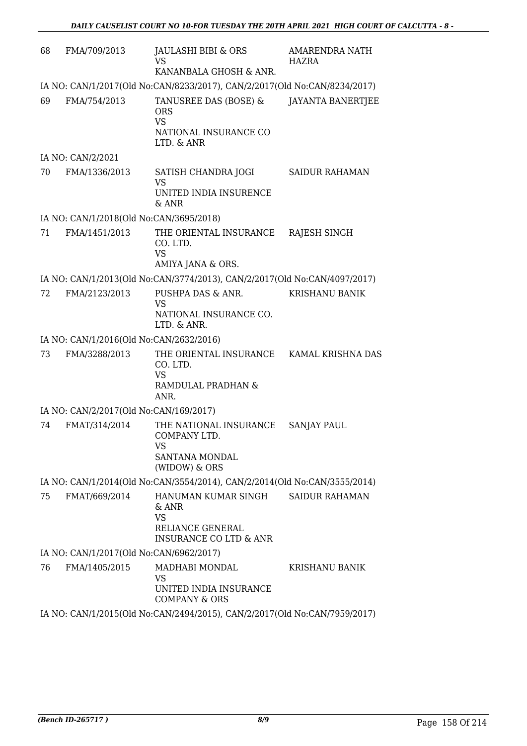| | | | |
|---|---|---|---|
| 68 | FMA/709/2013 | JAULASHI BIBI & ORS<br>VS<br>KANANBALA GHOSH & ANR. | AMARENDRA NATH HAZRA |

IA NO: CAN/1/2017(Old No:CAN/8233/2017), CAN/2/2017(Old No:CAN/8234/2017)

| | | | |
|---|---|---|---|
| 69 | FMA/754/2013 | TANUSREE DAS (BOSE) & ORS<br>VS<br>NATIONAL INSURANCE CO LTD. & ANR | JAYANTA BANERTJEE |

IA NO: CAN/2/2021

| | | | |
|---|---|---|---|
| 70 | FMA/1336/2013 | SATISH CHANDRA JOGI<br>VS<br>UNITED INDIA INSURENCE & ANR | SAIDUR RAHAMAN |

IA NO: CAN/1/2018(Old No:CAN/3695/2018)

| | | | |
|---|---|---|---|
| 71 | FMA/1451/2013 | THE ORIENTAL INSURANCE CO. LTD.<br>VS<br>AMIYA JANA & ORS. | RAJESH SINGH |

IA NO: CAN/1/2013(Old No:CAN/3774/2013), CAN/2/2017(Old No:CAN/4097/2017)

| | | | |
|---|---|---|---|
| 72 | FMA/2123/2013 | PUSHPA DAS & ANR.<br>VS<br>NATIONAL INSURANCE CO. LTD. & ANR. | KRISHANU BANIK |

IA NO: CAN/1/2016(Old No:CAN/2632/2016)

| | | | |
|---|---|---|---|
| 73 | FMA/3288/2013 | THE ORIENTAL INSURANCE CO. LTD.<br>VS<br>RAMDULAL PRADHAN & ANR. | KAMAL KRISHNA DAS |

IA NO: CAN/2/2017(Old No:CAN/169/2017)

| | | | |
|---|---|---|---|
| 74 | FMAT/314/2014 | THE NATIONAL INSURANCE COMPANY LTD.<br>VS<br>SANTANA MONDAL (WIDOW) & ORS | SANJAY PAUL |

IA NO: CAN/1/2014(Old No:CAN/3554/2014), CAN/2/2014(Old No:CAN/3555/2014)

| | | | |
|---|---|---|---|
| 75 | FMAT/669/2014 | HANUMAN KUMAR SINGH & ANR<br>VS<br>RELIANCE GENERAL INSURANCE CO LTD & ANR | SAIDUR RAHAMAN |

IA NO: CAN/1/2017(Old No:CAN/6962/2017)

| | | | |
|---|---|---|---|
| 76 | FMA/1405/2015 | MADHABI MONDAL<br>VS<br>UNITED INDIA INSURANCE COMPANY & ORS | KRISHANU BANIK |

IA NO: CAN/1/2015(Old No:CAN/2494/2015), CAN/2/2017(Old No:CAN/7959/2017)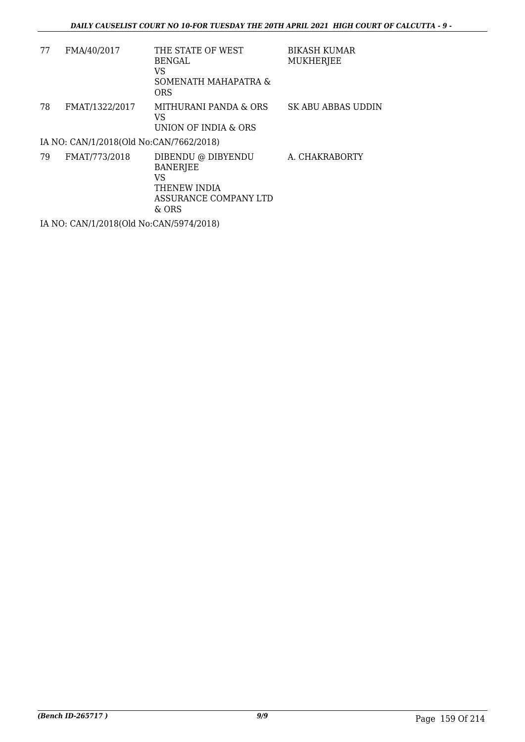| | | | |
|---|---|---|---|
| 77 | FMA/40/2017 | THE STATE OF WEST BENGAL<br>VS<br>SOMENATH MAHAPATRA & ORS | BIKASH KUMAR MUKHERJEE |
| 78 | FMAT/1322/2017 | MITHURANI PANDA & ORS<br>VS<br>UNION OF INDIA & ORS | SK ABU ABBAS UDDIN |

IA NO: CAN/1/2018(Old No:CAN/7662/2018)

| | | | |
|---|---|---|---|
| 79 | FMAT/773/2018 | DIBENDU @ DIBYENDU BANERJEE<br>VS<br>THENEW INDIA ASSURANCE COMPANY LTD & ORS | A. CHAKRABORTY |

IA NO: CAN/1/2018(Old No:CAN/5974/2018)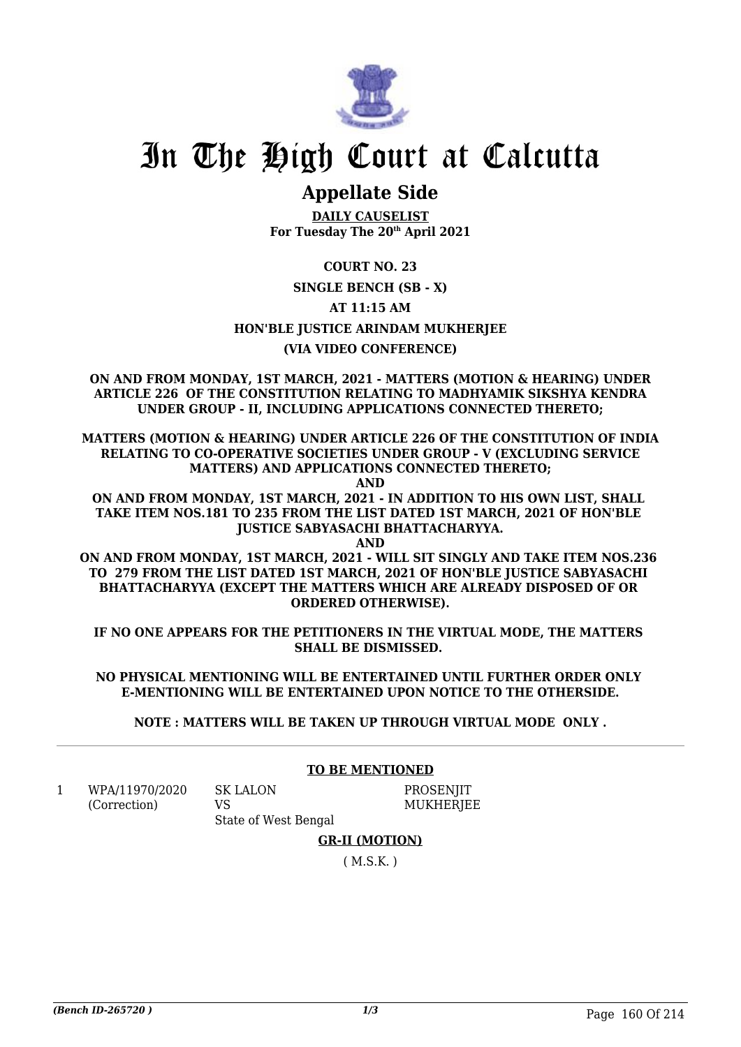# In The High Court at Calcutta

## Appellate Side

**DAILY CAUSELIST**
**For Tuesday The 20th April 2021**

**COURT NO. 23**

**SINGLE BENCH (SB - X)**

**AT 11:15 AM**

**HON'BLE JUSTICE ARINDAM MUKHERJEE**

**(VIA VIDEO CONFERENCE)**

**ON AND FROM MONDAY, 1ST MARCH, 2021 - MATTERS (MOTION & HEARING) UNDER ARTICLE 226 OF THE CONSTITUTION RELATING TO MADHYAMIK SIKSHYA KENDRA UNDER GROUP - II, INCLUDING APPLICATIONS CONNECTED THERETO;**

**MATTERS (MOTION & HEARING) UNDER ARTICLE 226 OF THE CONSTITUTION OF INDIA RELATING TO CO-OPERATIVE SOCIETIES UNDER GROUP - V (EXCLUDING SERVICE MATTERS) AND APPLICATIONS CONNECTED THERETO;**
**AND**
**ON AND FROM MONDAY, 1ST MARCH, 2021 - IN ADDITION TO HIS OWN LIST, SHALL TAKE ITEM NOS.181 TO 235 FROM THE LIST DATED 1ST MARCH, 2021 OF HON'BLE JUSTICE SABYASACHI BHATTACHARYYA.**
**AND**
**ON AND FROM MONDAY, 1ST MARCH, 2021 - WILL SIT SINGLY AND TAKE ITEM NOS.236 TO 279 FROM THE LIST DATED 1ST MARCH, 2021 OF HON'BLE JUSTICE SABYASACHI BHATTACHARYYA (EXCEPT THE MATTERS WHICH ARE ALREADY DISPOSED OF OR ORDERED OTHERWISE).**

**IF NO ONE APPEARS FOR THE PETITIONERS IN THE VIRTUAL MODE, THE MATTERS SHALL BE DISMISSED.**

**NO PHYSICAL MENTIONING WILL BE ENTERTAINED UNTIL FURTHER ORDER ONLY E-MENTIONING WILL BE ENTERTAINED UPON NOTICE TO THE OTHERSIDE.**

**NOTE : MATTERS WILL BE TAKEN UP THROUGH VIRTUAL MODE ONLY .**

---

**TO BE MENTIONED**

| | | | |
|---|---|---|---|
| 1 | WPA/11970/2020 (Correction) | SK LALON VS State of West Bengal | PROSENJIT MUKHERJEE |

**GR-II (MOTION)**

( M.S.K. )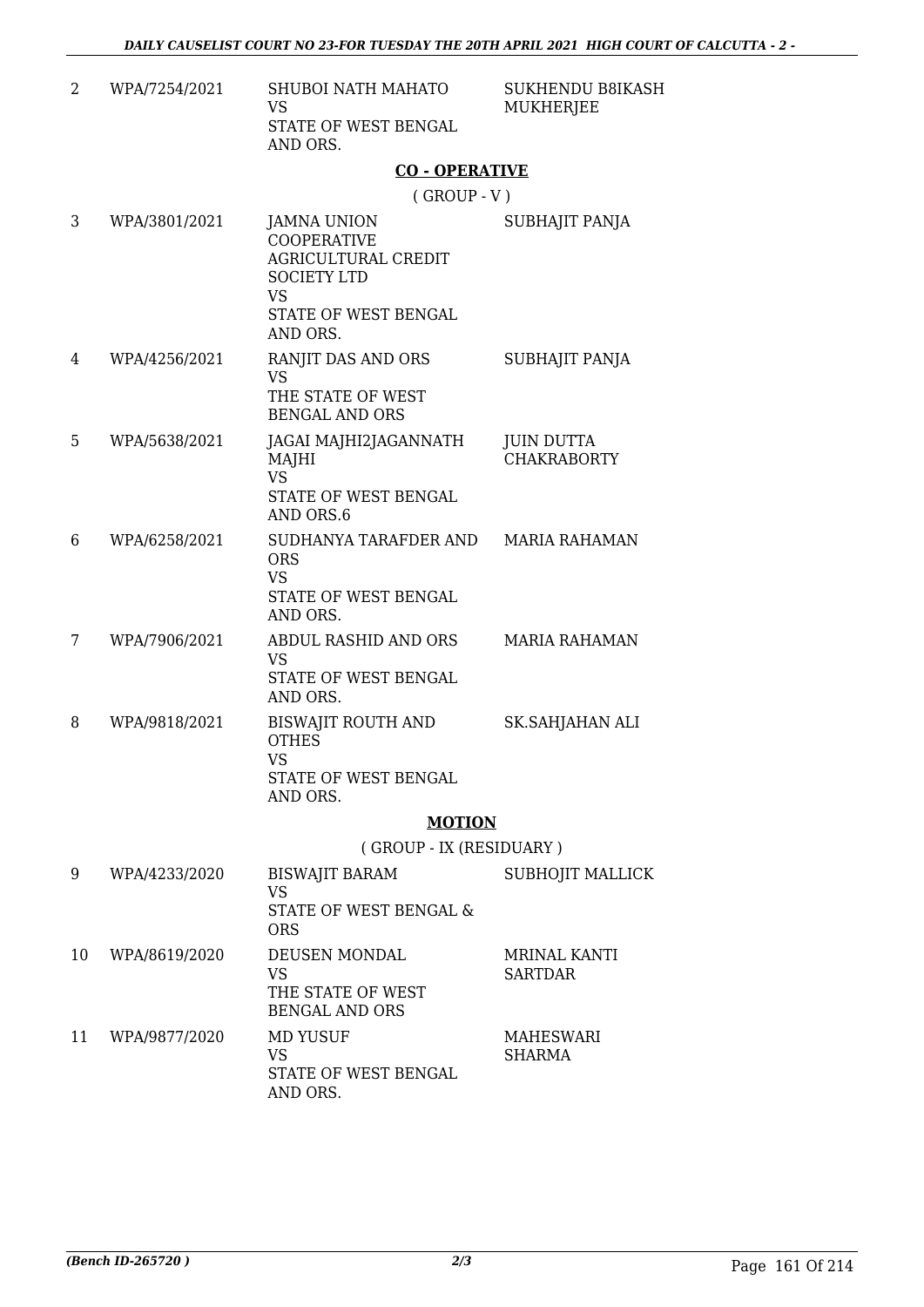| | | | |
|---|---|---|---|
| 2 | WPA/7254/2021 | SHUBOI NATH MAHATO<br>VS<br>STATE OF WEST BENGAL AND ORS. | SUKHENDU B8IKASH MUKHERJEE |

**CO - OPERATIVE**

( GROUP - V )

| | | | |
|---|---|---|---|
| 3 | WPA/3801/2021 | JAMNA UNION COOPERATIVE AGRICULTURAL CREDIT SOCIETY LTD<br>VS<br>STATE OF WEST BENGAL AND ORS. | SUBHAJIT PANJA |
| 4 | WPA/4256/2021 | RANJIT DAS AND ORS<br>VS<br>THE STATE OF WEST BENGAL AND ORS | SUBHAJIT PANJA |
| 5 | WPA/5638/2021 | JAGAI MAJHI2JAGANNATH MAJHI<br>VS<br>STATE OF WEST BENGAL AND ORS.6 | JUIN DUTTA CHAKRABORTY |
| 6 | WPA/6258/2021 | SUDHANYA TARAFDER AND ORS<br>VS<br>STATE OF WEST BENGAL AND ORS. | MARIA RAHAMAN |
| 7 | WPA/7906/2021 | ABDUL RASHID AND ORS<br>VS<br>STATE OF WEST BENGAL AND ORS. | MARIA RAHAMAN |
| 8 | WPA/9818/2021 | BISWAJIT ROUTH AND OTHES<br>VS<br>STATE OF WEST BENGAL AND ORS. | SK.SAHJAHAN ALI |

**MOTION**

( GROUP - IX (RESIDUARY )

| | | | |
|---|---|---|---|
| 9 | WPA/4233/2020 | BISWAJIT BARAM<br>VS<br>STATE OF WEST BENGAL & ORS | SUBHOJIT MALLICK |
| 10 | WPA/8619/2020 | DEUSEN MONDAL<br>VS<br>THE STATE OF WEST BENGAL AND ORS | MRINAL KANTI SARTDAR |
| 11 | WPA/9877/2020 | MD YUSUF<br>VS<br>STATE OF WEST BENGAL AND ORS. | MAHESWARI SHARMA |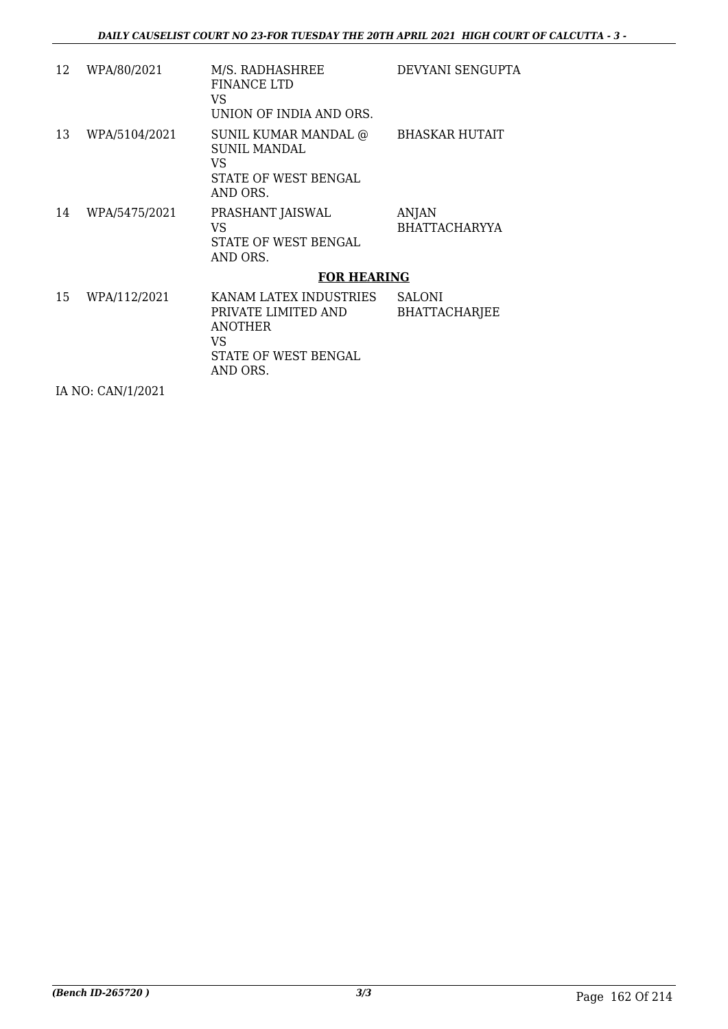| | | | |
|---|---|---|---|
| 12 | WPA/80/2021 | M/S. RADHASHREE FINANCE LTD<br>VS<br>UNION OF INDIA AND ORS. | DEVYANI SENGUPTA |
| 13 | WPA/5104/2021 | SUNIL KUMAR MANDAL @ SUNIL MANDAL<br>VS<br>STATE OF WEST BENGAL AND ORS. | BHASKAR HUTAIT |
| 14 | WPA/5475/2021 | PRASHANT JAISWAL<br>VS<br>STATE OF WEST BENGAL AND ORS. | ANJAN BHATTACHARYYA |

**FOR HEARING**

| | | | |
|---|---|---|---|
| 15 | WPA/112/2021 | KANAM LATEX INDUSTRIES PRIVATE LIMITED AND ANOTHER<br>VS<br>STATE OF WEST BENGAL AND ORS. | SALONI BHATTACHARJEE |

IA NO: CAN/1/2021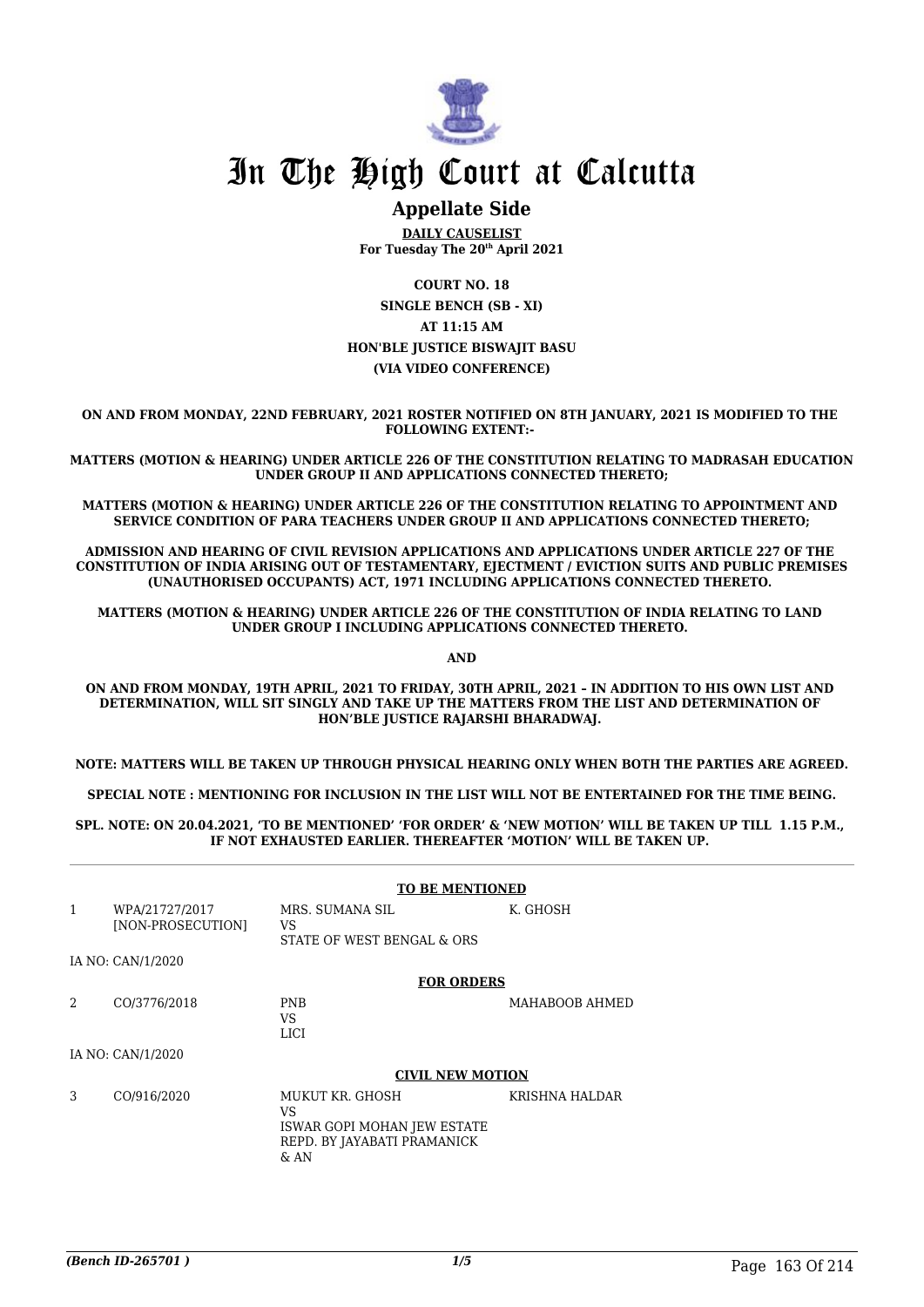# In The High Court at Calcutta

## Appellate Side

**DAILY CAUSELIST**
**For Tuesday The 20th April 2021**

**COURT NO. 18**
**SINGLE BENCH (SB - XI)**
**AT 11:15 AM**
**HON'BLE JUSTICE BISWAJIT BASU**
**(VIA VIDEO CONFERENCE)**

**ON AND FROM MONDAY, 22ND FEBRUARY, 2021 ROSTER NOTIFIED ON 8TH JANUARY, 2021 IS MODIFIED TO THE FOLLOWING EXTENT:-**

**MATTERS (MOTION & HEARING) UNDER ARTICLE 226 OF THE CONSTITUTION RELATING TO MADRASAH EDUCATION UNDER GROUP II AND APPLICATIONS CONNECTED THERETO;**

**MATTERS (MOTION & HEARING) UNDER ARTICLE 226 OF THE CONSTITUTION RELATING TO APPOINTMENT AND SERVICE CONDITION OF PARA TEACHERS UNDER GROUP II AND APPLICATIONS CONNECTED THERETO;**

**ADMISSION AND HEARING OF CIVIL REVISION APPLICATIONS AND APPLICATIONS UNDER ARTICLE 227 OF THE CONSTITUTION OF INDIA ARISING OUT OF TESTAMENTARY, EJECTMENT / EVICTION SUITS AND PUBLIC PREMISES (UNAUTHORISED OCCUPANTS) ACT, 1971 INCLUDING APPLICATIONS CONNECTED THERETO.**

**MATTERS (MOTION & HEARING) UNDER ARTICLE 226 OF THE CONSTITUTION OF INDIA RELATING TO LAND UNDER GROUP I INCLUDING APPLICATIONS CONNECTED THERETO.**

**AND**

**ON AND FROM MONDAY, 19TH APRIL, 2021 TO FRIDAY, 30TH APRIL, 2021 – IN ADDITION TO HIS OWN LIST AND DETERMINATION, WILL SIT SINGLY AND TAKE UP THE MATTERS FROM THE LIST AND DETERMINATION OF HON'BLE JUSTICE RAJARSHI BHARADWAJ.**

**NOTE: MATTERS WILL BE TAKEN UP THROUGH PHYSICAL HEARING ONLY WHEN BOTH THE PARTIES ARE AGREED.**

**SPECIAL NOTE : MENTIONING FOR INCLUSION IN THE LIST WILL NOT BE ENTERTAINED FOR THE TIME BEING.**

**SPL. NOTE: ON 20.04.2021, 'TO BE MENTIONED' 'FOR ORDER' & 'NEW MOTION' WILL BE TAKEN UP TILL 1.15 P.M., IF NOT EXHAUSTED EARLIER. THEREAFTER 'MOTION' WILL BE TAKEN UP.**

**TO BE MENTIONED**

| | | | |
|---|---|---|---|
| 1 | WPA/21727/2017 [NON-PROSECUTION] | MRS. SUMANA SIL VS STATE OF WEST BENGAL & ORS | K. GHOSH |

IA NO: CAN/1/2020

**FOR ORDERS**

| | | | |
|---|---|---|---|
| 2 | CO/3776/2018 | PNB VS LICI | MAHABOOB AHMED |

IA NO: CAN/1/2020

**CIVIL NEW MOTION**

| | | | |
|---|---|---|---|
| 3 | CO/916/2020 | MUKUT KR. GHOSH VS ISWAR GOPI MOHAN JEW ESTATE REPD. BY JAYABATI PRAMANICK & AN | KRISHNA HALDAR |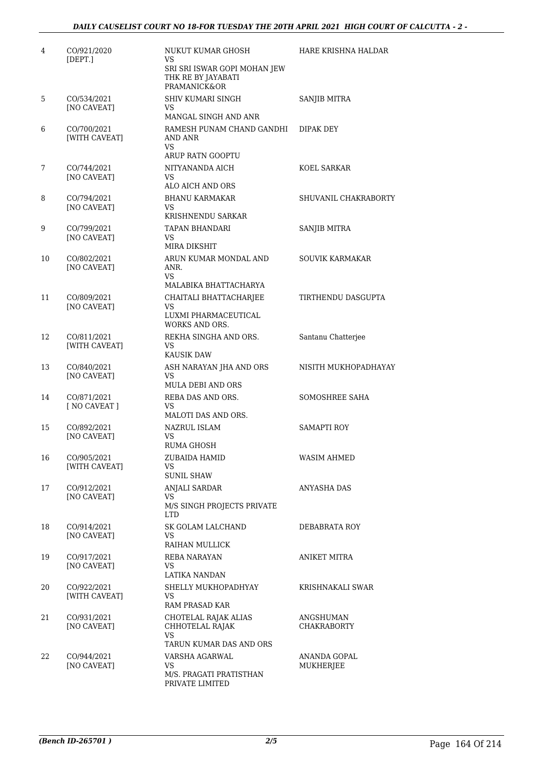| 4 | CO/921/2020 [DEPT.] | NUKUT KUMAR GHOSH VS SRI SRI ISWAR GOPI MOHAN JEW THK RE BY JAYABATI PRAMANICK&OR | HARE KRISHNA HALDAR |
|---|---|---|---|
| 5 | CO/534/2021 [NO CAVEAT] | SHIV KUMARI SINGH VS MANGAL SINGH AND ANR | SANJIB MITRA |
| 6 | CO/700/2021 [WITH CAVEAT] | RAMESH PUNAM CHAND GANDHI AND ANR VS ARUP RATN GOOPTU | DIPAK DEY |
| 7 | CO/744/2021 [NO CAVEAT] | NITYANANDA AICH VS ALO AICH AND ORS | KOEL SARKAR |
| 8 | CO/794/2021 [NO CAVEAT] | BHANU KARMAKAR VS KRISHNENDU SARKAR | SHUVANIL CHAKRABORTY |
| 9 | CO/799/2021 [NO CAVEAT] | TAPAN BHANDARI VS MIRA DIKSHIT | SANJIB MITRA |
| 10 | CO/802/2021 [NO CAVEAT] | ARUN KUMAR MONDAL AND ANR. VS MALABIKA BHATTACHARYA | SOUVIK KARMAKAR |
| 11 | CO/809/2021 [NO CAVEAT] | CHAITALI BHATTACHARJEE VS LUXMI PHARMACEUTICAL WORKS AND ORS. | TIRTHENDU DASGUPTA |
| 12 | CO/811/2021 [WITH CAVEAT] | REKHA SINGHA AND ORS. VS KAUSIK DAW | Santanu Chatterjee |
| 13 | CO/840/2021 [NO CAVEAT] | ASH NARAYAN JHA AND ORS VS MULA DEBI AND ORS | NISITH MUKHOPADHAYAY |
| 14 | CO/871/2021 [ NO CAVEAT ] | REBA DAS AND ORS. VS MALOTI DAS AND ORS. | SOMOSHREE SAHA |
| 15 | CO/892/2021 [NO CAVEAT] | NAZRUL ISLAM VS RUMA GHOSH | SAMAPTI ROY |
| 16 | CO/905/2021 [WITH CAVEAT] | ZUBAIDA HAMID VS SUNIL SHAW | WASIM AHMED |
| 17 | CO/912/2021 [NO CAVEAT] | ANJALI SARDAR VS M/S SINGH PROJECTS PRIVATE LTD | ANYASHA DAS |
| 18 | CO/914/2021 [NO CAVEAT] | SK GOLAM LALCHAND VS RAIHAN MULLICK | DEBABRATA ROY |
| 19 | CO/917/2021 [NO CAVEAT] | REBA NARAYAN VS LATIKA NANDAN | ANIKET MITRA |
| 20 | CO/922/2021 [WITH CAVEAT] | SHELLY MUKHOPADHYAY VS RAM PRASAD KAR | KRISHNAKALI SWAR |
| 21 | CO/931/2021 [NO CAVEAT] | CHOTELAL RAJAK ALIAS CHHOTELAL RAJAK VS TARUN KUMAR DAS AND ORS | ANGSHUMAN CHAKRABORTY |
| 22 | CO/944/2021 [NO CAVEAT] | VARSHA AGARWAL VS M/S. PRAGATI PRATISTHAN PRIVATE LIMITED | ANANDA GOPAL MUKHERJEE |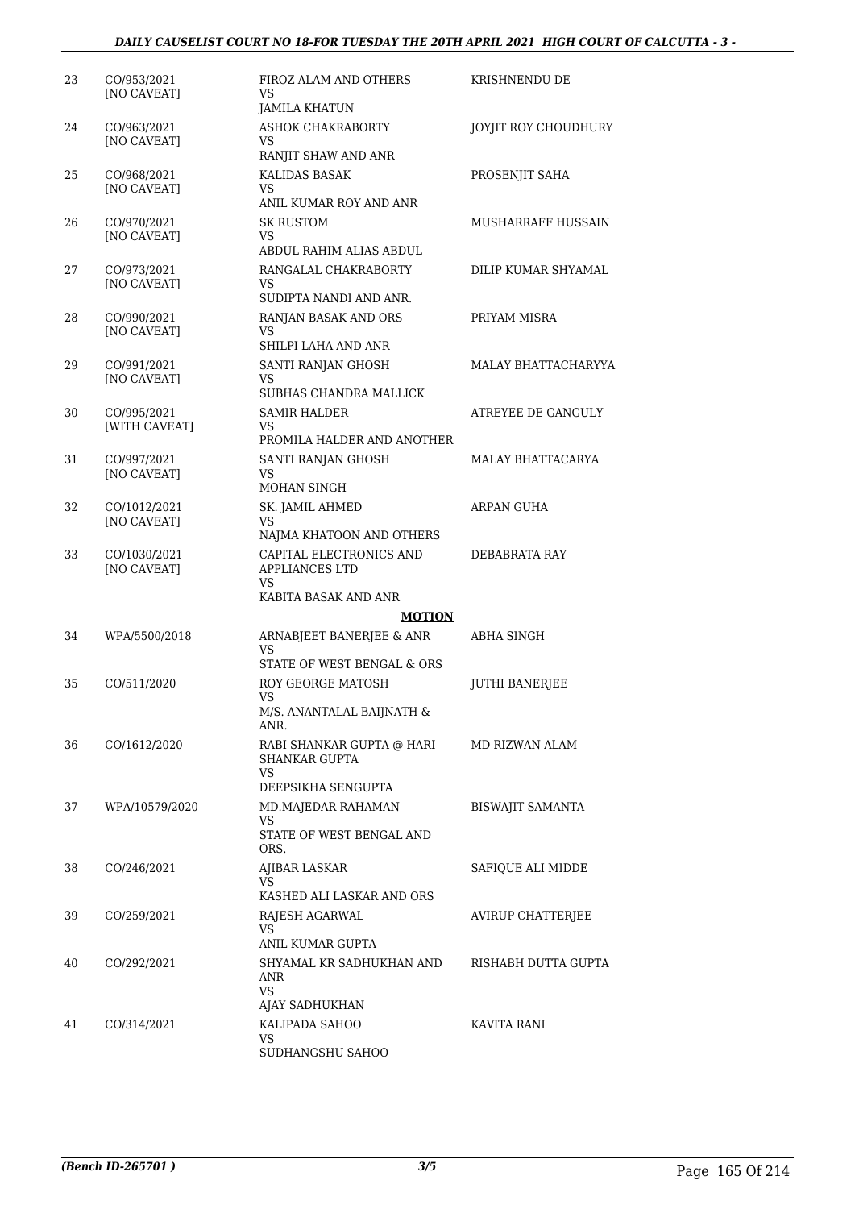| | | | |
|---|---|---|---|
| 23 | CO/953/2021 [NO CAVEAT] | FIROZ ALAM AND OTHERS VS JAMILA KHATUN | KRISHNENDU DE |
| 24 | CO/963/2021 [NO CAVEAT] | ASHOK CHAKRABORTY VS RANJIT SHAW AND ANR | JOYJIT ROY CHOUDHURY |
| 25 | CO/968/2021 [NO CAVEAT] | KALIDAS BASAK VS ANIL KUMAR ROY AND ANR | PROSENJIT SAHA |
| 26 | CO/970/2021 [NO CAVEAT] | SK RUSTOM VS ABDUL RAHIM ALIAS ABDUL | MUSHARRAFF HUSSAIN |
| 27 | CO/973/2021 [NO CAVEAT] | RANGALAL CHAKRABORTY VS SUDIPTA NANDI AND ANR. | DILIP KUMAR SHYAMAL |
| 28 | CO/990/2021 [NO CAVEAT] | RANJAN BASAK AND ORS VS SHILPI LAHA AND ANR | PRIYAM MISRA |
| 29 | CO/991/2021 [NO CAVEAT] | SANTI RANJAN GHOSH VS SUBHAS CHANDRA MALLICK | MALAY BHATTACHARYYA |
| 30 | CO/995/2021 [WITH CAVEAT] | SAMIR HALDER VS PROMILA HALDER AND ANOTHER | ATREYEE DE GANGULY |
| 31 | CO/997/2021 [NO CAVEAT] | SANTI RANJAN GHOSH VS MOHAN SINGH | MALAY BHATTACARYA |
| 32 | CO/1012/2021 [NO CAVEAT] | SK. JAMIL AHMED VS NAJMA KHATOON AND OTHERS | ARPAN GUHA |
| 33 | CO/1030/2021 [NO CAVEAT] | CAPITAL ELECTRONICS AND APPLIANCES LTD VS KABITA BASAK AND ANR | DEBABRATA RAY |

**MOTION**

| | | | |
|---|---|---|---|
| 34 | WPA/5500/2018 | ARNABJEET BANERJEE & ANR VS STATE OF WEST BENGAL & ORS | ABHA SINGH |
| 35 | CO/511/2020 | ROY GEORGE MATOSH VS M/S. ANANTALAL BAIJNATH & ANR. | JUTHI BANERJEE |
| 36 | CO/1612/2020 | RABI SHANKAR GUPTA @ HARI SHANKAR GUPTA VS DEEPSIKHA SENGUPTA | MD RIZWAN ALAM |
| 37 | WPA/10579/2020 | MD.MAJEDAR RAHAMAN VS STATE OF WEST BENGAL AND ORS. | BISWAJIT SAMANTA |
| 38 | CO/246/2021 | AJIBAR LASKAR VS KASHED ALI LASKAR AND ORS | SAFIQUE ALI MIDDE |
| 39 | CO/259/2021 | RAJESH AGARWAL VS ANIL KUMAR GUPTA | AVIRUP CHATTERJEE |
| 40 | CO/292/2021 | SHYAMAL KR SADHUKHAN AND ANR VS AJAY SADHUKHAN | RISHABH DUTTA GUPTA |
| 41 | CO/314/2021 | KALIPADA SAHOO VS SUDHANGSHU SAHOO | KAVITA RANI |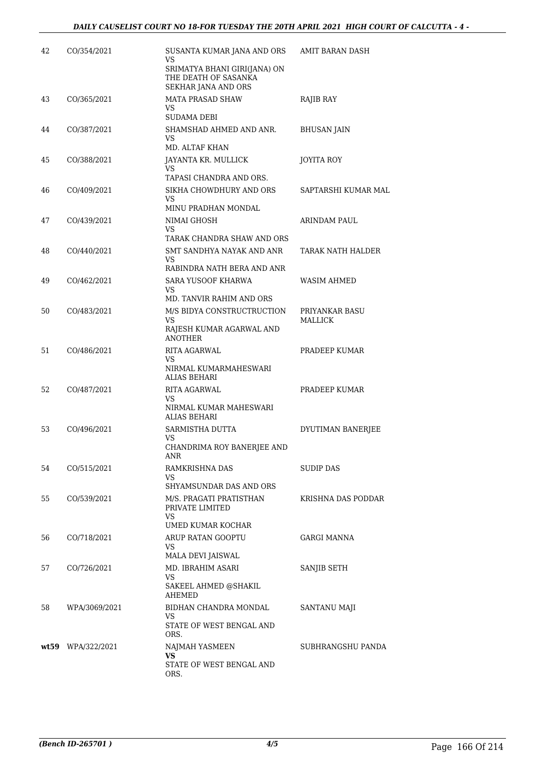| 42 | CO/354/2021 | SUSANTA KUMAR JANA AND ORS<br>VS<br>SRIMATYA BHANI GIRI(JANA) ON THE DEATH OF SASANKA SEKHAR JANA AND ORS | AMIT BARAN DASH |
|---|---|---|---|
| 43 | CO/365/2021 | MATA PRASAD SHAW<br>VS<br>SUDAMA DEBI | RAJIB RAY |
| 44 | CO/387/2021 | SHAMSHAD AHMED AND ANR.<br>VS<br>MD. ALTAF KHAN | BHUSAN JAIN |
| 45 | CO/388/2021 | JAYANTA KR. MULLICK<br>VS<br>TAPASI CHANDRA AND ORS. | JOYITA ROY |
| 46 | CO/409/2021 | SIKHA CHOWDHURY AND ORS<br>VS<br>MINU PRADHAN MONDAL | SAPTARSHI KUMAR MAL |
| 47 | CO/439/2021 | NIMAI GHOSH<br>VS<br>TARAK CHANDRA SHAW AND ORS | ARINDAM PAUL |
| 48 | CO/440/2021 | SMT SANDHYA NAYAK AND ANR<br>VS<br>RABINDRA NATH BERA AND ANR | TARAK NATH HALDER |
| 49 | CO/462/2021 | SARA YUSOOF KHARWA<br>VS<br>MD. TANVIR RAHIM AND ORS | WASIM AHMED |
| 50 | CO/483/2021 | M/S BIDYA CONSTRUCTRUCTION<br>VS<br>RAJESH KUMAR AGARWAL AND ANOTHER | PRIYANKAR BASU MALLICK |
| 51 | CO/486/2021 | RITA AGARWAL<br>VS<br>NIRMAL KUMARMAHESWARI ALIAS BEHARI | PRADEEP KUMAR |
| 52 | CO/487/2021 | RITA AGARWAL<br>VS<br>NIRMAL KUMAR MAHESWARI ALIAS BEHARI | PRADEEP KUMAR |
| 53 | CO/496/2021 | SARMISTHA DUTTA<br>VS<br>CHANDRIMA ROY BANERJEE AND ANR | DYUTIMAN BANERJEE |
| 54 | CO/515/2021 | RAMKRISHNA DAS<br>VS<br>SHYAMSUNDAR DAS AND ORS | SUDIP DAS |
| 55 | CO/539/2021 | M/S. PRAGATI PRATISTHAN PRIVATE LIMITED<br>VS<br>UMED KUMAR KOCHAR | KRISHNA DAS PODDAR |
| 56 | CO/718/2021 | ARUP RATAN GOOPTU<br>VS<br>MALA DEVI JAISWAL | GARGI MANNA |
| 57 | CO/726/2021 | MD. IBRAHIM ASARI<br>VS<br>SAKEEL AHMED @SHAKIL AHEMED | SANJIB SETH |
| 58 | WPA/3069/2021 | BIDHAN CHANDRA MONDAL<br>VS<br>STATE OF WEST BENGAL AND ORS. | SANTANU MAJI |
| **wt59** | WPA/322/2021 | NAJMAH YASMEEN<br>**VS**<br>STATE OF WEST BENGAL AND ORS. | SUBHRANGSHU PANDA |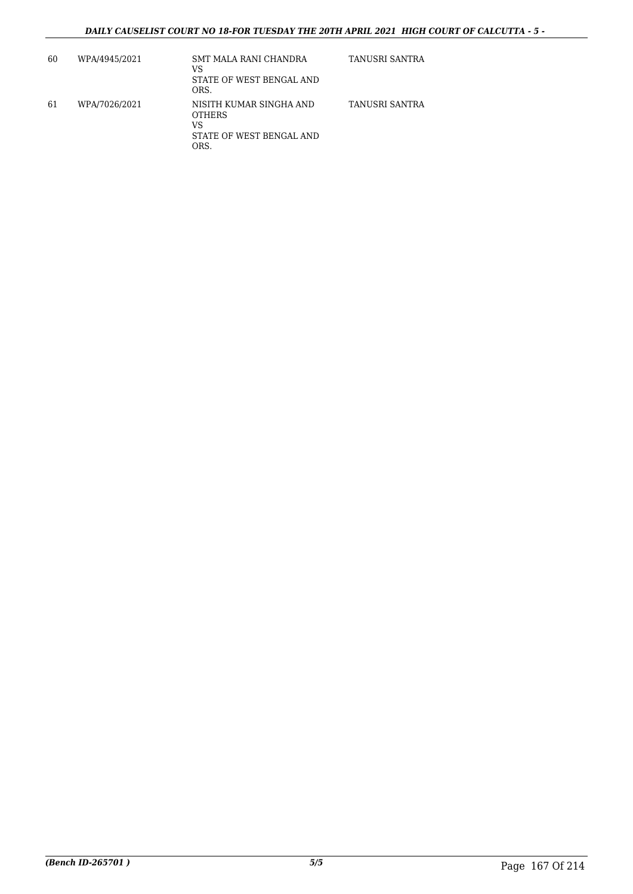| | | | |
|---|---|---|---|
| 60 | WPA/4945/2021 | SMT MALA RANI CHANDRA<br>VS<br>STATE OF WEST BENGAL AND ORS. | TANUSRI SANTRA |
| 61 | WPA/7026/2021 | NISITH KUMAR SINGHA AND OTHERS<br>VS<br>STATE OF WEST BENGAL AND ORS. | TANUSRI SANTRA |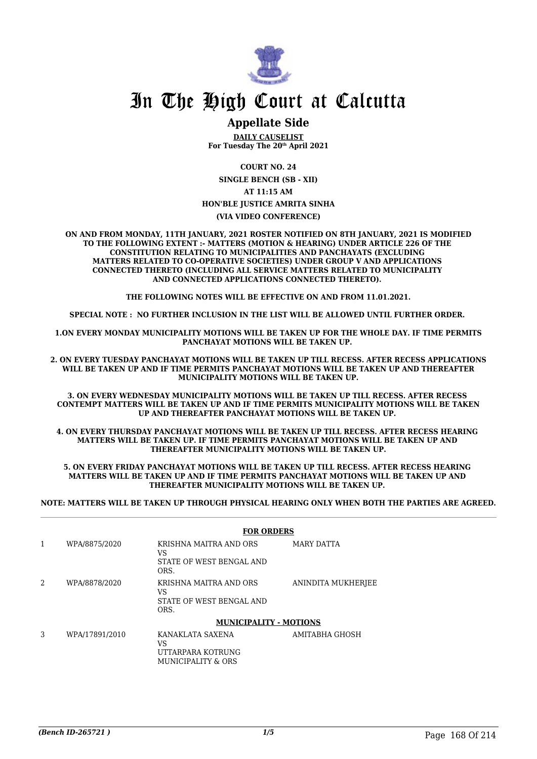# In The High Court at Calcutta

## Appellate Side

**DAILY CAUSELIST**
**For Tuesday The 20th April 2021**

**COURT NO. 24**

**SINGLE BENCH (SB - XII)**

**AT 11:15 AM**

**HON'BLE JUSTICE AMRITA SINHA**

**(VIA VIDEO CONFERENCE)**

**ON AND FROM MONDAY, 11TH JANUARY, 2021 ROSTER NOTIFIED ON 8TH JANUARY, 2021 IS MODIFIED TO THE FOLLOWING EXTENT :- MATTERS (MOTION & HEARING) UNDER ARTICLE 226 OF THE CONSTITUTION RELATING TO MUNICIPALITIES AND PANCHAYATS (EXCLUDING MATTERS RELATED TO CO-OPERATIVE SOCIETIES) UNDER GROUP V AND APPLICATIONS CONNECTED THERETO (INCLUDING ALL SERVICE MATTERS RELATED TO MUNICIPALITY AND CONNECTED APPLICATIONS CONNECTED THERETO).**

**THE FOLLOWING NOTES WILL BE EFFECTIVE ON AND FROM 11.01.2021.**

**SPECIAL NOTE : NO FURTHER INCLUSION IN THE LIST WILL BE ALLOWED UNTIL FURTHER ORDER.**

**1.ON EVERY MONDAY MUNICIPALITY MOTIONS WILL BE TAKEN UP FOR THE WHOLE DAY. IF TIME PERMITS PANCHAYAT MOTIONS WILL BE TAKEN UP.**

**2. ON EVERY TUESDAY PANCHAYAT MOTIONS WILL BE TAKEN UP TILL RECESS. AFTER RECESS APPLICATIONS WILL BE TAKEN UP AND IF TIME PERMITS PANCHAYAT MOTIONS WILL BE TAKEN UP AND THEREAFTER MUNICIPALITY MOTIONS WILL BE TAKEN UP.**

**3. ON EVERY WEDNESDAY MUNICIPALITY MOTIONS WILL BE TAKEN UP TILL RECESS. AFTER RECESS CONTEMPT MATTERS WILL BE TAKEN UP AND IF TIME PERMITS MUNICIPALITY MOTIONS WILL BE TAKEN UP AND THEREAFTER PANCHAYAT MOTIONS WILL BE TAKEN UP.**

**4. ON EVERY THURSDAY PANCHAYAT MOTIONS WILL BE TAKEN UP TILL RECESS. AFTER RECESS HEARING MATTERS WILL BE TAKEN UP. IF TIME PERMITS PANCHAYAT MOTIONS WILL BE TAKEN UP AND THEREAFTER MUNICIPALITY MOTIONS WILL BE TAKEN UP.**

**5. ON EVERY FRIDAY PANCHAYAT MOTIONS WILL BE TAKEN UP TILL RECESS. AFTER RECESS HEARING MATTERS WILL BE TAKEN UP AND IF TIME PERMITS PANCHAYAT MOTIONS WILL BE TAKEN UP AND THEREAFTER MUNICIPALITY MOTIONS WILL BE TAKEN UP.**

**NOTE: MATTERS WILL BE TAKEN UP THROUGH PHYSICAL HEARING ONLY WHEN BOTH THE PARTIES ARE AGREED.**

**FOR ORDERS**

| | | | |
|---|---|---|---|
| 1 | WPA/8875/2020 | KRISHNA MAITRA AND ORS<br>VS<br>STATE OF WEST BENGAL AND ORS. | MARY DATTA |
| 2 | WPA/8878/2020 | KRISHNA MAITRA AND ORS<br>VS<br>STATE OF WEST BENGAL AND ORS. | ANINDITA MUKHERJEE |

**MUNICIPALITY - MOTIONS**

| | | | |
|---|---|---|---|
| 3 | WPA/17891/2010 | KANAKLATA SAXENA<br>VS<br>UTTARPARA KOTRUNG MUNICIPALITY & ORS | AMITABHA GHOSH |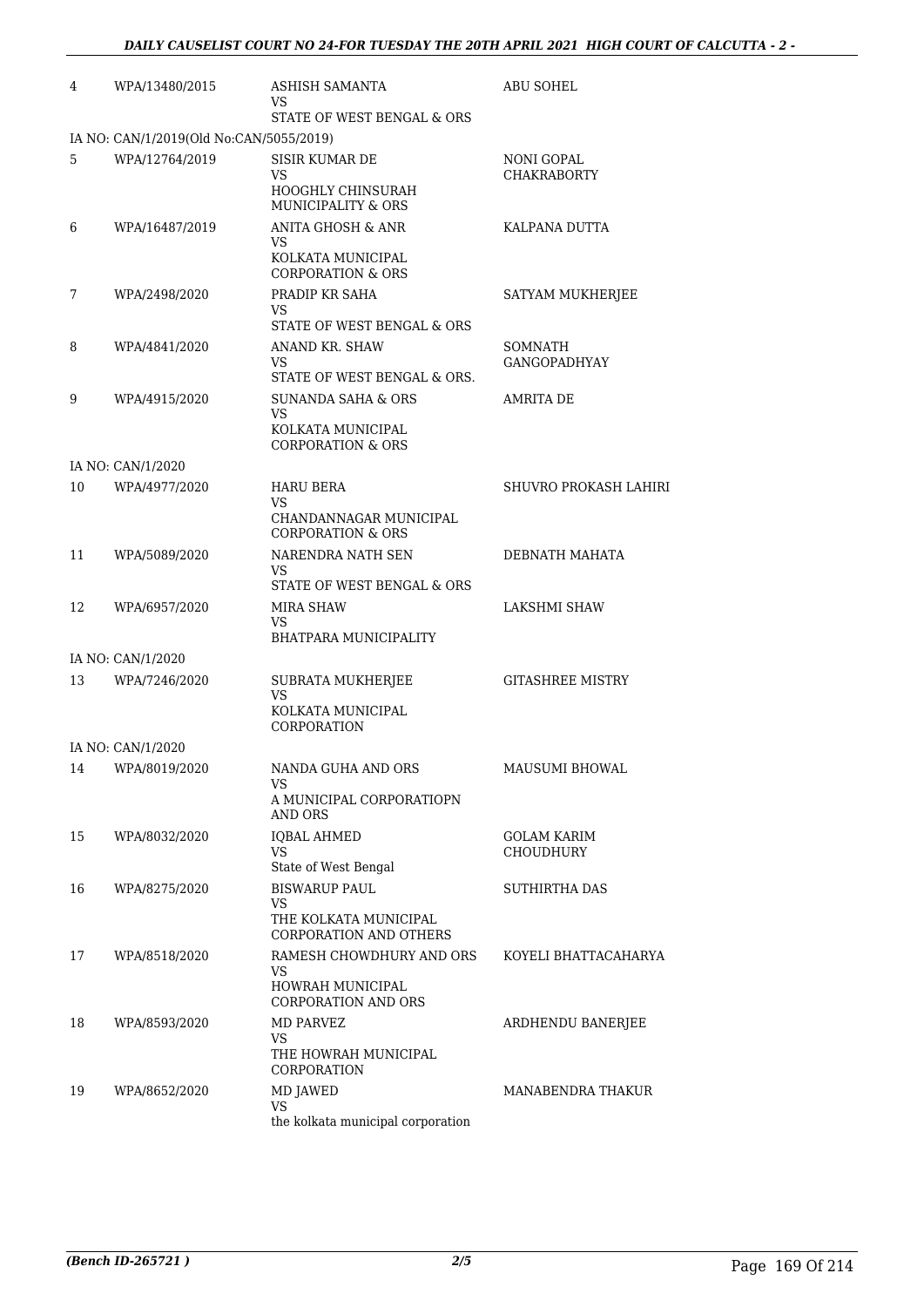| | | | |
|---|---|---|---|
| 4 | WPA/13480/2015 | ASHISH SAMANTA<br>VS<br>STATE OF WEST BENGAL & ORS | ABU SOHEL |
| IA NO: CAN/1/2019(Old No:CAN/5055/2019) | | | |
| 5 | WPA/12764/2019 | SISIR KUMAR DE<br>VS<br>HOOGHLY CHINSURAH MUNICIPALITY & ORS | NONI GOPAL CHAKRABORTY |
| 6 | WPA/16487/2019 | ANITA GHOSH & ANR<br>VS<br>KOLKATA MUNICIPAL CORPORATION & ORS | KALPANA DUTTA |
| 7 | WPA/2498/2020 | PRADIP KR SAHA<br>VS<br>STATE OF WEST BENGAL & ORS | SATYAM MUKHERJEE |
| 8 | WPA/4841/2020 | ANAND KR. SHAW<br>VS<br>STATE OF WEST BENGAL & ORS. | SOMNATH GANGOPADHYAY |
| 9 | WPA/4915/2020 | SUNANDA SAHA & ORS<br>VS<br>KOLKATA MUNICIPAL CORPORATION & ORS | AMRITA DE |
| IA NO: CAN/1/2020 | | | |
| 10 | WPA/4977/2020 | HARU BERA<br>VS<br>CHANDANNAGAR MUNICIPAL CORPORATION & ORS | SHUVRO PROKASH LAHIRI |
| 11 | WPA/5089/2020 | NARENDRA NATH SEN<br>VS<br>STATE OF WEST BENGAL & ORS | DEBNATH MAHATA |
| 12 | WPA/6957/2020 | MIRA SHAW<br>VS<br>BHATPARA MUNICIPALITY | LAKSHMI SHAW |
| IA NO: CAN/1/2020 | | | |
| 13 | WPA/7246/2020 | SUBRATA MUKHERJEE<br>VS<br>KOLKATA MUNICIPAL CORPORATION | GITASHREE MISTRY |
| IA NO: CAN/1/2020 | | | |
| 14 | WPA/8019/2020 | NANDA GUHA AND ORS<br>VS<br>A MUNICIPAL CORPORATIOPN AND ORS | MAUSUMI BHOWAL |
| 15 | WPA/8032/2020 | IQBAL AHMED<br>VS<br>State of West Bengal | GOLAM KARIM CHOUDHURY |
| 16 | WPA/8275/2020 | BISWARUP PAUL<br>VS<br>THE KOLKATA MUNICIPAL CORPORATION AND OTHERS | SUTHIRTHA DAS |
| 17 | WPA/8518/2020 | RAMESH CHOWDHURY AND ORS<br>VS<br>HOWRAH MUNICIPAL CORPORATION AND ORS | KOYELI BHATTACAHARYA |
| 18 | WPA/8593/2020 | MD PARVEZ<br>VS<br>THE HOWRAH MUNICIPAL CORPORATION | ARDHENDU BANERJEE |
| 19 | WPA/8652/2020 | MD JAWED<br>VS<br>the kolkata municipal corporation | MANABENDRA THAKUR |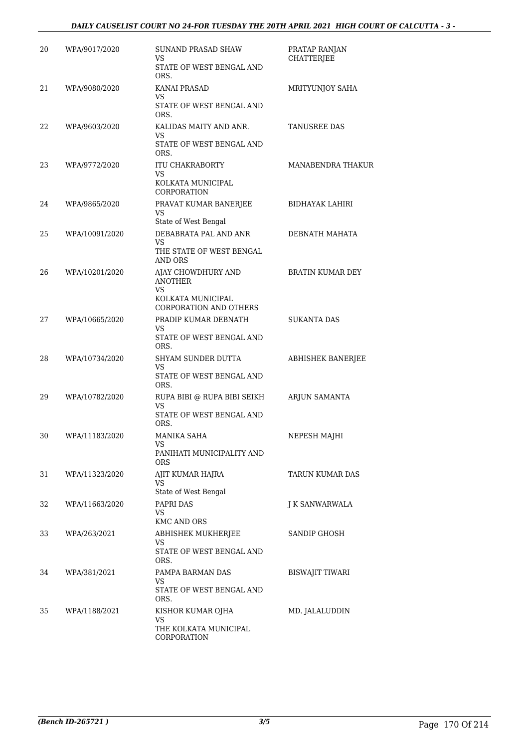| | | | |
|---|---|---|---|
| 20 | WPA/9017/2020 | SUNAND PRASAD SHAW<br>VS<br>STATE OF WEST BENGAL AND ORS. | PRATAP RANJAN CHATTERJEE |
| 21 | WPA/9080/2020 | KANAI PRASAD<br>VS<br>STATE OF WEST BENGAL AND ORS. | MRITYUNJOY SAHA |
| 22 | WPA/9603/2020 | KALIDAS MAITY AND ANR.<br>VS<br>STATE OF WEST BENGAL AND ORS. | TANUSREE DAS |
| 23 | WPA/9772/2020 | ITU CHAKRABORTY<br>VS<br>KOLKATA MUNICIPAL CORPORATION | MANABENDRA THAKUR |
| 24 | WPA/9865/2020 | PRAVAT KUMAR BANERJEE<br>VS<br>State of West Bengal | BIDHAYAK LAHIRI |
| 25 | WPA/10091/2020 | DEBABRATA PAL AND ANR<br>VS<br>THE STATE OF WEST BENGAL AND ORS | DEBNATH MAHATA |
| 26 | WPA/10201/2020 | AJAY CHOWDHURY AND ANOTHER<br>VS<br>KOLKATA MUNICIPAL CORPORATION AND OTHERS | BRATIN KUMAR DEY |
| 27 | WPA/10665/2020 | PRADIP KUMAR DEBNATH<br>VS<br>STATE OF WEST BENGAL AND ORS. | SUKANTA DAS |
| 28 | WPA/10734/2020 | SHYAM SUNDER DUTTA<br>VS<br>STATE OF WEST BENGAL AND ORS. | ABHISHEK BANERJEE |
| 29 | WPA/10782/2020 | RUPA BIBI @ RUPA BIBI SEIKH<br>VS<br>STATE OF WEST BENGAL AND ORS. | ARJUN SAMANTA |
| 30 | WPA/11183/2020 | MANIKA SAHA<br>VS<br>PANIHATI MUNICIPALITY AND ORS | NEPESH MAJHI |
| 31 | WPA/11323/2020 | AJIT KUMAR HAJRA<br>VS<br>State of West Bengal | TARUN KUMAR DAS |
| 32 | WPA/11663/2020 | PAPRI DAS<br>VS<br>KMC AND ORS | J K SANWARWALA |
| 33 | WPA/263/2021 | ABHISHEK MUKHERJEE<br>VS<br>STATE OF WEST BENGAL AND ORS. | SANDIP GHOSH |
| 34 | WPA/381/2021 | PAMPA BARMAN DAS<br>VS<br>STATE OF WEST BENGAL AND ORS. | BISWAJIT TIWARI |
| 35 | WPA/1188/2021 | KISHOR KUMAR OJHA<br>VS<br>THE KOLKATA MUNICIPAL CORPORATION | MD. JALALUDDIN |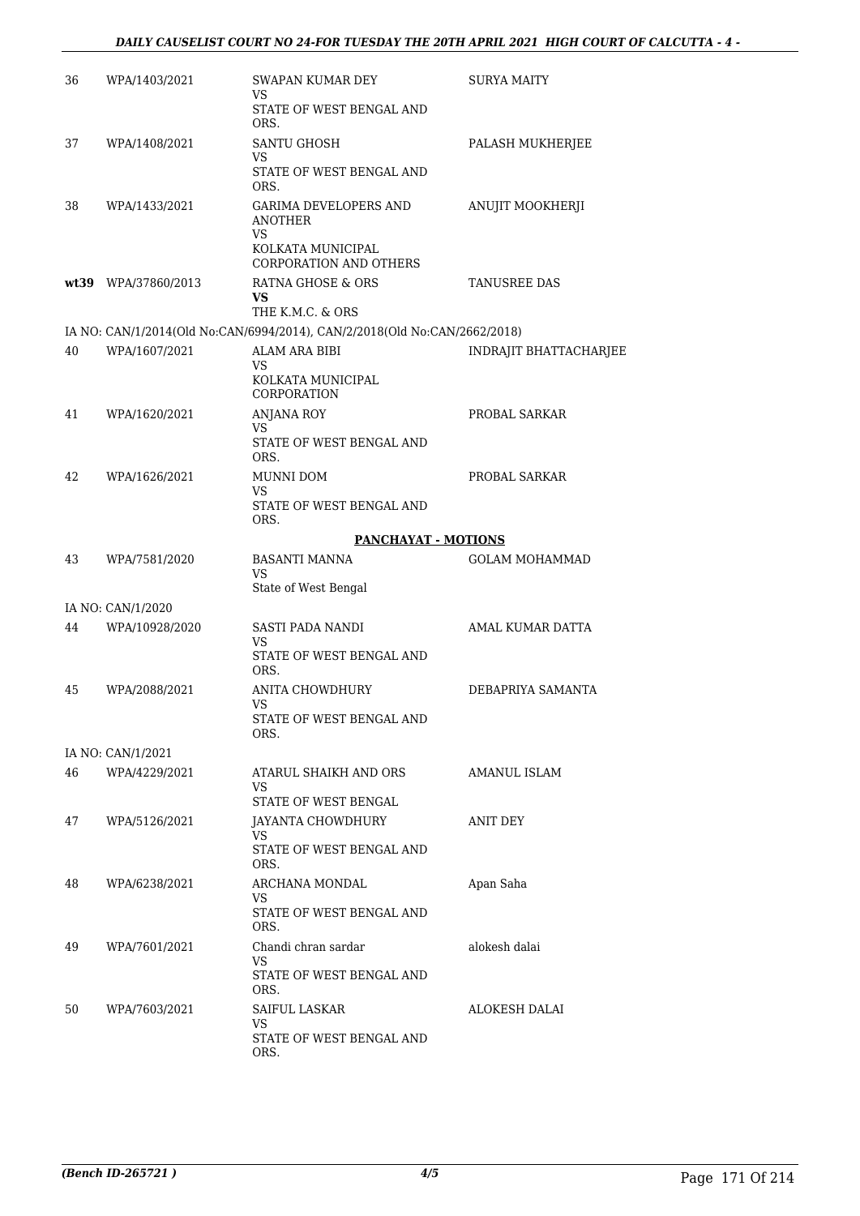| | | | |
|---|---|---|---|
| 36 | WPA/1403/2021 | SWAPAN KUMAR DEY<br>VS<br>STATE OF WEST BENGAL AND ORS. | SURYA MAITY |
| 37 | WPA/1408/2021 | SANTU GHOSH<br>VS<br>STATE OF WEST BENGAL AND ORS. | PALASH MUKHERJEE |
| 38 | WPA/1433/2021 | GARIMA DEVELOPERS AND ANOTHER<br>VS<br>KOLKATA MUNICIPAL CORPORATION AND OTHERS | ANUJIT MOOKHERJI |
| **wt39** | WPA/37860/2013 | RATNA GHOSE & ORS<br>**VS**<br>THE K.M.C. & ORS | TANUSREE DAS |
| | IA NO: CAN/1/2014(Old No:CAN/6994/2014), CAN/2/2018(Old No:CAN/2662/2018) | | |
| 40 | WPA/1607/2021 | ALAM ARA BIBI<br>VS<br>KOLKATA MUNICIPAL CORPORATION | INDRAJIT BHATTACHARJEE |
| 41 | WPA/1620/2021 | ANJANA ROY<br>VS<br>STATE OF WEST BENGAL AND ORS. | PROBAL SARKAR |
| 42 | WPA/1626/2021 | MUNNI DOM<br>VS<br>STATE OF WEST BENGAL AND ORS. | PROBAL SARKAR |
| | | **PANCHAYAT - MOTIONS** | |
| 43 | WPA/7581/2020 | BASANTI MANNA<br>VS<br>State of West Bengal | GOLAM MOHAMMAD |
| | IA NO: CAN/1/2020 | | |
| 44 | WPA/10928/2020 | SASTI PADA NANDI<br>VS<br>STATE OF WEST BENGAL AND ORS. | AMAL KUMAR DATTA |
| 45 | WPA/2088/2021 | ANITA CHOWDHURY<br>VS<br>STATE OF WEST BENGAL AND ORS. | DEBAPRIYA SAMANTA |
| | IA NO: CAN/1/2021 | | |
| 46 | WPA/4229/2021 | ATARUL SHAIKH AND ORS<br>VS<br>STATE OF WEST BENGAL | AMANUL ISLAM |
| 47 | WPA/5126/2021 | JAYANTA CHOWDHURY<br>VS<br>STATE OF WEST BENGAL AND ORS. | ANIT DEY |
| 48 | WPA/6238/2021 | ARCHANA MONDAL<br>VS<br>STATE OF WEST BENGAL AND ORS. | Apan Saha |
| 49 | WPA/7601/2021 | Chandi chran sardar<br>VS<br>STATE OF WEST BENGAL AND ORS. | alokesh dalai |
| 50 | WPA/7603/2021 | SAIFUL LASKAR<br>VS<br>STATE OF WEST BENGAL AND ORS. | ALOKESH DALAI |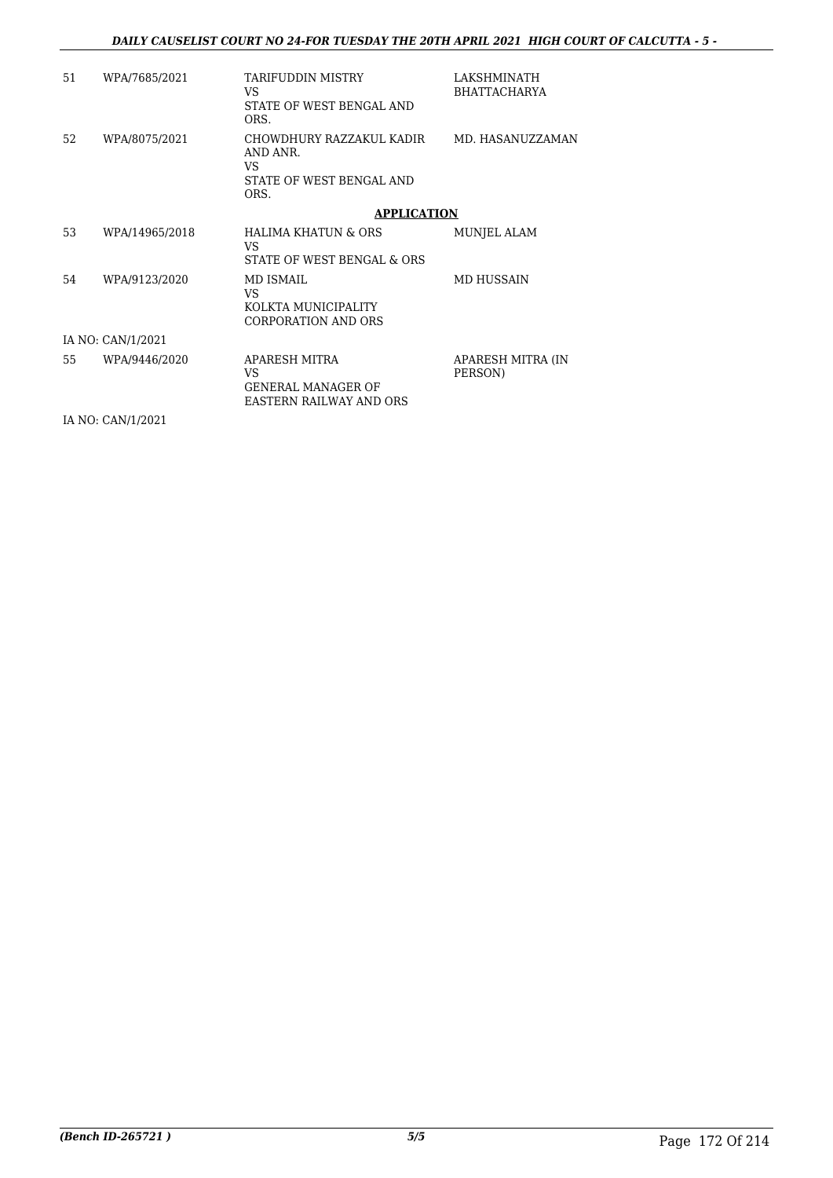| | | | |
|---|---|---|---|
| 51 | WPA/7685/2021 | TARIFUDDIN MISTRY<br>VS<br>STATE OF WEST BENGAL AND ORS. | LAKSHMINATH BHATTACHARYA |
| 52 | WPA/8075/2021 | CHOWDHURY RAZZAKUL KADIR AND ANR.<br>VS<br>STATE OF WEST BENGAL AND ORS. | MD. HASANUZZAMAN |

**APPLICATION**

| | | | |
|---|---|---|---|
| 53 | WPA/14965/2018 | HALIMA KHATUN & ORS<br>VS<br>STATE OF WEST BENGAL & ORS | MUNJEL ALAM |
| 54 | WPA/9123/2020 | MD ISMAIL<br>VS<br>KOLKTA MUNICIPALITY CORPORATION AND ORS | MD HUSSAIN |

IA NO: CAN/1/2021

| | | | |
|---|---|---|---|
| 55 | WPA/9446/2020 | APARESH MITRA<br>VS<br>GENERAL MANAGER OF EASTERN RAILWAY AND ORS | APARESH MITRA (IN PERSON) |

IA NO: CAN/1/2021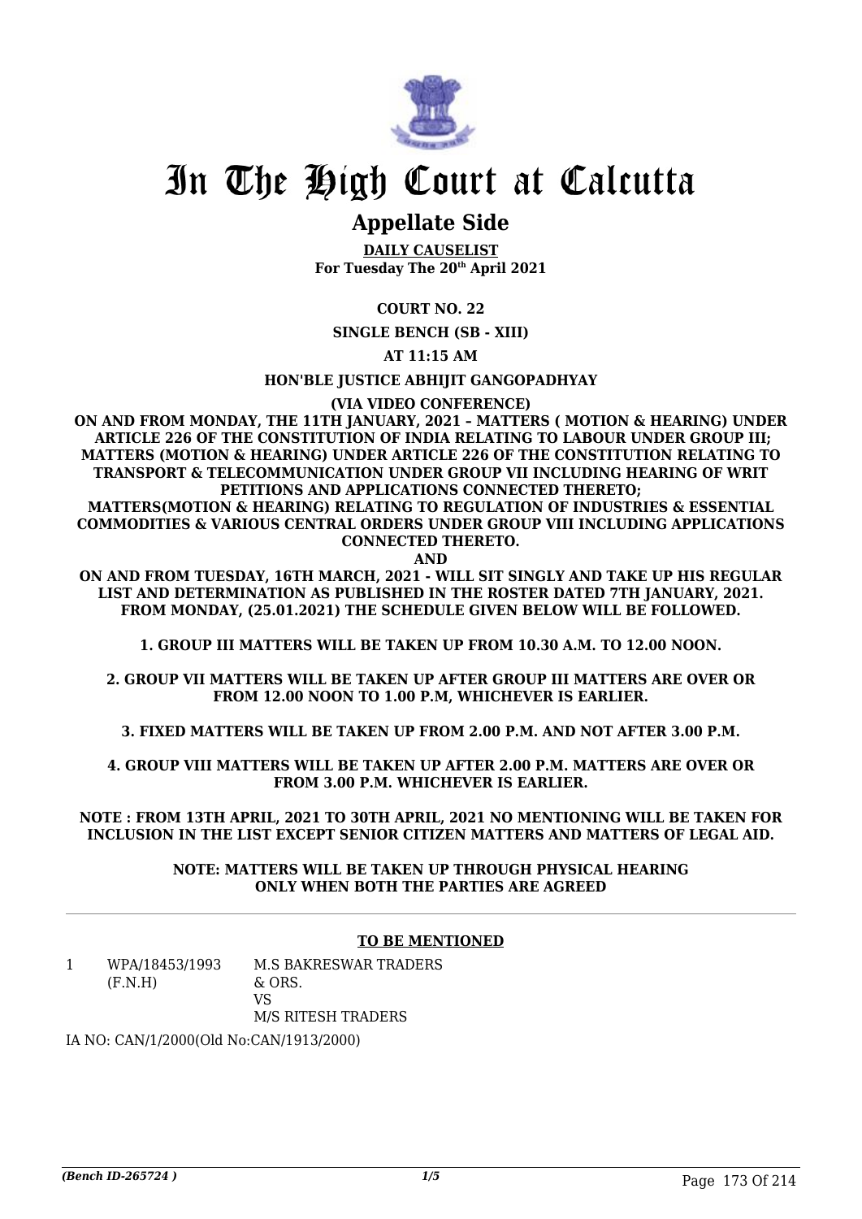# In The High Court at Calcutta

## Appellate Side

**DAILY CAUSELIST**
**For Tuesday The 20th April 2021**

**COURT NO. 22**

**SINGLE BENCH (SB - XIII)**

**AT 11:15 AM**

**HON'BLE JUSTICE ABHIJIT GANGOPADHYAY**

**(VIA VIDEO CONFERENCE)**

**ON AND FROM MONDAY, THE 11TH JANUARY, 2021 – MATTERS ( MOTION & HEARING) UNDER ARTICLE 226 OF THE CONSTITUTION OF INDIA RELATING TO LABOUR UNDER GROUP III; MATTERS (MOTION & HEARING) UNDER ARTICLE 226 OF THE CONSTITUTION RELATING TO TRANSPORT & TELECOMMUNICATION UNDER GROUP VII INCLUDING HEARING OF WRIT PETITIONS AND APPLICATIONS CONNECTED THERETO;**
**MATTERS(MOTION & HEARING) RELATING TO REGULATION OF INDUSTRIES & ESSENTIAL COMMODITIES & VARIOUS CENTRAL ORDERS UNDER GROUP VIII INCLUDING APPLICATIONS CONNECTED THERETO.**
**AND**
**ON AND FROM TUESDAY, 16TH MARCH, 2021 - WILL SIT SINGLY AND TAKE UP HIS REGULAR LIST AND DETERMINATION AS PUBLISHED IN THE ROSTER DATED 7TH JANUARY, 2021. FROM MONDAY, (25.01.2021) THE SCHEDULE GIVEN BELOW WILL BE FOLLOWED.**

**1. GROUP III MATTERS WILL BE TAKEN UP FROM 10.30 A.M. TO 12.00 NOON.**

**2. GROUP VII MATTERS WILL BE TAKEN UP AFTER GROUP III MATTERS ARE OVER OR FROM 12.00 NOON TO 1.00 P.M, WHICHEVER IS EARLIER.**

**3. FIXED MATTERS WILL BE TAKEN UP FROM 2.00 P.M. AND NOT AFTER 3.00 P.M.**

**4. GROUP VIII MATTERS WILL BE TAKEN UP AFTER 2.00 P.M. MATTERS ARE OVER OR FROM 3.00 P.M. WHICHEVER IS EARLIER.**

**NOTE : FROM 13TH APRIL, 2021 TO 30TH APRIL, 2021 NO MENTIONING WILL BE TAKEN FOR INCLUSION IN THE LIST EXCEPT SENIOR CITIZEN MATTERS AND MATTERS OF LEGAL AID.**

**NOTE: MATTERS WILL BE TAKEN UP THROUGH PHYSICAL HEARING ONLY WHEN BOTH THE PARTIES ARE AGREED**

---

**TO BE MENTIONED**

| | | |
|---|---|---|
| 1 | WPA/18453/1993 (F.N.H) | M.S BAKRESWAR TRADERS & ORS. VS M/S RITESH TRADERS |

IA NO: CAN/1/2000(Old No:CAN/1913/2000)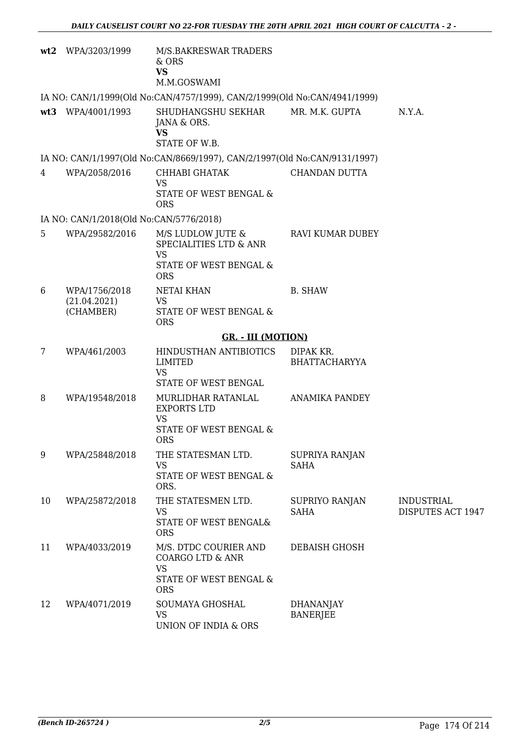| | | | | |
|---|---|---|---|---|
| **wt2** | WPA/3203/1999 | M/S.BAKRESWAR TRADERS & ORS<br>**VS**<br>M.M.GOSWAMI | | |

IA NO: CAN/1/1999(Old No:CAN/4757/1999), CAN/2/1999(Old No:CAN/4941/1999)

| | | | | |
|---|---|---|---|---|
| **wt3** | WPA/4001/1993 | SHUDHANGSHU SEKHAR JANA & ORS.<br>**VS**<br>STATE OF W.B. | MR. M.K. GUPTA | N.Y.A. |

IA NO: CAN/1/1997(Old No:CAN/8669/1997), CAN/2/1997(Old No:CAN/9131/1997)

| | | | | |
|---|---|---|---|---|
| 4 | WPA/2058/2016 | CHHABI GHATAK<br>VS<br>STATE OF WEST BENGAL & ORS | CHANDAN DUTTA | |

IA NO: CAN/1/2018(Old No:CAN/5776/2018)

| | | | | |
|---|---|---|---|---|
| 5 | WPA/29582/2016 | M/S LUDLOW JUTE & SPECIALITIES LTD & ANR<br>VS<br>STATE OF WEST BENGAL & ORS | RAVI KUMAR DUBEY | |
| 6 | WPA/1756/2018<br>(21.04.2021)<br>(CHAMBER) | NETAI KHAN<br>VS<br>STATE OF WEST BENGAL & ORS | B. SHAW | |

## GR. - III (MOTION)

| | | | | |
|---|---|---|---|---|
| 7 | WPA/461/2003 | HINDUSTHAN ANTIBIOTICS LIMITED<br>VS<br>STATE OF WEST BENGAL | DIPAK KR. BHATTACHARYYA | |
| 8 | WPA/19548/2018 | MURLIDHAR RATANLAL EXPORTS LTD<br>VS<br>STATE OF WEST BENGAL & ORS | ANAMIKA PANDEY | |
| 9 | WPA/25848/2018 | THE STATESMAN LTD.<br>VS<br>STATE OF WEST BENGAL & ORS. | SUPRIYA RANJAN SAHA | |
| 10 | WPA/25872/2018 | THE STATESMEN LTD.<br>VS<br>STATE OF WEST BENGAL& ORS | SUPRIYO RANJAN SAHA | INDUSTRIAL DISPUTES ACT 1947 |
| 11 | WPA/4033/2019 | M/S. DTDC COURIER AND COARGO LTD & ANR<br>VS<br>STATE OF WEST BENGAL & ORS | DEBAISH GHOSH | |
| 12 | WPA/4071/2019 | SOUMAYA GHOSHAL<br>VS<br>UNION OF INDIA & ORS | DHANANJAY BANERJEE | |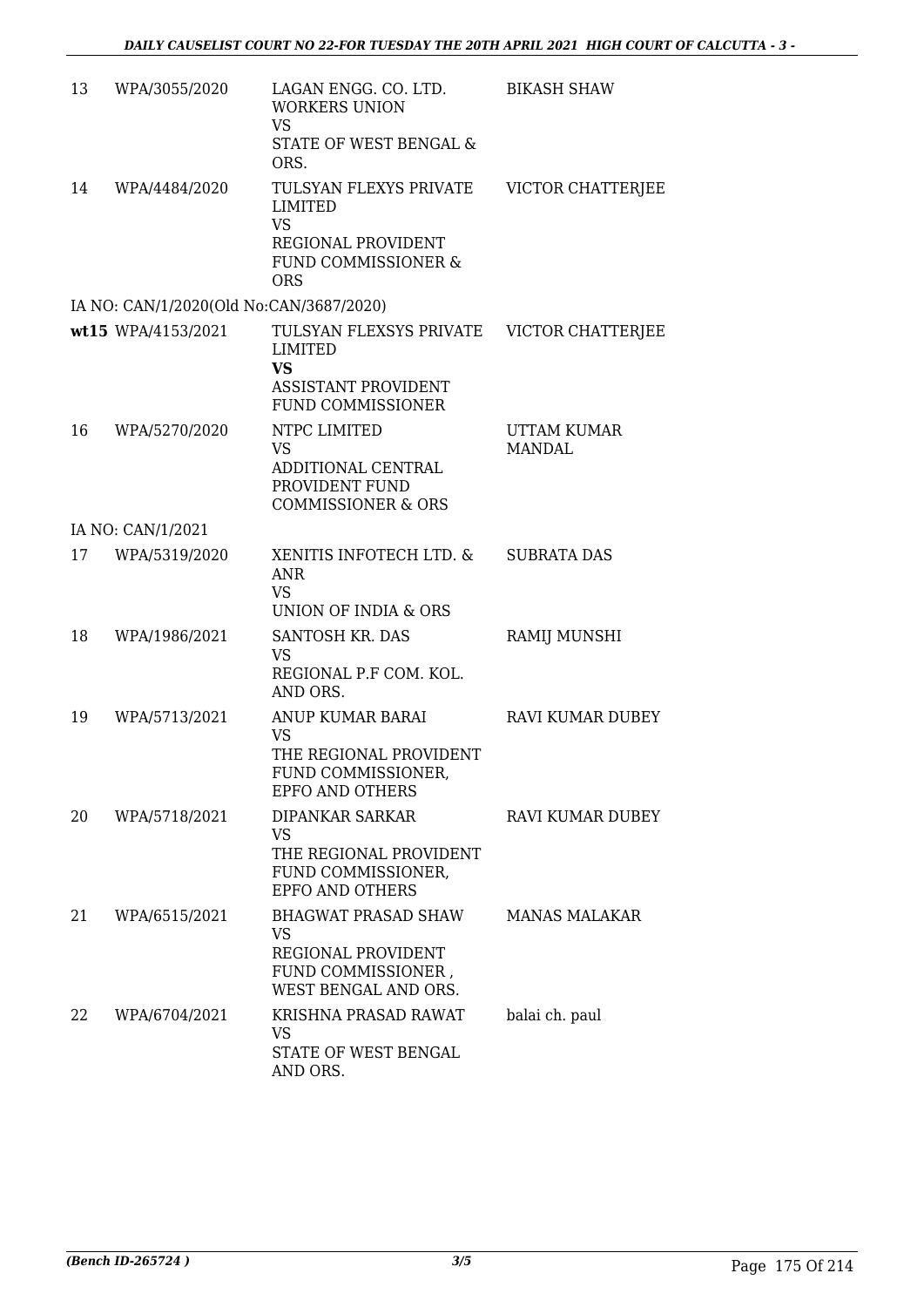| | | | |
|---|---|---|---|
| 13 | WPA/3055/2020 | LAGAN ENGG. CO. LTD. WORKERS UNION<br>VS<br>STATE OF WEST BENGAL & ORS. | BIKASH SHAW |
| 14 | WPA/4484/2020 | TULSYAN FLEXYS PRIVATE LIMITED<br>VS<br>REGIONAL PROVIDENT FUND COMMISSIONER & ORS | VICTOR CHATTERJEE |
| IA NO: CAN/1/2020(Old No:CAN/3687/2020) | | | |
| **wt15** | WPA/4153/2021 | TULSYAN FLEXSYS PRIVATE LIMITED<br>**VS**<br>ASSISTANT PROVIDENT FUND COMMISSIONER | VICTOR CHATTERJEE |
| 16 | WPA/5270/2020 | NTPC LIMITED<br>VS<br>ADDITIONAL CENTRAL PROVIDENT FUND COMMISSIONER & ORS | UTTAM KUMAR MANDAL |
| IA NO: CAN/1/2021 | | | |
| 17 | WPA/5319/2020 | XENITIS INFOTECH LTD. & ANR<br>VS<br>UNION OF INDIA & ORS | SUBRATA DAS |
| 18 | WPA/1986/2021 | SANTOSH KR. DAS<br>VS<br>REGIONAL P.F COM. KOL. AND ORS. | RAMIJ MUNSHI |
| 19 | WPA/5713/2021 | ANUP KUMAR BARAI<br>VS<br>THE REGIONAL PROVIDENT FUND COMMISSIONER, EPFO AND OTHERS | RAVI KUMAR DUBEY |
| 20 | WPA/5718/2021 | DIPANKAR SARKAR<br>VS<br>THE REGIONAL PROVIDENT FUND COMMISSIONER, EPFO AND OTHERS | RAVI KUMAR DUBEY |
| 21 | WPA/6515/2021 | BHAGWAT PRASAD SHAW<br>VS<br>REGIONAL PROVIDENT FUND COMMISSIONER , WEST BENGAL AND ORS. | MANAS MALAKAR |
| 22 | WPA/6704/2021 | KRISHNA PRASAD RAWAT<br>VS<br>STATE OF WEST BENGAL AND ORS. | balai ch. paul |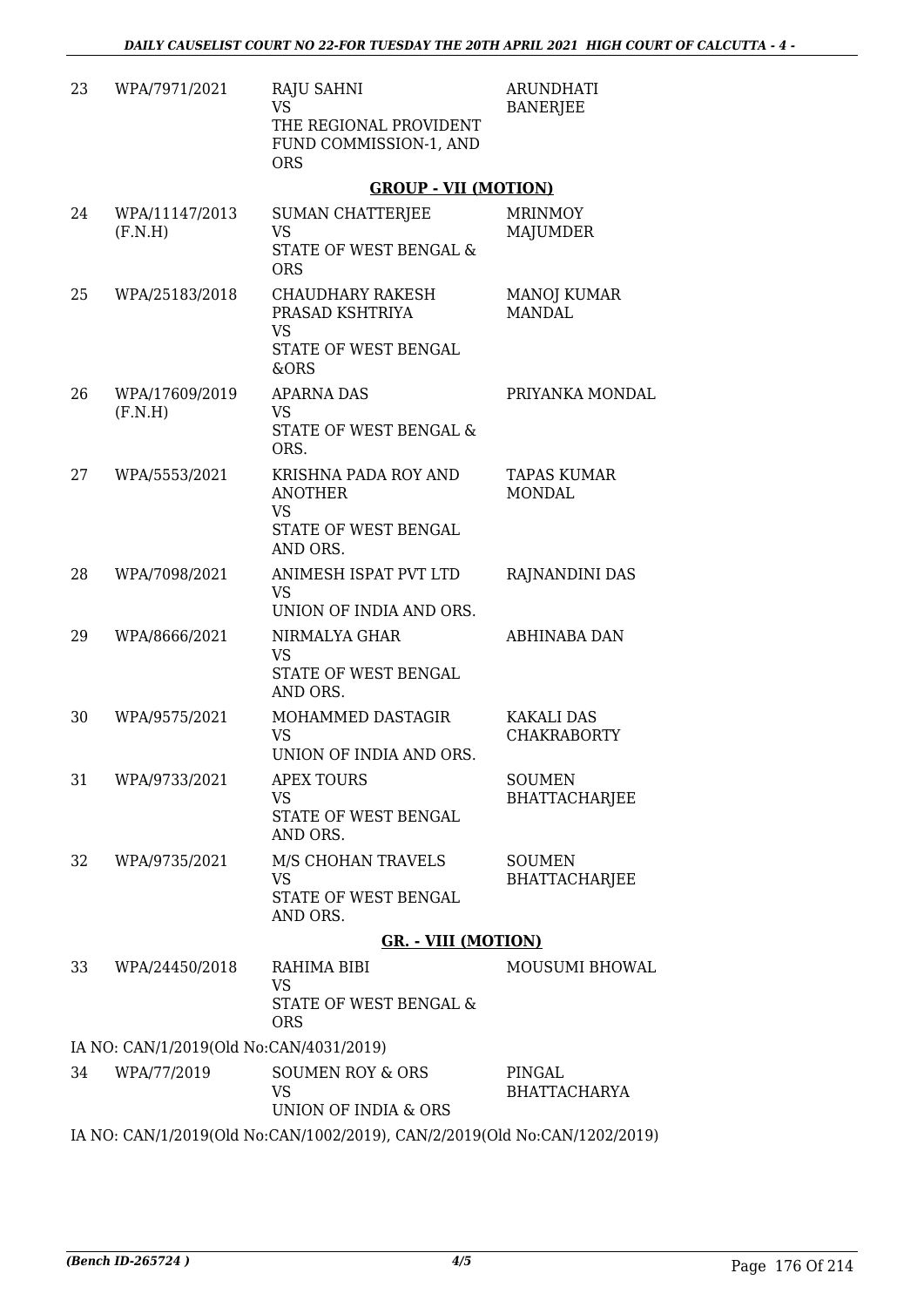| | | | |
|---|---|---|---|
| 23 | WPA/7971/2021 | RAJU SAHNI<br>VS<br>THE REGIONAL PROVIDENT FUND COMMISSION-1, AND ORS | ARUNDHATI BANERJEE |

**GROUP - VII (MOTION)**

| | | | |
|---|---|---|---|
| 24 | WPA/11147/2013 (F.N.H) | SUMAN CHATTERJEE<br>VS<br>STATE OF WEST BENGAL & ORS | MRINMOY MAJUMDER |
| 25 | WPA/25183/2018 | CHAUDHARY RAKESH PRASAD KSHTRIYA<br>VS<br>STATE OF WEST BENGAL &ORS | MANOJ KUMAR MANDAL |
| 26 | WPA/17609/2019 (F.N.H) | APARNA DAS<br>VS<br>STATE OF WEST BENGAL & ORS. | PRIYANKA MONDAL |
| 27 | WPA/5553/2021 | KRISHNA PADA ROY AND ANOTHER<br>VS<br>STATE OF WEST BENGAL AND ORS. | TAPAS KUMAR MONDAL |
| 28 | WPA/7098/2021 | ANIMESH ISPAT PVT LTD<br>VS<br>UNION OF INDIA AND ORS. | RAJNANDINI DAS |
| 29 | WPA/8666/2021 | NIRMALYA GHAR<br>VS<br>STATE OF WEST BENGAL AND ORS. | ABHINABA DAN |
| 30 | WPA/9575/2021 | MOHAMMED DASTAGIR<br>VS<br>UNION OF INDIA AND ORS. | KAKALI DAS CHAKRABORTY |
| 31 | WPA/9733/2021 | APEX TOURS<br>VS<br>STATE OF WEST BENGAL AND ORS. | SOUMEN BHATTACHARJEE |
| 32 | WPA/9735/2021 | M/S CHOHAN TRAVELS<br>VS<br>STATE OF WEST BENGAL AND ORS. | SOUMEN BHATTACHARJEE |

**GR. - VIII (MOTION)**

| | | | |
|---|---|---|---|
| 33 | WPA/24450/2018 | RAHIMA BIBI<br>VS<br>STATE OF WEST BENGAL & ORS | MOUSUMI BHOWAL |

IA NO: CAN/1/2019(Old No:CAN/4031/2019)

| | | | |
|---|---|---|---|
| 34 | WPA/77/2019 | SOUMEN ROY & ORS<br>VS<br>UNION OF INDIA & ORS | PINGAL BHATTACHARYA |

IA NO: CAN/1/2019(Old No:CAN/1002/2019), CAN/2/2019(Old No:CAN/1202/2019)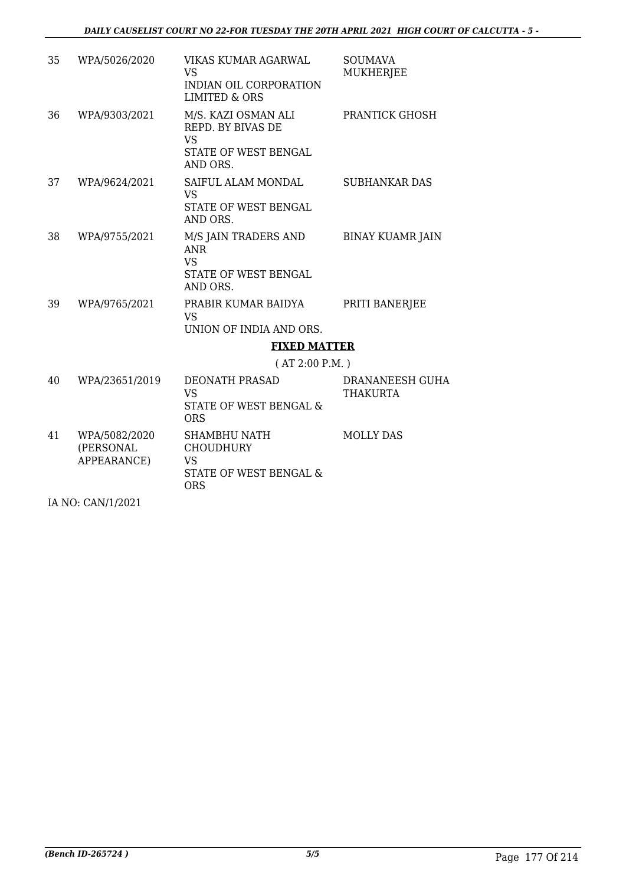| | | | |
|---|---|---|---|
| 35 | WPA/5026/2020 | VIKAS KUMAR AGARWAL<br>VS<br>INDIAN OIL CORPORATION LIMITED & ORS | SOUMAVA MUKHERJEE |
| 36 | WPA/9303/2021 | M/S. KAZI OSMAN ALI REPD. BY BIVAS DE<br>VS<br>STATE OF WEST BENGAL AND ORS. | PRANTICK GHOSH |
| 37 | WPA/9624/2021 | SAIFUL ALAM MONDAL<br>VS<br>STATE OF WEST BENGAL AND ORS. | SUBHANKAR DAS |
| 38 | WPA/9755/2021 | M/S JAIN TRADERS AND ANR<br>VS<br>STATE OF WEST BENGAL AND ORS. | BINAY KUAMR JAIN |
| 39 | WPA/9765/2021 | PRABIR KUMAR BAIDYA<br>VS<br>UNION OF INDIA AND ORS. | PRITI BANERJEE |

**FIXED MATTER**

( AT 2:00 P.M. )

| | | | |
|---|---|---|---|
| 40 | WPA/23651/2019 | DEONATH PRASAD<br>VS<br>STATE OF WEST BENGAL & ORS | DRANANEESH GUHA THAKURTA |
| 41 | WPA/5082/2020 (PERSONAL APPEARANCE) | SHAMBHU NATH CHOUDHURY<br>VS<br>STATE OF WEST BENGAL & ORS | MOLLY DAS |

IA NO: CAN/1/2021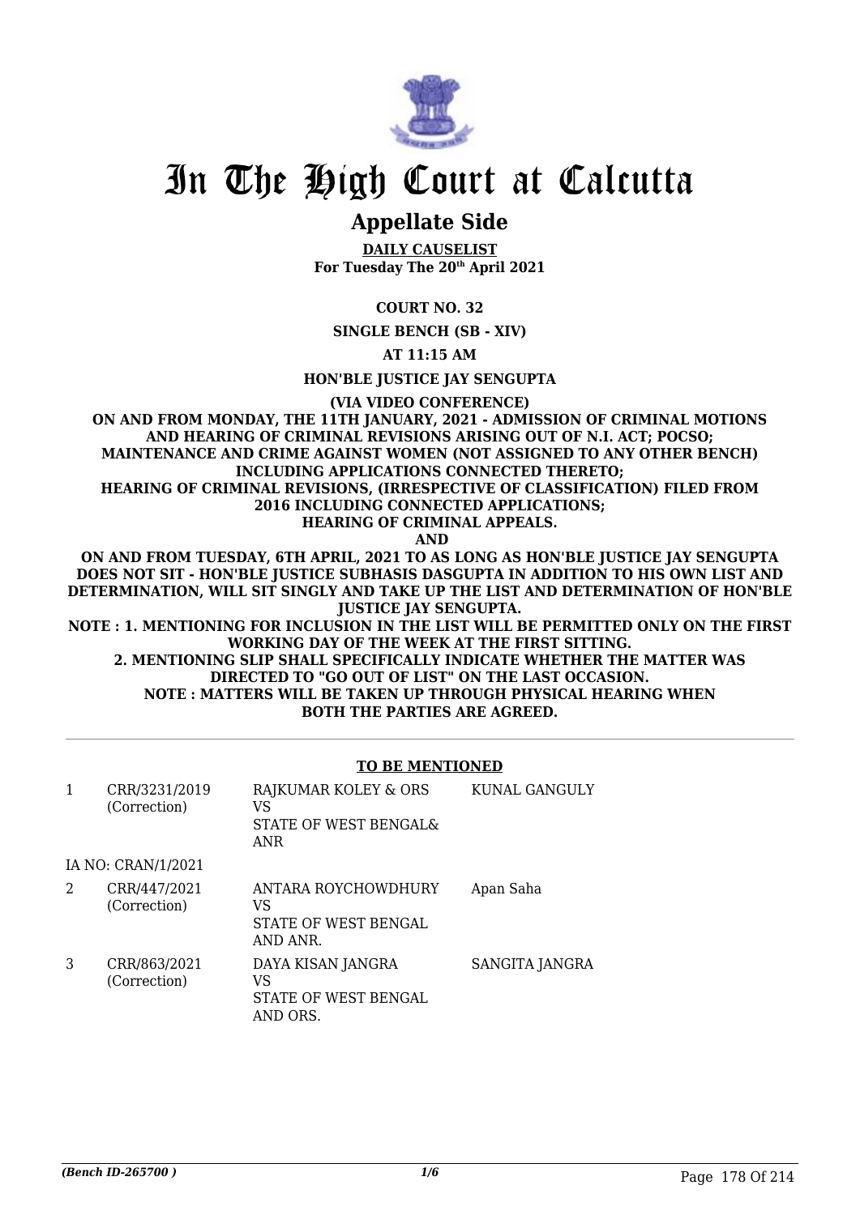# In The High Court at Calcutta

## Appellate Side

**DAILY CAUSELIST**
**For Tuesday The 20th April 2021**

**COURT NO. 32**

**SINGLE BENCH (SB - XIV)**

**AT 11:15 AM**

**HON'BLE JUSTICE JAY SENGUPTA**

**(VIA VIDEO CONFERENCE)**

**ON AND FROM MONDAY, THE 11TH JANUARY, 2021 - ADMISSION OF CRIMINAL MOTIONS AND HEARING OF CRIMINAL REVISIONS ARISING OUT OF N.I. ACT; POCSO; MAINTENANCE AND CRIME AGAINST WOMEN (NOT ASSIGNED TO ANY OTHER BENCH) INCLUDING APPLICATIONS CONNECTED THERETO; HEARING OF CRIMINAL REVISIONS, (IRRESPECTIVE OF CLASSIFICATION) FILED FROM 2016 INCLUDING CONNECTED APPLICATIONS; HEARING OF CRIMINAL APPEALS.**

**AND**

**ON AND FROM TUESDAY, 6TH APRIL, 2021 TO AS LONG AS HON'BLE JUSTICE JAY SENGUPTA DOES NOT SIT - HON'BLE JUSTICE SUBHASIS DASGUPTA IN ADDITION TO HIS OWN LIST AND DETERMINATION, WILL SIT SINGLY AND TAKE UP THE LIST AND DETERMINATION OF HON'BLE JUSTICE JAY SENGUPTA.**

**NOTE : 1. MENTIONING FOR INCLUSION IN THE LIST WILL BE PERMITTED ONLY ON THE FIRST WORKING DAY OF THE WEEK AT THE FIRST SITTING.**

**2. MENTIONING SLIP SHALL SPECIFICALLY INDICATE WHETHER THE MATTER WAS DIRECTED TO "GO OUT OF LIST" ON THE LAST OCCASION.**

**NOTE : MATTERS WILL BE TAKEN UP THROUGH PHYSICAL HEARING WHEN BOTH THE PARTIES ARE AGREED.**

**TO BE MENTIONED**

| | | | |
|---|---|---|---|
| 1 | CRR/3231/2019 (Correction) | RAJKUMAR KOLEY & ORS VS STATE OF WEST BENGAL& ANR | KUNAL GANGULY |
| | IA NO: CRAN/1/2021 | | |
| 2 | CRR/447/2021 (Correction) | ANTARA ROYCHOWDHURY VS STATE OF WEST BENGAL AND ANR. | Apan Saha |
| 3 | CRR/863/2021 (Correction) | DAYA KISAN JANGRA VS STATE OF WEST BENGAL AND ORS. | SANGITA JANGRA |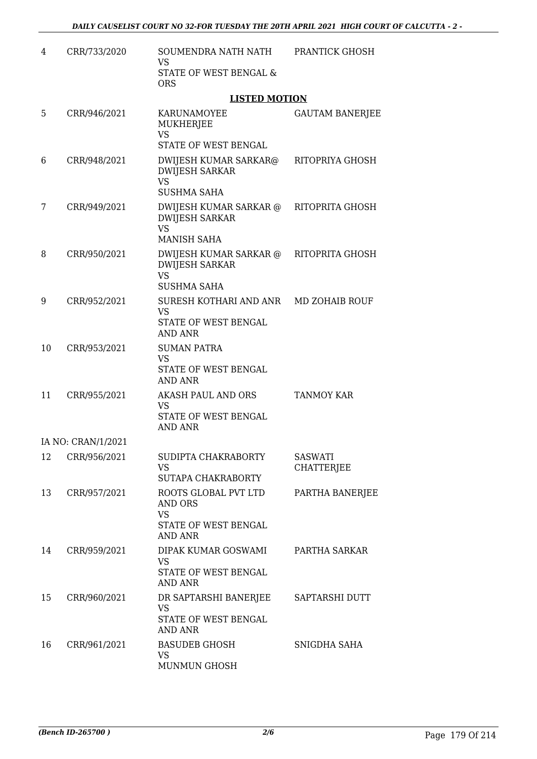| | | | |
|---|---|---|---|
| 4 | CRR/733/2020 | SOUMENDRA NATH NATH<br>VS<br>STATE OF WEST BENGAL & ORS | PRANTICK GHOSH |

**LISTED MOTION**

| | | | |
|---|---|---|---|
| 5 | CRR/946/2021 | KARUNAMOYEE MUKHERJEE<br>VS<br>STATE OF WEST BENGAL | GAUTAM BANERJEE |
| 6 | CRR/948/2021 | DWIJESH KUMAR SARKAR@ DWIJESH SARKAR<br>VS<br>SUSHMA SAHA | RITOPRIYA GHOSH |
| 7 | CRR/949/2021 | DWIJESH KUMAR SARKAR @ DWIJESH SARKAR<br>VS<br>MANISH SAHA | RITOPRITA GHOSH |
| 8 | CRR/950/2021 | DWIJESH KUMAR SARKAR @ DWIJESH SARKAR<br>VS<br>SUSHMA SAHA | RITOPRITA GHOSH |
| 9 | CRR/952/2021 | SURESH KOTHARI AND ANR<br>VS<br>STATE OF WEST BENGAL AND ANR | MD ZOHAIB ROUF |
| 10 | CRR/953/2021 | SUMAN PATRA<br>VS<br>STATE OF WEST BENGAL AND ANR | |
| 11 | CRR/955/2021 | AKASH PAUL AND ORS<br>VS<br>STATE OF WEST BENGAL AND ANR | TANMOY KAR |
| | IA NO: CRAN/1/2021 | | |
| 12 | CRR/956/2021 | SUDIPTA CHAKRABORTY<br>VS<br>SUTAPA CHAKRABORTY | SASWATI CHATTERJEE |
| 13 | CRR/957/2021 | ROOTS GLOBAL PVT LTD AND ORS<br>VS<br>STATE OF WEST BENGAL AND ANR | PARTHA BANERJEE |
| 14 | CRR/959/2021 | DIPAK KUMAR GOSWAMI<br>VS<br>STATE OF WEST BENGAL AND ANR | PARTHA SARKAR |
| 15 | CRR/960/2021 | DR SAPTARSHI BANERJEE<br>VS<br>STATE OF WEST BENGAL AND ANR | SAPTARSHI DUTT |
| 16 | CRR/961/2021 | BASUDEB GHOSH<br>VS<br>MUNMUN GHOSH | SNIGDHA SAHA |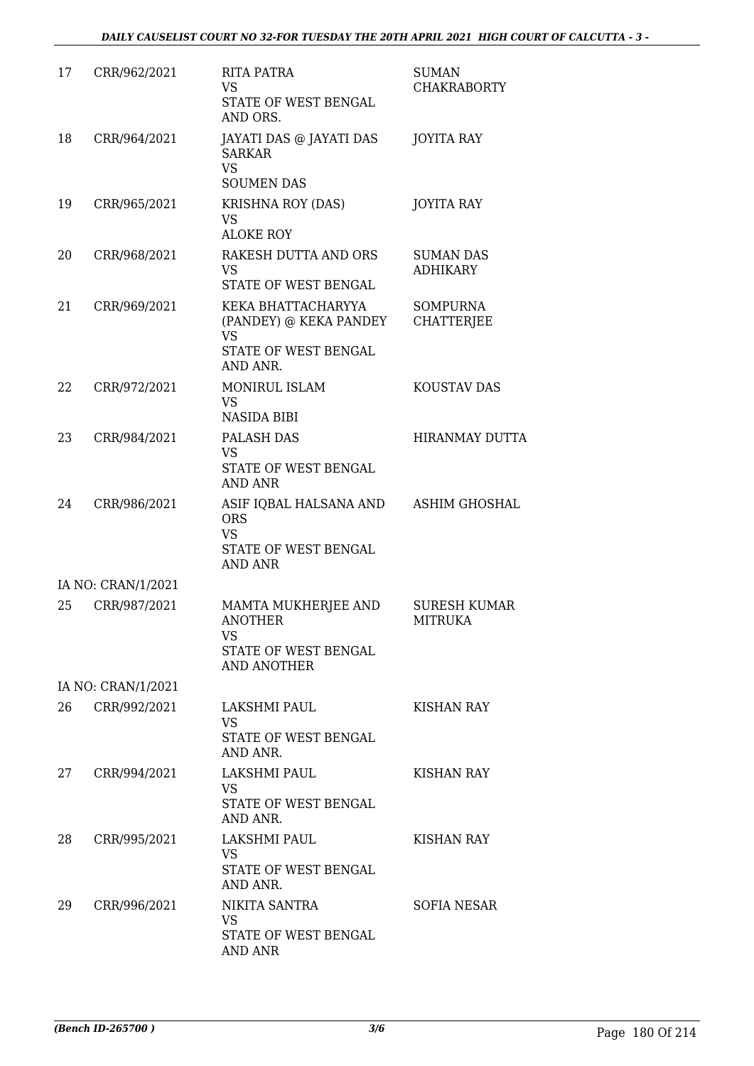| 17 | CRR/962/2021 | RITA PATRA<br>VS<br>STATE OF WEST BENGAL AND ORS. | SUMAN CHAKRABORTY |
|---|---|---|---|
| 18 | CRR/964/2021 | JAYATI DAS @ JAYATI DAS SARKAR<br>VS<br>SOUMEN DAS | JOYITA RAY |
| 19 | CRR/965/2021 | KRISHNA ROY (DAS)<br>VS<br>ALOKE ROY | JOYITA RAY |
| 20 | CRR/968/2021 | RAKESH DUTTA AND ORS<br>VS<br>STATE OF WEST BENGAL | SUMAN DAS ADHIKARY |
| 21 | CRR/969/2021 | KEKA BHATTACHARYYA (PANDEY) @ KEKA PANDEY<br>VS<br>STATE OF WEST BENGAL AND ANR. | SOMPURNA CHATTERJEE |
| 22 | CRR/972/2021 | MONIRUL ISLAM<br>VS<br>NASIDA BIBI | KOUSTAV DAS |
| 23 | CRR/984/2021 | PALASH DAS<br>VS<br>STATE OF WEST BENGAL AND ANR | HIRANMAY DUTTA |
| 24 | CRR/986/2021 | ASIF IQBAL HALSANA AND ORS<br>VS<br>STATE OF WEST BENGAL AND ANR | ASHIM GHOSHAL |
| | IA NO: CRAN/1/2021 | | |
| 25 | CRR/987/2021 | MAMTA MUKHERJEE AND ANOTHER<br>VS<br>STATE OF WEST BENGAL AND ANOTHER | SURESH KUMAR MITRUKA |
| | IA NO: CRAN/1/2021 | | |
| 26 | CRR/992/2021 | LAKSHMI PAUL<br>VS<br>STATE OF WEST BENGAL AND ANR. | KISHAN RAY |
| 27 | CRR/994/2021 | LAKSHMI PAUL<br>VS<br>STATE OF WEST BENGAL AND ANR. | KISHAN RAY |
| 28 | CRR/995/2021 | LAKSHMI PAUL<br>VS<br>STATE OF WEST BENGAL AND ANR. | KISHAN RAY |
| 29 | CRR/996/2021 | NIKITA SANTRA<br>VS<br>STATE OF WEST BENGAL AND ANR | SOFIA NESAR |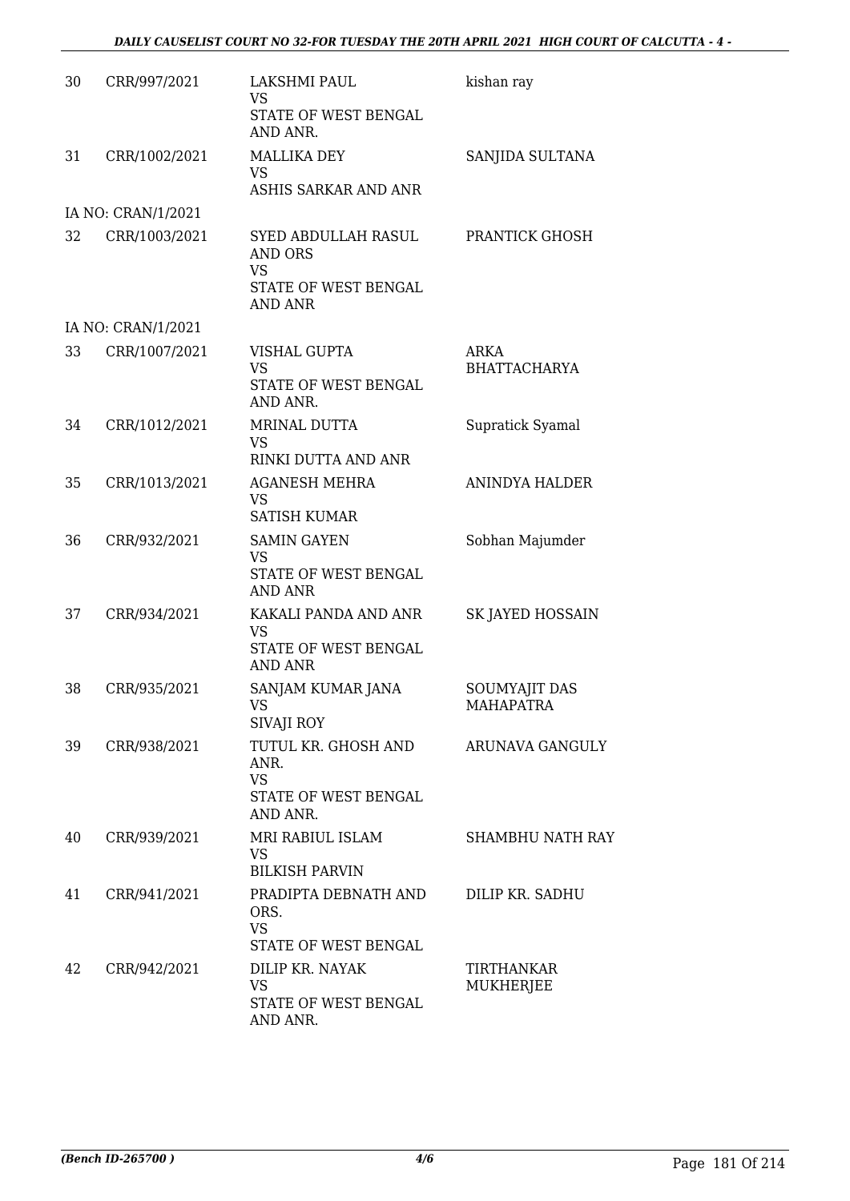| | | | |
|---|---|---|---|
| 30 | CRR/997/2021 | LAKSHMI PAUL<br>VS<br>STATE OF WEST BENGAL AND ANR. | kishan ray |
| 31 | CRR/1002/2021 | MALLIKA DEY<br>VS<br>ASHIS SARKAR AND ANR | SANJIDA SULTANA |
| | IA NO: CRAN/1/2021 | | |
| 32 | CRR/1003/2021 | SYED ABDULLAH RASUL AND ORS<br>VS<br>STATE OF WEST BENGAL AND ANR | PRANTICK GHOSH |
| | IA NO: CRAN/1/2021 | | |
| 33 | CRR/1007/2021 | VISHAL GUPTA<br>VS<br>STATE OF WEST BENGAL AND ANR. | ARKA BHATTACHARYA |
| 34 | CRR/1012/2021 | MRINAL DUTTA<br>VS<br>RINKI DUTTA AND ANR | Supratick Syamal |
| 35 | CRR/1013/2021 | AGANESH MEHRA<br>VS<br>SATISH KUMAR | ANINDYA HALDER |
| 36 | CRR/932/2021 | SAMIN GAYEN<br>VS<br>STATE OF WEST BENGAL AND ANR | Sobhan Majumder |
| 37 | CRR/934/2021 | KAKALI PANDA AND ANR<br>VS<br>STATE OF WEST BENGAL AND ANR | SK JAYED HOSSAIN |
| 38 | CRR/935/2021 | SANJAM KUMAR JANA<br>VS<br>SIVAJI ROY | SOUMYAJIT DAS MAHAPATRA |
| 39 | CRR/938/2021 | TUTUL KR. GHOSH AND ANR.<br>VS<br>STATE OF WEST BENGAL AND ANR. | ARUNAVA GANGULY |
| 40 | CRR/939/2021 | MRI RABIUL ISLAM<br>VS<br>BILKISH PARVIN | SHAMBHU NATH RAY |
| 41 | CRR/941/2021 | PRADIPTA DEBNATH AND ORS.<br>VS<br>STATE OF WEST BENGAL | DILIP KR. SADHU |
| 42 | CRR/942/2021 | DILIP KR. NAYAK<br>VS<br>STATE OF WEST BENGAL AND ANR. | TIRTHANKAR MUKHERJEE |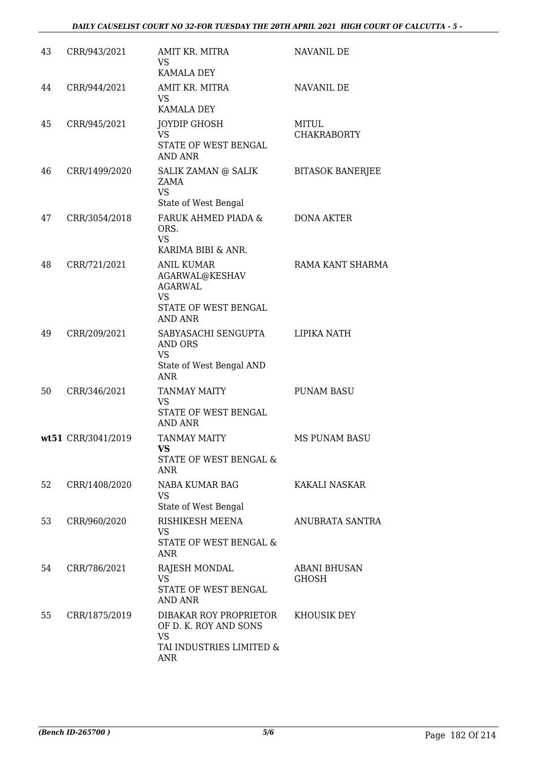| 43 | CRR/943/2021 | AMIT KR. MITRA<br>VS<br>KAMALA DEY | NAVANIL DE |
|---|---|---|---|
| 44 | CRR/944/2021 | AMIT KR. MITRA<br>VS<br>KAMALA DEY | NAVANIL DE |
| 45 | CRR/945/2021 | JOYDIP GHOSH<br>VS<br>STATE OF WEST BENGAL AND ANR | MITUL CHAKRABORTY |
| 46 | CRR/1499/2020 | SALIK ZAMAN @ SALIK ZAMA<br>VS<br>State of West Bengal | BITASOK BANERJEE |
| 47 | CRR/3054/2018 | FARUK AHMED PIADA & ORS.<br>VS<br>KARIMA BIBI & ANR. | DONA AKTER |
| 48 | CRR/721/2021 | ANIL KUMAR AGARWAL@KESHAV AGARWAL<br>VS<br>STATE OF WEST BENGAL AND ANR | RAMA KANT SHARMA |
| 49 | CRR/209/2021 | SABYASACHI SENGUPTA AND ORS<br>VS<br>State of West Bengal AND ANR | LIPIKA NATH |
| 50 | CRR/346/2021 | TANMAY MAITY<br>VS<br>STATE OF WEST BENGAL AND ANR | PUNAM BASU |
| **wt**51 | CRR/3041/2019 | TANMAY MAITY<br>**VS**<br>STATE OF WEST BENGAL & ANR | MS PUNAM BASU |
| 52 | CRR/1408/2020 | NABA KUMAR BAG<br>VS<br>State of West Bengal | KAKALI NASKAR |
| 53 | CRR/960/2020 | RISHIKESH MEENA<br>VS<br>STATE OF WEST BENGAL & ANR | ANUBRATA SANTRA |
| 54 | CRR/786/2021 | RAJESH MONDAL<br>VS<br>STATE OF WEST BENGAL AND ANR | ABANI BHUSAN GHOSH |
| 55 | CRR/1875/2019 | DIBAKAR ROY PROPRIETOR OF D. K. ROY AND SONS<br>VS<br>TAI INDUSTRIES LIMITED & ANR | KHOUSIK DEY |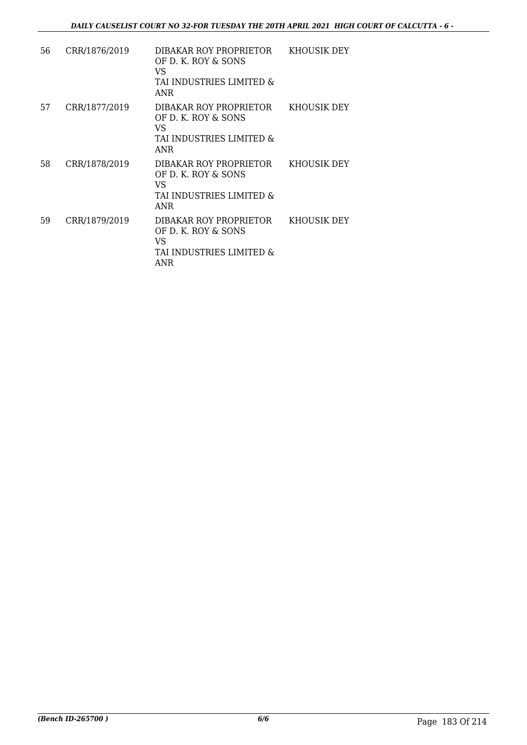| 56 | CRR/1876/2019 | DIBAKAR ROY PROPRIETOR OF D. K. ROY & SONS<br>VS<br>TAI INDUSTRIES LIMITED & ANR | KHOUSIK DEY |
|---|---|---|---|
| 57 | CRR/1877/2019 | DIBAKAR ROY PROPRIETOR OF D. K. ROY & SONS<br>VS<br>TAI INDUSTRIES LIMITED & ANR | KHOUSIK DEY |
| 58 | CRR/1878/2019 | DIBAKAR ROY PROPRIETOR OF D. K. ROY & SONS<br>VS<br>TAI INDUSTRIES LIMITED & ANR | KHOUSIK DEY |
| 59 | CRR/1879/2019 | DIBAKAR ROY PROPRIETOR OF D. K. ROY & SONS<br>VS<br>TAI INDUSTRIES LIMITED & ANR | KHOUSIK DEY |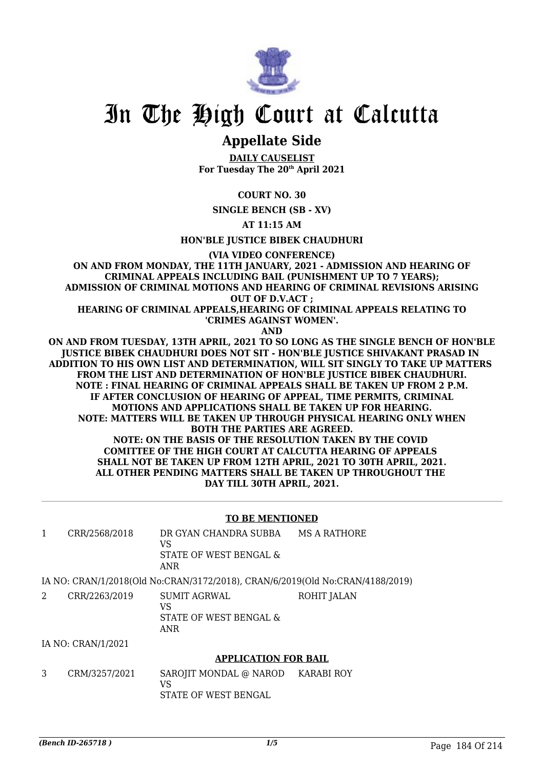# In The High Court at Calcutta

## Appellate Side

**DAILY CAUSELIST**
**For Tuesday The 20th April 2021**

**COURT NO. 30**

**SINGLE BENCH (SB - XV)**

**AT 11:15 AM**

**HON'BLE JUSTICE BIBEK CHAUDHURI**

**(VIA VIDEO CONFERENCE)**

**ON AND FROM MONDAY, THE 11TH JANUARY, 2021 - ADMISSION AND HEARING OF CRIMINAL APPEALS INCLUDING BAIL (PUNISHMENT UP TO 7 YEARS); ADMISSION OF CRIMINAL MOTIONS AND HEARING OF CRIMINAL REVISIONS ARISING OUT OF D.V.ACT ;**
**HEARING OF CRIMINAL APPEALS,HEARING OF CRIMINAL APPEALS RELATING TO 'CRIMES AGAINST WOMEN'.**
**AND**
**ON AND FROM TUESDAY, 13TH APRIL, 2021 TO SO LONG AS THE SINGLE BENCH OF HON'BLE JUSTICE BIBEK CHAUDHURI DOES NOT SIT - HON'BLE JUSTICE SHIVAKANT PRASAD IN ADDITION TO HIS OWN LIST AND DETERMINATION, WILL SIT SINGLY TO TAKE UP MATTERS FROM THE LIST AND DETERMINATION OF HON'BLE JUSTICE BIBEK CHAUDHURI.**
**NOTE : FINAL HEARING OF CRIMINAL APPEALS SHALL BE TAKEN UP FROM 2 P.M. IF AFTER CONCLUSION OF HEARING OF APPEAL, TIME PERMITS, CRIMINAL MOTIONS AND APPLICATIONS SHALL BE TAKEN UP FOR HEARING.**
**NOTE: MATTERS WILL BE TAKEN UP THROUGH PHYSICAL HEARING ONLY WHEN BOTH THE PARTIES ARE AGREED.**
**NOTE: ON THE BASIS OF THE RESOLUTION TAKEN BY THE COVID COMITTEE OF THE HIGH COURT AT CALCUTTA HEARING OF APPEALS SHALL NOT BE TAKEN UP FROM 12TH APRIL, 2021 TO 30TH APRIL, 2021. ALL OTHER PENDING MATTERS SHALL BE TAKEN UP THROUGHOUT THE DAY TILL 30TH APRIL, 2021.**

---

**TO BE MENTIONED**

| | | | |
|---|---|---|---|
| 1 | CRR/2568/2018 | DR GYAN CHANDRA SUBBA<br>VS<br>STATE OF WEST BENGAL & ANR | MS A RATHORE |

IA NO: CRAN/1/2018(Old No:CRAN/3172/2018), CRAN/6/2019(Old No:CRAN/4188/2019)

| | | | |
|---|---|---|---|
| 2 | CRR/2263/2019 | SUMIT AGRWAL<br>VS<br>STATE OF WEST BENGAL & ANR | ROHIT JALAN |

IA NO: CRAN/1/2021

**APPLICATION FOR BAIL**

| | | | |
|---|---|---|---|
| 3 | CRM/3257/2021 | SAROJIT MONDAL @ NAROD<br>VS<br>STATE OF WEST BENGAL | KARABI ROY |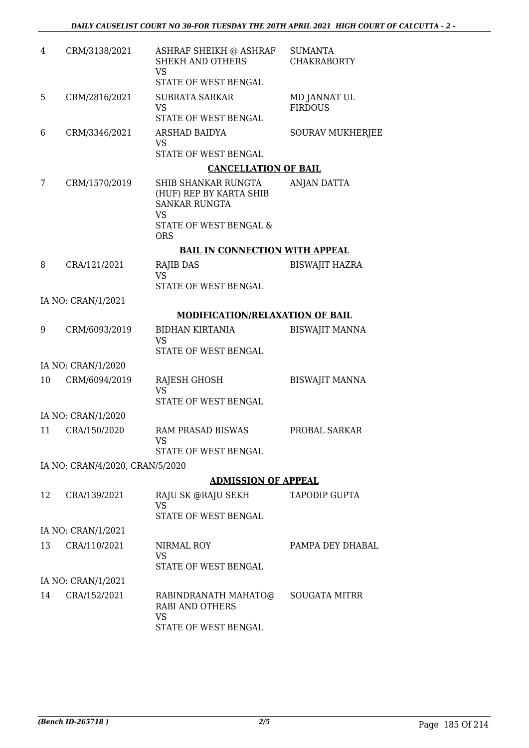| | | | |
|---|---|---|---|
| 4 | CRM/3138/2021 | ASHRAF SHEIKH @ ASHRAF SHEKH AND OTHERS<br>VS<br>STATE OF WEST BENGAL | SUMANTA CHAKRABORTY |
| 5 | CRM/2816/2021 | SUBRATA SARKAR<br>VS<br>STATE OF WEST BENGAL | MD JANNAT UL FIRDOUS |
| 6 | CRM/3346/2021 | ARSHAD BAIDYA<br>VS<br>STATE OF WEST BENGAL | SOURAV MUKHERJEE |

**CANCELLATION OF BAIL**

| | | | |
|---|---|---|---|
| 7 | CRM/1570/2019 | SHIB SHANKAR RUNGTA (HUF) REP BY KARTA SHIB SANKAR RUNGTA<br>VS<br>STATE OF WEST BENGAL & ORS | ANJAN DATTA |

**BAIL IN CONNECTION WITH APPEAL**

| | | | |
|---|---|---|---|
| 8 | CRA/121/2021 | RAJIB DAS<br>VS<br>STATE OF WEST BENGAL | BISWAJIT HAZRA |

IA NO: CRAN/1/2021

**MODIFICATION/RELAXATION OF BAIL**

| | | | |
|---|---|---|---|
| 9 | CRM/6093/2019 | BIDHAN KIRTANIA<br>VS<br>STATE OF WEST BENGAL | BISWAJIT MANNA |

IA NO: CRAN/1/2020

| | | | |
|---|---|---|---|
| 10 | CRM/6094/2019 | RAJESH GHOSH<br>VS<br>STATE OF WEST BENGAL | BISWAJIT MANNA |

IA NO: CRAN/1/2020

| | | | |
|---|---|---|---|
| 11 | CRA/150/2020 | RAM PRASAD BISWAS<br>VS<br>STATE OF WEST BENGAL | PROBAL SARKAR |

IA NO: CRAN/4/2020, CRAN/5/2020

**ADMISSION OF APPEAL**

| | | | |
|---|---|---|---|
| 12 | CRA/139/2021 | RAJU SK @RAJU SEKH<br>VS<br>STATE OF WEST BENGAL | TAPODIP GUPTA |

IA NO: CRAN/1/2021

| | | | |
|---|---|---|---|
| 13 | CRA/110/2021 | NIRMAL ROY<br>VS<br>STATE OF WEST BENGAL | PAMPA DEY DHABAL |

IA NO: CRAN/1/2021

| | | | |
|---|---|---|---|
| 14 | CRA/152/2021 | RABINDRANATH MAHATO@ RABI AND OTHERS<br>VS<br>STATE OF WEST BENGAL | SOUGATA MITRR |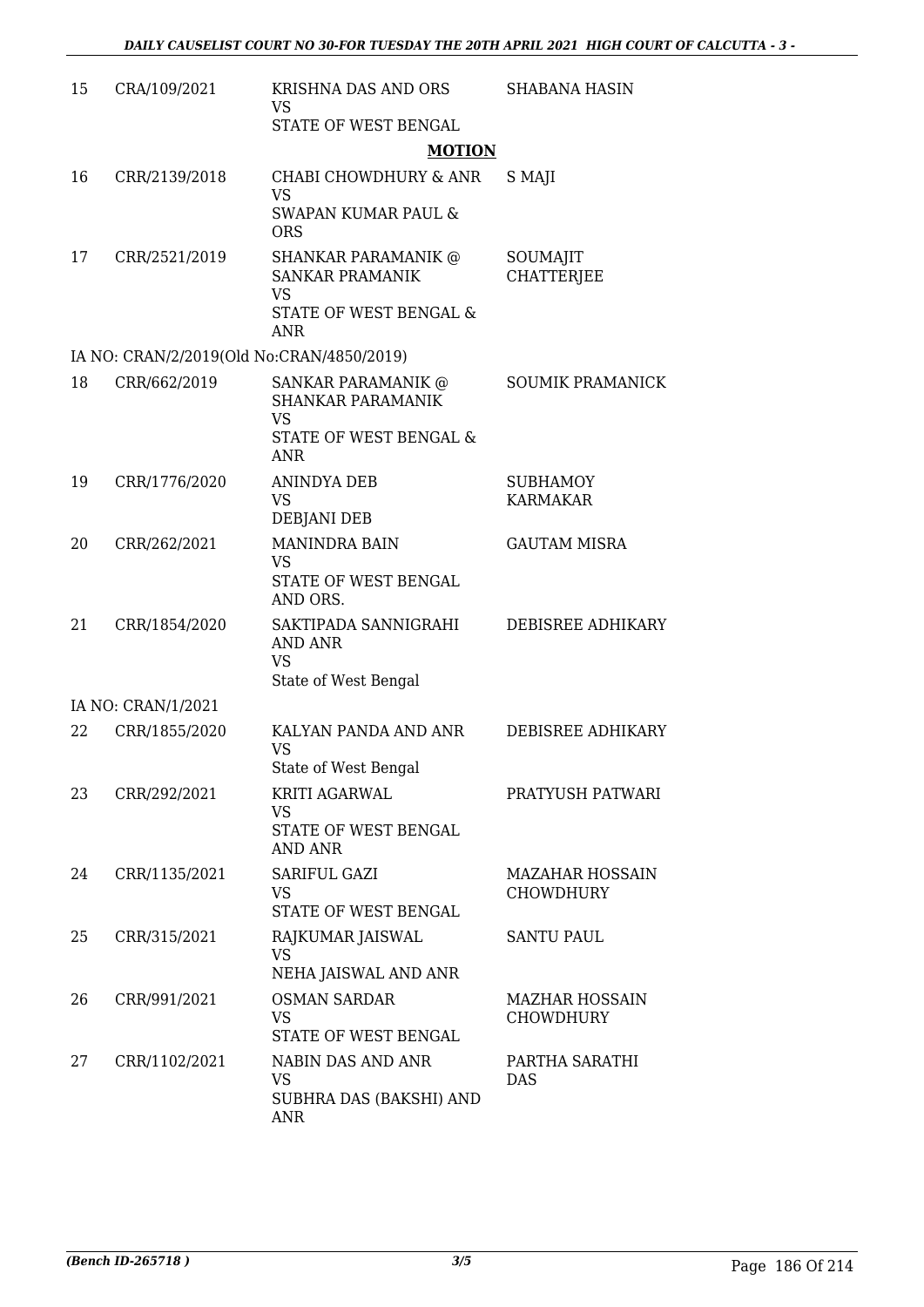| 15 | CRA/109/2021 | KRISHNA DAS AND ORS<br>VS<br>STATE OF WEST BENGAL | SHABANA HASIN |
|---|---|---|---|

**MOTION**

| 16 | CRR/2139/2018 | CHABI CHOWDHURY & ANR<br>VS<br>SWAPAN KUMAR PAUL & ORS | S MAJI |
|---|---|---|---|
| 17 | CRR/2521/2019 | SHANKAR PARAMANIK @ SANKAR PRAMANIK<br>VS<br>STATE OF WEST BENGAL & ANR | SOUMAJIT CHATTERJEE |
| | IA NO: CRAN/2/2019(Old No:CRAN/4850/2019) | | |
| 18 | CRR/662/2019 | SANKAR PARAMANIK @ SHANKAR PARAMANIK<br>VS<br>STATE OF WEST BENGAL & ANR | SOUMIK PRAMANICK |
| 19 | CRR/1776/2020 | ANINDYA DEB<br>VS<br>DEBJANI DEB | SUBHAMOY KARMAKAR |
| 20 | CRR/262/2021 | MANINDRA BAIN<br>VS<br>STATE OF WEST BENGAL AND ORS. | GAUTAM MISRA |
| 21 | CRR/1854/2020 | SAKTIPADA SANNIGRAHI AND ANR<br>VS<br>State of West Bengal | DEBISREE ADHIKARY |
| | IA NO: CRAN/1/2021 | | |
| 22 | CRR/1855/2020 | KALYAN PANDA AND ANR<br>VS<br>State of West Bengal | DEBISREE ADHIKARY |
| 23 | CRR/292/2021 | KRITI AGARWAL<br>VS<br>STATE OF WEST BENGAL AND ANR | PRATYUSH PATWARI |
| 24 | CRR/1135/2021 | SARIFUL GAZI<br>VS<br>STATE OF WEST BENGAL | MAZAHAR HOSSAIN CHOWDHURY |
| 25 | CRR/315/2021 | RAJKUMAR JAISWAL<br>VS<br>NEHA JAISWAL AND ANR | SANTU PAUL |
| 26 | CRR/991/2021 | OSMAN SARDAR<br>VS<br>STATE OF WEST BENGAL | MAZHAR HOSSAIN CHOWDHURY |
| 27 | CRR/1102/2021 | NABIN DAS AND ANR<br>VS<br>SUBHRA DAS (BAKSHI) AND ANR | PARTHA SARATHI DAS |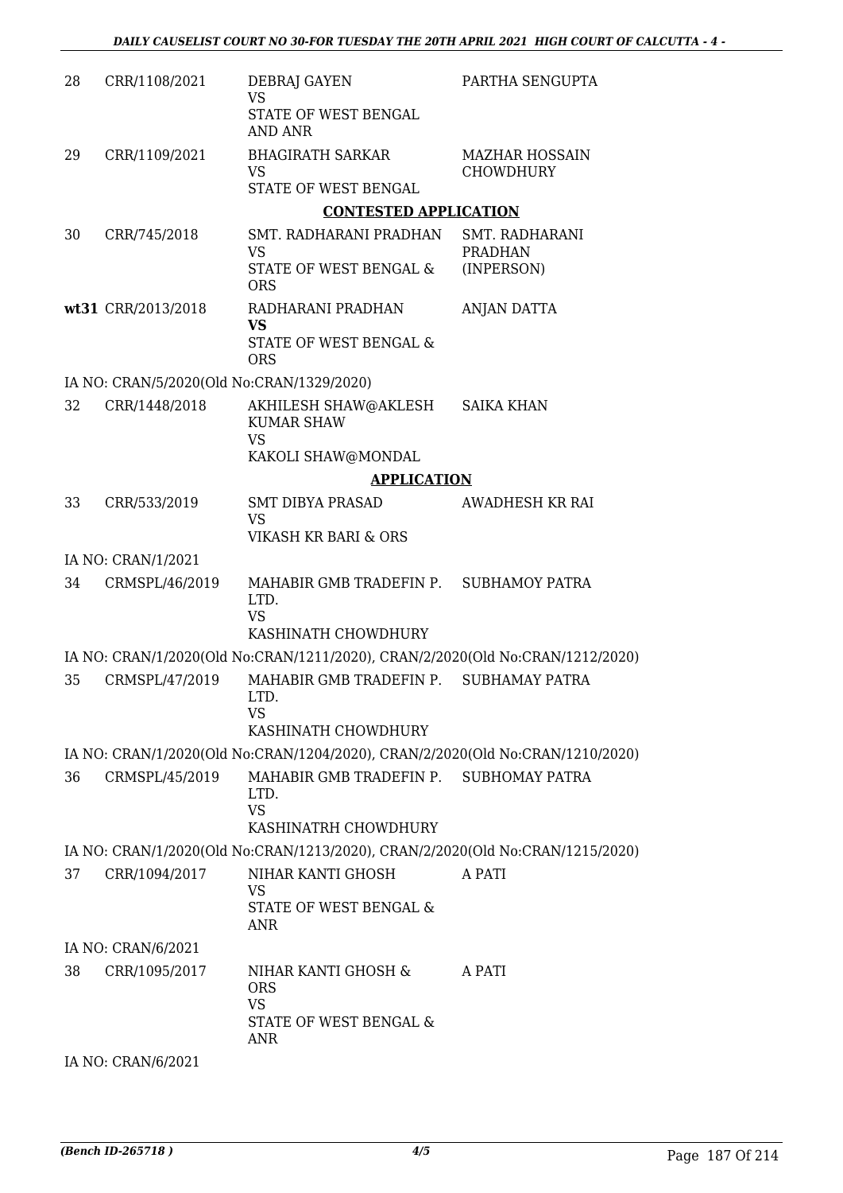| | | | |
|---|---|---|---|
| 28 | CRR/1108/2021 | DEBRAJ GAYEN<br>VS<br>STATE OF WEST BENGAL AND ANR | PARTHA SENGUPTA |
| 29 | CRR/1109/2021 | BHAGIRATH SARKAR<br>VS<br>STATE OF WEST BENGAL | MAZHAR HOSSAIN CHOWDHURY |

**CONTESTED APPLICATION**

| | | | |
|---|---|---|---|
| 30 | CRR/745/2018 | SMT. RADHARANI PRADHAN<br>VS<br>STATE OF WEST BENGAL & ORS | SMT. RADHARANI PRADHAN (INPERSON) |
| **wt31** | CRR/2013/2018 | RADHARANI PRADHAN<br>**VS**<br>STATE OF WEST BENGAL & ORS | ANJAN DATTA |

IA NO: CRAN/5/2020(Old No:CRAN/1329/2020)

| | | | |
|---|---|---|---|
| 32 | CRR/1448/2018 | AKHILESH SHAW@AKLESH KUMAR SHAW<br>VS<br>KAKOLI SHAW@MONDAL | SAIKA KHAN |

**APPLICATION**

| | | | |
|---|---|---|---|
| 33 | CRR/533/2019 | SMT DIBYA PRASAD<br>VS<br>VIKASH KR BARI & ORS | AWADHESH KR RAI |

IA NO: CRAN/1/2021

| | | | |
|---|---|---|---|
| 34 | CRMSPL/46/2019 | MAHABIR GMB TRADEFIN P. LTD.<br>VS<br>KASHINATH CHOWDHURY | SUBHAMOY PATRA |

IA NO: CRAN/1/2020(Old No:CRAN/1211/2020), CRAN/2/2020(Old No:CRAN/1212/2020)

| | | | |
|---|---|---|---|
| 35 | CRMSPL/47/2019 | MAHABIR GMB TRADEFIN P. LTD.<br>VS<br>KASHINATH CHOWDHURY | SUBHAMAY PATRA |

IA NO: CRAN/1/2020(Old No:CRAN/1204/2020), CRAN/2/2020(Old No:CRAN/1210/2020)

| | | | |
|---|---|---|---|
| 36 | CRMSPL/45/2019 | MAHABIR GMB TRADEFIN P. LTD.<br>VS<br>KASHINATRH CHOWDHURY | SUBHOMAY PATRA |

IA NO: CRAN/1/2020(Old No:CRAN/1213/2020), CRAN/2/2020(Old No:CRAN/1215/2020)

| | | | |
|---|---|---|---|
| 37 | CRR/1094/2017 | NIHAR KANTI GHOSH<br>VS<br>STATE OF WEST BENGAL & ANR | A PATI |

IA NO: CRAN/6/2021

| | | | |
|---|---|---|---|
| 38 | CRR/1095/2017 | NIHAR KANTI GHOSH & ORS<br>VS<br>STATE OF WEST BENGAL & ANR | A PATI |

IA NO: CRAN/6/2021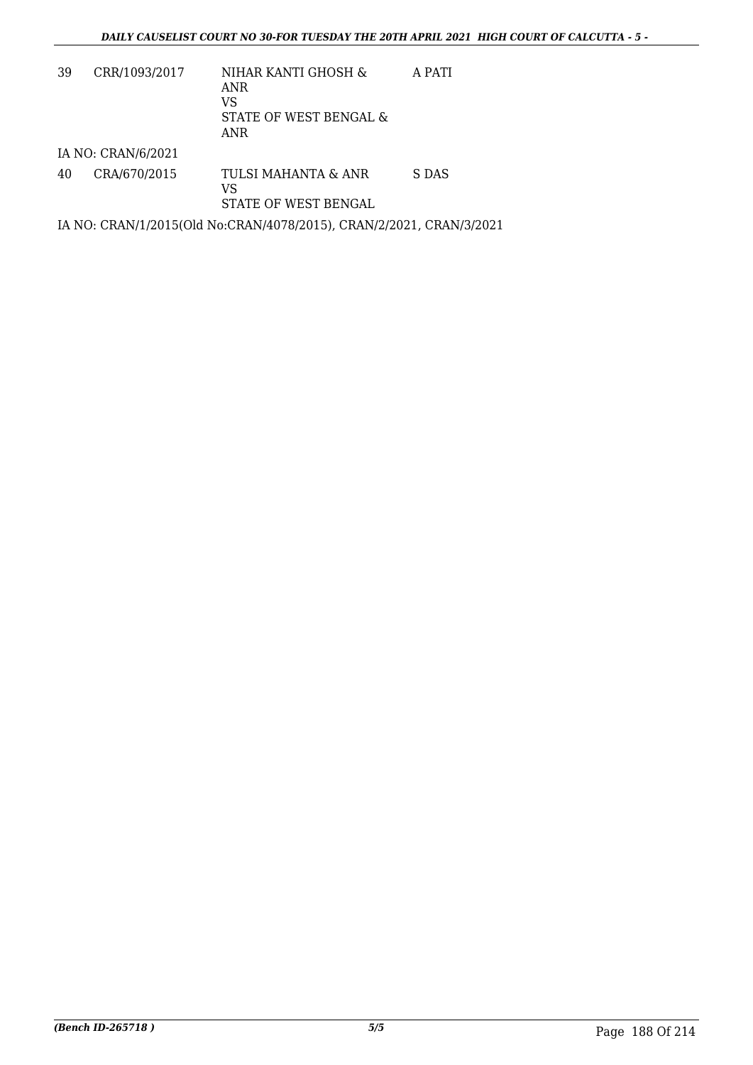| | | | |
|---|---|---|---|
| 39 | CRR/1093/2017 | NIHAR KANTI GHOSH & ANR<br>VS<br>STATE OF WEST BENGAL & ANR | A PATI |

IA NO: CRAN/6/2021

| | | | |
|---|---|---|---|
| 40 | CRA/670/2015 | TULSI MAHANTA & ANR<br>VS<br>STATE OF WEST BENGAL | S DAS |

IA NO: CRAN/1/2015(Old No:CRAN/4078/2015), CRAN/2/2021, CRAN/3/2021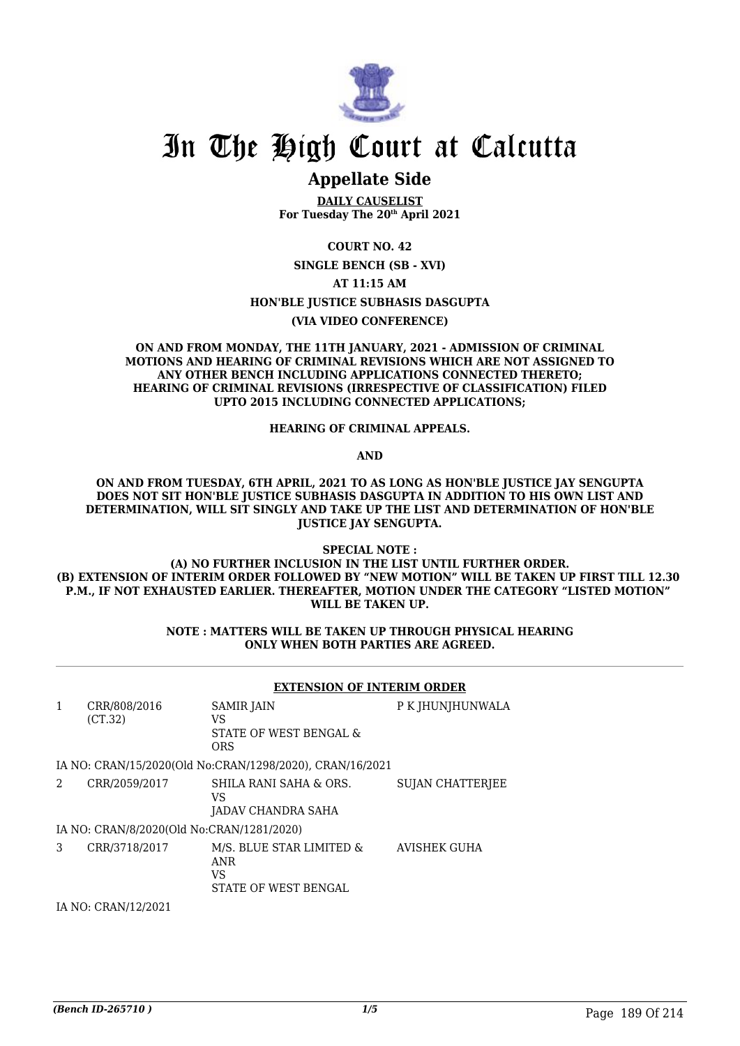# In The High Court at Calcutta

## Appellate Side

**DAILY CAUSELIST**
**For Tuesday The 20th April 2021**

**COURT NO. 42**

**SINGLE BENCH (SB - XVI)**

**AT 11:15 AM**

**HON'BLE JUSTICE SUBHASIS DASGUPTA**

**(VIA VIDEO CONFERENCE)**

**ON AND FROM MONDAY, THE 11TH JANUARY, 2021 - ADMISSION OF CRIMINAL MOTIONS AND HEARING OF CRIMINAL REVISIONS WHICH ARE NOT ASSIGNED TO ANY OTHER BENCH INCLUDING APPLICATIONS CONNECTED THERETO; HEARING OF CRIMINAL REVISIONS (IRRESPECTIVE OF CLASSIFICATION) FILED UPTO 2015 INCLUDING CONNECTED APPLICATIONS;**

**HEARING OF CRIMINAL APPEALS.**

**AND**

**ON AND FROM TUESDAY, 6TH APRIL, 2021 TO AS LONG AS HON'BLE JUSTICE JAY SENGUPTA DOES NOT SIT HON'BLE JUSTICE SUBHASIS DASGUPTA IN ADDITION TO HIS OWN LIST AND DETERMINATION, WILL SIT SINGLY AND TAKE UP THE LIST AND DETERMINATION OF HON'BLE JUSTICE JAY SENGUPTA.**

**SPECIAL NOTE :**
**(A) NO FURTHER INCLUSION IN THE LIST UNTIL FURTHER ORDER.**
**(B) EXTENSION OF INTERIM ORDER FOLLOWED BY "NEW MOTION" WILL BE TAKEN UP FIRST TILL 12.30 P.M., IF NOT EXHAUSTED EARLIER. THEREAFTER, MOTION UNDER THE CATEGORY "LISTED MOTION" WILL BE TAKEN UP.**

**NOTE : MATTERS WILL BE TAKEN UP THROUGH PHYSICAL HEARING ONLY WHEN BOTH PARTIES ARE AGREED.**

**EXTENSION OF INTERIM ORDER**

| | | | |
|---|---|---|---|
| 1 | CRR/808/2016 (CT.32) | SAMIR JAIN VS STATE OF WEST BENGAL & ORS | P K JHUNJHUNWALA |

IA NO: CRAN/15/2020(Old No:CRAN/1298/2020), CRAN/16/2021

| | | | |
|---|---|---|---|
| 2 | CRR/2059/2017 | SHILA RANI SAHA & ORS. VS JADAV CHANDRA SAHA | SUJAN CHATTERJEE |

IA NO: CRAN/8/2020(Old No:CRAN/1281/2020)

| | | | |
|---|---|---|---|
| 3 | CRR/3718/2017 | M/S. BLUE STAR LIMITED & ANR VS STATE OF WEST BENGAL | AVISHEK GUHA |

IA NO: CRAN/12/2021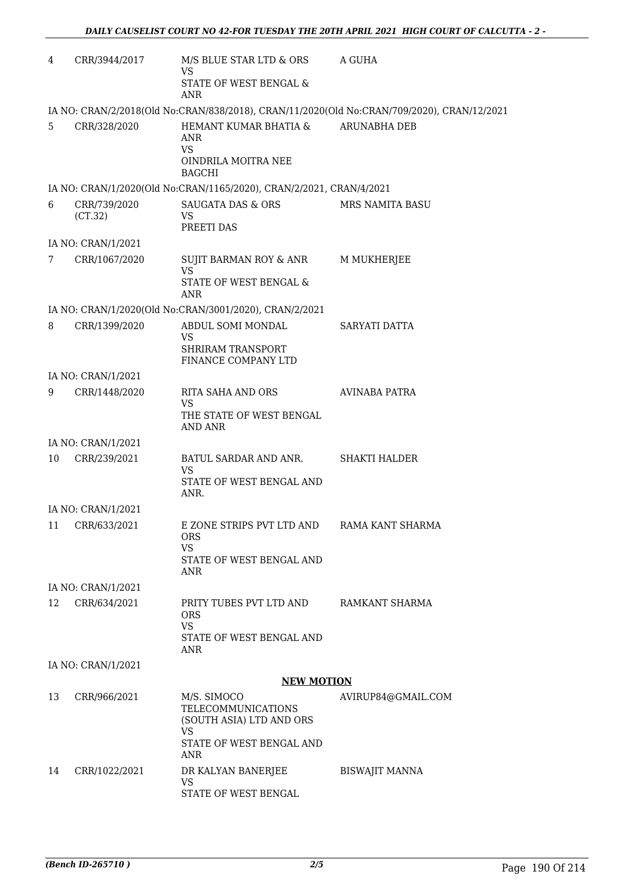| | | | |
|---|---|---|---|
| 4 | CRR/3944/2017 | M/S BLUE STAR LTD & ORS<br>VS<br>STATE OF WEST BENGAL & ANR | A GUHA |

IA NO: CRAN/2/2018(Old No:CRAN/838/2018), CRAN/11/2020(Old No:CRAN/709/2020), CRAN/12/2021

| | | | |
|---|---|---|---|
| 5 | CRR/328/2020 | HEMANT KUMAR BHATIA & ANR<br>VS<br>OINDRILA MOITRA NEE BAGCHI | ARUNABHA DEB |

IA NO: CRAN/1/2020(Old No:CRAN/1165/2020), CRAN/2/2021, CRAN/4/2021

| | | | |
|---|---|---|---|
| 6 | CRR/739/2020 (CT.32) | SAUGATA DAS & ORS<br>VS<br>PREETI DAS | MRS NAMITA BASU |

IA NO: CRAN/1/2021

| | | | |
|---|---|---|---|
| 7 | CRR/1067/2020 | SUJIT BARMAN ROY & ANR<br>VS<br>STATE OF WEST BENGAL & ANR | M MUKHERJEE |

IA NO: CRAN/1/2020(Old No:CRAN/3001/2020), CRAN/2/2021

| | | | |
|---|---|---|---|
| 8 | CRR/1399/2020 | ABDUL SOMI MONDAL<br>VS<br>SHRIRAM TRANSPORT FINANCE COMPANY LTD | SARYATI DATTA |

IA NO: CRAN/1/2021

| | | | |
|---|---|---|---|
| 9 | CRR/1448/2020 | RITA SAHA AND ORS<br>VS<br>THE STATE OF WEST BENGAL AND ANR | AVINABA PATRA |

IA NO: CRAN/1/2021

| | | | |
|---|---|---|---|
| 10 | CRR/239/2021 | BATUL SARDAR AND ANR.<br>VS<br>STATE OF WEST BENGAL AND ANR. | SHAKTI HALDER |

IA NO: CRAN/1/2021

| | | | |
|---|---|---|---|
| 11 | CRR/633/2021 | E ZONE STRIPS PVT LTD AND ORS<br>VS<br>STATE OF WEST BENGAL AND ANR | RAMA KANT SHARMA |

IA NO: CRAN/1/2021

| | | | |
|---|---|---|---|
| 12 | CRR/634/2021 | PRITY TUBES PVT LTD AND ORS<br>VS<br>STATE OF WEST BENGAL AND ANR | RAMKANT SHARMA |

IA NO: CRAN/1/2021

## NEW MOTION

| | | | |
|---|---|---|---|
| 13 | CRR/966/2021 | M/S. SIMOCO TELECOMMUNICATIONS (SOUTH ASIA) LTD AND ORS<br>VS<br>STATE OF WEST BENGAL AND ANR | AVIRUP84@GMAIL.COM |
| 14 | CRR/1022/2021 | DR KALYAN BANERJEE<br>VS<br>STATE OF WEST BENGAL | BISWAJIT MANNA |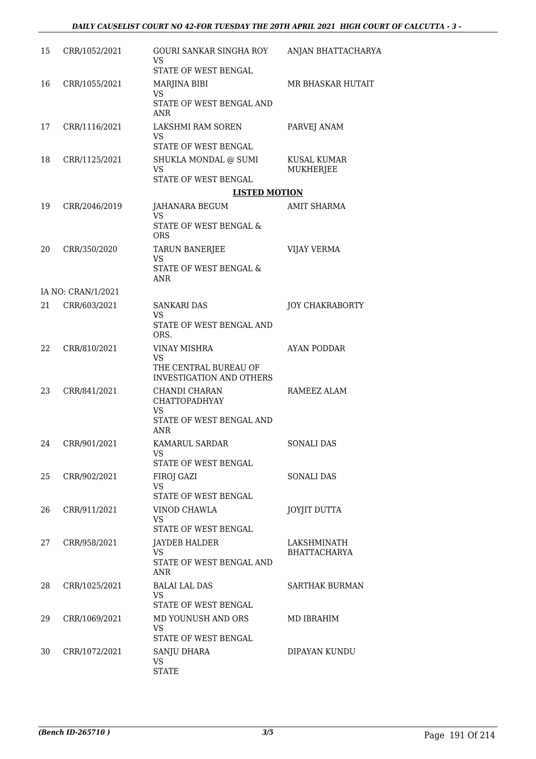| | | | |
|---|---|---|---|
| 15 | CRR/1052/2021 | GOURI SANKAR SINGHA ROY<br>VS<br>STATE OF WEST BENGAL | ANJAN BHATTACHARYA |
| 16 | CRR/1055/2021 | MARJINA BIBI<br>VS<br>STATE OF WEST BENGAL AND ANR | MR BHASKAR HUTAIT |
| 17 | CRR/1116/2021 | LAKSHMI RAM SOREN<br>VS<br>STATE OF WEST BENGAL | PARVEJ ANAM |
| 18 | CRR/1125/2021 | SHUKLA MONDAL @ SUMI<br>VS<br>STATE OF WEST BENGAL | KUSAL KUMAR MUKHERJEE |

**LISTED MOTION**

| | | | |
|---|---|---|---|
| 19 | CRR/2046/2019 | JAHANARA BEGUM<br>VS<br>STATE OF WEST BENGAL & ORS | AMIT SHARMA |
| 20 | CRR/350/2020 | TARUN BANERJEE<br>VS<br>STATE OF WEST BENGAL & ANR | VIJAY VERMA |
| | IA NO: CRAN/1/2021 | | |
| 21 | CRR/603/2021 | SANKARI DAS<br>VS<br>STATE OF WEST BENGAL AND ORS. | JOY CHAKRABORTY |
| 22 | CRR/810/2021 | VINAY MISHRA<br>VS<br>THE CENTRAL BUREAU OF INVESTIGATION AND OTHERS | AYAN PODDAR |
| 23 | CRR/841/2021 | CHANDI CHARAN CHATTOPADHYAY<br>VS<br>STATE OF WEST BENGAL AND ANR | RAMEEZ ALAM |
| 24 | CRR/901/2021 | KAMARUL SARDAR<br>VS<br>STATE OF WEST BENGAL | SONALI DAS |
| 25 | CRR/902/2021 | FIROJ GAZI<br>VS<br>STATE OF WEST BENGAL | SONALI DAS |
| 26 | CRR/911/2021 | VINOD CHAWLA<br>VS<br>STATE OF WEST BENGAL | JOYJIT DUTTA |
| 27 | CRR/958/2021 | JAYDEB HALDER<br>VS<br>STATE OF WEST BENGAL AND ANR | LAKSHMINATH BHATTACHARYA |
| 28 | CRR/1025/2021 | BALAI LAL DAS<br>VS<br>STATE OF WEST BENGAL | SARTHAK BURMAN |
| 29 | CRR/1069/2021 | MD YOUNUSH AND ORS<br>VS<br>STATE OF WEST BENGAL | MD IBRAHIM |
| 30 | CRR/1072/2021 | SANJU DHARA<br>VS<br>STATE | DIPAYAN KUNDU |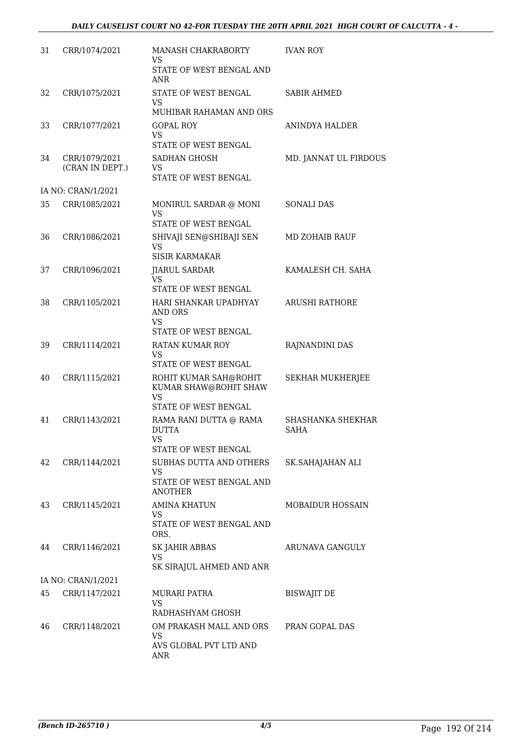| | | | |
|---|---|---|---|
| 31 | CRR/1074/2021 | MANASH CHAKRABORTY<br>VS<br>STATE OF WEST BENGAL AND ANR | IVAN ROY |
| 32 | CRR/1075/2021 | STATE OF WEST BENGAL<br>VS<br>MUHIBAR RAHAMAN AND ORS | SABIR AHMED |
| 33 | CRR/1077/2021 | GOPAL ROY<br>VS<br>STATE OF WEST BENGAL | ANINDYA HALDER |
| 34 | CRR/1079/2021<br>(CRAN IN DEPT.) | SADHAN GHOSH<br>VS<br>STATE OF WEST BENGAL | MD. JANNAT UL FIRDOUS |
| | IA NO: CRAN/1/2021 | | |
| 35 | CRR/1085/2021 | MONIRUL SARDAR @ MONI<br>VS<br>STATE OF WEST BENGAL | SONALI DAS |
| 36 | CRR/1086/2021 | SHIVAJI SEN@SHIBAJI SEN<br>VS<br>SISIR KARMAKAR | MD ZOHAIB RAUF |
| 37 | CRR/1096/2021 | JIARUL SARDAR<br>VS<br>STATE OF WEST BENGAL | KAMALESH CH. SAHA |
| 38 | CRR/1105/2021 | HARI SHANKAR UPADHYAY AND ORS<br>VS<br>STATE OF WEST BENGAL | ARUSHI RATHORE |
| 39 | CRR/1114/2021 | RATAN KUMAR ROY<br>VS<br>STATE OF WEST BENGAL | RAJNANDINI DAS |
| 40 | CRR/1115/2021 | ROHIT KUMAR SAH@ROHIT KUMAR SHAW@ROHIT SHAW<br>VS<br>STATE OF WEST BENGAL | SEKHAR MUKHERJEE |
| 41 | CRR/1143/2021 | RAMA RANI DUTTA @ RAMA DUTTA<br>VS<br>STATE OF WEST BENGAL | SHASHANKA SHEKHAR SAHA |
| 42 | CRR/1144/2021 | SUBHAS DUTTA AND OTHERS<br>VS<br>STATE OF WEST BENGAL AND ANOTHER | SK.SAHAJAHAN ALI |
| 43 | CRR/1145/2021 | AMINA KHATUN<br>VS<br>STATE OF WEST BENGAL AND ORS. | MOBAIDUR HOSSAIN |
| 44 | CRR/1146/2021 | SK JAHIR ABBAS<br>VS<br>SK SIRAJUL AHMED AND ANR | ARUNAVA GANGULY |
| | IA NO: CRAN/1/2021 | | |
| 45 | CRR/1147/2021 | MURARI PATRA<br>VS<br>RADHASHYAM GHOSH | BISWAJIT DE |
| 46 | CRR/1148/2021 | OM PRAKASH MALL AND ORS<br>VS<br>AVS GLOBAL PVT LTD AND ANR | PRAN GOPAL DAS |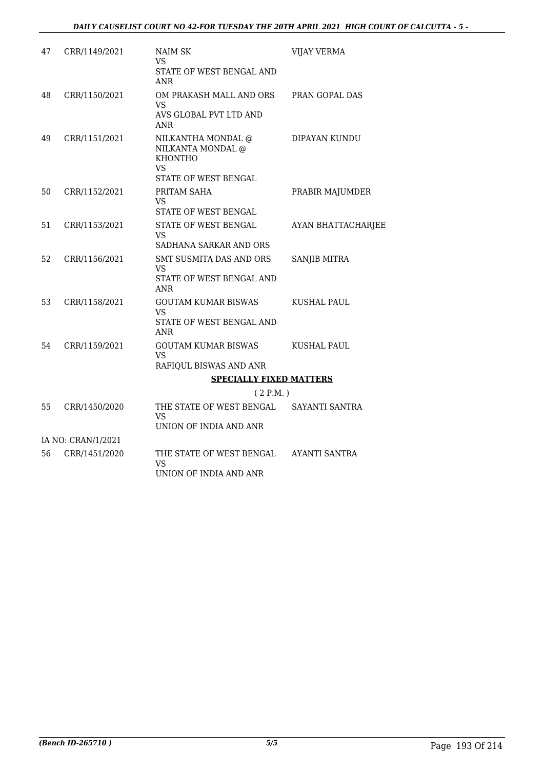| | | | |
|---|---|---|---|
| 47 | CRR/1149/2021 | NAIM SK<br>VS<br>STATE OF WEST BENGAL AND ANR | VIJAY VERMA |
| 48 | CRR/1150/2021 | OM PRAKASH MALL AND ORS<br>VS<br>AVS GLOBAL PVT LTD AND ANR | PRAN GOPAL DAS |
| 49 | CRR/1151/2021 | NILKANTHA MONDAL @ NILKANTA MONDAL @ KHONTHO<br>VS<br>STATE OF WEST BENGAL | DIPAYAN KUNDU |
| 50 | CRR/1152/2021 | PRITAM SAHA<br>VS<br>STATE OF WEST BENGAL | PRABIR MAJUMDER |
| 51 | CRR/1153/2021 | STATE OF WEST BENGAL<br>VS<br>SADHANA SARKAR AND ORS | AYAN BHATTACHARJEE |
| 52 | CRR/1156/2021 | SMT SUSMITA DAS AND ORS<br>VS<br>STATE OF WEST BENGAL AND ANR | SANJIB MITRA |
| 53 | CRR/1158/2021 | GOUTAM KUMAR BISWAS<br>VS<br>STATE OF WEST BENGAL AND ANR | KUSHAL PAUL |
| 54 | CRR/1159/2021 | GOUTAM KUMAR BISWAS<br>VS<br>RAFIQUL BISWAS AND ANR | KUSHAL PAUL |

**SPECIALLY FIXED MATTERS**

( 2 P.M. )

| | | | |
|---|---|---|---|
| 55 | CRR/1450/2020 | THE STATE OF WEST BENGAL<br>VS<br>UNION OF INDIA AND ANR | SAYANTI SANTRA |
| | IA NO: CRAN/1/2021 | | |
| 56 | CRR/1451/2020 | THE STATE OF WEST BENGAL<br>VS<br>UNION OF INDIA AND ANR | AYANTI SANTRA |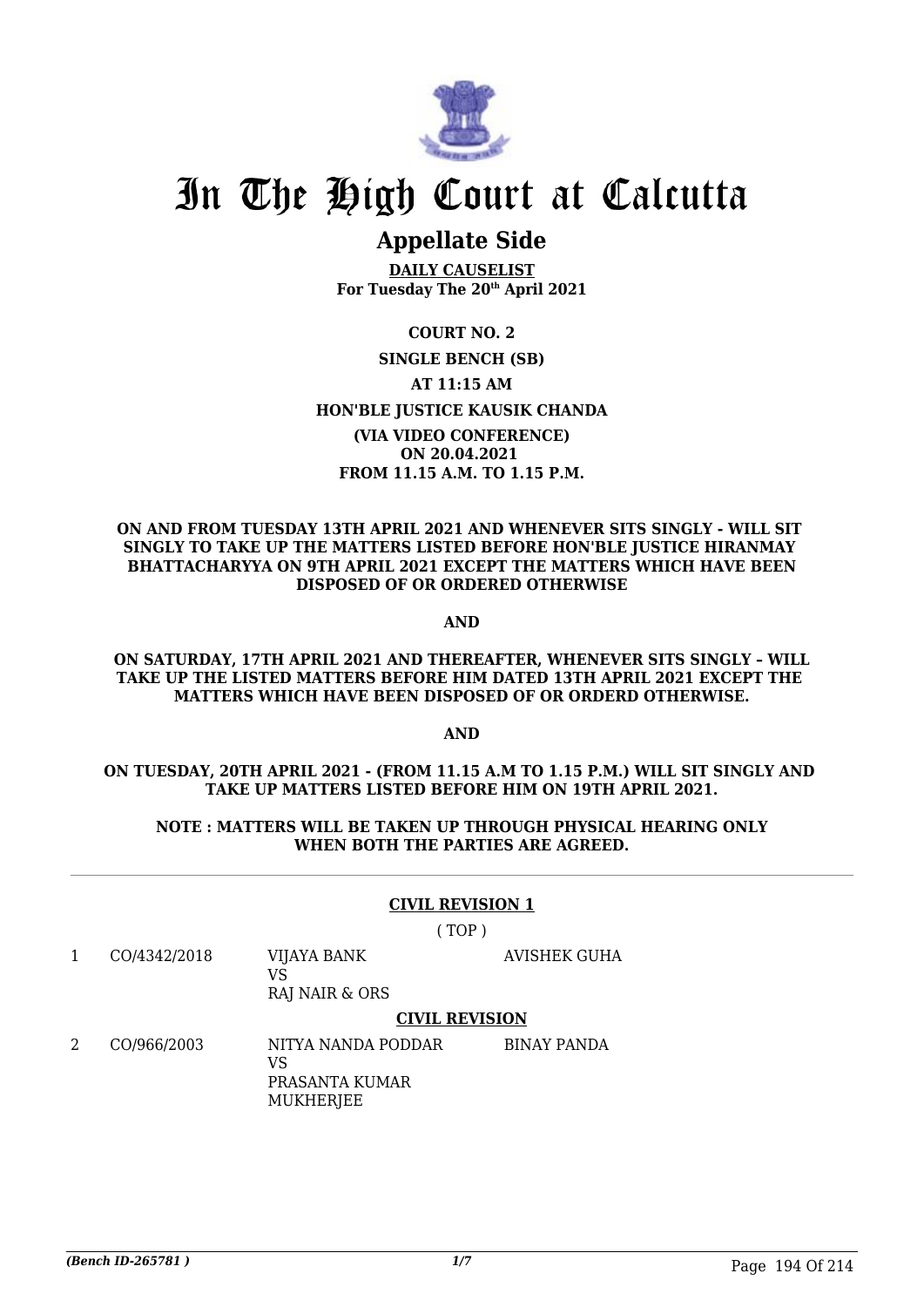# In The High Court at Calcutta

## Appellate Side

**DAILY CAUSELIST**
**For Tuesday The 20th April 2021**

**COURT NO. 2**

**SINGLE BENCH (SB)**

**AT 11:15 AM**

**HON'BLE JUSTICE KAUSIK CHANDA**

**(VIA VIDEO CONFERENCE)**
**ON 20.04.2021**
**FROM 11.15 A.M. TO 1.15 P.M.**

**ON AND FROM TUESDAY 13TH APRIL 2021 AND WHENEVER SITS SINGLY - WILL SIT SINGLY TO TAKE UP THE MATTERS LISTED BEFORE HON'BLE JUSTICE HIRANMAY BHATTACHARYYA ON 9TH APRIL 2021 EXCEPT THE MATTERS WHICH HAVE BEEN DISPOSED OF OR ORDERED OTHERWISE**

**AND**

**ON SATURDAY, 17TH APRIL 2021 AND THEREAFTER, WHENEVER SITS SINGLY – WILL TAKE UP THE LISTED MATTERS BEFORE HIM DATED 13TH APRIL 2021 EXCEPT THE MATTERS WHICH HAVE BEEN DISPOSED OF OR ORDERD OTHERWISE.**

**AND**

**ON TUESDAY, 20TH APRIL 2021 - (FROM 11.15 A.M TO 1.15 P.M.) WILL SIT SINGLY AND TAKE UP MATTERS LISTED BEFORE HIM ON 19TH APRIL 2021.**

**NOTE : MATTERS WILL BE TAKEN UP THROUGH PHYSICAL HEARING ONLY WHEN BOTH THE PARTIES ARE AGREED.**

---

### CIVIL REVISION 1

( TOP )

| | | | |
|---|---|---|---|
| 1 | CO/4342/2018 | VIJAYA BANK<br>VS<br>RAJ NAIR & ORS | AVISHEK GUHA |

### CIVIL REVISION

| | | | |
|---|---|---|---|
| 2 | CO/966/2003 | NITYA NANDA PODDAR<br>VS<br>PRASANTA KUMAR MUKHERJEE | BINAY PANDA |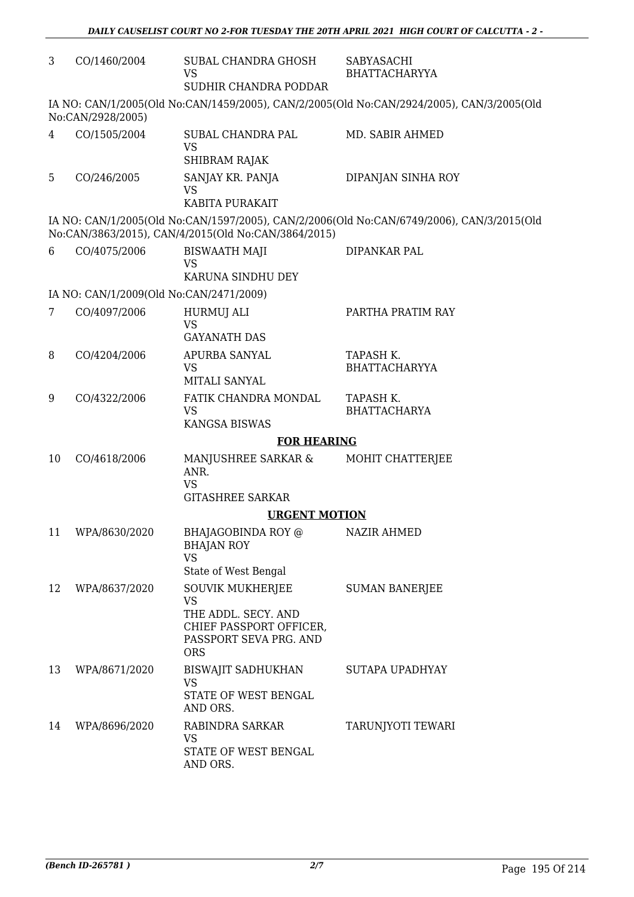| | | | |
|---|---|---|---|
| 3 | CO/1460/2004 | SUBAL CHANDRA GHOSH<br>VS<br>SUDHIR CHANDRA PODDAR | SABYASACHI BHATTACHARYYA |

IA NO: CAN/1/2005(Old No:CAN/1459/2005), CAN/2/2005(Old No:CAN/2924/2005), CAN/3/2005(Old No:CAN/2928/2005)

| | | | |
|---|---|---|---|
| 4 | CO/1505/2004 | SUBAL CHANDRA PAL<br>VS<br>SHIBRAM RAJAK | MD. SABIR AHMED |
| 5 | CO/246/2005 | SANJAY KR. PANJA<br>VS<br>KABITA PURAKAIT | DIPANJAN SINHA ROY |

IA NO: CAN/1/2005(Old No:CAN/1597/2005), CAN/2/2006(Old No:CAN/6749/2006), CAN/3/2015(Old No:CAN/3863/2015), CAN/4/2015(Old No:CAN/3864/2015)

| | | | |
|---|---|---|---|
| 6 | CO/4075/2006 | BISWAATH MAJI<br>VS<br>KARUNA SINDHU DEY | DIPANKAR PAL |

IA NO: CAN/1/2009(Old No:CAN/2471/2009)

| | | | |
|---|---|---|---|
| 7 | CO/4097/2006 | HURMUJ ALI<br>VS<br>GAYANATH DAS | PARTHA PRATIM RAY |
| 8 | CO/4204/2006 | APURBA SANYAL<br>VS<br>MITALI SANYAL | TAPASH K. BHATTACHARYYA |
| 9 | CO/4322/2006 | FATIK CHANDRA MONDAL<br>VS<br>KANGSA BISWAS | TAPASH K. BHATTACHARYA |

**FOR HEARING**

| | | | |
|---|---|---|---|
| 10 | CO/4618/2006 | MANJUSHREE SARKAR & ANR.<br>VS<br>GITASHREE SARKAR | MOHIT CHATTERJEE |

**URGENT MOTION**

| | | | |
|---|---|---|---|
| 11 | WPA/8630/2020 | BHAJAGOBINDA ROY @ BHAJAN ROY<br>VS<br>State of West Bengal | NAZIR AHMED |
| 12 | WPA/8637/2020 | SOUVIK MUKHERJEE<br>VS<br>THE ADDL. SECY. AND CHIEF PASSPORT OFFICER, PASSPORT SEVA PRG. AND ORS | SUMAN BANERJEE |
| 13 | WPA/8671/2020 | BISWAJIT SADHUKHAN<br>VS<br>STATE OF WEST BENGAL AND ORS. | SUTAPA UPADHYAY |
| 14 | WPA/8696/2020 | RABINDRA SARKAR<br>VS<br>STATE OF WEST BENGAL AND ORS. | TARUNJYOTI TEWARI |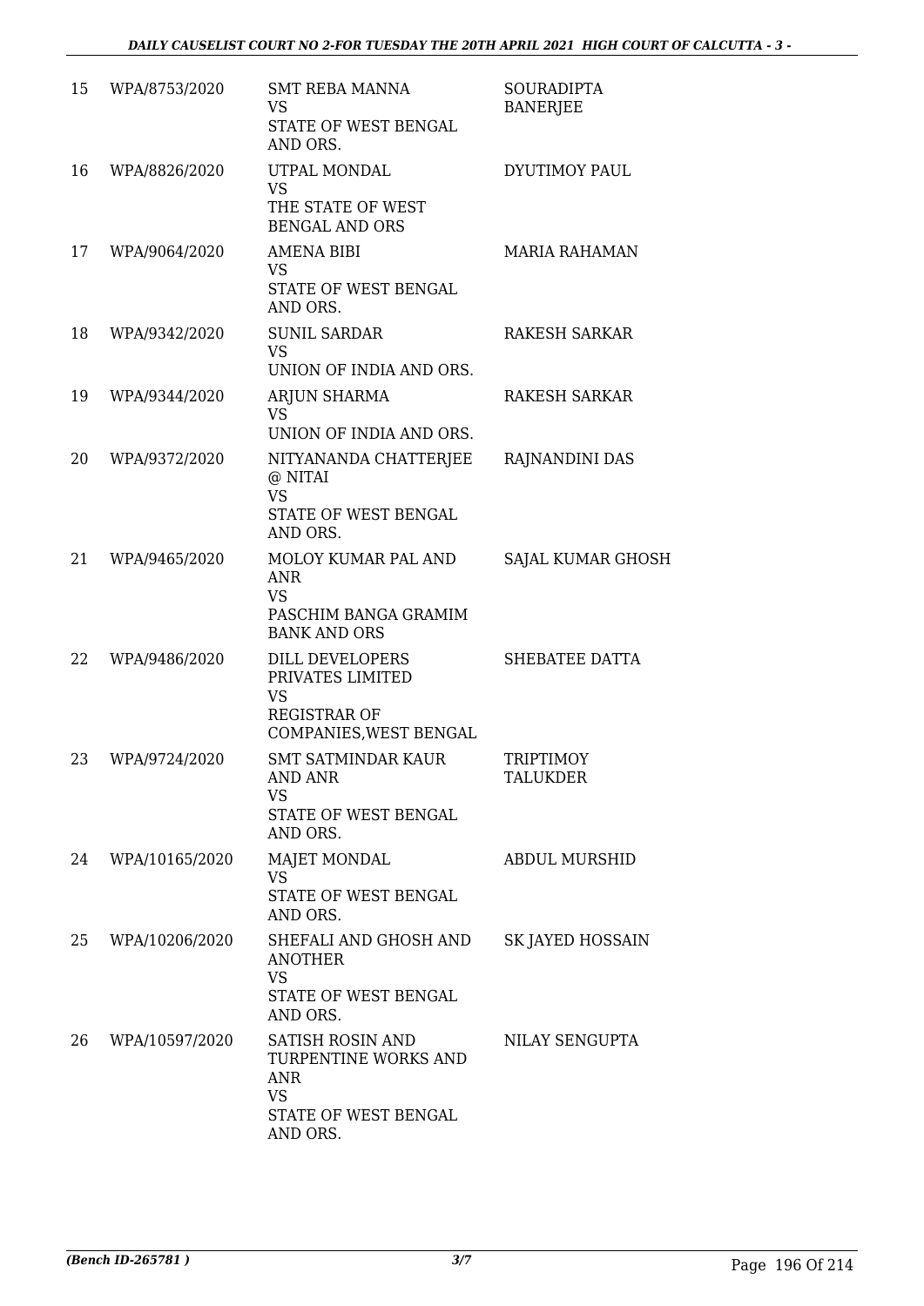| 15 | WPA/8753/2020 | SMT REBA MANNA<br>VS<br>STATE OF WEST BENGAL AND ORS. | SOURADIPTA BANERJEE |
|---|---|---|---|
| 16 | WPA/8826/2020 | UTPAL MONDAL<br>VS<br>THE STATE OF WEST BENGAL AND ORS | DYUTIMOY PAUL |
| 17 | WPA/9064/2020 | AMENA BIBI<br>VS<br>STATE OF WEST BENGAL AND ORS. | MARIA RAHAMAN |
| 18 | WPA/9342/2020 | SUNIL SARDAR<br>VS<br>UNION OF INDIA AND ORS. | RAKESH SARKAR |
| 19 | WPA/9344/2020 | ARJUN SHARMA<br>VS<br>UNION OF INDIA AND ORS. | RAKESH SARKAR |
| 20 | WPA/9372/2020 | NITYANANDA CHATTERJEE @ NITAI<br>VS<br>STATE OF WEST BENGAL AND ORS. | RAJNANDINI DAS |
| 21 | WPA/9465/2020 | MOLOY KUMAR PAL AND ANR<br>VS<br>PASCHIM BANGA GRAMIM BANK AND ORS | SAJAL KUMAR GHOSH |
| 22 | WPA/9486/2020 | DILL DEVELOPERS PRIVATES LIMITED<br>VS<br>REGISTRAR OF COMPANIES,WEST BENGAL | SHEBATEE DATTA |
| 23 | WPA/9724/2020 | SMT SATMINDAR KAUR AND ANR<br>VS<br>STATE OF WEST BENGAL AND ORS. | TRIPTIMOY TALUKDER |
| 24 | WPA/10165/2020 | MAJET MONDAL<br>VS<br>STATE OF WEST BENGAL AND ORS. | ABDUL MURSHID |
| 25 | WPA/10206/2020 | SHEFALI AND GHOSH AND ANOTHER<br>VS<br>STATE OF WEST BENGAL AND ORS. | SK JAYED HOSSAIN |
| 26 | WPA/10597/2020 | SATISH ROSIN AND TURPENTINE WORKS AND ANR<br>VS<br>STATE OF WEST BENGAL AND ORS. | NILAY SENGUPTA |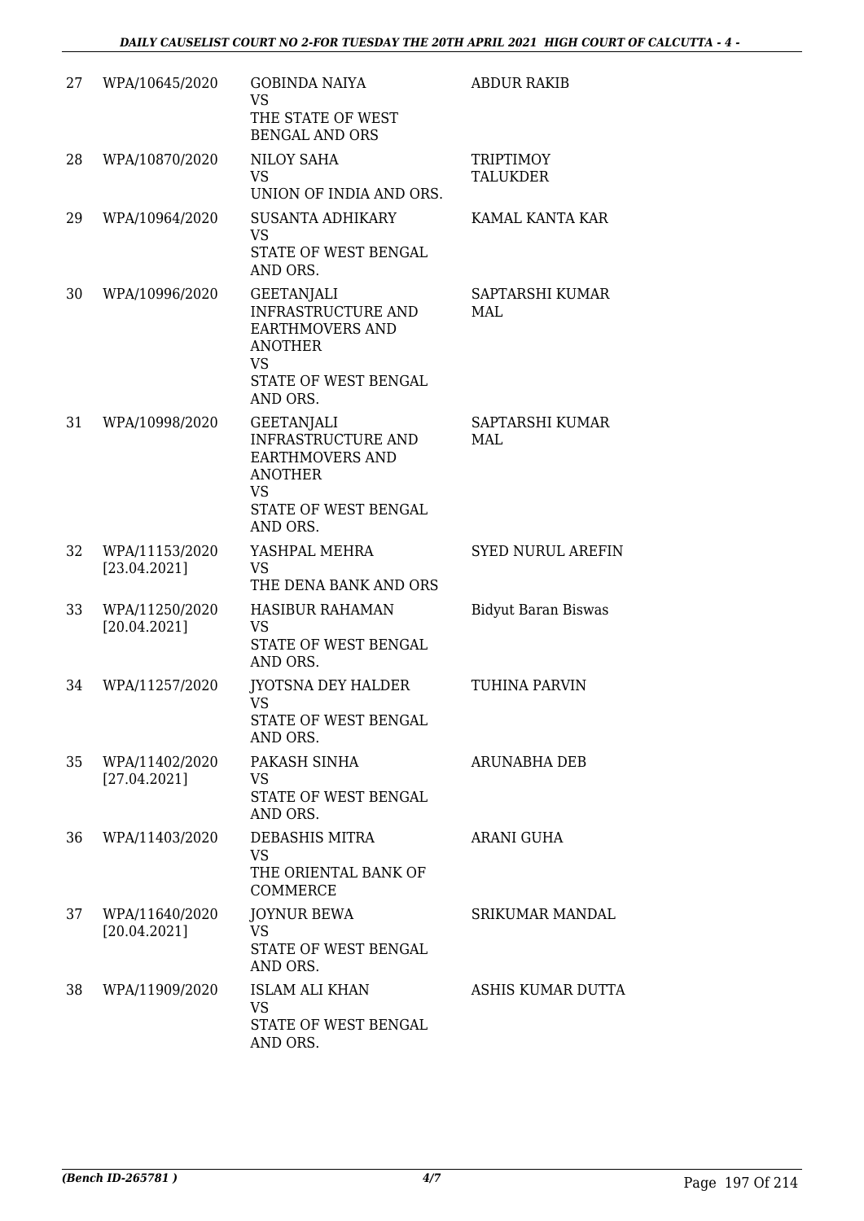| 27 | WPA/10645/2020 | GOBINDA NAIYA<br>VS<br>THE STATE OF WEST BENGAL AND ORS | ABDUR RAKIB |
|---|---|---|---|
| 28 | WPA/10870/2020 | NILOY SAHA<br>VS<br>UNION OF INDIA AND ORS. | TRIPTIMOY TALUKDER |
| 29 | WPA/10964/2020 | SUSANTA ADHIKARY<br>VS<br>STATE OF WEST BENGAL AND ORS. | KAMAL KANTA KAR |
| 30 | WPA/10996/2020 | GEETANJALI INFRASTRUCTURE AND EARTHMOVERS AND ANOTHER<br>VS<br>STATE OF WEST BENGAL AND ORS. | SAPTARSHI KUMAR MAL |
| 31 | WPA/10998/2020 | GEETANJALI INFRASTRUCTURE AND EARTHMOVERS AND ANOTHER<br>VS<br>STATE OF WEST BENGAL AND ORS. | SAPTARSHI KUMAR MAL |
| 32 | WPA/11153/2020<br>[23.04.2021] | YASHPAL MEHRA<br>VS<br>THE DENA BANK AND ORS | SYED NURUL AREFIN |
| 33 | WPA/11250/2020<br>[20.04.2021] | HASIBUR RAHAMAN<br>VS<br>STATE OF WEST BENGAL AND ORS. | Bidyut Baran Biswas |
| 34 | WPA/11257/2020 | JYOTSNA DEY HALDER<br>VS<br>STATE OF WEST BENGAL AND ORS. | TUHINA PARVIN |
| 35 | WPA/11402/2020<br>[27.04.2021] | PAKASH SINHA<br>VS<br>STATE OF WEST BENGAL AND ORS. | ARUNABHA DEB |
| 36 | WPA/11403/2020 | DEBASHIS MITRA<br>VS<br>THE ORIENTAL BANK OF COMMERCE | ARANI GUHA |
| 37 | WPA/11640/2020<br>[20.04.2021] | JOYNUR BEWA<br>VS<br>STATE OF WEST BENGAL AND ORS. | SRIKUMAR MANDAL |
| 38 | WPA/11909/2020 | ISLAM ALI KHAN<br>VS<br>STATE OF WEST BENGAL AND ORS. | ASHIS KUMAR DUTTA |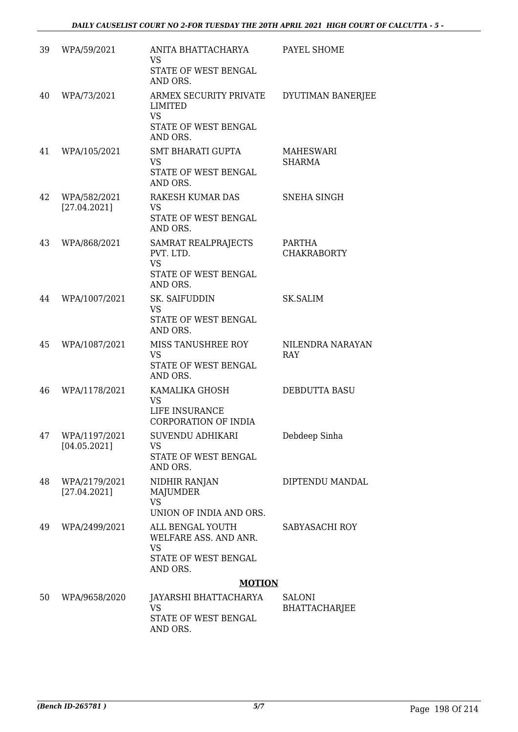| 39 | WPA/59/2021 | ANITA BHATTACHARYA<br>VS<br>STATE OF WEST BENGAL AND ORS. | PAYEL SHOME |
|---|---|---|---|
| 40 | WPA/73/2021 | ARMEX SECURITY PRIVATE LIMITED<br>VS<br>STATE OF WEST BENGAL AND ORS. | DYUTIMAN BANERJEE |
| 41 | WPA/105/2021 | SMT BHARATI GUPTA<br>VS<br>STATE OF WEST BENGAL AND ORS. | MAHESWARI SHARMA |
| 42 | WPA/582/2021<br>[27.04.2021] | RAKESH KUMAR DAS<br>VS<br>STATE OF WEST BENGAL AND ORS. | SNEHA SINGH |
| 43 | WPA/868/2021 | SAMRAT REALPRAJECTS PVT. LTD.<br>VS<br>STATE OF WEST BENGAL AND ORS. | PARTHA CHAKRABORTY |
| 44 | WPA/1007/2021 | SK. SAIFUDDIN<br>VS<br>STATE OF WEST BENGAL AND ORS. | SK.SALIM |
| 45 | WPA/1087/2021 | MISS TANUSHREE ROY<br>VS<br>STATE OF WEST BENGAL AND ORS. | NILENDRA NARAYAN RAY |
| 46 | WPA/1178/2021 | KAMALIKA GHOSH<br>VS<br>LIFE INSURANCE CORPORATION OF INDIA | DEBDUTTA BASU |
| 47 | WPA/1197/2021<br>[04.05.2021] | SUVENDU ADHIKARI<br>VS<br>STATE OF WEST BENGAL AND ORS. | Debdeep Sinha |
| 48 | WPA/2179/2021<br>[27.04.2021] | NIDHIR RANJAN MAJUMDER<br>VS<br>UNION OF INDIA AND ORS. | DIPTENDU MANDAL |
| 49 | WPA/2499/2021 | ALL BENGAL YOUTH WELFARE ASS. AND ANR.<br>VS<br>STATE OF WEST BENGAL AND ORS. | SABYASACHI ROY |

**MOTION**

| 50 | WPA/9658/2020 | JAYARSHI BHATTACHARYA<br>VS<br>STATE OF WEST BENGAL AND ORS. | SALONI BHATTACHARJEE |
|---|---|---|---|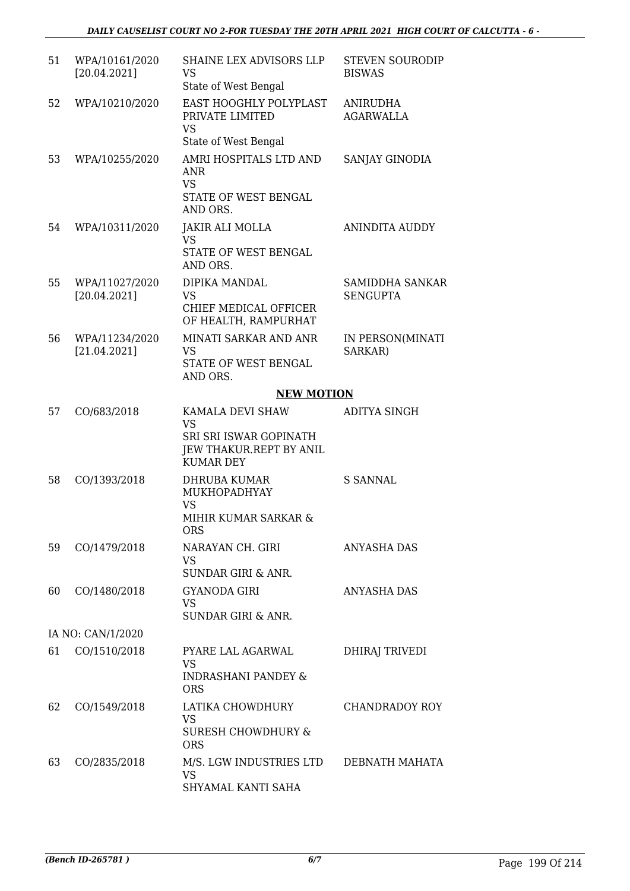| | | | |
|---|---|---|---|
| 51 | WPA/10161/2020 [20.04.2021] | SHAINE LEX ADVISORS LLP VS State of West Bengal | STEVEN SOURODIP BISWAS |
| 52 | WPA/10210/2020 | EAST HOOGHLY POLYPLAST PRIVATE LIMITED VS State of West Bengal | ANIRUDHA AGARWALLA |
| 53 | WPA/10255/2020 | AMRI HOSPITALS LTD AND ANR VS STATE OF WEST BENGAL AND ORS. | SANJAY GINODIA |
| 54 | WPA/10311/2020 | JAKIR ALI MOLLA VS STATE OF WEST BENGAL AND ORS. | ANINDITA AUDDY |
| 55 | WPA/11027/2020 [20.04.2021] | DIPIKA MANDAL VS CHIEF MEDICAL OFFICER OF HEALTH, RAMPURHAT | SAMIDDHA SANKAR SENGUPTA |
| 56 | WPA/11234/2020 [21.04.2021] | MINATI SARKAR AND ANR VS STATE OF WEST BENGAL AND ORS. | IN PERSON(MINATI SARKAR) |

**NEW MOTION**

| | | | |
|---|---|---|---|
| 57 | CO/683/2018 | KAMALA DEVI SHAW VS SRI SRI ISWAR GOPINATH JEW THAKUR.REPT BY ANIL KUMAR DEY | ADITYA SINGH |
| 58 | CO/1393/2018 | DHRUBA KUMAR MUKHOPADHYAY VS MIHIR KUMAR SARKAR & ORS | S SANNAL |
| 59 | CO/1479/2018 | NARAYAN CH. GIRI VS SUNDAR GIRI & ANR. | ANYASHA DAS |
| 60 | CO/1480/2018 | GYANODA GIRI VS SUNDAR GIRI & ANR. | ANYASHA DAS |
| | IA NO: CAN/1/2020 | | |
| 61 | CO/1510/2018 | PYARE LAL AGARWAL VS INDRASHANI PANDEY & ORS | DHIRAJ TRIVEDI |
| 62 | CO/1549/2018 | LATIKA CHOWDHURY VS SURESH CHOWDHURY & ORS | CHANDRADOY ROY |
| 63 | CO/2835/2018 | M/S. LGW INDUSTRIES LTD VS SHYAMAL KANTI SAHA | DEBNATH MAHATA |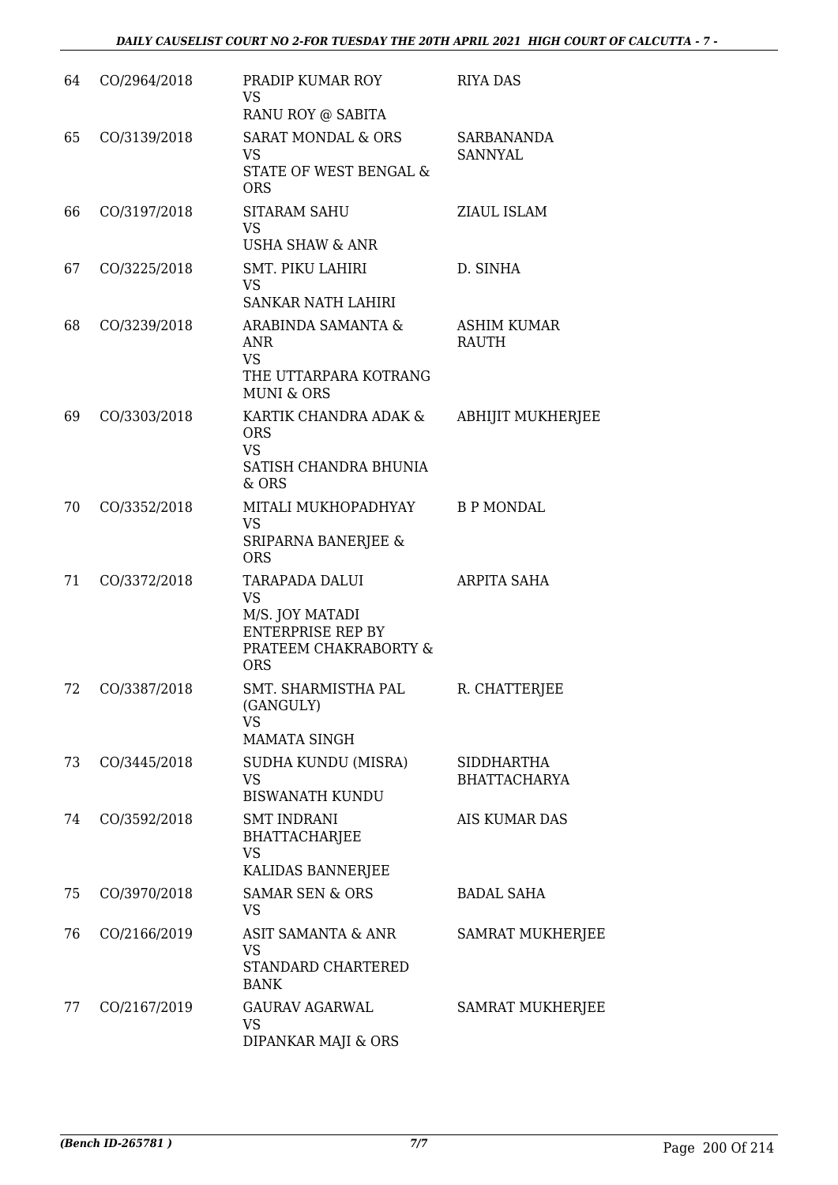| 64 | CO/2964/2018 | PRADIP KUMAR ROY<br>VS<br>RANU ROY @ SABITA | RIYA DAS |
|---|---|---|---|
| 65 | CO/3139/2018 | SARAT MONDAL & ORS<br>VS<br>STATE OF WEST BENGAL & ORS | SARBANANDA SANNYAL |
| 66 | CO/3197/2018 | SITARAM SAHU<br>VS<br>USHA SHAW & ANR | ZIAUL ISLAM |
| 67 | CO/3225/2018 | SMT. PIKU LAHIRI<br>VS<br>SANKAR NATH LAHIRI | D. SINHA |
| 68 | CO/3239/2018 | ARABINDA SAMANTA & ANR<br>VS<br>THE UTTARPARA KOTRANG MUNI & ORS | ASHIM KUMAR RAUTH |
| 69 | CO/3303/2018 | KARTIK CHANDRA ADAK & ORS<br>VS<br>SATISH CHANDRA BHUNIA & ORS | ABHIJIT MUKHERJEE |
| 70 | CO/3352/2018 | MITALI MUKHOPADHYAY<br>VS<br>SRIPARNA BANERJEE & ORS | B P MONDAL |
| 71 | CO/3372/2018 | TARAPADA DALUI<br>VS<br>M/S. JOY MATADI ENTERPRISE REP BY PRATEEM CHAKRABORTY & ORS | ARPITA SAHA |
| 72 | CO/3387/2018 | SMT. SHARMISTHA PAL (GANGULY)<br>VS<br>MAMATA SINGH | R. CHATTERJEE |
| 73 | CO/3445/2018 | SUDHA KUNDU (MISRA)<br>VS<br>BISWANATH KUNDU | SIDDHARTHA BHATTACHARYA |
| 74 | CO/3592/2018 | SMT INDRANI BHATTACHARJEE<br>VS<br>KALIDAS BANNERJEE | AIS KUMAR DAS |
| 75 | CO/3970/2018 | SAMAR SEN & ORS<br>VS | BADAL SAHA |
| 76 | CO/2166/2019 | ASIT SAMANTA & ANR<br>VS<br>STANDARD CHARTERED BANK | SAMRAT MUKHERJEE |
| 77 | CO/2167/2019 | GAURAV AGARWAL<br>VS<br>DIPANKAR MAJI & ORS | SAMRAT MUKHERJEE |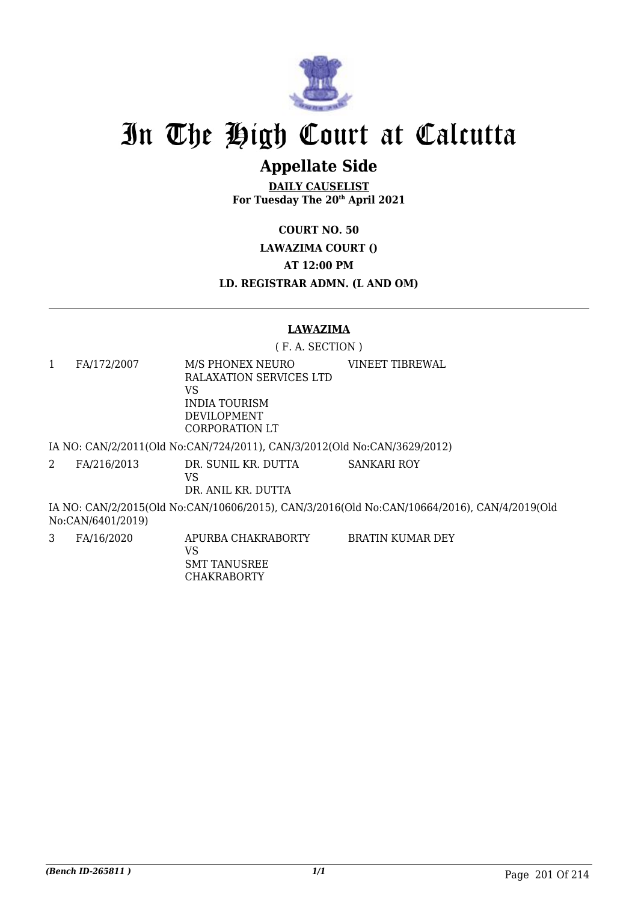# In The High Court at Calcutta

## Appellate Side

**DAILY CAUSELIST**
**For Tuesday The 20th April 2021**

**COURT NO. 50**
**LAWAZIMA COURT ()**
**AT 12:00 PM**
**LD. REGISTRAR ADMN. (L AND OM)**

---

**LAWAZIMA**

( F. A. SECTION )

| | | | |
|---|---|---|---|
| 1 | FA/172/2007 | M/S PHONEX NEURO RALAXATION SERVICES LTD VS INDIA TOURISM DEVILOPMENT CORPORATION LT | VINEET TIBREWAL |

IA NO: CAN/2/2011(Old No:CAN/724/2011), CAN/3/2012(Old No:CAN/3629/2012)

| | | | |
|---|---|---|---|
| 2 | FA/216/2013 | DR. SUNIL KR. DUTTA VS DR. ANIL KR. DUTTA | SANKARI ROY |

IA NO: CAN/2/2015(Old No:CAN/10606/2015), CAN/3/2016(Old No:CAN/10664/2016), CAN/4/2019(Old No:CAN/6401/2019)

| | | | |
|---|---|---|---|
| 3 | FA/16/2020 | APURBA CHAKRABORTY VS SMT TANUSREE CHAKRABORTY | BRATIN KUMAR DEY |

*(Bench ID-265811 )*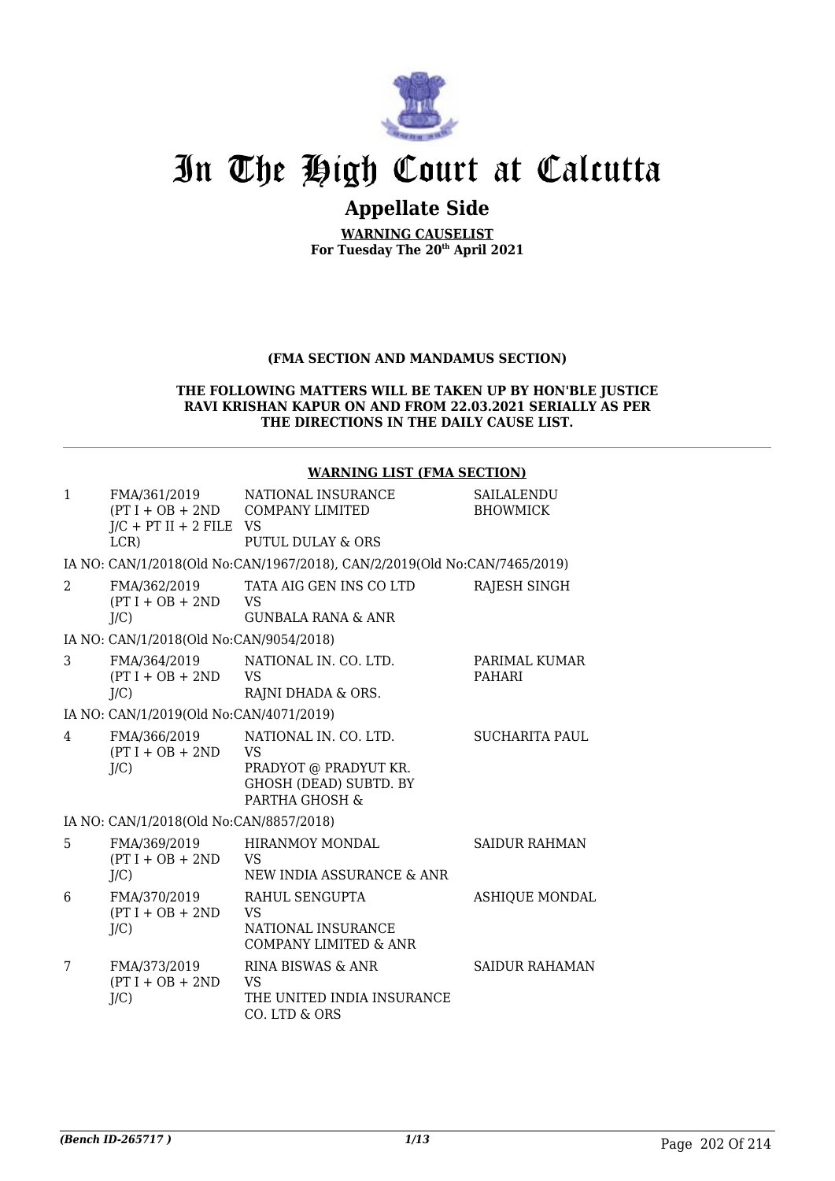# In The High Court at Calcutta

## Appellate Side

**WARNING CAUSELIST**
**For Tuesday The 20th April 2021**

**(FMA SECTION AND MANDAMUS SECTION)**

**THE FOLLOWING MATTERS WILL BE TAKEN UP BY HON'BLE JUSTICE RAVI KRISHAN KAPUR ON AND FROM 22.03.2021 SERIALLY AS PER THE DIRECTIONS IN THE DAILY CAUSE LIST.**

**WARNING LIST (FMA SECTION)**

| | | | |
|---|---|---|---|
| 1 | FMA/361/2019 (PT I + OB + 2ND J/C + PT II + 2 FILE LCR) | NATIONAL INSURANCE COMPANY LIMITED VS PUTUL DULAY & ORS | SAILALENDU BHOWMICK |
| | IA NO: CAN/1/2018(Old No:CAN/1967/2018), CAN/2/2019(Old No:CAN/7465/2019) | | |
| 2 | FMA/362/2019 (PT I + OB + 2ND J/C) | TATA AIG GEN INS CO LTD VS GUNBALA RANA & ANR | RAJESH SINGH |
| | IA NO: CAN/1/2018(Old No:CAN/9054/2018) | | |
| 3 | FMA/364/2019 (PT I + OB + 2ND J/C) | NATIONAL IN. CO. LTD. VS RAJNI DHADA & ORS. | PARIMAL KUMAR PAHARI |
| | IA NO: CAN/1/2019(Old No:CAN/4071/2019) | | |
| 4 | FMA/366/2019 (PT I + OB + 2ND J/C) | NATIONAL IN. CO. LTD. VS PRADYOT @ PRADYUT KR. GHOSH (DEAD) SUBTD. BY PARTHA GHOSH & | SUCHARITA PAUL |
| | IA NO: CAN/1/2018(Old No:CAN/8857/2018) | | |
| 5 | FMA/369/2019 (PT I + OB + 2ND J/C) | HIRANMOY MONDAL VS NEW INDIA ASSURANCE & ANR | SAIDUR RAHMAN |
| 6 | FMA/370/2019 (PT I + OB + 2ND J/C) | RAHUL SENGUPTA VS NATIONAL INSURANCE COMPANY LIMITED & ANR | ASHIQUE MONDAL |
| 7 | FMA/373/2019 (PT I + OB + 2ND J/C) | RINA BISWAS & ANR VS THE UNITED INDIA INSURANCE CO. LTD & ORS | SAIDUR RAHAMAN |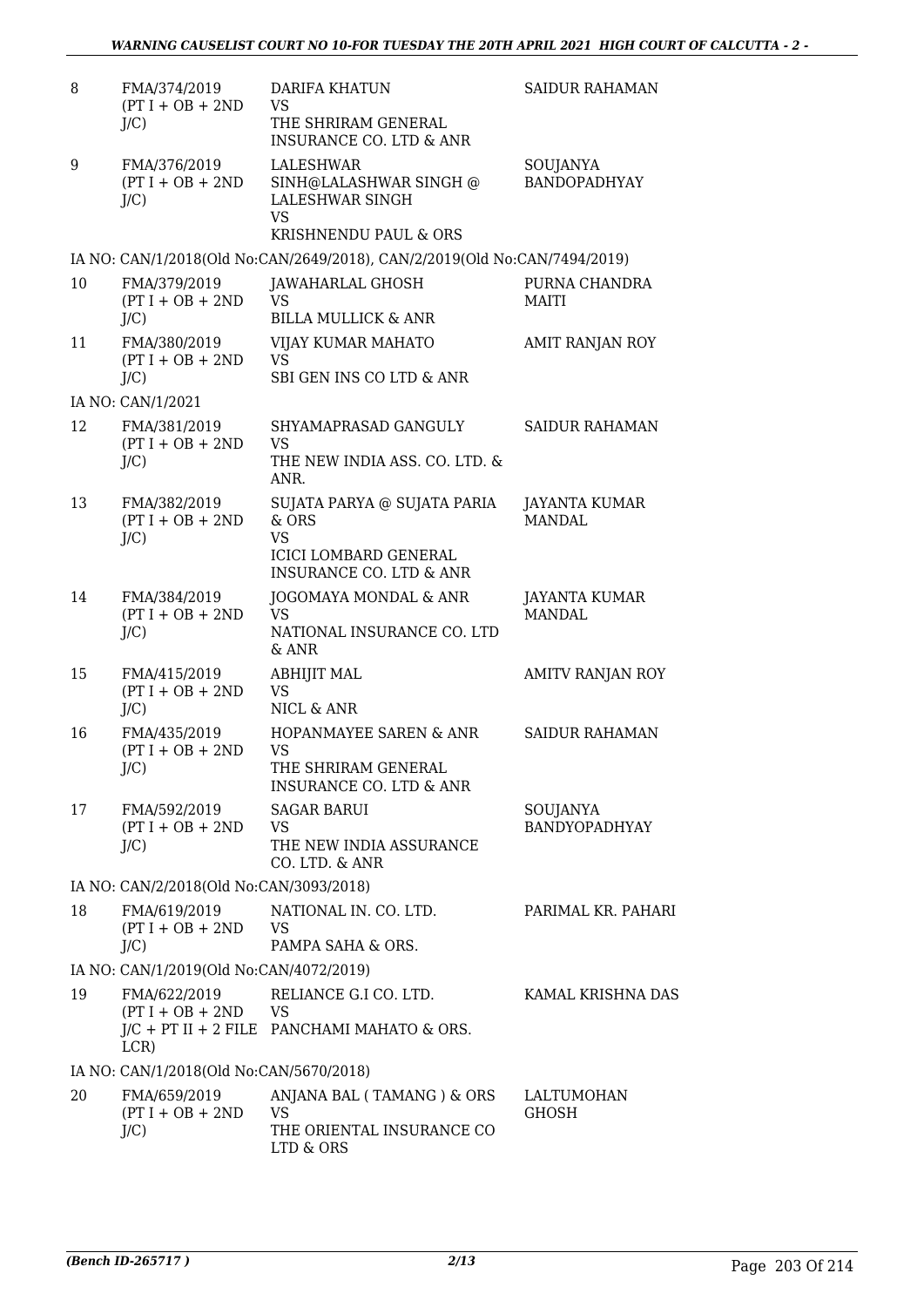| | | | |
|---|---|---|---|
| 8 | FMA/374/2019 (PT I + OB + 2ND J/C) | DARIFA KHATUN VS THE SHRIRAM GENERAL INSURANCE CO. LTD & ANR | SAIDUR RAHAMAN |
| 9 | FMA/376/2019 (PT I + OB + 2ND J/C) | LALESHWAR SINH@LALASHWAR SINGH @ LALESHWAR SINGH VS KRISHNENDU PAUL & ORS | SOUJANYA BANDOPADHYAY |
| | IA NO: CAN/1/2018(Old No:CAN/2649/2018), CAN/2/2019(Old No:CAN/7494/2019) | | |
| 10 | FMA/379/2019 (PT I + OB + 2ND J/C) | JAWAHARLAL GHOSH VS BILLA MULLICK & ANR | PURNA CHANDRA MAITI |
| 11 | FMA/380/2019 (PT I + OB + 2ND J/C) | VIJAY KUMAR MAHATO VS SBI GEN INS CO LTD & ANR | AMIT RANJAN ROY |
| | IA NO: CAN/1/2021 | | |
| 12 | FMA/381/2019 (PT I + OB + 2ND J/C) | SHYAMAPRASAD GANGULY VS THE NEW INDIA ASS. CO. LTD. & ANR. | SAIDUR RAHAMAN |
| 13 | FMA/382/2019 (PT I + OB + 2ND J/C) | SUJATA PARYA @ SUJATA PARIA & ORS VS ICICI LOMBARD GENERAL INSURANCE CO. LTD & ANR | JAYANTA KUMAR MANDAL |
| 14 | FMA/384/2019 (PT I + OB + 2ND J/C) | JOGOMAYA MONDAL & ANR VS NATIONAL INSURANCE CO. LTD & ANR | JAYANTA KUMAR MANDAL |
| 15 | FMA/415/2019 (PT I + OB + 2ND J/C) | ABHIJIT MAL VS NICL & ANR | AMITV RANJAN ROY |
| 16 | FMA/435/2019 (PT I + OB + 2ND J/C) | HOPANMAYEE SAREN & ANR VS THE SHRIRAM GENERAL INSURANCE CO. LTD & ANR | SAIDUR RAHAMAN |
| 17 | FMA/592/2019 (PT I + OB + 2ND J/C) | SAGAR BARUI VS THE NEW INDIA ASSURANCE CO. LTD. & ANR | SOUJANYA BANDYOPADHYAY |
| | IA NO: CAN/2/2018(Old No:CAN/3093/2018) | | |
| 18 | FMA/619/2019 (PT I + OB + 2ND J/C) | NATIONAL IN. CO. LTD. VS PAMPA SAHA & ORS. | PARIMAL KR. PAHARI |
| | IA NO: CAN/1/2019(Old No:CAN/4072/2019) | | |
| 19 | FMA/622/2019 (PT I + OB + 2ND J/C + PT II + 2 FILE LCR) | RELIANCE G.I CO. LTD. VS PANCHAMI MAHATO & ORS. | KAMAL KRISHNA DAS |
| | IA NO: CAN/1/2018(Old No:CAN/5670/2018) | | |
| 20 | FMA/659/2019 (PT I + OB + 2ND J/C) | ANJANA BAL ( TAMANG ) & ORS VS THE ORIENTAL INSURANCE CO LTD & ORS | LALTUMOHAN GHOSH |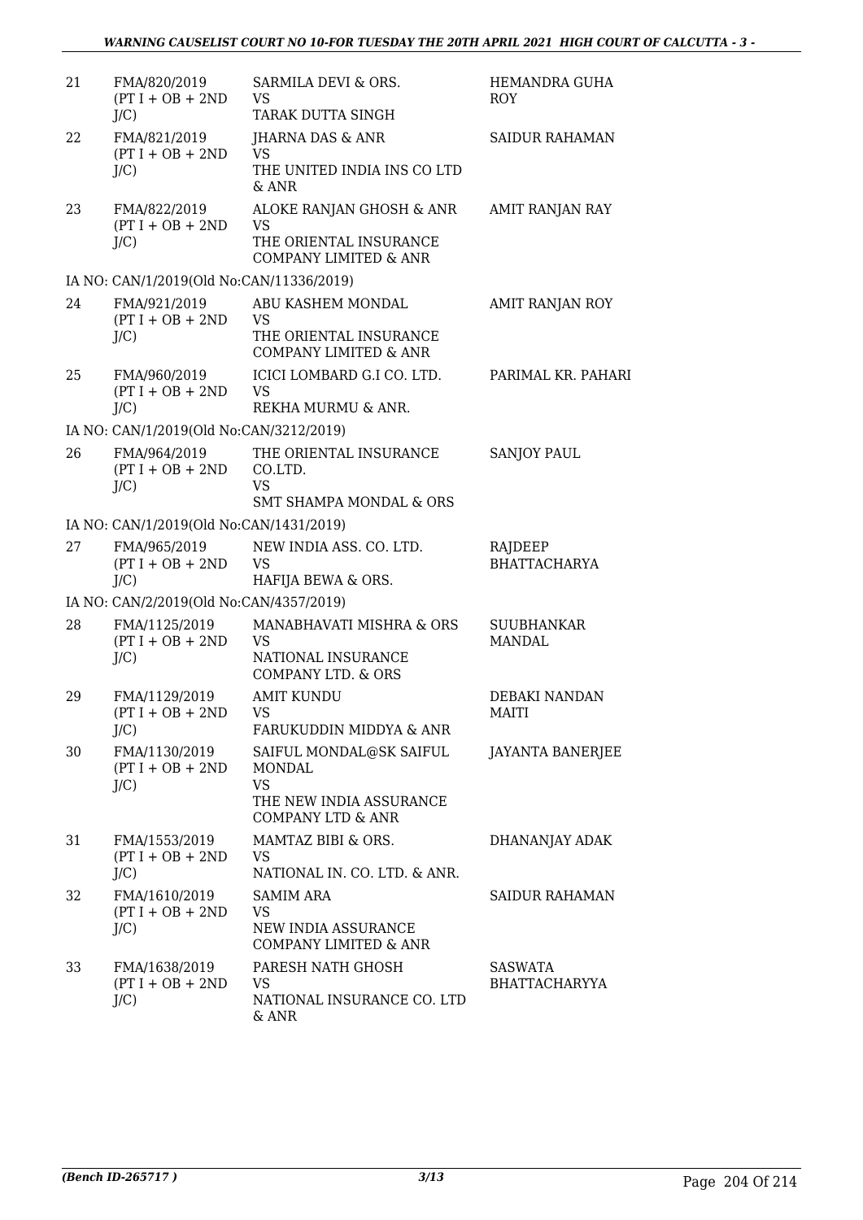| | | | |
|---|---|---|---|
| 21 | FMA/820/2019 (PT I + OB + 2ND J/C) | SARMILA DEVI & ORS. VS TARAK DUTTA SINGH | HEMANDRA GUHA ROY |
| 22 | FMA/821/2019 (PT I + OB + 2ND J/C) | JHARNA DAS & ANR VS THE UNITED INDIA INS CO LTD & ANR | SAIDUR RAHAMAN |
| 23 | FMA/822/2019 (PT I + OB + 2ND J/C) | ALOKE RANJAN GHOSH & ANR VS THE ORIENTAL INSURANCE COMPANY LIMITED & ANR | AMIT RANJAN RAY |
| | IA NO: CAN/1/2019(Old No:CAN/11336/2019) | | |
| 24 | FMA/921/2019 (PT I + OB + 2ND J/C) | ABU KASHEM MONDAL VS THE ORIENTAL INSURANCE COMPANY LIMITED & ANR | AMIT RANJAN ROY |
| 25 | FMA/960/2019 (PT I + OB + 2ND J/C) | ICICI LOMBARD G.I CO. LTD. VS REKHA MURMU & ANR. | PARIMAL KR. PAHARI |
| | IA NO: CAN/1/2019(Old No:CAN/3212/2019) | | |
| 26 | FMA/964/2019 (PT I + OB + 2ND J/C) | THE ORIENTAL INSURANCE CO.LTD. VS SMT SHAMPA MONDAL & ORS | SANJOY PAUL |
| | IA NO: CAN/1/2019(Old No:CAN/1431/2019) | | |
| 27 | FMA/965/2019 (PT I + OB + 2ND J/C) | NEW INDIA ASS. CO. LTD. VS HAFIJA BEWA & ORS. | RAJDEEP BHATTACHARYA |
| | IA NO: CAN/2/2019(Old No:CAN/4357/2019) | | |
| 28 | FMA/1125/2019 (PT I + OB + 2ND J/C) | MANABHAVATI MISHRA & ORS VS NATIONAL INSURANCE COMPANY LTD. & ORS | SUUBHANKAR MANDAL |
| 29 | FMA/1129/2019 (PT I + OB + 2ND J/C) | AMIT KUNDU VS FARUKUDDIN MIDDYA & ANR | DEBAKI NANDAN MAITI |
| 30 | FMA/1130/2019 (PT I + OB + 2ND J/C) | SAIFUL MONDAL@SK SAIFUL MONDAL VS THE NEW INDIA ASSURANCE COMPANY LTD & ANR | JAYANTA BANERJEE |
| 31 | FMA/1553/2019 (PT I + OB + 2ND J/C) | MAMTAZ BIBI & ORS. VS NATIONAL IN. CO. LTD. & ANR. | DHANANJAY ADAK |
| 32 | FMA/1610/2019 (PT I + OB + 2ND J/C) | SAMIM ARA VS NEW INDIA ASSURANCE COMPANY LIMITED & ANR | SAIDUR RAHAMAN |
| 33 | FMA/1638/2019 (PT I + OB + 2ND J/C) | PARESH NATH GHOSH VS NATIONAL INSURANCE CO. LTD & ANR | SASWATA BHATTACHARYYA |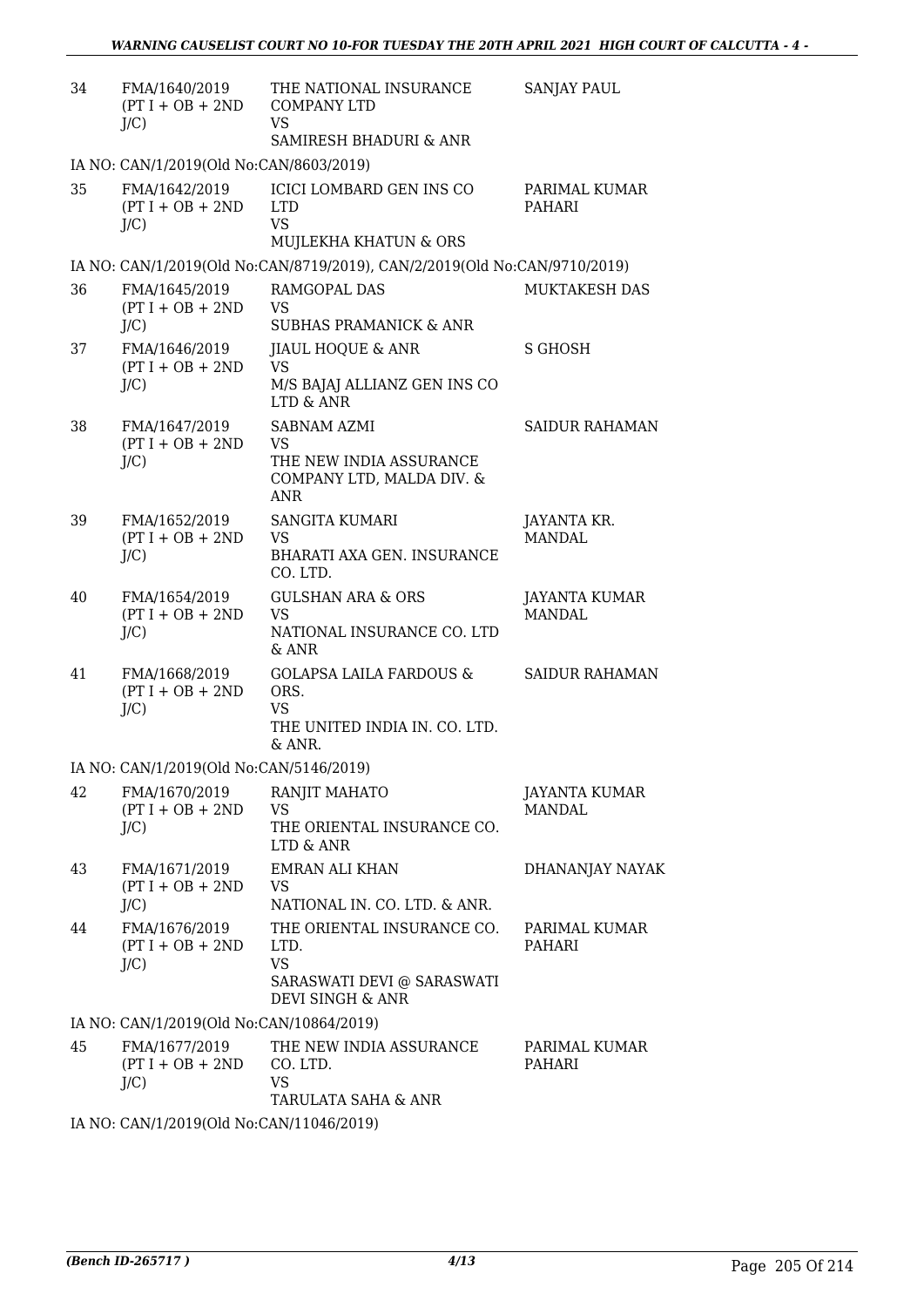| | | | |
|---|---|---|---|
| 34 | FMA/1640/2019 (PT I + OB + 2ND J/C) | THE NATIONAL INSURANCE COMPANY LTD VS SAMIRESH BHADURI & ANR | SANJAY PAUL |
| | IA NO: CAN/1/2019(Old No:CAN/8603/2019) | | |
| 35 | FMA/1642/2019 (PT I + OB + 2ND J/C) | ICICI LOMBARD GEN INS CO LTD VS MUJLEKHA KHATUN & ORS | PARIMAL KUMAR PAHARI |
| | IA NO: CAN/1/2019(Old No:CAN/8719/2019), CAN/2/2019(Old No:CAN/9710/2019) | | |
| 36 | FMA/1645/2019 (PT I + OB + 2ND J/C) | RAMGOPAL DAS VS SUBHAS PRAMANICK & ANR | MUKTAKESH DAS |
| 37 | FMA/1646/2019 (PT I + OB + 2ND J/C) | JIAUL HOQUE & ANR VS M/S BAJAJ ALLIANZ GEN INS CO LTD & ANR | S GHOSH |
| 38 | FMA/1647/2019 (PT I + OB + 2ND J/C) | SABNAM AZMI VS THE NEW INDIA ASSURANCE COMPANY LTD, MALDA DIV. & ANR | SAIDUR RAHAMAN |
| 39 | FMA/1652/2019 (PT I + OB + 2ND J/C) | SANGITA KUMARI VS BHARATI AXA GEN. INSURANCE CO. LTD. | JAYANTA KR. MANDAL |
| 40 | FMA/1654/2019 (PT I + OB + 2ND J/C) | GULSHAN ARA & ORS VS NATIONAL INSURANCE CO. LTD & ANR | JAYANTA KUMAR MANDAL |
| 41 | FMA/1668/2019 (PT I + OB + 2ND J/C) | GOLAPSA LAILA FARDOUS & ORS. VS THE UNITED INDIA IN. CO. LTD. & ANR. | SAIDUR RAHAMAN |
| | IA NO: CAN/1/2019(Old No:CAN/5146/2019) | | |
| 42 | FMA/1670/2019 (PT I + OB + 2ND J/C) | RANJIT MAHATO VS THE ORIENTAL INSURANCE CO. LTD & ANR | JAYANTA KUMAR MANDAL |
| 43 | FMA/1671/2019 (PT I + OB + 2ND J/C) | EMRAN ALI KHAN VS NATIONAL IN. CO. LTD. & ANR. | DHANANJAY NAYAK |
| 44 | FMA/1676/2019 (PT I + OB + 2ND J/C) | THE ORIENTAL INSURANCE CO. LTD. VS SARASWATI DEVI @ SARASWATI DEVI SINGH & ANR | PARIMAL KUMAR PAHARI |
| | IA NO: CAN/1/2019(Old No:CAN/10864/2019) | | |
| 45 | FMA/1677/2019 (PT I + OB + 2ND J/C) | THE NEW INDIA ASSURANCE CO. LTD. VS TARULATA SAHA & ANR | PARIMAL KUMAR PAHARI |
| | IA NO: CAN/1/2019(Old No:CAN/11046/2019) | | |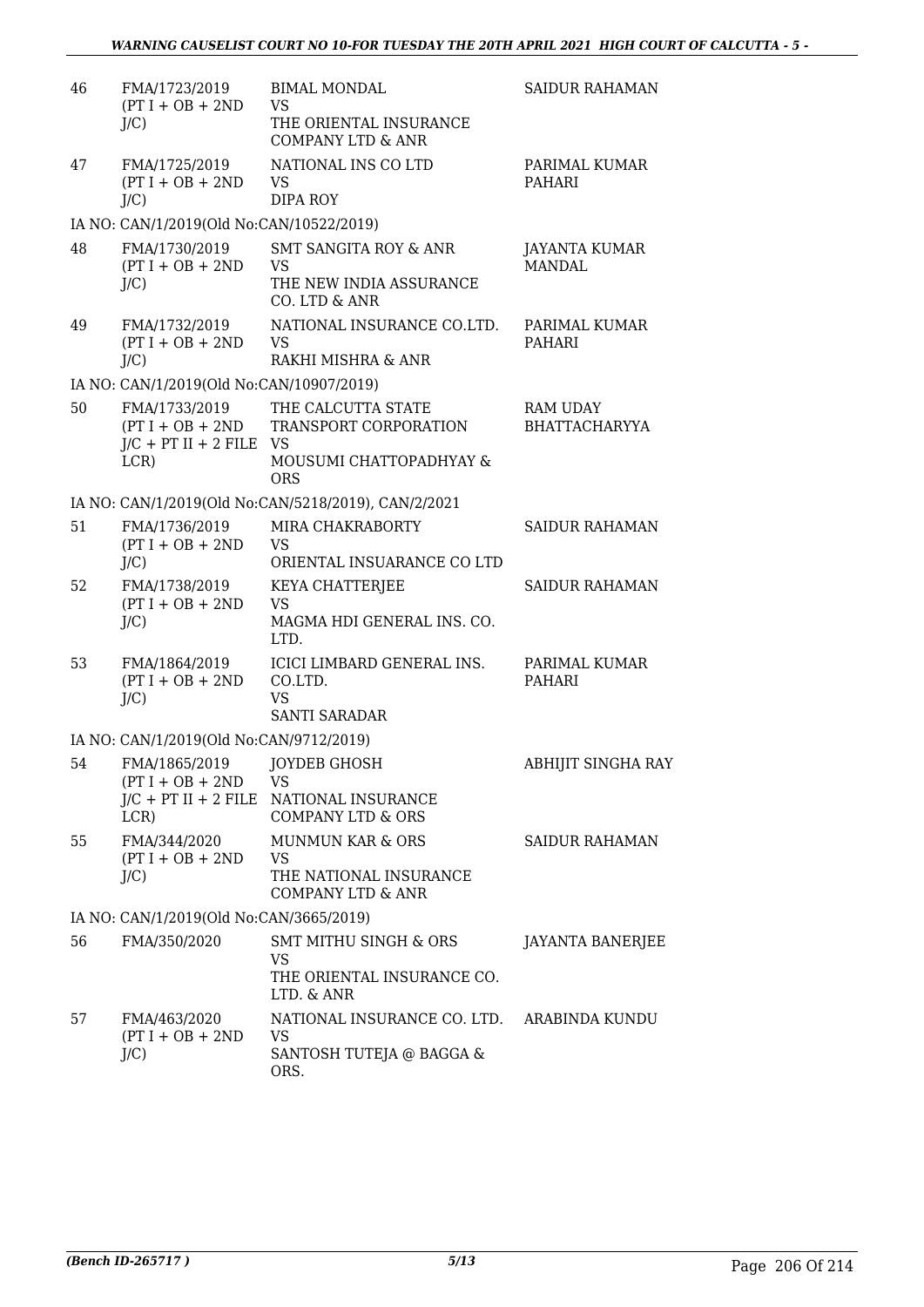| | | | |
|---|---|---|---|
| 46 | FMA/1723/2019 (PT I + OB + 2ND J/C) | BIMAL MONDAL VS THE ORIENTAL INSURANCE COMPANY LTD & ANR | SAIDUR RAHAMAN |
| 47 | FMA/1725/2019 (PT I + OB + 2ND J/C) | NATIONAL INS CO LTD VS DIPA ROY | PARIMAL KUMAR PAHARI |
| | IA NO: CAN/1/2019(Old No:CAN/10522/2019) | | |
| 48 | FMA/1730/2019 (PT I + OB + 2ND J/C) | SMT SANGITA ROY & ANR VS THE NEW INDIA ASSURANCE CO. LTD & ANR | JAYANTA KUMAR MANDAL |
| 49 | FMA/1732/2019 (PT I + OB + 2ND J/C) | NATIONAL INSURANCE CO.LTD. VS RAKHI MISHRA & ANR | PARIMAL KUMAR PAHARI |
| | IA NO: CAN/1/2019(Old No:CAN/10907/2019) | | |
| 50 | FMA/1733/2019 (PT I + OB + 2ND J/C + PT II + 2 FILE LCR) | THE CALCUTTA STATE TRANSPORT CORPORATION VS MOUSUMI CHATTOPADHYAY & ORS | RAM UDAY BHATTACHARYYA |
| | IA NO: CAN/1/2019(Old No:CAN/5218/2019), CAN/2/2021 | | |
| 51 | FMA/1736/2019 (PT I + OB + 2ND J/C) | MIRA CHAKRABORTY VS ORIENTAL INSUARANCE CO LTD | SAIDUR RAHAMAN |
| 52 | FMA/1738/2019 (PT I + OB + 2ND J/C) | KEYA CHATTERJEE VS MAGMA HDI GENERAL INS. CO. LTD. | SAIDUR RAHAMAN |
| 53 | FMA/1864/2019 (PT I + OB + 2ND J/C) | ICICI LIMBARD GENERAL INS. CO.LTD. VS SANTI SARADAR | PARIMAL KUMAR PAHARI |
| | IA NO: CAN/1/2019(Old No:CAN/9712/2019) | | |
| 54 | FMA/1865/2019 (PT I + OB + 2ND J/C + PT II + 2 FILE LCR) | JOYDEB GHOSH VS NATIONAL INSURANCE COMPANY LTD & ORS | ABHIJIT SINGHA RAY |
| 55 | FMA/344/2020 (PT I + OB + 2ND J/C) | MUNMUN KAR & ORS VS THE NATIONAL INSURANCE COMPANY LTD & ANR | SAIDUR RAHAMAN |
| | IA NO: CAN/1/2019(Old No:CAN/3665/2019) | | |
| 56 | FMA/350/2020 | SMT MITHU SINGH & ORS VS THE ORIENTAL INSURANCE CO. LTD. & ANR | JAYANTA BANERJEE |
| 57 | FMA/463/2020 (PT I + OB + 2ND J/C) | NATIONAL INSURANCE CO. LTD. VS SANTOSH TUTEJA @ BAGGA & ORS. | ARABINDA KUNDU |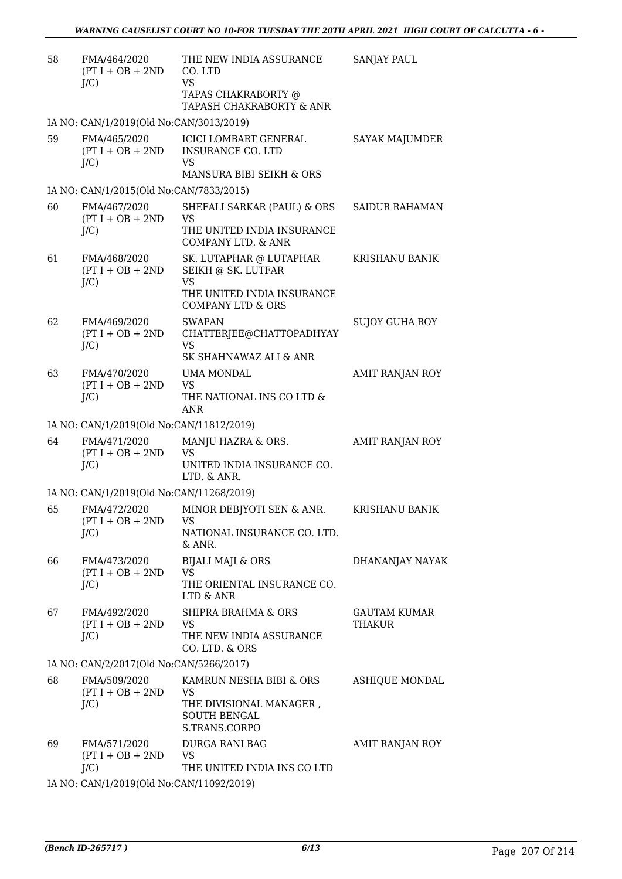| 58 | FMA/464/2020 (PT I + OB + 2ND J/C) | THE NEW INDIA ASSURANCE CO. LTD VS TAPAS CHAKRABORTY @ TAPASH CHAKRABORTY & ANR | SANJAY PAUL |
|---|---|---|---|
| IA NO: CAN/1/2019(Old No:CAN/3013/2019) | | | |
| 59 | FMA/465/2020 (PT I + OB + 2ND J/C) | ICICI LOMBART GENERAL INSURANCE CO. LTD VS MANSURA BIBI SEIKH & ORS | SAYAK MAJUMDER |
| IA NO: CAN/1/2015(Old No:CAN/7833/2015) | | | |
| 60 | FMA/467/2020 (PT I + OB + 2ND J/C) | SHEFALI SARKAR (PAUL) & ORS VS THE UNITED INDIA INSURANCE COMPANY LTD. & ANR | SAIDUR RAHAMAN |
| 61 | FMA/468/2020 (PT I + OB + 2ND J/C) | SK. LUTAPHAR @ LUTAPHAR SEIKH @ SK. LUTFAR VS THE UNITED INDIA INSURANCE COMPANY LTD & ORS | KRISHANU BANIK |
| 62 | FMA/469/2020 (PT I + OB + 2ND J/C) | SWAPAN CHATTERJEE@CHATTOPADHYAY VS SK SHAHNAWAZ ALI & ANR | SUJOY GUHA ROY |
| 63 | FMA/470/2020 (PT I + OB + 2ND J/C) | UMA MONDAL VS THE NATIONAL INS CO LTD & ANR | AMIT RANJAN ROY |
| IA NO: CAN/1/2019(Old No:CAN/11812/2019) | | | |
| 64 | FMA/471/2020 (PT I + OB + 2ND J/C) | MANJU HAZRA & ORS. VS UNITED INDIA INSURANCE CO. LTD. & ANR. | AMIT RANJAN ROY |
| IA NO: CAN/1/2019(Old No:CAN/11268/2019) | | | |
| 65 | FMA/472/2020 (PT I + OB + 2ND J/C) | MINOR DEBJYOTI SEN & ANR. VS NATIONAL INSURANCE CO. LTD. & ANR. | KRISHANU BANIK |
| 66 | FMA/473/2020 (PT I + OB + 2ND J/C) | BIJALI MAJI & ORS VS THE ORIENTAL INSURANCE CO. LTD & ANR | DHANANJAY NAYAK |
| 67 | FMA/492/2020 (PT I + OB + 2ND J/C) | SHIPRA BRAHMA & ORS VS THE NEW INDIA ASSURANCE CO. LTD. & ORS | GAUTAM KUMAR THAKUR |
| IA NO: CAN/2/2017(Old No:CAN/5266/2017) | | | |
| 68 | FMA/509/2020 (PT I + OB + 2ND J/C) | KAMRUN NESHA BIBI & ORS VS THE DIVISIONAL MANAGER , SOUTH BENGAL S.TRANS.CORPO | ASHIQUE MONDAL |
| 69 | FMA/571/2020 (PT I + OB + 2ND J/C) | DURGA RANI BAG VS THE UNITED INDIA INS CO LTD | AMIT RANJAN ROY |
| IA NO: CAN/1/2019(Old No:CAN/11092/2019) | | | |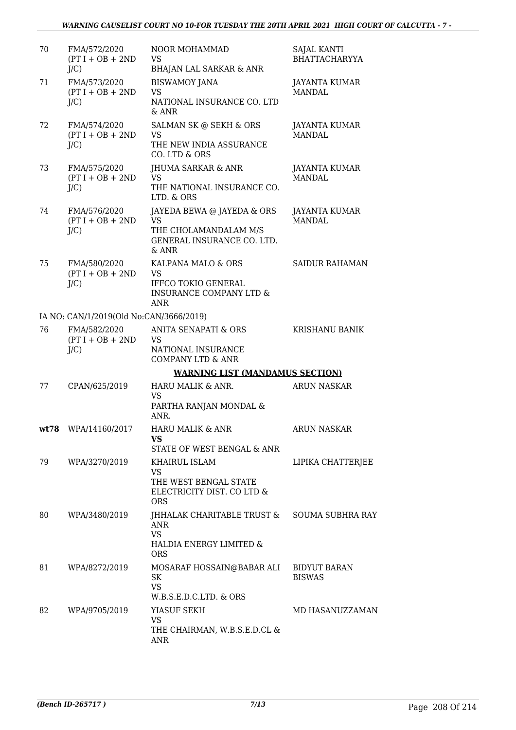| | | | |
|---|---|---|---|
| 70 | FMA/572/2020 (PT I + OB + 2ND J/C) | NOOR MOHAMMAD VS BHAJAN LAL SARKAR & ANR | SAJAL KANTI BHATTACHARYYA |
| 71 | FMA/573/2020 (PT I + OB + 2ND J/C) | BISWAMOY JANA VS NATIONAL INSURANCE CO. LTD & ANR | JAYANTA KUMAR MANDAL |
| 72 | FMA/574/2020 (PT I + OB + 2ND J/C) | SALMAN SK @ SEKH & ORS VS THE NEW INDIA ASSURANCE CO. LTD & ORS | JAYANTA KUMAR MANDAL |
| 73 | FMA/575/2020 (PT I + OB + 2ND J/C) | JHUMA SARKAR & ANR VS THE NATIONAL INSURANCE CO. LTD. & ORS | JAYANTA KUMAR MANDAL |
| 74 | FMA/576/2020 (PT I + OB + 2ND J/C) | JAYEDA BEWA @ JAYEDA & ORS VS THE CHOLAMANDALAM M/S GENERAL INSURANCE CO. LTD. & ANR | JAYANTA KUMAR MANDAL |
| 75 | FMA/580/2020 (PT I + OB + 2ND J/C) | KALPANA MALO & ORS VS IFFCO TOKIO GENERAL INSURANCE COMPANY LTD & ANR | SAIDUR RAHAMAN |
| | IA NO: CAN/1/2019(Old No:CAN/3666/2019) | | |
| 76 | FMA/582/2020 (PT I + OB + 2ND J/C) | ANITA SENAPATI & ORS VS NATIONAL INSURANCE COMPANY LTD & ANR | KRISHANU BANIK |
| | | **WARNING LIST (MANDAMUS SECTION)** | |
| 77 | CPAN/625/2019 | HARU MALIK & ANR. VS PARTHA RANJAN MONDAL & ANR. | ARUN NASKAR |
| **wt78** | WPA/14160/2017 | HARU MALIK & ANR **VS** STATE OF WEST BENGAL & ANR | ARUN NASKAR |
| 79 | WPA/3270/2019 | KHAIRUL ISLAM VS THE WEST BENGAL STATE ELECTRICITY DIST. CO LTD & ORS | LIPIKA CHATTERJEE |
| 80 | WPA/3480/2019 | JHHALAK CHARITABLE TRUST & ANR VS HALDIA ENERGY LIMITED & ORS | SOUMA SUBHRA RAY |
| 81 | WPA/8272/2019 | MOSARAF HOSSAIN@BABAR ALI SK VS W.B.S.E.D.C.LTD. & ORS | BIDYUT BARAN BISWAS |
| 82 | WPA/9705/2019 | YIASUF SEKH VS THE CHAIRMAN, W.B.S.E.D.CL & ANR | MD HASANUZZAMAN |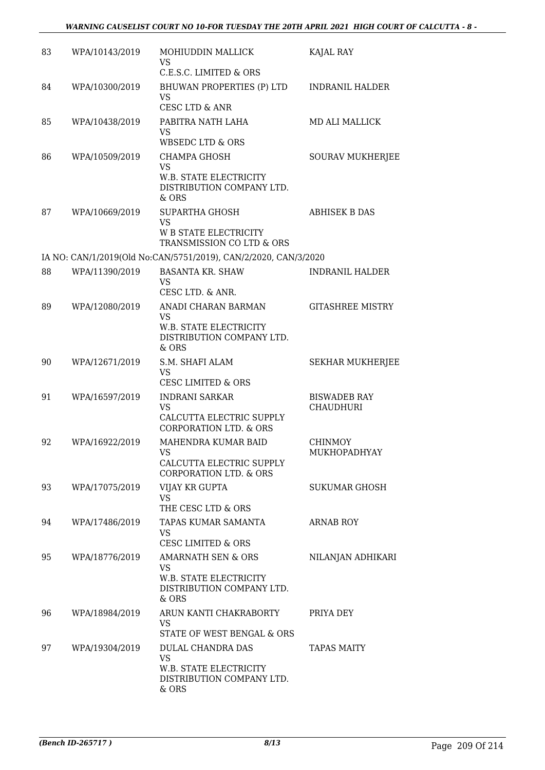| | | | |
|---|---|---|---|
| 83 | WPA/10143/2019 | MOHIUDDIN MALLICK<br>VS<br>C.E.S.C. LIMITED & ORS | KAJAL RAY |
| 84 | WPA/10300/2019 | BHUWAN PROPERTIES (P) LTD<br>VS<br>CESC LTD & ANR | INDRANIL HALDER |
| 85 | WPA/10438/2019 | PABITRA NATH LAHA<br>VS<br>WBSEDC LTD & ORS | MD ALI MALLICK |
| 86 | WPA/10509/2019 | CHAMPA GHOSH<br>VS<br>W.B. STATE ELECTRICITY DISTRIBUTION COMPANY LTD. & ORS | SOURAV MUKHERJEE |
| 87 | WPA/10669/2019 | SUPARTHA GHOSH<br>VS<br>W B STATE ELECTRICITY TRANSMISSION CO LTD & ORS | ABHISEK B DAS |
| | IA NO: CAN/1/2019(Old No:CAN/5751/2019), CAN/2/2020, CAN/3/2020 | | |
| 88 | WPA/11390/2019 | BASANTA KR. SHAW<br>VS<br>CESC LTD. & ANR. | INDRANIL HALDER |
| 89 | WPA/12080/2019 | ANADI CHARAN BARMAN<br>VS<br>W.B. STATE ELECTRICITY DISTRIBUTION COMPANY LTD. & ORS | GITASHREE MISTRY |
| 90 | WPA/12671/2019 | S.M. SHAFI ALAM<br>VS<br>CESC LIMITED & ORS | SEKHAR MUKHERJEE |
| 91 | WPA/16597/2019 | INDRANI SARKAR<br>VS<br>CALCUTTA ELECTRIC SUPPLY CORPORATION LTD. & ORS | BISWADEB RAY CHAUDHURI |
| 92 | WPA/16922/2019 | MAHENDRA KUMAR BAID<br>VS<br>CALCUTTA ELECTRIC SUPPLY CORPORATION LTD. & ORS | CHINMOY MUKHOPADHYAY |
| 93 | WPA/17075/2019 | VIJAY KR GUPTA<br>VS<br>THE CESC LTD & ORS | SUKUMAR GHOSH |
| 94 | WPA/17486/2019 | TAPAS KUMAR SAMANTA<br>VS<br>CESC LIMITED & ORS | ARNAB ROY |
| 95 | WPA/18776/2019 | AMARNATH SEN & ORS<br>VS<br>W.B. STATE ELECTRICITY DISTRIBUTION COMPANY LTD. & ORS | NILANJAN ADHIKARI |
| 96 | WPA/18984/2019 | ARUN KANTI CHAKRABORTY<br>VS<br>STATE OF WEST BENGAL & ORS | PRIYA DEY |
| 97 | WPA/19304/2019 | DULAL CHANDRA DAS<br>VS<br>W.B. STATE ELECTRICITY DISTRIBUTION COMPANY LTD. & ORS | TAPAS MAITY |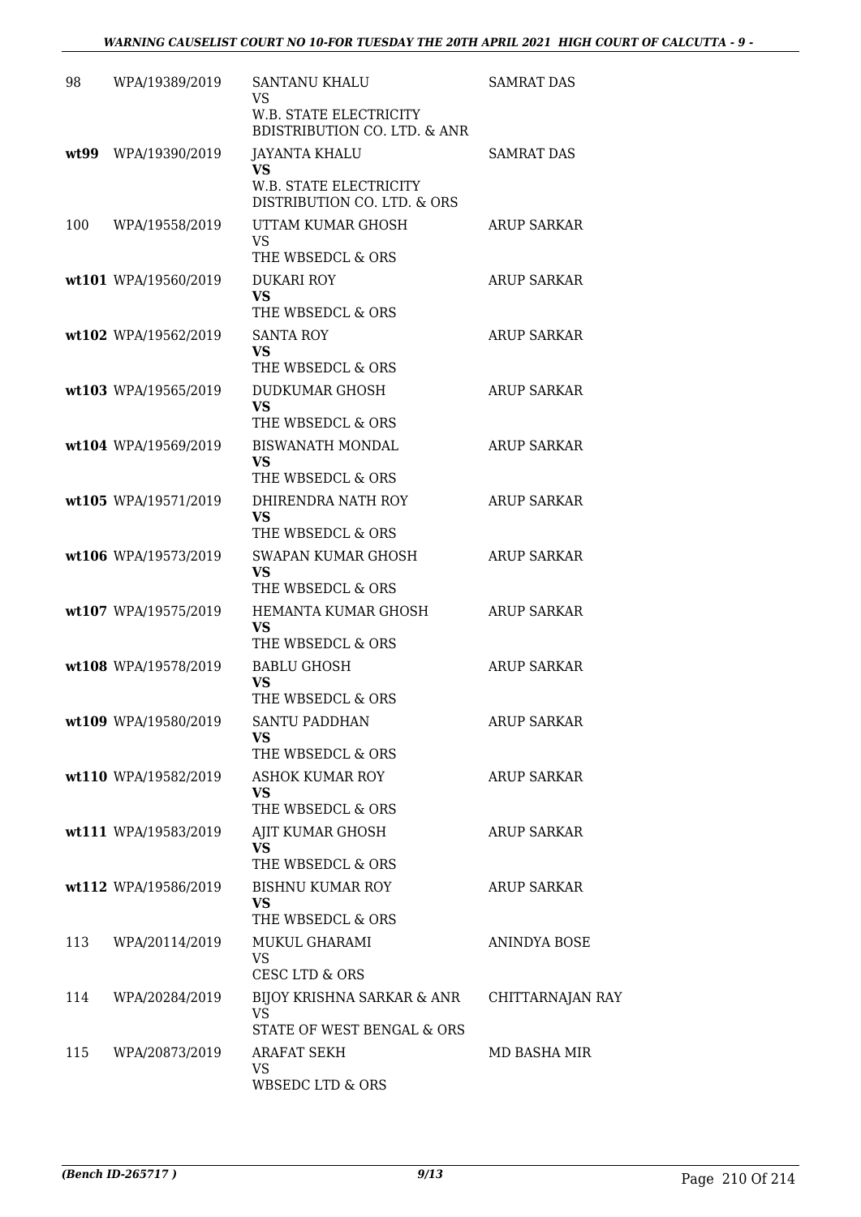| | | | |
|---|---|---|---|
| 98 | WPA/19389/2019 | SANTANU KHALU<br>VS<br>W.B. STATE ELECTRICITY BDISTRIBUTION CO. LTD. & ANR | SAMRAT DAS |
| wt99 | WPA/19390/2019 | JAYANTA KHALU<br>**VS**<br>W.B. STATE ELECTRICITY DISTRIBUTION CO. LTD. & ORS | SAMRAT DAS |
| 100 | WPA/19558/2019 | UTTAM KUMAR GHOSH<br>VS<br>THE WBSEDCL & ORS | ARUP SARKAR |
| wt101 | WPA/19560/2019 | DUKARI ROY<br>**VS**<br>THE WBSEDCL & ORS | ARUP SARKAR |
| wt102 | WPA/19562/2019 | SANTA ROY<br>**VS**<br>THE WBSEDCL & ORS | ARUP SARKAR |
| wt103 | WPA/19565/2019 | DUDKUMAR GHOSH<br>**VS**<br>THE WBSEDCL & ORS | ARUP SARKAR |
| wt104 | WPA/19569/2019 | BISWANATH MONDAL<br>**VS**<br>THE WBSEDCL & ORS | ARUP SARKAR |
| wt105 | WPA/19571/2019 | DHIRENDRA NATH ROY<br>**VS**<br>THE WBSEDCL & ORS | ARUP SARKAR |
| wt106 | WPA/19573/2019 | SWAPAN KUMAR GHOSH<br>**VS**<br>THE WBSEDCL & ORS | ARUP SARKAR |
| wt107 | WPA/19575/2019 | HEMANTA KUMAR GHOSH<br>**VS**<br>THE WBSEDCL & ORS | ARUP SARKAR |
| wt108 | WPA/19578/2019 | BABLU GHOSH<br>**VS**<br>THE WBSEDCL & ORS | ARUP SARKAR |
| wt109 | WPA/19580/2019 | SANTU PADDHAN<br>**VS**<br>THE WBSEDCL & ORS | ARUP SARKAR |
| wt110 | WPA/19582/2019 | ASHOK KUMAR ROY<br>**VS**<br>THE WBSEDCL & ORS | ARUP SARKAR |
| wt111 | WPA/19583/2019 | AJIT KUMAR GHOSH<br>**VS**<br>THE WBSEDCL & ORS | ARUP SARKAR |
| wt112 | WPA/19586/2019 | BISHNU KUMAR ROY<br>**VS**<br>THE WBSEDCL & ORS | ARUP SARKAR |
| 113 | WPA/20114/2019 | MUKUL GHARAMI<br>VS<br>CESC LTD & ORS | ANINDYA BOSE |
| 114 | WPA/20284/2019 | BIJOY KRISHNA SARKAR & ANR<br>VS<br>STATE OF WEST BENGAL & ORS | CHITTARNAJAN RAY |
| 115 | WPA/20873/2019 | ARAFAT SEKH<br>VS<br>WBSEDC LTD & ORS | MD BASHA MIR |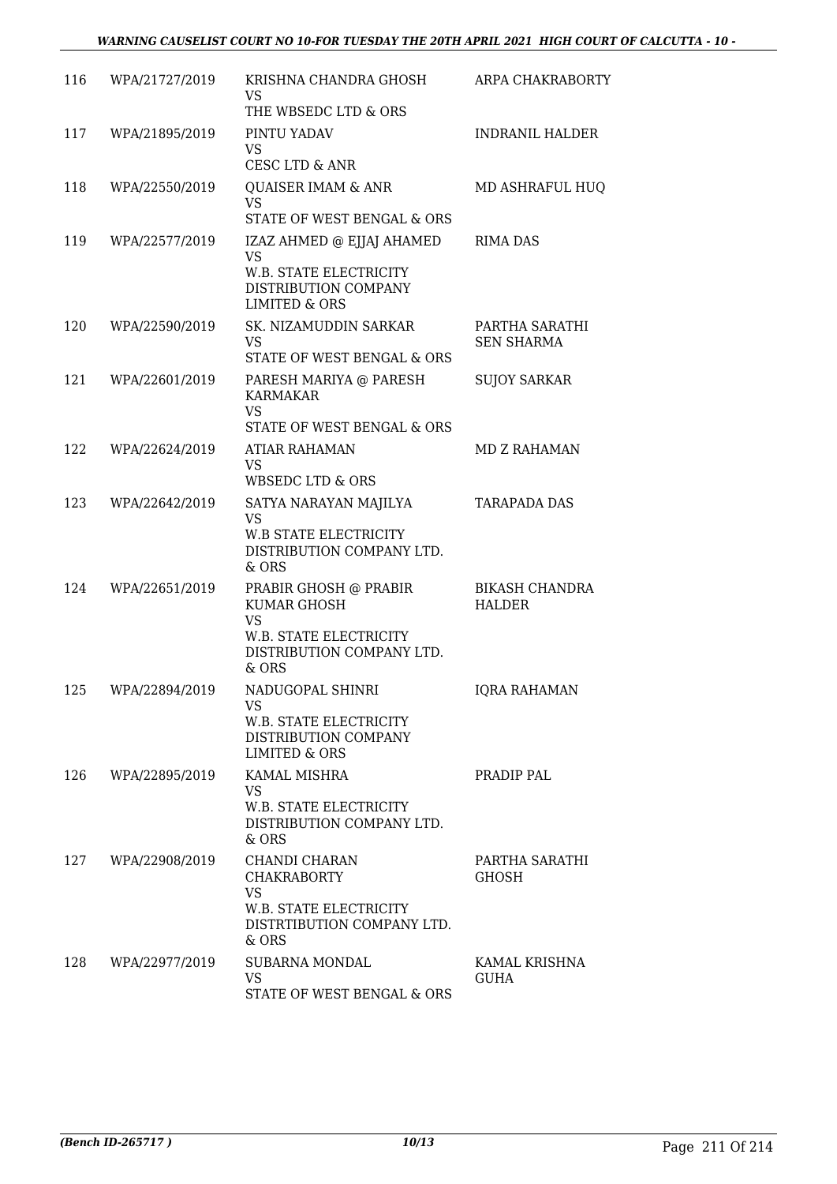| | | | |
|---|---|---|---|
| 116 | WPA/21727/2019 | KRISHNA CHANDRA GHOSH<br>VS<br>THE WBSEDC LTD & ORS | ARPA CHAKRABORTY |
| 117 | WPA/21895/2019 | PINTU YADAV<br>VS<br>CESC LTD & ANR | INDRANIL HALDER |
| 118 | WPA/22550/2019 | QUAISER IMAM & ANR<br>VS<br>STATE OF WEST BENGAL & ORS | MD ASHRAFUL HUQ |
| 119 | WPA/22577/2019 | IZAZ AHMED @ EJJAJ AHAMED<br>VS<br>W.B. STATE ELECTRICITY DISTRIBUTION COMPANY LIMITED & ORS | RIMA DAS |
| 120 | WPA/22590/2019 | SK. NIZAMUDDIN SARKAR<br>VS<br>STATE OF WEST BENGAL & ORS | PARTHA SARATHI SEN SHARMA |
| 121 | WPA/22601/2019 | PARESH MARIYA @ PARESH KARMAKAR<br>VS<br>STATE OF WEST BENGAL & ORS | SUJOY SARKAR |
| 122 | WPA/22624/2019 | ATIAR RAHAMAN<br>VS<br>WBSEDC LTD & ORS | MD Z RAHAMAN |
| 123 | WPA/22642/2019 | SATYA NARAYAN MAJILYA<br>VS<br>W.B STATE ELECTRICITY DISTRIBUTION COMPANY LTD. & ORS | TARAPADA DAS |
| 124 | WPA/22651/2019 | PRABIR GHOSH @ PRABIR KUMAR GHOSH<br>VS<br>W.B. STATE ELECTRICITY DISTRIBUTION COMPANY LTD. & ORS | BIKASH CHANDRA HALDER |
| 125 | WPA/22894/2019 | NADUGOPAL SHINRI<br>VS<br>W.B. STATE ELECTRICITY DISTRIBUTION COMPANY LIMITED & ORS | IQRA RAHAMAN |
| 126 | WPA/22895/2019 | KAMAL MISHRA<br>VS<br>W.B. STATE ELECTRICITY DISTRIBUTION COMPANY LTD. & ORS | PRADIP PAL |
| 127 | WPA/22908/2019 | CHANDI CHARAN CHAKRABORTY<br>VS<br>W.B. STATE ELECTRICITY DISTRTIBUTION COMPANY LTD. & ORS | PARTHA SARATHI GHOSH |
| 128 | WPA/22977/2019 | SUBARNA MONDAL<br>VS<br>STATE OF WEST BENGAL & ORS | KAMAL KRISHNA GUHA |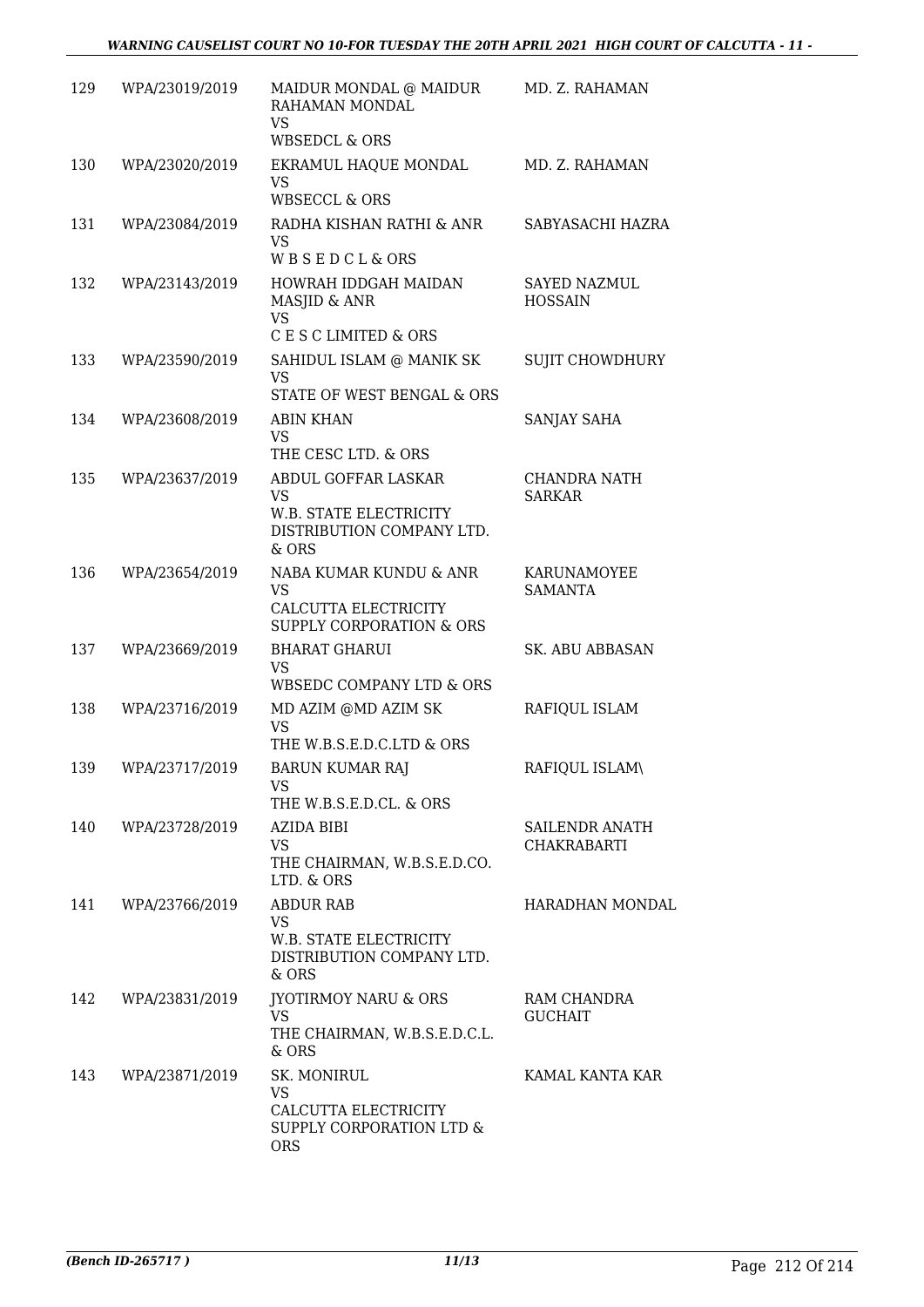| 129 | WPA/23019/2019 | MAIDUR MONDAL @ MAIDUR RAHAMAN MONDAL<br>VS<br>WBSEDCL & ORS | MD. Z. RAHAMAN |
|---|---|---|---|
| 130 | WPA/23020/2019 | EKRAMUL HAQUE MONDAL<br>VS<br>WBSECCL & ORS | MD. Z. RAHAMAN |
| 131 | WPA/23084/2019 | RADHA KISHAN RATHI & ANR<br>VS<br>W B S E D C L & ORS | SABYASACHI HAZRA |
| 132 | WPA/23143/2019 | HOWRAH IDDGAH MAIDAN MASJID & ANR<br>VS<br>C E S C LIMITED & ORS | SAYED NAZMUL HOSSAIN |
| 133 | WPA/23590/2019 | SAHIDUL ISLAM @ MANIK SK<br>VS<br>STATE OF WEST BENGAL & ORS | SUJIT CHOWDHURY |
| 134 | WPA/23608/2019 | ABIN KHAN<br>VS<br>THE CESC LTD. & ORS | SANJAY SAHA |
| 135 | WPA/23637/2019 | ABDUL GOFFAR LASKAR<br>VS<br>W.B. STATE ELECTRICITY DISTRIBUTION COMPANY LTD. & ORS | CHANDRA NATH SARKAR |
| 136 | WPA/23654/2019 | NABA KUMAR KUNDU & ANR<br>VS<br>CALCUTTA ELECTRICITY SUPPLY CORPORATION & ORS | KARUNAMOYEE SAMANTA |
| 137 | WPA/23669/2019 | BHARAT GHARUI<br>VS<br>WBSEDC COMPANY LTD & ORS | SK. ABU ABBASAN |
| 138 | WPA/23716/2019 | MD AZIM @MD AZIM SK<br>VS<br>THE W.B.S.E.D.C.LTD & ORS | RAFIQUL ISLAM |
| 139 | WPA/23717/2019 | BARUN KUMAR RAJ<br>VS<br>THE W.B.S.E.D.CL. & ORS | RAFIQUL ISLAM\ |
| 140 | WPA/23728/2019 | AZIDA BIBI<br>VS<br>THE CHAIRMAN, W.B.S.E.D.CO. LTD. & ORS | SAILENDR ANATH CHAKRABARTI |
| 141 | WPA/23766/2019 | ABDUR RAB<br>VS<br>W.B. STATE ELECTRICITY DISTRIBUTION COMPANY LTD. & ORS | HARADHAN MONDAL |
| 142 | WPA/23831/2019 | JYOTIRMOY NARU & ORS<br>VS<br>THE CHAIRMAN, W.B.S.E.D.C.L. & ORS | RAM CHANDRA GUCHAIT |
| 143 | WPA/23871/2019 | SK. MONIRUL<br>VS<br>CALCUTTA ELECTRICITY SUPPLY CORPORATION LTD & ORS | KAMAL KANTA KAR |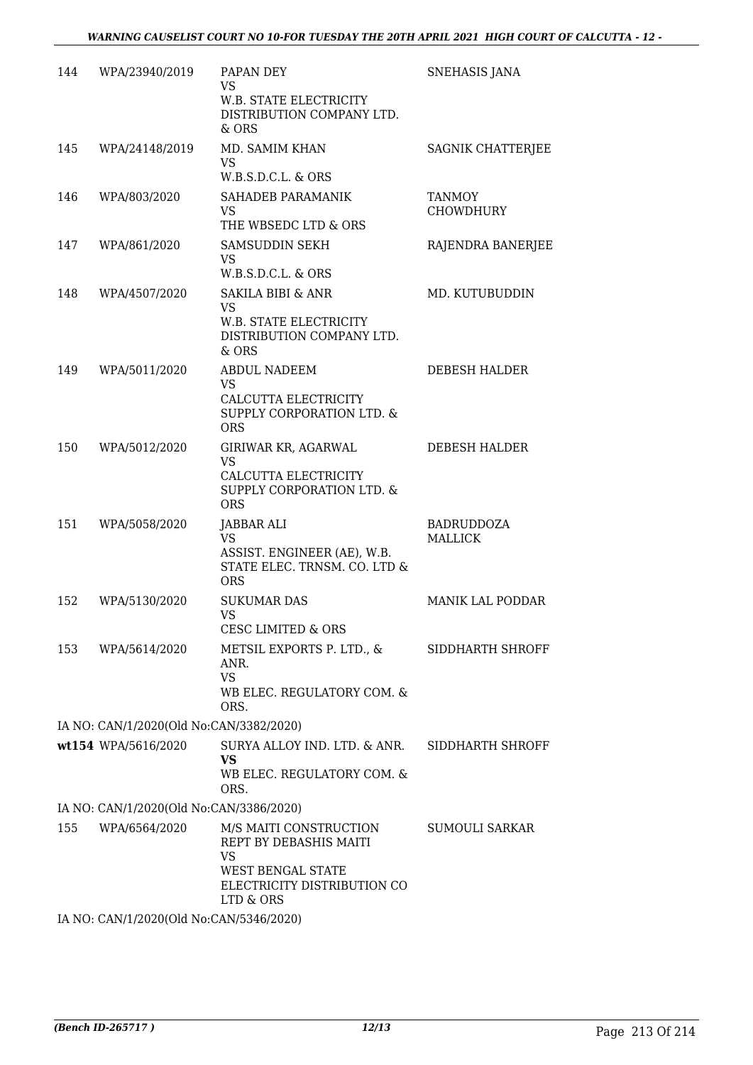| | | | |
|---|---|---|---|
| 144 | WPA/23940/2019 | PAPAN DEY<br>VS<br>W.B. STATE ELECTRICITY DISTRIBUTION COMPANY LTD. & ORS | SNEHASIS JANA |
| 145 | WPA/24148/2019 | MD. SAMIM KHAN<br>VS<br>W.B.S.D.C.L. & ORS | SAGNIK CHATTERJEE |
| 146 | WPA/803/2020 | SAHADEB PARAMANIK<br>VS<br>THE WBSEDC LTD & ORS | TANMOY CHOWDHURY |
| 147 | WPA/861/2020 | SAMSUDDIN SEKH<br>VS<br>W.B.S.D.C.L. & ORS | RAJENDRA BANERJEE |
| 148 | WPA/4507/2020 | SAKILA BIBI & ANR<br>VS<br>W.B. STATE ELECTRICITY DISTRIBUTION COMPANY LTD. & ORS | MD. KUTUBUDDIN |
| 149 | WPA/5011/2020 | ABDUL NADEEM<br>VS<br>CALCUTTA ELECTRICITY SUPPLY CORPORATION LTD. & ORS | DEBESH HALDER |
| 150 | WPA/5012/2020 | GIRIWAR KR, AGARWAL<br>VS<br>CALCUTTA ELECTRICITY SUPPLY CORPORATION LTD. & ORS | DEBESH HALDER |
| 151 | WPA/5058/2020 | JABBAR ALI<br>VS<br>ASSIST. ENGINEER (AE), W.B. STATE ELEC. TRNSM. CO. LTD & ORS | BADRUDDOZA MALLICK |
| 152 | WPA/5130/2020 | SUKUMAR DAS<br>VS<br>CESC LIMITED & ORS | MANIK LAL PODDAR |
| 153 | WPA/5614/2020 | METSIL EXPORTS P. LTD., & ANR.<br>VS<br>WB ELEC. REGULATORY COM. & ORS. | SIDDHARTH SHROFF |
| | IA NO: CAN/1/2020(Old No:CAN/3382/2020) | | |
| wt154 | WPA/5616/2020 | SURYA ALLOY IND. LTD. & ANR.<br>**VS**<br>WB ELEC. REGULATORY COM. & ORS. | SIDDHARTH SHROFF |
| | IA NO: CAN/1/2020(Old No:CAN/3386/2020) | | |
| 155 | WPA/6564/2020 | M/S MAITI CONSTRUCTION REPT BY DEBASHIS MAITI<br>VS<br>WEST BENGAL STATE ELECTRICITY DISTRIBUTION CO LTD & ORS | SUMOULI SARKAR |
| | IA NO: CAN/1/2020(Old No:CAN/5346/2020) | | |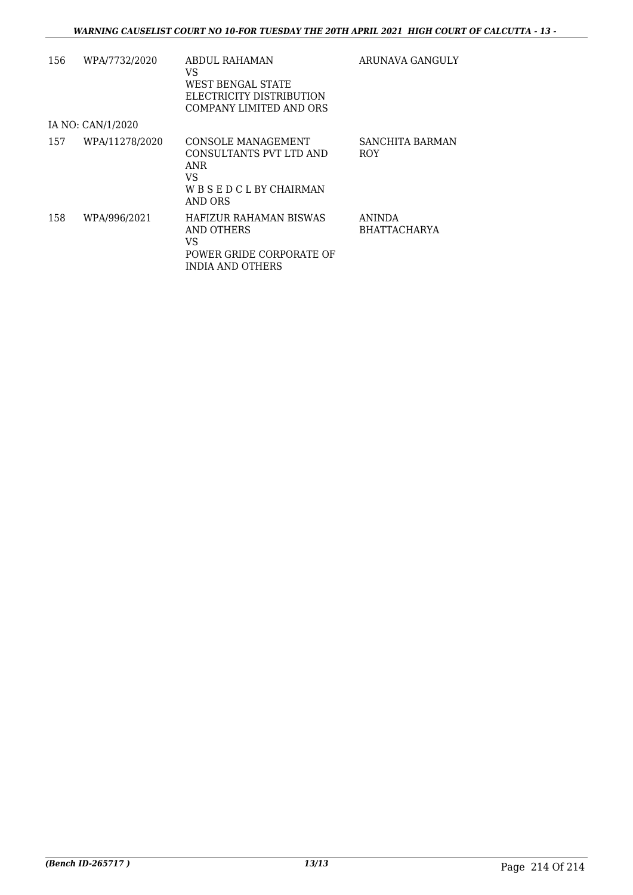| | | | |
|---|---|---|---|
| 156 | WPA/7732/2020 | ABDUL RAHAMAN<br>VS<br>WEST BENGAL STATE ELECTRICITY DISTRIBUTION COMPANY LIMITED AND ORS | ARUNAVA GANGULY |
| IA NO: CAN/1/2020 | | | |
| 157 | WPA/11278/2020 | CONSOLE MANAGEMENT CONSULTANTS PVT LTD AND ANR<br>VS<br>W B S E D C L BY CHAIRMAN AND ORS | SANCHITA BARMAN ROY |
| 158 | WPA/996/2021 | HAFIZUR RAHAMAN BISWAS AND OTHERS<br>VS<br>POWER GRIDE CORPORATE OF INDIA AND OTHERS | ANINDA BHATTACHARYA |